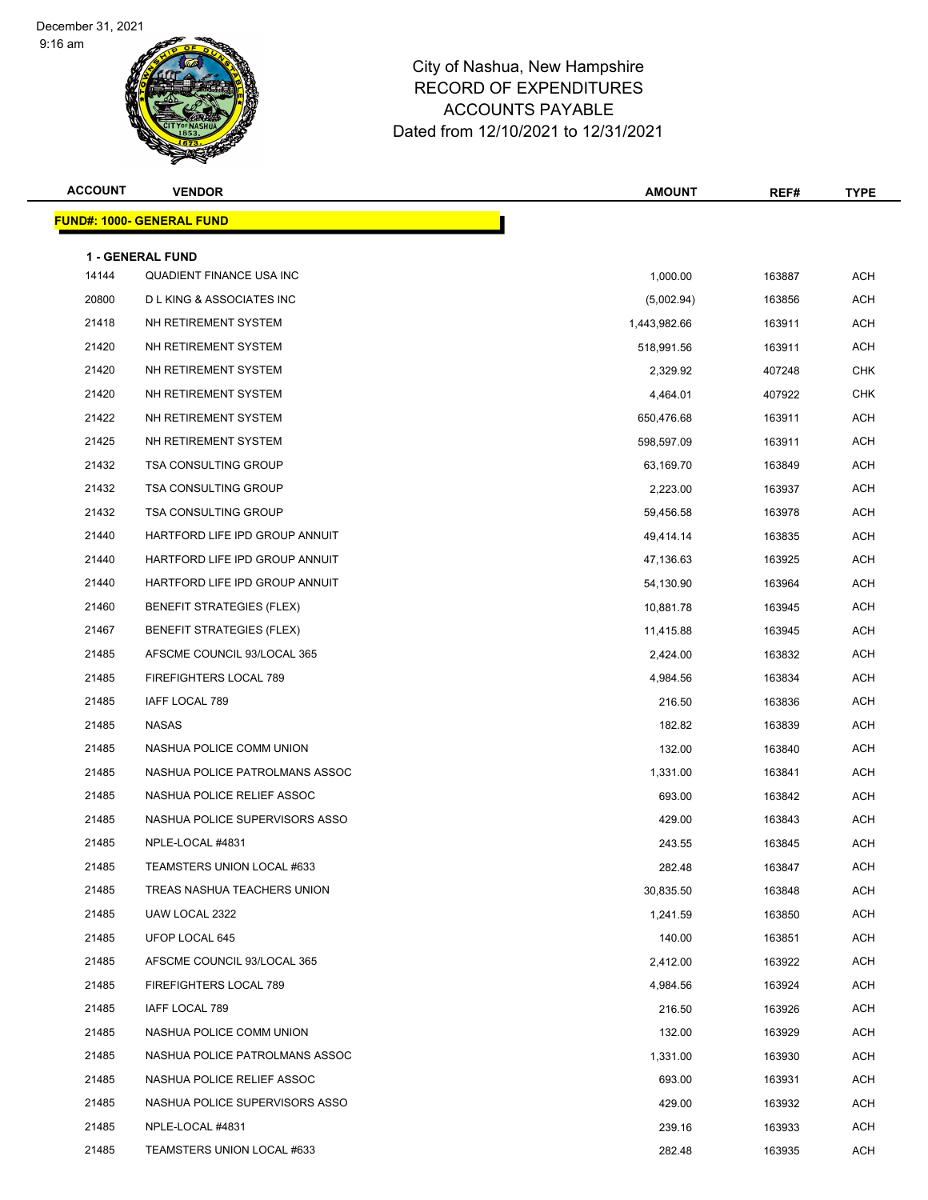December 31, 2021
9:16 am

# City of Nashua, New Hampshire
## RECORD OF EXPENDITURES
## ACCOUNTS PAYABLE
## Dated from 12/10/2021 to 12/31/2021

| ACCOUNT | VENDOR | AMOUNT | REF# | TYPE |
|---|---|---|---|---|
| **FUND#: 1000- GENERAL FUND** | | | | |
| **1 - GENERAL FUND** | | | | |
| 14144 | QUADIENT FINANCE USA INC | 1,000.00 | 163887 | ACH |
| 20800 | D L KING & ASSOCIATES INC | (5,002.94) | 163856 | ACH |
| 21418 | NH RETIREMENT SYSTEM | 1,443,982.66 | 163911 | ACH |
| 21420 | NH RETIREMENT SYSTEM | 518,991.56 | 163911 | ACH |
| 21420 | NH RETIREMENT SYSTEM | 2,329.92 | 407248 | CHK |
| 21420 | NH RETIREMENT SYSTEM | 4,464.01 | 407922 | CHK |
| 21422 | NH RETIREMENT SYSTEM | 650,476.68 | 163911 | ACH |
| 21425 | NH RETIREMENT SYSTEM | 598,597.09 | 163911 | ACH |
| 21432 | TSA CONSULTING GROUP | 63,169.70 | 163849 | ACH |
| 21432 | TSA CONSULTING GROUP | 2,223.00 | 163937 | ACH |
| 21432 | TSA CONSULTING GROUP | 59,456.58 | 163978 | ACH |
| 21440 | HARTFORD LIFE IPD GROUP ANNUIT | 49,414.14 | 163835 | ACH |
| 21440 | HARTFORD LIFE IPD GROUP ANNUIT | 47,136.63 | 163925 | ACH |
| 21440 | HARTFORD LIFE IPD GROUP ANNUIT | 54,130.90 | 163964 | ACH |
| 21460 | BENEFIT STRATEGIES (FLEX) | 10,881.78 | 163945 | ACH |
| 21467 | BENEFIT STRATEGIES (FLEX) | 11,415.88 | 163945 | ACH |
| 21485 | AFSCME COUNCIL 93/LOCAL 365 | 2,424.00 | 163832 | ACH |
| 21485 | FIREFIGHTERS LOCAL 789 | 4,984.56 | 163834 | ACH |
| 21485 | IAFF LOCAL 789 | 216.50 | 163836 | ACH |
| 21485 | NASAS | 182.82 | 163839 | ACH |
| 21485 | NASHUA POLICE COMM UNION | 132.00 | 163840 | ACH |
| 21485 | NASHUA POLICE PATROLMANS ASSOC | 1,331.00 | 163841 | ACH |
| 21485 | NASHUA POLICE RELIEF ASSOC | 693.00 | 163842 | ACH |
| 21485 | NASHUA POLICE SUPERVISORS ASSO | 429.00 | 163843 | ACH |
| 21485 | NPLE-LOCAL #4831 | 243.55 | 163845 | ACH |
| 21485 | TEAMSTERS UNION LOCAL #633 | 282.48 | 163847 | ACH |
| 21485 | TREAS NASHUA TEACHERS UNION | 30,835.50 | 163848 | ACH |
| 21485 | UAW LOCAL 2322 | 1,241.59 | 163850 | ACH |
| 21485 | UFOP LOCAL 645 | 140.00 | 163851 | ACH |
| 21485 | AFSCME COUNCIL 93/LOCAL 365 | 2,412.00 | 163922 | ACH |
| 21485 | FIREFIGHTERS LOCAL 789 | 4,984.56 | 163924 | ACH |
| 21485 | IAFF LOCAL 789 | 216.50 | 163926 | ACH |
| 21485 | NASHUA POLICE COMM UNION | 132.00 | 163929 | ACH |
| 21485 | NASHUA POLICE PATROLMANS ASSOC | 1,331.00 | 163930 | ACH |
| 21485 | NASHUA POLICE RELIEF ASSOC | 693.00 | 163931 | ACH |
| 21485 | NASHUA POLICE SUPERVISORS ASSO | 429.00 | 163932 | ACH |
| 21485 | NPLE-LOCAL #4831 | 239.16 | 163933 | ACH |
| 21485 | TEAMSTERS UNION LOCAL #633 | 282.48 | 163935 | ACH |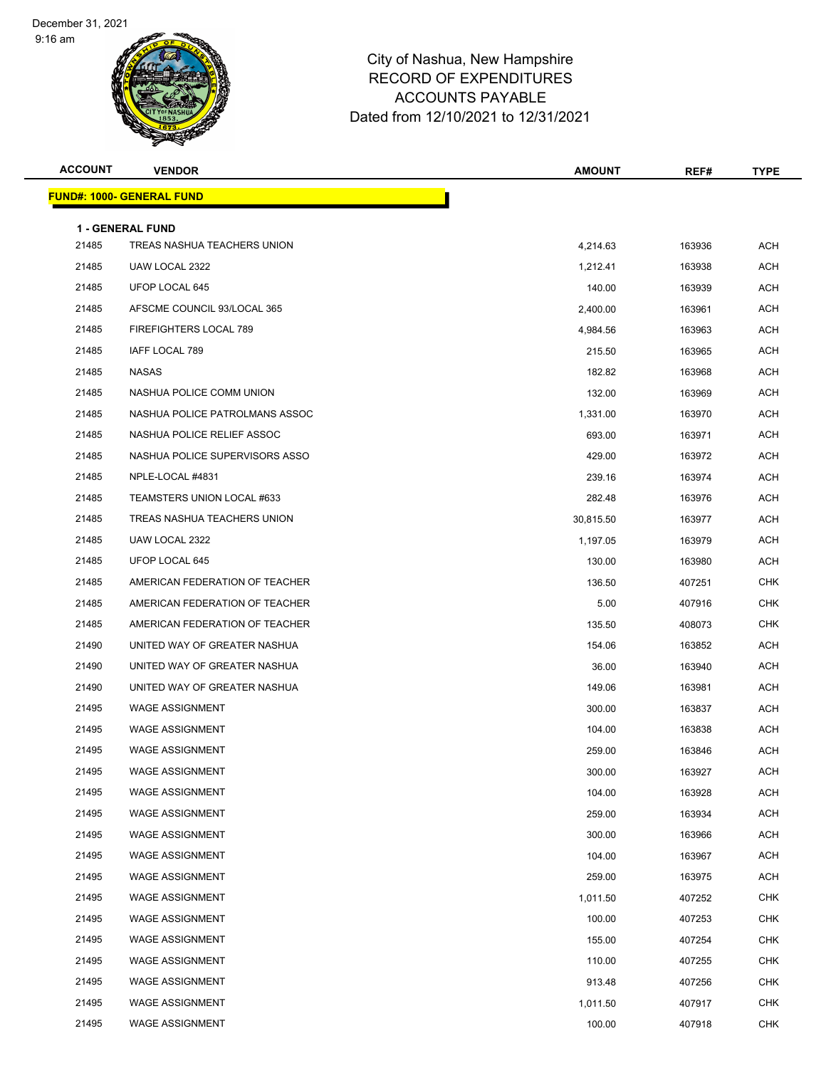City of Nashua, New Hampshire
RECORD OF EXPENDITURES
ACCOUNTS PAYABLE
Dated from 12/10/2021 to 12/31/2021

| ACCOUNT | VENDOR | AMOUNT | REF# | TYPE |
|---|---|---|---|---|
| **FUND#: 1000- GENERAL FUND** | | | | |
| **1 - GENERAL FUND** | | | | |
| 21485 | TREAS NASHUA TEACHERS UNION | 4,214.63 | 163936 | ACH |
| 21485 | UAW LOCAL 2322 | 1,212.41 | 163938 | ACH |
| 21485 | UFOP LOCAL 645 | 140.00 | 163939 | ACH |
| 21485 | AFSCME COUNCIL 93/LOCAL 365 | 2,400.00 | 163961 | ACH |
| 21485 | FIREFIGHTERS LOCAL 789 | 4,984.56 | 163963 | ACH |
| 21485 | IAFF LOCAL 789 | 215.50 | 163965 | ACH |
| 21485 | NASAS | 182.82 | 163968 | ACH |
| 21485 | NASHUA POLICE COMM UNION | 132.00 | 163969 | ACH |
| 21485 | NASHUA POLICE PATROLMANS ASSOC | 1,331.00 | 163970 | ACH |
| 21485 | NASHUA POLICE RELIEF ASSOC | 693.00 | 163971 | ACH |
| 21485 | NASHUA POLICE SUPERVISORS ASSO | 429.00 | 163972 | ACH |
| 21485 | NPLE-LOCAL #4831 | 239.16 | 163974 | ACH |
| 21485 | TEAMSTERS UNION LOCAL #633 | 282.48 | 163976 | ACH |
| 21485 | TREAS NASHUA TEACHERS UNION | 30,815.50 | 163977 | ACH |
| 21485 | UAW LOCAL 2322 | 1,197.05 | 163979 | ACH |
| 21485 | UFOP LOCAL 645 | 130.00 | 163980 | ACH |
| 21485 | AMERICAN FEDERATION OF TEACHER | 136.50 | 407251 | CHK |
| 21485 | AMERICAN FEDERATION OF TEACHER | 5.00 | 407916 | CHK |
| 21485 | AMERICAN FEDERATION OF TEACHER | 135.50 | 408073 | CHK |
| 21490 | UNITED WAY OF GREATER NASHUA | 154.06 | 163852 | ACH |
| 21490 | UNITED WAY OF GREATER NASHUA | 36.00 | 163940 | ACH |
| 21490 | UNITED WAY OF GREATER NASHUA | 149.06 | 163981 | ACH |
| 21495 | WAGE ASSIGNMENT | 300.00 | 163837 | ACH |
| 21495 | WAGE ASSIGNMENT | 104.00 | 163838 | ACH |
| 21495 | WAGE ASSIGNMENT | 259.00 | 163846 | ACH |
| 21495 | WAGE ASSIGNMENT | 300.00 | 163927 | ACH |
| 21495 | WAGE ASSIGNMENT | 104.00 | 163928 | ACH |
| 21495 | WAGE ASSIGNMENT | 259.00 | 163934 | ACH |
| 21495 | WAGE ASSIGNMENT | 300.00 | 163966 | ACH |
| 21495 | WAGE ASSIGNMENT | 104.00 | 163967 | ACH |
| 21495 | WAGE ASSIGNMENT | 259.00 | 163975 | ACH |
| 21495 | WAGE ASSIGNMENT | 1,011.50 | 407252 | CHK |
| 21495 | WAGE ASSIGNMENT | 100.00 | 407253 | CHK |
| 21495 | WAGE ASSIGNMENT | 155.00 | 407254 | CHK |
| 21495 | WAGE ASSIGNMENT | 110.00 | 407255 | CHK |
| 21495 | WAGE ASSIGNMENT | 913.48 | 407256 | CHK |
| 21495 | WAGE ASSIGNMENT | 1,011.50 | 407917 | CHK |
| 21495 | WAGE ASSIGNMENT | 100.00 | 407918 | CHK |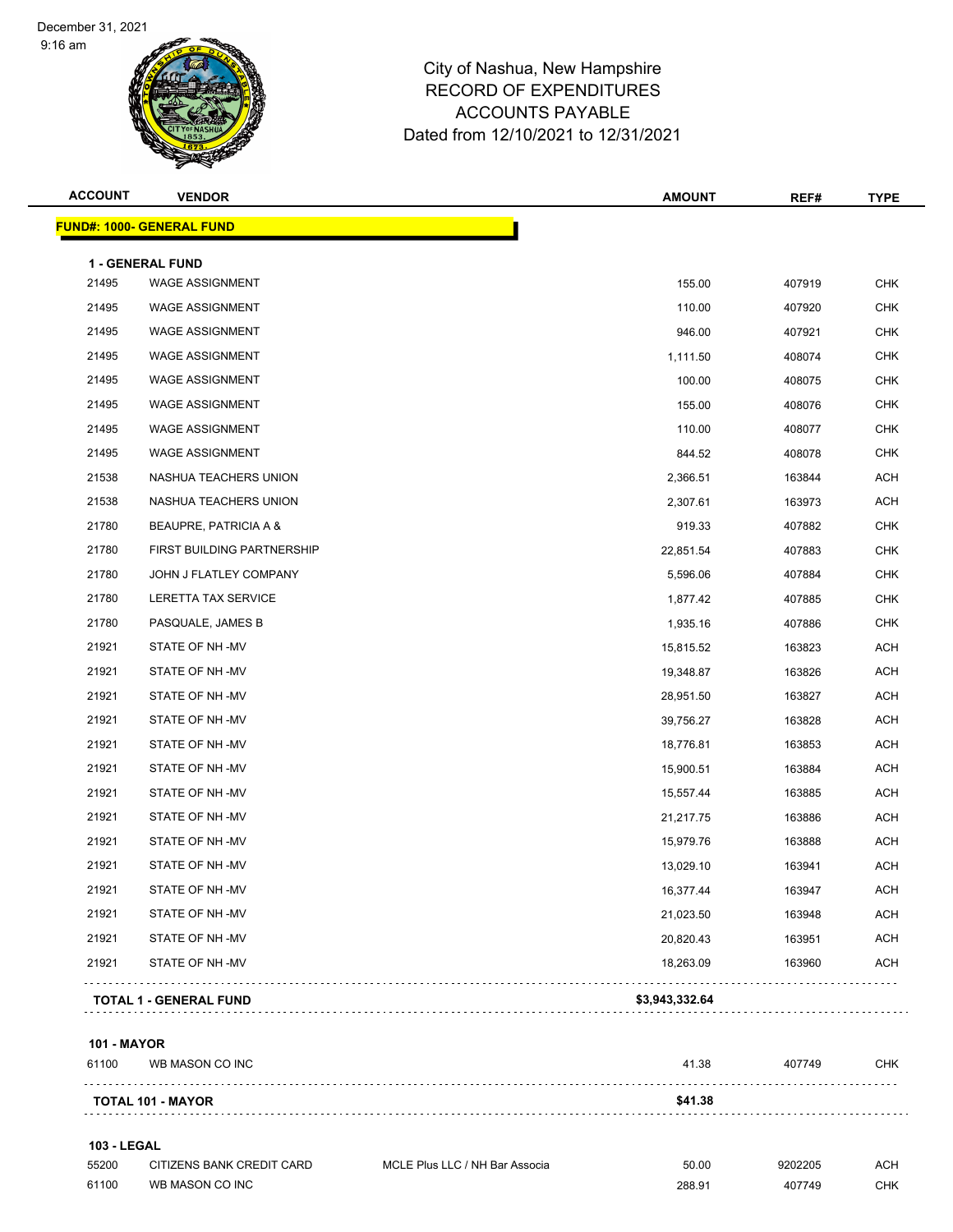City of Nashua, New Hampshire
RECORD OF EXPENDITURES
ACCOUNTS PAYABLE
Dated from 12/10/2021 to 12/31/2021

| ACCOUNT | VENDOR | | AMOUNT | REF# | TYPE |
|---|---|---|---|---|---|
| **FUND#: 1000- GENERAL FUND** | | | | | |
| **1 - GENERAL FUND** | | | | | |
| 21495 | WAGE ASSIGNMENT | | 155.00 | 407919 | CHK |
| 21495 | WAGE ASSIGNMENT | | 110.00 | 407920 | CHK |
| 21495 | WAGE ASSIGNMENT | | 946.00 | 407921 | CHK |
| 21495 | WAGE ASSIGNMENT | | 1,111.50 | 408074 | CHK |
| 21495 | WAGE ASSIGNMENT | | 100.00 | 408075 | CHK |
| 21495 | WAGE ASSIGNMENT | | 155.00 | 408076 | CHK |
| 21495 | WAGE ASSIGNMENT | | 110.00 | 408077 | CHK |
| 21495 | WAGE ASSIGNMENT | | 844.52 | 408078 | CHK |
| 21538 | NASHUA TEACHERS UNION | | 2,366.51 | 163844 | ACH |
| 21538 | NASHUA TEACHERS UNION | | 2,307.61 | 163973 | ACH |
| 21780 | BEAUPRE, PATRICIA A & | | 919.33 | 407882 | CHK |
| 21780 | FIRST BUILDING PARTNERSHIP | | 22,851.54 | 407883 | CHK |
| 21780 | JOHN J FLATLEY COMPANY | | 5,596.06 | 407884 | CHK |
| 21780 | LERETTA TAX SERVICE | | 1,877.42 | 407885 | CHK |
| 21780 | PASQUALE, JAMES B | | 1,935.16 | 407886 | CHK |
| 21921 | STATE OF NH -MV | | 15,815.52 | 163823 | ACH |
| 21921 | STATE OF NH -MV | | 19,348.87 | 163826 | ACH |
| 21921 | STATE OF NH -MV | | 28,951.50 | 163827 | ACH |
| 21921 | STATE OF NH -MV | | 39,756.27 | 163828 | ACH |
| 21921 | STATE OF NH -MV | | 18,776.81 | 163853 | ACH |
| 21921 | STATE OF NH -MV | | 15,900.51 | 163884 | ACH |
| 21921 | STATE OF NH -MV | | 15,557.44 | 163885 | ACH |
| 21921 | STATE OF NH -MV | | 21,217.75 | 163886 | ACH |
| 21921 | STATE OF NH -MV | | 15,979.76 | 163888 | ACH |
| 21921 | STATE OF NH -MV | | 13,029.10 | 163941 | ACH |
| 21921 | STATE OF NH -MV | | 16,377.44 | 163947 | ACH |
| 21921 | STATE OF NH -MV | | 21,023.50 | 163948 | ACH |
| 21921 | STATE OF NH -MV | | 20,820.43 | 163951 | ACH |
| 21921 | STATE OF NH -MV | | 18,263.09 | 163960 | ACH |
| **TOTAL 1 - GENERAL FUND** | | | **$3,943,332.64** | | |
| **101 - MAYOR** | | | | | |
| 61100 | WB MASON CO INC | | 41.38 | 407749 | CHK |
| **TOTAL 101 - MAYOR** | | | **$41.38** | | |
| **103 - LEGAL** | | | | | |
| 55200 | CITIZENS BANK CREDIT CARD | MCLE Plus LLC / NH Bar Associa | 50.00 | 9202205 | ACH |
| 61100 | WB MASON CO INC | | 288.91 | 407749 | CHK |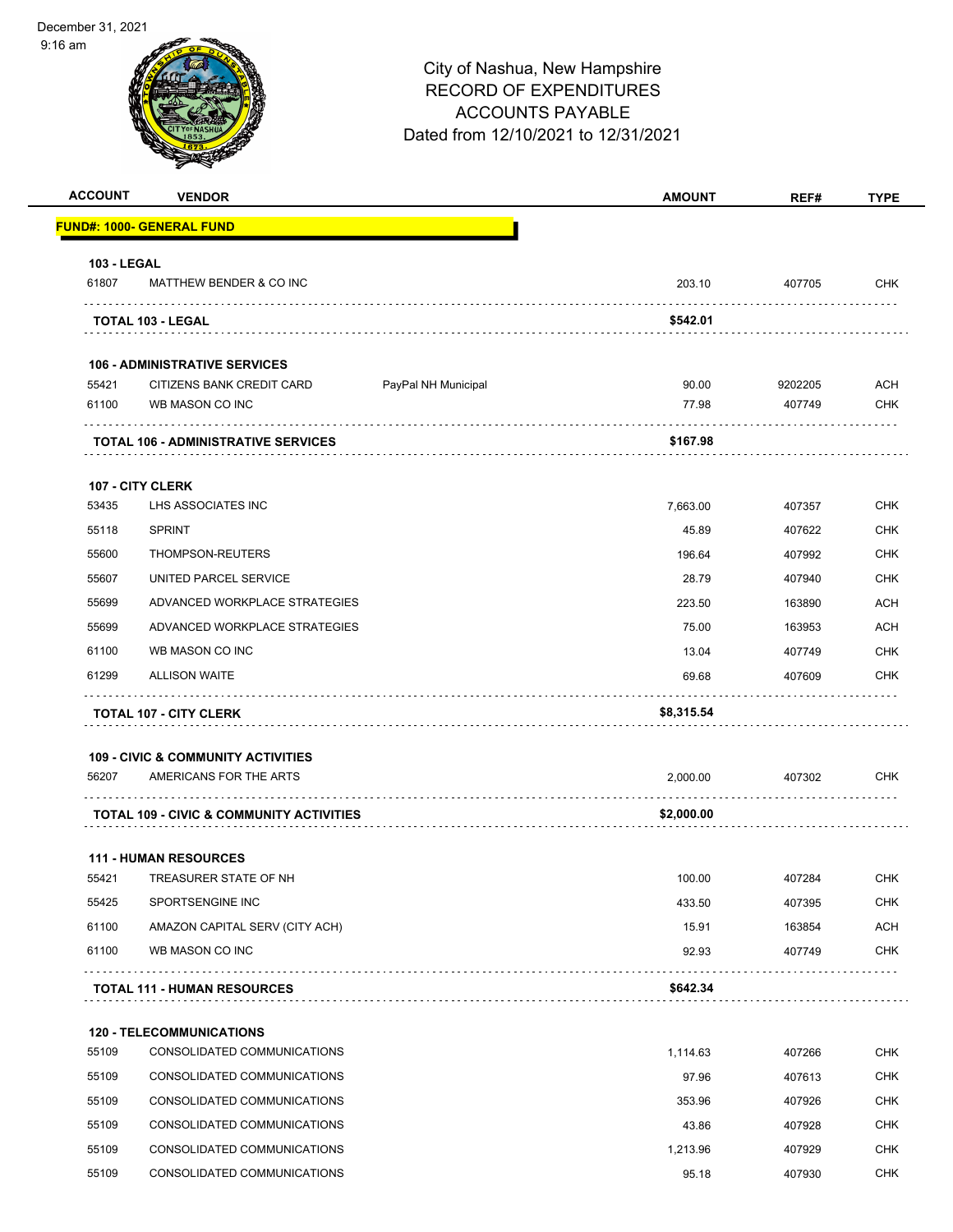City of Nashua, New Hampshire
RECORD OF EXPENDITURES
ACCOUNTS PAYABLE
Dated from 12/10/2021 to 12/31/2021

| ACCOUNT | VENDOR | | AMOUNT | REF# | TYPE |
|---|---|---|---|---|---|
| **FUND#: 1000- GENERAL FUND** | | | | | |
| **103 - LEGAL** | | | | | |
| 61807 | MATTHEW BENDER & CO INC | | 203.10 | 407705 | CHK |
| | **TOTAL 103 - LEGAL** | | **$542.01** | | |
| **106 - ADMINISTRATIVE SERVICES** | | | | | |
| 55421 | CITIZENS BANK CREDIT CARD | PayPal NH Municipal | 90.00 | 9202205 | ACH |
| 61100 | WB MASON CO INC | | 77.98 | 407749 | CHK |
| | **TOTAL 106 - ADMINISTRATIVE SERVICES** | | **$167.98** | | |
| **107 - CITY CLERK** | | | | | |
| 53435 | LHS ASSOCIATES INC | | 7,663.00 | 407357 | CHK |
| 55118 | SPRINT | | 45.89 | 407622 | CHK |
| 55600 | THOMPSON-REUTERS | | 196.64 | 407992 | CHK |
| 55607 | UNITED PARCEL SERVICE | | 28.79 | 407940 | CHK |
| 55699 | ADVANCED WORKPLACE STRATEGIES | | 223.50 | 163890 | ACH |
| 55699 | ADVANCED WORKPLACE STRATEGIES | | 75.00 | 163953 | ACH |
| 61100 | WB MASON CO INC | | 13.04 | 407749 | CHK |
| 61299 | ALLISON WAITE | | 69.68 | 407609 | CHK |
| | **TOTAL 107 - CITY CLERK** | | **$8,315.54** | | |
| **109 - CIVIC & COMMUNITY ACTIVITIES** | | | | | |
| 56207 | AMERICANS FOR THE ARTS | | 2,000.00 | 407302 | CHK |
| | **TOTAL 109 - CIVIC & COMMUNITY ACTIVITIES** | | **$2,000.00** | | |
| **111 - HUMAN RESOURCES** | | | | | |
| 55421 | TREASURER STATE OF NH | | 100.00 | 407284 | CHK |
| 55425 | SPORTSENGINE INC | | 433.50 | 407395 | CHK |
| 61100 | AMAZON CAPITAL SERV (CITY ACH) | | 15.91 | 163854 | ACH |
| 61100 | WB MASON CO INC | | 92.93 | 407749 | CHK |
| | **TOTAL 111 - HUMAN RESOURCES** | | **$642.34** | | |
| **120 - TELECOMMUNICATIONS** | | | | | |
| 55109 | CONSOLIDATED COMMUNICATIONS | | 1,114.63 | 407266 | CHK |
| 55109 | CONSOLIDATED COMMUNICATIONS | | 97.96 | 407613 | CHK |
| 55109 | CONSOLIDATED COMMUNICATIONS | | 353.96 | 407926 | CHK |
| 55109 | CONSOLIDATED COMMUNICATIONS | | 43.86 | 407928 | CHK |
| 55109 | CONSOLIDATED COMMUNICATIONS | | 1,213.96 | 407929 | CHK |
| 55109 | CONSOLIDATED COMMUNICATIONS | | 95.18 | 407930 | CHK |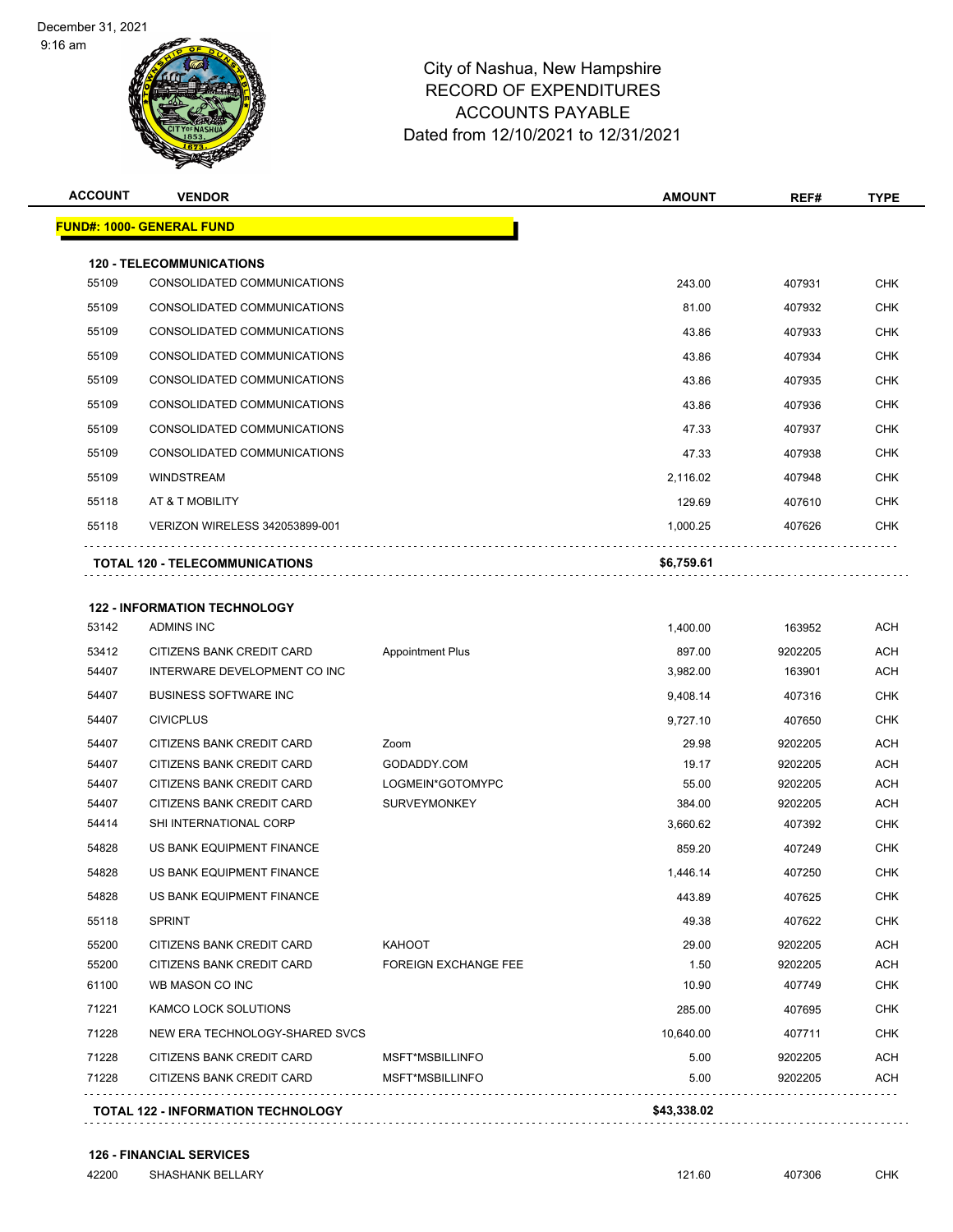City of Nashua, New Hampshire
RECORD OF EXPENDITURES
ACCOUNTS PAYABLE
Dated from 12/10/2021 to 12/31/2021

| ACCOUNT | VENDOR | | AMOUNT | REF# | TYPE |
|---|---|---|---|---|---|
| **FUND#: 1000- GENERAL FUND** | | | | | |
| **120 - TELECOMMUNICATIONS** | | | | | |
| 55109 | CONSOLIDATED COMMUNICATIONS | | 243.00 | 407931 | CHK |
| 55109 | CONSOLIDATED COMMUNICATIONS | | 81.00 | 407932 | CHK |
| 55109 | CONSOLIDATED COMMUNICATIONS | | 43.86 | 407933 | CHK |
| 55109 | CONSOLIDATED COMMUNICATIONS | | 43.86 | 407934 | CHK |
| 55109 | CONSOLIDATED COMMUNICATIONS | | 43.86 | 407935 | CHK |
| 55109 | CONSOLIDATED COMMUNICATIONS | | 43.86 | 407936 | CHK |
| 55109 | CONSOLIDATED COMMUNICATIONS | | 47.33 | 407937 | CHK |
| 55109 | CONSOLIDATED COMMUNICATIONS | | 47.33 | 407938 | CHK |
| 55109 | WINDSTREAM | | 2,116.02 | 407948 | CHK |
| 55118 | AT & T MOBILITY | | 129.69 | 407610 | CHK |
| 55118 | VERIZON WIRELESS 342053899-001 | | 1,000.25 | 407626 | CHK |
| **TOTAL 120 - TELECOMMUNICATIONS** | | | **$6,759.61** | | |
| **122 - INFORMATION TECHNOLOGY** | | | | | |
| 53142 | ADMINS INC | | 1,400.00 | 163952 | ACH |
| 53412 | CITIZENS BANK CREDIT CARD | Appointment Plus | 897.00 | 9202205 | ACH |
| 54407 | INTERWARE DEVELOPMENT CO INC | | 3,982.00 | 163901 | ACH |
| 54407 | BUSINESS SOFTWARE INC | | 9,408.14 | 407316 | CHK |
| 54407 | CIVICPLUS | | 9,727.10 | 407650 | CHK |
| 54407 | CITIZENS BANK CREDIT CARD | Zoom | 29.98 | 9202205 | ACH |
| 54407 | CITIZENS BANK CREDIT CARD | GODADDY.COM | 19.17 | 9202205 | ACH |
| 54407 | CITIZENS BANK CREDIT CARD | LOGMEIN*GOTOMYPC | 55.00 | 9202205 | ACH |
| 54407 | CITIZENS BANK CREDIT CARD | SURVEYMONKEY | 384.00 | 9202205 | ACH |
| 54414 | SHI INTERNATIONAL CORP | | 3,660.62 | 407392 | CHK |
| 54828 | US BANK EQUIPMENT FINANCE | | 859.20 | 407249 | CHK |
| 54828 | US BANK EQUIPMENT FINANCE | | 1,446.14 | 407250 | CHK |
| 54828 | US BANK EQUIPMENT FINANCE | | 443.89 | 407625 | CHK |
| 55118 | SPRINT | | 49.38 | 407622 | CHK |
| 55200 | CITIZENS BANK CREDIT CARD | KAHOOT | 29.00 | 9202205 | ACH |
| 55200 | CITIZENS BANK CREDIT CARD | FOREIGN EXCHANGE FEE | 1.50 | 9202205 | ACH |
| 61100 | WB MASON CO INC | | 10.90 | 407749 | CHK |
| 71221 | KAMCO LOCK SOLUTIONS | | 285.00 | 407695 | CHK |
| 71228 | NEW ERA TECHNOLOGY-SHARED SVCS | | 10,640.00 | 407711 | CHK |
| 71228 | CITIZENS BANK CREDIT CARD | MSFT*MSBILLINFO | 5.00 | 9202205 | ACH |
| 71228 | CITIZENS BANK CREDIT CARD | MSFT*MSBILLINFO | 5.00 | 9202205 | ACH |
| **TOTAL 122 - INFORMATION TECHNOLOGY** | | | **$43,338.02** | | |
| **126 - FINANCIAL SERVICES** | | | | | |
| 42200 | SHASHANK BELLARY | | 121.60 | 407306 | CHK |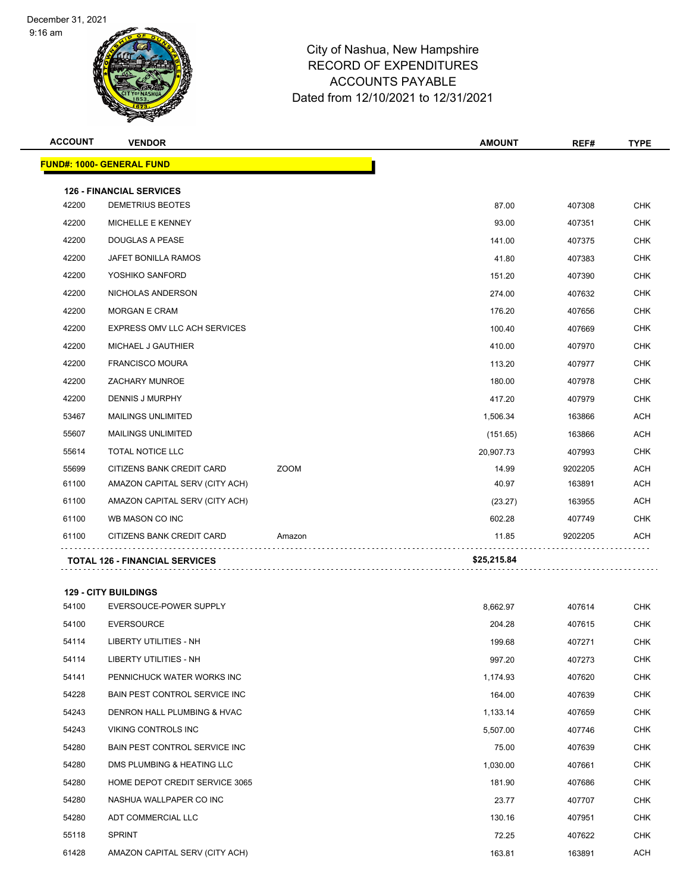# City of Nashua, New Hampshire
## RECORD OF EXPENDITURES
## ACCOUNTS PAYABLE
## Dated from 12/10/2021 to 12/31/2021

December 31, 2021
9:16 am

| ACCOUNT | VENDOR | | AMOUNT | REF# | TYPE |
|---|---|---|---|---|---|
| **FUND#: 1000- GENERAL FUND** | | | | | |
| **126 - FINANCIAL SERVICES** | | | | | |
| 42200 | DEMETRIUS BEOTES | | 87.00 | 407308 | CHK |
| 42200 | MICHELLE E KENNEY | | 93.00 | 407351 | CHK |
| 42200 | DOUGLAS A PEASE | | 141.00 | 407375 | CHK |
| 42200 | JAFET BONILLA RAMOS | | 41.80 | 407383 | CHK |
| 42200 | YOSHIKO SANFORD | | 151.20 | 407390 | CHK |
| 42200 | NICHOLAS ANDERSON | | 274.00 | 407632 | CHK |
| 42200 | MORGAN E CRAM | | 176.20 | 407656 | CHK |
| 42200 | EXPRESS OMV LLC ACH SERVICES | | 100.40 | 407669 | CHK |
| 42200 | MICHAEL J GAUTHIER | | 410.00 | 407970 | CHK |
| 42200 | FRANCISCO MOURA | | 113.20 | 407977 | CHK |
| 42200 | ZACHARY MUNROE | | 180.00 | 407978 | CHK |
| 42200 | DENNIS J MURPHY | | 417.20 | 407979 | CHK |
| 53467 | MAILINGS UNLIMITED | | 1,506.34 | 163866 | ACH |
| 55607 | MAILINGS UNLIMITED | | (151.65) | 163866 | ACH |
| 55614 | TOTAL NOTICE LLC | | 20,907.73 | 407993 | CHK |
| 55699 | CITIZENS BANK CREDIT CARD | ZOOM | 14.99 | 9202205 | ACH |
| 61100 | AMAZON CAPITAL SERV (CITY ACH) | | 40.97 | 163891 | ACH |
| 61100 | AMAZON CAPITAL SERV (CITY ACH) | | (23.27) | 163955 | ACH |
| 61100 | WB MASON CO INC | | 602.28 | 407749 | CHK |
| 61100 | CITIZENS BANK CREDIT CARD | Amazon | 11.85 | 9202205 | ACH |
| **TOTAL 126 - FINANCIAL SERVICES** | | | **$25,215.84** | | |
| **129 - CITY BUILDINGS** | | | | | |
| 54100 | EVERSOUCE-POWER SUPPLY | | 8,662.97 | 407614 | CHK |
| 54100 | EVERSOURCE | | 204.28 | 407615 | CHK |
| 54114 | LIBERTY UTILITIES - NH | | 199.68 | 407271 | CHK |
| 54114 | LIBERTY UTILITIES - NH | | 997.20 | 407273 | CHK |
| 54141 | PENNICHUCK WATER WORKS INC | | 1,174.93 | 407620 | CHK |
| 54228 | BAIN PEST CONTROL SERVICE INC | | 164.00 | 407639 | CHK |
| 54243 | DENRON HALL PLUMBING & HVAC | | 1,133.14 | 407659 | CHK |
| 54243 | VIKING CONTROLS INC | | 5,507.00 | 407746 | CHK |
| 54280 | BAIN PEST CONTROL SERVICE INC | | 75.00 | 407639 | CHK |
| 54280 | DMS PLUMBING & HEATING LLC | | 1,030.00 | 407661 | CHK |
| 54280 | HOME DEPOT CREDIT SERVICE 3065 | | 181.90 | 407686 | CHK |
| 54280 | NASHUA WALLPAPER CO INC | | 23.77 | 407707 | CHK |
| 54280 | ADT COMMERCIAL LLC | | 130.16 | 407951 | CHK |
| 55118 | SPRINT | | 72.25 | 407622 | CHK |
| 61428 | AMAZON CAPITAL SERV (CITY ACH) | | 163.81 | 163891 | ACH |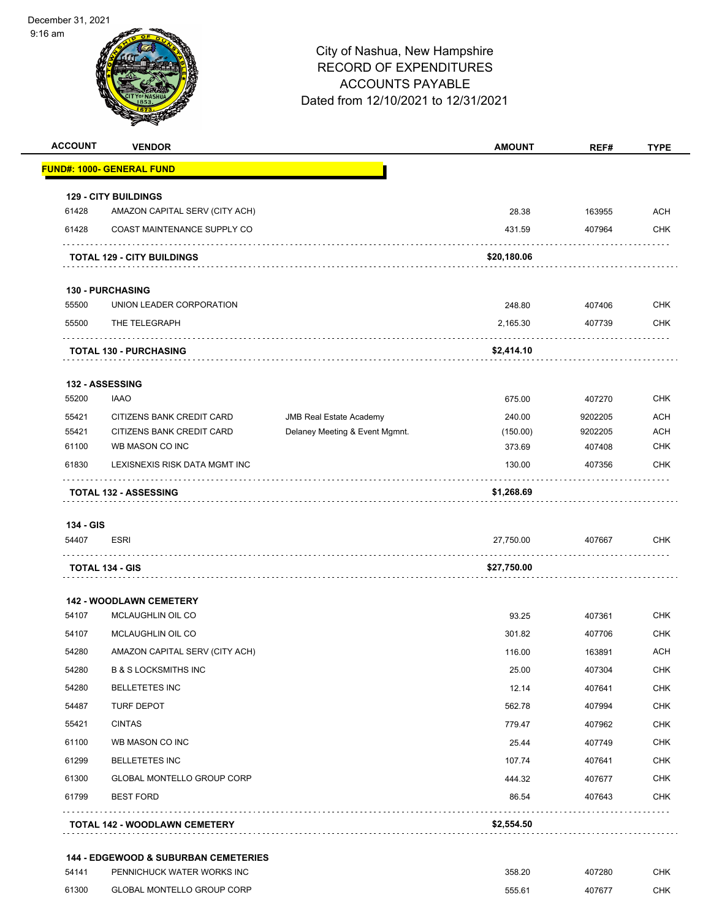City of Nashua, New Hampshire
RECORD OF EXPENDITURES
ACCOUNTS PAYABLE
Dated from 12/10/2021 to 12/31/2021

| ACCOUNT | VENDOR | | AMOUNT | REF# | TYPE |
|---|---|---|---|---|---|
| **FUND#: 1000- GENERAL FUND** | | | | | |
| **129 - CITY BUILDINGS** | | | | | |
| 61428 | AMAZON CAPITAL SERV (CITY ACH) | | 28.38 | 163955 | ACH |
| 61428 | COAST MAINTENANCE SUPPLY CO | | 431.59 | 407964 | CHK |
| **TOTAL 129 - CITY BUILDINGS** | | | **$20,180.06** | | |
| **130 - PURCHASING** | | | | | |
| 55500 | UNION LEADER CORPORATION | | 248.80 | 407406 | CHK |
| 55500 | THE TELEGRAPH | | 2,165.30 | 407739 | CHK |
| **TOTAL 130 - PURCHASING** | | | **$2,414.10** | | |
| **132 - ASSESSING** | | | | | |
| 55200 | IAAO | | 675.00 | 407270 | CHK |
| 55421 | CITIZENS BANK CREDIT CARD | JMB Real Estate Academy | 240.00 | 9202205 | ACH |
| 55421 | CITIZENS BANK CREDIT CARD | Delaney Meeting & Event Mgmnt. | (150.00) | 9202205 | ACH |
| 61100 | WB MASON CO INC | | 373.69 | 407408 | CHK |
| 61830 | LEXISNEXIS RISK DATA MGMT INC | | 130.00 | 407356 | CHK |
| **TOTAL 132 - ASSESSING** | | | **$1,268.69** | | |
| **134 - GIS** | | | | | |
| 54407 | ESRI | | 27,750.00 | 407667 | CHK |
| **TOTAL 134 - GIS** | | | **$27,750.00** | | |
| **142 - WOODLAWN CEMETERY** | | | | | |
| 54107 | MCLAUGHLIN OIL CO | | 93.25 | 407361 | CHK |
| 54107 | MCLAUGHLIN OIL CO | | 301.82 | 407706 | CHK |
| 54280 | AMAZON CAPITAL SERV (CITY ACH) | | 116.00 | 163891 | ACH |
| 54280 | B & S LOCKSMITHS INC | | 25.00 | 407304 | CHK |
| 54280 | BELLETETES INC | | 12.14 | 407641 | CHK |
| 54487 | TURF DEPOT | | 562.78 | 407994 | CHK |
| 55421 | CINTAS | | 779.47 | 407962 | CHK |
| 61100 | WB MASON CO INC | | 25.44 | 407749 | CHK |
| 61299 | BELLETETES INC | | 107.74 | 407641 | CHK |
| 61300 | GLOBAL MONTELLO GROUP CORP | | 444.32 | 407677 | CHK |
| 61799 | BEST FORD | | 86.54 | 407643 | CHK |
| **TOTAL 142 - WOODLAWN CEMETERY** | | | **$2,554.50** | | |
| **144 - EDGEWOOD & SUBURBAN CEMETERIES** | | | | | |
| 54141 | PENNICHUCK WATER WORKS INC | | 358.20 | 407280 | CHK |
| 61300 | GLOBAL MONTELLO GROUP CORP | | 555.61 | 407677 | CHK |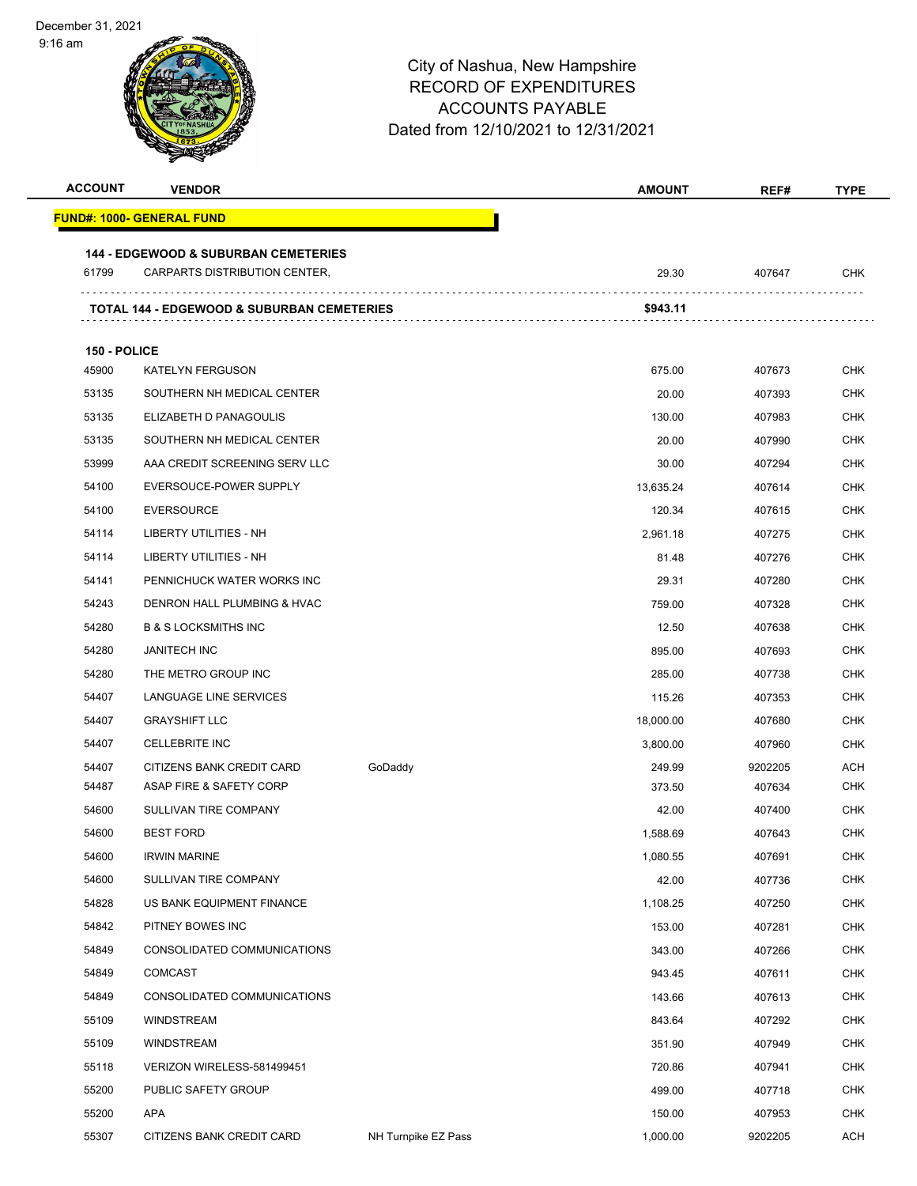December 31, 2021
9:16 am

# City of Nashua, New Hampshire
## RECORD OF EXPENDITURES
## ACCOUNTS PAYABLE
### Dated from 12/10/2021 to 12/31/2021

| ACCOUNT | VENDOR | | AMOUNT | REF# | TYPE |
|---|---|---|---|---|---|
| **FUND#: 1000- GENERAL FUND** | | | | | |
| **144 - EDGEWOOD & SUBURBAN CEMETERIES** | | | | | |
| 61799 | CARPARTS DISTRIBUTION CENTER, | | 29.30 | 407647 | CHK |
| **TOTAL 144 - EDGEWOOD & SUBURBAN CEMETERIES** | | | **$943.11** | | |
| **150 - POLICE** | | | | | |
| 45900 | KATELYN FERGUSON | | 675.00 | 407673 | CHK |
| 53135 | SOUTHERN NH MEDICAL CENTER | | 20.00 | 407393 | CHK |
| 53135 | ELIZABETH D PANAGOULIS | | 130.00 | 407983 | CHK |
| 53135 | SOUTHERN NH MEDICAL CENTER | | 20.00 | 407990 | CHK |
| 53999 | AAA CREDIT SCREENING SERV LLC | | 30.00 | 407294 | CHK |
| 54100 | EVERSOUCE-POWER SUPPLY | | 13,635.24 | 407614 | CHK |
| 54100 | EVERSOURCE | | 120.34 | 407615 | CHK |
| 54114 | LIBERTY UTILITIES - NH | | 2,961.18 | 407275 | CHK |
| 54114 | LIBERTY UTILITIES - NH | | 81.48 | 407276 | CHK |
| 54141 | PENNICHUCK WATER WORKS INC | | 29.31 | 407280 | CHK |
| 54243 | DENRON HALL PLUMBING & HVAC | | 759.00 | 407328 | CHK |
| 54280 | B & S LOCKSMITHS INC | | 12.50 | 407638 | CHK |
| 54280 | JANITECH INC | | 895.00 | 407693 | CHK |
| 54280 | THE METRO GROUP INC | | 285.00 | 407738 | CHK |
| 54407 | LANGUAGE LINE SERVICES | | 115.26 | 407353 | CHK |
| 54407 | GRAYSHIFT LLC | | 18,000.00 | 407680 | CHK |
| 54407 | CELLEBRITE INC | | 3,800.00 | 407960 | CHK |
| 54407 | CITIZENS BANK CREDIT CARD | GoDaddy | 249.99 | 9202205 | ACH |
| 54487 | ASAP FIRE & SAFETY CORP | | 373.50 | 407634 | CHK |
| 54600 | SULLIVAN TIRE COMPANY | | 42.00 | 407400 | CHK |
| 54600 | BEST FORD | | 1,588.69 | 407643 | CHK |
| 54600 | IRWIN MARINE | | 1,080.55 | 407691 | CHK |
| 54600 | SULLIVAN TIRE COMPANY | | 42.00 | 407736 | CHK |
| 54828 | US BANK EQUIPMENT FINANCE | | 1,108.25 | 407250 | CHK |
| 54842 | PITNEY BOWES INC | | 153.00 | 407281 | CHK |
| 54849 | CONSOLIDATED COMMUNICATIONS | | 343.00 | 407266 | CHK |
| 54849 | COMCAST | | 943.45 | 407611 | CHK |
| 54849 | CONSOLIDATED COMMUNICATIONS | | 143.66 | 407613 | CHK |
| 55109 | WINDSTREAM | | 843.64 | 407292 | CHK |
| 55109 | WINDSTREAM | | 351.90 | 407949 | CHK |
| 55118 | VERIZON WIRELESS-581499451 | | 720.86 | 407941 | CHK |
| 55200 | PUBLIC SAFETY GROUP | | 499.00 | 407718 | CHK |
| 55200 | APA | | 150.00 | 407953 | CHK |
| 55307 | CITIZENS BANK CREDIT CARD | NH Turnpike EZ Pass | 1,000.00 | 9202205 | ACH |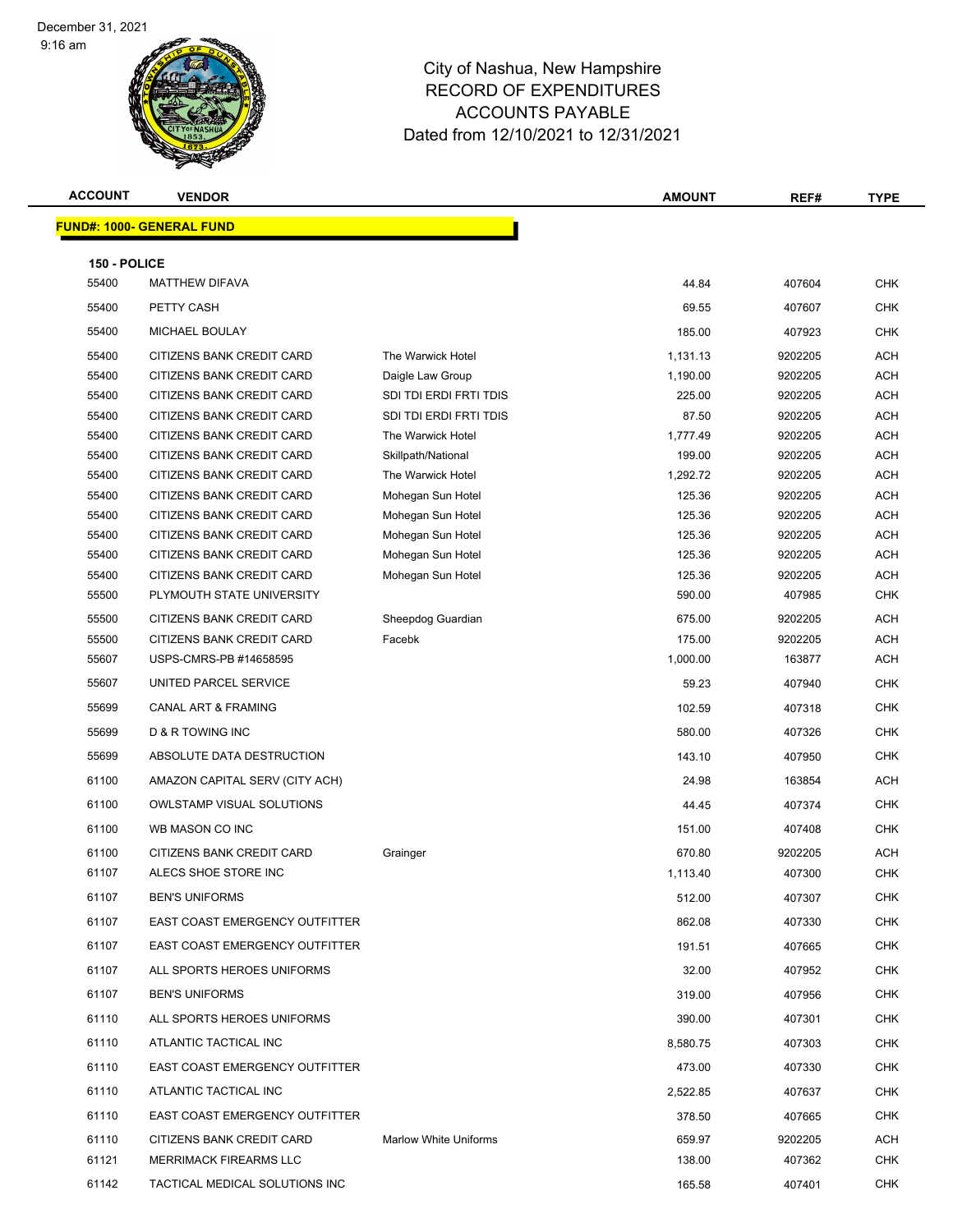# City of Nashua, New Hampshire
## RECORD OF EXPENDITURES
## ACCOUNTS PAYABLE
## Dated from 12/10/2021 to 12/31/2021

| ACCOUNT | VENDOR | | AMOUNT | REF# | TYPE |
|---|---|---|---|---|---|
| **FUND#: 1000- GENERAL FUND** | | | | | |
| **150 - POLICE** | | | | | |
| 55400 | MATTHEW DIFAVA | | 44.84 | 407604 | CHK |
| 55400 | PETTY CASH | | 69.55 | 407607 | CHK |
| 55400 | MICHAEL BOULAY | | 185.00 | 407923 | CHK |
| 55400 | CITIZENS BANK CREDIT CARD | The Warwick Hotel | 1,131.13 | 9202205 | ACH |
| 55400 | CITIZENS BANK CREDIT CARD | Daigle Law Group | 1,190.00 | 9202205 | ACH |
| 55400 | CITIZENS BANK CREDIT CARD | SDI TDI ERDI FRTI TDIS | 225.00 | 9202205 | ACH |
| 55400 | CITIZENS BANK CREDIT CARD | SDI TDI ERDI FRTI TDIS | 87.50 | 9202205 | ACH |
| 55400 | CITIZENS BANK CREDIT CARD | The Warwick Hotel | 1,777.49 | 9202205 | ACH |
| 55400 | CITIZENS BANK CREDIT CARD | Skillpath/National | 199.00 | 9202205 | ACH |
| 55400 | CITIZENS BANK CREDIT CARD | The Warwick Hotel | 1,292.72 | 9202205 | ACH |
| 55400 | CITIZENS BANK CREDIT CARD | Mohegan Sun Hotel | 125.36 | 9202205 | ACH |
| 55400 | CITIZENS BANK CREDIT CARD | Mohegan Sun Hotel | 125.36 | 9202205 | ACH |
| 55400 | CITIZENS BANK CREDIT CARD | Mohegan Sun Hotel | 125.36 | 9202205 | ACH |
| 55400 | CITIZENS BANK CREDIT CARD | Mohegan Sun Hotel | 125.36 | 9202205 | ACH |
| 55400 | CITIZENS BANK CREDIT CARD | Mohegan Sun Hotel | 125.36 | 9202205 | ACH |
| 55500 | PLYMOUTH STATE UNIVERSITY | | 590.00 | 407985 | CHK |
| 55500 | CITIZENS BANK CREDIT CARD | Sheepdog Guardian | 675.00 | 9202205 | ACH |
| 55500 | CITIZENS BANK CREDIT CARD | Facebk | 175.00 | 9202205 | ACH |
| 55607 | USPS-CMRS-PB #14658595 | | 1,000.00 | 163877 | ACH |
| 55607 | UNITED PARCEL SERVICE | | 59.23 | 407940 | CHK |
| 55699 | CANAL ART & FRAMING | | 102.59 | 407318 | CHK |
| 55699 | D & R TOWING INC | | 580.00 | 407326 | CHK |
| 55699 | ABSOLUTE DATA DESTRUCTION | | 143.10 | 407950 | CHK |
| 61100 | AMAZON CAPITAL SERV (CITY ACH) | | 24.98 | 163854 | ACH |
| 61100 | OWLSTAMP VISUAL SOLUTIONS | | 44.45 | 407374 | CHK |
| 61100 | WB MASON CO INC | | 151.00 | 407408 | CHK |
| 61100 | CITIZENS BANK CREDIT CARD | Grainger | 670.80 | 9202205 | ACH |
| 61107 | ALECS SHOE STORE INC | | 1,113.40 | 407300 | CHK |
| 61107 | BEN'S UNIFORMS | | 512.00 | 407307 | CHK |
| 61107 | EAST COAST EMERGENCY OUTFITTER | | 862.08 | 407330 | CHK |
| 61107 | EAST COAST EMERGENCY OUTFITTER | | 191.51 | 407665 | CHK |
| 61107 | ALL SPORTS HEROES UNIFORMS | | 32.00 | 407952 | CHK |
| 61107 | BEN'S UNIFORMS | | 319.00 | 407956 | CHK |
| 61110 | ALL SPORTS HEROES UNIFORMS | | 390.00 | 407301 | CHK |
| 61110 | ATLANTIC TACTICAL INC | | 8,580.75 | 407303 | CHK |
| 61110 | EAST COAST EMERGENCY OUTFITTER | | 473.00 | 407330 | CHK |
| 61110 | ATLANTIC TACTICAL INC | | 2,522.85 | 407637 | CHK |
| 61110 | EAST COAST EMERGENCY OUTFITTER | | 378.50 | 407665 | CHK |
| 61110 | CITIZENS BANK CREDIT CARD | Marlow White Uniforms | 659.97 | 9202205 | ACH |
| 61121 | MERRIMACK FIREARMS LLC | | 138.00 | 407362 | CHK |
| 61142 | TACTICAL MEDICAL SOLUTIONS INC | | 165.58 | 407401 | CHK |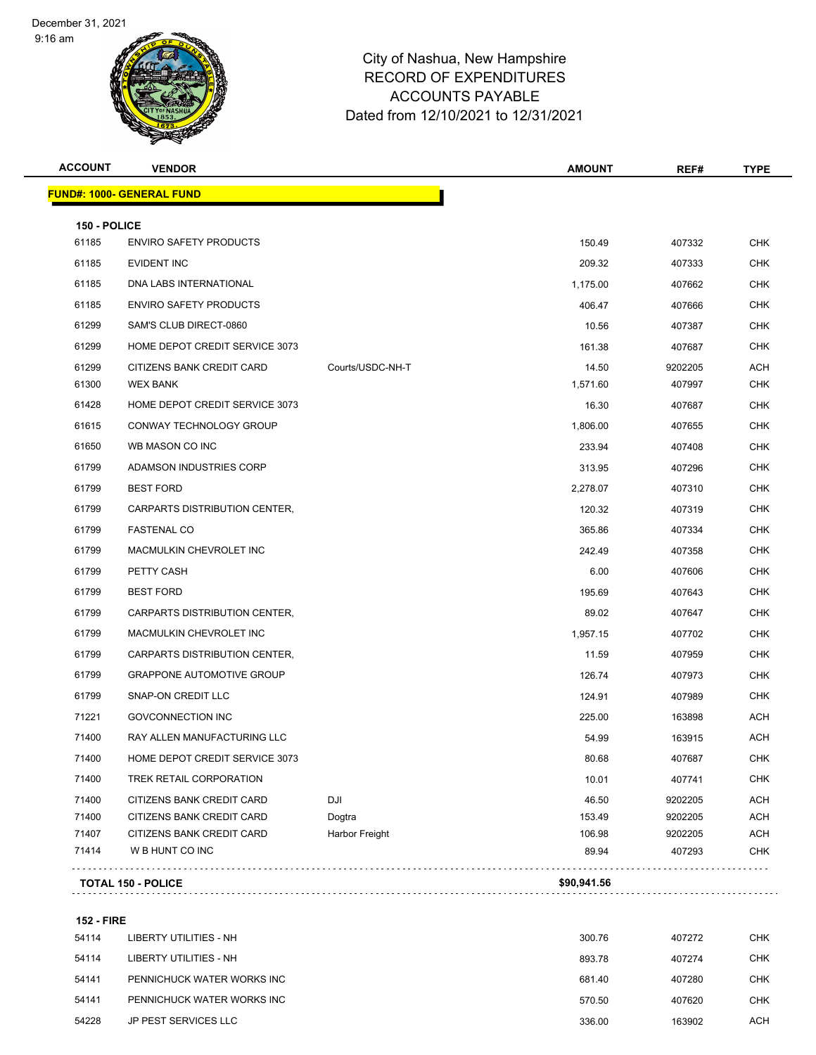City of Nashua, New Hampshire
RECORD OF EXPENDITURES
ACCOUNTS PAYABLE
Dated from 12/10/2021 to 12/31/2021

| ACCOUNT | VENDOR | | AMOUNT | REF# | TYPE |
|---|---|---|---|---|---|
| **FUND#: 1000- GENERAL FUND** | | | | | |
| **150 - POLICE** | | | | | |
| 61185 | ENVIRO SAFETY PRODUCTS | | 150.49 | 407332 | CHK |
| 61185 | EVIDENT INC | | 209.32 | 407333 | CHK |
| 61185 | DNA LABS INTERNATIONAL | | 1,175.00 | 407662 | CHK |
| 61185 | ENVIRO SAFETY PRODUCTS | | 406.47 | 407666 | CHK |
| 61299 | SAM'S CLUB DIRECT-0860 | | 10.56 | 407387 | CHK |
| 61299 | HOME DEPOT CREDIT SERVICE 3073 | | 161.38 | 407687 | CHK |
| 61299 | CITIZENS BANK CREDIT CARD | Courts/USDC-NH-T | 14.50 | 9202205 | ACH |
| 61300 | WEX BANK | | 1,571.60 | 407997 | CHK |
| 61428 | HOME DEPOT CREDIT SERVICE 3073 | | 16.30 | 407687 | CHK |
| 61615 | CONWAY TECHNOLOGY GROUP | | 1,806.00 | 407655 | CHK |
| 61650 | WB MASON CO INC | | 233.94 | 407408 | CHK |
| 61799 | ADAMSON INDUSTRIES CORP | | 313.95 | 407296 | CHK |
| 61799 | BEST FORD | | 2,278.07 | 407310 | CHK |
| 61799 | CARPARTS DISTRIBUTION CENTER, | | 120.32 | 407319 | CHK |
| 61799 | FASTENAL CO | | 365.86 | 407334 | CHK |
| 61799 | MACMULKIN CHEVROLET INC | | 242.49 | 407358 | CHK |
| 61799 | PETTY CASH | | 6.00 | 407606 | CHK |
| 61799 | BEST FORD | | 195.69 | 407643 | CHK |
| 61799 | CARPARTS DISTRIBUTION CENTER, | | 89.02 | 407647 | CHK |
| 61799 | MACMULKIN CHEVROLET INC | | 1,957.15 | 407702 | CHK |
| 61799 | CARPARTS DISTRIBUTION CENTER, | | 11.59 | 407959 | CHK |
| 61799 | GRAPPONE AUTOMOTIVE GROUP | | 126.74 | 407973 | CHK |
| 61799 | SNAP-ON CREDIT LLC | | 124.91 | 407989 | CHK |
| 71221 | GOVCONNECTION INC | | 225.00 | 163898 | ACH |
| 71400 | RAY ALLEN MANUFACTURING LLC | | 54.99 | 163915 | ACH |
| 71400 | HOME DEPOT CREDIT SERVICE 3073 | | 80.68 | 407687 | CHK |
| 71400 | TREK RETAIL CORPORATION | | 10.01 | 407741 | CHK |
| 71400 | CITIZENS BANK CREDIT CARD | DJI | 46.50 | 9202205 | ACH |
| 71400 | CITIZENS BANK CREDIT CARD | Dogtra | 153.49 | 9202205 | ACH |
| 71407 | CITIZENS BANK CREDIT CARD | Harbor Freight | 106.98 | 9202205 | ACH |
| 71414 | W B HUNT CO INC | | 89.94 | 407293 | CHK |
| **TOTAL 150 - POLICE** | | | **$90,941.56** | | |
| **152 - FIRE** | | | | | |
| 54114 | LIBERTY UTILITIES - NH | | 300.76 | 407272 | CHK |
| 54114 | LIBERTY UTILITIES - NH | | 893.78 | 407274 | CHK |
| 54141 | PENNICHUCK WATER WORKS INC | | 681.40 | 407280 | CHK |
| 54141 | PENNICHUCK WATER WORKS INC | | 570.50 | 407620 | CHK |
| 54228 | JP PEST SERVICES LLC | | 336.00 | 163902 | ACH |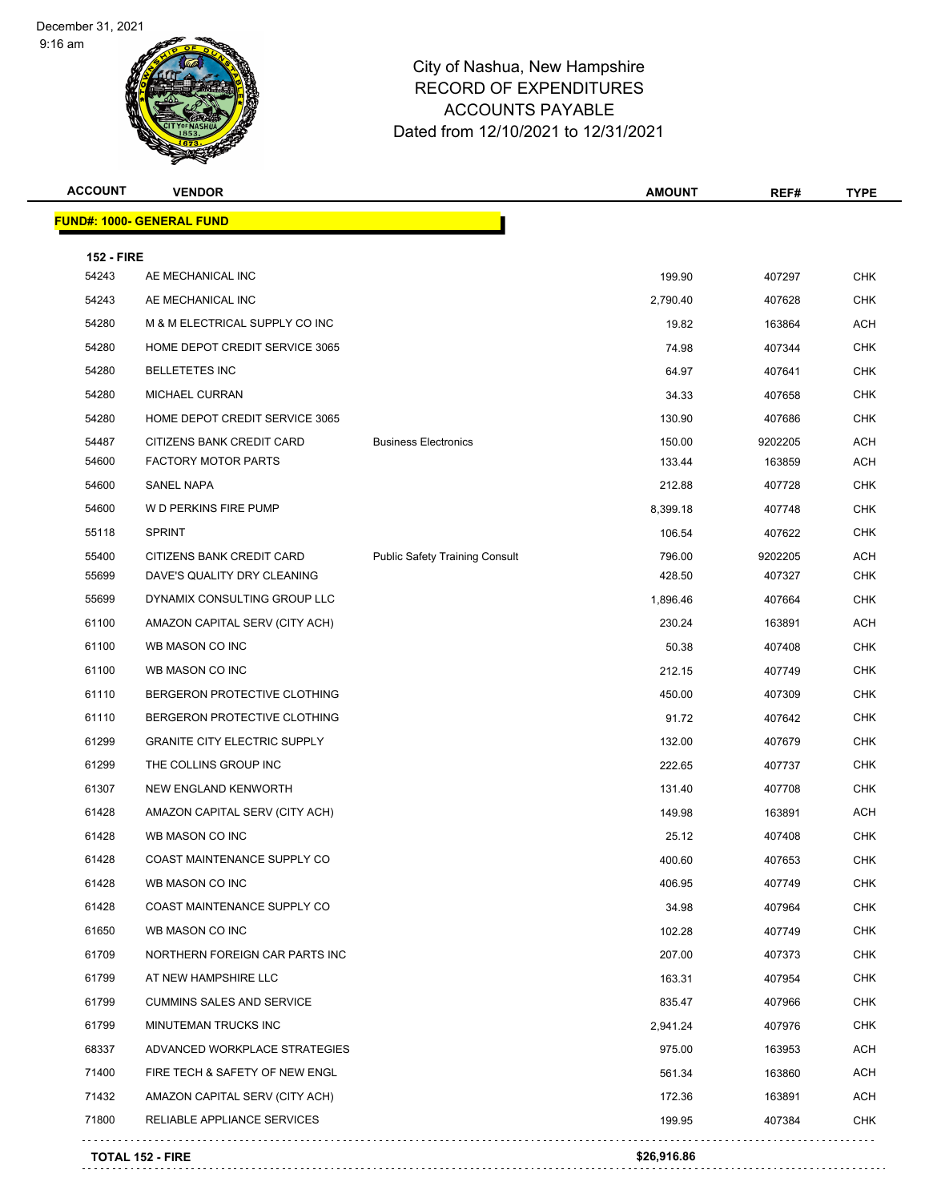December 31, 2021
9:16 am

# City of Nashua, New Hampshire
## RECORD OF EXPENDITURES
## ACCOUNTS PAYABLE
## Dated from 12/10/2021 to 12/31/2021

| ACCOUNT | VENDOR | | AMOUNT | REF# | TYPE |
|---|---|---|---|---|---|
| **FUND#: 1000- GENERAL FUND** | | | | | |
| **152 - FIRE** | | | | | |
| 54243 | AE MECHANICAL INC | | 199.90 | 407297 | CHK |
| 54243 | AE MECHANICAL INC | | 2,790.40 | 407628 | CHK |
| 54280 | M & M ELECTRICAL SUPPLY CO INC | | 19.82 | 163864 | ACH |
| 54280 | HOME DEPOT CREDIT SERVICE 3065 | | 74.98 | 407344 | CHK |
| 54280 | BELLETETES INC | | 64.97 | 407641 | CHK |
| 54280 | MICHAEL CURRAN | | 34.33 | 407658 | CHK |
| 54280 | HOME DEPOT CREDIT SERVICE 3065 | | 130.90 | 407686 | CHK |
| 54487 | CITIZENS BANK CREDIT CARD | Business Electronics | 150.00 | 9202205 | ACH |
| 54600 | FACTORY MOTOR PARTS | | 133.44 | 163859 | ACH |
| 54600 | SANEL NAPA | | 212.88 | 407728 | CHK |
| 54600 | W D PERKINS FIRE PUMP | | 8,399.18 | 407748 | CHK |
| 55118 | SPRINT | | 106.54 | 407622 | CHK |
| 55400 | CITIZENS BANK CREDIT CARD | Public Safety Training Consult | 796.00 | 9202205 | ACH |
| 55699 | DAVE'S QUALITY DRY CLEANING | | 428.50 | 407327 | CHK |
| 55699 | DYNAMIX CONSULTING GROUP LLC | | 1,896.46 | 407664 | CHK |
| 61100 | AMAZON CAPITAL SERV (CITY ACH) | | 230.24 | 163891 | ACH |
| 61100 | WB MASON CO INC | | 50.38 | 407408 | CHK |
| 61100 | WB MASON CO INC | | 212.15 | 407749 | CHK |
| 61110 | BERGERON PROTECTIVE CLOTHING | | 450.00 | 407309 | CHK |
| 61110 | BERGERON PROTECTIVE CLOTHING | | 91.72 | 407642 | CHK |
| 61299 | GRANITE CITY ELECTRIC SUPPLY | | 132.00 | 407679 | CHK |
| 61299 | THE COLLINS GROUP INC | | 222.65 | 407737 | CHK |
| 61307 | NEW ENGLAND KENWORTH | | 131.40 | 407708 | CHK |
| 61428 | AMAZON CAPITAL SERV (CITY ACH) | | 149.98 | 163891 | ACH |
| 61428 | WB MASON CO INC | | 25.12 | 407408 | CHK |
| 61428 | COAST MAINTENANCE SUPPLY CO | | 400.60 | 407653 | CHK |
| 61428 | WB MASON CO INC | | 406.95 | 407749 | CHK |
| 61428 | COAST MAINTENANCE SUPPLY CO | | 34.98 | 407964 | CHK |
| 61650 | WB MASON CO INC | | 102.28 | 407749 | CHK |
| 61709 | NORTHERN FOREIGN CAR PARTS INC | | 207.00 | 407373 | CHK |
| 61799 | AT NEW HAMPSHIRE LLC | | 163.31 | 407954 | CHK |
| 61799 | CUMMINS SALES AND SERVICE | | 835.47 | 407966 | CHK |
| 61799 | MINUTEMAN TRUCKS INC | | 2,941.24 | 407976 | CHK |
| 68337 | ADVANCED WORKPLACE STRATEGIES | | 975.00 | 163953 | ACH |
| 71400 | FIRE TECH & SAFETY OF NEW ENGL | | 561.34 | 163860 | ACH |
| 71432 | AMAZON CAPITAL SERV (CITY ACH) | | 172.36 | 163891 | ACH |
| 71800 | RELIABLE APPLIANCE SERVICES | | 199.95 | 407384 | CHK |
| **TOTAL 152 - FIRE** | | | **$26,916.86** | | |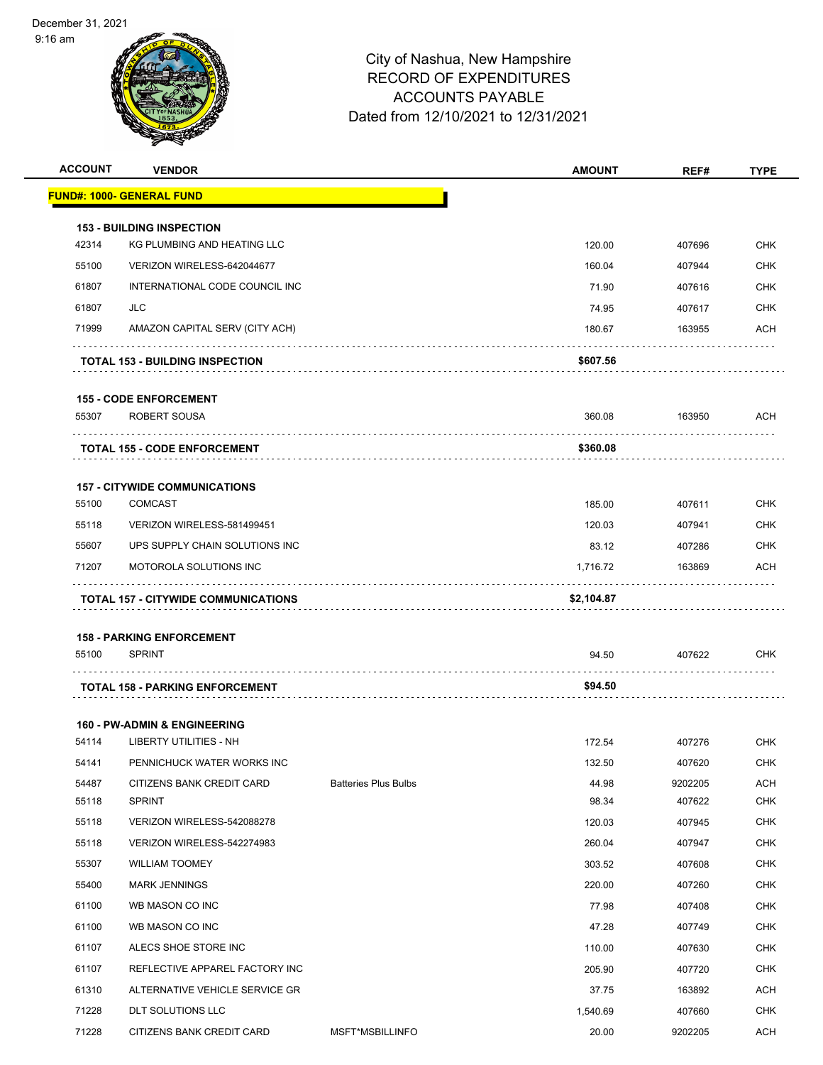City of Nashua, New Hampshire
RECORD OF EXPENDITURES
ACCOUNTS PAYABLE
Dated from 12/10/2021 to 12/31/2021

| ACCOUNT | VENDOR | | AMOUNT | REF# | TYPE |
|---|---|---|---|---|---|
| **FUND#: 1000- GENERAL FUND** | | | | | |
| **153 - BUILDING INSPECTION** | | | | | |
| 42314 | KG PLUMBING AND HEATING LLC | | 120.00 | 407696 | CHK |
| 55100 | VERIZON WIRELESS-642044677 | | 160.04 | 407944 | CHK |
| 61807 | INTERNATIONAL CODE COUNCIL INC | | 71.90 | 407616 | CHK |
| 61807 | JLC | | 74.95 | 407617 | CHK |
| 71999 | AMAZON CAPITAL SERV (CITY ACH) | | 180.67 | 163955 | ACH |
| | **TOTAL 153 - BUILDING INSPECTION** | | **$607.56** | | |
| **155 - CODE ENFORCEMENT** | | | | | |
| 55307 | ROBERT SOUSA | | 360.08 | 163950 | ACH |
| | **TOTAL 155 - CODE ENFORCEMENT** | | **$360.08** | | |
| **157 - CITYWIDE COMMUNICATIONS** | | | | | |
| 55100 | COMCAST | | 185.00 | 407611 | CHK |
| 55118 | VERIZON WIRELESS-581499451 | | 120.03 | 407941 | CHK |
| 55607 | UPS SUPPLY CHAIN SOLUTIONS INC | | 83.12 | 407286 | CHK |
| 71207 | MOTOROLA SOLUTIONS INC | | 1,716.72 | 163869 | ACH |
| | **TOTAL 157 - CITYWIDE COMMUNICATIONS** | | **$2,104.87** | | |
| **158 - PARKING ENFORCEMENT** | | | | | |
| 55100 | SPRINT | | 94.50 | 407622 | CHK |
| | **TOTAL 158 - PARKING ENFORCEMENT** | | **$94.50** | | |
| **160 - PW-ADMIN & ENGINEERING** | | | | | |
| 54114 | LIBERTY UTILITIES - NH | | 172.54 | 407276 | CHK |
| 54141 | PENNICHUCK WATER WORKS INC | | 132.50 | 407620 | CHK |
| 54487 | CITIZENS BANK CREDIT CARD | Batteries Plus Bulbs | 44.98 | 9202205 | ACH |
| 55118 | SPRINT | | 98.34 | 407622 | CHK |
| 55118 | VERIZON WIRELESS-542088278 | | 120.03 | 407945 | CHK |
| 55118 | VERIZON WIRELESS-542274983 | | 260.04 | 407947 | CHK |
| 55307 | WILLIAM TOOMEY | | 303.52 | 407608 | CHK |
| 55400 | MARK JENNINGS | | 220.00 | 407260 | CHK |
| 61100 | WB MASON CO INC | | 77.98 | 407408 | CHK |
| 61100 | WB MASON CO INC | | 47.28 | 407749 | CHK |
| 61107 | ALECS SHOE STORE INC | | 110.00 | 407630 | CHK |
| 61107 | REFLECTIVE APPAREL FACTORY INC | | 205.90 | 407720 | CHK |
| 61310 | ALTERNATIVE VEHICLE SERVICE GR | | 37.75 | 163892 | ACH |
| 71228 | DLT SOLUTIONS LLC | | 1,540.69 | 407660 | CHK |
| 71228 | CITIZENS BANK CREDIT CARD | MSFT*MSBILLINFO | 20.00 | 9202205 | ACH |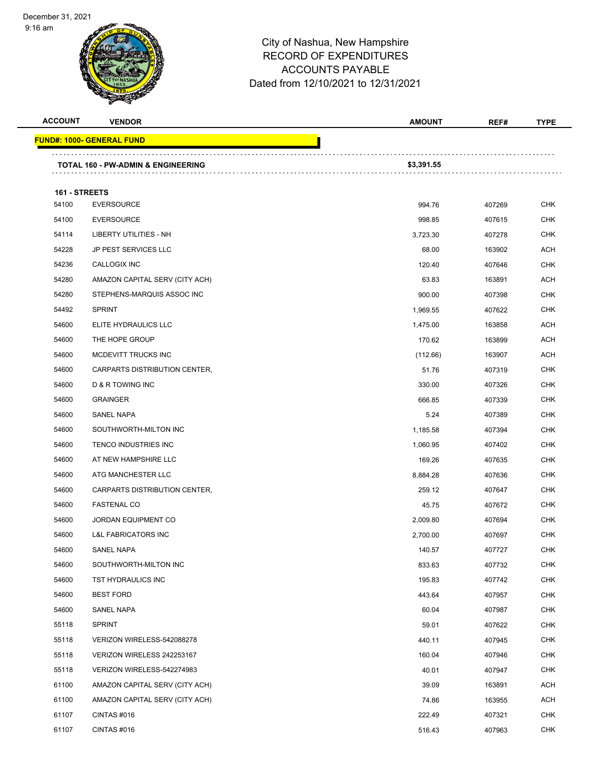City of Nashua, New Hampshire
RECORD OF EXPENDITURES
ACCOUNTS PAYABLE
Dated from 12/10/2021 to 12/31/2021

| ACCOUNT | VENDOR | AMOUNT | REF# | TYPE |
|---|---|---|---|---|
| **FUND#: 1000- GENERAL FUND** | | | | |
| **TOTAL 160 - PW-ADMIN & ENGINEERING** | | **$3,391.55** | | |
| **161 - STREETS** | | | | |
| 54100 | EVERSOURCE | 994.76 | 407269 | CHK |
| 54100 | EVERSOURCE | 998.85 | 407615 | CHK |
| 54114 | LIBERTY UTILITIES - NH | 3,723.30 | 407278 | CHK |
| 54228 | JP PEST SERVICES LLC | 68.00 | 163902 | ACH |
| 54236 | CALLOGIX INC | 120.40 | 407646 | CHK |
| 54280 | AMAZON CAPITAL SERV (CITY ACH) | 63.83 | 163891 | ACH |
| 54280 | STEPHENS-MARQUIS ASSOC INC | 900.00 | 407398 | CHK |
| 54492 | SPRINT | 1,969.55 | 407622 | CHK |
| 54600 | ELITE HYDRAULICS LLC | 1,475.00 | 163858 | ACH |
| 54600 | THE HOPE GROUP | 170.62 | 163899 | ACH |
| 54600 | MCDEVITT TRUCKS INC | (112.66) | 163907 | ACH |
| 54600 | CARPARTS DISTRIBUTION CENTER, | 51.76 | 407319 | CHK |
| 54600 | D & R TOWING INC | 330.00 | 407326 | CHK |
| 54600 | GRAINGER | 666.85 | 407339 | CHK |
| 54600 | SANEL NAPA | 5.24 | 407389 | CHK |
| 54600 | SOUTHWORTH-MILTON INC | 1,185.58 | 407394 | CHK |
| 54600 | TENCO INDUSTRIES INC | 1,060.95 | 407402 | CHK |
| 54600 | AT NEW HAMPSHIRE LLC | 169.26 | 407635 | CHK |
| 54600 | ATG MANCHESTER LLC | 8,884.28 | 407636 | CHK |
| 54600 | CARPARTS DISTRIBUTION CENTER, | 259.12 | 407647 | CHK |
| 54600 | FASTENAL CO | 45.75 | 407672 | CHK |
| 54600 | JORDAN EQUIPMENT CO | 2,009.80 | 407694 | CHK |
| 54600 | L&L FABRICATORS INC | 2,700.00 | 407697 | CHK |
| 54600 | SANEL NAPA | 140.57 | 407727 | CHK |
| 54600 | SOUTHWORTH-MILTON INC | 833.63 | 407732 | CHK |
| 54600 | TST HYDRAULICS INC | 195.83 | 407742 | CHK |
| 54600 | BEST FORD | 443.64 | 407957 | CHK |
| 54600 | SANEL NAPA | 60.04 | 407987 | CHK |
| 55118 | SPRINT | 59.01 | 407622 | CHK |
| 55118 | VERIZON WIRELESS-542088278 | 440.11 | 407945 | CHK |
| 55118 | VERIZON WIRELESS 242253167 | 160.04 | 407946 | CHK |
| 55118 | VERIZON WIRELESS-542274983 | 40.01 | 407947 | CHK |
| 61100 | AMAZON CAPITAL SERV (CITY ACH) | 39.09 | 163891 | ACH |
| 61100 | AMAZON CAPITAL SERV (CITY ACH) | 74.86 | 163955 | ACH |
| 61107 | CINTAS #016 | 222.49 | 407321 | CHK |
| 61107 | CINTAS #016 | 516.43 | 407963 | CHK |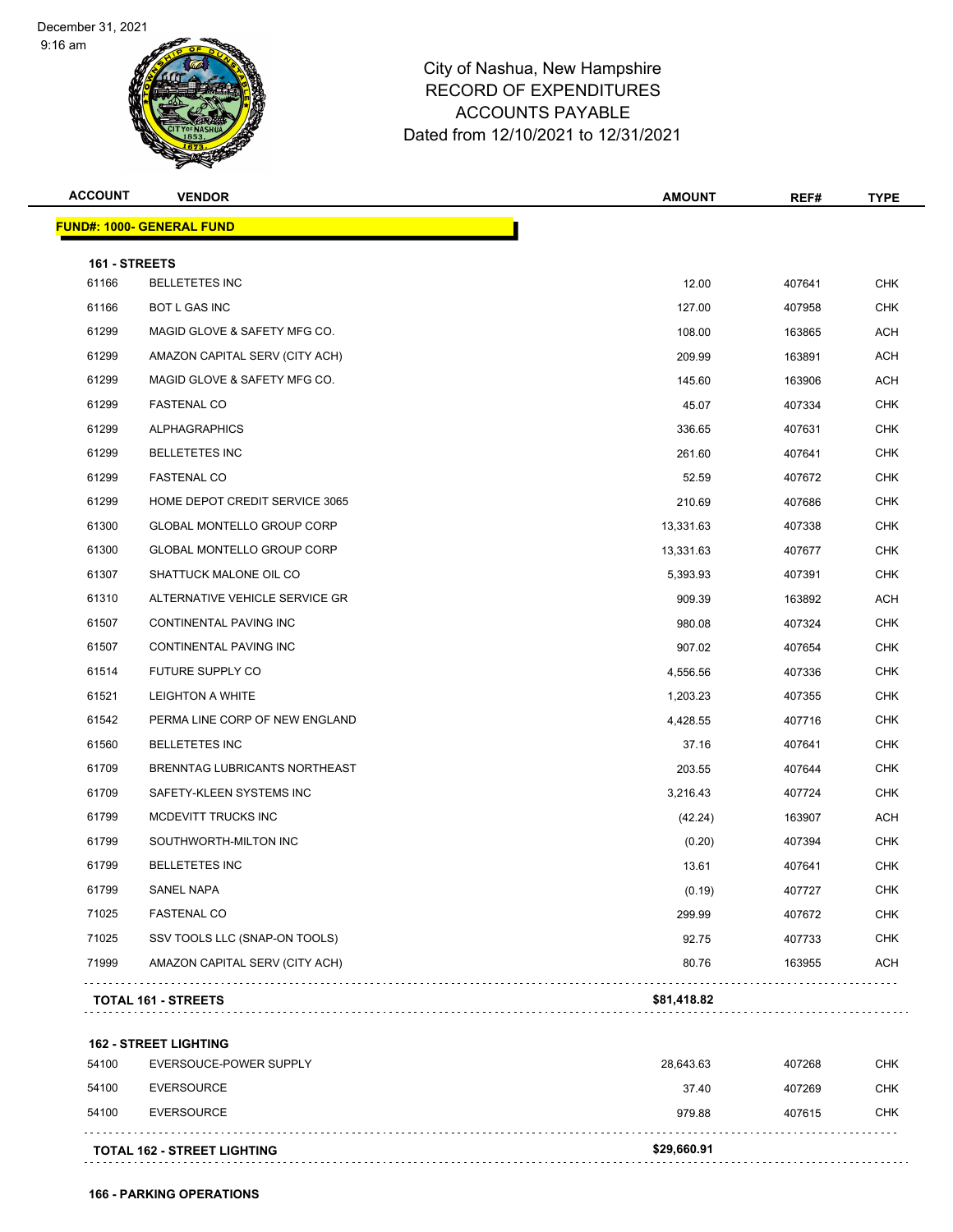City of Nashua, New Hampshire
RECORD OF EXPENDITURES
ACCOUNTS PAYABLE
Dated from 12/10/2021 to 12/31/2021

| ACCOUNT | VENDOR | AMOUNT | REF# | TYPE |
|---|---|---|---|---|
| **FUND#: 1000- GENERAL FUND** | | | | |
| **161 - STREETS** | | | | |
| 61166 | BELLETETES INC | 12.00 | 407641 | CHK |
| 61166 | BOT L GAS INC | 127.00 | 407958 | CHK |
| 61299 | MAGID GLOVE & SAFETY MFG CO. | 108.00 | 163865 | ACH |
| 61299 | AMAZON CAPITAL SERV (CITY ACH) | 209.99 | 163891 | ACH |
| 61299 | MAGID GLOVE & SAFETY MFG CO. | 145.60 | 163906 | ACH |
| 61299 | FASTENAL CO | 45.07 | 407334 | CHK |
| 61299 | ALPHAGRAPHICS | 336.65 | 407631 | CHK |
| 61299 | BELLETETES INC | 261.60 | 407641 | CHK |
| 61299 | FASTENAL CO | 52.59 | 407672 | CHK |
| 61299 | HOME DEPOT CREDIT SERVICE 3065 | 210.69 | 407686 | CHK |
| 61300 | GLOBAL MONTELLO GROUP CORP | 13,331.63 | 407338 | CHK |
| 61300 | GLOBAL MONTELLO GROUP CORP | 13,331.63 | 407677 | CHK |
| 61307 | SHATTUCK MALONE OIL CO | 5,393.93 | 407391 | CHK |
| 61310 | ALTERNATIVE VEHICLE SERVICE GR | 909.39 | 163892 | ACH |
| 61507 | CONTINENTAL PAVING INC | 980.08 | 407324 | CHK |
| 61507 | CONTINENTAL PAVING INC | 907.02 | 407654 | CHK |
| 61514 | FUTURE SUPPLY CO | 4,556.56 | 407336 | CHK |
| 61521 | LEIGHTON A WHITE | 1,203.23 | 407355 | CHK |
| 61542 | PERMA LINE CORP OF NEW ENGLAND | 4,428.55 | 407716 | CHK |
| 61560 | BELLETETES INC | 37.16 | 407641 | CHK |
| 61709 | BRENNTAG LUBRICANTS NORTHEAST | 203.55 | 407644 | CHK |
| 61709 | SAFETY-KLEEN SYSTEMS INC | 3,216.43 | 407724 | CHK |
| 61799 | MCDEVITT TRUCKS INC | (42.24) | 163907 | ACH |
| 61799 | SOUTHWORTH-MILTON INC | (0.20) | 407394 | CHK |
| 61799 | BELLETETES INC | 13.61 | 407641 | CHK |
| 61799 | SANEL NAPA | (0.19) | 407727 | CHK |
| 71025 | FASTENAL CO | 299.99 | 407672 | CHK |
| 71025 | SSV TOOLS LLC (SNAP-ON TOOLS) | 92.75 | 407733 | CHK |
| 71999 | AMAZON CAPITAL SERV (CITY ACH) | 80.76 | 163955 | ACH |
| **TOTAL 161 - STREETS** | | **$81,418.82** | | |
| **162 - STREET LIGHTING** | | | | |
| 54100 | EVERSOUCE-POWER SUPPLY | 28,643.63 | 407268 | CHK |
| 54100 | EVERSOURCE | 37.40 | 407269 | CHK |
| 54100 | EVERSOURCE | 979.88 | 407615 | CHK |
| **TOTAL 162 - STREET LIGHTING** | | **$29,660.91** | | |
| **166 - PARKING OPERATIONS** | | | | |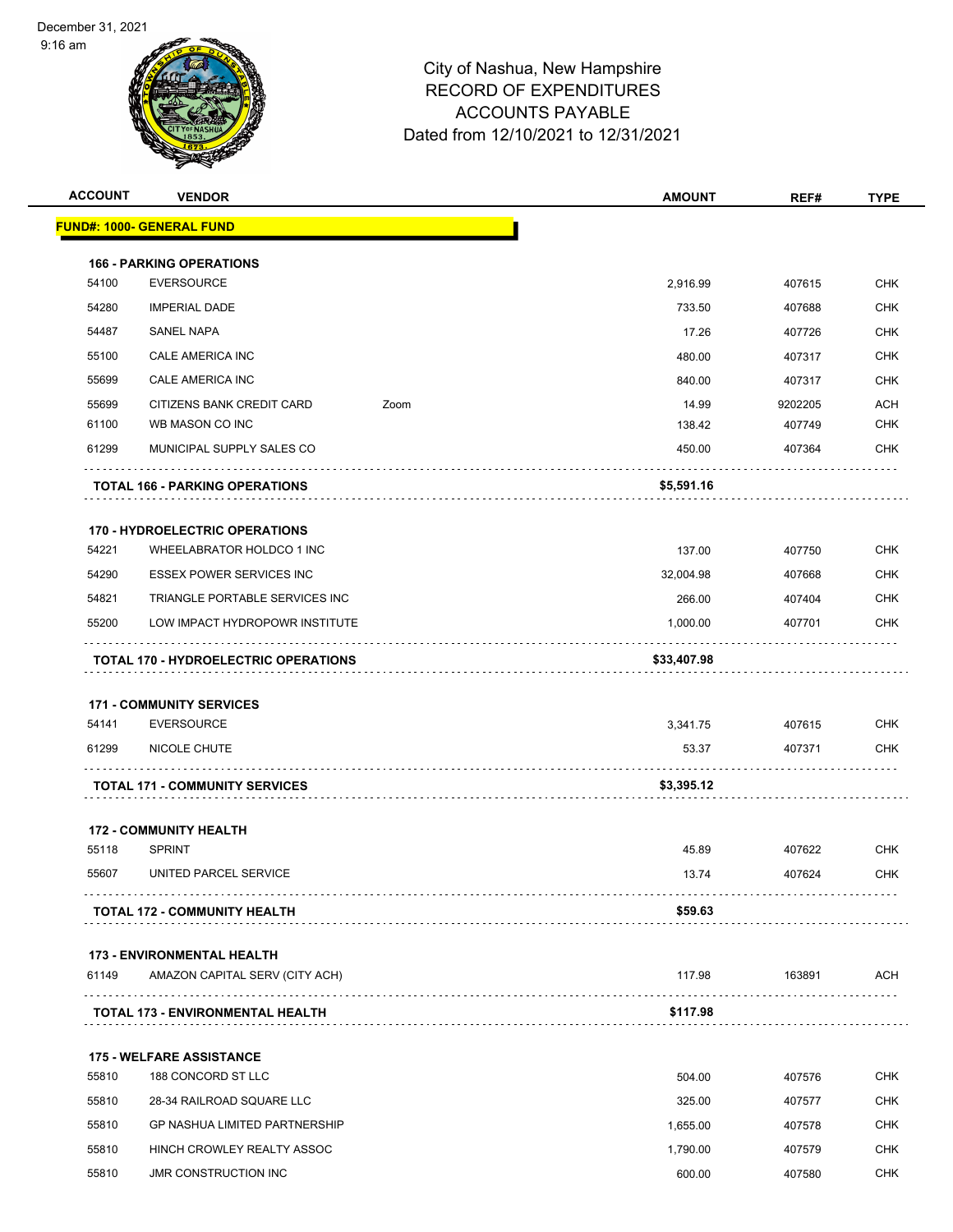City of Nashua, New Hampshire
RECORD OF EXPENDITURES
ACCOUNTS PAYABLE
Dated from 12/10/2021 to 12/31/2021

| ACCOUNT | VENDOR | | AMOUNT | REF# | TYPE |
|---|---|---|---|---|---|
| **FUND#: 1000- GENERAL FUND** | | | | | |
| **166 - PARKING OPERATIONS** | | | | | |
| 54100 | EVERSOURCE | | 2,916.99 | 407615 | CHK |
| 54280 | IMPERIAL DADE | | 733.50 | 407688 | CHK |
| 54487 | SANEL NAPA | | 17.26 | 407726 | CHK |
| 55100 | CALE AMERICA INC | | 480.00 | 407317 | CHK |
| 55699 | CALE AMERICA INC | | 840.00 | 407317 | CHK |
| 55699 | CITIZENS BANK CREDIT CARD | Zoom | 14.99 | 9202205 | ACH |
| 61100 | WB MASON CO INC | | 138.42 | 407749 | CHK |
| 61299 | MUNICIPAL SUPPLY SALES CO | | 450.00 | 407364 | CHK |
| **TOTAL 166 - PARKING OPERATIONS** | | | **$5,591.16** | | |
| **170 - HYDROELECTRIC OPERATIONS** | | | | | |
| 54221 | WHEELABRATOR HOLDCO 1 INC | | 137.00 | 407750 | CHK |
| 54290 | ESSEX POWER SERVICES INC | | 32,004.98 | 407668 | CHK |
| 54821 | TRIANGLE PORTABLE SERVICES INC | | 266.00 | 407404 | CHK |
| 55200 | LOW IMPACT HYDROPOWR INSTITUTE | | 1,000.00 | 407701 | CHK |
| **TOTAL 170 - HYDROELECTRIC OPERATIONS** | | | **$33,407.98** | | |
| **171 - COMMUNITY SERVICES** | | | | | |
| 54141 | EVERSOURCE | | 3,341.75 | 407615 | CHK |
| 61299 | NICOLE CHUTE | | 53.37 | 407371 | CHK |
| **TOTAL 171 - COMMUNITY SERVICES** | | | **$3,395.12** | | |
| **172 - COMMUNITY HEALTH** | | | | | |
| 55118 | SPRINT | | 45.89 | 407622 | CHK |
| 55607 | UNITED PARCEL SERVICE | | 13.74 | 407624 | CHK |
| **TOTAL 172 - COMMUNITY HEALTH** | | | **$59.63** | | |
| **173 - ENVIRONMENTAL HEALTH** | | | | | |
| 61149 | AMAZON CAPITAL SERV (CITY ACH) | | 117.98 | 163891 | ACH |
| **TOTAL 173 - ENVIRONMENTAL HEALTH** | | | **$117.98** | | |
| **175 - WELFARE ASSISTANCE** | | | | | |
| 55810 | 188 CONCORD ST LLC | | 504.00 | 407576 | CHK |
| 55810 | 28-34 RAILROAD SQUARE LLC | | 325.00 | 407577 | CHK |
| 55810 | GP NASHUA LIMITED PARTNERSHIP | | 1,655.00 | 407578 | CHK |
| 55810 | HINCH CROWLEY REALTY ASSOC | | 1,790.00 | 407579 | CHK |
| 55810 | JMR CONSTRUCTION INC | | 600.00 | 407580 | CHK |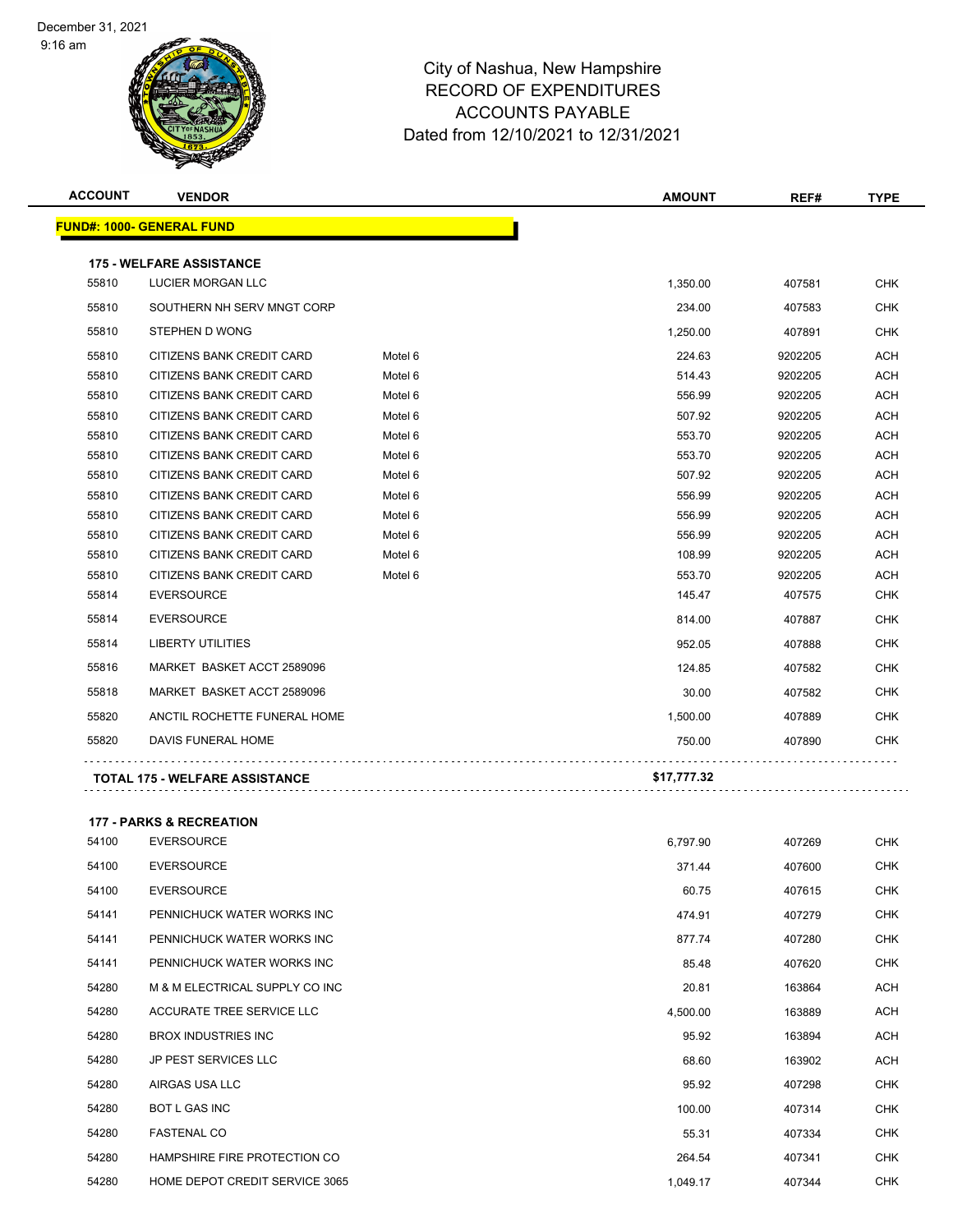City of Nashua, New Hampshire
RECORD OF EXPENDITURES
ACCOUNTS PAYABLE
Dated from 12/10/2021 to 12/31/2021

| ACCOUNT | VENDOR | | AMOUNT | REF# | TYPE |
|---|---|---|---|---|---|
| **FUND#: 1000- GENERAL FUND** | | | | | |
| **175 - WELFARE ASSISTANCE** | | | | | |
| 55810 | LUCIER MORGAN LLC | | 1,350.00 | 407581 | CHK |
| 55810 | SOUTHERN NH SERV MNGT CORP | | 234.00 | 407583 | CHK |
| 55810 | STEPHEN D WONG | | 1,250.00 | 407891 | CHK |
| 55810 | CITIZENS BANK CREDIT CARD | Motel 6 | 224.63 | 9202205 | ACH |
| 55810 | CITIZENS BANK CREDIT CARD | Motel 6 | 514.43 | 9202205 | ACH |
| 55810 | CITIZENS BANK CREDIT CARD | Motel 6 | 556.99 | 9202205 | ACH |
| 55810 | CITIZENS BANK CREDIT CARD | Motel 6 | 507.92 | 9202205 | ACH |
| 55810 | CITIZENS BANK CREDIT CARD | Motel 6 | 553.70 | 9202205 | ACH |
| 55810 | CITIZENS BANK CREDIT CARD | Motel 6 | 553.70 | 9202205 | ACH |
| 55810 | CITIZENS BANK CREDIT CARD | Motel 6 | 507.92 | 9202205 | ACH |
| 55810 | CITIZENS BANK CREDIT CARD | Motel 6 | 556.99 | 9202205 | ACH |
| 55810 | CITIZENS BANK CREDIT CARD | Motel 6 | 556.99 | 9202205 | ACH |
| 55810 | CITIZENS BANK CREDIT CARD | Motel 6 | 556.99 | 9202205 | ACH |
| 55810 | CITIZENS BANK CREDIT CARD | Motel 6 | 108.99 | 9202205 | ACH |
| 55810 | CITIZENS BANK CREDIT CARD | Motel 6 | 553.70 | 9202205 | ACH |
| 55814 | EVERSOURCE | | 145.47 | 407575 | CHK |
| 55814 | EVERSOURCE | | 814.00 | 407887 | CHK |
| 55814 | LIBERTY UTILITIES | | 952.05 | 407888 | CHK |
| 55816 | MARKET BASKET ACCT 2589096 | | 124.85 | 407582 | CHK |
| 55818 | MARKET BASKET ACCT 2589096 | | 30.00 | 407582 | CHK |
| 55820 | ANCTIL ROCHETTE FUNERAL HOME | | 1,500.00 | 407889 | CHK |
| 55820 | DAVIS FUNERAL HOME | | 750.00 | 407890 | CHK |
| **TOTAL 175 - WELFARE ASSISTANCE** | | | **$17,777.32** | | |
| **177 - PARKS & RECREATION** | | | | | |
| 54100 | EVERSOURCE | | 6,797.90 | 407269 | CHK |
| 54100 | EVERSOURCE | | 371.44 | 407600 | CHK |
| 54100 | EVERSOURCE | | 60.75 | 407615 | CHK |
| 54141 | PENNICHUCK WATER WORKS INC | | 474.91 | 407279 | CHK |
| 54141 | PENNICHUCK WATER WORKS INC | | 877.74 | 407280 | CHK |
| 54141 | PENNICHUCK WATER WORKS INC | | 85.48 | 407620 | CHK |
| 54280 | M & M ELECTRICAL SUPPLY CO INC | | 20.81 | 163864 | ACH |
| 54280 | ACCURATE TREE SERVICE LLC | | 4,500.00 | 163889 | ACH |
| 54280 | BROX INDUSTRIES INC | | 95.92 | 163894 | ACH |
| 54280 | JP PEST SERVICES LLC | | 68.60 | 163902 | ACH |
| 54280 | AIRGAS USA LLC | | 95.92 | 407298 | CHK |
| 54280 | BOT L GAS INC | | 100.00 | 407314 | CHK |
| 54280 | FASTENAL CO | | 55.31 | 407334 | CHK |
| 54280 | HAMPSHIRE FIRE PROTECTION CO | | 264.54 | 407341 | CHK |
| 54280 | HOME DEPOT CREDIT SERVICE 3065 | | 1,049.17 | 407344 | CHK |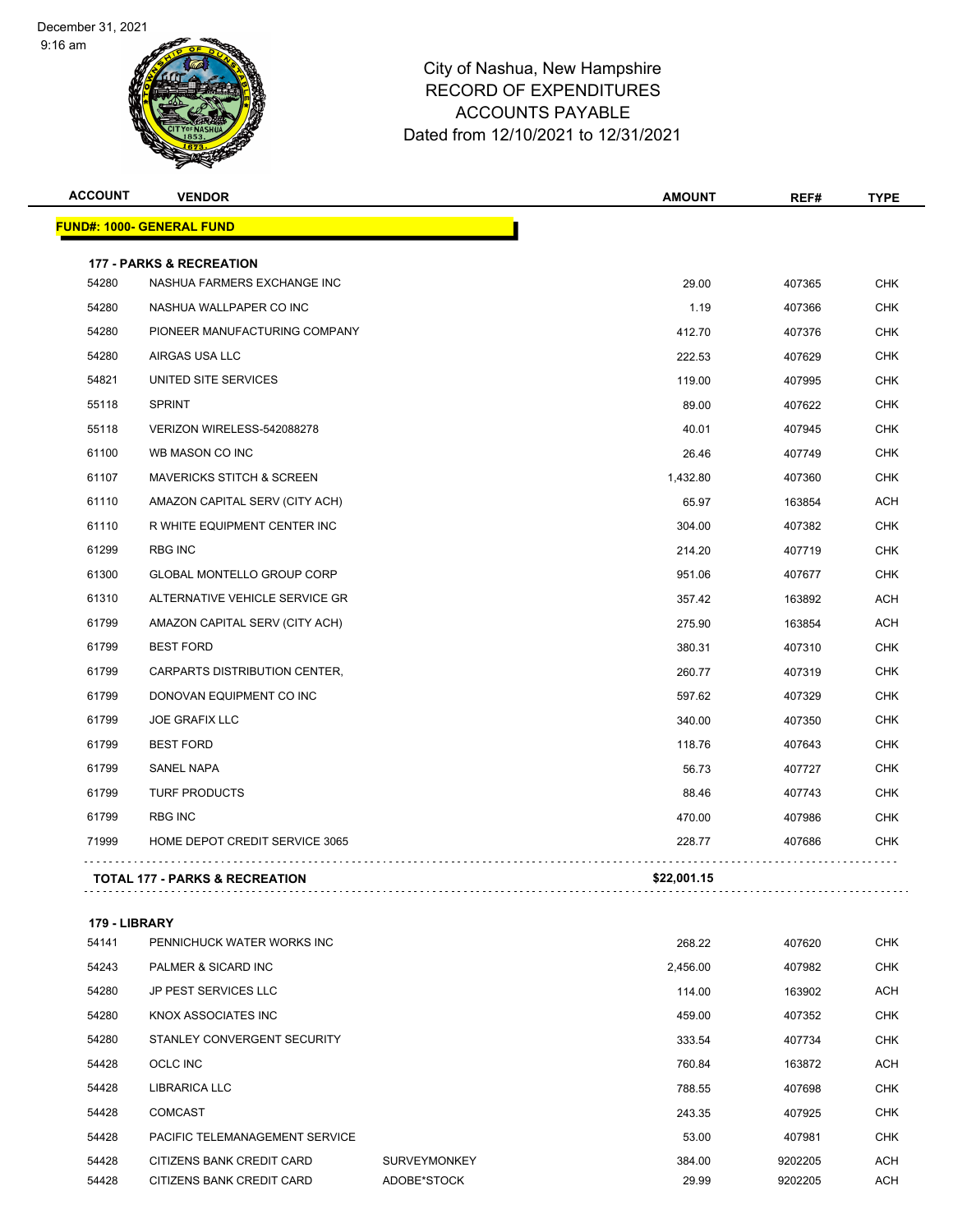December 31, 2021
9:16 am

# City of Nashua, New Hampshire
## RECORD OF EXPENDITURES
## ACCOUNTS PAYABLE
## Dated from 12/10/2021 to 12/31/2021

| ACCOUNT | VENDOR | | AMOUNT | REF# | TYPE |
|---|---|---|---|---|---|
| **FUND#: 1000- GENERAL FUND** | | | | | |
| **177 - PARKS & RECREATION** | | | | | |
| 54280 | NASHUA FARMERS EXCHANGE INC | | 29.00 | 407365 | CHK |
| 54280 | NASHUA WALLPAPER CO INC | | 1.19 | 407366 | CHK |
| 54280 | PIONEER MANUFACTURING COMPANY | | 412.70 | 407376 | CHK |
| 54280 | AIRGAS USA LLC | | 222.53 | 407629 | CHK |
| 54821 | UNITED SITE SERVICES | | 119.00 | 407995 | CHK |
| 55118 | SPRINT | | 89.00 | 407622 | CHK |
| 55118 | VERIZON WIRELESS-542088278 | | 40.01 | 407945 | CHK |
| 61100 | WB MASON CO INC | | 26.46 | 407749 | CHK |
| 61107 | MAVERICKS STITCH & SCREEN | | 1,432.80 | 407360 | CHK |
| 61110 | AMAZON CAPITAL SERV (CITY ACH) | | 65.97 | 163854 | ACH |
| 61110 | R WHITE EQUIPMENT CENTER INC | | 304.00 | 407382 | CHK |
| 61299 | RBG INC | | 214.20 | 407719 | CHK |
| 61300 | GLOBAL MONTELLO GROUP CORP | | 951.06 | 407677 | CHK |
| 61310 | ALTERNATIVE VEHICLE SERVICE GR | | 357.42 | 163892 | ACH |
| 61799 | AMAZON CAPITAL SERV (CITY ACH) | | 275.90 | 163854 | ACH |
| 61799 | BEST FORD | | 380.31 | 407310 | CHK |
| 61799 | CARPARTS DISTRIBUTION CENTER, | | 260.77 | 407319 | CHK |
| 61799 | DONOVAN EQUIPMENT CO INC | | 597.62 | 407329 | CHK |
| 61799 | JOE GRAFIX LLC | | 340.00 | 407350 | CHK |
| 61799 | BEST FORD | | 118.76 | 407643 | CHK |
| 61799 | SANEL NAPA | | 56.73 | 407727 | CHK |
| 61799 | TURF PRODUCTS | | 88.46 | 407743 | CHK |
| 61799 | RBG INC | | 470.00 | 407986 | CHK |
| 71999 | HOME DEPOT CREDIT SERVICE 3065 | | 228.77 | 407686 | CHK |
| **TOTAL 177 - PARKS & RECREATION** | | | **$22,001.15** | | |
| **179 - LIBRARY** | | | | | |
| 54141 | PENNICHUCK WATER WORKS INC | | 268.22 | 407620 | CHK |
| 54243 | PALMER & SICARD INC | | 2,456.00 | 407982 | CHK |
| 54280 | JP PEST SERVICES LLC | | 114.00 | 163902 | ACH |
| 54280 | KNOX ASSOCIATES INC | | 459.00 | 407352 | CHK |
| 54280 | STANLEY CONVERGENT SECURITY | | 333.54 | 407734 | CHK |
| 54428 | OCLC INC | | 760.84 | 163872 | ACH |
| 54428 | LIBRARICA LLC | | 788.55 | 407698 | CHK |
| 54428 | COMCAST | | 243.35 | 407925 | CHK |
| 54428 | PACIFIC TELEMANAGEMENT SERVICE | | 53.00 | 407981 | CHK |
| 54428 | CITIZENS BANK CREDIT CARD | SURVEYMONKEY | 384.00 | 9202205 | ACH |
| 54428 | CITIZENS BANK CREDIT CARD | ADOBE*STOCK | 29.99 | 9202205 | ACH |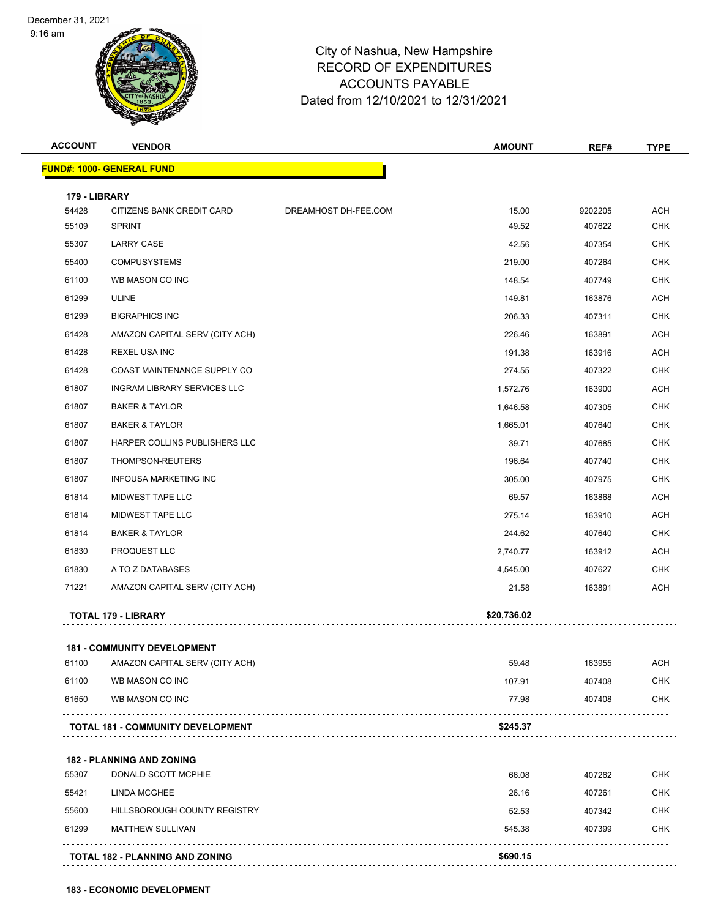City of Nashua, New Hampshire
RECORD OF EXPENDITURES
ACCOUNTS PAYABLE
Dated from 12/10/2021 to 12/31/2021

**FUND#: 1000- GENERAL FUND**

| ACCOUNT | VENDOR | | AMOUNT | REF# | TYPE |
|---|---|---|---|---|---|
| **179 - LIBRARY** | | | | | |
| 54428 | CITIZENS BANK CREDIT CARD | DREAMHOST DH-FEE.COM | 15.00 | 9202205 | ACH |
| 55109 | SPRINT | | 49.52 | 407622 | CHK |
| 55307 | LARRY CASE | | 42.56 | 407354 | CHK |
| 55400 | COMPUSYSTEMS | | 219.00 | 407264 | CHK |
| 61100 | WB MASON CO INC | | 148.54 | 407749 | CHK |
| 61299 | ULINE | | 149.81 | 163876 | ACH |
| 61299 | BIGRAPHICS INC | | 206.33 | 407311 | CHK |
| 61428 | AMAZON CAPITAL SERV (CITY ACH) | | 226.46 | 163891 | ACH |
| 61428 | REXEL USA INC | | 191.38 | 163916 | ACH |
| 61428 | COAST MAINTENANCE SUPPLY CO | | 274.55 | 407322 | CHK |
| 61807 | INGRAM LIBRARY SERVICES LLC | | 1,572.76 | 163900 | ACH |
| 61807 | BAKER & TAYLOR | | 1,646.58 | 407305 | CHK |
| 61807 | BAKER & TAYLOR | | 1,665.01 | 407640 | CHK |
| 61807 | HARPER COLLINS PUBLISHERS LLC | | 39.71 | 407685 | CHK |
| 61807 | THOMPSON-REUTERS | | 196.64 | 407740 | CHK |
| 61807 | INFOUSA MARKETING INC | | 305.00 | 407975 | CHK |
| 61814 | MIDWEST TAPE LLC | | 69.57 | 163868 | ACH |
| 61814 | MIDWEST TAPE LLC | | 275.14 | 163910 | ACH |
| 61814 | BAKER & TAYLOR | | 244.62 | 407640 | CHK |
| 61830 | PROQUEST LLC | | 2,740.77 | 163912 | ACH |
| 61830 | A TO Z DATABASES | | 4,545.00 | 407627 | CHK |
| 71221 | AMAZON CAPITAL SERV (CITY ACH) | | 21.58 | 163891 | ACH |
| **TOTAL 179 - LIBRARY** | | | **$20,736.02** | | |
| **181 - COMMUNITY DEVELOPMENT** | | | | | |
| 61100 | AMAZON CAPITAL SERV (CITY ACH) | | 59.48 | 163955 | ACH |
| 61100 | WB MASON CO INC | | 107.91 | 407408 | CHK |
| 61650 | WB MASON CO INC | | 77.98 | 407408 | CHK |
| **TOTAL 181 - COMMUNITY DEVELOPMENT** | | | **$245.37** | | |
| **182 - PLANNING AND ZONING** | | | | | |
| 55307 | DONALD SCOTT MCPHIE | | 66.08 | 407262 | CHK |
| 55421 | LINDA MCGHEE | | 26.16 | 407261 | CHK |
| 55600 | HILLSBOROUGH COUNTY REGISTRY | | 52.53 | 407342 | CHK |
| 61299 | MATTHEW SULLIVAN | | 545.38 | 407399 | CHK |
| **TOTAL 182 - PLANNING AND ZONING** | | | **$690.15** | | |

**183 - ECONOMIC DEVELOPMENT**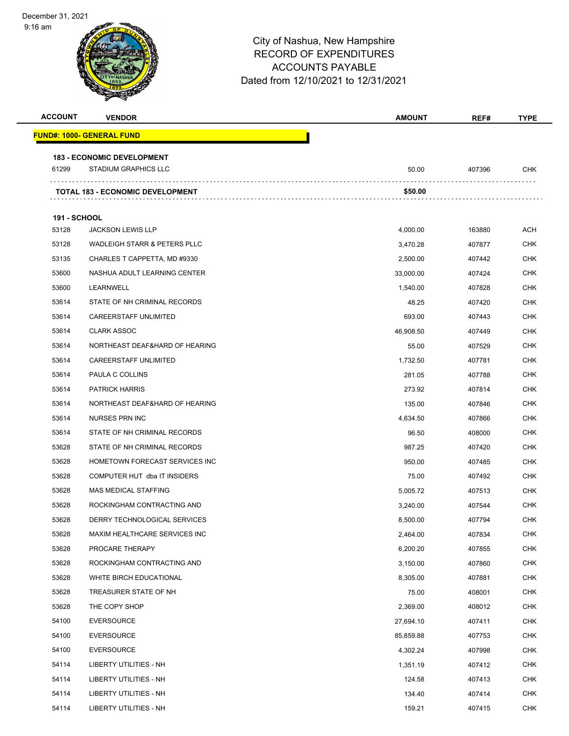City of Nashua, New Hampshire
RECORD OF EXPENDITURES
ACCOUNTS PAYABLE
Dated from 12/10/2021 to 12/31/2021

| ACCOUNT | VENDOR | AMOUNT | REF# | TYPE |
|---|---|---|---|---|
| **FUND#: 1000- GENERAL FUND** | | | | |
| **183 - ECONOMIC DEVELOPMENT** | | | | |
| 61299 | STADIUM GRAPHICS LLC | 50.00 | 407396 | CHK |
| | **TOTAL 183 - ECONOMIC DEVELOPMENT** | **$50.00** | | |
| **191 - SCHOOL** | | | | |
| 53128 | JACKSON LEWIS LLP | 4,000.00 | 163880 | ACH |
| 53128 | WADLEIGH STARR & PETERS PLLC | 3,470.28 | 407877 | CHK |
| 53135 | CHARLES T CAPPETTA, MD #9330 | 2,500.00 | 407442 | CHK |
| 53600 | NASHUA ADULT LEARNING CENTER | 33,000.00 | 407424 | CHK |
| 53600 | LEARNWELL | 1,540.00 | 407828 | CHK |
| 53614 | STATE OF NH CRIMINAL RECORDS | 48.25 | 407420 | CHK |
| 53614 | CAREERSTAFF UNLIMITED | 693.00 | 407443 | CHK |
| 53614 | CLARK ASSOC | 46,908.50 | 407449 | CHK |
| 53614 | NORTHEAST DEAF&HARD OF HEARING | 55.00 | 407529 | CHK |
| 53614 | CAREERSTAFF UNLIMITED | 1,732.50 | 407781 | CHK |
| 53614 | PAULA C COLLINS | 281.05 | 407788 | CHK |
| 53614 | PATRICK HARRIS | 273.92 | 407814 | CHK |
| 53614 | NORTHEAST DEAF&HARD OF HEARING | 135.00 | 407846 | CHK |
| 53614 | NURSES PRN INC | 4,634.50 | 407866 | CHK |
| 53614 | STATE OF NH CRIMINAL RECORDS | 96.50 | 408000 | CHK |
| 53628 | STATE OF NH CRIMINAL RECORDS | 987.25 | 407420 | CHK |
| 53628 | HOMETOWN FORECAST SERVICES INC | 950.00 | 407485 | CHK |
| 53628 | COMPUTER HUT dba IT INSIDERS | 75.00 | 407492 | CHK |
| 53628 | MAS MEDICAL STAFFING | 5,005.72 | 407513 | CHK |
| 53628 | ROCKINGHAM CONTRACTING AND | 3,240.00 | 407544 | CHK |
| 53628 | DERRY TECHNOLOGICAL SERVICES | 8,500.00 | 407794 | CHK |
| 53628 | MAXIM HEALTHCARE SERVICES INC | 2,464.00 | 407834 | CHK |
| 53628 | PROCARE THERAPY | 6,200.20 | 407855 | CHK |
| 53628 | ROCKINGHAM CONTRACTING AND | 3,150.00 | 407860 | CHK |
| 53628 | WHITE BIRCH EDUCATIONAL | 8,305.00 | 407881 | CHK |
| 53628 | TREASURER STATE OF NH | 75.00 | 408001 | CHK |
| 53628 | THE COPY SHOP | 2,369.00 | 408012 | CHK |
| 54100 | EVERSOURCE | 27,694.10 | 407411 | CHK |
| 54100 | EVERSOURCE | 85,859.88 | 407753 | CHK |
| 54100 | EVERSOURCE | 4,302.24 | 407998 | CHK |
| 54114 | LIBERTY UTILITIES - NH | 1,351.19 | 407412 | CHK |
| 54114 | LIBERTY UTILITIES - NH | 124.58 | 407413 | CHK |
| 54114 | LIBERTY UTILITIES - NH | 134.40 | 407414 | CHK |
| 54114 | LIBERTY UTILITIES - NH | 159.21 | 407415 | CHK |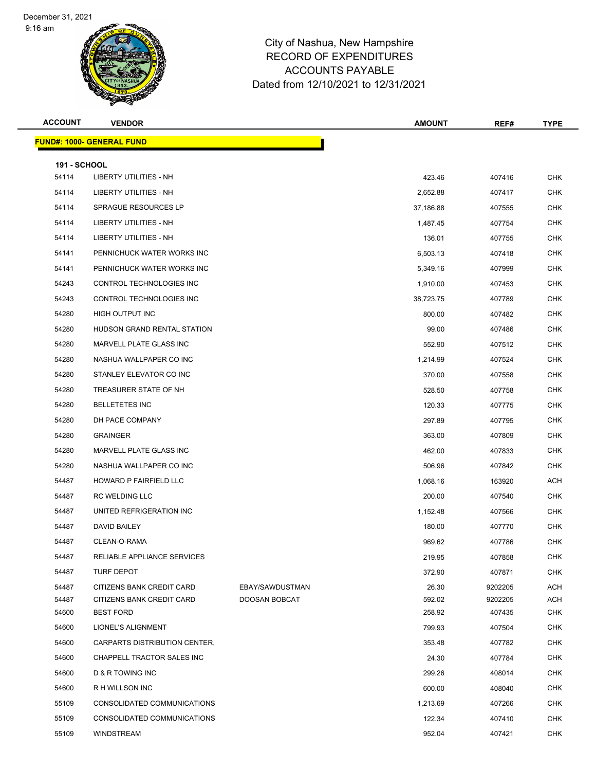City of Nashua, New Hampshire
RECORD OF EXPENDITURES
ACCOUNTS PAYABLE
Dated from 12/10/2021 to 12/31/2021

| ACCOUNT | VENDOR | | AMOUNT | REF# | TYPE |
|---|---|---|---|---|---|
| **FUND#: 1000- GENERAL FUND** | | | | | |
| **191 - SCHOOL** | | | | | |
| 54114 | LIBERTY UTILITIES - NH | | 423.46 | 407416 | CHK |
| 54114 | LIBERTY UTILITIES - NH | | 2,652.88 | 407417 | CHK |
| 54114 | SPRAGUE RESOURCES LP | | 37,186.88 | 407555 | CHK |
| 54114 | LIBERTY UTILITIES - NH | | 1,487.45 | 407754 | CHK |
| 54114 | LIBERTY UTILITIES - NH | | 136.01 | 407755 | CHK |
| 54141 | PENNICHUCK WATER WORKS INC | | 6,503.13 | 407418 | CHK |
| 54141 | PENNICHUCK WATER WORKS INC | | 5,349.16 | 407999 | CHK |
| 54243 | CONTROL TECHNOLOGIES INC | | 1,910.00 | 407453 | CHK |
| 54243 | CONTROL TECHNOLOGIES INC | | 38,723.75 | 407789 | CHK |
| 54280 | HIGH OUTPUT INC | | 800.00 | 407482 | CHK |
| 54280 | HUDSON GRAND RENTAL STATION | | 99.00 | 407486 | CHK |
| 54280 | MARVELL PLATE GLASS INC | | 552.90 | 407512 | CHK |
| 54280 | NASHUA WALLPAPER CO INC | | 1,214.99 | 407524 | CHK |
| 54280 | STANLEY ELEVATOR CO INC | | 370.00 | 407558 | CHK |
| 54280 | TREASURER STATE OF NH | | 528.50 | 407758 | CHK |
| 54280 | BELLETETES INC | | 120.33 | 407775 | CHK |
| 54280 | DH PACE COMPANY | | 297.89 | 407795 | CHK |
| 54280 | GRAINGER | | 363.00 | 407809 | CHK |
| 54280 | MARVELL PLATE GLASS INC | | 462.00 | 407833 | CHK |
| 54280 | NASHUA WALLPAPER CO INC | | 506.96 | 407842 | CHK |
| 54487 | HOWARD P FAIRFIELD LLC | | 1,068.16 | 163920 | ACH |
| 54487 | RC WELDING LLC | | 200.00 | 407540 | CHK |
| 54487 | UNITED REFRIGERATION INC | | 1,152.48 | 407566 | CHK |
| 54487 | DAVID BAILEY | | 180.00 | 407770 | CHK |
| 54487 | CLEAN-O-RAMA | | 969.62 | 407786 | CHK |
| 54487 | RELIABLE APPLIANCE SERVICES | | 219.95 | 407858 | CHK |
| 54487 | TURF DEPOT | | 372.90 | 407871 | CHK |
| 54487 | CITIZENS BANK CREDIT CARD | EBAY/SAWDUSTMAN | 26.30 | 9202205 | ACH |
| 54487 | CITIZENS BANK CREDIT CARD | DOOSAN BOBCAT | 592.02 | 9202205 | ACH |
| 54600 | BEST FORD | | 258.92 | 407435 | CHK |
| 54600 | LIONEL'S ALIGNMENT | | 799.93 | 407504 | CHK |
| 54600 | CARPARTS DISTRIBUTION CENTER, | | 353.48 | 407782 | CHK |
| 54600 | CHAPPELL TRACTOR SALES INC | | 24.30 | 407784 | CHK |
| 54600 | D & R TOWING INC | | 299.26 | 408014 | CHK |
| 54600 | R H WILLSON INC | | 600.00 | 408040 | CHK |
| 55109 | CONSOLIDATED COMMUNICATIONS | | 1,213.69 | 407266 | CHK |
| 55109 | CONSOLIDATED COMMUNICATIONS | | 122.34 | 407410 | CHK |
| 55109 | WINDSTREAM | | 952.04 | 407421 | CHK |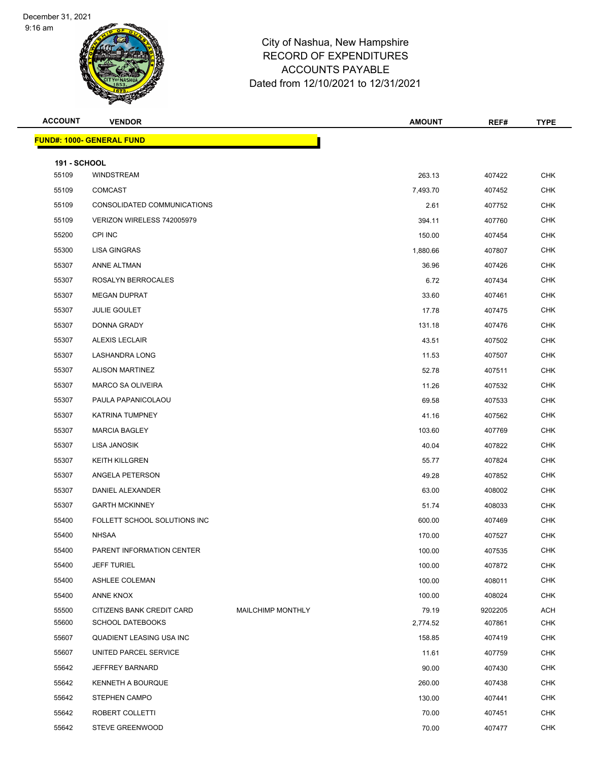City of Nashua, New Hampshire
RECORD OF EXPENDITURES
ACCOUNTS PAYABLE
Dated from 12/10/2021 to 12/31/2021

| ACCOUNT | VENDOR | | AMOUNT | REF# | TYPE |
|---|---|---|---|---|---|
| **FUND#: 1000- GENERAL FUND** | | | | | |
| **191 - SCHOOL** | | | | | |
| 55109 | WINDSTREAM | | 263.13 | 407422 | CHK |
| 55109 | COMCAST | | 7,493.70 | 407452 | CHK |
| 55109 | CONSOLIDATED COMMUNICATIONS | | 2.61 | 407752 | CHK |
| 55109 | VERIZON WIRELESS 742005979 | | 394.11 | 407760 | CHK |
| 55200 | CPI INC | | 150.00 | 407454 | CHK |
| 55300 | LISA GINGRAS | | 1,880.66 | 407807 | CHK |
| 55307 | ANNE ALTMAN | | 36.96 | 407426 | CHK |
| 55307 | ROSALYN BERROCALES | | 6.72 | 407434 | CHK |
| 55307 | MEGAN DUPRAT | | 33.60 | 407461 | CHK |
| 55307 | JULIE GOULET | | 17.78 | 407475 | CHK |
| 55307 | DONNA GRADY | | 131.18 | 407476 | CHK |
| 55307 | ALEXIS LECLAIR | | 43.51 | 407502 | CHK |
| 55307 | LASHANDRA LONG | | 11.53 | 407507 | CHK |
| 55307 | ALISON MARTINEZ | | 52.78 | 407511 | CHK |
| 55307 | MARCO SA OLIVEIRA | | 11.26 | 407532 | CHK |
| 55307 | PAULA PAPANICOLAOU | | 69.58 | 407533 | CHK |
| 55307 | KATRINA TUMPNEY | | 41.16 | 407562 | CHK |
| 55307 | MARCIA BAGLEY | | 103.60 | 407769 | CHK |
| 55307 | LISA JANOSIK | | 40.04 | 407822 | CHK |
| 55307 | KEITH KILLGREN | | 55.77 | 407824 | CHK |
| 55307 | ANGELA PETERSON | | 49.28 | 407852 | CHK |
| 55307 | DANIEL ALEXANDER | | 63.00 | 408002 | CHK |
| 55307 | GARTH MCKINNEY | | 51.74 | 408033 | CHK |
| 55400 | FOLLETT SCHOOL SOLUTIONS INC | | 600.00 | 407469 | CHK |
| 55400 | NHSAA | | 170.00 | 407527 | CHK |
| 55400 | PARENT INFORMATION CENTER | | 100.00 | 407535 | CHK |
| 55400 | JEFF TURIEL | | 100.00 | 407872 | CHK |
| 55400 | ASHLEE COLEMAN | | 100.00 | 408011 | CHK |
| 55400 | ANNE KNOX | | 100.00 | 408024 | CHK |
| 55500 | CITIZENS BANK CREDIT CARD | MAILCHIMP MONTHLY | 79.19 | 9202205 | ACH |
| 55600 | SCHOOL DATEBOOKS | | 2,774.52 | 407861 | CHK |
| 55607 | QUADIENT LEASING USA INC | | 158.85 | 407419 | CHK |
| 55607 | UNITED PARCEL SERVICE | | 11.61 | 407759 | CHK |
| 55642 | JEFFREY BARNARD | | 90.00 | 407430 | CHK |
| 55642 | KENNETH A BOURQUE | | 260.00 | 407438 | CHK |
| 55642 | STEPHEN CAMPO | | 130.00 | 407441 | CHK |
| 55642 | ROBERT COLLETTI | | 70.00 | 407451 | CHK |
| 55642 | STEVE GREENWOOD | | 70.00 | 407477 | CHK |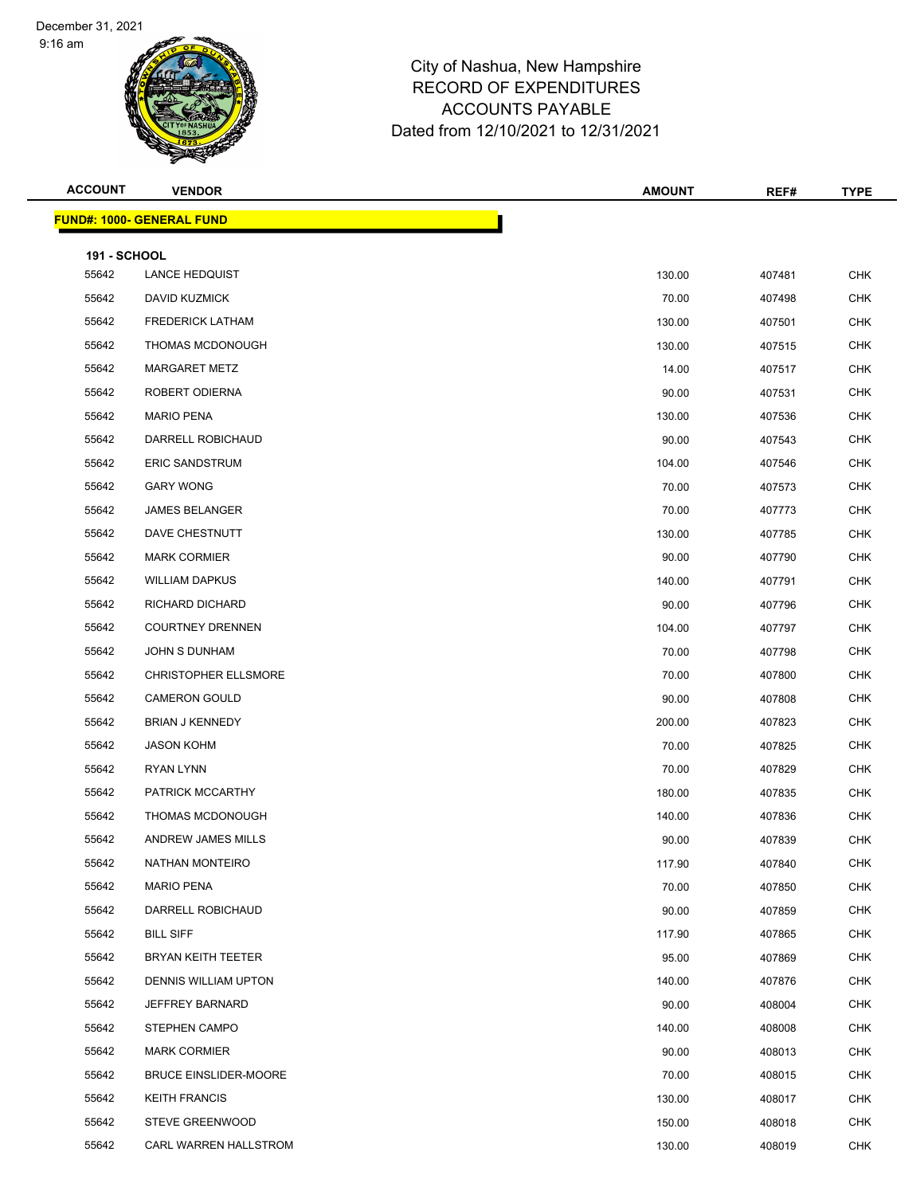City of Nashua, New Hampshire
RECORD OF EXPENDITURES
ACCOUNTS PAYABLE
Dated from 12/10/2021 to 12/31/2021

| ACCOUNT | VENDOR | AMOUNT | REF# | TYPE |
|---|---|---|---|---|
| **FUND#: 1000- GENERAL FUND** | | | | |
| **191 - SCHOOL** | | | | |
| 55642 | LANCE HEDQUIST | 130.00 | 407481 | CHK |
| 55642 | DAVID KUZMICK | 70.00 | 407498 | CHK |
| 55642 | FREDERICK LATHAM | 130.00 | 407501 | CHK |
| 55642 | THOMAS MCDONOUGH | 130.00 | 407515 | CHK |
| 55642 | MARGARET METZ | 14.00 | 407517 | CHK |
| 55642 | ROBERT ODIERNA | 90.00 | 407531 | CHK |
| 55642 | MARIO PENA | 130.00 | 407536 | CHK |
| 55642 | DARRELL ROBICHAUD | 90.00 | 407543 | CHK |
| 55642 | ERIC SANDSTRUM | 104.00 | 407546 | CHK |
| 55642 | GARY WONG | 70.00 | 407573 | CHK |
| 55642 | JAMES BELANGER | 70.00 | 407773 | CHK |
| 55642 | DAVE CHESTNUTT | 130.00 | 407785 | CHK |
| 55642 | MARK CORMIER | 90.00 | 407790 | CHK |
| 55642 | WILLIAM DAPKUS | 140.00 | 407791 | CHK |
| 55642 | RICHARD DICHARD | 90.00 | 407796 | CHK |
| 55642 | COURTNEY DRENNEN | 104.00 | 407797 | CHK |
| 55642 | JOHN S DUNHAM | 70.00 | 407798 | CHK |
| 55642 | CHRISTOPHER ELLSMORE | 70.00 | 407800 | CHK |
| 55642 | CAMERON GOULD | 90.00 | 407808 | CHK |
| 55642 | BRIAN J KENNEDY | 200.00 | 407823 | CHK |
| 55642 | JASON KOHM | 70.00 | 407825 | CHK |
| 55642 | RYAN LYNN | 70.00 | 407829 | CHK |
| 55642 | PATRICK MCCARTHY | 180.00 | 407835 | CHK |
| 55642 | THOMAS MCDONOUGH | 140.00 | 407836 | CHK |
| 55642 | ANDREW JAMES MILLS | 90.00 | 407839 | CHK |
| 55642 | NATHAN MONTEIRO | 117.90 | 407840 | CHK |
| 55642 | MARIO PENA | 70.00 | 407850 | CHK |
| 55642 | DARRELL ROBICHAUD | 90.00 | 407859 | CHK |
| 55642 | BILL SIFF | 117.90 | 407865 | CHK |
| 55642 | BRYAN KEITH TEETER | 95.00 | 407869 | CHK |
| 55642 | DENNIS WILLIAM UPTON | 140.00 | 407876 | CHK |
| 55642 | JEFFREY BARNARD | 90.00 | 408004 | CHK |
| 55642 | STEPHEN CAMPO | 140.00 | 408008 | CHK |
| 55642 | MARK CORMIER | 90.00 | 408013 | CHK |
| 55642 | BRUCE EINSLIDER-MOORE | 70.00 | 408015 | CHK |
| 55642 | KEITH FRANCIS | 130.00 | 408017 | CHK |
| 55642 | STEVE GREENWOOD | 150.00 | 408018 | CHK |
| 55642 | CARL WARREN HALLSTROM | 130.00 | 408019 | CHK |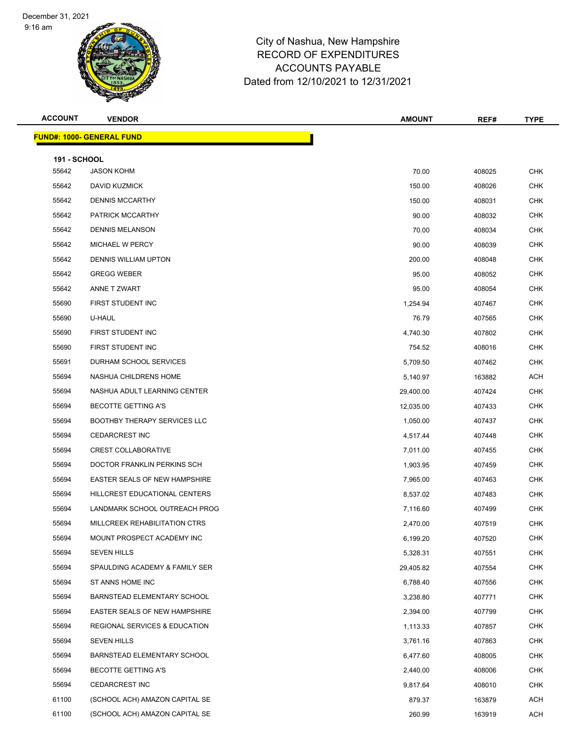City of Nashua, New Hampshire
RECORD OF EXPENDITURES
ACCOUNTS PAYABLE
Dated from 12/10/2021 to 12/31/2021

| ACCOUNT | VENDOR | AMOUNT | REF# | TYPE |
|---|---|---|---|---|
| **FUND#: 1000- GENERAL FUND** | | | | |
| **191 - SCHOOL** | | | | |
| 55642 | JASON KOHM | 70.00 | 408025 | CHK |
| 55642 | DAVID KUZMICK | 150.00 | 408026 | CHK |
| 55642 | DENNIS MCCARTHY | 150.00 | 408031 | CHK |
| 55642 | PATRICK MCCARTHY | 90.00 | 408032 | CHK |
| 55642 | DENNIS MELANSON | 70.00 | 408034 | CHK |
| 55642 | MICHAEL W PERCY | 90.00 | 408039 | CHK |
| 55642 | DENNIS WILLIAM UPTON | 200.00 | 408048 | CHK |
| 55642 | GREGG WEBER | 95.00 | 408052 | CHK |
| 55642 | ANNE T ZWART | 95.00 | 408054 | CHK |
| 55690 | FIRST STUDENT INC | 1,254.94 | 407467 | CHK |
| 55690 | U-HAUL | 76.79 | 407565 | CHK |
| 55690 | FIRST STUDENT INC | 4,740.30 | 407802 | CHK |
| 55690 | FIRST STUDENT INC | 754.52 | 408016 | CHK |
| 55691 | DURHAM SCHOOL SERVICES | 5,709.50 | 407462 | CHK |
| 55694 | NASHUA CHILDRENS HOME | 5,140.97 | 163882 | ACH |
| 55694 | NASHUA ADULT LEARNING CENTER | 29,400.00 | 407424 | CHK |
| 55694 | BECOTTE GETTING A'S | 12,035.00 | 407433 | CHK |
| 55694 | BOOTHBY THERAPY SERVICES LLC | 1,050.00 | 407437 | CHK |
| 55694 | CEDARCREST INC | 4,517.44 | 407448 | CHK |
| 55694 | CREST COLLABORATIVE | 7,011.00 | 407455 | CHK |
| 55694 | DOCTOR FRANKLIN PERKINS SCH | 1,903.95 | 407459 | CHK |
| 55694 | EASTER SEALS OF NEW HAMPSHIRE | 7,965.00 | 407463 | CHK |
| 55694 | HILLCREST EDUCATIONAL CENTERS | 8,537.02 | 407483 | CHK |
| 55694 | LANDMARK SCHOOL OUTREACH PROG | 7,116.60 | 407499 | CHK |
| 55694 | MILLCREEK REHABILITATION CTRS | 2,470.00 | 407519 | CHK |
| 55694 | MOUNT PROSPECT ACADEMY INC | 6,199.20 | 407520 | CHK |
| 55694 | SEVEN HILLS | 5,328.31 | 407551 | CHK |
| 55694 | SPAULDING ACADEMY & FAMILY SER | 29,405.82 | 407554 | CHK |
| 55694 | ST ANNS HOME INC | 6,788.40 | 407556 | CHK |
| 55694 | BARNSTEAD ELEMENTARY SCHOOL | 3,238.80 | 407771 | CHK |
| 55694 | EASTER SEALS OF NEW HAMPSHIRE | 2,394.00 | 407799 | CHK |
| 55694 | REGIONAL SERVICES & EDUCATION | 1,113.33 | 407857 | CHK |
| 55694 | SEVEN HILLS | 3,761.16 | 407863 | CHK |
| 55694 | BARNSTEAD ELEMENTARY SCHOOL | 6,477.60 | 408005 | CHK |
| 55694 | BECOTTE GETTING A'S | 2,440.00 | 408006 | CHK |
| 55694 | CEDARCREST INC | 9,817.64 | 408010 | CHK |
| 61100 | (SCHOOL ACH) AMAZON CAPITAL SE | 879.37 | 163879 | ACH |
| 61100 | (SCHOOL ACH) AMAZON CAPITAL SE | 260.99 | 163919 | ACH |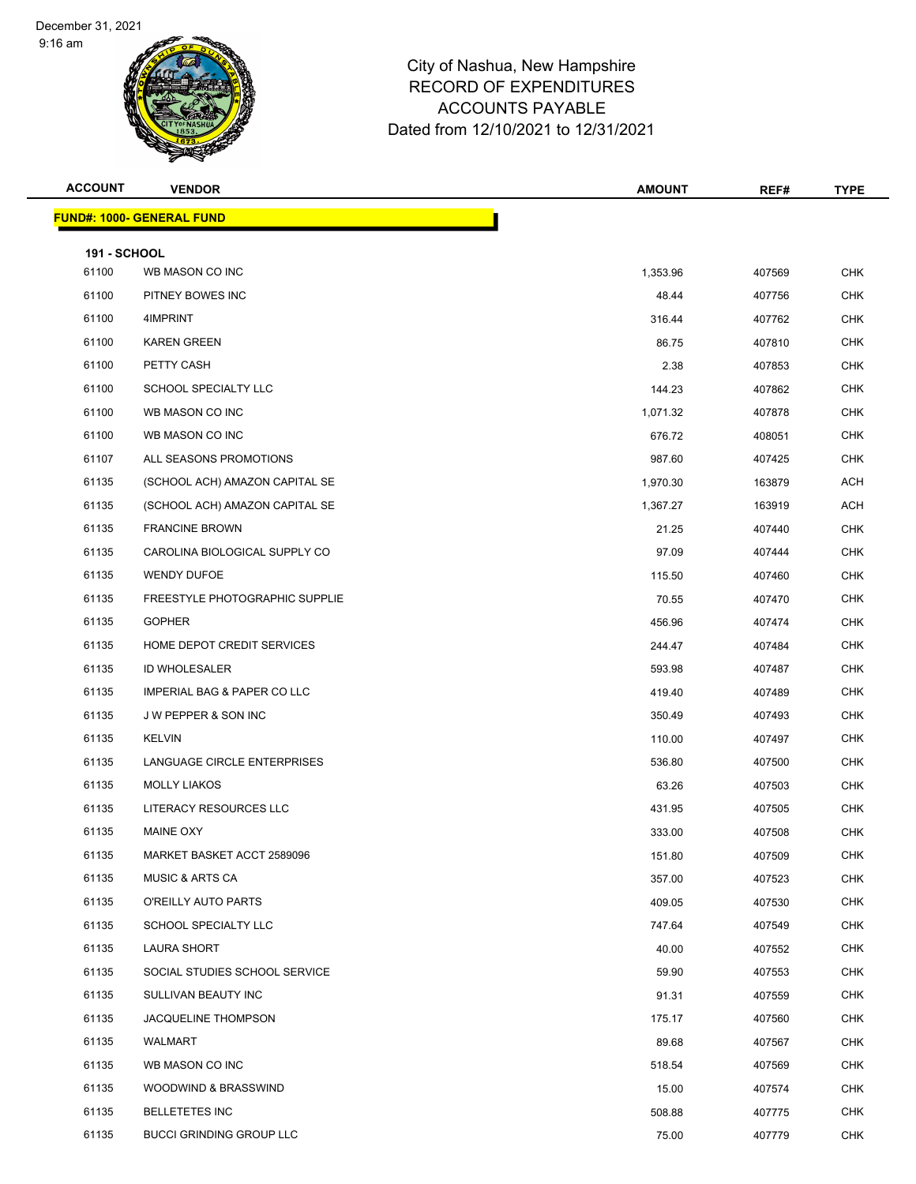City of Nashua, New Hampshire
RECORD OF EXPENDITURES
ACCOUNTS PAYABLE
Dated from 12/10/2021 to 12/31/2021

| ACCOUNT | VENDOR | AMOUNT | REF# | TYPE |
|---|---|---|---|---|
| **FUND#: 1000- GENERAL FUND** | | | | |
| **191 - SCHOOL** | | | | |
| 61100 | WB MASON CO INC | 1,353.96 | 407569 | CHK |
| 61100 | PITNEY BOWES INC | 48.44 | 407756 | CHK |
| 61100 | 4IMPRINT | 316.44 | 407762 | CHK |
| 61100 | KAREN GREEN | 86.75 | 407810 | CHK |
| 61100 | PETTY CASH | 2.38 | 407853 | CHK |
| 61100 | SCHOOL SPECIALTY LLC | 144.23 | 407862 | CHK |
| 61100 | WB MASON CO INC | 1,071.32 | 407878 | CHK |
| 61100 | WB MASON CO INC | 676.72 | 408051 | CHK |
| 61107 | ALL SEASONS PROMOTIONS | 987.60 | 407425 | CHK |
| 61135 | (SCHOOL ACH) AMAZON CAPITAL SE | 1,970.30 | 163879 | ACH |
| 61135 | (SCHOOL ACH) AMAZON CAPITAL SE | 1,367.27 | 163919 | ACH |
| 61135 | FRANCINE BROWN | 21.25 | 407440 | CHK |
| 61135 | CAROLINA BIOLOGICAL SUPPLY CO | 97.09 | 407444 | CHK |
| 61135 | WENDY DUFOE | 115.50 | 407460 | CHK |
| 61135 | FREESTYLE PHOTOGRAPHIC SUPPLIE | 70.55 | 407470 | CHK |
| 61135 | GOPHER | 456.96 | 407474 | CHK |
| 61135 | HOME DEPOT CREDIT SERVICES | 244.47 | 407484 | CHK |
| 61135 | ID WHOLESALER | 593.98 | 407487 | CHK |
| 61135 | IMPERIAL BAG & PAPER CO LLC | 419.40 | 407489 | CHK |
| 61135 | J W PEPPER & SON INC | 350.49 | 407493 | CHK |
| 61135 | KELVIN | 110.00 | 407497 | CHK |
| 61135 | LANGUAGE CIRCLE ENTERPRISES | 536.80 | 407500 | CHK |
| 61135 | MOLLY LIAKOS | 63.26 | 407503 | CHK |
| 61135 | LITERACY RESOURCES LLC | 431.95 | 407505 | CHK |
| 61135 | MAINE OXY | 333.00 | 407508 | CHK |
| 61135 | MARKET BASKET ACCT 2589096 | 151.80 | 407509 | CHK |
| 61135 | MUSIC & ARTS CA | 357.00 | 407523 | CHK |
| 61135 | O'REILLY AUTO PARTS | 409.05 | 407530 | CHK |
| 61135 | SCHOOL SPECIALTY LLC | 747.64 | 407549 | CHK |
| 61135 | LAURA SHORT | 40.00 | 407552 | CHK |
| 61135 | SOCIAL STUDIES SCHOOL SERVICE | 59.90 | 407553 | CHK |
| 61135 | SULLIVAN BEAUTY INC | 91.31 | 407559 | CHK |
| 61135 | JACQUELINE THOMPSON | 175.17 | 407560 | CHK |
| 61135 | WALMART | 89.68 | 407567 | CHK |
| 61135 | WB MASON CO INC | 518.54 | 407569 | CHK |
| 61135 | WOODWIND & BRASSWIND | 15.00 | 407574 | CHK |
| 61135 | BELLETETES INC | 508.88 | 407775 | CHK |
| 61135 | BUCCI GRINDING GROUP LLC | 75.00 | 407779 | CHK |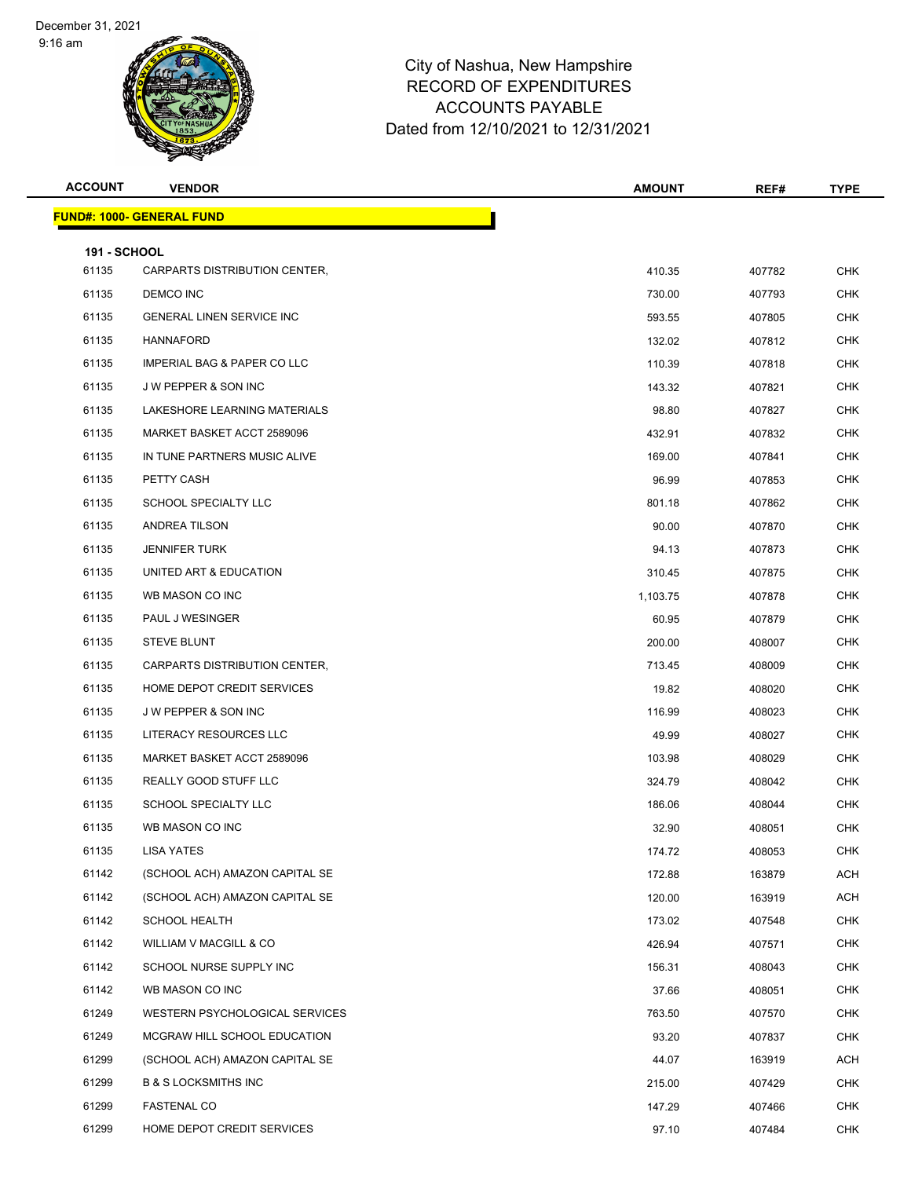City of Nashua, New Hampshire
RECORD OF EXPENDITURES
ACCOUNTS PAYABLE
Dated from 12/10/2021 to 12/31/2021

December 31, 2021
9:16 am

| ACCOUNT | VENDOR | AMOUNT | REF# | TYPE |
|---|---|---|---|---|
| **FUND#: 1000- GENERAL FUND** | | | | |
| **191 - SCHOOL** | | | | |
| 61135 | CARPARTS DISTRIBUTION CENTER, | 410.35 | 407782 | CHK |
| 61135 | DEMCO INC | 730.00 | 407793 | CHK |
| 61135 | GENERAL LINEN SERVICE INC | 593.55 | 407805 | CHK |
| 61135 | HANNAFORD | 132.02 | 407812 | CHK |
| 61135 | IMPERIAL BAG & PAPER CO LLC | 110.39 | 407818 | CHK |
| 61135 | J W PEPPER & SON INC | 143.32 | 407821 | CHK |
| 61135 | LAKESHORE LEARNING MATERIALS | 98.80 | 407827 | CHK |
| 61135 | MARKET BASKET ACCT 2589096 | 432.91 | 407832 | CHK |
| 61135 | IN TUNE PARTNERS MUSIC ALIVE | 169.00 | 407841 | CHK |
| 61135 | PETTY CASH | 96.99 | 407853 | CHK |
| 61135 | SCHOOL SPECIALTY LLC | 801.18 | 407862 | CHK |
| 61135 | ANDREA TILSON | 90.00 | 407870 | CHK |
| 61135 | JENNIFER TURK | 94.13 | 407873 | CHK |
| 61135 | UNITED ART & EDUCATION | 310.45 | 407875 | CHK |
| 61135 | WB MASON CO INC | 1,103.75 | 407878 | CHK |
| 61135 | PAUL J WESINGER | 60.95 | 407879 | CHK |
| 61135 | STEVE BLUNT | 200.00 | 408007 | CHK |
| 61135 | CARPARTS DISTRIBUTION CENTER, | 713.45 | 408009 | CHK |
| 61135 | HOME DEPOT CREDIT SERVICES | 19.82 | 408020 | CHK |
| 61135 | J W PEPPER & SON INC | 116.99 | 408023 | CHK |
| 61135 | LITERACY RESOURCES LLC | 49.99 | 408027 | CHK |
| 61135 | MARKET BASKET ACCT 2589096 | 103.98 | 408029 | CHK |
| 61135 | REALLY GOOD STUFF LLC | 324.79 | 408042 | CHK |
| 61135 | SCHOOL SPECIALTY LLC | 186.06 | 408044 | CHK |
| 61135 | WB MASON CO INC | 32.90 | 408051 | CHK |
| 61135 | LISA YATES | 174.72 | 408053 | CHK |
| 61142 | (SCHOOL ACH) AMAZON CAPITAL SE | 172.88 | 163879 | ACH |
| 61142 | (SCHOOL ACH) AMAZON CAPITAL SE | 120.00 | 163919 | ACH |
| 61142 | SCHOOL HEALTH | 173.02 | 407548 | CHK |
| 61142 | WILLIAM V MACGILL & CO | 426.94 | 407571 | CHK |
| 61142 | SCHOOL NURSE SUPPLY INC | 156.31 | 408043 | CHK |
| 61142 | WB MASON CO INC | 37.66 | 408051 | CHK |
| 61249 | WESTERN PSYCHOLOGICAL SERVICES | 763.50 | 407570 | CHK |
| 61249 | MCGRAW HILL SCHOOL EDUCATION | 93.20 | 407837 | CHK |
| 61299 | (SCHOOL ACH) AMAZON CAPITAL SE | 44.07 | 163919 | ACH |
| 61299 | B & S LOCKSMITHS INC | 215.00 | 407429 | CHK |
| 61299 | FASTENAL CO | 147.29 | 407466 | CHK |
| 61299 | HOME DEPOT CREDIT SERVICES | 97.10 | 407484 | CHK |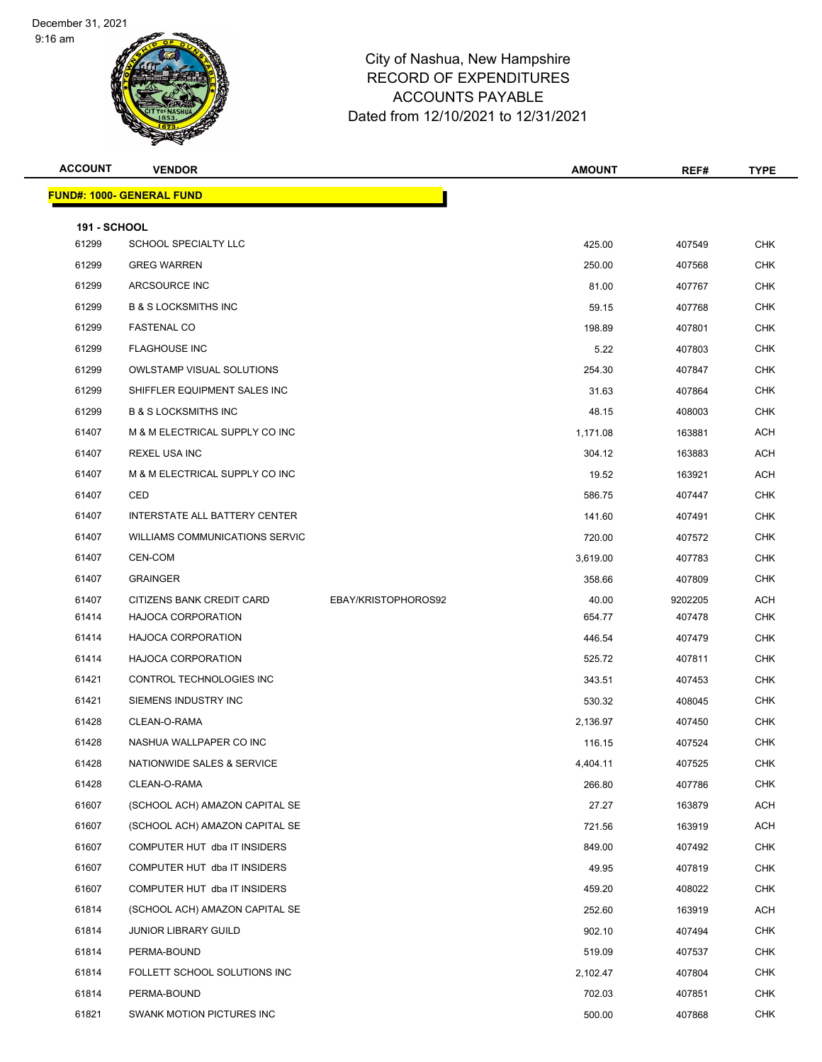# City of Nashua, New Hampshire
# RECORD OF EXPENDITURES
# ACCOUNTS PAYABLE
# Dated from 12/10/2021 to 12/31/2021

December 31, 2021
9:16 am

| ACCOUNT | VENDOR | | AMOUNT | REF# | TYPE |
|---|---|---|---|---|---|
| **FUND#: 1000- GENERAL FUND** | | | | | |
| **191 - SCHOOL** | | | | | |
| 61299 | SCHOOL SPECIALTY LLC | | 425.00 | 407549 | CHK |
| 61299 | GREG WARREN | | 250.00 | 407568 | CHK |
| 61299 | ARCSOURCE INC | | 81.00 | 407767 | CHK |
| 61299 | B & S LOCKSMITHS INC | | 59.15 | 407768 | CHK |
| 61299 | FASTENAL CO | | 198.89 | 407801 | CHK |
| 61299 | FLAGHOUSE INC | | 5.22 | 407803 | CHK |
| 61299 | OWLSTAMP VISUAL SOLUTIONS | | 254.30 | 407847 | CHK |
| 61299 | SHIFFLER EQUIPMENT SALES INC | | 31.63 | 407864 | CHK |
| 61299 | B & S LOCKSMITHS INC | | 48.15 | 408003 | CHK |
| 61407 | M & M ELECTRICAL SUPPLY CO INC | | 1,171.08 | 163881 | ACH |
| 61407 | REXEL USA INC | | 304.12 | 163883 | ACH |
| 61407 | M & M ELECTRICAL SUPPLY CO INC | | 19.52 | 163921 | ACH |
| 61407 | CED | | 586.75 | 407447 | CHK |
| 61407 | INTERSTATE ALL BATTERY CENTER | | 141.60 | 407491 | CHK |
| 61407 | WILLIAMS COMMUNICATIONS SERVIC | | 720.00 | 407572 | CHK |
| 61407 | CEN-COM | | 3,619.00 | 407783 | CHK |
| 61407 | GRAINGER | | 358.66 | 407809 | CHK |
| 61407 | CITIZENS BANK CREDIT CARD | EBAY/KRISTOPHOROS92 | 40.00 | 9202205 | ACH |
| 61414 | HAJOCA CORPORATION | | 654.77 | 407478 | CHK |
| 61414 | HAJOCA CORPORATION | | 446.54 | 407479 | CHK |
| 61414 | HAJOCA CORPORATION | | 525.72 | 407811 | CHK |
| 61421 | CONTROL TECHNOLOGIES INC | | 343.51 | 407453 | CHK |
| 61421 | SIEMENS INDUSTRY INC | | 530.32 | 408045 | CHK |
| 61428 | CLEAN-O-RAMA | | 2,136.97 | 407450 | CHK |
| 61428 | NASHUA WALLPAPER CO INC | | 116.15 | 407524 | CHK |
| 61428 | NATIONWIDE SALES & SERVICE | | 4,404.11 | 407525 | CHK |
| 61428 | CLEAN-O-RAMA | | 266.80 | 407786 | CHK |
| 61607 | (SCHOOL ACH) AMAZON CAPITAL SE | | 27.27 | 163879 | ACH |
| 61607 | (SCHOOL ACH) AMAZON CAPITAL SE | | 721.56 | 163919 | ACH |
| 61607 | COMPUTER HUT dba IT INSIDERS | | 849.00 | 407492 | CHK |
| 61607 | COMPUTER HUT dba IT INSIDERS | | 49.95 | 407819 | CHK |
| 61607 | COMPUTER HUT dba IT INSIDERS | | 459.20 | 408022 | CHK |
| 61814 | (SCHOOL ACH) AMAZON CAPITAL SE | | 252.60 | 163919 | ACH |
| 61814 | JUNIOR LIBRARY GUILD | | 902.10 | 407494 | CHK |
| 61814 | PERMA-BOUND | | 519.09 | 407537 | CHK |
| 61814 | FOLLETT SCHOOL SOLUTIONS INC | | 2,102.47 | 407804 | CHK |
| 61814 | PERMA-BOUND | | 702.03 | 407851 | CHK |
| 61821 | SWANK MOTION PICTURES INC | | 500.00 | 407868 | CHK |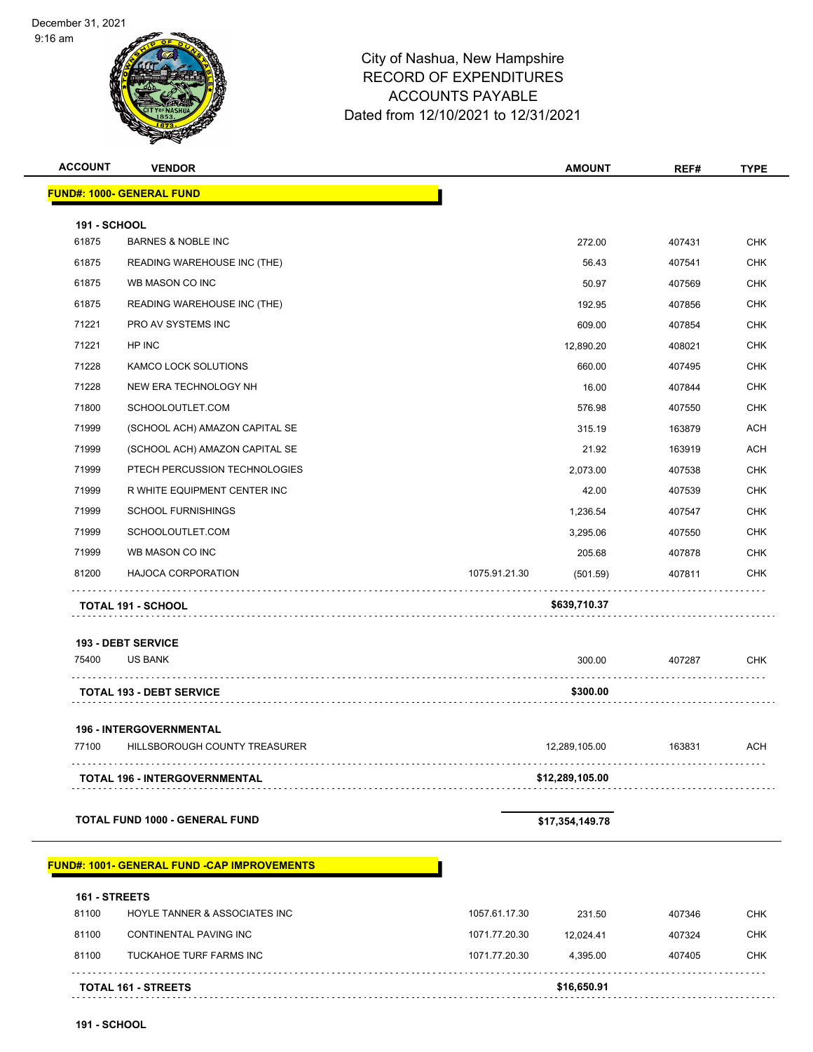# City of Nashua, New Hampshire
## RECORD OF EXPENDITURES
## ACCOUNTS PAYABLE
## Dated from 12/10/2021 to 12/31/2021

| ACCOUNT | VENDOR | | AMOUNT | REF# | TYPE |
|---|---|---|---|---|---|
| **FUND#: 1000- GENERAL FUND** | | | | | |
| **191 - SCHOOL** | | | | | |
| 61875 | BARNES & NOBLE INC | | 272.00 | 407431 | CHK |
| 61875 | READING WAREHOUSE INC (THE) | | 56.43 | 407541 | CHK |
| 61875 | WB MASON CO INC | | 50.97 | 407569 | CHK |
| 61875 | READING WAREHOUSE INC (THE) | | 192.95 | 407856 | CHK |
| 71221 | PRO AV SYSTEMS INC | | 609.00 | 407854 | CHK |
| 71221 | HP INC | | 12,890.20 | 408021 | CHK |
| 71228 | KAMCO LOCK SOLUTIONS | | 660.00 | 407495 | CHK |
| 71228 | NEW ERA TECHNOLOGY NH | | 16.00 | 407844 | CHK |
| 71800 | SCHOOLOUTLET.COM | | 576.98 | 407550 | CHK |
| 71999 | (SCHOOL ACH) AMAZON CAPITAL SE | | 315.19 | 163879 | ACH |
| 71999 | (SCHOOL ACH) AMAZON CAPITAL SE | | 21.92 | 163919 | ACH |
| 71999 | PTECH PERCUSSION TECHNOLOGIES | | 2,073.00 | 407538 | CHK |
| 71999 | R WHITE EQUIPMENT CENTER INC | | 42.00 | 407539 | CHK |
| 71999 | SCHOOL FURNISHINGS | | 1,236.54 | 407547 | CHK |
| 71999 | SCHOOLOUTLET.COM | | 3,295.06 | 407550 | CHK |
| 71999 | WB MASON CO INC | | 205.68 | 407878 | CHK |
| 81200 | HAJOCA CORPORATION | 1075.91.21.30 | (501.59) | 407811 | CHK |
| **TOTAL 191 - SCHOOL** | | | **$639,710.37** | | |
| **193 - DEBT SERVICE** | | | | | |
| 75400 | US BANK | | 300.00 | 407287 | CHK |
| **TOTAL 193 - DEBT SERVICE** | | | **$300.00** | | |
| **196 - INTERGOVERNMENTAL** | | | | | |
| 77100 | HILLSBOROUGH COUNTY TREASURER | | 12,289,105.00 | 163831 | ACH |
| **TOTAL 196 - INTERGOVERNMENTAL** | | | **$12,289,105.00** | | |
| **TOTAL FUND 1000 - GENERAL FUND** | | | **$17,354,149.78** | | |
| **FUND#: 1001- GENERAL FUND -CAP IMPROVEMENTS** | | | | | |
| **161 - STREETS** | | | | | |
| 81100 | HOYLE TANNER & ASSOCIATES INC | 1057.61.17.30 | 231.50 | 407346 | CHK |
| 81100 | CONTINENTAL PAVING INC | 1071.77.20.30 | 12,024.41 | 407324 | CHK |
| 81100 | TUCKAHOE TURF FARMS INC | 1071.77.20.30 | 4,395.00 | 407405 | CHK |
| **TOTAL 161 - STREETS** | | | **$16,650.91** | | |
| **191 - SCHOOL** | | | | | |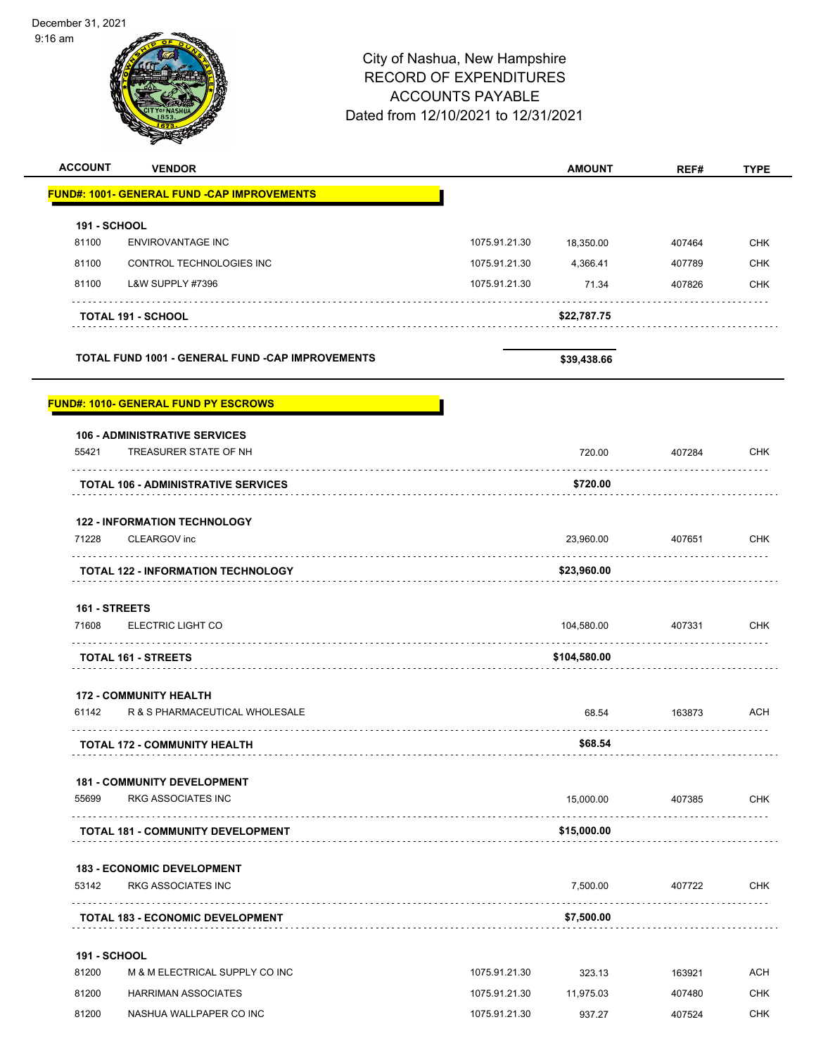City of Nashua, New Hampshire
RECORD OF EXPENDITURES
ACCOUNTS PAYABLE
Dated from 12/10/2021 to 12/31/2021

| ACCOUNT | VENDOR | | AMOUNT | REF# | TYPE |
|---|---|---|---|---|---|
| **FUND#: 1001- GENERAL FUND -CAP IMPROVEMENTS** | | | | | |
| **191 - SCHOOL** | | | | | |
| 81100 | ENVIROVANTAGE INC | 1075.91.21.30 | 18,350.00 | 407464 | CHK |
| 81100 | CONTROL TECHNOLOGIES INC | 1075.91.21.30 | 4,366.41 | 407789 | CHK |
| 81100 | L&W SUPPLY #7396 | 1075.91.21.30 | 71.34 | 407826 | CHK |
| | **TOTAL 191 - SCHOOL** | | **$22,787.75** | | |
| | **TOTAL FUND 1001 - GENERAL FUND -CAP IMPROVEMENTS** | | **$39,438.66** | | |
| **FUND#: 1010- GENERAL FUND PY ESCROWS** | | | | | |
| **106 - ADMINISTRATIVE SERVICES** | | | | | |
| 55421 | TREASURER STATE OF NH | | 720.00 | 407284 | CHK |
| | **TOTAL 106 - ADMINISTRATIVE SERVICES** | | **$720.00** | | |
| **122 - INFORMATION TECHNOLOGY** | | | | | |
| 71228 | CLEARGOV inc | | 23,960.00 | 407651 | CHK |
| | **TOTAL 122 - INFORMATION TECHNOLOGY** | | **$23,960.00** | | |
| **161 - STREETS** | | | | | |
| 71608 | ELECTRIC LIGHT CO | | 104,580.00 | 407331 | CHK |
| | **TOTAL 161 - STREETS** | | **$104,580.00** | | |
| **172 - COMMUNITY HEALTH** | | | | | |
| 61142 | R & S PHARMACEUTICAL WHOLESALE | | 68.54 | 163873 | ACH |
| | **TOTAL 172 - COMMUNITY HEALTH** | | **$68.54** | | |
| **181 - COMMUNITY DEVELOPMENT** | | | | | |
| 55699 | RKG ASSOCIATES INC | | 15,000.00 | 407385 | CHK |
| | **TOTAL 181 - COMMUNITY DEVELOPMENT** | | **$15,000.00** | | |
| **183 - ECONOMIC DEVELOPMENT** | | | | | |
| 53142 | RKG ASSOCIATES INC | | 7,500.00 | 407722 | CHK |
| | **TOTAL 183 - ECONOMIC DEVELOPMENT** | | **$7,500.00** | | |
| **191 - SCHOOL** | | | | | |
| 81200 | M & M ELECTRICAL SUPPLY CO INC | 1075.91.21.30 | 323.13 | 163921 | ACH |
| 81200 | HARRIMAN ASSOCIATES | 1075.91.21.30 | 11,975.03 | 407480 | CHK |
| 81200 | NASHUA WALLPAPER CO INC | 1075.91.21.30 | 937.27 | 407524 | CHK |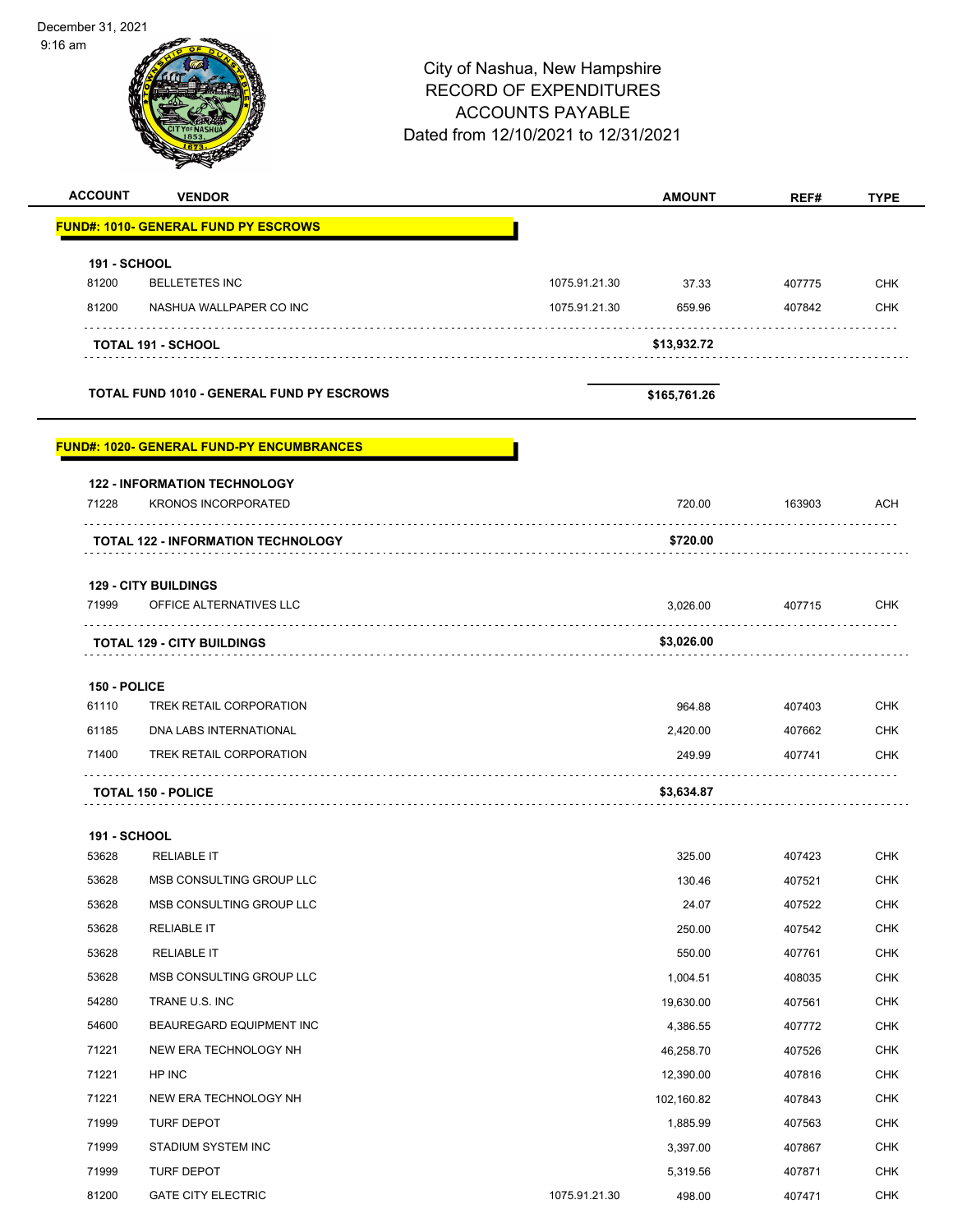# City of Nashua, New Hampshire
## RECORD OF EXPENDITURES
## ACCOUNTS PAYABLE
## Dated from 12/10/2021 to 12/31/2021

| ACCOUNT | VENDOR | | AMOUNT | REF# | TYPE |
|---|---|---|---|---|---|
| **FUND#: 1010- GENERAL FUND PY ESCROWS** | | | | | |
| **191 - SCHOOL** | | | | | |
| 81200 | BELLETETES INC | 1075.91.21.30 | 37.33 | 407775 | CHK |
| 81200 | NASHUA WALLPAPER CO INC | 1075.91.21.30 | 659.96 | 407842 | CHK |
| | **TOTAL 191 - SCHOOL** | | **$13,932.72** | | |
| | **TOTAL FUND 1010 - GENERAL FUND PY ESCROWS** | | **$165,761.26** | | |
| **FUND#: 1020- GENERAL FUND-PY ENCUMBRANCES** | | | | | |
| **122 - INFORMATION TECHNOLOGY** | | | | | |
| 71228 | KRONOS INCORPORATED | | 720.00 | 163903 | ACH |
| | **TOTAL 122 - INFORMATION TECHNOLOGY** | | **$720.00** | | |
| **129 - CITY BUILDINGS** | | | | | |
| 71999 | OFFICE ALTERNATIVES LLC | | 3,026.00 | 407715 | CHK |
| | **TOTAL 129 - CITY BUILDINGS** | | **$3,026.00** | | |
| **150 - POLICE** | | | | | |
| 61110 | TREK RETAIL CORPORATION | | 964.88 | 407403 | CHK |
| 61185 | DNA LABS INTERNATIONAL | | 2,420.00 | 407662 | CHK |
| 71400 | TREK RETAIL CORPORATION | | 249.99 | 407741 | CHK |
| | **TOTAL 150 - POLICE** | | **$3,634.87** | | |
| **191 - SCHOOL** | | | | | |
| 53628 | RELIABLE IT | | 325.00 | 407423 | CHK |
| 53628 | MSB CONSULTING GROUP LLC | | 130.46 | 407521 | CHK |
| 53628 | MSB CONSULTING GROUP LLC | | 24.07 | 407522 | CHK |
| 53628 | RELIABLE IT | | 250.00 | 407542 | CHK |
| 53628 | RELIABLE IT | | 550.00 | 407761 | CHK |
| 53628 | MSB CONSULTING GROUP LLC | | 1,004.51 | 408035 | CHK |
| 54280 | TRANE U.S. INC | | 19,630.00 | 407561 | CHK |
| 54600 | BEAUREGARD EQUIPMENT INC | | 4,386.55 | 407772 | CHK |
| 71221 | NEW ERA TECHNOLOGY NH | | 46,258.70 | 407526 | CHK |
| 71221 | HP INC | | 12,390.00 | 407816 | CHK |
| 71221 | NEW ERA TECHNOLOGY NH | | 102,160.82 | 407843 | CHK |
| 71999 | TURF DEPOT | | 1,885.99 | 407563 | CHK |
| 71999 | STADIUM SYSTEM INC | | 3,397.00 | 407867 | CHK |
| 71999 | TURF DEPOT | | 5,319.56 | 407871 | CHK |
| 81200 | GATE CITY ELECTRIC | 1075.91.21.30 | 498.00 | 407471 | CHK |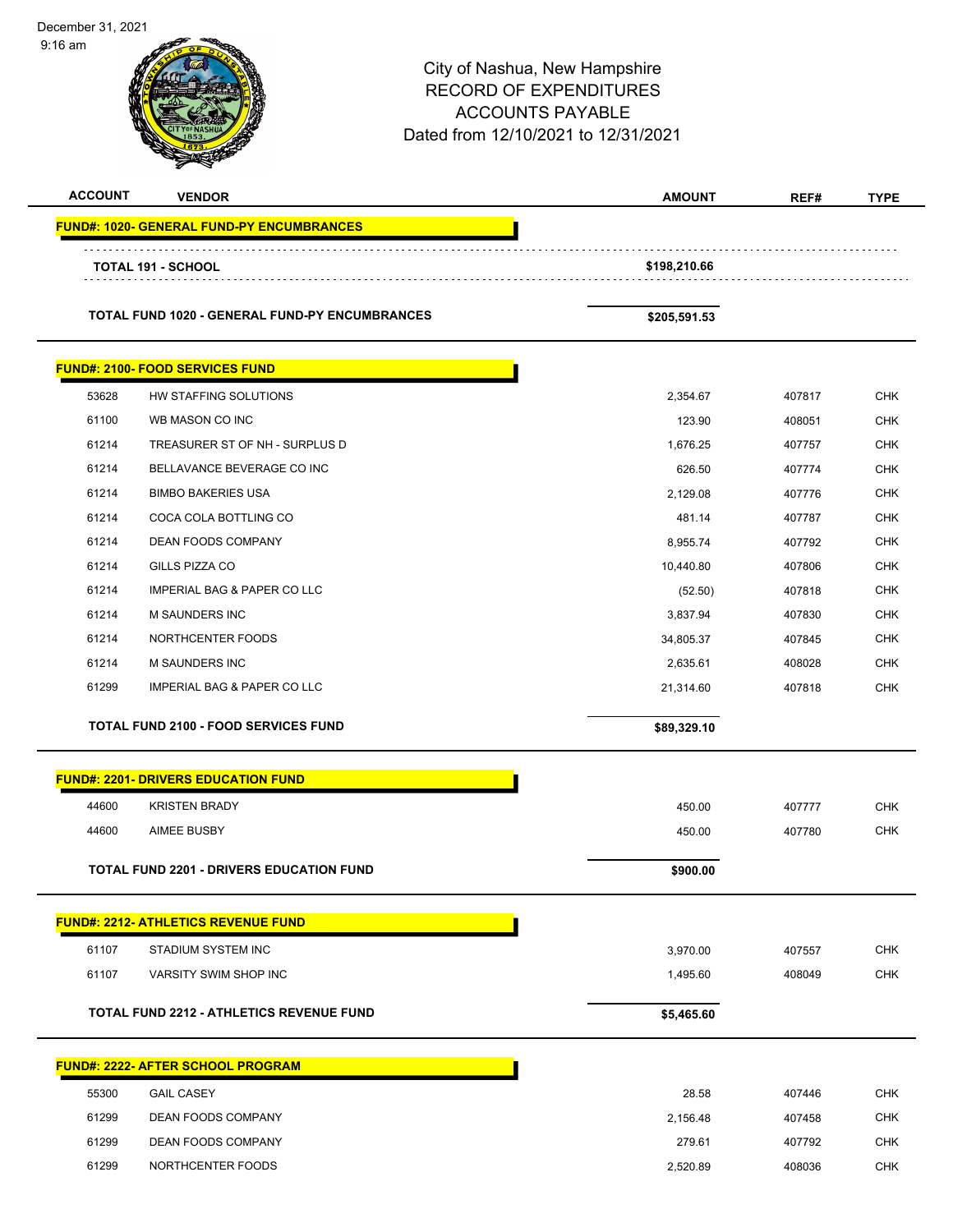December 31, 2021
9:16 am

City of Nashua, New Hampshire
RECORD OF EXPENDITURES
ACCOUNTS PAYABLE
Dated from 12/10/2021 to 12/31/2021

| ACCOUNT | VENDOR | AMOUNT | REF# | TYPE |
|---|---|---|---|---|
| **FUND#: 1020- GENERAL FUND-PY ENCUMBRANCES** | | | | |
| | **TOTAL 191 - SCHOOL** | **$198,210.66** | | |
| | **TOTAL FUND 1020 - GENERAL FUND-PY ENCUMBRANCES** | **$205,591.53** | | |
| **FUND#: 2100- FOOD SERVICES FUND** | | | | |
| 53628 | HW STAFFING SOLUTIONS | 2,354.67 | 407817 | CHK |
| 61100 | WB MASON CO INC | 123.90 | 408051 | CHK |
| 61214 | TREASURER ST OF NH - SURPLUS D | 1,676.25 | 407757 | CHK |
| 61214 | BELLAVANCE BEVERAGE CO INC | 626.50 | 407774 | CHK |
| 61214 | BIMBO BAKERIES USA | 2,129.08 | 407776 | CHK |
| 61214 | COCA COLA BOTTLING CO | 481.14 | 407787 | CHK |
| 61214 | DEAN FOODS COMPANY | 8,955.74 | 407792 | CHK |
| 61214 | GILLS PIZZA CO | 10,440.80 | 407806 | CHK |
| 61214 | IMPERIAL BAG & PAPER CO LLC | (52.50) | 407818 | CHK |
| 61214 | M SAUNDERS INC | 3,837.94 | 407830 | CHK |
| 61214 | NORTHCENTER FOODS | 34,805.37 | 407845 | CHK |
| 61214 | M SAUNDERS INC | 2,635.61 | 408028 | CHK |
| 61299 | IMPERIAL BAG & PAPER CO LLC | 21,314.60 | 407818 | CHK |
| | **TOTAL FUND 2100 - FOOD SERVICES FUND** | **$89,329.10** | | |
| **FUND#: 2201- DRIVERS EDUCATION FUND** | | | | |
| 44600 | KRISTEN BRADY | 450.00 | 407777 | CHK |
| 44600 | AIMEE BUSBY | 450.00 | 407780 | CHK |
| | **TOTAL FUND 2201 - DRIVERS EDUCATION FUND** | **$900.00** | | |
| **FUND#: 2212- ATHLETICS REVENUE FUND** | | | | |
| 61107 | STADIUM SYSTEM INC | 3,970.00 | 407557 | CHK |
| 61107 | VARSITY SWIM SHOP INC | 1,495.60 | 408049 | CHK |
| | **TOTAL FUND 2212 - ATHLETICS REVENUE FUND** | **$5,465.60** | | |
| **FUND#: 2222- AFTER SCHOOL PROGRAM** | | | | |
| 55300 | GAIL CASEY | 28.58 | 407446 | CHK |
| 61299 | DEAN FOODS COMPANY | 2,156.48 | 407458 | CHK |
| 61299 | DEAN FOODS COMPANY | 279.61 | 407792 | CHK |
| 61299 | NORTHCENTER FOODS | 2,520.89 | 408036 | CHK |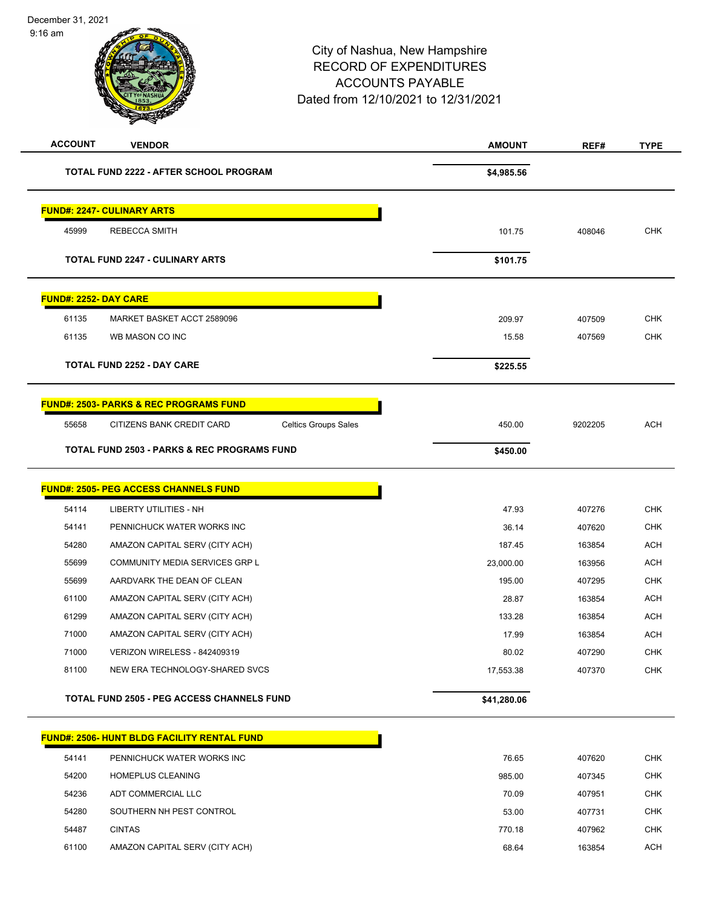City of Nashua, New Hampshire
RECORD OF EXPENDITURES
ACCOUNTS PAYABLE
Dated from 12/10/2021 to 12/31/2021

| ACCOUNT | VENDOR | | AMOUNT | REF# | TYPE |
|---|---|---|---|---|---|
| | **TOTAL FUND 2222 - AFTER SCHOOL PROGRAM** | | **$4,985.56** | | |
| **FUND#: 2247- CULINARY ARTS** | | | | | |
| 45999 | REBECCA SMITH | | 101.75 | 408046 | CHK |
| | **TOTAL FUND 2247 - CULINARY ARTS** | | **$101.75** | | |
| **FUND#: 2252- DAY CARE** | | | | | |
| 61135 | MARKET BASKET ACCT 2589096 | | 209.97 | 407509 | CHK |
| 61135 | WB MASON CO INC | | 15.58 | 407569 | CHK |
| | **TOTAL FUND 2252 - DAY CARE** | | **$225.55** | | |
| **FUND#: 2503- PARKS & REC PROGRAMS FUND** | | | | | |
| 55658 | CITIZENS BANK CREDIT CARD | Celtics Groups Sales | 450.00 | 9202205 | ACH |
| | **TOTAL FUND 2503 - PARKS & REC PROGRAMS FUND** | | **$450.00** | | |
| **FUND#: 2505- PEG ACCESS CHANNELS FUND** | | | | | |
| 54114 | LIBERTY UTILITIES - NH | | 47.93 | 407276 | CHK |
| 54141 | PENNICHUCK WATER WORKS INC | | 36.14 | 407620 | CHK |
| 54280 | AMAZON CAPITAL SERV (CITY ACH) | | 187.45 | 163854 | ACH |
| 55699 | COMMUNITY MEDIA SERVICES GRP L | | 23,000.00 | 163956 | ACH |
| 55699 | AARDVARK THE DEAN OF CLEAN | | 195.00 | 407295 | CHK |
| 61100 | AMAZON CAPITAL SERV (CITY ACH) | | 28.87 | 163854 | ACH |
| 61299 | AMAZON CAPITAL SERV (CITY ACH) | | 133.28 | 163854 | ACH |
| 71000 | AMAZON CAPITAL SERV (CITY ACH) | | 17.99 | 163854 | ACH |
| 71000 | VERIZON WIRELESS - 842409319 | | 80.02 | 407290 | CHK |
| 81100 | NEW ERA TECHNOLOGY-SHARED SVCS | | 17,553.38 | 407370 | CHK |
| | **TOTAL FUND 2505 - PEG ACCESS CHANNELS FUND** | | **$41,280.06** | | |
| **FUND#: 2506- HUNT BLDG FACILITY RENTAL FUND** | | | | | |
| 54141 | PENNICHUCK WATER WORKS INC | | 76.65 | 407620 | CHK |
| 54200 | HOMEPLUS CLEANING | | 985.00 | 407345 | CHK |
| 54236 | ADT COMMERCIAL LLC | | 70.09 | 407951 | CHK |
| 54280 | SOUTHERN NH PEST CONTROL | | 53.00 | 407731 | CHK |
| 54487 | CINTAS | | 770.18 | 407962 | CHK |
| 61100 | AMAZON CAPITAL SERV (CITY ACH) | | 68.64 | 163854 | ACH |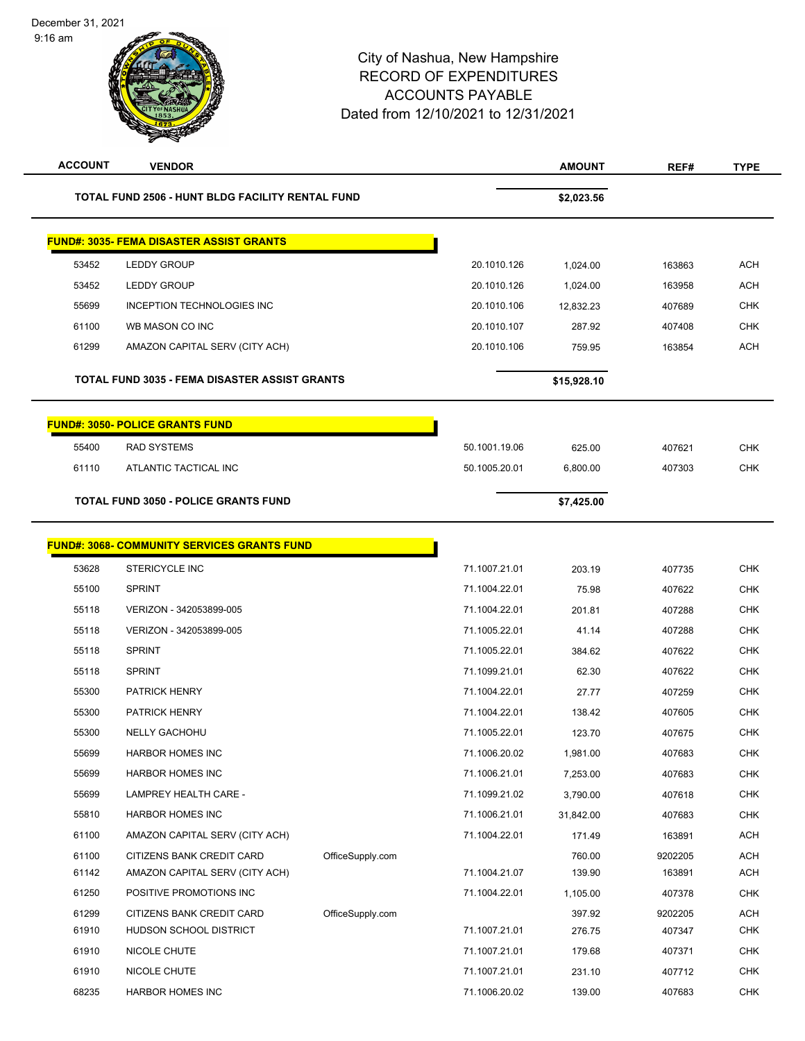| ACCOUNT | VENDOR | | | AMOUNT | REF# | TYPE |
|---|---|---|---|---|---|---|
| | **TOTAL FUND 2506 - HUNT BLDG FACILITY RENTAL FUND** | | | **$2,023.56** | | |
| | **FUND#: 3035- FEMA DISASTER ASSIST GRANTS** | | | | | |
| 53452 | LEDDY GROUP | | 20.1010.126 | 1,024.00 | 163863 | ACH |
| 53452 | LEDDY GROUP | | 20.1010.126 | 1,024.00 | 163958 | ACH |
| 55699 | INCEPTION TECHNOLOGIES INC | | 20.1010.106 | 12,832.23 | 407689 | CHK |
| 61100 | WB MASON CO INC | | 20.1010.107 | 287.92 | 407408 | CHK |
| 61299 | AMAZON CAPITAL SERV (CITY ACH) | | 20.1010.106 | 759.95 | 163854 | ACH |
| | **TOTAL FUND 3035 - FEMA DISASTER ASSIST GRANTS** | | | **$15,928.10** | | |
| | **FUND#: 3050- POLICE GRANTS FUND** | | | | | |
| 55400 | RAD SYSTEMS | | 50.1001.19.06 | 625.00 | 407621 | CHK |
| 61110 | ATLANTIC TACTICAL INC | | 50.1005.20.01 | 6,800.00 | 407303 | CHK |
| | **TOTAL FUND 3050 - POLICE GRANTS FUND** | | | **$7,425.00** | | |
| | **FUND#: 3068- COMMUNITY SERVICES GRANTS FUND** | | | | | |
| 53628 | STERICYCLE INC | | 71.1007.21.01 | 203.19 | 407735 | CHK |
| 55100 | SPRINT | | 71.1004.22.01 | 75.98 | 407622 | CHK |
| 55118 | VERIZON - 342053899-005 | | 71.1004.22.01 | 201.81 | 407288 | CHK |
| 55118 | VERIZON - 342053899-005 | | 71.1005.22.01 | 41.14 | 407288 | CHK |
| 55118 | SPRINT | | 71.1005.22.01 | 384.62 | 407622 | CHK |
| 55118 | SPRINT | | 71.1099.21.01 | 62.30 | 407622 | CHK |
| 55300 | PATRICK HENRY | | 71.1004.22.01 | 27.77 | 407259 | CHK |
| 55300 | PATRICK HENRY | | 71.1004.22.01 | 138.42 | 407605 | CHK |
| 55300 | NELLY GACHOHU | | 71.1005.22.01 | 123.70 | 407675 | CHK |
| 55699 | HARBOR HOMES INC | | 71.1006.20.02 | 1,981.00 | 407683 | CHK |
| 55699 | HARBOR HOMES INC | | 71.1006.21.01 | 7,253.00 | 407683 | CHK |
| 55699 | LAMPREY HEALTH CARE - | | 71.1099.21.02 | 3,790.00 | 407618 | CHK |
| 55810 | HARBOR HOMES INC | | 71.1006.21.01 | 31,842.00 | 407683 | CHK |
| 61100 | AMAZON CAPITAL SERV (CITY ACH) | | 71.1004.22.01 | 171.49 | 163891 | ACH |
| 61100 | CITIZENS BANK CREDIT CARD | OfficeSupply.com | | 760.00 | 9202205 | ACH |
| 61142 | AMAZON CAPITAL SERV (CITY ACH) | | 71.1004.21.07 | 139.90 | 163891 | ACH |
| 61250 | POSITIVE PROMOTIONS INC | | 71.1004.22.01 | 1,105.00 | 407378 | CHK |
| 61299 | CITIZENS BANK CREDIT CARD | OfficeSupply.com | | 397.92 | 9202205 | ACH |
| 61910 | HUDSON SCHOOL DISTRICT | | 71.1007.21.01 | 276.75 | 407347 | CHK |
| 61910 | NICOLE CHUTE | | 71.1007.21.01 | 179.68 | 407371 | CHK |
| 61910 | NICOLE CHUTE | | 71.1007.21.01 | 231.10 | 407712 | CHK |
| 68235 | HARBOR HOMES INC | | 71.1006.20.02 | 139.00 | 407683 | CHK |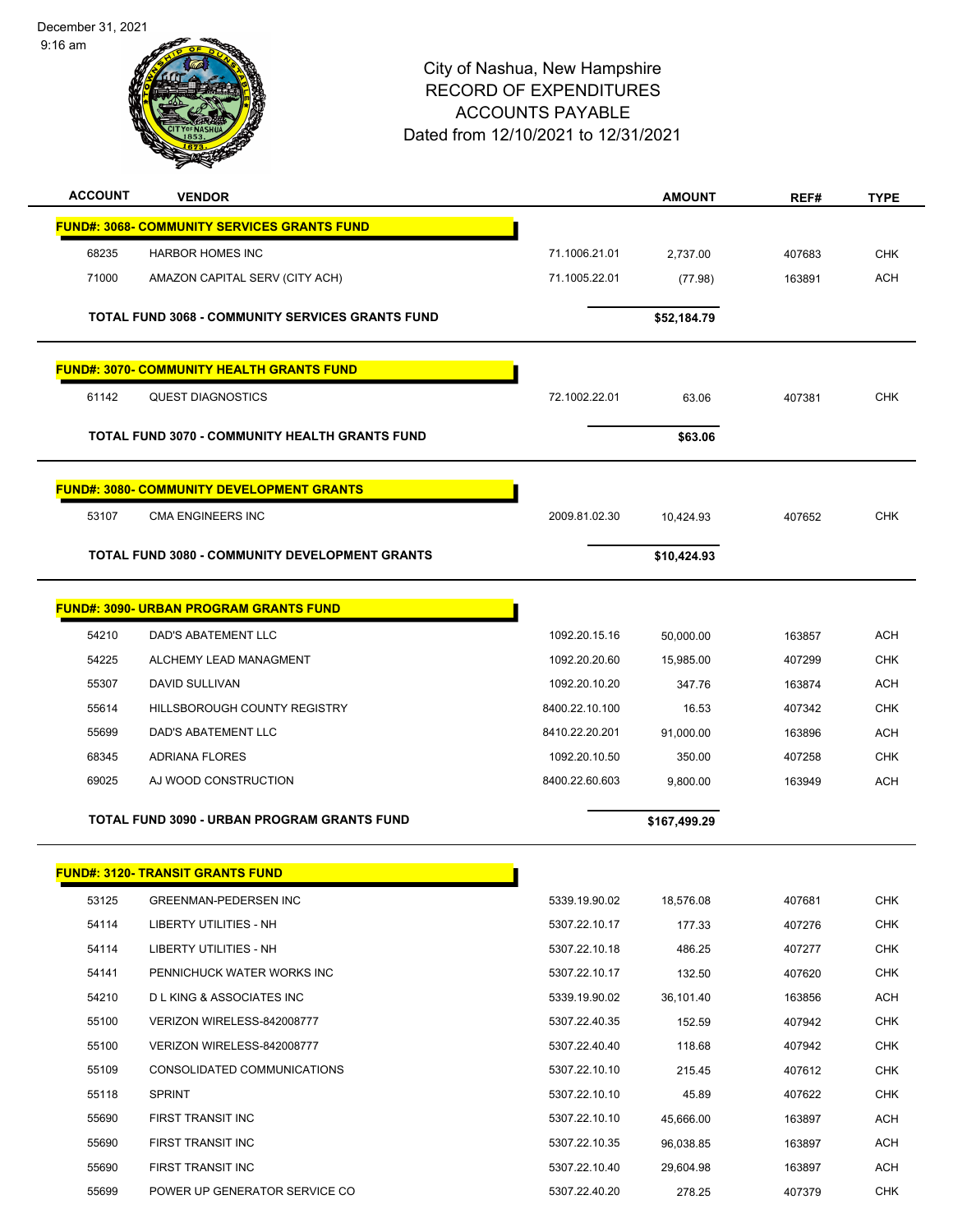City of Nashua, New Hampshire
RECORD OF EXPENDITURES
ACCOUNTS PAYABLE
Dated from 12/10/2021 to 12/31/2021

| ACCOUNT | VENDOR | | AMOUNT | REF# | TYPE |
|---|---|---|---|---|---|
| **FUND#: 3068- COMMUNITY SERVICES GRANTS FUND** | | | | | |
| 68235 | HARBOR HOMES INC | 71.1006.21.01 | 2,737.00 | 407683 | CHK |
| 71000 | AMAZON CAPITAL SERV (CITY ACH) | 71.1005.22.01 | (77.98) | 163891 | ACH |
| | **TOTAL FUND 3068 - COMMUNITY SERVICES GRANTS FUND** | | **$52,184.79** | | |
| **FUND#: 3070- COMMUNITY HEALTH GRANTS FUND** | | | | | |
| 61142 | QUEST DIAGNOSTICS | 72.1002.22.01 | 63.06 | 407381 | CHK |
| | **TOTAL FUND 3070 - COMMUNITY HEALTH GRANTS FUND** | | **$63.06** | | |
| **FUND#: 3080- COMMUNITY DEVELOPMENT GRANTS** | | | | | |
| 53107 | CMA ENGINEERS INC | 2009.81.02.30 | 10,424.93 | 407652 | CHK |
| | **TOTAL FUND 3080 - COMMUNITY DEVELOPMENT GRANTS** | | **$10,424.93** | | |
| **FUND#: 3090- URBAN PROGRAM GRANTS FUND** | | | | | |
| 54210 | DAD'S ABATEMENT LLC | 1092.20.15.16 | 50,000.00 | 163857 | ACH |
| 54225 | ALCHEMY LEAD MANAGMENT | 1092.20.20.60 | 15,985.00 | 407299 | CHK |
| 55307 | DAVID SULLIVAN | 1092.20.10.20 | 347.76 | 163874 | ACH |
| 55614 | HILLSBOROUGH COUNTY REGISTRY | 8400.22.10.100 | 16.53 | 407342 | CHK |
| 55699 | DAD'S ABATEMENT LLC | 8410.22.20.201 | 91,000.00 | 163896 | ACH |
| 68345 | ADRIANA FLORES | 1092.20.10.50 | 350.00 | 407258 | CHK |
| 69025 | AJ WOOD CONSTRUCTION | 8400.22.60.603 | 9,800.00 | 163949 | ACH |
| | **TOTAL FUND 3090 - URBAN PROGRAM GRANTS FUND** | | **$167,499.29** | | |
| **FUND#: 3120- TRANSIT GRANTS FUND** | | | | | |
| 53125 | GREENMAN-PEDERSEN INC | 5339.19.90.02 | 18,576.08 | 407681 | CHK |
| 54114 | LIBERTY UTILITIES - NH | 5307.22.10.17 | 177.33 | 407276 | CHK |
| 54114 | LIBERTY UTILITIES - NH | 5307.22.10.18 | 486.25 | 407277 | CHK |
| 54141 | PENNICHUCK WATER WORKS INC | 5307.22.10.17 | 132.50 | 407620 | CHK |
| 54210 | D L KING & ASSOCIATES INC | 5339.19.90.02 | 36,101.40 | 163856 | ACH |
| 55100 | VERIZON WIRELESS-842008777 | 5307.22.40.35 | 152.59 | 407942 | CHK |
| 55100 | VERIZON WIRELESS-842008777 | 5307.22.40.40 | 118.68 | 407942 | CHK |
| 55109 | CONSOLIDATED COMMUNICATIONS | 5307.22.10.10 | 215.45 | 407612 | CHK |
| 55118 | SPRINT | 5307.22.10.10 | 45.89 | 407622 | CHK |
| 55690 | FIRST TRANSIT INC | 5307.22.10.10 | 45,666.00 | 163897 | ACH |
| 55690 | FIRST TRANSIT INC | 5307.22.10.35 | 96,038.85 | 163897 | ACH |
| 55690 | FIRST TRANSIT INC | 5307.22.10.40 | 29,604.98 | 163897 | ACH |
| 55699 | POWER UP GENERATOR SERVICE CO | 5307.22.40.20 | 278.25 | 407379 | CHK |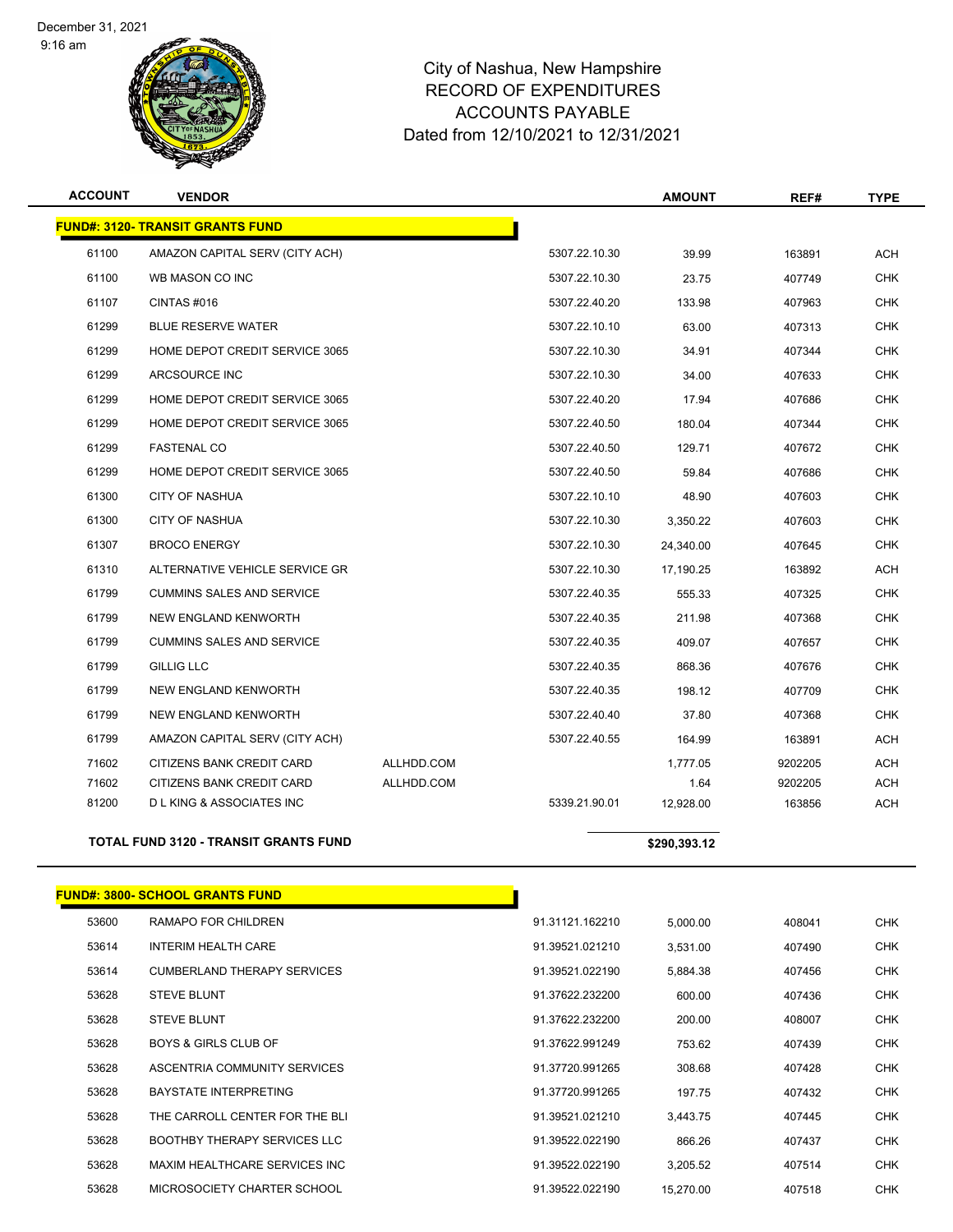City of Nashua, New Hampshire
RECORD OF EXPENDITURES
ACCOUNTS PAYABLE
Dated from 12/10/2021 to 12/31/2021

| ACCOUNT | VENDOR | | | AMOUNT | REF# | TYPE |
|---|---|---|---|---|---|---|
| **FUND#: 3120- TRANSIT GRANTS FUND** | | | | | | |
| 61100 | AMAZON CAPITAL SERV (CITY ACH) | | 5307.22.10.30 | 39.99 | 163891 | ACH |
| 61100 | WB MASON CO INC | | 5307.22.10.30 | 23.75 | 407749 | CHK |
| 61107 | CINTAS #016 | | 5307.22.40.20 | 133.98 | 407963 | CHK |
| 61299 | BLUE RESERVE WATER | | 5307.22.10.10 | 63.00 | 407313 | CHK |
| 61299 | HOME DEPOT CREDIT SERVICE 3065 | | 5307.22.10.30 | 34.91 | 407344 | CHK |
| 61299 | ARCSOURCE INC | | 5307.22.10.30 | 34.00 | 407633 | CHK |
| 61299 | HOME DEPOT CREDIT SERVICE 3065 | | 5307.22.40.20 | 17.94 | 407686 | CHK |
| 61299 | HOME DEPOT CREDIT SERVICE 3065 | | 5307.22.40.50 | 180.04 | 407344 | CHK |
| 61299 | FASTENAL CO | | 5307.22.40.50 | 129.71 | 407672 | CHK |
| 61299 | HOME DEPOT CREDIT SERVICE 3065 | | 5307.22.40.50 | 59.84 | 407686 | CHK |
| 61300 | CITY OF NASHUA | | 5307.22.10.10 | 48.90 | 407603 | CHK |
| 61300 | CITY OF NASHUA | | 5307.22.10.30 | 3,350.22 | 407603 | CHK |
| 61307 | BROCO ENERGY | | 5307.22.10.30 | 24,340.00 | 407645 | CHK |
| 61310 | ALTERNATIVE VEHICLE SERVICE GR | | 5307.22.10.30 | 17,190.25 | 163892 | ACH |
| 61799 | CUMMINS SALES AND SERVICE | | 5307.22.40.35 | 555.33 | 407325 | CHK |
| 61799 | NEW ENGLAND KENWORTH | | 5307.22.40.35 | 211.98 | 407368 | CHK |
| 61799 | CUMMINS SALES AND SERVICE | | 5307.22.40.35 | 409.07 | 407657 | CHK |
| 61799 | GILLIG LLC | | 5307.22.40.35 | 868.36 | 407676 | CHK |
| 61799 | NEW ENGLAND KENWORTH | | 5307.22.40.35 | 198.12 | 407709 | CHK |
| 61799 | NEW ENGLAND KENWORTH | | 5307.22.40.40 | 37.80 | 407368 | CHK |
| 61799 | AMAZON CAPITAL SERV (CITY ACH) | | 5307.22.40.55 | 164.99 | 163891 | ACH |
| 71602 | CITIZENS BANK CREDIT CARD | ALLHDD.COM | | 1,777.05 | 9202205 | ACH |
| 71602 | CITIZENS BANK CREDIT CARD | ALLHDD.COM | | 1.64 | 9202205 | ACH |
| 81200 | D L KING & ASSOCIATES INC | | 5339.21.90.01 | 12,928.00 | 163856 | ACH |
| **TOTAL FUND 3120 - TRANSIT GRANTS FUND** | | | | **$290,393.12** | | |

| ACCOUNT | VENDOR | | | AMOUNT | REF# | TYPE |
|---|---|---|---|---|---|---|
| **FUND#: 3800- SCHOOL GRANTS FUND** | | | | | | |
| 53600 | RAMAPO FOR CHILDREN | | 91.31121.162210 | 5,000.00 | 408041 | CHK |
| 53614 | INTERIM HEALTH CARE | | 91.39521.021210 | 3,531.00 | 407490 | CHK |
| 53614 | CUMBERLAND THERAPY SERVICES | | 91.39521.022190 | 5,884.38 | 407456 | CHK |
| 53628 | STEVE BLUNT | | 91.37622.232200 | 600.00 | 407436 | CHK |
| 53628 | STEVE BLUNT | | 91.37622.232200 | 200.00 | 408007 | CHK |
| 53628 | BOYS & GIRLS CLUB OF | | 91.37622.991249 | 753.62 | 407439 | CHK |
| 53628 | ASCENTRIA COMMUNITY SERVICES | | 91.37720.991265 | 308.68 | 407428 | CHK |
| 53628 | BAYSTATE INTERPRETING | | 91.37720.991265 | 197.75 | 407432 | CHK |
| 53628 | THE CARROLL CENTER FOR THE BLI | | 91.39521.021210 | 3,443.75 | 407445 | CHK |
| 53628 | BOOTHBY THERAPY SERVICES LLC | | 91.39522.022190 | 866.26 | 407437 | CHK |
| 53628 | MAXIM HEALTHCARE SERVICES INC | | 91.39522.022190 | 3,205.52 | 407514 | CHK |
| 53628 | MICROSOCIETY CHARTER SCHOOL | | 91.39522.022190 | 15,270.00 | 407518 | CHK |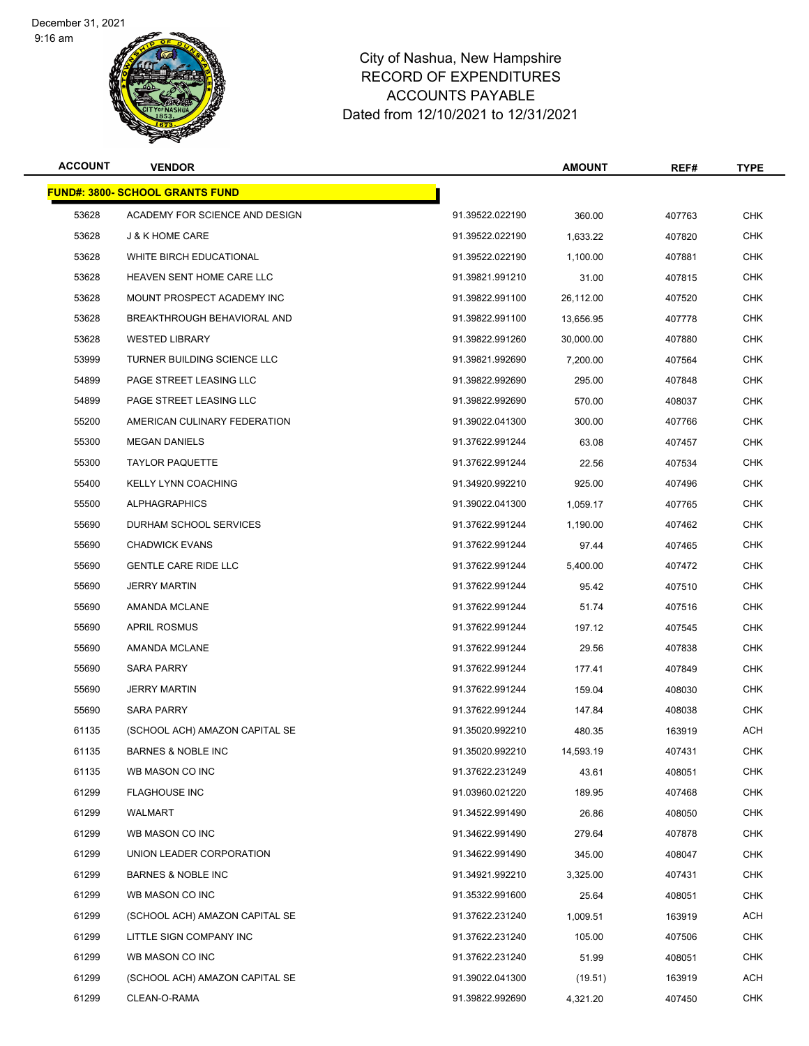City of Nashua, New Hampshire
RECORD OF EXPENDITURES
ACCOUNTS PAYABLE
Dated from 12/10/2021 to 12/31/2021

| ACCOUNT | VENDOR | | AMOUNT | REF# | TYPE |
|---|---|---|---|---|---|
| **FUND#: 3800- SCHOOL GRANTS FUND** | | | | | |
| 53628 | ACADEMY FOR SCIENCE AND DESIGN | 91.39522.022190 | 360.00 | 407763 | CHK |
| 53628 | J & K HOME CARE | 91.39522.022190 | 1,633.22 | 407820 | CHK |
| 53628 | WHITE BIRCH EDUCATIONAL | 91.39522.022190 | 1,100.00 | 407881 | CHK |
| 53628 | HEAVEN SENT HOME CARE LLC | 91.39821.991210 | 31.00 | 407815 | CHK |
| 53628 | MOUNT PROSPECT ACADEMY INC | 91.39822.991100 | 26,112.00 | 407520 | CHK |
| 53628 | BREAKTHROUGH BEHAVIORAL AND | 91.39822.991100 | 13,656.95 | 407778 | CHK |
| 53628 | WESTED LIBRARY | 91.39822.991260 | 30,000.00 | 407880 | CHK |
| 53999 | TURNER BUILDING SCIENCE LLC | 91.39821.992690 | 7,200.00 | 407564 | CHK |
| 54899 | PAGE STREET LEASING LLC | 91.39822.992690 | 295.00 | 407848 | CHK |
| 54899 | PAGE STREET LEASING LLC | 91.39822.992690 | 570.00 | 408037 | CHK |
| 55200 | AMERICAN CULINARY FEDERATION | 91.39022.041300 | 300.00 | 407766 | CHK |
| 55300 | MEGAN DANIELS | 91.37622.991244 | 63.08 | 407457 | CHK |
| 55300 | TAYLOR PAQUETTE | 91.37622.991244 | 22.56 | 407534 | CHK |
| 55400 | KELLY LYNN COACHING | 91.34920.992210 | 925.00 | 407496 | CHK |
| 55500 | ALPHAGRAPHICS | 91.39022.041300 | 1,059.17 | 407765 | CHK |
| 55690 | DURHAM SCHOOL SERVICES | 91.37622.991244 | 1,190.00 | 407462 | CHK |
| 55690 | CHADWICK EVANS | 91.37622.991244 | 97.44 | 407465 | CHK |
| 55690 | GENTLE CARE RIDE LLC | 91.37622.991244 | 5,400.00 | 407472 | CHK |
| 55690 | JERRY MARTIN | 91.37622.991244 | 95.42 | 407510 | CHK |
| 55690 | AMANDA MCLANE | 91.37622.991244 | 51.74 | 407516 | CHK |
| 55690 | APRIL ROSMUS | 91.37622.991244 | 197.12 | 407545 | CHK |
| 55690 | AMANDA MCLANE | 91.37622.991244 | 29.56 | 407838 | CHK |
| 55690 | SARA PARRY | 91.37622.991244 | 177.41 | 407849 | CHK |
| 55690 | JERRY MARTIN | 91.37622.991244 | 159.04 | 408030 | CHK |
| 55690 | SARA PARRY | 91.37622.991244 | 147.84 | 408038 | CHK |
| 61135 | (SCHOOL ACH) AMAZON CAPITAL SE | 91.35020.992210 | 480.35 | 163919 | ACH |
| 61135 | BARNES & NOBLE INC | 91.35020.992210 | 14,593.19 | 407431 | CHK |
| 61135 | WB MASON CO INC | 91.37622.231249 | 43.61 | 408051 | CHK |
| 61299 | FLAGHOUSE INC | 91.03960.021220 | 189.95 | 407468 | CHK |
| 61299 | WALMART | 91.34522.991490 | 26.86 | 408050 | CHK |
| 61299 | WB MASON CO INC | 91.34622.991490 | 279.64 | 407878 | CHK |
| 61299 | UNION LEADER CORPORATION | 91.34622.991490 | 345.00 | 408047 | CHK |
| 61299 | BARNES & NOBLE INC | 91.34921.992210 | 3,325.00 | 407431 | CHK |
| 61299 | WB MASON CO INC | 91.35322.991600 | 25.64 | 408051 | CHK |
| 61299 | (SCHOOL ACH) AMAZON CAPITAL SE | 91.37622.231240 | 1,009.51 | 163919 | ACH |
| 61299 | LITTLE SIGN COMPANY INC | 91.37622.231240 | 105.00 | 407506 | CHK |
| 61299 | WB MASON CO INC | 91.37622.231240 | 51.99 | 408051 | CHK |
| 61299 | (SCHOOL ACH) AMAZON CAPITAL SE | 91.39022.041300 | (19.51) | 163919 | ACH |
| 61299 | CLEAN-O-RAMA | 91.39822.992690 | 4,321.20 | 407450 | CHK |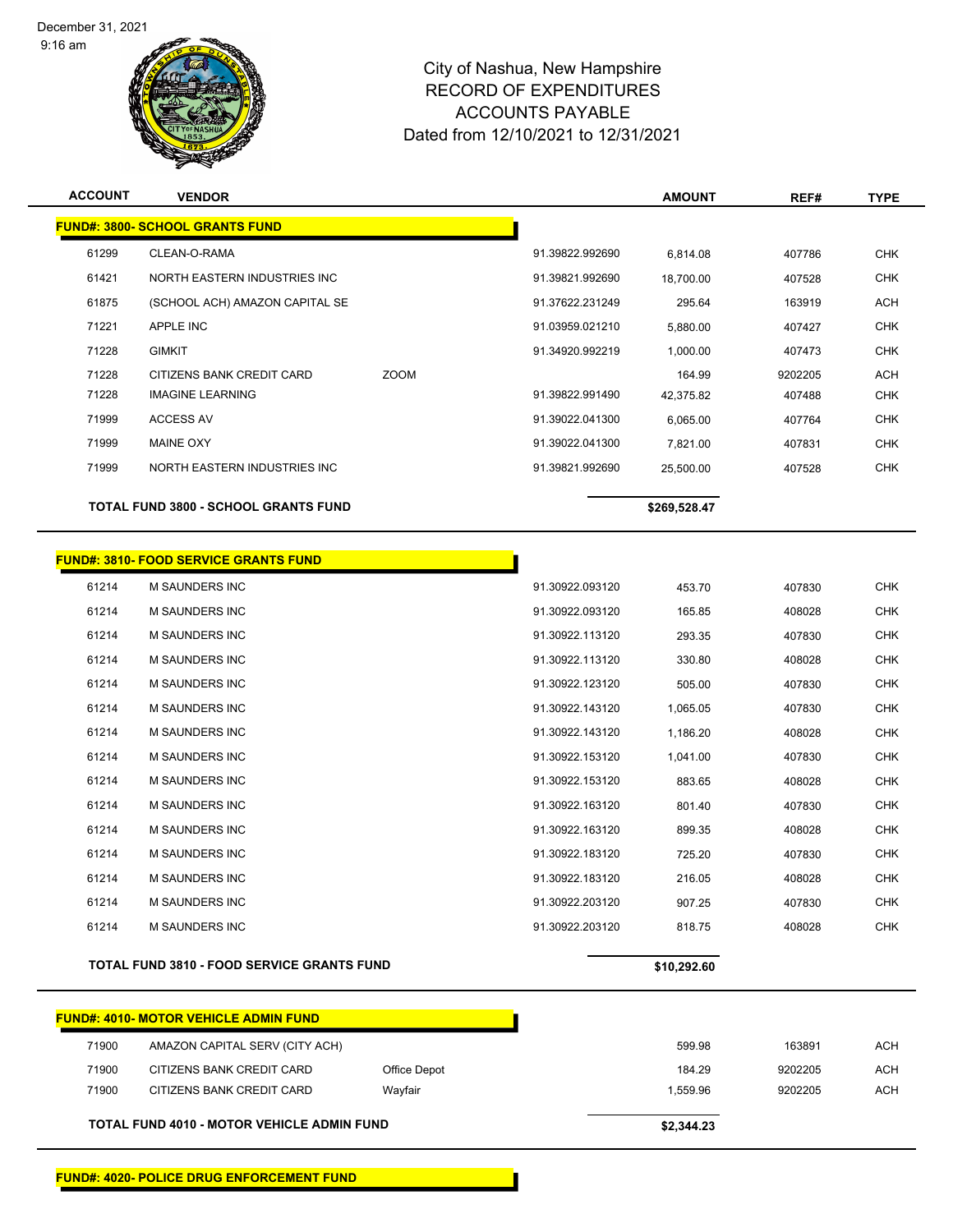December 31, 2021
9:16 am

# City of Nashua, New Hampshire
## RECORD OF EXPENDITURES
## ACCOUNTS PAYABLE
## Dated from 12/10/2021 to 12/31/2021

| ACCOUNT | VENDOR | | | AMOUNT | REF# | TYPE |
|---|---|---|---|---|---|---|
| **FUND#: 3800- SCHOOL GRANTS FUND** | | | | | | |
| 61299 | CLEAN-O-RAMA | | 91.39822.992690 | 6,814.08 | 407786 | CHK |
| 61421 | NORTH EASTERN INDUSTRIES INC | | 91.39821.992690 | 18,700.00 | 407528 | CHK |
| 61875 | (SCHOOL ACH) AMAZON CAPITAL SE | | 91.37622.231249 | 295.64 | 163919 | ACH |
| 71221 | APPLE INC | | 91.03959.021210 | 5,880.00 | 407427 | CHK |
| 71228 | GIMKIT | | 91.34920.992219 | 1,000.00 | 407473 | CHK |
| 71228 | CITIZENS BANK CREDIT CARD | ZOOM | | 164.99 | 9202205 | ACH |
| 71228 | IMAGINE LEARNING | | 91.39822.991490 | 42,375.82 | 407488 | CHK |
| 71999 | ACCESS AV | | 91.39022.041300 | 6,065.00 | 407764 | CHK |
| 71999 | MAINE OXY | | 91.39022.041300 | 7,821.00 | 407831 | CHK |
| 71999 | NORTH EASTERN INDUSTRIES INC | | 91.39821.992690 | 25,500.00 | 407528 | CHK |
| **TOTAL FUND 3800 - SCHOOL GRANTS FUND** | | | | **$269,528.47** | | |
| **FUND#: 3810- FOOD SERVICE GRANTS FUND** | | | | | | |
| 61214 | M SAUNDERS INC | | 91.30922.093120 | 453.70 | 407830 | CHK |
| 61214 | M SAUNDERS INC | | 91.30922.093120 | 165.85 | 408028 | CHK |
| 61214 | M SAUNDERS INC | | 91.30922.113120 | 293.35 | 407830 | CHK |
| 61214 | M SAUNDERS INC | | 91.30922.113120 | 330.80 | 408028 | CHK |
| 61214 | M SAUNDERS INC | | 91.30922.123120 | 505.00 | 407830 | CHK |
| 61214 | M SAUNDERS INC | | 91.30922.143120 | 1,065.05 | 407830 | CHK |
| 61214 | M SAUNDERS INC | | 91.30922.143120 | 1,186.20 | 408028 | CHK |
| 61214 | M SAUNDERS INC | | 91.30922.153120 | 1,041.00 | 407830 | CHK |
| 61214 | M SAUNDERS INC | | 91.30922.153120 | 883.65 | 408028 | CHK |
| 61214 | M SAUNDERS INC | | 91.30922.163120 | 801.40 | 407830 | CHK |
| 61214 | M SAUNDERS INC | | 91.30922.163120 | 899.35 | 408028 | CHK |
| 61214 | M SAUNDERS INC | | 91.30922.183120 | 725.20 | 407830 | CHK |
| 61214 | M SAUNDERS INC | | 91.30922.183120 | 216.05 | 408028 | CHK |
| 61214 | M SAUNDERS INC | | 91.30922.203120 | 907.25 | 407830 | CHK |
| 61214 | M SAUNDERS INC | | 91.30922.203120 | 818.75 | 408028 | CHK |
| **TOTAL FUND 3810 - FOOD SERVICE GRANTS FUND** | | | | **$10,292.60** | | |
| **FUND#: 4010- MOTOR VEHICLE ADMIN FUND** | | | | | | |
| 71900 | AMAZON CAPITAL SERV (CITY ACH) | | | 599.98 | 163891 | ACH |
| 71900 | CITIZENS BANK CREDIT CARD | Office Depot | | 184.29 | 9202205 | ACH |
| 71900 | CITIZENS BANK CREDIT CARD | Wayfair | | 1,559.96 | 9202205 | ACH |
| **TOTAL FUND 4010 - MOTOR VEHICLE ADMIN FUND** | | | | **$2,344.23** | | |
| **FUND#: 4020- POLICE DRUG ENFORCEMENT FUND** | | | | | | |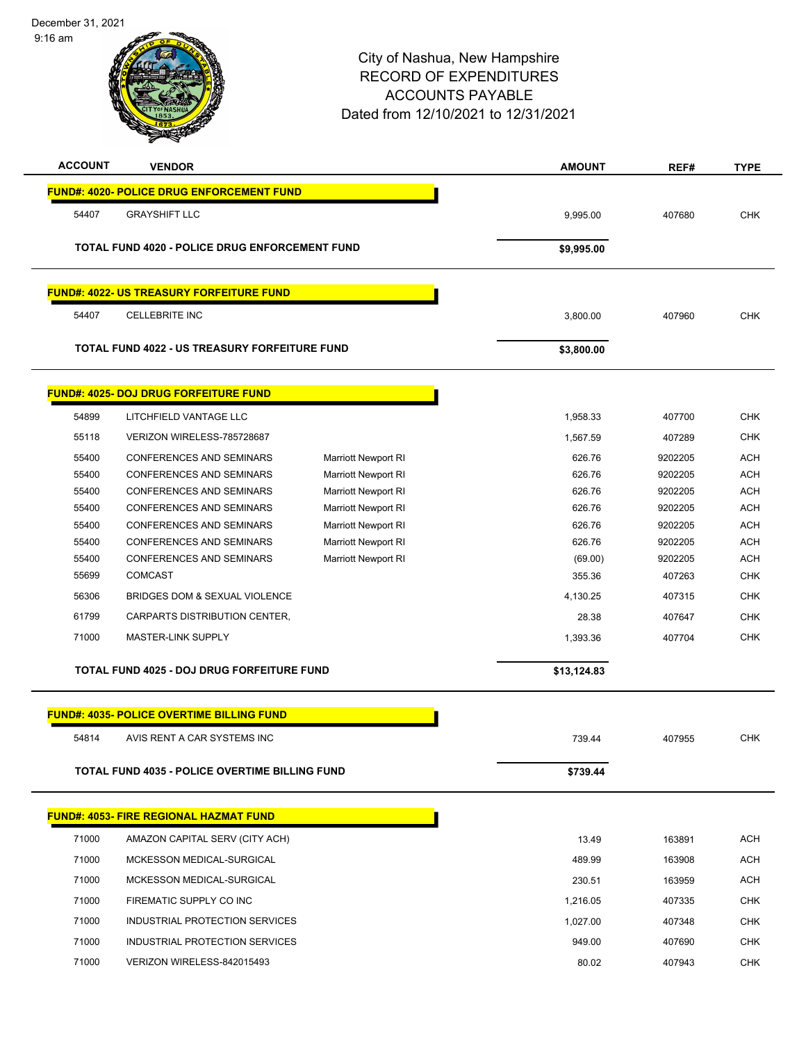December 31, 2021
9:16 am

# City of Nashua, New Hampshire
## RECORD OF EXPENDITURES
## ACCOUNTS PAYABLE
## Dated from 12/10/2021 to 12/31/2021

| ACCOUNT | VENDOR | | AMOUNT | REF# | TYPE |
|---|---|---|---|---|---|
| **FUND#: 4020- POLICE DRUG ENFORCEMENT FUND** | | | | | |
| 54407 | GRAYSHIFT LLC | | 9,995.00 | 407680 | CHK |
| **TOTAL FUND 4020 - POLICE DRUG ENFORCEMENT FUND** | | | **$9,995.00** | | |
| **FUND#: 4022- US TREASURY FORFEITURE FUND** | | | | | |
| 54407 | CELLEBRITE INC | | 3,800.00 | 407960 | CHK |
| **TOTAL FUND 4022 - US TREASURY FORFEITURE FUND** | | | **$3,800.00** | | |
| **FUND#: 4025- DOJ DRUG FORFEITURE FUND** | | | | | |
| 54899 | LITCHFIELD VANTAGE LLC | | 1,958.33 | 407700 | CHK |
| 55118 | VERIZON WIRELESS-785728687 | | 1,567.59 | 407289 | CHK |
| 55400 | CONFERENCES AND SEMINARS | Marriott Newport RI | 626.76 | 9202205 | ACH |
| 55400 | CONFERENCES AND SEMINARS | Marriott Newport RI | 626.76 | 9202205 | ACH |
| 55400 | CONFERENCES AND SEMINARS | Marriott Newport RI | 626.76 | 9202205 | ACH |
| 55400 | CONFERENCES AND SEMINARS | Marriott Newport RI | 626.76 | 9202205 | ACH |
| 55400 | CONFERENCES AND SEMINARS | Marriott Newport RI | 626.76 | 9202205 | ACH |
| 55400 | CONFERENCES AND SEMINARS | Marriott Newport RI | 626.76 | 9202205 | ACH |
| 55400 | CONFERENCES AND SEMINARS | Marriott Newport RI | (69.00) | 9202205 | ACH |
| 55699 | COMCAST | | 355.36 | 407263 | CHK |
| 56306 | BRIDGES DOM & SEXUAL VIOLENCE | | 4,130.25 | 407315 | CHK |
| 61799 | CARPARTS DISTRIBUTION CENTER, | | 28.38 | 407647 | CHK |
| 71000 | MASTER-LINK SUPPLY | | 1,393.36 | 407704 | CHK |
| **TOTAL FUND 4025 - DOJ DRUG FORFEITURE FUND** | | | **$13,124.83** | | |
| **FUND#: 4035- POLICE OVERTIME BILLING FUND** | | | | | |
| 54814 | AVIS RENT A CAR SYSTEMS INC | | 739.44 | 407955 | CHK |
| **TOTAL FUND 4035 - POLICE OVERTIME BILLING FUND** | | | **$739.44** | | |
| **FUND#: 4053- FIRE REGIONAL HAZMAT FUND** | | | | | |
| 71000 | AMAZON CAPITAL SERV (CITY ACH) | | 13.49 | 163891 | ACH |
| 71000 | MCKESSON MEDICAL-SURGICAL | | 489.99 | 163908 | ACH |
| 71000 | MCKESSON MEDICAL-SURGICAL | | 230.51 | 163959 | ACH |
| 71000 | FIREMATIC SUPPLY CO INC | | 1,216.05 | 407335 | CHK |
| 71000 | INDUSTRIAL PROTECTION SERVICES | | 1,027.00 | 407348 | CHK |
| 71000 | INDUSTRIAL PROTECTION SERVICES | | 949.00 | 407690 | CHK |
| 71000 | VERIZON WIRELESS-842015493 | | 80.02 | 407943 | CHK |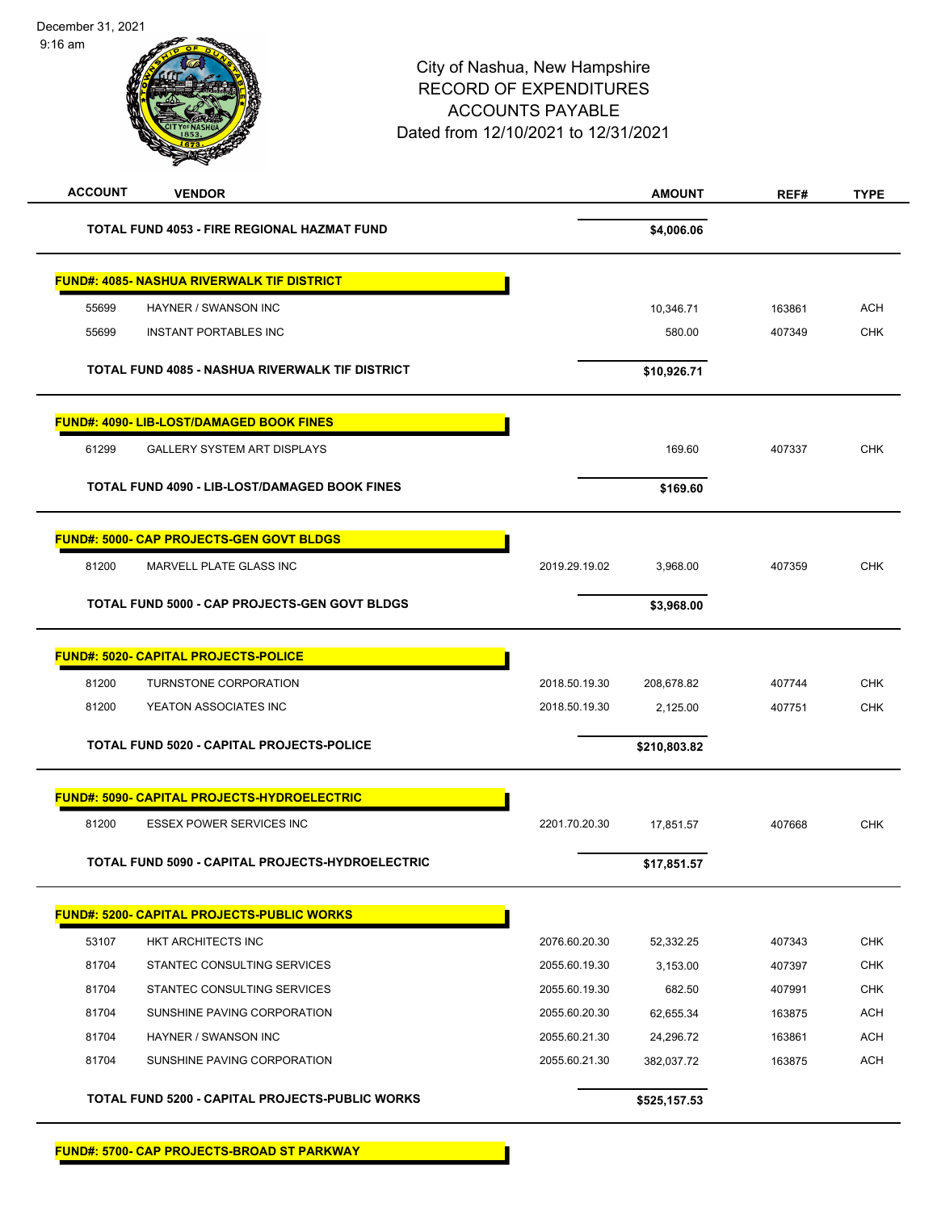City of Nashua, New Hampshire
RECORD OF EXPENDITURES
ACCOUNTS PAYABLE
Dated from 12/10/2021 to 12/31/2021

| ACCOUNT | VENDOR | | AMOUNT | REF# | TYPE |
|---|---|---|---|---|---|
| | **TOTAL FUND 4053 - FIRE REGIONAL HAZMAT FUND** | | **$4,006.06** | | |
| | **FUND#: 4085- NASHUA RIVERWALK TIF DISTRICT** | | | | |
| 55699 | HAYNER / SWANSON INC | | 10,346.71 | 163861 | ACH |
| 55699 | INSTANT PORTABLES INC | | 580.00 | 407349 | CHK |
| | **TOTAL FUND 4085 - NASHUA RIVERWALK TIF DISTRICT** | | **$10,926.71** | | |
| | **FUND#: 4090- LIB-LOST/DAMAGED BOOK FINES** | | | | |
| 61299 | GALLERY SYSTEM ART DISPLAYS | | 169.60 | 407337 | CHK |
| | **TOTAL FUND 4090 - LIB-LOST/DAMAGED BOOK FINES** | | **$169.60** | | |
| | **FUND#: 5000- CAP PROJECTS-GEN GOVT BLDGS** | | | | |
| 81200 | MARVELL PLATE GLASS INC | 2019.29.19.02 | 3,968.00 | 407359 | CHK |
| | **TOTAL FUND 5000 - CAP PROJECTS-GEN GOVT BLDGS** | | **$3,968.00** | | |
| | **FUND#: 5020- CAPITAL PROJECTS-POLICE** | | | | |
| 81200 | TURNSTONE CORPORATION | 2018.50.19.30 | 208,678.82 | 407744 | CHK |
| 81200 | YEATON ASSOCIATES INC | 2018.50.19.30 | 2,125.00 | 407751 | CHK |
| | **TOTAL FUND 5020 - CAPITAL PROJECTS-POLICE** | | **$210,803.82** | | |
| | **FUND#: 5090- CAPITAL PROJECTS-HYDROELECTRIC** | | | | |
| 81200 | ESSEX POWER SERVICES INC | 2201.70.20.30 | 17,851.57 | 407668 | CHK |
| | **TOTAL FUND 5090 - CAPITAL PROJECTS-HYDROELECTRIC** | | **$17,851.57** | | |
| | **FUND#: 5200- CAPITAL PROJECTS-PUBLIC WORKS** | | | | |
| 53107 | HKT ARCHITECTS INC | 2076.60.20.30 | 52,332.25 | 407343 | CHK |
| 81704 | STANTEC CONSULTING SERVICES | 2055.60.19.30 | 3,153.00 | 407397 | CHK |
| 81704 | STANTEC CONSULTING SERVICES | 2055.60.19.30 | 682.50 | 407991 | CHK |
| 81704 | SUNSHINE PAVING CORPORATION | 2055.60.20.30 | 62,655.34 | 163875 | ACH |
| 81704 | HAYNER / SWANSON INC | 2055.60.21.30 | 24,296.72 | 163861 | ACH |
| 81704 | SUNSHINE PAVING CORPORATION | 2055.60.21.30 | 382,037.72 | 163875 | ACH |
| | **TOTAL FUND 5200 - CAPITAL PROJECTS-PUBLIC WORKS** | | **$525,157.53** | | |
| | **FUND#: 5700- CAP PROJECTS-BROAD ST PARKWAY** | | | | |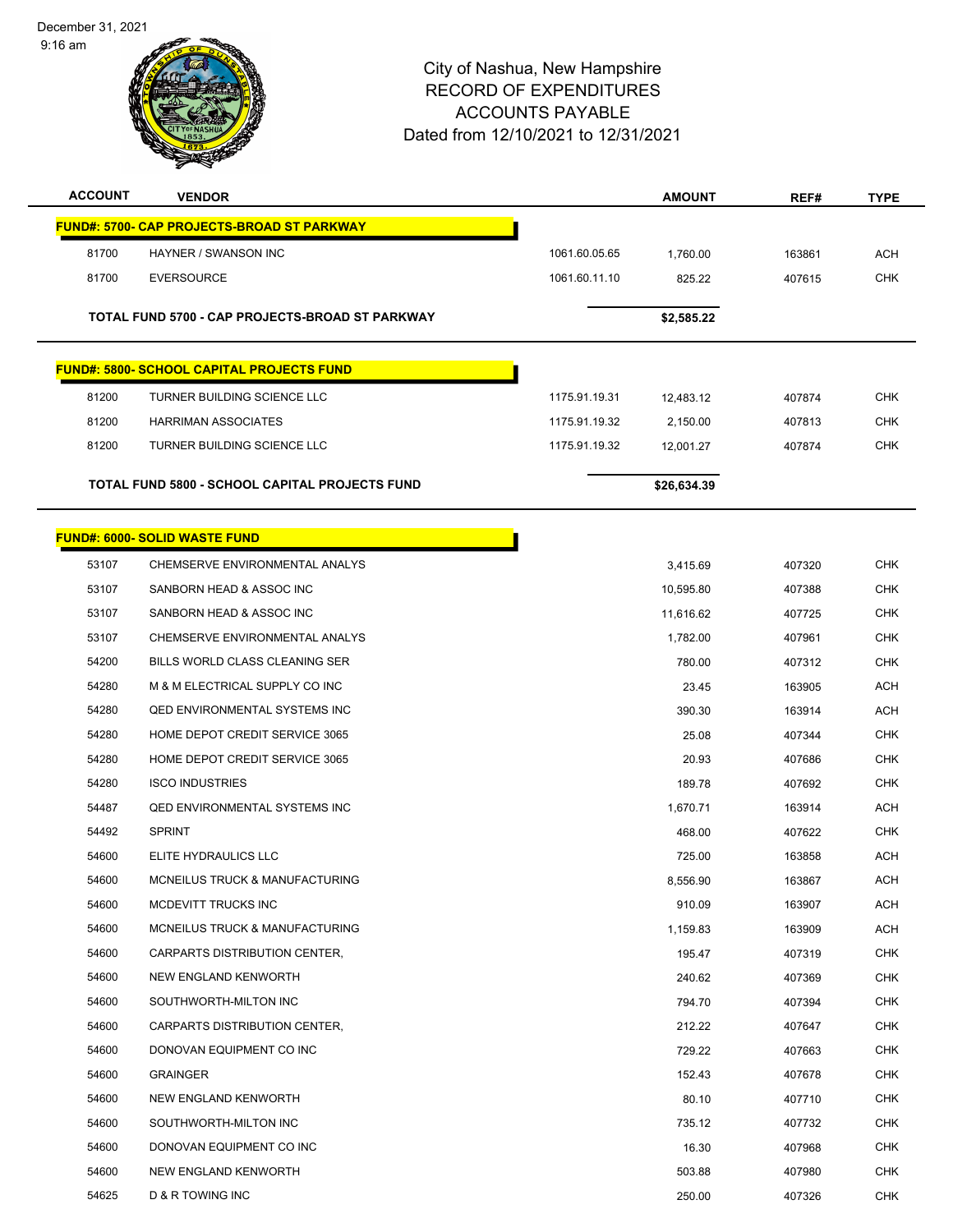City of Nashua, New Hampshire
RECORD OF EXPENDITURES
ACCOUNTS PAYABLE
Dated from 12/10/2021 to 12/31/2021

| ACCOUNT | VENDOR | | AMOUNT | REF# | TYPE |
|---|---|---|---|---|---|
| **FUND#: 5700- CAP PROJECTS-BROAD ST PARKWAY** | | | | | |
| 81700 | HAYNER / SWANSON INC | 1061.60.05.65 | 1,760.00 | 163861 | ACH |
| 81700 | EVERSOURCE | 1061.60.11.10 | 825.22 | 407615 | CHK |
| | **TOTAL FUND 5700 - CAP PROJECTS-BROAD ST PARKWAY** | | **$2,585.22** | | |
| **FUND#: 5800- SCHOOL CAPITAL PROJECTS FUND** | | | | | |
| 81200 | TURNER BUILDING SCIENCE LLC | 1175.91.19.31 | 12,483.12 | 407874 | CHK |
| 81200 | HARRIMAN ASSOCIATES | 1175.91.19.32 | 2,150.00 | 407813 | CHK |
| 81200 | TURNER BUILDING SCIENCE LLC | 1175.91.19.32 | 12,001.27 | 407874 | CHK |
| | **TOTAL FUND 5800 - SCHOOL CAPITAL PROJECTS FUND** | | **$26,634.39** | | |
| **FUND#: 6000- SOLID WASTE FUND** | | | | | |
| 53107 | CHEMSERVE ENVIRONMENTAL ANALYS | | 3,415.69 | 407320 | CHK |
| 53107 | SANBORN HEAD & ASSOC INC | | 10,595.80 | 407388 | CHK |
| 53107 | SANBORN HEAD & ASSOC INC | | 11,616.62 | 407725 | CHK |
| 53107 | CHEMSERVE ENVIRONMENTAL ANALYS | | 1,782.00 | 407961 | CHK |
| 54200 | BILLS WORLD CLASS CLEANING SER | | 780.00 | 407312 | CHK |
| 54280 | M & M ELECTRICAL SUPPLY CO INC | | 23.45 | 163905 | ACH |
| 54280 | QED ENVIRONMENTAL SYSTEMS INC | | 390.30 | 163914 | ACH |
| 54280 | HOME DEPOT CREDIT SERVICE 3065 | | 25.08 | 407344 | CHK |
| 54280 | HOME DEPOT CREDIT SERVICE 3065 | | 20.93 | 407686 | CHK |
| 54280 | ISCO INDUSTRIES | | 189.78 | 407692 | CHK |
| 54487 | QED ENVIRONMENTAL SYSTEMS INC | | 1,670.71 | 163914 | ACH |
| 54492 | SPRINT | | 468.00 | 407622 | CHK |
| 54600 | ELITE HYDRAULICS LLC | | 725.00 | 163858 | ACH |
| 54600 | MCNEILUS TRUCK & MANUFACTURING | | 8,556.90 | 163867 | ACH |
| 54600 | MCDEVITT TRUCKS INC | | 910.09 | 163907 | ACH |
| 54600 | MCNEILUS TRUCK & MANUFACTURING | | 1,159.83 | 163909 | ACH |
| 54600 | CARPARTS DISTRIBUTION CENTER, | | 195.47 | 407319 | CHK |
| 54600 | NEW ENGLAND KENWORTH | | 240.62 | 407369 | CHK |
| 54600 | SOUTHWORTH-MILTON INC | | 794.70 | 407394 | CHK |
| 54600 | CARPARTS DISTRIBUTION CENTER, | | 212.22 | 407647 | CHK |
| 54600 | DONOVAN EQUIPMENT CO INC | | 729.22 | 407663 | CHK |
| 54600 | GRAINGER | | 152.43 | 407678 | CHK |
| 54600 | NEW ENGLAND KENWORTH | | 80.10 | 407710 | CHK |
| 54600 | SOUTHWORTH-MILTON INC | | 735.12 | 407732 | CHK |
| 54600 | DONOVAN EQUIPMENT CO INC | | 16.30 | 407968 | CHK |
| 54600 | NEW ENGLAND KENWORTH | | 503.88 | 407980 | CHK |
| 54625 | D & R TOWING INC | | 250.00 | 407326 | CHK |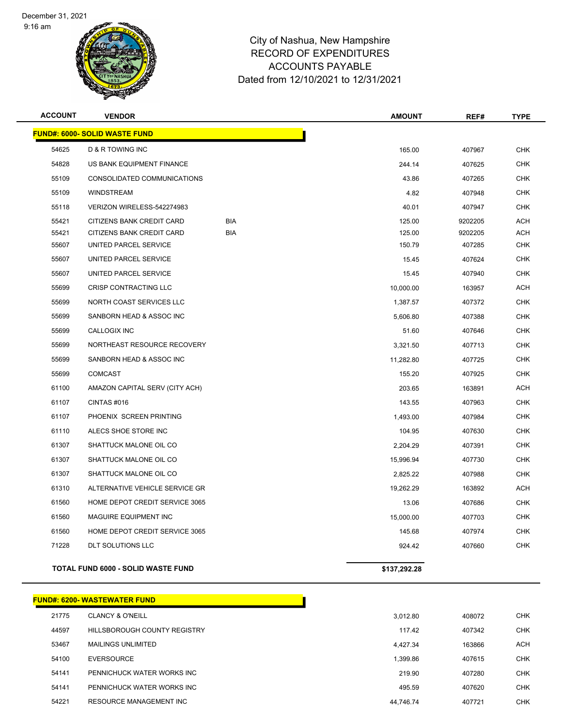City of Nashua, New Hampshire
RECORD OF EXPENDITURES
ACCOUNTS PAYABLE
Dated from 12/10/2021 to 12/31/2021

| ACCOUNT | VENDOR | | AMOUNT | REF# | TYPE |
|---|---|---|---|---|---|
| **FUND#: 6000- SOLID WASTE FUND** | | | | | |
| 54625 | D & R TOWING INC | | 165.00 | 407967 | CHK |
| 54828 | US BANK EQUIPMENT FINANCE | | 244.14 | 407625 | CHK |
| 55109 | CONSOLIDATED COMMUNICATIONS | | 43.86 | 407265 | CHK |
| 55109 | WINDSTREAM | | 4.82 | 407948 | CHK |
| 55118 | VERIZON WIRELESS-542274983 | | 40.01 | 407947 | CHK |
| 55421 | CITIZENS BANK CREDIT CARD | BIA | 125.00 | 9202205 | ACH |
| 55421 | CITIZENS BANK CREDIT CARD | BIA | 125.00 | 9202205 | ACH |
| 55607 | UNITED PARCEL SERVICE | | 150.79 | 407285 | CHK |
| 55607 | UNITED PARCEL SERVICE | | 15.45 | 407624 | CHK |
| 55607 | UNITED PARCEL SERVICE | | 15.45 | 407940 | CHK |
| 55699 | CRISP CONTRACTING LLC | | 10,000.00 | 163957 | ACH |
| 55699 | NORTH COAST SERVICES LLC | | 1,387.57 | 407372 | CHK |
| 55699 | SANBORN HEAD & ASSOC INC | | 5,606.80 | 407388 | CHK |
| 55699 | CALLOGIX INC | | 51.60 | 407646 | CHK |
| 55699 | NORTHEAST RESOURCE RECOVERY | | 3,321.50 | 407713 | CHK |
| 55699 | SANBORN HEAD & ASSOC INC | | 11,282.80 | 407725 | CHK |
| 55699 | COMCAST | | 155.20 | 407925 | CHK |
| 61100 | AMAZON CAPITAL SERV (CITY ACH) | | 203.65 | 163891 | ACH |
| 61107 | CINTAS #016 | | 143.55 | 407963 | CHK |
| 61107 | PHOENIX SCREEN PRINTING | | 1,493.00 | 407984 | CHK |
| 61110 | ALECS SHOE STORE INC | | 104.95 | 407630 | CHK |
| 61307 | SHATTUCK MALONE OIL CO | | 2,204.29 | 407391 | CHK |
| 61307 | SHATTUCK MALONE OIL CO | | 15,996.94 | 407730 | CHK |
| 61307 | SHATTUCK MALONE OIL CO | | 2,825.22 | 407988 | CHK |
| 61310 | ALTERNATIVE VEHICLE SERVICE GR | | 19,262.29 | 163892 | ACH |
| 61560 | HOME DEPOT CREDIT SERVICE 3065 | | 13.06 | 407686 | CHK |
| 61560 | MAGUIRE EQUIPMENT INC | | 15,000.00 | 407703 | CHK |
| 61560 | HOME DEPOT CREDIT SERVICE 3065 | | 145.68 | 407974 | CHK |
| 71228 | DLT SOLUTIONS LLC | | 924.42 | 407660 | CHK |
| **TOTAL FUND 6000 - SOLID WASTE FUND** | | | **$137,292.28** | | |

| ACCOUNT | VENDOR | AMOUNT | REF# | TYPE |
|---|---|---|---|---|
| **FUND#: 6200- WASTEWATER FUND** | | | | |
| 21775 | CLANCY & O'NEILL | 3,012.80 | 408072 | CHK |
| 44597 | HILLSBOROUGH COUNTY REGISTRY | 117.42 | 407342 | CHK |
| 53467 | MAILINGS UNLIMITED | 4,427.34 | 163866 | ACH |
| 54100 | EVERSOURCE | 1,399.86 | 407615 | CHK |
| 54141 | PENNICHUCK WATER WORKS INC | 219.90 | 407280 | CHK |
| 54141 | PENNICHUCK WATER WORKS INC | 495.59 | 407620 | CHK |
| 54221 | RESOURCE MANAGEMENT INC | 44,746.74 | 407721 | CHK |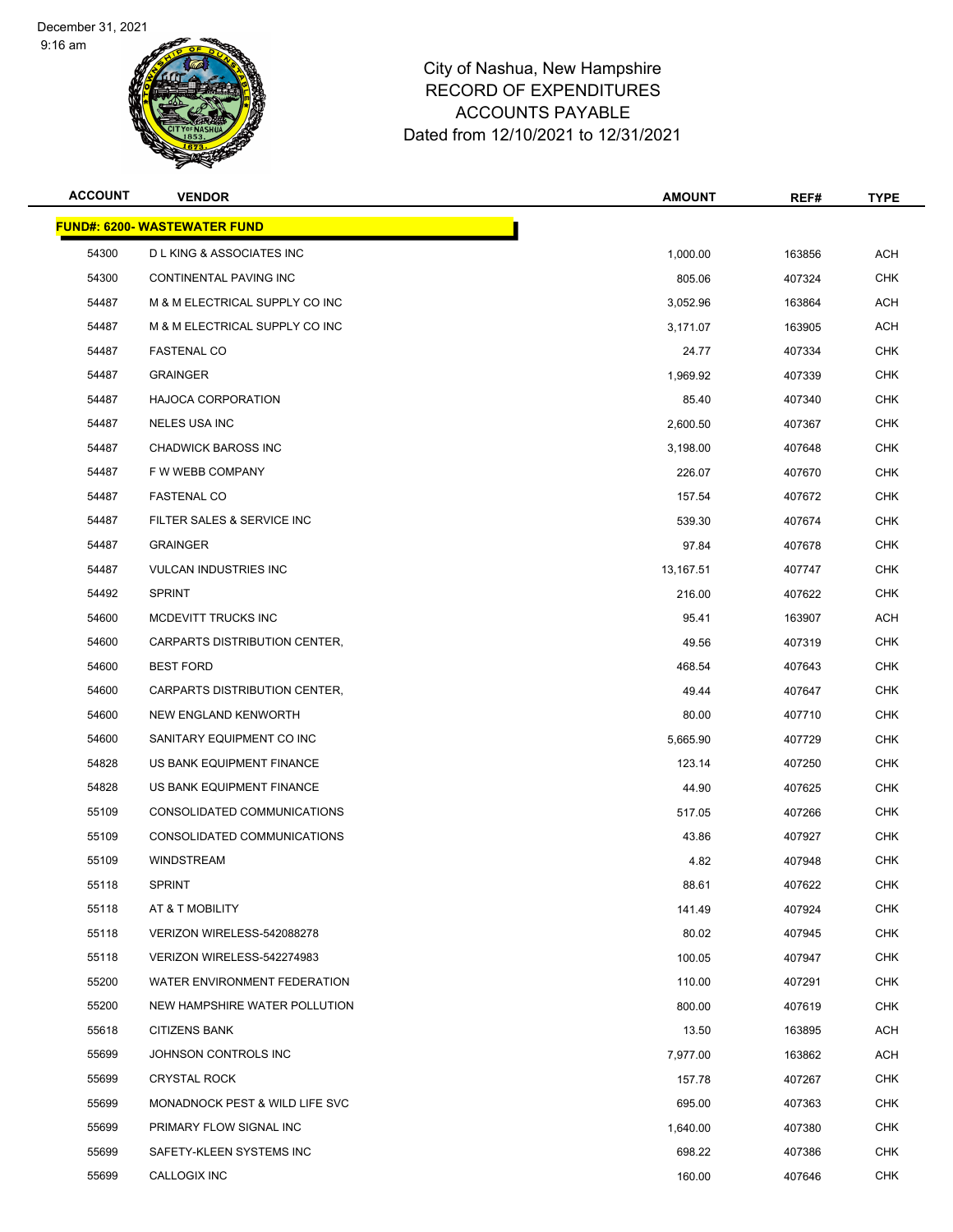City of Nashua, New Hampshire
RECORD OF EXPENDITURES
ACCOUNTS PAYABLE
Dated from 12/10/2021 to 12/31/2021

| ACCOUNT | VENDOR | AMOUNT | REF# | TYPE |
|---|---|---|---|---|
| **FUND#: 6200- WASTEWATER FUND** | | | | |
| 54300 | D L KING & ASSOCIATES INC | 1,000.00 | 163856 | ACH |
| 54300 | CONTINENTAL PAVING INC | 805.06 | 407324 | CHK |
| 54487 | M & M ELECTRICAL SUPPLY CO INC | 3,052.96 | 163864 | ACH |
| 54487 | M & M ELECTRICAL SUPPLY CO INC | 3,171.07 | 163905 | ACH |
| 54487 | FASTENAL CO | 24.77 | 407334 | CHK |
| 54487 | GRAINGER | 1,969.92 | 407339 | CHK |
| 54487 | HAJOCA CORPORATION | 85.40 | 407340 | CHK |
| 54487 | NELES USA INC | 2,600.50 | 407367 | CHK |
| 54487 | CHADWICK BAROSS INC | 3,198.00 | 407648 | CHK |
| 54487 | F W WEBB COMPANY | 226.07 | 407670 | CHK |
| 54487 | FASTENAL CO | 157.54 | 407672 | CHK |
| 54487 | FILTER SALES & SERVICE INC | 539.30 | 407674 | CHK |
| 54487 | GRAINGER | 97.84 | 407678 | CHK |
| 54487 | VULCAN INDUSTRIES INC | 13,167.51 | 407747 | CHK |
| 54492 | SPRINT | 216.00 | 407622 | CHK |
| 54600 | MCDEVITT TRUCKS INC | 95.41 | 163907 | ACH |
| 54600 | CARPARTS DISTRIBUTION CENTER, | 49.56 | 407319 | CHK |
| 54600 | BEST FORD | 468.54 | 407643 | CHK |
| 54600 | CARPARTS DISTRIBUTION CENTER, | 49.44 | 407647 | CHK |
| 54600 | NEW ENGLAND KENWORTH | 80.00 | 407710 | CHK |
| 54600 | SANITARY EQUIPMENT CO INC | 5,665.90 | 407729 | CHK |
| 54828 | US BANK EQUIPMENT FINANCE | 123.14 | 407250 | CHK |
| 54828 | US BANK EQUIPMENT FINANCE | 44.90 | 407625 | CHK |
| 55109 | CONSOLIDATED COMMUNICATIONS | 517.05 | 407266 | CHK |
| 55109 | CONSOLIDATED COMMUNICATIONS | 43.86 | 407927 | CHK |
| 55109 | WINDSTREAM | 4.82 | 407948 | CHK |
| 55118 | SPRINT | 88.61 | 407622 | CHK |
| 55118 | AT & T MOBILITY | 141.49 | 407924 | CHK |
| 55118 | VERIZON WIRELESS-542088278 | 80.02 | 407945 | CHK |
| 55118 | VERIZON WIRELESS-542274983 | 100.05 | 407947 | CHK |
| 55200 | WATER ENVIRONMENT FEDERATION | 110.00 | 407291 | CHK |
| 55200 | NEW HAMPSHIRE WATER POLLUTION | 800.00 | 407619 | CHK |
| 55618 | CITIZENS BANK | 13.50 | 163895 | ACH |
| 55699 | JOHNSON CONTROLS INC | 7,977.00 | 163862 | ACH |
| 55699 | CRYSTAL ROCK | 157.78 | 407267 | CHK |
| 55699 | MONADNOCK PEST & WILD LIFE SVC | 695.00 | 407363 | CHK |
| 55699 | PRIMARY FLOW SIGNAL INC | 1,640.00 | 407380 | CHK |
| 55699 | SAFETY-KLEEN SYSTEMS INC | 698.22 | 407386 | CHK |
| 55699 | CALLOGIX INC | 160.00 | 407646 | CHK |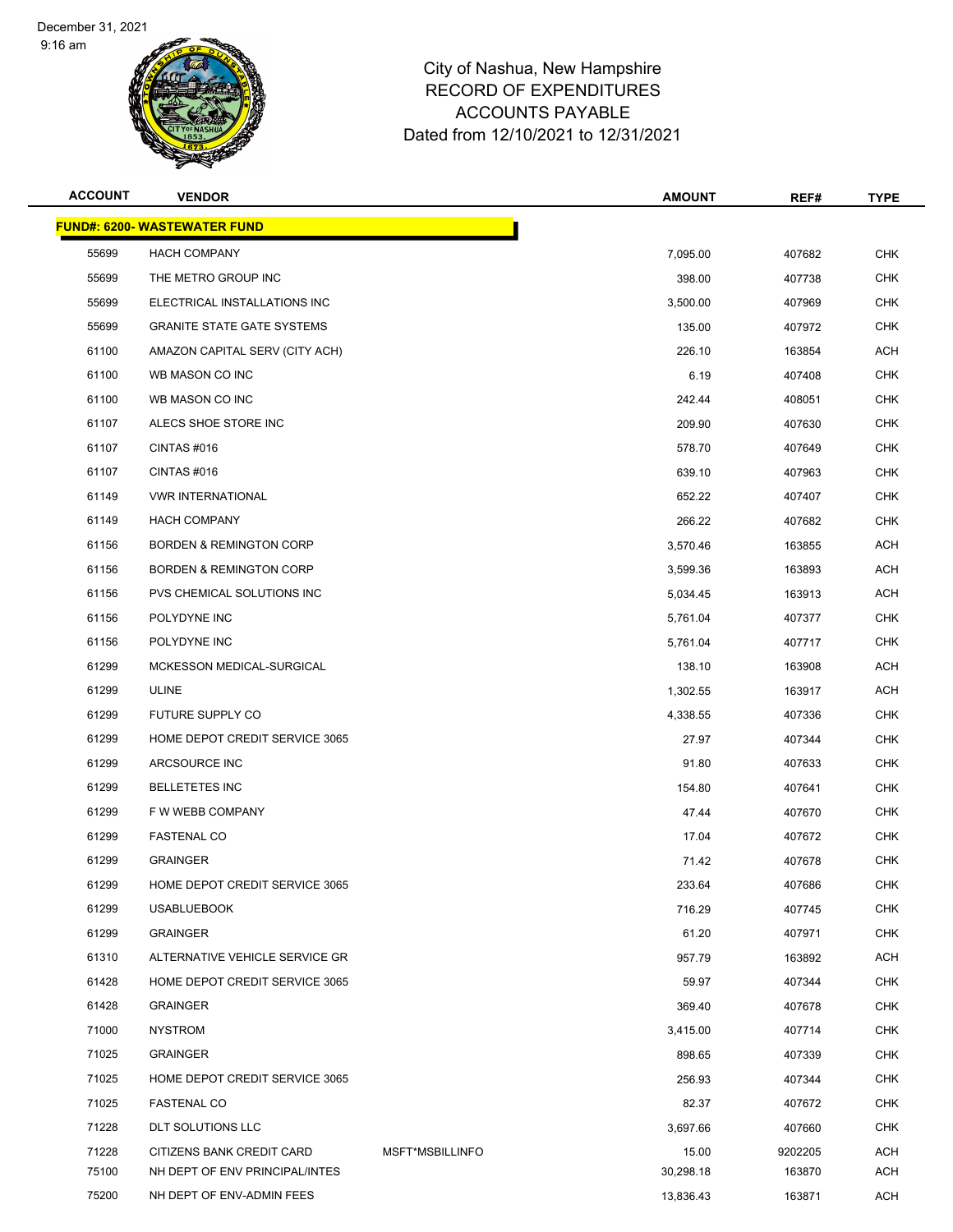City of Nashua, New Hampshire
RECORD OF EXPENDITURES
ACCOUNTS PAYABLE
Dated from 12/10/2021 to 12/31/2021

| ACCOUNT | VENDOR | | AMOUNT | REF# | TYPE |
|---|---|---|---|---|---|
| **FUND#: 6200- WASTEWATER FUND** | | | | | |
| 55699 | HACH COMPANY | | 7,095.00 | 407682 | CHK |
| 55699 | THE METRO GROUP INC | | 398.00 | 407738 | CHK |
| 55699 | ELECTRICAL INSTALLATIONS INC | | 3,500.00 | 407969 | CHK |
| 55699 | GRANITE STATE GATE SYSTEMS | | 135.00 | 407972 | CHK |
| 61100 | AMAZON CAPITAL SERV (CITY ACH) | | 226.10 | 163854 | ACH |
| 61100 | WB MASON CO INC | | 6.19 | 407408 | CHK |
| 61100 | WB MASON CO INC | | 242.44 | 408051 | CHK |
| 61107 | ALECS SHOE STORE INC | | 209.90 | 407630 | CHK |
| 61107 | CINTAS #016 | | 578.70 | 407649 | CHK |
| 61107 | CINTAS #016 | | 639.10 | 407963 | CHK |
| 61149 | VWR INTERNATIONAL | | 652.22 | 407407 | CHK |
| 61149 | HACH COMPANY | | 266.22 | 407682 | CHK |
| 61156 | BORDEN & REMINGTON CORP | | 3,570.46 | 163855 | ACH |
| 61156 | BORDEN & REMINGTON CORP | | 3,599.36 | 163893 | ACH |
| 61156 | PVS CHEMICAL SOLUTIONS INC | | 5,034.45 | 163913 | ACH |
| 61156 | POLYDYNE INC | | 5,761.04 | 407377 | CHK |
| 61156 | POLYDYNE INC | | 5,761.04 | 407717 | CHK |
| 61299 | MCKESSON MEDICAL-SURGICAL | | 138.10 | 163908 | ACH |
| 61299 | ULINE | | 1,302.55 | 163917 | ACH |
| 61299 | FUTURE SUPPLY CO | | 4,338.55 | 407336 | CHK |
| 61299 | HOME DEPOT CREDIT SERVICE 3065 | | 27.97 | 407344 | CHK |
| 61299 | ARCSOURCE INC | | 91.80 | 407633 | CHK |
| 61299 | BELLETETES INC | | 154.80 | 407641 | CHK |
| 61299 | F W WEBB COMPANY | | 47.44 | 407670 | CHK |
| 61299 | FASTENAL CO | | 17.04 | 407672 | CHK |
| 61299 | GRAINGER | | 71.42 | 407678 | CHK |
| 61299 | HOME DEPOT CREDIT SERVICE 3065 | | 233.64 | 407686 | CHK |
| 61299 | USABLUEBOOK | | 716.29 | 407745 | CHK |
| 61299 | GRAINGER | | 61.20 | 407971 | CHK |
| 61310 | ALTERNATIVE VEHICLE SERVICE GR | | 957.79 | 163892 | ACH |
| 61428 | HOME DEPOT CREDIT SERVICE 3065 | | 59.97 | 407344 | CHK |
| 61428 | GRAINGER | | 369.40 | 407678 | CHK |
| 71000 | NYSTROM | | 3,415.00 | 407714 | CHK |
| 71025 | GRAINGER | | 898.65 | 407339 | CHK |
| 71025 | HOME DEPOT CREDIT SERVICE 3065 | | 256.93 | 407344 | CHK |
| 71025 | FASTENAL CO | | 82.37 | 407672 | CHK |
| 71228 | DLT SOLUTIONS LLC | | 3,697.66 | 407660 | CHK |
| 71228 | CITIZENS BANK CREDIT CARD | MSFT*MSBILLINFO | 15.00 | 9202205 | ACH |
| 75100 | NH DEPT OF ENV PRINCIPAL/INTES | | 30,298.18 | 163870 | ACH |
| 75200 | NH DEPT OF ENV-ADMIN FEES | | 13,836.43 | 163871 | ACH |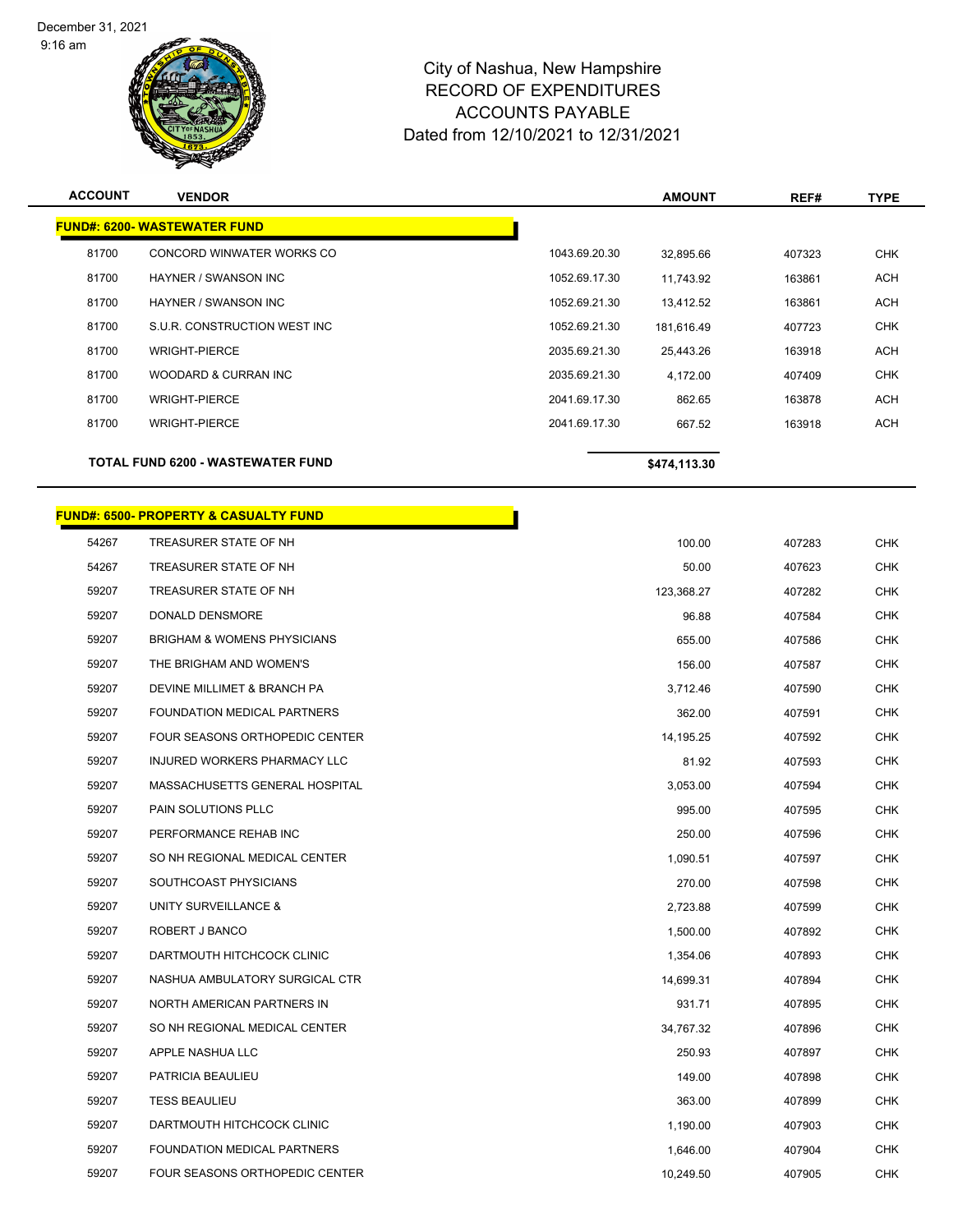City of Nashua, New Hampshire
RECORD OF EXPENDITURES
ACCOUNTS PAYABLE
Dated from 12/10/2021 to 12/31/2021

| ACCOUNT | VENDOR | | AMOUNT | REF# | TYPE |
|---|---|---|---|---|---|
| **FUND#: 6200- WASTEWATER FUND** | | | | | |
| 81700 | CONCORD WINWATER WORKS CO | 1043.69.20.30 | 32,895.66 | 407323 | CHK |
| 81700 | HAYNER / SWANSON INC | 1052.69.17.30 | 11,743.92 | 163861 | ACH |
| 81700 | HAYNER / SWANSON INC | 1052.69.21.30 | 13,412.52 | 163861 | ACH |
| 81700 | S.U.R. CONSTRUCTION WEST INC | 1052.69.21.30 | 181,616.49 | 407723 | CHK |
| 81700 | WRIGHT-PIERCE | 2035.69.21.30 | 25,443.26 | 163918 | ACH |
| 81700 | WOODARD & CURRAN INC | 2035.69.21.30 | 4,172.00 | 407409 | CHK |
| 81700 | WRIGHT-PIERCE | 2041.69.17.30 | 862.65 | 163878 | ACH |
| 81700 | WRIGHT-PIERCE | 2041.69.17.30 | 667.52 | 163918 | ACH |
| **TOTAL FUND 6200 - WASTEWATER FUND** | | | **$474,113.30** | | |

| ACCOUNT | VENDOR | AMOUNT | REF# | TYPE |
|---|---|---|---|---|
| **FUND#: 6500- PROPERTY & CASUALTY FUND** | | | | |
| 54267 | TREASURER STATE OF NH | 100.00 | 407283 | CHK |
| 54267 | TREASURER STATE OF NH | 50.00 | 407623 | CHK |
| 59207 | TREASURER STATE OF NH | 123,368.27 | 407282 | CHK |
| 59207 | DONALD DENSMORE | 96.88 | 407584 | CHK |
| 59207 | BRIGHAM & WOMENS PHYSICIANS | 655.00 | 407586 | CHK |
| 59207 | THE BRIGHAM AND WOMEN'S | 156.00 | 407587 | CHK |
| 59207 | DEVINE MILLIMET & BRANCH PA | 3,712.46 | 407590 | CHK |
| 59207 | FOUNDATION MEDICAL PARTNERS | 362.00 | 407591 | CHK |
| 59207 | FOUR SEASONS ORTHOPEDIC CENTER | 14,195.25 | 407592 | CHK |
| 59207 | INJURED WORKERS PHARMACY LLC | 81.92 | 407593 | CHK |
| 59207 | MASSACHUSETTS GENERAL HOSPITAL | 3,053.00 | 407594 | CHK |
| 59207 | PAIN SOLUTIONS PLLC | 995.00 | 407595 | CHK |
| 59207 | PERFORMANCE REHAB INC | 250.00 | 407596 | CHK |
| 59207 | SO NH REGIONAL MEDICAL CENTER | 1,090.51 | 407597 | CHK |
| 59207 | SOUTHCOAST PHYSICIANS | 270.00 | 407598 | CHK |
| 59207 | UNITY SURVEILLANCE & | 2,723.88 | 407599 | CHK |
| 59207 | ROBERT J BANCO | 1,500.00 | 407892 | CHK |
| 59207 | DARTMOUTH HITCHCOCK CLINIC | 1,354.06 | 407893 | CHK |
| 59207 | NASHUA AMBULATORY SURGICAL CTR | 14,699.31 | 407894 | CHK |
| 59207 | NORTH AMERICAN PARTNERS IN | 931.71 | 407895 | CHK |
| 59207 | SO NH REGIONAL MEDICAL CENTER | 34,767.32 | 407896 | CHK |
| 59207 | APPLE NASHUA LLC | 250.93 | 407897 | CHK |
| 59207 | PATRICIA BEAULIEU | 149.00 | 407898 | CHK |
| 59207 | TESS BEAULIEU | 363.00 | 407899 | CHK |
| 59207 | DARTMOUTH HITCHCOCK CLINIC | 1,190.00 | 407903 | CHK |
| 59207 | FOUNDATION MEDICAL PARTNERS | 1,646.00 | 407904 | CHK |
| 59207 | FOUR SEASONS ORTHOPEDIC CENTER | 10,249.50 | 407905 | CHK |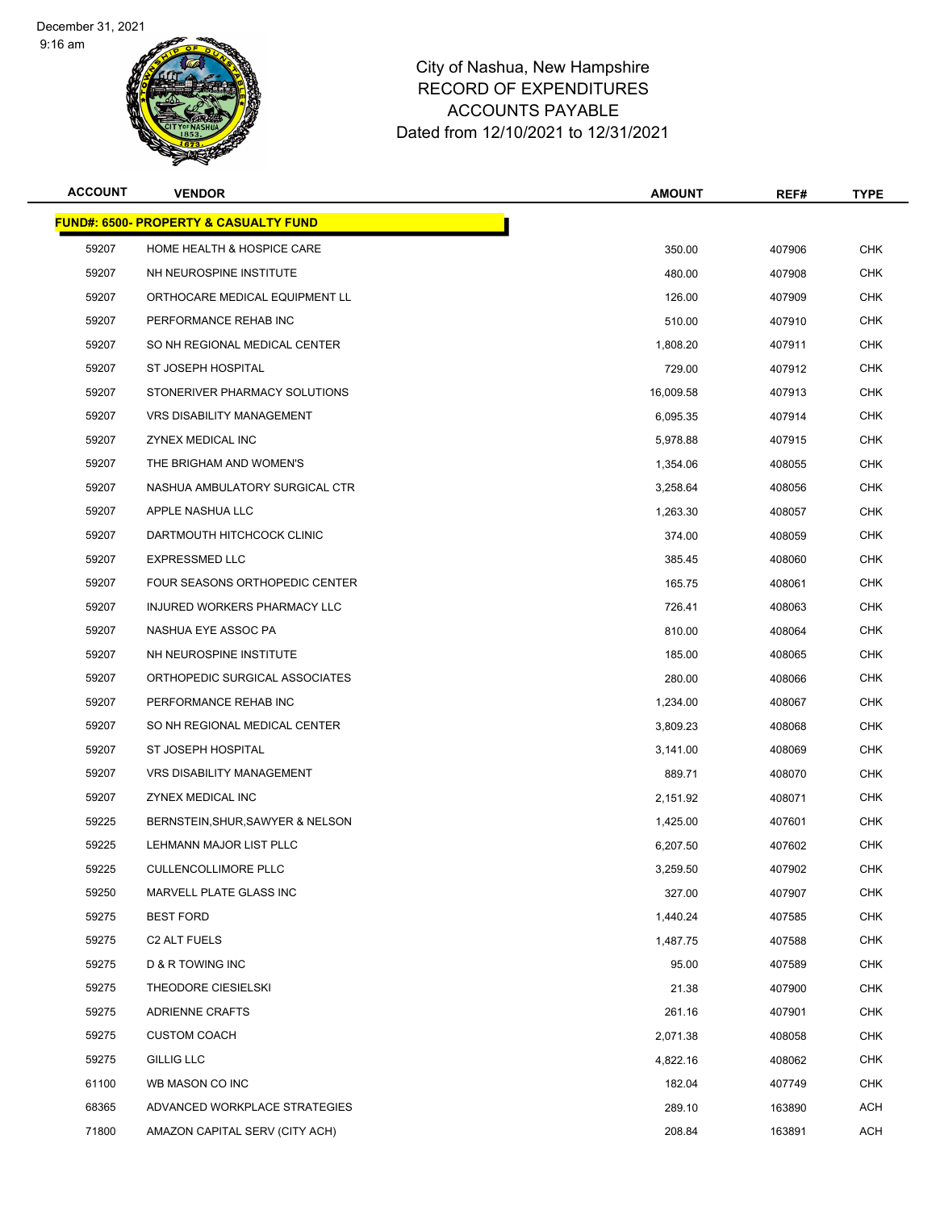December 31, 2021
9:16 am

# City of Nashua, New Hampshire
## RECORD OF EXPENDITURES
## ACCOUNTS PAYABLE
## Dated from 12/10/2021 to 12/31/2021

| ACCOUNT | VENDOR | AMOUNT | REF# | TYPE |
|---|---|---|---|---|
| **FUND#: 6500- PROPERTY & CASUALTY FUND** | | | | |
| 59207 | HOME HEALTH & HOSPICE CARE | 350.00 | 407906 | CHK |
| 59207 | NH NEUROSPINE INSTITUTE | 480.00 | 407908 | CHK |
| 59207 | ORTHOCARE MEDICAL EQUIPMENT LL | 126.00 | 407909 | CHK |
| 59207 | PERFORMANCE REHAB INC | 510.00 | 407910 | CHK |
| 59207 | SO NH REGIONAL MEDICAL CENTER | 1,808.20 | 407911 | CHK |
| 59207 | ST JOSEPH HOSPITAL | 729.00 | 407912 | CHK |
| 59207 | STONERIVER PHARMACY SOLUTIONS | 16,009.58 | 407913 | CHK |
| 59207 | VRS DISABILITY MANAGEMENT | 6,095.35 | 407914 | CHK |
| 59207 | ZYNEX MEDICAL INC | 5,978.88 | 407915 | CHK |
| 59207 | THE BRIGHAM AND WOMEN'S | 1,354.06 | 408055 | CHK |
| 59207 | NASHUA AMBULATORY SURGICAL CTR | 3,258.64 | 408056 | CHK |
| 59207 | APPLE NASHUA LLC | 1,263.30 | 408057 | CHK |
| 59207 | DARTMOUTH HITCHCOCK CLINIC | 374.00 | 408059 | CHK |
| 59207 | EXPRESSMED LLC | 385.45 | 408060 | CHK |
| 59207 | FOUR SEASONS ORTHOPEDIC CENTER | 165.75 | 408061 | CHK |
| 59207 | INJURED WORKERS PHARMACY LLC | 726.41 | 408063 | CHK |
| 59207 | NASHUA EYE ASSOC PA | 810.00 | 408064 | CHK |
| 59207 | NH NEUROSPINE INSTITUTE | 185.00 | 408065 | CHK |
| 59207 | ORTHOPEDIC SURGICAL ASSOCIATES | 280.00 | 408066 | CHK |
| 59207 | PERFORMANCE REHAB INC | 1,234.00 | 408067 | CHK |
| 59207 | SO NH REGIONAL MEDICAL CENTER | 3,809.23 | 408068 | CHK |
| 59207 | ST JOSEPH HOSPITAL | 3,141.00 | 408069 | CHK |
| 59207 | VRS DISABILITY MANAGEMENT | 889.71 | 408070 | CHK |
| 59207 | ZYNEX MEDICAL INC | 2,151.92 | 408071 | CHK |
| 59225 | BERNSTEIN,SHUR,SAWYER & NELSON | 1,425.00 | 407601 | CHK |
| 59225 | LEHMANN MAJOR LIST PLLC | 6,207.50 | 407602 | CHK |
| 59225 | CULLENCOLLIMORE PLLC | 3,259.50 | 407902 | CHK |
| 59250 | MARVELL PLATE GLASS INC | 327.00 | 407907 | CHK |
| 59275 | BEST FORD | 1,440.24 | 407585 | CHK |
| 59275 | C2 ALT FUELS | 1,487.75 | 407588 | CHK |
| 59275 | D & R TOWING INC | 95.00 | 407589 | CHK |
| 59275 | THEODORE CIESIELSKI | 21.38 | 407900 | CHK |
| 59275 | ADRIENNE CRAFTS | 261.16 | 407901 | CHK |
| 59275 | CUSTOM COACH | 2,071.38 | 408058 | CHK |
| 59275 | GILLIG LLC | 4,822.16 | 408062 | CHK |
| 61100 | WB MASON CO INC | 182.04 | 407749 | CHK |
| 68365 | ADVANCED WORKPLACE STRATEGIES | 289.10 | 163890 | ACH |
| 71800 | AMAZON CAPITAL SERV (CITY ACH) | 208.84 | 163891 | ACH |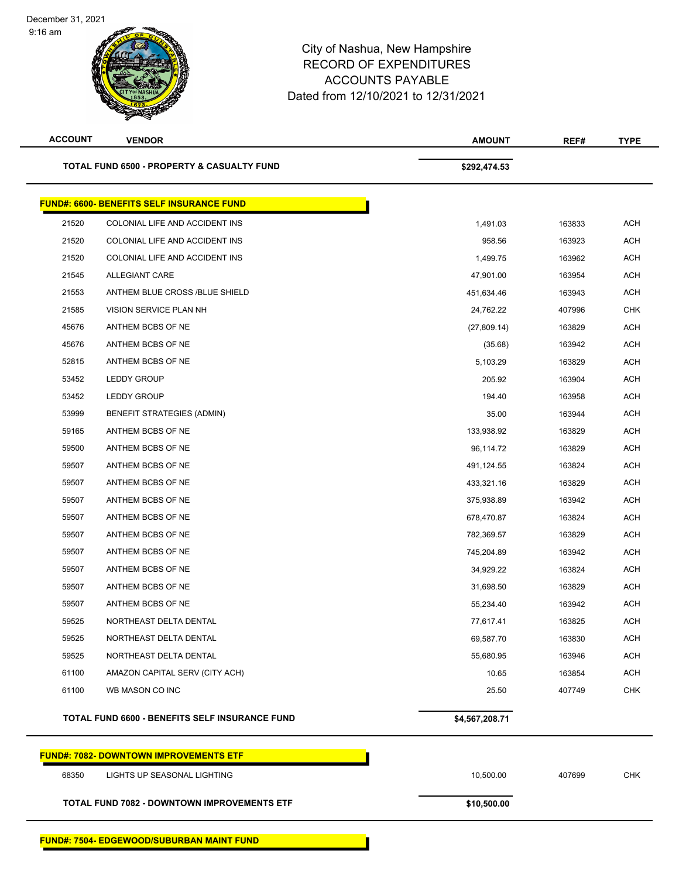City of Nashua, New Hampshire
RECORD OF EXPENDITURES
ACCOUNTS PAYABLE
Dated from 12/10/2021 to 12/31/2021

| ACCOUNT | VENDOR | AMOUNT | REF# | TYPE |
|---|---|---|---|---|
| | **TOTAL FUND 6500 - PROPERTY & CASUALTY FUND** | **$292,474.53** | | |
| | **FUND#: 6600- BENEFITS SELF INSURANCE FUND** | | | |
| 21520 | COLONIAL LIFE AND ACCIDENT INS | 1,491.03 | 163833 | ACH |
| 21520 | COLONIAL LIFE AND ACCIDENT INS | 958.56 | 163923 | ACH |
| 21520 | COLONIAL LIFE AND ACCIDENT INS | 1,499.75 | 163962 | ACH |
| 21545 | ALLEGIANT CARE | 47,901.00 | 163954 | ACH |
| 21553 | ANTHEM BLUE CROSS /BLUE SHIELD | 451,634.46 | 163943 | ACH |
| 21585 | VISION SERVICE PLAN NH | 24,762.22 | 407996 | CHK |
| 45676 | ANTHEM BCBS OF NE | (27,809.14) | 163829 | ACH |
| 45676 | ANTHEM BCBS OF NE | (35.68) | 163942 | ACH |
| 52815 | ANTHEM BCBS OF NE | 5,103.29 | 163829 | ACH |
| 53452 | LEDDY GROUP | 205.92 | 163904 | ACH |
| 53452 | LEDDY GROUP | 194.40 | 163958 | ACH |
| 53999 | BENEFIT STRATEGIES (ADMIN) | 35.00 | 163944 | ACH |
| 59165 | ANTHEM BCBS OF NE | 133,938.92 | 163829 | ACH |
| 59500 | ANTHEM BCBS OF NE | 96,114.72 | 163829 | ACH |
| 59507 | ANTHEM BCBS OF NE | 491,124.55 | 163824 | ACH |
| 59507 | ANTHEM BCBS OF NE | 433,321.16 | 163829 | ACH |
| 59507 | ANTHEM BCBS OF NE | 375,938.89 | 163942 | ACH |
| 59507 | ANTHEM BCBS OF NE | 678,470.87 | 163824 | ACH |
| 59507 | ANTHEM BCBS OF NE | 782,369.57 | 163829 | ACH |
| 59507 | ANTHEM BCBS OF NE | 745,204.89 | 163942 | ACH |
| 59507 | ANTHEM BCBS OF NE | 34,929.22 | 163824 | ACH |
| 59507 | ANTHEM BCBS OF NE | 31,698.50 | 163829 | ACH |
| 59507 | ANTHEM BCBS OF NE | 55,234.40 | 163942 | ACH |
| 59525 | NORTHEAST DELTA DENTAL | 77,617.41 | 163825 | ACH |
| 59525 | NORTHEAST DELTA DENTAL | 69,587.70 | 163830 | ACH |
| 59525 | NORTHEAST DELTA DENTAL | 55,680.95 | 163946 | ACH |
| 61100 | AMAZON CAPITAL SERV (CITY ACH) | 10.65 | 163854 | ACH |
| 61100 | WB MASON CO INC | 25.50 | 407749 | CHK |
| | **TOTAL FUND 6600 - BENEFITS SELF INSURANCE FUND** | **$4,567,208.71** | | |
| | **FUND#: 7082- DOWNTOWN IMPROVEMENTS ETF** | | | |
| 68350 | LIGHTS UP SEASONAL LIGHTING | 10,500.00 | 407699 | CHK |
| | **TOTAL FUND 7082 - DOWNTOWN IMPROVEMENTS ETF** | **$10,500.00** | | |
| | **FUND#: 7504- EDGEWOOD/SUBURBAN MAINT FUND** | | | |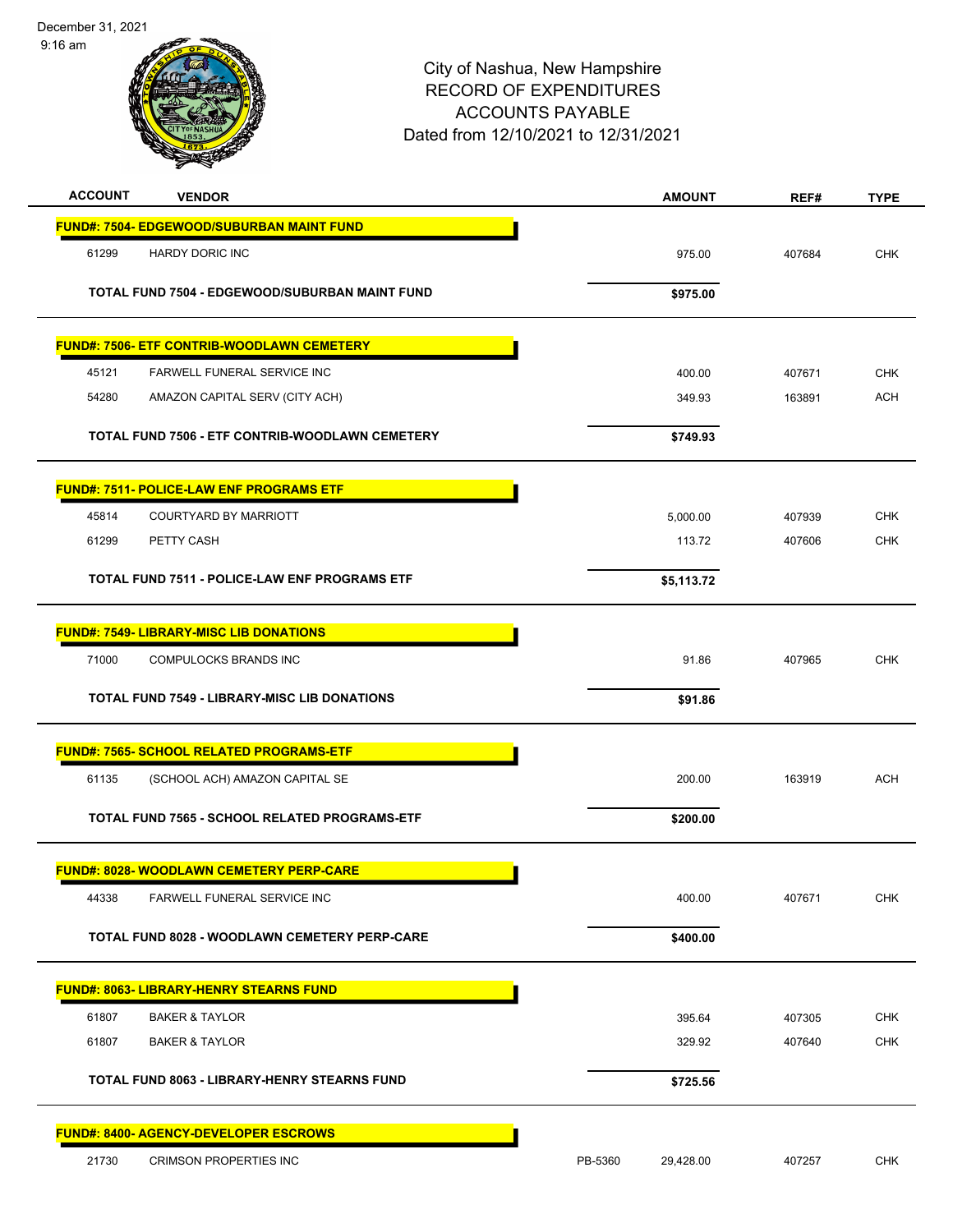December 31, 2021
9:16 am

# City of Nashua, New Hampshire
## RECORD OF EXPENDITURES
## ACCOUNTS PAYABLE
## Dated from 12/10/2021 to 12/31/2021

| ACCOUNT | VENDOR | | AMOUNT | REF# | TYPE |
|---|---|---|---|---|---|
| **FUND#: 7504- EDGEWOOD/SUBURBAN MAINT FUND** | | | | | |
| 61299 | HARDY DORIC INC | | 975.00 | 407684 | CHK |
| | **TOTAL FUND 7504 - EDGEWOOD/SUBURBAN MAINT FUND** | | **$975.00** | | |
| **FUND#: 7506- ETF CONTRIB-WOODLAWN CEMETERY** | | | | | |
| 45121 | FARWELL FUNERAL SERVICE INC | | 400.00 | 407671 | CHK |
| 54280 | AMAZON CAPITAL SERV (CITY ACH) | | 349.93 | 163891 | ACH |
| | **TOTAL FUND 7506 - ETF CONTRIB-WOODLAWN CEMETERY** | | **$749.93** | | |
| **FUND#: 7511- POLICE-LAW ENF PROGRAMS ETF** | | | | | |
| 45814 | COURTYARD BY MARRIOTT | | 5,000.00 | 407939 | CHK |
| 61299 | PETTY CASH | | 113.72 | 407606 | CHK |
| | **TOTAL FUND 7511 - POLICE-LAW ENF PROGRAMS ETF** | | **$5,113.72** | | |
| **FUND#: 7549- LIBRARY-MISC LIB DONATIONS** | | | | | |
| 71000 | COMPULOCKS BRANDS INC | | 91.86 | 407965 | CHK |
| | **TOTAL FUND 7549 - LIBRARY-MISC LIB DONATIONS** | | **$91.86** | | |
| **FUND#: 7565- SCHOOL RELATED PROGRAMS-ETF** | | | | | |
| 61135 | (SCHOOL ACH) AMAZON CAPITAL SE | | 200.00 | 163919 | ACH |
| | **TOTAL FUND 7565 - SCHOOL RELATED PROGRAMS-ETF** | | **$200.00** | | |
| **FUND#: 8028- WOODLAWN CEMETERY PERP-CARE** | | | | | |
| 44338 | FARWELL FUNERAL SERVICE INC | | 400.00 | 407671 | CHK |
| | **TOTAL FUND 8028 - WOODLAWN CEMETERY PERP-CARE** | | **$400.00** | | |
| **FUND#: 8063- LIBRARY-HENRY STEARNS FUND** | | | | | |
| 61807 | BAKER & TAYLOR | | 395.64 | 407305 | CHK |
| 61807 | BAKER & TAYLOR | | 329.92 | 407640 | CHK |
| | **TOTAL FUND 8063 - LIBRARY-HENRY STEARNS FUND** | | **$725.56** | | |
| **FUND#: 8400- AGENCY-DEVELOPER ESCROWS** | | | | | |
| 21730 | CRIMSON PROPERTIES INC | PB-5360 | 29,428.00 | 407257 | CHK |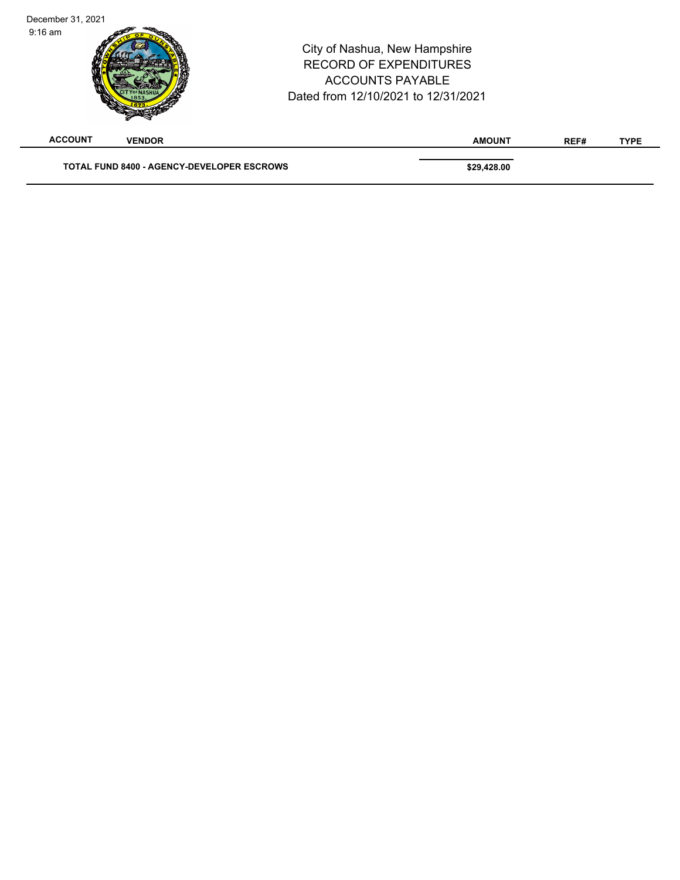City of Nashua, New Hampshire
RECORD OF EXPENDITURES
ACCOUNTS PAYABLE
Dated from 12/10/2021 to 12/31/2021

| ACCOUNT | VENDOR | AMOUNT | REF# | TYPE |
|---|---|---|---|---|
| | **TOTAL FUND 8400 - AGENCY-DEVELOPER ESCROWS** | **$29,428.00** | | |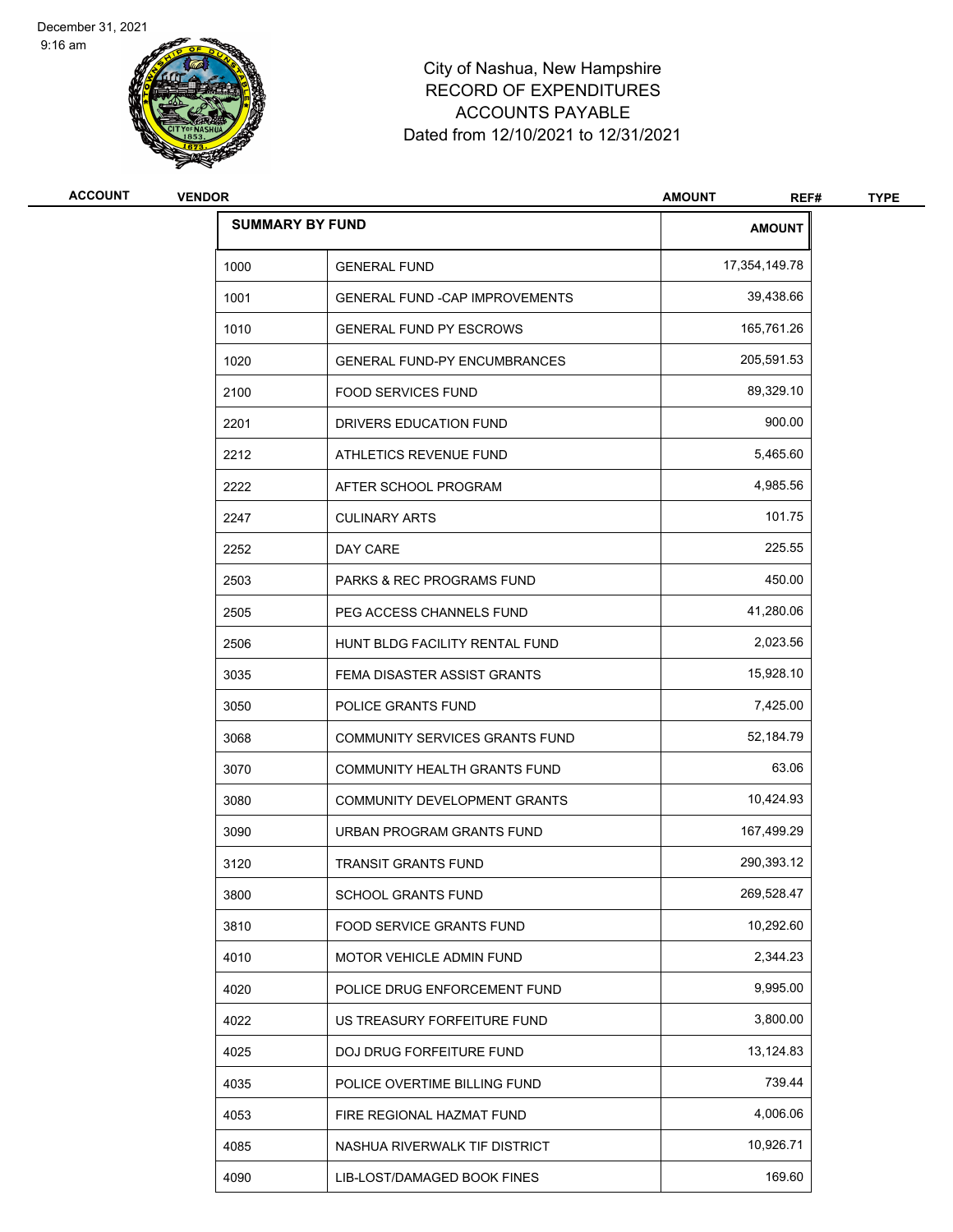# City of Nashua, New Hampshire
## RECORD OF EXPENDITURES
## ACCOUNTS PAYABLE
### Dated from 12/10/2021 to 12/31/2021

| ACCOUNT | VENDOR | AMOUNT | REF# | TYPE |
|---|---|---|---|---|

| SUMMARY BY FUND | | AMOUNT |
|---|---|---|
| 1000 | GENERAL FUND | 17,354,149.78 |
| 1001 | GENERAL FUND -CAP IMPROVEMENTS | 39,438.66 |
| 1010 | GENERAL FUND PY ESCROWS | 165,761.26 |
| 1020 | GENERAL FUND-PY ENCUMBRANCES | 205,591.53 |
| 2100 | FOOD SERVICES FUND | 89,329.10 |
| 2201 | DRIVERS EDUCATION FUND | 900.00 |
| 2212 | ATHLETICS REVENUE FUND | 5,465.60 |
| 2222 | AFTER SCHOOL PROGRAM | 4,985.56 |
| 2247 | CULINARY ARTS | 101.75 |
| 2252 | DAY CARE | 225.55 |
| 2503 | PARKS & REC PROGRAMS FUND | 450.00 |
| 2505 | PEG ACCESS CHANNELS FUND | 41,280.06 |
| 2506 | HUNT BLDG FACILITY RENTAL FUND | 2,023.56 |
| 3035 | FEMA DISASTER ASSIST GRANTS | 15,928.10 |
| 3050 | POLICE GRANTS FUND | 7,425.00 |
| 3068 | COMMUNITY SERVICES GRANTS FUND | 52,184.79 |
| 3070 | COMMUNITY HEALTH GRANTS FUND | 63.06 |
| 3080 | COMMUNITY DEVELOPMENT GRANTS | 10,424.93 |
| 3090 | URBAN PROGRAM GRANTS FUND | 167,499.29 |
| 3120 | TRANSIT GRANTS FUND | 290,393.12 |
| 3800 | SCHOOL GRANTS FUND | 269,528.47 |
| 3810 | FOOD SERVICE GRANTS FUND | 10,292.60 |
| 4010 | MOTOR VEHICLE ADMIN FUND | 2,344.23 |
| 4020 | POLICE DRUG ENFORCEMENT FUND | 9,995.00 |
| 4022 | US TREASURY FORFEITURE FUND | 3,800.00 |
| 4025 | DOJ DRUG FORFEITURE FUND | 13,124.83 |
| 4035 | POLICE OVERTIME BILLING FUND | 739.44 |
| 4053 | FIRE REGIONAL HAZMAT FUND | 4,006.06 |
| 4085 | NASHUA RIVERWALK TIF DISTRICT | 10,926.71 |
| 4090 | LIB-LOST/DAMAGED BOOK FINES | 169.60 |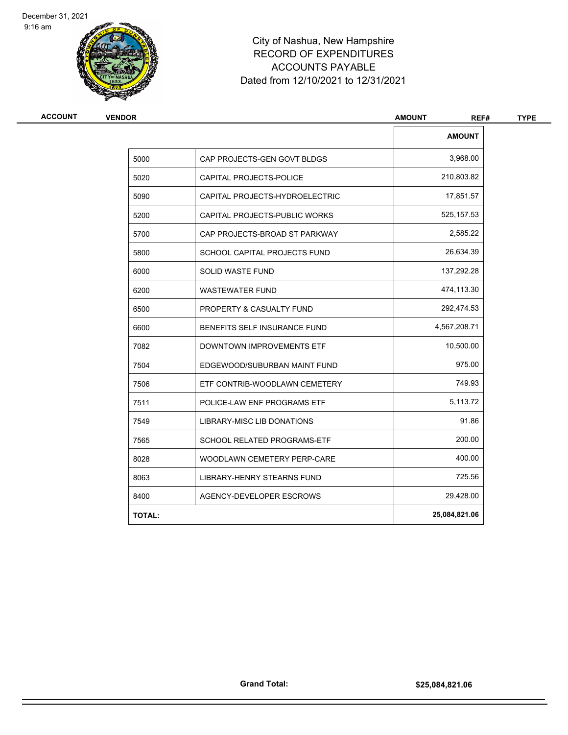December 31, 2021
9:16 am

# City of Nashua, New Hampshire
## RECORD OF EXPENDITURES
## ACCOUNTS PAYABLE
## Dated from 12/10/2021 to 12/31/2021

| ACCOUNT | VENDOR | AMOUNT | REF# | TYPE |
|---|---|---|---|---|

| | | AMOUNT |
|---|---|---|
| 5000 | CAP PROJECTS-GEN GOVT BLDGS | 3,968.00 |
| 5020 | CAPITAL PROJECTS-POLICE | 210,803.82 |
| 5090 | CAPITAL PROJECTS-HYDROELECTRIC | 17,851.57 |
| 5200 | CAPITAL PROJECTS-PUBLIC WORKS | 525,157.53 |
| 5700 | CAP PROJECTS-BROAD ST PARKWAY | 2,585.22 |
| 5800 | SCHOOL CAPITAL PROJECTS FUND | 26,634.39 |
| 6000 | SOLID WASTE FUND | 137,292.28 |
| 6200 | WASTEWATER FUND | 474,113.30 |
| 6500 | PROPERTY & CASUALTY FUND | 292,474.53 |
| 6600 | BENEFITS SELF INSURANCE FUND | 4,567,208.71 |
| 7082 | DOWNTOWN IMPROVEMENTS ETF | 10,500.00 |
| 7504 | EDGEWOOD/SUBURBAN MAINT FUND | 975.00 |
| 7506 | ETF CONTRIB-WOODLAWN CEMETERY | 749.93 |
| 7511 | POLICE-LAW ENF PROGRAMS ETF | 5,113.72 |
| 7549 | LIBRARY-MISC LIB DONATIONS | 91.86 |
| 7565 | SCHOOL RELATED PROGRAMS-ETF | 200.00 |
| 8028 | WOODLAWN CEMETERY PERP-CARE | 400.00 |
| 8063 | LIBRARY-HENRY STEARNS FUND | 725.56 |
| 8400 | AGENCY-DEVELOPER ESCROWS | 29,428.00 |
| **TOTAL:** | | **25,084,821.06** |

**Grand Total:** **$25,084,821.06**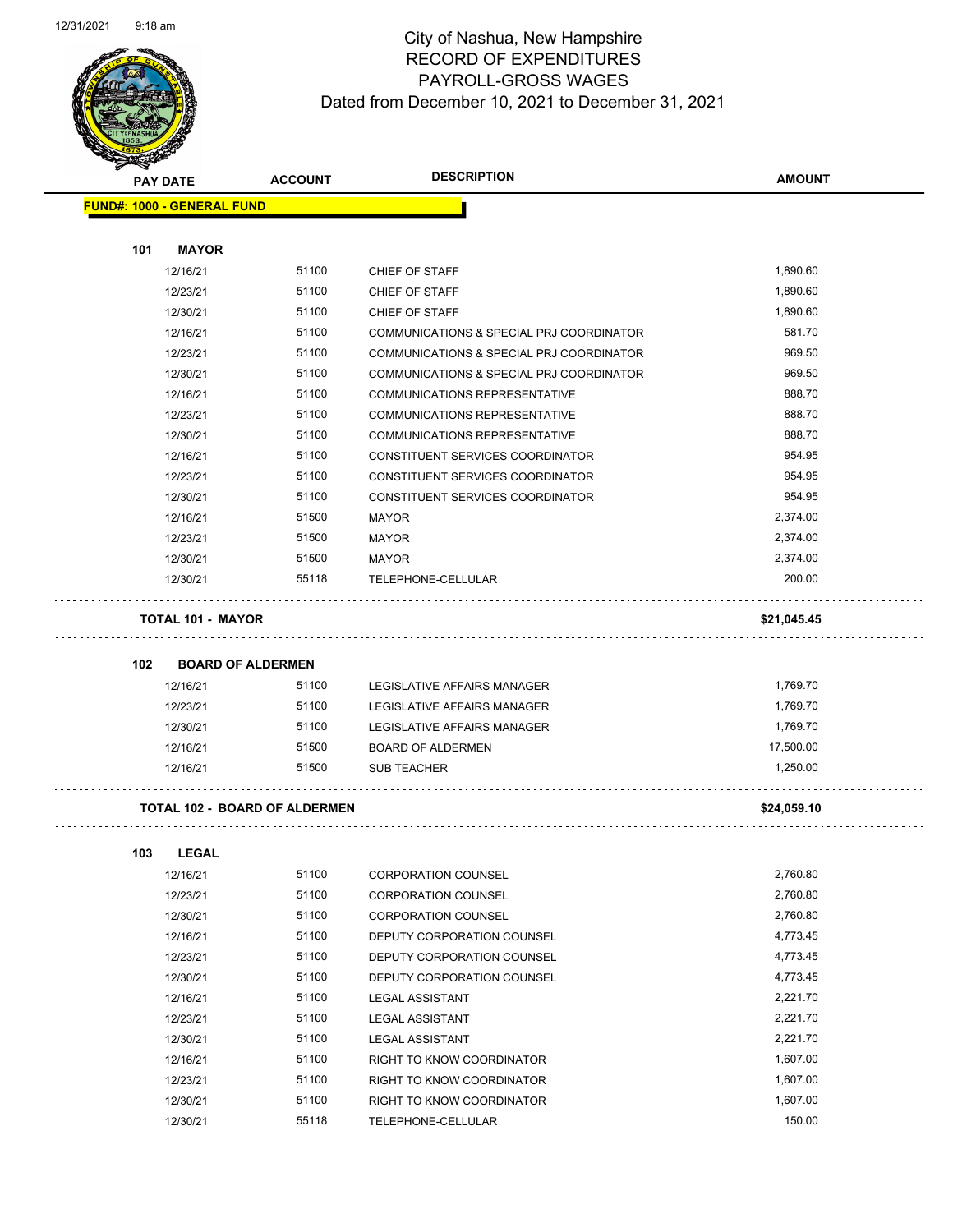# City of Nashua, New Hampshire
## RECORD OF EXPENDITURES
## PAYROLL-GROSS WAGES
## Dated from December 10, 2021 to December 31, 2021

**FUND#: 1000 - GENERAL FUND**

### 101 MAYOR

| PAY DATE | ACCOUNT | DESCRIPTION | AMOUNT |
|---|---|---|---|
| 12/16/21 | 51100 | CHIEF OF STAFF | 1,890.60 |
| 12/23/21 | 51100 | CHIEF OF STAFF | 1,890.60 |
| 12/30/21 | 51100 | CHIEF OF STAFF | 1,890.60 |
| 12/16/21 | 51100 | COMMUNICATIONS & SPECIAL PRJ COORDINATOR | 581.70 |
| 12/23/21 | 51100 | COMMUNICATIONS & SPECIAL PRJ COORDINATOR | 969.50 |
| 12/30/21 | 51100 | COMMUNICATIONS & SPECIAL PRJ COORDINATOR | 969.50 |
| 12/16/21 | 51100 | COMMUNICATIONS REPRESENTATIVE | 888.70 |
| 12/23/21 | 51100 | COMMUNICATIONS REPRESENTATIVE | 888.70 |
| 12/30/21 | 51100 | COMMUNICATIONS REPRESENTATIVE | 888.70 |
| 12/16/21 | 51100 | CONSTITUENT SERVICES COORDINATOR | 954.95 |
| 12/23/21 | 51100 | CONSTITUENT SERVICES COORDINATOR | 954.95 |
| 12/30/21 | 51100 | CONSTITUENT SERVICES COORDINATOR | 954.95 |
| 12/16/21 | 51500 | MAYOR | 2,374.00 |
| 12/23/21 | 51500 | MAYOR | 2,374.00 |
| 12/30/21 | 51500 | MAYOR | 2,374.00 |
| 12/30/21 | 55118 | TELEPHONE-CELLULAR | 200.00 |

**TOTAL 101 - MAYOR** **$21,045.45**

### 102 BOARD OF ALDERMEN

| PAY DATE | ACCOUNT | DESCRIPTION | AMOUNT |
|---|---|---|---|
| 12/16/21 | 51100 | LEGISLATIVE AFFAIRS MANAGER | 1,769.70 |
| 12/23/21 | 51100 | LEGISLATIVE AFFAIRS MANAGER | 1,769.70 |
| 12/30/21 | 51100 | LEGISLATIVE AFFAIRS MANAGER | 1,769.70 |
| 12/16/21 | 51500 | BOARD OF ALDERMEN | 17,500.00 |
| 12/16/21 | 51500 | SUB TEACHER | 1,250.00 |

**TOTAL 102 - BOARD OF ALDERMEN** **$24,059.10**

### 103 LEGAL

| PAY DATE | ACCOUNT | DESCRIPTION | AMOUNT |
|---|---|---|---|
| 12/16/21 | 51100 | CORPORATION COUNSEL | 2,760.80 |
| 12/23/21 | 51100 | CORPORATION COUNSEL | 2,760.80 |
| 12/30/21 | 51100 | CORPORATION COUNSEL | 2,760.80 |
| 12/16/21 | 51100 | DEPUTY CORPORATION COUNSEL | 4,773.45 |
| 12/23/21 | 51100 | DEPUTY CORPORATION COUNSEL | 4,773.45 |
| 12/30/21 | 51100 | DEPUTY CORPORATION COUNSEL | 4,773.45 |
| 12/16/21 | 51100 | LEGAL ASSISTANT | 2,221.70 |
| 12/23/21 | 51100 | LEGAL ASSISTANT | 2,221.70 |
| 12/30/21 | 51100 | LEGAL ASSISTANT | 2,221.70 |
| 12/16/21 | 51100 | RIGHT TO KNOW COORDINATOR | 1,607.00 |
| 12/23/21 | 51100 | RIGHT TO KNOW COORDINATOR | 1,607.00 |
| 12/30/21 | 51100 | RIGHT TO KNOW COORDINATOR | 1,607.00 |
| 12/30/21 | 55118 | TELEPHONE-CELLULAR | 150.00 |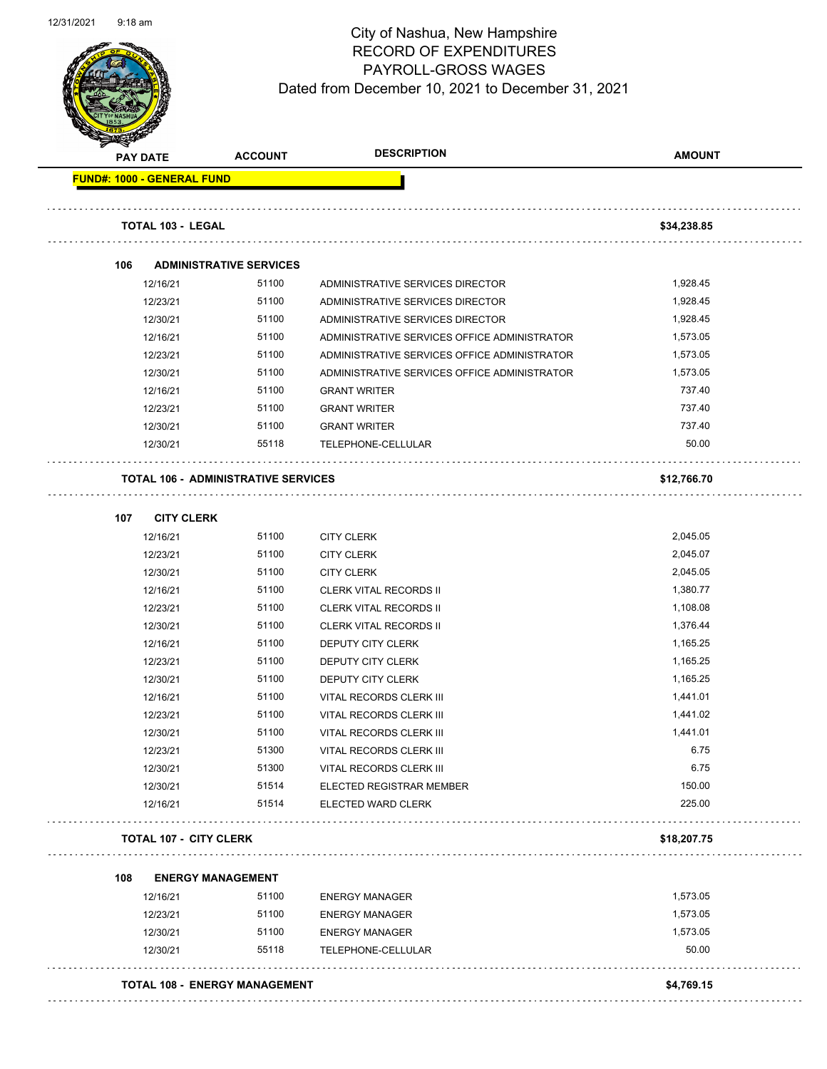City of Nashua, New Hampshire
RECORD OF EXPENDITURES
PAYROLL-GROSS WAGES
Dated from December 10, 2021 to December 31, 2021

| PAY DATE | ACCOUNT | DESCRIPTION | AMOUNT |
|---|---|---|---|
| **FUND#: 1000 - GENERAL FUND** | | | |
| **TOTAL 103 - LEGAL** | | | **$34,238.85** |
| **106 ADMINISTRATIVE SERVICES** | | | |
| 12/16/21 | 51100 | ADMINISTRATIVE SERVICES DIRECTOR | 1,928.45 |
| 12/23/21 | 51100 | ADMINISTRATIVE SERVICES DIRECTOR | 1,928.45 |
| 12/30/21 | 51100 | ADMINISTRATIVE SERVICES DIRECTOR | 1,928.45 |
| 12/16/21 | 51100 | ADMINISTRATIVE SERVICES OFFICE ADMINISTRATOR | 1,573.05 |
| 12/23/21 | 51100 | ADMINISTRATIVE SERVICES OFFICE ADMINISTRATOR | 1,573.05 |
| 12/30/21 | 51100 | ADMINISTRATIVE SERVICES OFFICE ADMINISTRATOR | 1,573.05 |
| 12/16/21 | 51100 | GRANT WRITER | 737.40 |
| 12/23/21 | 51100 | GRANT WRITER | 737.40 |
| 12/30/21 | 51100 | GRANT WRITER | 737.40 |
| 12/30/21 | 55118 | TELEPHONE-CELLULAR | 50.00 |
| **TOTAL 106 - ADMINISTRATIVE SERVICES** | | | **$12,766.70** |
| **107 CITY CLERK** | | | |
| 12/16/21 | 51100 | CITY CLERK | 2,045.05 |
| 12/23/21 | 51100 | CITY CLERK | 2,045.07 |
| 12/30/21 | 51100 | CITY CLERK | 2,045.05 |
| 12/16/21 | 51100 | CLERK VITAL RECORDS II | 1,380.77 |
| 12/23/21 | 51100 | CLERK VITAL RECORDS II | 1,108.08 |
| 12/30/21 | 51100 | CLERK VITAL RECORDS II | 1,376.44 |
| 12/16/21 | 51100 | DEPUTY CITY CLERK | 1,165.25 |
| 12/23/21 | 51100 | DEPUTY CITY CLERK | 1,165.25 |
| 12/30/21 | 51100 | DEPUTY CITY CLERK | 1,165.25 |
| 12/16/21 | 51100 | VITAL RECORDS CLERK III | 1,441.01 |
| 12/23/21 | 51100 | VITAL RECORDS CLERK III | 1,441.02 |
| 12/30/21 | 51100 | VITAL RECORDS CLERK III | 1,441.01 |
| 12/23/21 | 51300 | VITAL RECORDS CLERK III | 6.75 |
| 12/30/21 | 51300 | VITAL RECORDS CLERK III | 6.75 |
| 12/30/21 | 51514 | ELECTED REGISTRAR MEMBER | 150.00 |
| 12/16/21 | 51514 | ELECTED WARD CLERK | 225.00 |
| **TOTAL 107 - CITY CLERK** | | | **$18,207.75** |
| **108 ENERGY MANAGEMENT** | | | |
| 12/16/21 | 51100 | ENERGY MANAGER | 1,573.05 |
| 12/23/21 | 51100 | ENERGY MANAGER | 1,573.05 |
| 12/30/21 | 51100 | ENERGY MANAGER | 1,573.05 |
| 12/30/21 | 55118 | TELEPHONE-CELLULAR | 50.00 |
| **TOTAL 108 - ENERGY MANAGEMENT** | | | **$4,769.15** |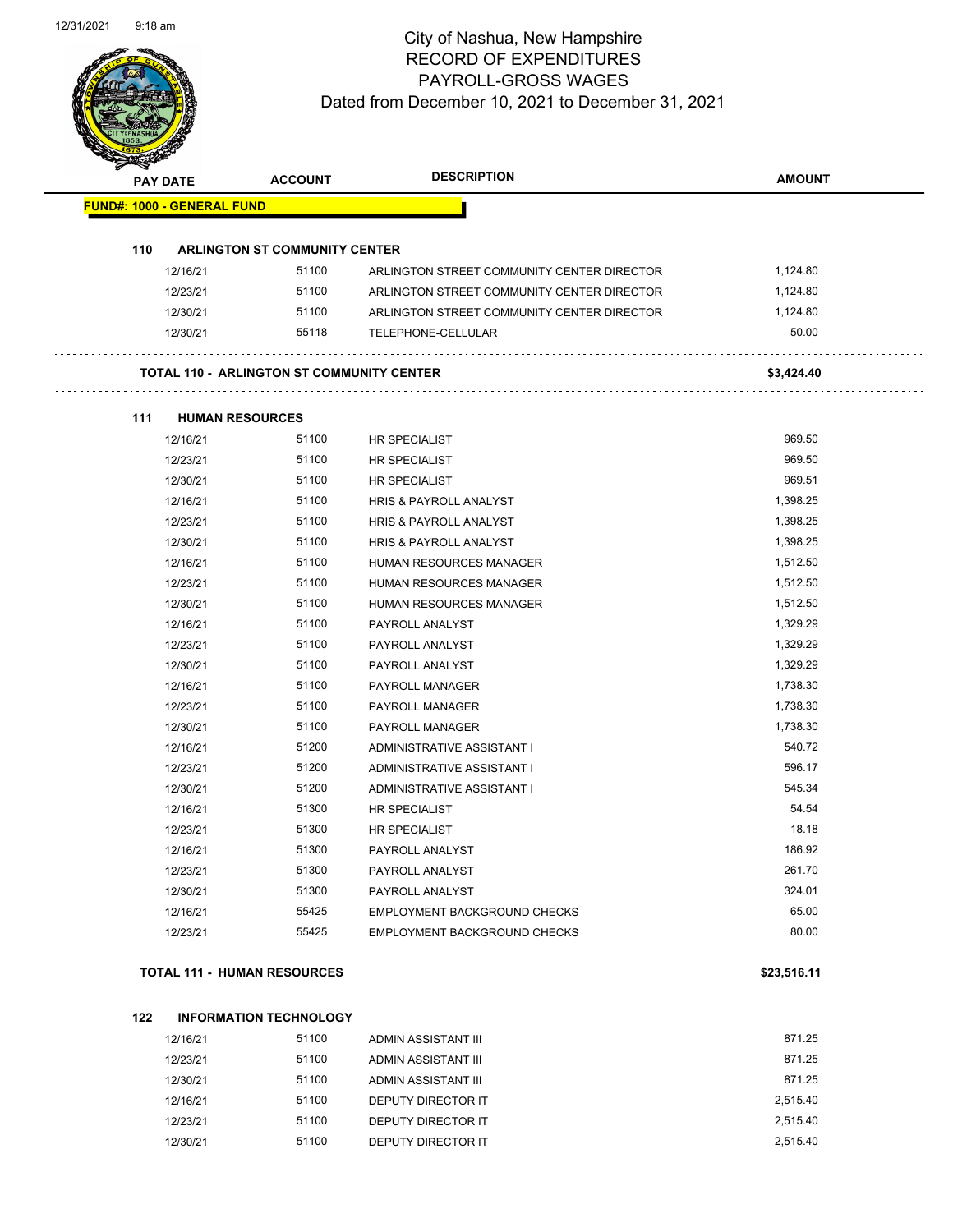# City of Nashua, New Hampshire
## RECORD OF EXPENDITURES
## PAYROLL-GROSS WAGES
### Dated from December 10, 2021 to December 31, 2021

| PAY DATE | ACCOUNT | DESCRIPTION | AMOUNT |
|---|---|---|---|
| **FUND#: 1000 - GENERAL FUND** | | | |
| **110 ARLINGTON ST COMMUNITY CENTER** | | | |
| 12/16/21 | 51100 | ARLINGTON STREET COMMUNITY CENTER DIRECTOR | 1,124.80 |
| 12/23/21 | 51100 | ARLINGTON STREET COMMUNITY CENTER DIRECTOR | 1,124.80 |
| 12/30/21 | 51100 | ARLINGTON STREET COMMUNITY CENTER DIRECTOR | 1,124.80 |
| 12/30/21 | 55118 | TELEPHONE-CELLULAR | 50.00 |
| **TOTAL 110 - ARLINGTON ST COMMUNITY CENTER** | | | **$3,424.40** |
| **111 HUMAN RESOURCES** | | | |
| 12/16/21 | 51100 | HR SPECIALIST | 969.50 |
| 12/23/21 | 51100 | HR SPECIALIST | 969.50 |
| 12/30/21 | 51100 | HR SPECIALIST | 969.51 |
| 12/16/21 | 51100 | HRIS & PAYROLL ANALYST | 1,398.25 |
| 12/23/21 | 51100 | HRIS & PAYROLL ANALYST | 1,398.25 |
| 12/30/21 | 51100 | HRIS & PAYROLL ANALYST | 1,398.25 |
| 12/16/21 | 51100 | HUMAN RESOURCES MANAGER | 1,512.50 |
| 12/23/21 | 51100 | HUMAN RESOURCES MANAGER | 1,512.50 |
| 12/30/21 | 51100 | HUMAN RESOURCES MANAGER | 1,512.50 |
| 12/16/21 | 51100 | PAYROLL ANALYST | 1,329.29 |
| 12/23/21 | 51100 | PAYROLL ANALYST | 1,329.29 |
| 12/30/21 | 51100 | PAYROLL ANALYST | 1,329.29 |
| 12/16/21 | 51100 | PAYROLL MANAGER | 1,738.30 |
| 12/23/21 | 51100 | PAYROLL MANAGER | 1,738.30 |
| 12/30/21 | 51100 | PAYROLL MANAGER | 1,738.30 |
| 12/16/21 | 51200 | ADMINISTRATIVE ASSISTANT I | 540.72 |
| 12/23/21 | 51200 | ADMINISTRATIVE ASSISTANT I | 596.17 |
| 12/30/21 | 51200 | ADMINISTRATIVE ASSISTANT I | 545.34 |
| 12/16/21 | 51300 | HR SPECIALIST | 54.54 |
| 12/23/21 | 51300 | HR SPECIALIST | 18.18 |
| 12/16/21 | 51300 | PAYROLL ANALYST | 186.92 |
| 12/23/21 | 51300 | PAYROLL ANALYST | 261.70 |
| 12/30/21 | 51300 | PAYROLL ANALYST | 324.01 |
| 12/16/21 | 55425 | EMPLOYMENT BACKGROUND CHECKS | 65.00 |
| 12/23/21 | 55425 | EMPLOYMENT BACKGROUND CHECKS | 80.00 |
| **TOTAL 111 - HUMAN RESOURCES** | | | **$23,516.11** |
| **122 INFORMATION TECHNOLOGY** | | | |
| 12/16/21 | 51100 | ADMIN ASSISTANT III | 871.25 |
| 12/23/21 | 51100 | ADMIN ASSISTANT III | 871.25 |
| 12/30/21 | 51100 | ADMIN ASSISTANT III | 871.25 |
| 12/16/21 | 51100 | DEPUTY DIRECTOR IT | 2,515.40 |
| 12/23/21 | 51100 | DEPUTY DIRECTOR IT | 2,515.40 |
| 12/30/21 | 51100 | DEPUTY DIRECTOR IT | 2,515.40 |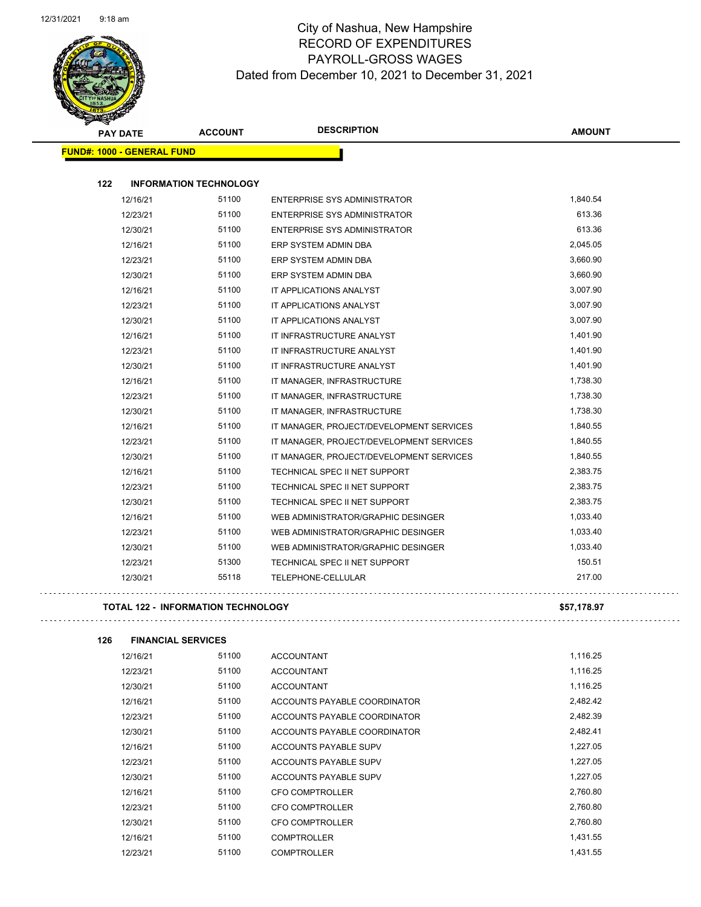# City of Nashua, New Hampshire
## RECORD OF EXPENDITURES
## PAYROLL-GROSS WAGES
## Dated from December 10, 2021 to December 31, 2021

| PAY DATE | ACCOUNT | DESCRIPTION | AMOUNT |
|---|---|---|---|
| **FUND#: 1000 - GENERAL FUND** | | | |
| **122 INFORMATION TECHNOLOGY** | | | |
| 12/16/21 | 51100 | ENTERPRISE SYS ADMINISTRATOR | 1,840.54 |
| 12/23/21 | 51100 | ENTERPRISE SYS ADMINISTRATOR | 613.36 |
| 12/30/21 | 51100 | ENTERPRISE SYS ADMINISTRATOR | 613.36 |
| 12/16/21 | 51100 | ERP SYSTEM ADMIN DBA | 2,045.05 |
| 12/23/21 | 51100 | ERP SYSTEM ADMIN DBA | 3,660.90 |
| 12/30/21 | 51100 | ERP SYSTEM ADMIN DBA | 3,660.90 |
| 12/16/21 | 51100 | IT APPLICATIONS ANALYST | 3,007.90 |
| 12/23/21 | 51100 | IT APPLICATIONS ANALYST | 3,007.90 |
| 12/30/21 | 51100 | IT APPLICATIONS ANALYST | 3,007.90 |
| 12/16/21 | 51100 | IT INFRASTRUCTURE ANALYST | 1,401.90 |
| 12/23/21 | 51100 | IT INFRASTRUCTURE ANALYST | 1,401.90 |
| 12/30/21 | 51100 | IT INFRASTRUCTURE ANALYST | 1,401.90 |
| 12/16/21 | 51100 | IT MANAGER, INFRASTRUCTURE | 1,738.30 |
| 12/23/21 | 51100 | IT MANAGER, INFRASTRUCTURE | 1,738.30 |
| 12/30/21 | 51100 | IT MANAGER, INFRASTRUCTURE | 1,738.30 |
| 12/16/21 | 51100 | IT MANAGER, PROJECT/DEVELOPMENT SERVICES | 1,840.55 |
| 12/23/21 | 51100 | IT MANAGER, PROJECT/DEVELOPMENT SERVICES | 1,840.55 |
| 12/30/21 | 51100 | IT MANAGER, PROJECT/DEVELOPMENT SERVICES | 1,840.55 |
| 12/16/21 | 51100 | TECHNICAL SPEC II NET SUPPORT | 2,383.75 |
| 12/23/21 | 51100 | TECHNICAL SPEC II NET SUPPORT | 2,383.75 |
| 12/30/21 | 51100 | TECHNICAL SPEC II NET SUPPORT | 2,383.75 |
| 12/16/21 | 51100 | WEB ADMINISTRATOR/GRAPHIC DESINGER | 1,033.40 |
| 12/23/21 | 51100 | WEB ADMINISTRATOR/GRAPHIC DESINGER | 1,033.40 |
| 12/30/21 | 51100 | WEB ADMINISTRATOR/GRAPHIC DESINGER | 1,033.40 |
| 12/23/21 | 51300 | TECHNICAL SPEC II NET SUPPORT | 150.51 |
| 12/30/21 | 55118 | TELEPHONE-CELLULAR | 217.00 |
| **TOTAL 122 - INFORMATION TECHNOLOGY** | | | **$57,178.97** |
| **126 FINANCIAL SERVICES** | | | |
| 12/16/21 | 51100 | ACCOUNTANT | 1,116.25 |
| 12/23/21 | 51100 | ACCOUNTANT | 1,116.25 |
| 12/30/21 | 51100 | ACCOUNTANT | 1,116.25 |
| 12/16/21 | 51100 | ACCOUNTS PAYABLE COORDINATOR | 2,482.42 |
| 12/23/21 | 51100 | ACCOUNTS PAYABLE COORDINATOR | 2,482.39 |
| 12/30/21 | 51100 | ACCOUNTS PAYABLE COORDINATOR | 2,482.41 |
| 12/16/21 | 51100 | ACCOUNTS PAYABLE SUPV | 1,227.05 |
| 12/23/21 | 51100 | ACCOUNTS PAYABLE SUPV | 1,227.05 |
| 12/30/21 | 51100 | ACCOUNTS PAYABLE SUPV | 1,227.05 |
| 12/16/21 | 51100 | CFO COMPTROLLER | 2,760.80 |
| 12/23/21 | 51100 | CFO COMPTROLLER | 2,760.80 |
| 12/30/21 | 51100 | CFO COMPTROLLER | 2,760.80 |
| 12/16/21 | 51100 | COMPTROLLER | 1,431.55 |
| 12/23/21 | 51100 | COMPTROLLER | 1,431.55 |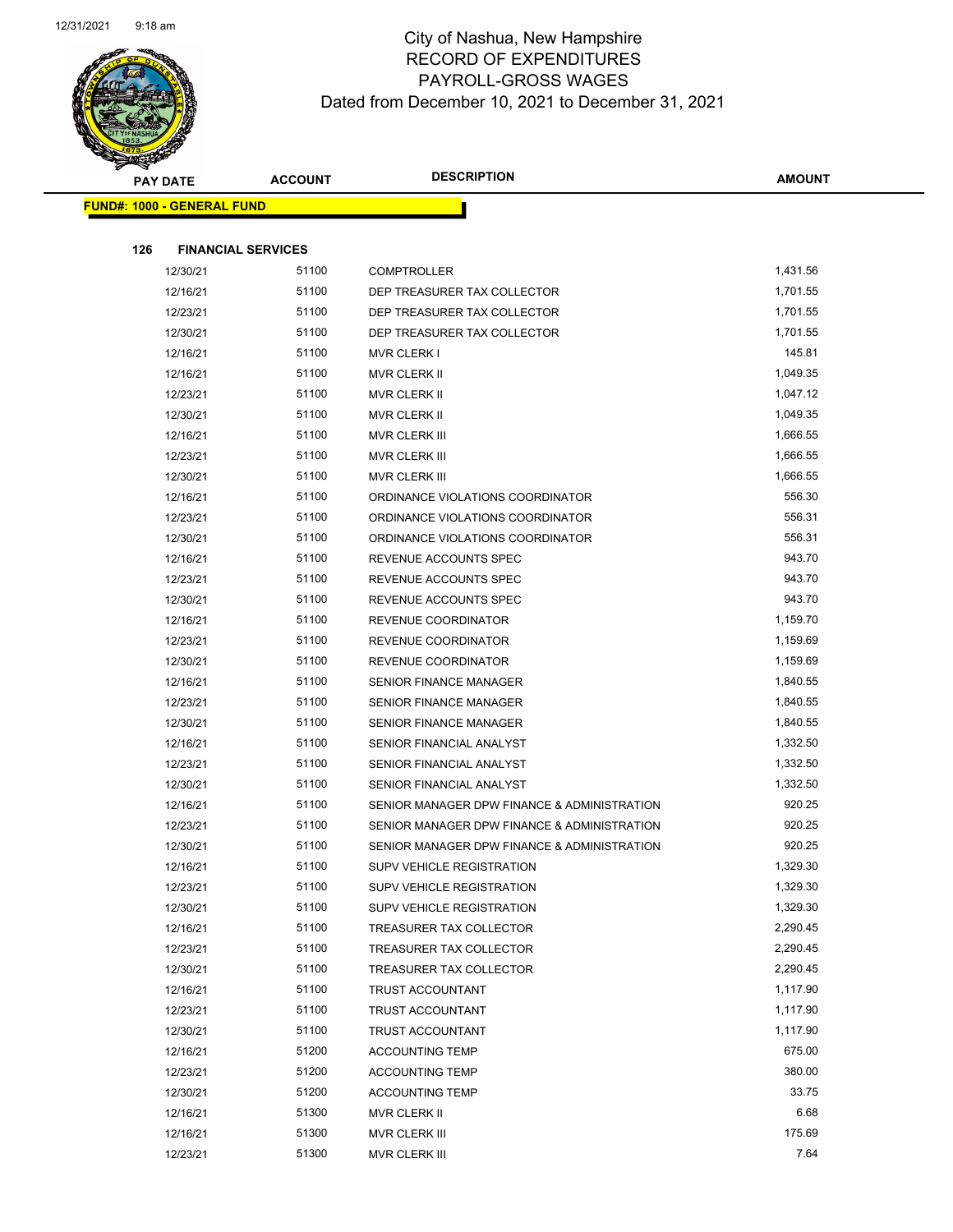# City of Nashua, New Hampshire
## RECORD OF EXPENDITURES
## PAYROLL-GROSS WAGES
## Dated from December 10, 2021 to December 31, 2021

**FUND#: 1000 - GENERAL FUND**

**126 FINANCIAL SERVICES**

| PAY DATE | ACCOUNT | DESCRIPTION | AMOUNT |
|---|---|---|---|
| 12/30/21 | 51100 | COMPTROLLER | 1,431.56 |
| 12/16/21 | 51100 | DEP TREASURER TAX COLLECTOR | 1,701.55 |
| 12/23/21 | 51100 | DEP TREASURER TAX COLLECTOR | 1,701.55 |
| 12/30/21 | 51100 | DEP TREASURER TAX COLLECTOR | 1,701.55 |
| 12/16/21 | 51100 | MVR CLERK I | 145.81 |
| 12/16/21 | 51100 | MVR CLERK II | 1,049.35 |
| 12/23/21 | 51100 | MVR CLERK II | 1,047.12 |
| 12/30/21 | 51100 | MVR CLERK II | 1,049.35 |
| 12/16/21 | 51100 | MVR CLERK III | 1,666.55 |
| 12/23/21 | 51100 | MVR CLERK III | 1,666.55 |
| 12/30/21 | 51100 | MVR CLERK III | 1,666.55 |
| 12/16/21 | 51100 | ORDINANCE VIOLATIONS COORDINATOR | 556.30 |
| 12/23/21 | 51100 | ORDINANCE VIOLATIONS COORDINATOR | 556.31 |
| 12/30/21 | 51100 | ORDINANCE VIOLATIONS COORDINATOR | 556.31 |
| 12/16/21 | 51100 | REVENUE ACCOUNTS SPEC | 943.70 |
| 12/23/21 | 51100 | REVENUE ACCOUNTS SPEC | 943.70 |
| 12/30/21 | 51100 | REVENUE ACCOUNTS SPEC | 943.70 |
| 12/16/21 | 51100 | REVENUE COORDINATOR | 1,159.70 |
| 12/23/21 | 51100 | REVENUE COORDINATOR | 1,159.69 |
| 12/30/21 | 51100 | REVENUE COORDINATOR | 1,159.69 |
| 12/16/21 | 51100 | SENIOR FINANCE MANAGER | 1,840.55 |
| 12/23/21 | 51100 | SENIOR FINANCE MANAGER | 1,840.55 |
| 12/30/21 | 51100 | SENIOR FINANCE MANAGER | 1,840.55 |
| 12/16/21 | 51100 | SENIOR FINANCIAL ANALYST | 1,332.50 |
| 12/23/21 | 51100 | SENIOR FINANCIAL ANALYST | 1,332.50 |
| 12/30/21 | 51100 | SENIOR FINANCIAL ANALYST | 1,332.50 |
| 12/16/21 | 51100 | SENIOR MANAGER DPW FINANCE & ADMINISTRATION | 920.25 |
| 12/23/21 | 51100 | SENIOR MANAGER DPW FINANCE & ADMINISTRATION | 920.25 |
| 12/30/21 | 51100 | SENIOR MANAGER DPW FINANCE & ADMINISTRATION | 920.25 |
| 12/16/21 | 51100 | SUPV VEHICLE REGISTRATION | 1,329.30 |
| 12/23/21 | 51100 | SUPV VEHICLE REGISTRATION | 1,329.30 |
| 12/30/21 | 51100 | SUPV VEHICLE REGISTRATION | 1,329.30 |
| 12/16/21 | 51100 | TREASURER TAX COLLECTOR | 2,290.45 |
| 12/23/21 | 51100 | TREASURER TAX COLLECTOR | 2,290.45 |
| 12/30/21 | 51100 | TREASURER TAX COLLECTOR | 2,290.45 |
| 12/16/21 | 51100 | TRUST ACCOUNTANT | 1,117.90 |
| 12/23/21 | 51100 | TRUST ACCOUNTANT | 1,117.90 |
| 12/30/21 | 51100 | TRUST ACCOUNTANT | 1,117.90 |
| 12/16/21 | 51200 | ACCOUNTING TEMP | 675.00 |
| 12/23/21 | 51200 | ACCOUNTING TEMP | 380.00 |
| 12/30/21 | 51200 | ACCOUNTING TEMP | 33.75 |
| 12/16/21 | 51300 | MVR CLERK II | 6.68 |
| 12/16/21 | 51300 | MVR CLERK III | 175.69 |
| 12/23/21 | 51300 | MVR CLERK III | 7.64 |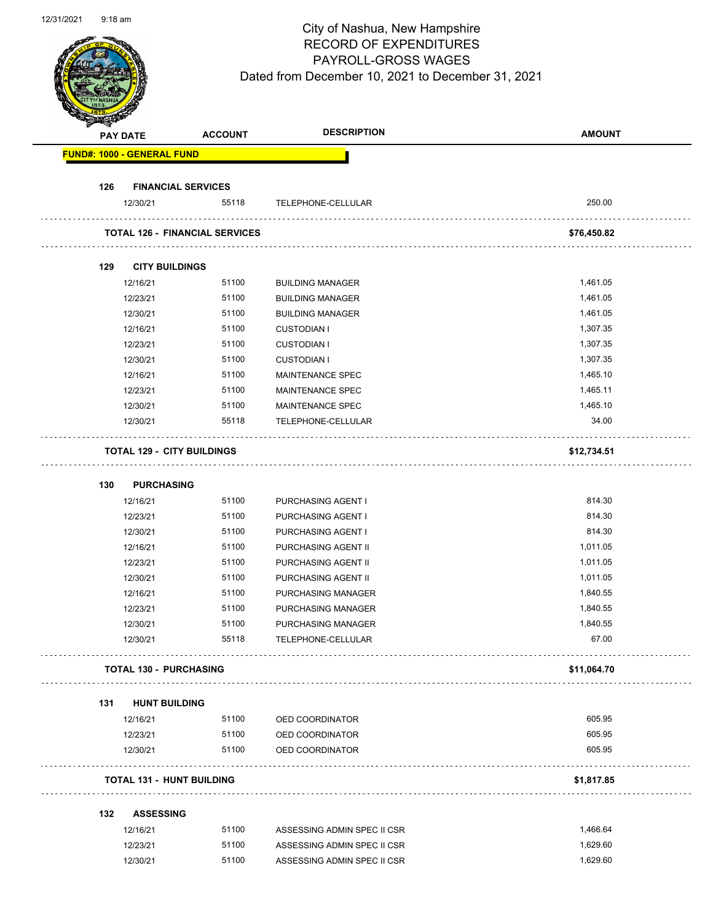City of Nashua, New Hampshire
RECORD OF EXPENDITURES
PAYROLL-GROSS WAGES
Dated from December 10, 2021 to December 31, 2021

| PAY DATE | ACCOUNT | DESCRIPTION | AMOUNT |
|---|---|---|---|
| **FUND#: 1000 - GENERAL FUND** | | | |
| **126 FINANCIAL SERVICES** | | | |
| 12/30/21 | 55118 | TELEPHONE-CELLULAR | 250.00 |
| **TOTAL 126 - FINANCIAL SERVICES** | | | **$76,450.82** |
| **129 CITY BUILDINGS** | | | |
| 12/16/21 | 51100 | BUILDING MANAGER | 1,461.05 |
| 12/23/21 | 51100 | BUILDING MANAGER | 1,461.05 |
| 12/30/21 | 51100 | BUILDING MANAGER | 1,461.05 |
| 12/16/21 | 51100 | CUSTODIAN I | 1,307.35 |
| 12/23/21 | 51100 | CUSTODIAN I | 1,307.35 |
| 12/30/21 | 51100 | CUSTODIAN I | 1,307.35 |
| 12/16/21 | 51100 | MAINTENANCE SPEC | 1,465.10 |
| 12/23/21 | 51100 | MAINTENANCE SPEC | 1,465.11 |
| 12/30/21 | 51100 | MAINTENANCE SPEC | 1,465.10 |
| 12/30/21 | 55118 | TELEPHONE-CELLULAR | 34.00 |
| **TOTAL 129 - CITY BUILDINGS** | | | **$12,734.51** |
| **130 PURCHASING** | | | |
| 12/16/21 | 51100 | PURCHASING AGENT I | 814.30 |
| 12/23/21 | 51100 | PURCHASING AGENT I | 814.30 |
| 12/30/21 | 51100 | PURCHASING AGENT I | 814.30 |
| 12/16/21 | 51100 | PURCHASING AGENT II | 1,011.05 |
| 12/23/21 | 51100 | PURCHASING AGENT II | 1,011.05 |
| 12/30/21 | 51100 | PURCHASING AGENT II | 1,011.05 |
| 12/16/21 | 51100 | PURCHASING MANAGER | 1,840.55 |
| 12/23/21 | 51100 | PURCHASING MANAGER | 1,840.55 |
| 12/30/21 | 51100 | PURCHASING MANAGER | 1,840.55 |
| 12/30/21 | 55118 | TELEPHONE-CELLULAR | 67.00 |
| **TOTAL 130 - PURCHASING** | | | **$11,064.70** |
| **131 HUNT BUILDING** | | | |
| 12/16/21 | 51100 | OED COORDINATOR | 605.95 |
| 12/23/21 | 51100 | OED COORDINATOR | 605.95 |
| 12/30/21 | 51100 | OED COORDINATOR | 605.95 |
| **TOTAL 131 - HUNT BUILDING** | | | **$1,817.85** |
| **132 ASSESSING** | | | |
| 12/16/21 | 51100 | ASSESSING ADMIN SPEC II CSR | 1,466.64 |
| 12/23/21 | 51100 | ASSESSING ADMIN SPEC II CSR | 1,629.60 |
| 12/30/21 | 51100 | ASSESSING ADMIN SPEC II CSR | 1,629.60 |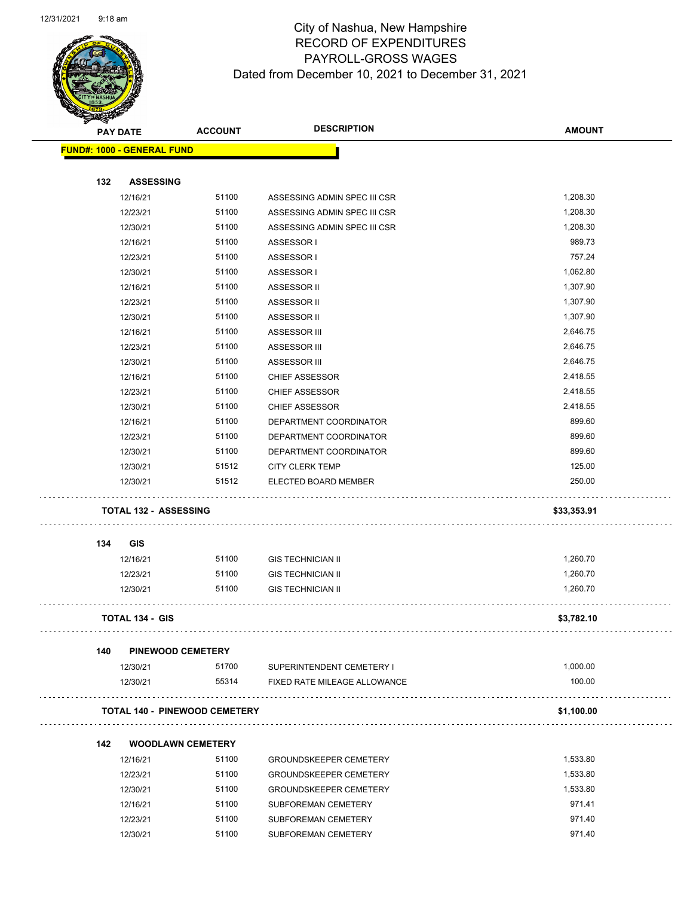# City of Nashua, New Hampshire
## RECORD OF EXPENDITURES
## PAYROLL-GROSS WAGES
### Dated from December 10, 2021 to December 31, 2021

| PAY DATE | ACCOUNT | DESCRIPTION | AMOUNT |
|---|---|---|---|
| **FUND#: 1000 - GENERAL FUND** | | | |
| **132 ASSESSING** | | | |
| 12/16/21 | 51100 | ASSESSING ADMIN SPEC III CSR | 1,208.30 |
| 12/23/21 | 51100 | ASSESSING ADMIN SPEC III CSR | 1,208.30 |
| 12/30/21 | 51100 | ASSESSING ADMIN SPEC III CSR | 1,208.30 |
| 12/16/21 | 51100 | ASSESSOR I | 989.73 |
| 12/23/21 | 51100 | ASSESSOR I | 757.24 |
| 12/30/21 | 51100 | ASSESSOR I | 1,062.80 |
| 12/16/21 | 51100 | ASSESSOR II | 1,307.90 |
| 12/23/21 | 51100 | ASSESSOR II | 1,307.90 |
| 12/30/21 | 51100 | ASSESSOR II | 1,307.90 |
| 12/16/21 | 51100 | ASSESSOR III | 2,646.75 |
| 12/23/21 | 51100 | ASSESSOR III | 2,646.75 |
| 12/30/21 | 51100 | ASSESSOR III | 2,646.75 |
| 12/16/21 | 51100 | CHIEF ASSESSOR | 2,418.55 |
| 12/23/21 | 51100 | CHIEF ASSESSOR | 2,418.55 |
| 12/30/21 | 51100 | CHIEF ASSESSOR | 2,418.55 |
| 12/16/21 | 51100 | DEPARTMENT COORDINATOR | 899.60 |
| 12/23/21 | 51100 | DEPARTMENT COORDINATOR | 899.60 |
| 12/30/21 | 51100 | DEPARTMENT COORDINATOR | 899.60 |
| 12/30/21 | 51512 | CITY CLERK TEMP | 125.00 |
| 12/30/21 | 51512 | ELECTED BOARD MEMBER | 250.00 |
| **TOTAL 132 - ASSESSING** | | | **$33,353.91** |
| **134 GIS** | | | |
| 12/16/21 | 51100 | GIS TECHNICIAN II | 1,260.70 |
| 12/23/21 | 51100 | GIS TECHNICIAN II | 1,260.70 |
| 12/30/21 | 51100 | GIS TECHNICIAN II | 1,260.70 |
| **TOTAL 134 - GIS** | | | **$3,782.10** |
| **140 PINEWOOD CEMETERY** | | | |
| 12/30/21 | 51700 | SUPERINTENDENT CEMETERY I | 1,000.00 |
| 12/30/21 | 55314 | FIXED RATE MILEAGE ALLOWANCE | 100.00 |
| **TOTAL 140 - PINEWOOD CEMETERY** | | | **$1,100.00** |
| **142 WOODLAWN CEMETERY** | | | |
| 12/16/21 | 51100 | GROUNDSKEEPER CEMETERY | 1,533.80 |
| 12/23/21 | 51100 | GROUNDSKEEPER CEMETERY | 1,533.80 |
| 12/30/21 | 51100 | GROUNDSKEEPER CEMETERY | 1,533.80 |
| 12/16/21 | 51100 | SUBFOREMAN CEMETERY | 971.41 |
| 12/23/21 | 51100 | SUBFOREMAN CEMETERY | 971.40 |
| 12/30/21 | 51100 | SUBFOREMAN CEMETERY | 971.40 |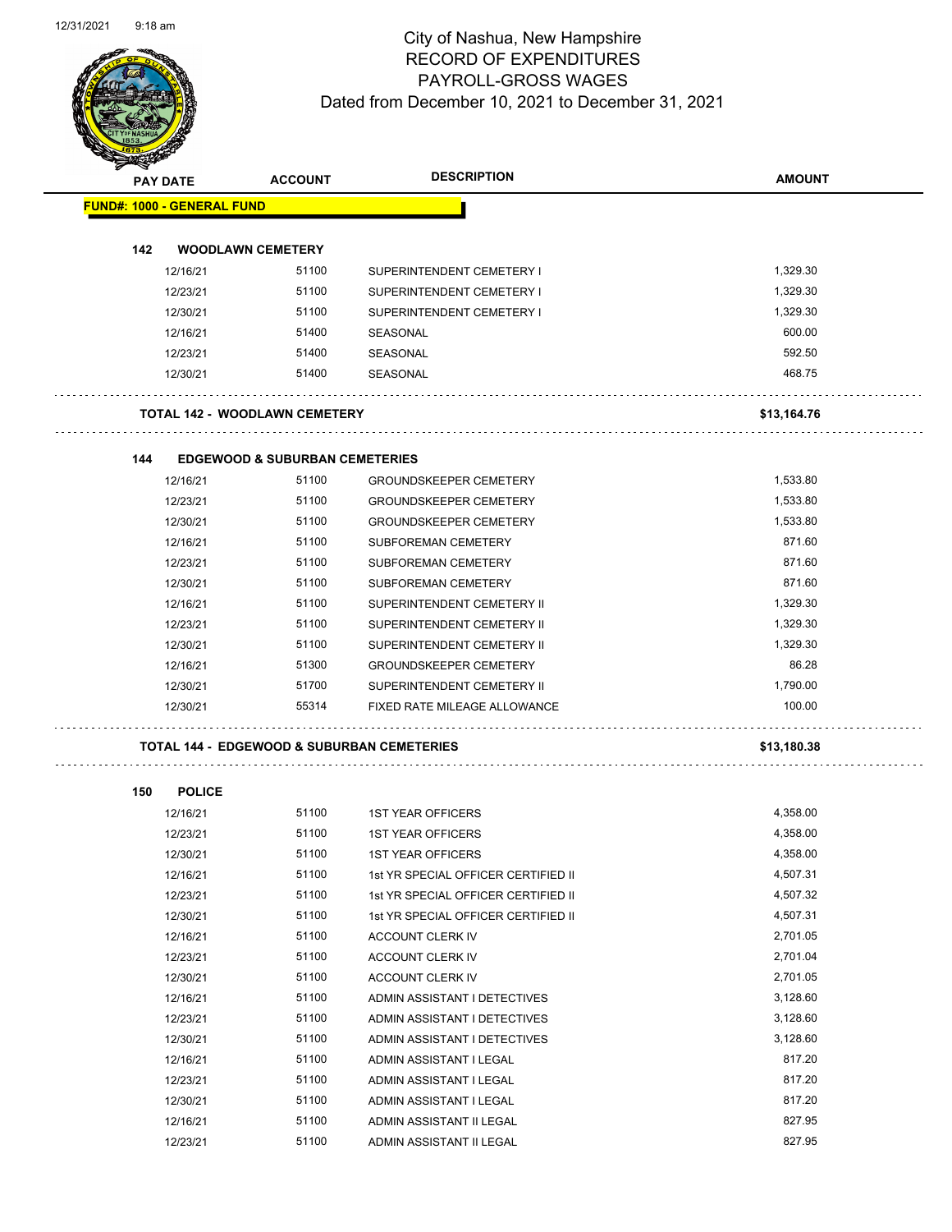City of Nashua, New Hampshire
RECORD OF EXPENDITURES
PAYROLL-GROSS WAGES
Dated from December 10, 2021 to December 31, 2021

| PAY DATE | ACCOUNT | DESCRIPTION | AMOUNT |
|---|---|---|---|
| **FUND#: 1000 - GENERAL FUND** | | | |
| **142 WOODLAWN CEMETERY** | | | |
| 12/16/21 | 51100 | SUPERINTENDENT CEMETERY I | 1,329.30 |
| 12/23/21 | 51100 | SUPERINTENDENT CEMETERY I | 1,329.30 |
| 12/30/21 | 51100 | SUPERINTENDENT CEMETERY I | 1,329.30 |
| 12/16/21 | 51400 | SEASONAL | 600.00 |
| 12/23/21 | 51400 | SEASONAL | 592.50 |
| 12/30/21 | 51400 | SEASONAL | 468.75 |
| **TOTAL 142 - WOODLAWN CEMETERY** | | | **$13,164.76** |
| **144 EDGEWOOD & SUBURBAN CEMETERIES** | | | |
| 12/16/21 | 51100 | GROUNDSKEEPER CEMETERY | 1,533.80 |
| 12/23/21 | 51100 | GROUNDSKEEPER CEMETERY | 1,533.80 |
| 12/30/21 | 51100 | GROUNDSKEEPER CEMETERY | 1,533.80 |
| 12/16/21 | 51100 | SUBFOREMAN CEMETERY | 871.60 |
| 12/23/21 | 51100 | SUBFOREMAN CEMETERY | 871.60 |
| 12/30/21 | 51100 | SUBFOREMAN CEMETERY | 871.60 |
| 12/16/21 | 51100 | SUPERINTENDENT CEMETERY II | 1,329.30 |
| 12/23/21 | 51100 | SUPERINTENDENT CEMETERY II | 1,329.30 |
| 12/30/21 | 51100 | SUPERINTENDENT CEMETERY II | 1,329.30 |
| 12/16/21 | 51300 | GROUNDSKEEPER CEMETERY | 86.28 |
| 12/30/21 | 51700 | SUPERINTENDENT CEMETERY II | 1,790.00 |
| 12/30/21 | 55314 | FIXED RATE MILEAGE ALLOWANCE | 100.00 |
| **TOTAL 144 - EDGEWOOD & SUBURBAN CEMETERIES** | | | **$13,180.38** |
| **150 POLICE** | | | |
| 12/16/21 | 51100 | 1ST YEAR OFFICERS | 4,358.00 |
| 12/23/21 | 51100 | 1ST YEAR OFFICERS | 4,358.00 |
| 12/30/21 | 51100 | 1ST YEAR OFFICERS | 4,358.00 |
| 12/16/21 | 51100 | 1st YR SPECIAL OFFICER CERTIFIED II | 4,507.31 |
| 12/23/21 | 51100 | 1st YR SPECIAL OFFICER CERTIFIED II | 4,507.32 |
| 12/30/21 | 51100 | 1st YR SPECIAL OFFICER CERTIFIED II | 4,507.31 |
| 12/16/21 | 51100 | ACCOUNT CLERK IV | 2,701.05 |
| 12/23/21 | 51100 | ACCOUNT CLERK IV | 2,701.04 |
| 12/30/21 | 51100 | ACCOUNT CLERK IV | 2,701.05 |
| 12/16/21 | 51100 | ADMIN ASSISTANT I DETECTIVES | 3,128.60 |
| 12/23/21 | 51100 | ADMIN ASSISTANT I DETECTIVES | 3,128.60 |
| 12/30/21 | 51100 | ADMIN ASSISTANT I DETECTIVES | 3,128.60 |
| 12/16/21 | 51100 | ADMIN ASSISTANT I LEGAL | 817.20 |
| 12/23/21 | 51100 | ADMIN ASSISTANT I LEGAL | 817.20 |
| 12/30/21 | 51100 | ADMIN ASSISTANT I LEGAL | 817.20 |
| 12/16/21 | 51100 | ADMIN ASSISTANT II LEGAL | 827.95 |
| 12/23/21 | 51100 | ADMIN ASSISTANT II LEGAL | 827.95 |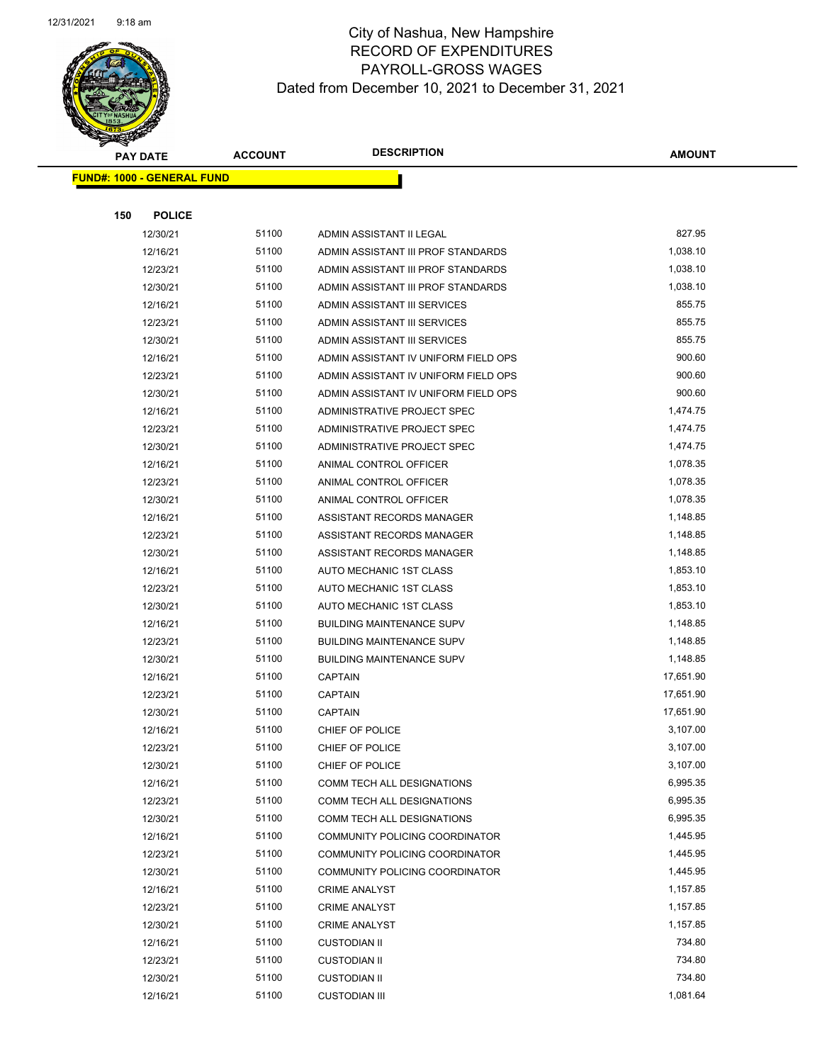# City of Nashua, New Hampshire
## RECORD OF EXPENDITURES
## PAYROLL-GROSS WAGES
## Dated from December 10, 2021 to December 31, 2021

| PAY DATE | ACCOUNT | DESCRIPTION | AMOUNT |
|---|---|---|---|

**FUND#: 1000 - GENERAL FUND**

**150 POLICE**

| PAY DATE | ACCOUNT | DESCRIPTION | AMOUNT |
|---|---|---|---|
| 12/30/21 | 51100 | ADMIN ASSISTANT II LEGAL | 827.95 |
| 12/16/21 | 51100 | ADMIN ASSISTANT III PROF STANDARDS | 1,038.10 |
| 12/23/21 | 51100 | ADMIN ASSISTANT III PROF STANDARDS | 1,038.10 |
| 12/30/21 | 51100 | ADMIN ASSISTANT III PROF STANDARDS | 1,038.10 |
| 12/16/21 | 51100 | ADMIN ASSISTANT III SERVICES | 855.75 |
| 12/23/21 | 51100 | ADMIN ASSISTANT III SERVICES | 855.75 |
| 12/30/21 | 51100 | ADMIN ASSISTANT III SERVICES | 855.75 |
| 12/16/21 | 51100 | ADMIN ASSISTANT IV UNIFORM FIELD OPS | 900.60 |
| 12/23/21 | 51100 | ADMIN ASSISTANT IV UNIFORM FIELD OPS | 900.60 |
| 12/30/21 | 51100 | ADMIN ASSISTANT IV UNIFORM FIELD OPS | 900.60 |
| 12/16/21 | 51100 | ADMINISTRATIVE PROJECT SPEC | 1,474.75 |
| 12/23/21 | 51100 | ADMINISTRATIVE PROJECT SPEC | 1,474.75 |
| 12/30/21 | 51100 | ADMINISTRATIVE PROJECT SPEC | 1,474.75 |
| 12/16/21 | 51100 | ANIMAL CONTROL OFFICER | 1,078.35 |
| 12/23/21 | 51100 | ANIMAL CONTROL OFFICER | 1,078.35 |
| 12/30/21 | 51100 | ANIMAL CONTROL OFFICER | 1,078.35 |
| 12/16/21 | 51100 | ASSISTANT RECORDS MANAGER | 1,148.85 |
| 12/23/21 | 51100 | ASSISTANT RECORDS MANAGER | 1,148.85 |
| 12/30/21 | 51100 | ASSISTANT RECORDS MANAGER | 1,148.85 |
| 12/16/21 | 51100 | AUTO MECHANIC 1ST CLASS | 1,853.10 |
| 12/23/21 | 51100 | AUTO MECHANIC 1ST CLASS | 1,853.10 |
| 12/30/21 | 51100 | AUTO MECHANIC 1ST CLASS | 1,853.10 |
| 12/16/21 | 51100 | BUILDING MAINTENANCE SUPV | 1,148.85 |
| 12/23/21 | 51100 | BUILDING MAINTENANCE SUPV | 1,148.85 |
| 12/30/21 | 51100 | BUILDING MAINTENANCE SUPV | 1,148.85 |
| 12/16/21 | 51100 | CAPTAIN | 17,651.90 |
| 12/23/21 | 51100 | CAPTAIN | 17,651.90 |
| 12/30/21 | 51100 | CAPTAIN | 17,651.90 |
| 12/16/21 | 51100 | CHIEF OF POLICE | 3,107.00 |
| 12/23/21 | 51100 | CHIEF OF POLICE | 3,107.00 |
| 12/30/21 | 51100 | CHIEF OF POLICE | 3,107.00 |
| 12/16/21 | 51100 | COMM TECH ALL DESIGNATIONS | 6,995.35 |
| 12/23/21 | 51100 | COMM TECH ALL DESIGNATIONS | 6,995.35 |
| 12/30/21 | 51100 | COMM TECH ALL DESIGNATIONS | 6,995.35 |
| 12/16/21 | 51100 | COMMUNITY POLICING COORDINATOR | 1,445.95 |
| 12/23/21 | 51100 | COMMUNITY POLICING COORDINATOR | 1,445.95 |
| 12/30/21 | 51100 | COMMUNITY POLICING COORDINATOR | 1,445.95 |
| 12/16/21 | 51100 | CRIME ANALYST | 1,157.85 |
| 12/23/21 | 51100 | CRIME ANALYST | 1,157.85 |
| 12/30/21 | 51100 | CRIME ANALYST | 1,157.85 |
| 12/16/21 | 51100 | CUSTODIAN II | 734.80 |
| 12/23/21 | 51100 | CUSTODIAN II | 734.80 |
| 12/30/21 | 51100 | CUSTODIAN II | 734.80 |
| 12/16/21 | 51100 | CUSTODIAN III | 1,081.64 |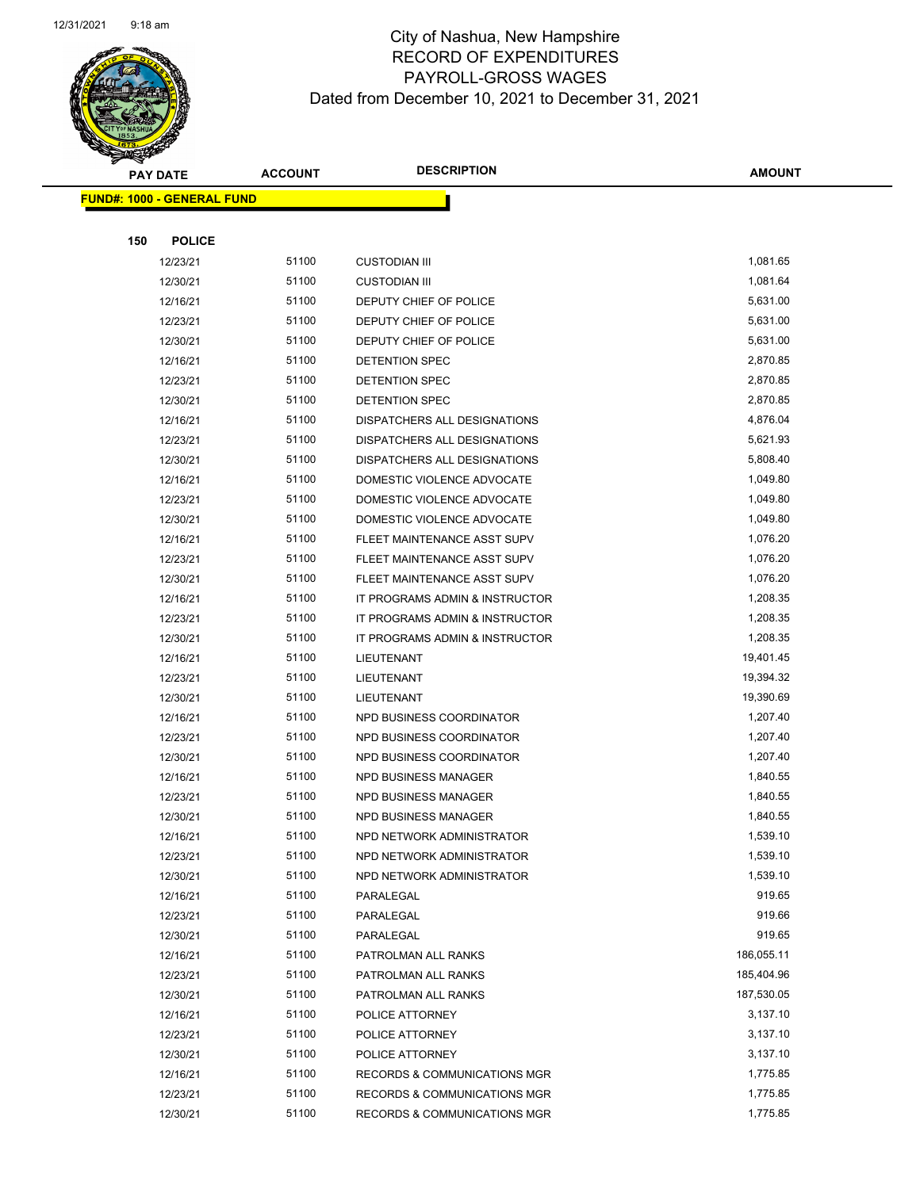# City of Nashua, New Hampshire
## RECORD OF EXPENDITURES
## PAYROLL-GROSS WAGES
## Dated from December 10, 2021 to December 31, 2021

| PAY DATE | ACCOUNT | DESCRIPTION | AMOUNT |
|---|---|---|---|

**FUND#: 1000 - GENERAL FUND**

**150 POLICE**

| PAY DATE | ACCOUNT | DESCRIPTION | AMOUNT |
|---|---|---|---|
| 12/23/21 | 51100 | CUSTODIAN III | 1,081.65 |
| 12/30/21 | 51100 | CUSTODIAN III | 1,081.64 |
| 12/16/21 | 51100 | DEPUTY CHIEF OF POLICE | 5,631.00 |
| 12/23/21 | 51100 | DEPUTY CHIEF OF POLICE | 5,631.00 |
| 12/30/21 | 51100 | DEPUTY CHIEF OF POLICE | 5,631.00 |
| 12/16/21 | 51100 | DETENTION SPEC | 2,870.85 |
| 12/23/21 | 51100 | DETENTION SPEC | 2,870.85 |
| 12/30/21 | 51100 | DETENTION SPEC | 2,870.85 |
| 12/16/21 | 51100 | DISPATCHERS ALL DESIGNATIONS | 4,876.04 |
| 12/23/21 | 51100 | DISPATCHERS ALL DESIGNATIONS | 5,621.93 |
| 12/30/21 | 51100 | DISPATCHERS ALL DESIGNATIONS | 5,808.40 |
| 12/16/21 | 51100 | DOMESTIC VIOLENCE ADVOCATE | 1,049.80 |
| 12/23/21 | 51100 | DOMESTIC VIOLENCE ADVOCATE | 1,049.80 |
| 12/30/21 | 51100 | DOMESTIC VIOLENCE ADVOCATE | 1,049.80 |
| 12/16/21 | 51100 | FLEET MAINTENANCE ASST SUPV | 1,076.20 |
| 12/23/21 | 51100 | FLEET MAINTENANCE ASST SUPV | 1,076.20 |
| 12/30/21 | 51100 | FLEET MAINTENANCE ASST SUPV | 1,076.20 |
| 12/16/21 | 51100 | IT PROGRAMS ADMIN & INSTRUCTOR | 1,208.35 |
| 12/23/21 | 51100 | IT PROGRAMS ADMIN & INSTRUCTOR | 1,208.35 |
| 12/30/21 | 51100 | IT PROGRAMS ADMIN & INSTRUCTOR | 1,208.35 |
| 12/16/21 | 51100 | LIEUTENANT | 19,401.45 |
| 12/23/21 | 51100 | LIEUTENANT | 19,394.32 |
| 12/30/21 | 51100 | LIEUTENANT | 19,390.69 |
| 12/16/21 | 51100 | NPD BUSINESS COORDINATOR | 1,207.40 |
| 12/23/21 | 51100 | NPD BUSINESS COORDINATOR | 1,207.40 |
| 12/30/21 | 51100 | NPD BUSINESS COORDINATOR | 1,207.40 |
| 12/16/21 | 51100 | NPD BUSINESS MANAGER | 1,840.55 |
| 12/23/21 | 51100 | NPD BUSINESS MANAGER | 1,840.55 |
| 12/30/21 | 51100 | NPD BUSINESS MANAGER | 1,840.55 |
| 12/16/21 | 51100 | NPD NETWORK ADMINISTRATOR | 1,539.10 |
| 12/23/21 | 51100 | NPD NETWORK ADMINISTRATOR | 1,539.10 |
| 12/30/21 | 51100 | NPD NETWORK ADMINISTRATOR | 1,539.10 |
| 12/16/21 | 51100 | PARALEGAL | 919.65 |
| 12/23/21 | 51100 | PARALEGAL | 919.66 |
| 12/30/21 | 51100 | PARALEGAL | 919.65 |
| 12/16/21 | 51100 | PATROLMAN ALL RANKS | 186,055.11 |
| 12/23/21 | 51100 | PATROLMAN ALL RANKS | 185,404.96 |
| 12/30/21 | 51100 | PATROLMAN ALL RANKS | 187,530.05 |
| 12/16/21 | 51100 | POLICE ATTORNEY | 3,137.10 |
| 12/23/21 | 51100 | POLICE ATTORNEY | 3,137.10 |
| 12/30/21 | 51100 | POLICE ATTORNEY | 3,137.10 |
| 12/16/21 | 51100 | RECORDS & COMMUNICATIONS MGR | 1,775.85 |
| 12/23/21 | 51100 | RECORDS & COMMUNICATIONS MGR | 1,775.85 |
| 12/30/21 | 51100 | RECORDS & COMMUNICATIONS MGR | 1,775.85 |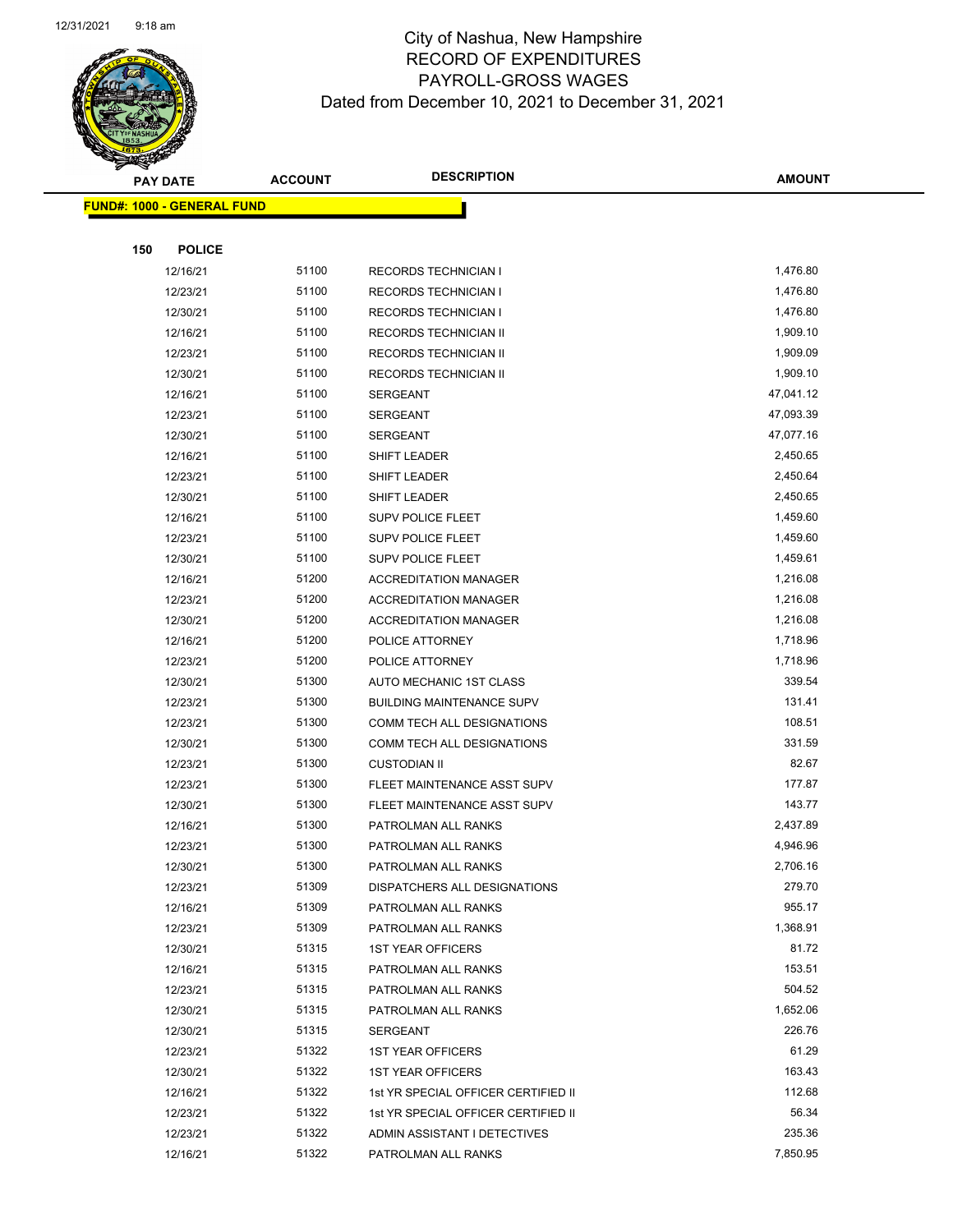# City of Nashua, New Hampshire
## RECORD OF EXPENDITURES
## PAYROLL-GROSS WAGES
## Dated from December 10, 2021 to December 31, 2021

| PAY DATE | ACCOUNT | DESCRIPTION | AMOUNT |
|---|---|---|---|
| **FUND#: 1000 - GENERAL FUND** | | | |
| **150 POLICE** | | | |
| 12/16/21 | 51100 | RECORDS TECHNICIAN I | 1,476.80 |
| 12/23/21 | 51100 | RECORDS TECHNICIAN I | 1,476.80 |
| 12/30/21 | 51100 | RECORDS TECHNICIAN I | 1,476.80 |
| 12/16/21 | 51100 | RECORDS TECHNICIAN II | 1,909.10 |
| 12/23/21 | 51100 | RECORDS TECHNICIAN II | 1,909.09 |
| 12/30/21 | 51100 | RECORDS TECHNICIAN II | 1,909.10 |
| 12/16/21 | 51100 | SERGEANT | 47,041.12 |
| 12/23/21 | 51100 | SERGEANT | 47,093.39 |
| 12/30/21 | 51100 | SERGEANT | 47,077.16 |
| 12/16/21 | 51100 | SHIFT LEADER | 2,450.65 |
| 12/23/21 | 51100 | SHIFT LEADER | 2,450.64 |
| 12/30/21 | 51100 | SHIFT LEADER | 2,450.65 |
| 12/16/21 | 51100 | SUPV POLICE FLEET | 1,459.60 |
| 12/23/21 | 51100 | SUPV POLICE FLEET | 1,459.60 |
| 12/30/21 | 51100 | SUPV POLICE FLEET | 1,459.61 |
| 12/16/21 | 51200 | ACCREDITATION MANAGER | 1,216.08 |
| 12/23/21 | 51200 | ACCREDITATION MANAGER | 1,216.08 |
| 12/30/21 | 51200 | ACCREDITATION MANAGER | 1,216.08 |
| 12/16/21 | 51200 | POLICE ATTORNEY | 1,718.96 |
| 12/23/21 | 51200 | POLICE ATTORNEY | 1,718.96 |
| 12/30/21 | 51300 | AUTO MECHANIC 1ST CLASS | 339.54 |
| 12/23/21 | 51300 | BUILDING MAINTENANCE SUPV | 131.41 |
| 12/23/21 | 51300 | COMM TECH ALL DESIGNATIONS | 108.51 |
| 12/30/21 | 51300 | COMM TECH ALL DESIGNATIONS | 331.59 |
| 12/23/21 | 51300 | CUSTODIAN II | 82.67 |
| 12/23/21 | 51300 | FLEET MAINTENANCE ASST SUPV | 177.87 |
| 12/30/21 | 51300 | FLEET MAINTENANCE ASST SUPV | 143.77 |
| 12/16/21 | 51300 | PATROLMAN ALL RANKS | 2,437.89 |
| 12/23/21 | 51300 | PATROLMAN ALL RANKS | 4,946.96 |
| 12/30/21 | 51300 | PATROLMAN ALL RANKS | 2,706.16 |
| 12/23/21 | 51309 | DISPATCHERS ALL DESIGNATIONS | 279.70 |
| 12/16/21 | 51309 | PATROLMAN ALL RANKS | 955.17 |
| 12/23/21 | 51309 | PATROLMAN ALL RANKS | 1,368.91 |
| 12/30/21 | 51315 | 1ST YEAR OFFICERS | 81.72 |
| 12/16/21 | 51315 | PATROLMAN ALL RANKS | 153.51 |
| 12/23/21 | 51315 | PATROLMAN ALL RANKS | 504.52 |
| 12/30/21 | 51315 | PATROLMAN ALL RANKS | 1,652.06 |
| 12/30/21 | 51315 | SERGEANT | 226.76 |
| 12/23/21 | 51322 | 1ST YEAR OFFICERS | 61.29 |
| 12/30/21 | 51322 | 1ST YEAR OFFICERS | 163.43 |
| 12/16/21 | 51322 | 1st YR SPECIAL OFFICER CERTIFIED II | 112.68 |
| 12/23/21 | 51322 | 1st YR SPECIAL OFFICER CERTIFIED II | 56.34 |
| 12/23/21 | 51322 | ADMIN ASSISTANT I DETECTIVES | 235.36 |
| 12/16/21 | 51322 | PATROLMAN ALL RANKS | 7,850.95 |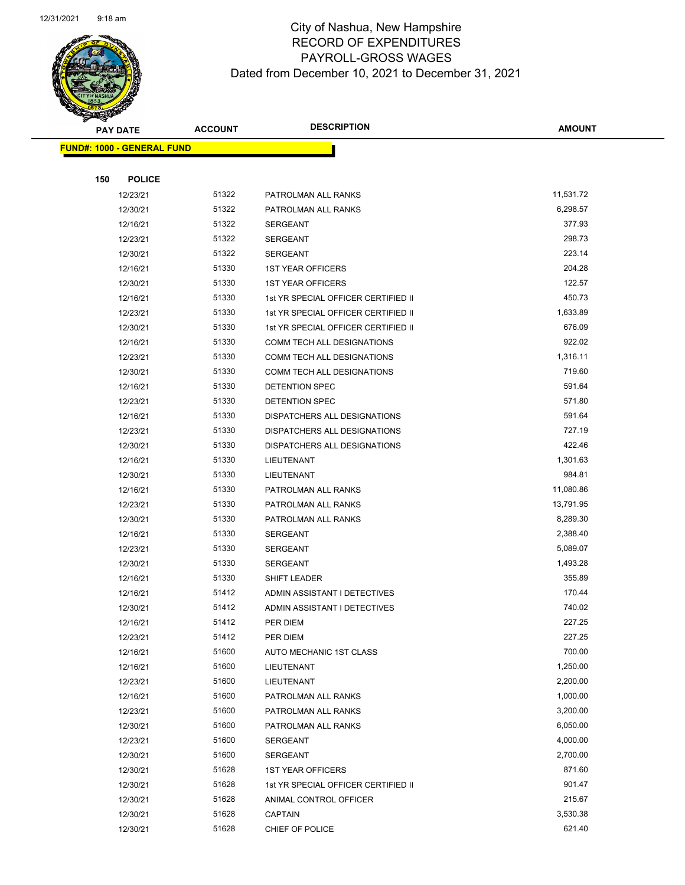# City of Nashua, New Hampshire
## RECORD OF EXPENDITURES
## PAYROLL-GROSS WAGES
### Dated from December 10, 2021 to December 31, 2021

| PAY DATE | ACCOUNT | DESCRIPTION | AMOUNT |
|---|---|---|---|
| **FUND#: 1000 - GENERAL FUND** | | | |
| **150 POLICE** | | | |
| 12/23/21 | 51322 | PATROLMAN ALL RANKS | 11,531.72 |
| 12/30/21 | 51322 | PATROLMAN ALL RANKS | 6,298.57 |
| 12/16/21 | 51322 | SERGEANT | 377.93 |
| 12/23/21 | 51322 | SERGEANT | 298.73 |
| 12/30/21 | 51322 | SERGEANT | 223.14 |
| 12/16/21 | 51330 | 1ST YEAR OFFICERS | 204.28 |
| 12/30/21 | 51330 | 1ST YEAR OFFICERS | 122.57 |
| 12/16/21 | 51330 | 1st YR SPECIAL OFFICER CERTIFIED II | 450.73 |
| 12/23/21 | 51330 | 1st YR SPECIAL OFFICER CERTIFIED II | 1,633.89 |
| 12/30/21 | 51330 | 1st YR SPECIAL OFFICER CERTIFIED II | 676.09 |
| 12/16/21 | 51330 | COMM TECH ALL DESIGNATIONS | 922.02 |
| 12/23/21 | 51330 | COMM TECH ALL DESIGNATIONS | 1,316.11 |
| 12/30/21 | 51330 | COMM TECH ALL DESIGNATIONS | 719.60 |
| 12/16/21 | 51330 | DETENTION SPEC | 591.64 |
| 12/23/21 | 51330 | DETENTION SPEC | 571.80 |
| 12/16/21 | 51330 | DISPATCHERS ALL DESIGNATIONS | 591.64 |
| 12/23/21 | 51330 | DISPATCHERS ALL DESIGNATIONS | 727.19 |
| 12/30/21 | 51330 | DISPATCHERS ALL DESIGNATIONS | 422.46 |
| 12/16/21 | 51330 | LIEUTENANT | 1,301.63 |
| 12/30/21 | 51330 | LIEUTENANT | 984.81 |
| 12/16/21 | 51330 | PATROLMAN ALL RANKS | 11,080.86 |
| 12/23/21 | 51330 | PATROLMAN ALL RANKS | 13,791.95 |
| 12/30/21 | 51330 | PATROLMAN ALL RANKS | 8,289.30 |
| 12/16/21 | 51330 | SERGEANT | 2,388.40 |
| 12/23/21 | 51330 | SERGEANT | 5,089.07 |
| 12/30/21 | 51330 | SERGEANT | 1,493.28 |
| 12/16/21 | 51330 | SHIFT LEADER | 355.89 |
| 12/16/21 | 51412 | ADMIN ASSISTANT I DETECTIVES | 170.44 |
| 12/30/21 | 51412 | ADMIN ASSISTANT I DETECTIVES | 740.02 |
| 12/16/21 | 51412 | PER DIEM | 227.25 |
| 12/23/21 | 51412 | PER DIEM | 227.25 |
| 12/16/21 | 51600 | AUTO MECHANIC 1ST CLASS | 700.00 |
| 12/16/21 | 51600 | LIEUTENANT | 1,250.00 |
| 12/23/21 | 51600 | LIEUTENANT | 2,200.00 |
| 12/16/21 | 51600 | PATROLMAN ALL RANKS | 1,000.00 |
| 12/23/21 | 51600 | PATROLMAN ALL RANKS | 3,200.00 |
| 12/30/21 | 51600 | PATROLMAN ALL RANKS | 6,050.00 |
| 12/23/21 | 51600 | SERGEANT | 4,000.00 |
| 12/30/21 | 51600 | SERGEANT | 2,700.00 |
| 12/30/21 | 51628 | 1ST YEAR OFFICERS | 871.60 |
| 12/30/21 | 51628 | 1st YR SPECIAL OFFICER CERTIFIED II | 901.47 |
| 12/30/21 | 51628 | ANIMAL CONTROL OFFICER | 215.67 |
| 12/30/21 | 51628 | CAPTAIN | 3,530.38 |
| 12/30/21 | 51628 | CHIEF OF POLICE | 621.40 |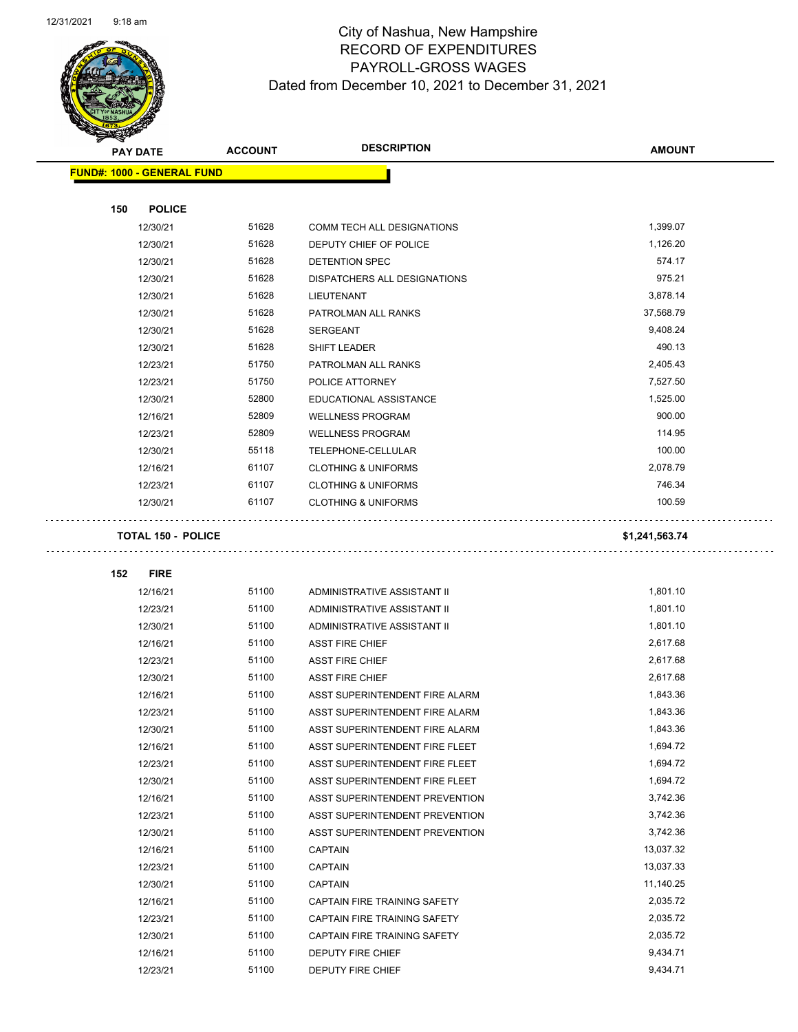# City of Nashua, New Hampshire
# RECORD OF EXPENDITURES
# PAYROLL-GROSS WAGES
# Dated from December 10, 2021 to December 31, 2021

| PAY DATE | ACCOUNT | DESCRIPTION | AMOUNT |
|---|---|---|---|
| **FUND#: 1000 - GENERAL FUND** | | | |
| **150 POLICE** | | | |
| 12/30/21 | 51628 | COMM TECH ALL DESIGNATIONS | 1,399.07 |
| 12/30/21 | 51628 | DEPUTY CHIEF OF POLICE | 1,126.20 |
| 12/30/21 | 51628 | DETENTION SPEC | 574.17 |
| 12/30/21 | 51628 | DISPATCHERS ALL DESIGNATIONS | 975.21 |
| 12/30/21 | 51628 | LIEUTENANT | 3,878.14 |
| 12/30/21 | 51628 | PATROLMAN ALL RANKS | 37,568.79 |
| 12/30/21 | 51628 | SERGEANT | 9,408.24 |
| 12/30/21 | 51628 | SHIFT LEADER | 490.13 |
| 12/23/21 | 51750 | PATROLMAN ALL RANKS | 2,405.43 |
| 12/23/21 | 51750 | POLICE ATTORNEY | 7,527.50 |
| 12/30/21 | 52800 | EDUCATIONAL ASSISTANCE | 1,525.00 |
| 12/16/21 | 52809 | WELLNESS PROGRAM | 900.00 |
| 12/23/21 | 52809 | WELLNESS PROGRAM | 114.95 |
| 12/30/21 | 55118 | TELEPHONE-CELLULAR | 100.00 |
| 12/16/21 | 61107 | CLOTHING & UNIFORMS | 2,078.79 |
| 12/23/21 | 61107 | CLOTHING & UNIFORMS | 746.34 |
| 12/30/21 | 61107 | CLOTHING & UNIFORMS | 100.59 |
| **TOTAL 150 - POLICE** | | | **$1,241,563.74** |
| **152 FIRE** | | | |
| 12/16/21 | 51100 | ADMINISTRATIVE ASSISTANT II | 1,801.10 |
| 12/23/21 | 51100 | ADMINISTRATIVE ASSISTANT II | 1,801.10 |
| 12/30/21 | 51100 | ADMINISTRATIVE ASSISTANT II | 1,801.10 |
| 12/16/21 | 51100 | ASST FIRE CHIEF | 2,617.68 |
| 12/23/21 | 51100 | ASST FIRE CHIEF | 2,617.68 |
| 12/30/21 | 51100 | ASST FIRE CHIEF | 2,617.68 |
| 12/16/21 | 51100 | ASST SUPERINTENDENT FIRE ALARM | 1,843.36 |
| 12/23/21 | 51100 | ASST SUPERINTENDENT FIRE ALARM | 1,843.36 |
| 12/30/21 | 51100 | ASST SUPERINTENDENT FIRE ALARM | 1,843.36 |
| 12/16/21 | 51100 | ASST SUPERINTENDENT FIRE FLEET | 1,694.72 |
| 12/23/21 | 51100 | ASST SUPERINTENDENT FIRE FLEET | 1,694.72 |
| 12/30/21 | 51100 | ASST SUPERINTENDENT FIRE FLEET | 1,694.72 |
| 12/16/21 | 51100 | ASST SUPERINTENDENT PREVENTION | 3,742.36 |
| 12/23/21 | 51100 | ASST SUPERINTENDENT PREVENTION | 3,742.36 |
| 12/30/21 | 51100 | ASST SUPERINTENDENT PREVENTION | 3,742.36 |
| 12/16/21 | 51100 | CAPTAIN | 13,037.32 |
| 12/23/21 | 51100 | CAPTAIN | 13,037.33 |
| 12/30/21 | 51100 | CAPTAIN | 11,140.25 |
| 12/16/21 | 51100 | CAPTAIN FIRE TRAINING SAFETY | 2,035.72 |
| 12/23/21 | 51100 | CAPTAIN FIRE TRAINING SAFETY | 2,035.72 |
| 12/30/21 | 51100 | CAPTAIN FIRE TRAINING SAFETY | 2,035.72 |
| 12/16/21 | 51100 | DEPUTY FIRE CHIEF | 9,434.71 |
| 12/23/21 | 51100 | DEPUTY FIRE CHIEF | 9,434.71 |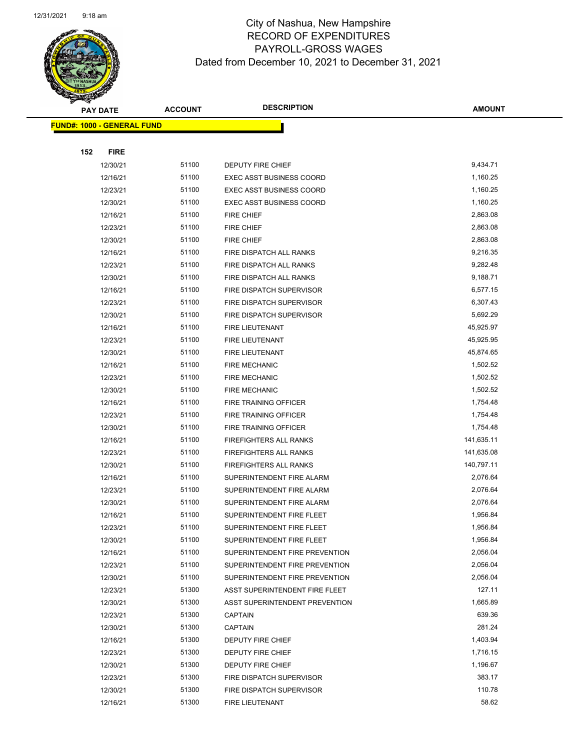City of Nashua, New Hampshire
RECORD OF EXPENDITURES
PAYROLL-GROSS WAGES
Dated from December 10, 2021 to December 31, 2021

| PAY DATE | ACCOUNT | DESCRIPTION | AMOUNT |
|---|---|---|---|
| **FUND#: 1000 - GENERAL FUND** | | | |
| **152 FIRE** | | | |
| 12/30/21 | 51100 | DEPUTY FIRE CHIEF | 9,434.71 |
| 12/16/21 | 51100 | EXEC ASST BUSINESS COORD | 1,160.25 |
| 12/23/21 | 51100 | EXEC ASST BUSINESS COORD | 1,160.25 |
| 12/30/21 | 51100 | EXEC ASST BUSINESS COORD | 1,160.25 |
| 12/16/21 | 51100 | FIRE CHIEF | 2,863.08 |
| 12/23/21 | 51100 | FIRE CHIEF | 2,863.08 |
| 12/30/21 | 51100 | FIRE CHIEF | 2,863.08 |
| 12/16/21 | 51100 | FIRE DISPATCH ALL RANKS | 9,216.35 |
| 12/23/21 | 51100 | FIRE DISPATCH ALL RANKS | 9,282.48 |
| 12/30/21 | 51100 | FIRE DISPATCH ALL RANKS | 9,188.71 |
| 12/16/21 | 51100 | FIRE DISPATCH SUPERVISOR | 6,577.15 |
| 12/23/21 | 51100 | FIRE DISPATCH SUPERVISOR | 6,307.43 |
| 12/30/21 | 51100 | FIRE DISPATCH SUPERVISOR | 5,692.29 |
| 12/16/21 | 51100 | FIRE LIEUTENANT | 45,925.97 |
| 12/23/21 | 51100 | FIRE LIEUTENANT | 45,925.95 |
| 12/30/21 | 51100 | FIRE LIEUTENANT | 45,874.65 |
| 12/16/21 | 51100 | FIRE MECHANIC | 1,502.52 |
| 12/23/21 | 51100 | FIRE MECHANIC | 1,502.52 |
| 12/30/21 | 51100 | FIRE MECHANIC | 1,502.52 |
| 12/16/21 | 51100 | FIRE TRAINING OFFICER | 1,754.48 |
| 12/23/21 | 51100 | FIRE TRAINING OFFICER | 1,754.48 |
| 12/30/21 | 51100 | FIRE TRAINING OFFICER | 1,754.48 |
| 12/16/21 | 51100 | FIREFIGHTERS ALL RANKS | 141,635.11 |
| 12/23/21 | 51100 | FIREFIGHTERS ALL RANKS | 141,635.08 |
| 12/30/21 | 51100 | FIREFIGHTERS ALL RANKS | 140,797.11 |
| 12/16/21 | 51100 | SUPERINTENDENT FIRE ALARM | 2,076.64 |
| 12/23/21 | 51100 | SUPERINTENDENT FIRE ALARM | 2,076.64 |
| 12/30/21 | 51100 | SUPERINTENDENT FIRE ALARM | 2,076.64 |
| 12/16/21 | 51100 | SUPERINTENDENT FIRE FLEET | 1,956.84 |
| 12/23/21 | 51100 | SUPERINTENDENT FIRE FLEET | 1,956.84 |
| 12/30/21 | 51100 | SUPERINTENDENT FIRE FLEET | 1,956.84 |
| 12/16/21 | 51100 | SUPERINTENDENT FIRE PREVENTION | 2,056.04 |
| 12/23/21 | 51100 | SUPERINTENDENT FIRE PREVENTION | 2,056.04 |
| 12/30/21 | 51100 | SUPERINTENDENT FIRE PREVENTION | 2,056.04 |
| 12/23/21 | 51300 | ASST SUPERINTENDENT FIRE FLEET | 127.11 |
| 12/30/21 | 51300 | ASST SUPERINTENDENT PREVENTION | 1,665.89 |
| 12/23/21 | 51300 | CAPTAIN | 639.36 |
| 12/30/21 | 51300 | CAPTAIN | 281.24 |
| 12/16/21 | 51300 | DEPUTY FIRE CHIEF | 1,403.94 |
| 12/23/21 | 51300 | DEPUTY FIRE CHIEF | 1,716.15 |
| 12/30/21 | 51300 | DEPUTY FIRE CHIEF | 1,196.67 |
| 12/23/21 | 51300 | FIRE DISPATCH SUPERVISOR | 383.17 |
| 12/30/21 | 51300 | FIRE DISPATCH SUPERVISOR | 110.78 |
| 12/16/21 | 51300 | FIRE LIEUTENANT | 58.62 |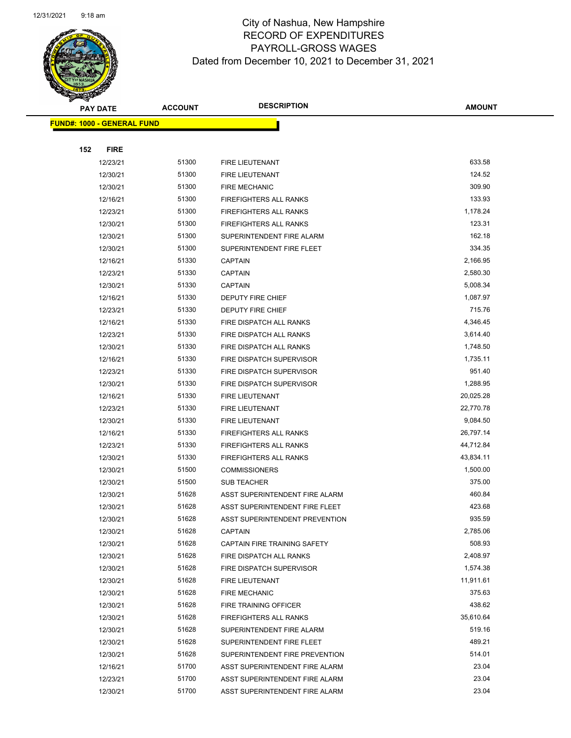# City of Nashua, New Hampshire
## RECORD OF EXPENDITURES
## PAYROLL-GROSS WAGES
### Dated from December 10, 2021 to December 31, 2021

**FUND#: 1000 - GENERAL FUND**

**152 FIRE**

| PAY DATE | ACCOUNT | DESCRIPTION | AMOUNT |
|---|---|---|---|
| 12/23/21 | 51300 | FIRE LIEUTENANT | 633.58 |
| 12/30/21 | 51300 | FIRE LIEUTENANT | 124.52 |
| 12/30/21 | 51300 | FIRE MECHANIC | 309.90 |
| 12/16/21 | 51300 | FIREFIGHTERS ALL RANKS | 133.93 |
| 12/23/21 | 51300 | FIREFIGHTERS ALL RANKS | 1,178.24 |
| 12/30/21 | 51300 | FIREFIGHTERS ALL RANKS | 123.31 |
| 12/30/21 | 51300 | SUPERINTENDENT FIRE ALARM | 162.18 |
| 12/30/21 | 51300 | SUPERINTENDENT FIRE FLEET | 334.35 |
| 12/16/21 | 51330 | CAPTAIN | 2,166.95 |
| 12/23/21 | 51330 | CAPTAIN | 2,580.30 |
| 12/30/21 | 51330 | CAPTAIN | 5,008.34 |
| 12/16/21 | 51330 | DEPUTY FIRE CHIEF | 1,087.97 |
| 12/23/21 | 51330 | DEPUTY FIRE CHIEF | 715.76 |
| 12/16/21 | 51330 | FIRE DISPATCH ALL RANKS | 4,346.45 |
| 12/23/21 | 51330 | FIRE DISPATCH ALL RANKS | 3,614.40 |
| 12/30/21 | 51330 | FIRE DISPATCH ALL RANKS | 1,748.50 |
| 12/16/21 | 51330 | FIRE DISPATCH SUPERVISOR | 1,735.11 |
| 12/23/21 | 51330 | FIRE DISPATCH SUPERVISOR | 951.40 |
| 12/30/21 | 51330 | FIRE DISPATCH SUPERVISOR | 1,288.95 |
| 12/16/21 | 51330 | FIRE LIEUTENANT | 20,025.28 |
| 12/23/21 | 51330 | FIRE LIEUTENANT | 22,770.78 |
| 12/30/21 | 51330 | FIRE LIEUTENANT | 9,084.50 |
| 12/16/21 | 51330 | FIREFIGHTERS ALL RANKS | 26,797.14 |
| 12/23/21 | 51330 | FIREFIGHTERS ALL RANKS | 44,712.84 |
| 12/30/21 | 51330 | FIREFIGHTERS ALL RANKS | 43,834.11 |
| 12/30/21 | 51500 | COMMISSIONERS | 1,500.00 |
| 12/30/21 | 51500 | SUB TEACHER | 375.00 |
| 12/30/21 | 51628 | ASST SUPERINTENDENT FIRE ALARM | 460.84 |
| 12/30/21 | 51628 | ASST SUPERINTENDENT FIRE FLEET | 423.68 |
| 12/30/21 | 51628 | ASST SUPERINTENDENT PREVENTION | 935.59 |
| 12/30/21 | 51628 | CAPTAIN | 2,785.06 |
| 12/30/21 | 51628 | CAPTAIN FIRE TRAINING SAFETY | 508.93 |
| 12/30/21 | 51628 | FIRE DISPATCH ALL RANKS | 2,408.97 |
| 12/30/21 | 51628 | FIRE DISPATCH SUPERVISOR | 1,574.38 |
| 12/30/21 | 51628 | FIRE LIEUTENANT | 11,911.61 |
| 12/30/21 | 51628 | FIRE MECHANIC | 375.63 |
| 12/30/21 | 51628 | FIRE TRAINING OFFICER | 438.62 |
| 12/30/21 | 51628 | FIREFIGHTERS ALL RANKS | 35,610.64 |
| 12/30/21 | 51628 | SUPERINTENDENT FIRE ALARM | 519.16 |
| 12/30/21 | 51628 | SUPERINTENDENT FIRE FLEET | 489.21 |
| 12/30/21 | 51628 | SUPERINTENDENT FIRE PREVENTION | 514.01 |
| 12/16/21 | 51700 | ASST SUPERINTENDENT FIRE ALARM | 23.04 |
| 12/23/21 | 51700 | ASST SUPERINTENDENT FIRE ALARM | 23.04 |
| 12/30/21 | 51700 | ASST SUPERINTENDENT FIRE ALARM | 23.04 |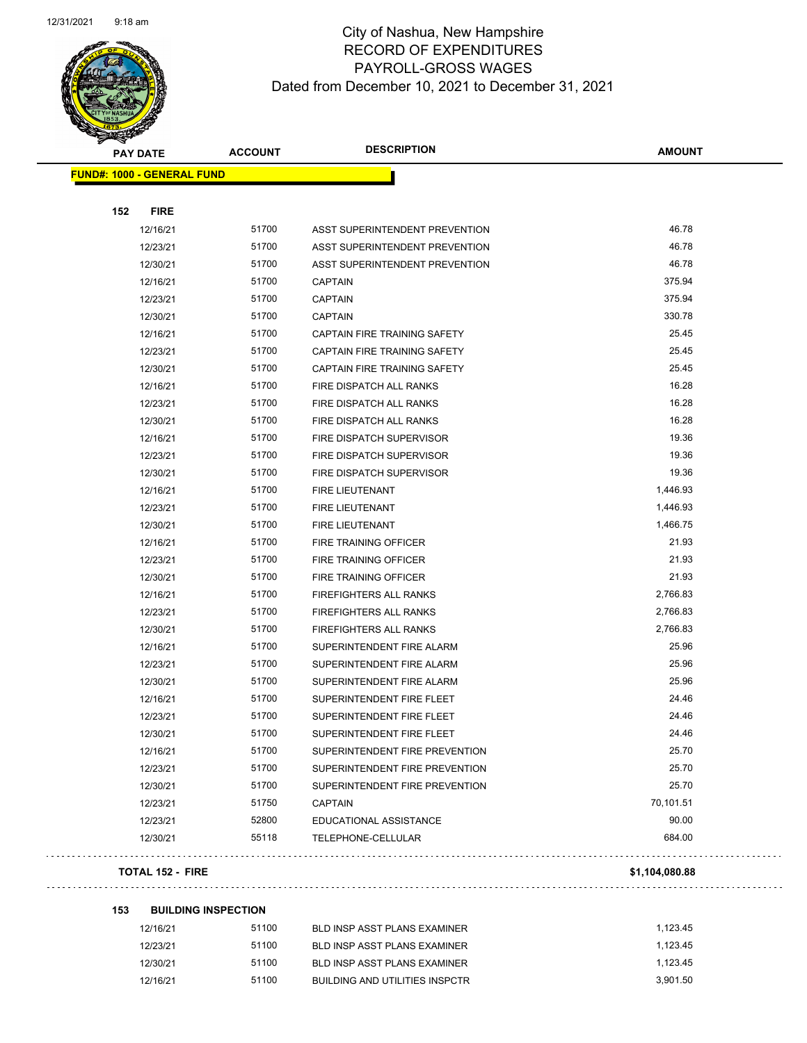# City of Nashua, New Hampshire
## RECORD OF EXPENDITURES
## PAYROLL-GROSS WAGES
### Dated from December 10, 2021 to December 31, 2021

| PAY DATE | ACCOUNT | DESCRIPTION | AMOUNT |
|---|---|---|---|
| **FUND#: 1000 - GENERAL FUND** | | | |
| **152 FIRE** | | | |
| 12/16/21 | 51700 | ASST SUPERINTENDENT PREVENTION | 46.78 |
| 12/23/21 | 51700 | ASST SUPERINTENDENT PREVENTION | 46.78 |
| 12/30/21 | 51700 | ASST SUPERINTENDENT PREVENTION | 46.78 |
| 12/16/21 | 51700 | CAPTAIN | 375.94 |
| 12/23/21 | 51700 | CAPTAIN | 375.94 |
| 12/30/21 | 51700 | CAPTAIN | 330.78 |
| 12/16/21 | 51700 | CAPTAIN FIRE TRAINING SAFETY | 25.45 |
| 12/23/21 | 51700 | CAPTAIN FIRE TRAINING SAFETY | 25.45 |
| 12/30/21 | 51700 | CAPTAIN FIRE TRAINING SAFETY | 25.45 |
| 12/16/21 | 51700 | FIRE DISPATCH ALL RANKS | 16.28 |
| 12/23/21 | 51700 | FIRE DISPATCH ALL RANKS | 16.28 |
| 12/30/21 | 51700 | FIRE DISPATCH ALL RANKS | 16.28 |
| 12/16/21 | 51700 | FIRE DISPATCH SUPERVISOR | 19.36 |
| 12/23/21 | 51700 | FIRE DISPATCH SUPERVISOR | 19.36 |
| 12/30/21 | 51700 | FIRE DISPATCH SUPERVISOR | 19.36 |
| 12/16/21 | 51700 | FIRE LIEUTENANT | 1,446.93 |
| 12/23/21 | 51700 | FIRE LIEUTENANT | 1,446.93 |
| 12/30/21 | 51700 | FIRE LIEUTENANT | 1,466.75 |
| 12/16/21 | 51700 | FIRE TRAINING OFFICER | 21.93 |
| 12/23/21 | 51700 | FIRE TRAINING OFFICER | 21.93 |
| 12/30/21 | 51700 | FIRE TRAINING OFFICER | 21.93 |
| 12/16/21 | 51700 | FIREFIGHTERS ALL RANKS | 2,766.83 |
| 12/23/21 | 51700 | FIREFIGHTERS ALL RANKS | 2,766.83 |
| 12/30/21 | 51700 | FIREFIGHTERS ALL RANKS | 2,766.83 |
| 12/16/21 | 51700 | SUPERINTENDENT FIRE ALARM | 25.96 |
| 12/23/21 | 51700 | SUPERINTENDENT FIRE ALARM | 25.96 |
| 12/30/21 | 51700 | SUPERINTENDENT FIRE ALARM | 25.96 |
| 12/16/21 | 51700 | SUPERINTENDENT FIRE FLEET | 24.46 |
| 12/23/21 | 51700 | SUPERINTENDENT FIRE FLEET | 24.46 |
| 12/30/21 | 51700 | SUPERINTENDENT FIRE FLEET | 24.46 |
| 12/16/21 | 51700 | SUPERINTENDENT FIRE PREVENTION | 25.70 |
| 12/23/21 | 51700 | SUPERINTENDENT FIRE PREVENTION | 25.70 |
| 12/30/21 | 51700 | SUPERINTENDENT FIRE PREVENTION | 25.70 |
| 12/23/21 | 51750 | CAPTAIN | 70,101.51 |
| 12/23/21 | 52800 | EDUCATIONAL ASSISTANCE | 90.00 |
| 12/30/21 | 55118 | TELEPHONE-CELLULAR | 684.00 |
| **TOTAL 152 - FIRE** | | | **$1,104,080.88** |
| **153 BUILDING INSPECTION** | | | |
| 12/16/21 | 51100 | BLD INSP ASST PLANS EXAMINER | 1,123.45 |
| 12/23/21 | 51100 | BLD INSP ASST PLANS EXAMINER | 1,123.45 |
| 12/30/21 | 51100 | BLD INSP ASST PLANS EXAMINER | 1,123.45 |
| 12/16/21 | 51100 | BUILDING AND UTILITIES INSPCTR | 3,901.50 |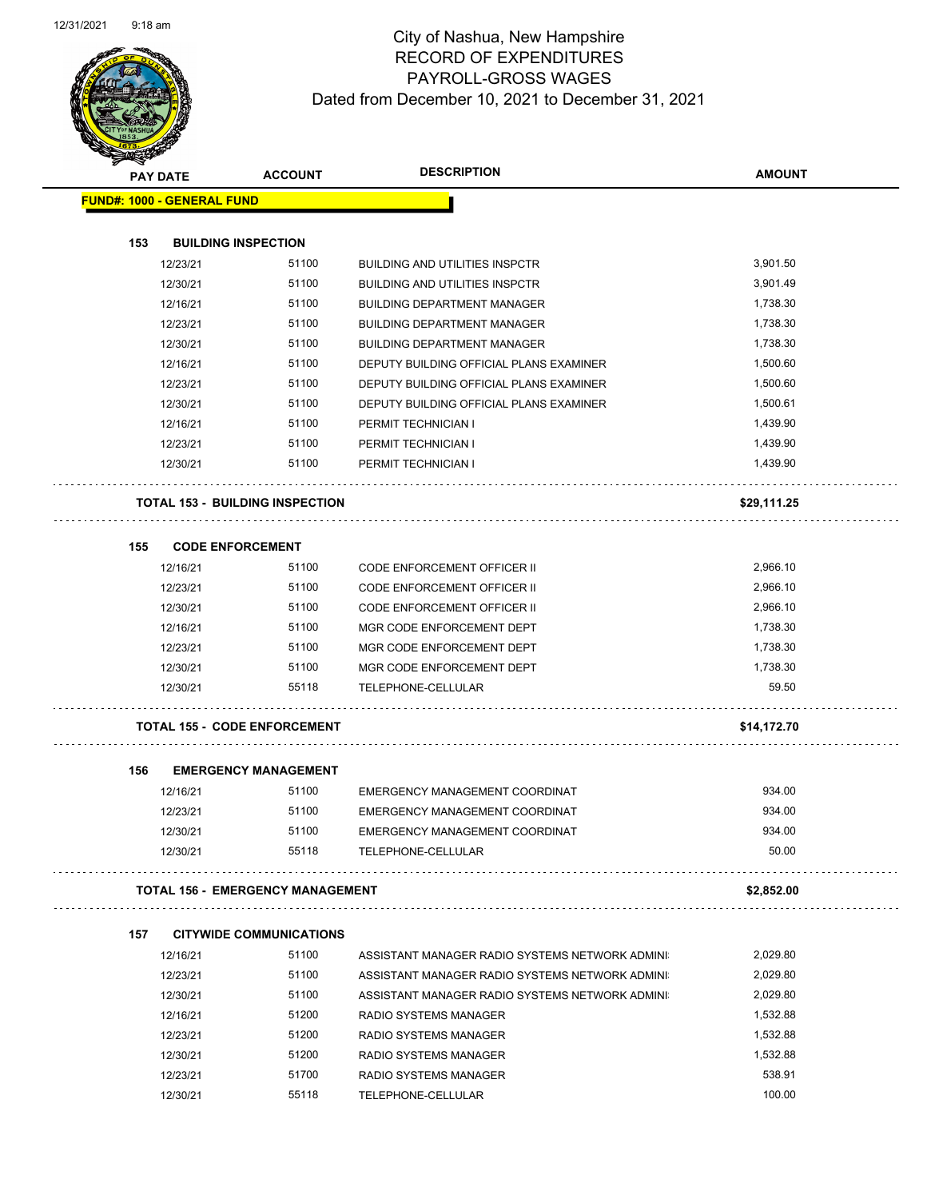# City of Nashua, New Hampshire
## RECORD OF EXPENDITURES
## PAYROLL-GROSS WAGES
### Dated from December 10, 2021 to December 31, 2021

| PAY DATE | ACCOUNT | DESCRIPTION | AMOUNT |
|---|---|---|---|
| **FUND#: 1000 - GENERAL FUND** | | | |
| **153 BUILDING INSPECTION** | | | |
| 12/23/21 | 51100 | BUILDING AND UTILITIES INSPCTR | 3,901.50 |
| 12/30/21 | 51100 | BUILDING AND UTILITIES INSPCTR | 3,901.49 |
| 12/16/21 | 51100 | BUILDING DEPARTMENT MANAGER | 1,738.30 |
| 12/23/21 | 51100 | BUILDING DEPARTMENT MANAGER | 1,738.30 |
| 12/30/21 | 51100 | BUILDING DEPARTMENT MANAGER | 1,738.30 |
| 12/16/21 | 51100 | DEPUTY BUILDING OFFICIAL PLANS EXAMINER | 1,500.60 |
| 12/23/21 | 51100 | DEPUTY BUILDING OFFICIAL PLANS EXAMINER | 1,500.60 |
| 12/30/21 | 51100 | DEPUTY BUILDING OFFICIAL PLANS EXAMINER | 1,500.61 |
| 12/16/21 | 51100 | PERMIT TECHNICIAN I | 1,439.90 |
| 12/23/21 | 51100 | PERMIT TECHNICIAN I | 1,439.90 |
| 12/30/21 | 51100 | PERMIT TECHNICIAN I | 1,439.90 |
| **TOTAL 153 - BUILDING INSPECTION** | | | **$29,111.25** |
| **155 CODE ENFORCEMENT** | | | |
| 12/16/21 | 51100 | CODE ENFORCEMENT OFFICER II | 2,966.10 |
| 12/23/21 | 51100 | CODE ENFORCEMENT OFFICER II | 2,966.10 |
| 12/30/21 | 51100 | CODE ENFORCEMENT OFFICER II | 2,966.10 |
| 12/16/21 | 51100 | MGR CODE ENFORCEMENT DEPT | 1,738.30 |
| 12/23/21 | 51100 | MGR CODE ENFORCEMENT DEPT | 1,738.30 |
| 12/30/21 | 51100 | MGR CODE ENFORCEMENT DEPT | 1,738.30 |
| 12/30/21 | 55118 | TELEPHONE-CELLULAR | 59.50 |
| **TOTAL 155 - CODE ENFORCEMENT** | | | **$14,172.70** |
| **156 EMERGENCY MANAGEMENT** | | | |
| 12/16/21 | 51100 | EMERGENCY MANAGEMENT COORDINAT | 934.00 |
| 12/23/21 | 51100 | EMERGENCY MANAGEMENT COORDINAT | 934.00 |
| 12/30/21 | 51100 | EMERGENCY MANAGEMENT COORDINAT | 934.00 |
| 12/30/21 | 55118 | TELEPHONE-CELLULAR | 50.00 |
| **TOTAL 156 - EMERGENCY MANAGEMENT** | | | **$2,852.00** |
| **157 CITYWIDE COMMUNICATIONS** | | | |
| 12/16/21 | 51100 | ASSISTANT MANAGER RADIO SYSTEMS NETWORK ADMINI | 2,029.80 |
| 12/23/21 | 51100 | ASSISTANT MANAGER RADIO SYSTEMS NETWORK ADMINI | 2,029.80 |
| 12/30/21 | 51100 | ASSISTANT MANAGER RADIO SYSTEMS NETWORK ADMINI | 2,029.80 |
| 12/16/21 | 51200 | RADIO SYSTEMS MANAGER | 1,532.88 |
| 12/23/21 | 51200 | RADIO SYSTEMS MANAGER | 1,532.88 |
| 12/30/21 | 51200 | RADIO SYSTEMS MANAGER | 1,532.88 |
| 12/23/21 | 51700 | RADIO SYSTEMS MANAGER | 538.91 |
| 12/30/21 | 55118 | TELEPHONE-CELLULAR | 100.00 |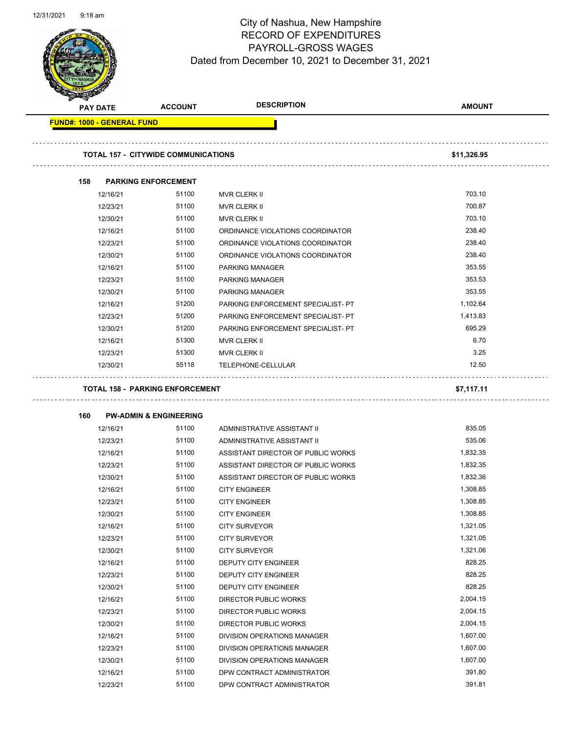# City of Nashua, New Hampshire
## RECORD OF EXPENDITURES
## PAYROLL-GROSS WAGES
### Dated from December 10, 2021 to December 31, 2021

| PAY DATE | ACCOUNT | DESCRIPTION | AMOUNT |
|---|---|---|---|
| **FUND#: 1000 - GENERAL FUND** | | | |
| **TOTAL 157 - CITYWIDE COMMUNICATIONS** | | | **$11,326.95** |
| **158 PARKING ENFORCEMENT** | | | |
| 12/16/21 | 51100 | MVR CLERK II | 703.10 |
| 12/23/21 | 51100 | MVR CLERK II | 700.87 |
| 12/30/21 | 51100 | MVR CLERK II | 703.10 |
| 12/16/21 | 51100 | ORDINANCE VIOLATIONS COORDINATOR | 238.40 |
| 12/23/21 | 51100 | ORDINANCE VIOLATIONS COORDINATOR | 238.40 |
| 12/30/21 | 51100 | ORDINANCE VIOLATIONS COORDINATOR | 238.40 |
| 12/16/21 | 51100 | PARKING MANAGER | 353.55 |
| 12/23/21 | 51100 | PARKING MANAGER | 353.53 |
| 12/30/21 | 51100 | PARKING MANAGER | 353.55 |
| 12/16/21 | 51200 | PARKING ENFORCEMENT SPECIALIST- PT | 1,102.64 |
| 12/23/21 | 51200 | PARKING ENFORCEMENT SPECIALIST- PT | 1,413.83 |
| 12/30/21 | 51200 | PARKING ENFORCEMENT SPECIALIST- PT | 695.29 |
| 12/16/21 | 51300 | MVR CLERK II | 6.70 |
| 12/23/21 | 51300 | MVR CLERK II | 3.25 |
| 12/30/21 | 55118 | TELEPHONE-CELLULAR | 12.50 |
| **TOTAL 158 - PARKING ENFORCEMENT** | | | **$7,117.11** |
| **160 PW-ADMIN & ENGINEERING** | | | |
| 12/16/21 | 51100 | ADMINISTRATIVE ASSISTANT II | 835.05 |
| 12/23/21 | 51100 | ADMINISTRATIVE ASSISTANT II | 535.06 |
| 12/16/21 | 51100 | ASSISTANT DIRECTOR OF PUBLIC WORKS | 1,832.35 |
| 12/23/21 | 51100 | ASSISTANT DIRECTOR OF PUBLIC WORKS | 1,832.35 |
| 12/30/21 | 51100 | ASSISTANT DIRECTOR OF PUBLIC WORKS | 1,832.36 |
| 12/16/21 | 51100 | CITY ENGINEER | 1,308.85 |
| 12/23/21 | 51100 | CITY ENGINEER | 1,308.85 |
| 12/30/21 | 51100 | CITY ENGINEER | 1,308.85 |
| 12/16/21 | 51100 | CITY SURVEYOR | 1,321.05 |
| 12/23/21 | 51100 | CITY SURVEYOR | 1,321.05 |
| 12/30/21 | 51100 | CITY SURVEYOR | 1,321.06 |
| 12/16/21 | 51100 | DEPUTY CITY ENGINEER | 828.25 |
| 12/23/21 | 51100 | DEPUTY CITY ENGINEER | 828.25 |
| 12/30/21 | 51100 | DEPUTY CITY ENGINEER | 828.25 |
| 12/16/21 | 51100 | DIRECTOR PUBLIC WORKS | 2,004.15 |
| 12/23/21 | 51100 | DIRECTOR PUBLIC WORKS | 2,004.15 |
| 12/30/21 | 51100 | DIRECTOR PUBLIC WORKS | 2,004.15 |
| 12/16/21 | 51100 | DIVISION OPERATIONS MANAGER | 1,607.00 |
| 12/23/21 | 51100 | DIVISION OPERATIONS MANAGER | 1,607.00 |
| 12/30/21 | 51100 | DIVISION OPERATIONS MANAGER | 1,607.00 |
| 12/16/21 | 51100 | DPW CONTRACT ADMINISTRATOR | 391.80 |
| 12/23/21 | 51100 | DPW CONTRACT ADMINISTRATOR | 391.81 |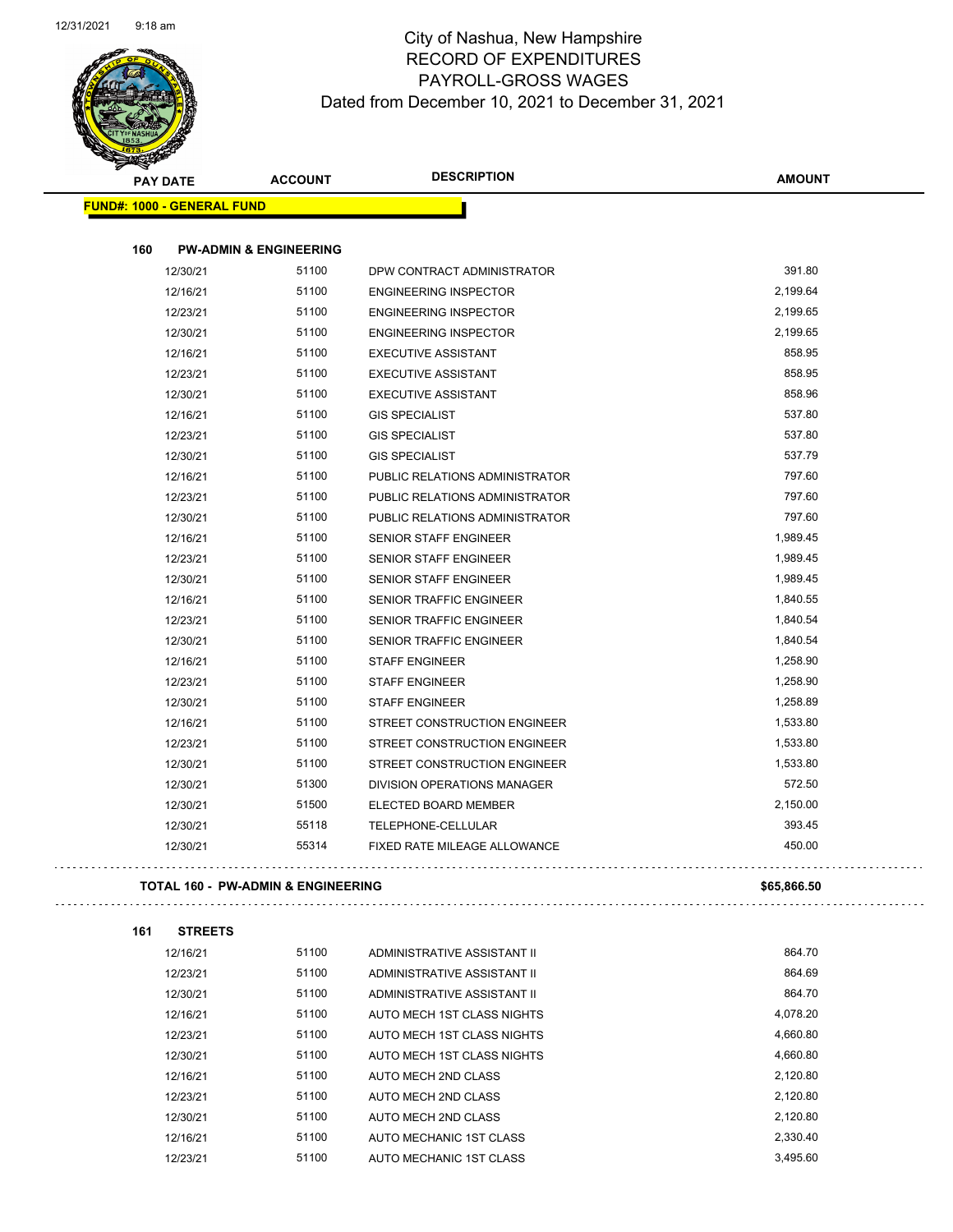# City of Nashua, New Hampshire
## RECORD OF EXPENDITURES
## PAYROLL-GROSS WAGES
### Dated from December 10, 2021 to December 31, 2021

| PAY DATE | ACCOUNT | DESCRIPTION | AMOUNT |
|---|---|---|---|
| **FUND#: 1000 - GENERAL FUND** | | | |
| **160 PW-ADMIN & ENGINEERING** | | | |
| 12/30/21 | 51100 | DPW CONTRACT ADMINISTRATOR | 391.80 |
| 12/16/21 | 51100 | ENGINEERING INSPECTOR | 2,199.64 |
| 12/23/21 | 51100 | ENGINEERING INSPECTOR | 2,199.65 |
| 12/30/21 | 51100 | ENGINEERING INSPECTOR | 2,199.65 |
| 12/16/21 | 51100 | EXECUTIVE ASSISTANT | 858.95 |
| 12/23/21 | 51100 | EXECUTIVE ASSISTANT | 858.95 |
| 12/30/21 | 51100 | EXECUTIVE ASSISTANT | 858.96 |
| 12/16/21 | 51100 | GIS SPECIALIST | 537.80 |
| 12/23/21 | 51100 | GIS SPECIALIST | 537.80 |
| 12/30/21 | 51100 | GIS SPECIALIST | 537.79 |
| 12/16/21 | 51100 | PUBLIC RELATIONS ADMINISTRATOR | 797.60 |
| 12/23/21 | 51100 | PUBLIC RELATIONS ADMINISTRATOR | 797.60 |
| 12/30/21 | 51100 | PUBLIC RELATIONS ADMINISTRATOR | 797.60 |
| 12/16/21 | 51100 | SENIOR STAFF ENGINEER | 1,989.45 |
| 12/23/21 | 51100 | SENIOR STAFF ENGINEER | 1,989.45 |
| 12/30/21 | 51100 | SENIOR STAFF ENGINEER | 1,989.45 |
| 12/16/21 | 51100 | SENIOR TRAFFIC ENGINEER | 1,840.55 |
| 12/23/21 | 51100 | SENIOR TRAFFIC ENGINEER | 1,840.54 |
| 12/30/21 | 51100 | SENIOR TRAFFIC ENGINEER | 1,840.54 |
| 12/16/21 | 51100 | STAFF ENGINEER | 1,258.90 |
| 12/23/21 | 51100 | STAFF ENGINEER | 1,258.90 |
| 12/30/21 | 51100 | STAFF ENGINEER | 1,258.89 |
| 12/16/21 | 51100 | STREET CONSTRUCTION ENGINEER | 1,533.80 |
| 12/23/21 | 51100 | STREET CONSTRUCTION ENGINEER | 1,533.80 |
| 12/30/21 | 51100 | STREET CONSTRUCTION ENGINEER | 1,533.80 |
| 12/30/21 | 51300 | DIVISION OPERATIONS MANAGER | 572.50 |
| 12/30/21 | 51500 | ELECTED BOARD MEMBER | 2,150.00 |
| 12/30/21 | 55118 | TELEPHONE-CELLULAR | 393.45 |
| 12/30/21 | 55314 | FIXED RATE MILEAGE ALLOWANCE | 450.00 |
| **TOTAL 160 - PW-ADMIN & ENGINEERING** | | | **$65,866.50** |
| **161 STREETS** | | | |
| 12/16/21 | 51100 | ADMINISTRATIVE ASSISTANT II | 864.70 |
| 12/23/21 | 51100 | ADMINISTRATIVE ASSISTANT II | 864.69 |
| 12/30/21 | 51100 | ADMINISTRATIVE ASSISTANT II | 864.70 |
| 12/16/21 | 51100 | AUTO MECH 1ST CLASS NIGHTS | 4,078.20 |
| 12/23/21 | 51100 | AUTO MECH 1ST CLASS NIGHTS | 4,660.80 |
| 12/30/21 | 51100 | AUTO MECH 1ST CLASS NIGHTS | 4,660.80 |
| 12/16/21 | 51100 | AUTO MECH 2ND CLASS | 2,120.80 |
| 12/23/21 | 51100 | AUTO MECH 2ND CLASS | 2,120.80 |
| 12/30/21 | 51100 | AUTO MECH 2ND CLASS | 2,120.80 |
| 12/16/21 | 51100 | AUTO MECHANIC 1ST CLASS | 2,330.40 |
| 12/23/21 | 51100 | AUTO MECHANIC 1ST CLASS | 3,495.60 |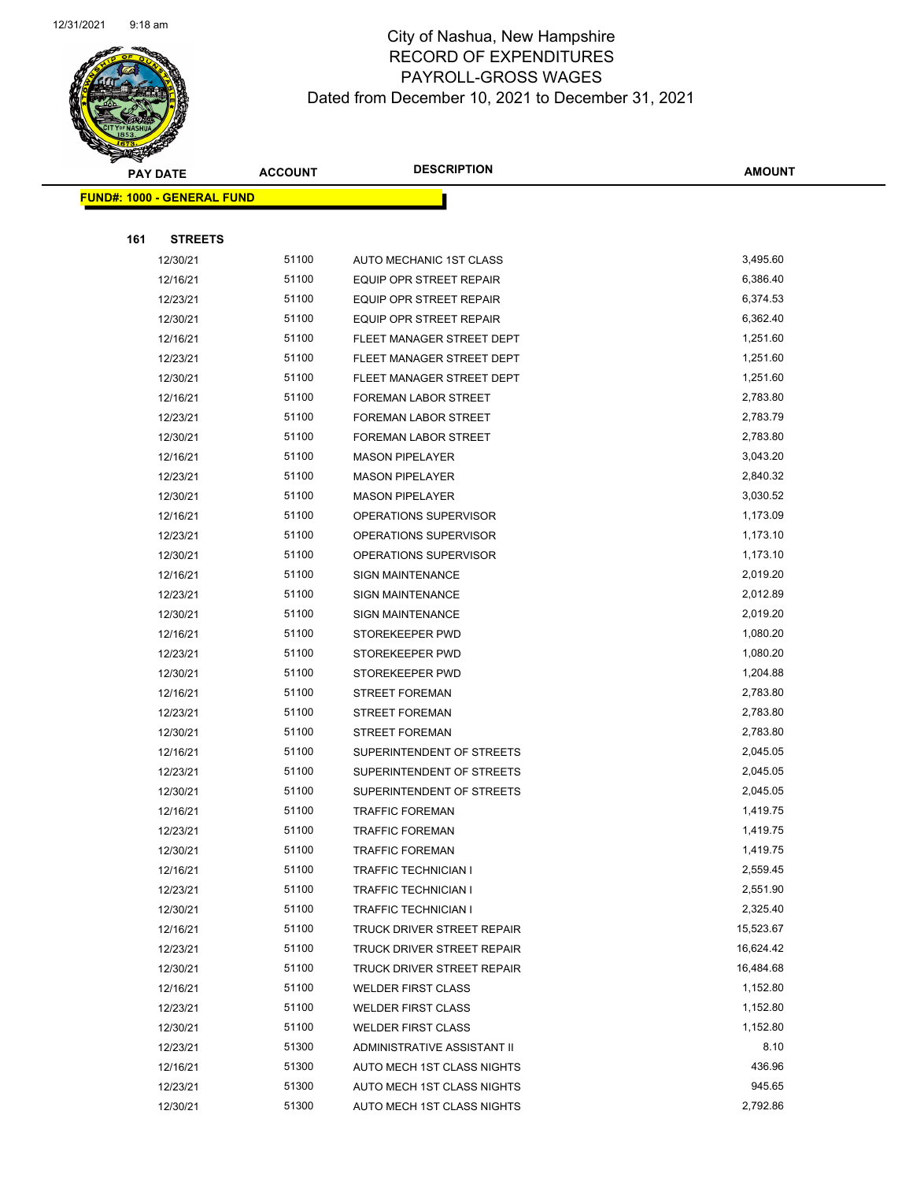City of Nashua, New Hampshire
RECORD OF EXPENDITURES
PAYROLL-GROSS WAGES
Dated from December 10, 2021 to December 31, 2021

| PAY DATE | ACCOUNT | DESCRIPTION | AMOUNT |
|---|---|---|---|
| **FUND#: 1000 - GENERAL FUND** | | | |
| **161 STREETS** | | | |
| 12/30/21 | 51100 | AUTO MECHANIC 1ST CLASS | 3,495.60 |
| 12/16/21 | 51100 | EQUIP OPR STREET REPAIR | 6,386.40 |
| 12/23/21 | 51100 | EQUIP OPR STREET REPAIR | 6,374.53 |
| 12/30/21 | 51100 | EQUIP OPR STREET REPAIR | 6,362.40 |
| 12/16/21 | 51100 | FLEET MANAGER STREET DEPT | 1,251.60 |
| 12/23/21 | 51100 | FLEET MANAGER STREET DEPT | 1,251.60 |
| 12/30/21 | 51100 | FLEET MANAGER STREET DEPT | 1,251.60 |
| 12/16/21 | 51100 | FOREMAN LABOR STREET | 2,783.80 |
| 12/23/21 | 51100 | FOREMAN LABOR STREET | 2,783.79 |
| 12/30/21 | 51100 | FOREMAN LABOR STREET | 2,783.80 |
| 12/16/21 | 51100 | MASON PIPELAYER | 3,043.20 |
| 12/23/21 | 51100 | MASON PIPELAYER | 2,840.32 |
| 12/30/21 | 51100 | MASON PIPELAYER | 3,030.52 |
| 12/16/21 | 51100 | OPERATIONS SUPERVISOR | 1,173.09 |
| 12/23/21 | 51100 | OPERATIONS SUPERVISOR | 1,173.10 |
| 12/30/21 | 51100 | OPERATIONS SUPERVISOR | 1,173.10 |
| 12/16/21 | 51100 | SIGN MAINTENANCE | 2,019.20 |
| 12/23/21 | 51100 | SIGN MAINTENANCE | 2,012.89 |
| 12/30/21 | 51100 | SIGN MAINTENANCE | 2,019.20 |
| 12/16/21 | 51100 | STOREKEEPER PWD | 1,080.20 |
| 12/23/21 | 51100 | STOREKEEPER PWD | 1,080.20 |
| 12/30/21 | 51100 | STOREKEEPER PWD | 1,204.88 |
| 12/16/21 | 51100 | STREET FOREMAN | 2,783.80 |
| 12/23/21 | 51100 | STREET FOREMAN | 2,783.80 |
| 12/30/21 | 51100 | STREET FOREMAN | 2,783.80 |
| 12/16/21 | 51100 | SUPERINTENDENT OF STREETS | 2,045.05 |
| 12/23/21 | 51100 | SUPERINTENDENT OF STREETS | 2,045.05 |
| 12/30/21 | 51100 | SUPERINTENDENT OF STREETS | 2,045.05 |
| 12/16/21 | 51100 | TRAFFIC FOREMAN | 1,419.75 |
| 12/23/21 | 51100 | TRAFFIC FOREMAN | 1,419.75 |
| 12/30/21 | 51100 | TRAFFIC FOREMAN | 1,419.75 |
| 12/16/21 | 51100 | TRAFFIC TECHNICIAN I | 2,559.45 |
| 12/23/21 | 51100 | TRAFFIC TECHNICIAN I | 2,551.90 |
| 12/30/21 | 51100 | TRAFFIC TECHNICIAN I | 2,325.40 |
| 12/16/21 | 51100 | TRUCK DRIVER STREET REPAIR | 15,523.67 |
| 12/23/21 | 51100 | TRUCK DRIVER STREET REPAIR | 16,624.42 |
| 12/30/21 | 51100 | TRUCK DRIVER STREET REPAIR | 16,484.68 |
| 12/16/21 | 51100 | WELDER FIRST CLASS | 1,152.80 |
| 12/23/21 | 51100 | WELDER FIRST CLASS | 1,152.80 |
| 12/30/21 | 51100 | WELDER FIRST CLASS | 1,152.80 |
| 12/23/21 | 51300 | ADMINISTRATIVE ASSISTANT II | 8.10 |
| 12/16/21 | 51300 | AUTO MECH 1ST CLASS NIGHTS | 436.96 |
| 12/23/21 | 51300 | AUTO MECH 1ST CLASS NIGHTS | 945.65 |
| 12/30/21 | 51300 | AUTO MECH 1ST CLASS NIGHTS | 2,792.86 |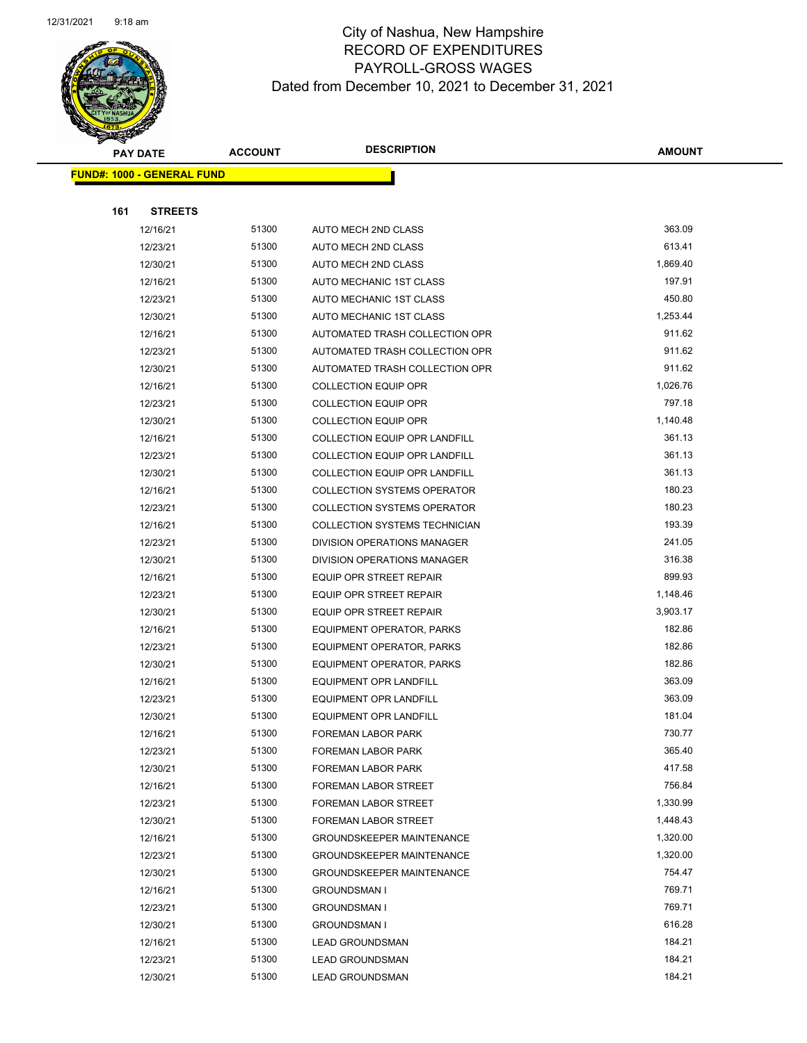City of Nashua, New Hampshire
RECORD OF EXPENDITURES
PAYROLL-GROSS WAGES
Dated from December 10, 2021 to December 31, 2021

| PAY DATE | ACCOUNT | DESCRIPTION | AMOUNT |
|---|---|---|---|
| **FUND#: 1000 - GENERAL FUND** | | | |
| **161 STREETS** | | | |
| 12/16/21 | 51300 | AUTO MECH 2ND CLASS | 363.09 |
| 12/23/21 | 51300 | AUTO MECH 2ND CLASS | 613.41 |
| 12/30/21 | 51300 | AUTO MECH 2ND CLASS | 1,869.40 |
| 12/16/21 | 51300 | AUTO MECHANIC 1ST CLASS | 197.91 |
| 12/23/21 | 51300 | AUTO MECHANIC 1ST CLASS | 450.80 |
| 12/30/21 | 51300 | AUTO MECHANIC 1ST CLASS | 1,253.44 |
| 12/16/21 | 51300 | AUTOMATED TRASH COLLECTION OPR | 911.62 |
| 12/23/21 | 51300 | AUTOMATED TRASH COLLECTION OPR | 911.62 |
| 12/30/21 | 51300 | AUTOMATED TRASH COLLECTION OPR | 911.62 |
| 12/16/21 | 51300 | COLLECTION EQUIP OPR | 1,026.76 |
| 12/23/21 | 51300 | COLLECTION EQUIP OPR | 797.18 |
| 12/30/21 | 51300 | COLLECTION EQUIP OPR | 1,140.48 |
| 12/16/21 | 51300 | COLLECTION EQUIP OPR LANDFILL | 361.13 |
| 12/23/21 | 51300 | COLLECTION EQUIP OPR LANDFILL | 361.13 |
| 12/30/21 | 51300 | COLLECTION EQUIP OPR LANDFILL | 361.13 |
| 12/16/21 | 51300 | COLLECTION SYSTEMS OPERATOR | 180.23 |
| 12/23/21 | 51300 | COLLECTION SYSTEMS OPERATOR | 180.23 |
| 12/16/21 | 51300 | COLLECTION SYSTEMS TECHNICIAN | 193.39 |
| 12/23/21 | 51300 | DIVISION OPERATIONS MANAGER | 241.05 |
| 12/30/21 | 51300 | DIVISION OPERATIONS MANAGER | 316.38 |
| 12/16/21 | 51300 | EQUIP OPR STREET REPAIR | 899.93 |
| 12/23/21 | 51300 | EQUIP OPR STREET REPAIR | 1,148.46 |
| 12/30/21 | 51300 | EQUIP OPR STREET REPAIR | 3,903.17 |
| 12/16/21 | 51300 | EQUIPMENT OPERATOR, PARKS | 182.86 |
| 12/23/21 | 51300 | EQUIPMENT OPERATOR, PARKS | 182.86 |
| 12/30/21 | 51300 | EQUIPMENT OPERATOR, PARKS | 182.86 |
| 12/16/21 | 51300 | EQUIPMENT OPR LANDFILL | 363.09 |
| 12/23/21 | 51300 | EQUIPMENT OPR LANDFILL | 363.09 |
| 12/30/21 | 51300 | EQUIPMENT OPR LANDFILL | 181.04 |
| 12/16/21 | 51300 | FOREMAN LABOR PARK | 730.77 |
| 12/23/21 | 51300 | FOREMAN LABOR PARK | 365.40 |
| 12/30/21 | 51300 | FOREMAN LABOR PARK | 417.58 |
| 12/16/21 | 51300 | FOREMAN LABOR STREET | 756.84 |
| 12/23/21 | 51300 | FOREMAN LABOR STREET | 1,330.99 |
| 12/30/21 | 51300 | FOREMAN LABOR STREET | 1,448.43 |
| 12/16/21 | 51300 | GROUNDSKEEPER MAINTENANCE | 1,320.00 |
| 12/23/21 | 51300 | GROUNDSKEEPER MAINTENANCE | 1,320.00 |
| 12/30/21 | 51300 | GROUNDSKEEPER MAINTENANCE | 754.47 |
| 12/16/21 | 51300 | GROUNDSMAN I | 769.71 |
| 12/23/21 | 51300 | GROUNDSMAN I | 769.71 |
| 12/30/21 | 51300 | GROUNDSMAN I | 616.28 |
| 12/16/21 | 51300 | LEAD GROUNDSMAN | 184.21 |
| 12/23/21 | 51300 | LEAD GROUNDSMAN | 184.21 |
| 12/30/21 | 51300 | LEAD GROUNDSMAN | 184.21 |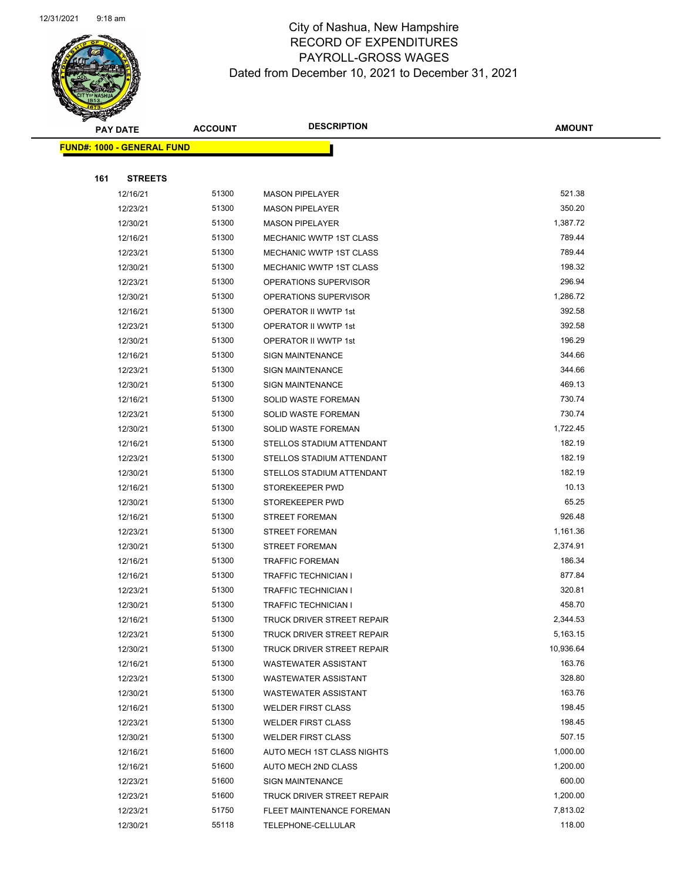City of Nashua, New Hampshire
RECORD OF EXPENDITURES
PAYROLL-GROSS WAGES
Dated from December 10, 2021 to December 31, 2021

| PAY DATE | ACCOUNT | DESCRIPTION | AMOUNT |
|---|---|---|---|
| **FUND#: 1000 - GENERAL FUND** | | | |
| **161 STREETS** | | | |
| 12/16/21 | 51300 | MASON PIPELAYER | 521.38 |
| 12/23/21 | 51300 | MASON PIPELAYER | 350.20 |
| 12/30/21 | 51300 | MASON PIPELAYER | 1,387.72 |
| 12/16/21 | 51300 | MECHANIC WWTP 1ST CLASS | 789.44 |
| 12/23/21 | 51300 | MECHANIC WWTP 1ST CLASS | 789.44 |
| 12/30/21 | 51300 | MECHANIC WWTP 1ST CLASS | 198.32 |
| 12/23/21 | 51300 | OPERATIONS SUPERVISOR | 296.94 |
| 12/30/21 | 51300 | OPERATIONS SUPERVISOR | 1,286.72 |
| 12/16/21 | 51300 | OPERATOR II WWTP 1st | 392.58 |
| 12/23/21 | 51300 | OPERATOR II WWTP 1st | 392.58 |
| 12/30/21 | 51300 | OPERATOR II WWTP 1st | 196.29 |
| 12/16/21 | 51300 | SIGN MAINTENANCE | 344.66 |
| 12/23/21 | 51300 | SIGN MAINTENANCE | 344.66 |
| 12/30/21 | 51300 | SIGN MAINTENANCE | 469.13 |
| 12/16/21 | 51300 | SOLID WASTE FOREMAN | 730.74 |
| 12/23/21 | 51300 | SOLID WASTE FOREMAN | 730.74 |
| 12/30/21 | 51300 | SOLID WASTE FOREMAN | 1,722.45 |
| 12/16/21 | 51300 | STELLOS STADIUM ATTENDANT | 182.19 |
| 12/23/21 | 51300 | STELLOS STADIUM ATTENDANT | 182.19 |
| 12/30/21 | 51300 | STELLOS STADIUM ATTENDANT | 182.19 |
| 12/16/21 | 51300 | STOREKEEPER PWD | 10.13 |
| 12/30/21 | 51300 | STOREKEEPER PWD | 65.25 |
| 12/16/21 | 51300 | STREET FOREMAN | 926.48 |
| 12/23/21 | 51300 | STREET FOREMAN | 1,161.36 |
| 12/30/21 | 51300 | STREET FOREMAN | 2,374.91 |
| 12/16/21 | 51300 | TRAFFIC FOREMAN | 186.34 |
| 12/16/21 | 51300 | TRAFFIC TECHNICIAN I | 877.84 |
| 12/23/21 | 51300 | TRAFFIC TECHNICIAN I | 320.81 |
| 12/30/21 | 51300 | TRAFFIC TECHNICIAN I | 458.70 |
| 12/16/21 | 51300 | TRUCK DRIVER STREET REPAIR | 2,344.53 |
| 12/23/21 | 51300 | TRUCK DRIVER STREET REPAIR | 5,163.15 |
| 12/30/21 | 51300 | TRUCK DRIVER STREET REPAIR | 10,936.64 |
| 12/16/21 | 51300 | WASTEWATER ASSISTANT | 163.76 |
| 12/23/21 | 51300 | WASTEWATER ASSISTANT | 328.80 |
| 12/30/21 | 51300 | WASTEWATER ASSISTANT | 163.76 |
| 12/16/21 | 51300 | WELDER FIRST CLASS | 198.45 |
| 12/23/21 | 51300 | WELDER FIRST CLASS | 198.45 |
| 12/30/21 | 51300 | WELDER FIRST CLASS | 507.15 |
| 12/16/21 | 51600 | AUTO MECH 1ST CLASS NIGHTS | 1,000.00 |
| 12/16/21 | 51600 | AUTO MECH 2ND CLASS | 1,200.00 |
| 12/23/21 | 51600 | SIGN MAINTENANCE | 600.00 |
| 12/23/21 | 51600 | TRUCK DRIVER STREET REPAIR | 1,200.00 |
| 12/23/21 | 51750 | FLEET MAINTENANCE FOREMAN | 7,813.02 |
| 12/30/21 | 55118 | TELEPHONE-CELLULAR | 118.00 |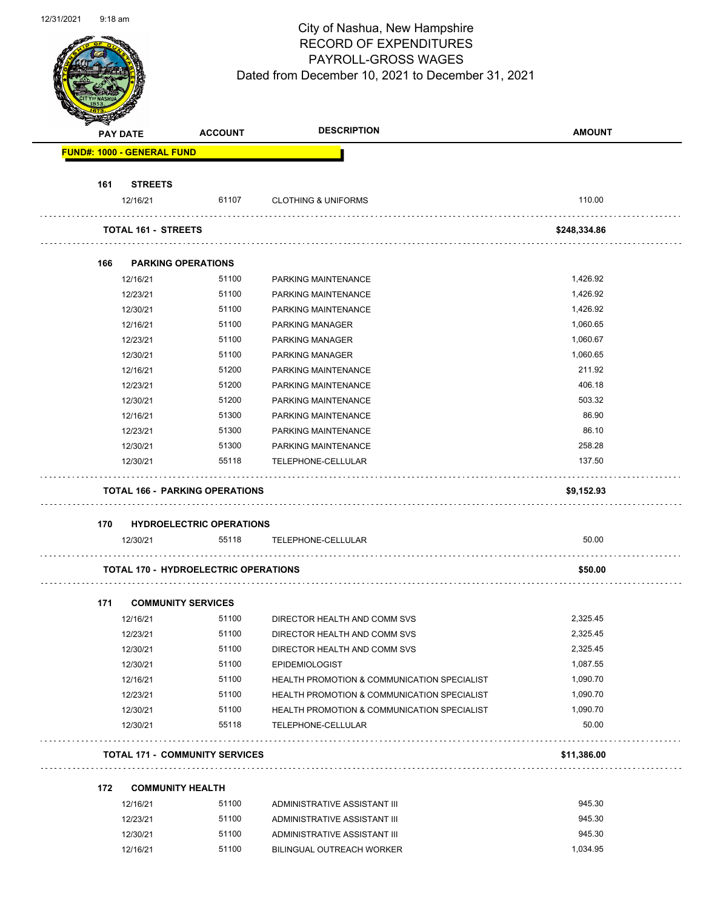City of Nashua, New Hampshire
RECORD OF EXPENDITURES
PAYROLL-GROSS WAGES
Dated from December 10, 2021 to December 31, 2021

| PAY DATE | ACCOUNT | DESCRIPTION | AMOUNT |
|---|---|---|---|
| **FUND#: 1000 - GENERAL FUND** | | | |
| **161 STREETS** | | | |
| 12/16/21 | 61107 | CLOTHING & UNIFORMS | 110.00 |
| **TOTAL 161 - STREETS** | | | **$248,334.86** |
| **166 PARKING OPERATIONS** | | | |
| 12/16/21 | 51100 | PARKING MAINTENANCE | 1,426.92 |
| 12/23/21 | 51100 | PARKING MAINTENANCE | 1,426.92 |
| 12/30/21 | 51100 | PARKING MAINTENANCE | 1,426.92 |
| 12/16/21 | 51100 | PARKING MANAGER | 1,060.65 |
| 12/23/21 | 51100 | PARKING MANAGER | 1,060.67 |
| 12/30/21 | 51100 | PARKING MANAGER | 1,060.65 |
| 12/16/21 | 51200 | PARKING MAINTENANCE | 211.92 |
| 12/23/21 | 51200 | PARKING MAINTENANCE | 406.18 |
| 12/30/21 | 51200 | PARKING MAINTENANCE | 503.32 |
| 12/16/21 | 51300 | PARKING MAINTENANCE | 86.90 |
| 12/23/21 | 51300 | PARKING MAINTENANCE | 86.10 |
| 12/30/21 | 51300 | PARKING MAINTENANCE | 258.28 |
| 12/30/21 | 55118 | TELEPHONE-CELLULAR | 137.50 |
| **TOTAL 166 - PARKING OPERATIONS** | | | **$9,152.93** |
| **170 HYDROELECTRIC OPERATIONS** | | | |
| 12/30/21 | 55118 | TELEPHONE-CELLULAR | 50.00 |
| **TOTAL 170 - HYDROELECTRIC OPERATIONS** | | | **$50.00** |
| **171 COMMUNITY SERVICES** | | | |
| 12/16/21 | 51100 | DIRECTOR HEALTH AND COMM SVS | 2,325.45 |
| 12/23/21 | 51100 | DIRECTOR HEALTH AND COMM SVS | 2,325.45 |
| 12/30/21 | 51100 | DIRECTOR HEALTH AND COMM SVS | 2,325.45 |
| 12/30/21 | 51100 | EPIDEMIOLOGIST | 1,087.55 |
| 12/16/21 | 51100 | HEALTH PROMOTION & COMMUNICATION SPECIALIST | 1,090.70 |
| 12/23/21 | 51100 | HEALTH PROMOTION & COMMUNICATION SPECIALIST | 1,090.70 |
| 12/30/21 | 51100 | HEALTH PROMOTION & COMMUNICATION SPECIALIST | 1,090.70 |
| 12/30/21 | 55118 | TELEPHONE-CELLULAR | 50.00 |
| **TOTAL 171 - COMMUNITY SERVICES** | | | **$11,386.00** |
| **172 COMMUNITY HEALTH** | | | |
| 12/16/21 | 51100 | ADMINISTRATIVE ASSISTANT III | 945.30 |
| 12/23/21 | 51100 | ADMINISTRATIVE ASSISTANT III | 945.30 |
| 12/30/21 | 51100 | ADMINISTRATIVE ASSISTANT III | 945.30 |
| 12/16/21 | 51100 | BILINGUAL OUTREACH WORKER | 1,034.95 |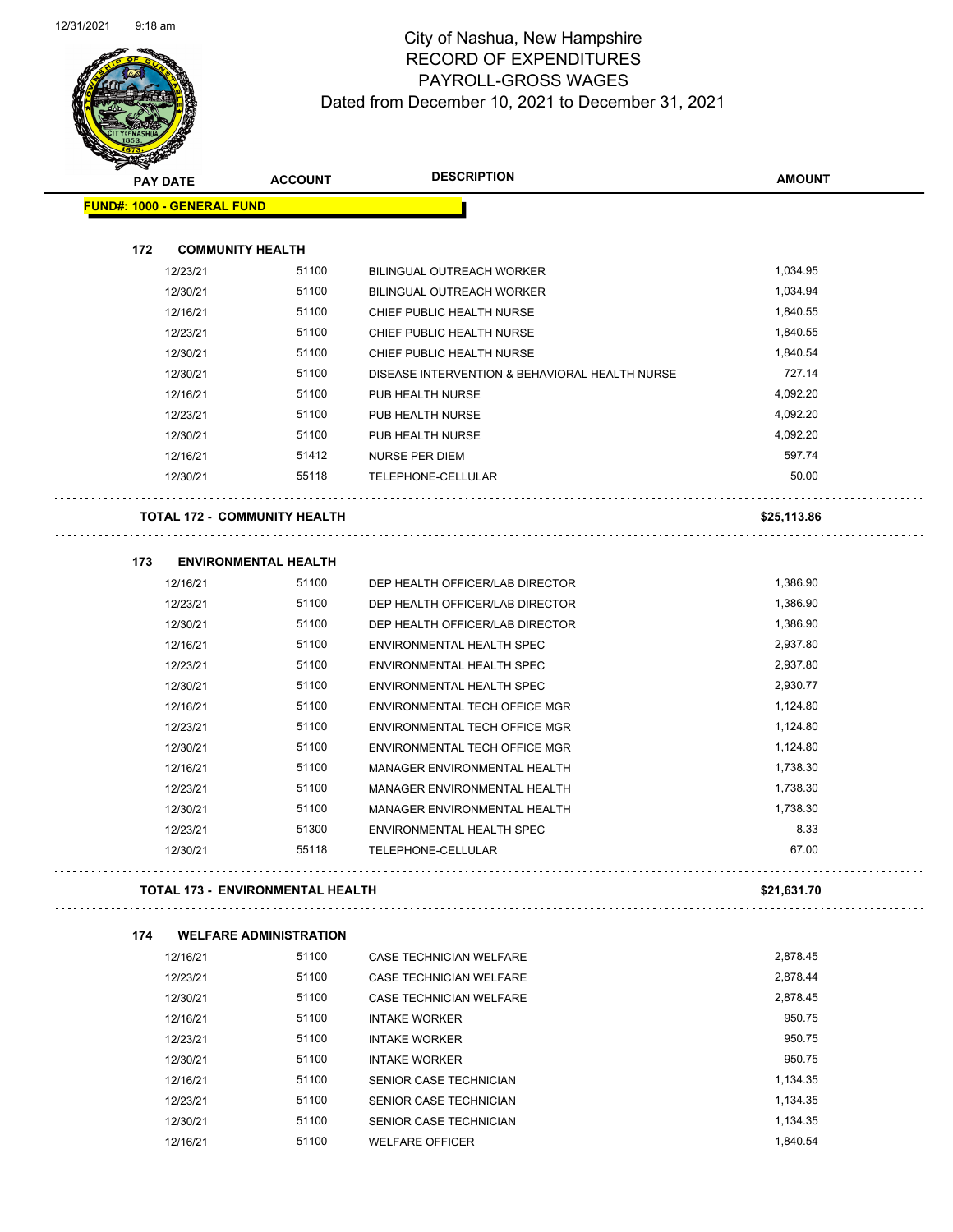# City of Nashua, New Hampshire
## RECORD OF EXPENDITURES
## PAYROLL-GROSS WAGES
### Dated from December 10, 2021 to December 31, 2021

| PAY DATE | ACCOUNT | DESCRIPTION | AMOUNT |
|---|---|---|---|
| **FUND#: 1000 - GENERAL FUND** | | | |
| **172 COMMUNITY HEALTH** | | | |
| 12/23/21 | 51100 | BILINGUAL OUTREACH WORKER | 1,034.95 |
| 12/30/21 | 51100 | BILINGUAL OUTREACH WORKER | 1,034.94 |
| 12/16/21 | 51100 | CHIEF PUBLIC HEALTH NURSE | 1,840.55 |
| 12/23/21 | 51100 | CHIEF PUBLIC HEALTH NURSE | 1,840.55 |
| 12/30/21 | 51100 | CHIEF PUBLIC HEALTH NURSE | 1,840.54 |
| 12/30/21 | 51100 | DISEASE INTERVENTION & BEHAVIORAL HEALTH NURSE | 727.14 |
| 12/16/21 | 51100 | PUB HEALTH NURSE | 4,092.20 |
| 12/23/21 | 51100 | PUB HEALTH NURSE | 4,092.20 |
| 12/30/21 | 51100 | PUB HEALTH NURSE | 4,092.20 |
| 12/16/21 | 51412 | NURSE PER DIEM | 597.74 |
| 12/30/21 | 55118 | TELEPHONE-CELLULAR | 50.00 |
| **TOTAL 172 - COMMUNITY HEALTH** | | | **$25,113.86** |
| **173 ENVIRONMENTAL HEALTH** | | | |
| 12/16/21 | 51100 | DEP HEALTH OFFICER/LAB DIRECTOR | 1,386.90 |
| 12/23/21 | 51100 | DEP HEALTH OFFICER/LAB DIRECTOR | 1,386.90 |
| 12/30/21 | 51100 | DEP HEALTH OFFICER/LAB DIRECTOR | 1,386.90 |
| 12/16/21 | 51100 | ENVIRONMENTAL HEALTH SPEC | 2,937.80 |
| 12/23/21 | 51100 | ENVIRONMENTAL HEALTH SPEC | 2,937.80 |
| 12/30/21 | 51100 | ENVIRONMENTAL HEALTH SPEC | 2,930.77 |
| 12/16/21 | 51100 | ENVIRONMENTAL TECH OFFICE MGR | 1,124.80 |
| 12/23/21 | 51100 | ENVIRONMENTAL TECH OFFICE MGR | 1,124.80 |
| 12/30/21 | 51100 | ENVIRONMENTAL TECH OFFICE MGR | 1,124.80 |
| 12/16/21 | 51100 | MANAGER ENVIRONMENTAL HEALTH | 1,738.30 |
| 12/23/21 | 51100 | MANAGER ENVIRONMENTAL HEALTH | 1,738.30 |
| 12/30/21 | 51100 | MANAGER ENVIRONMENTAL HEALTH | 1,738.30 |
| 12/23/21 | 51300 | ENVIRONMENTAL HEALTH SPEC | 8.33 |
| 12/30/21 | 55118 | TELEPHONE-CELLULAR | 67.00 |
| **TOTAL 173 - ENVIRONMENTAL HEALTH** | | | **$21,631.70** |
| **174 WELFARE ADMINISTRATION** | | | |
| 12/16/21 | 51100 | CASE TECHNICIAN WELFARE | 2,878.45 |
| 12/23/21 | 51100 | CASE TECHNICIAN WELFARE | 2,878.44 |
| 12/30/21 | 51100 | CASE TECHNICIAN WELFARE | 2,878.45 |
| 12/16/21 | 51100 | INTAKE WORKER | 950.75 |
| 12/23/21 | 51100 | INTAKE WORKER | 950.75 |
| 12/30/21 | 51100 | INTAKE WORKER | 950.75 |
| 12/16/21 | 51100 | SENIOR CASE TECHNICIAN | 1,134.35 |
| 12/23/21 | 51100 | SENIOR CASE TECHNICIAN | 1,134.35 |
| 12/30/21 | 51100 | SENIOR CASE TECHNICIAN | 1,134.35 |
| 12/16/21 | 51100 | WELFARE OFFICER | 1,840.54 |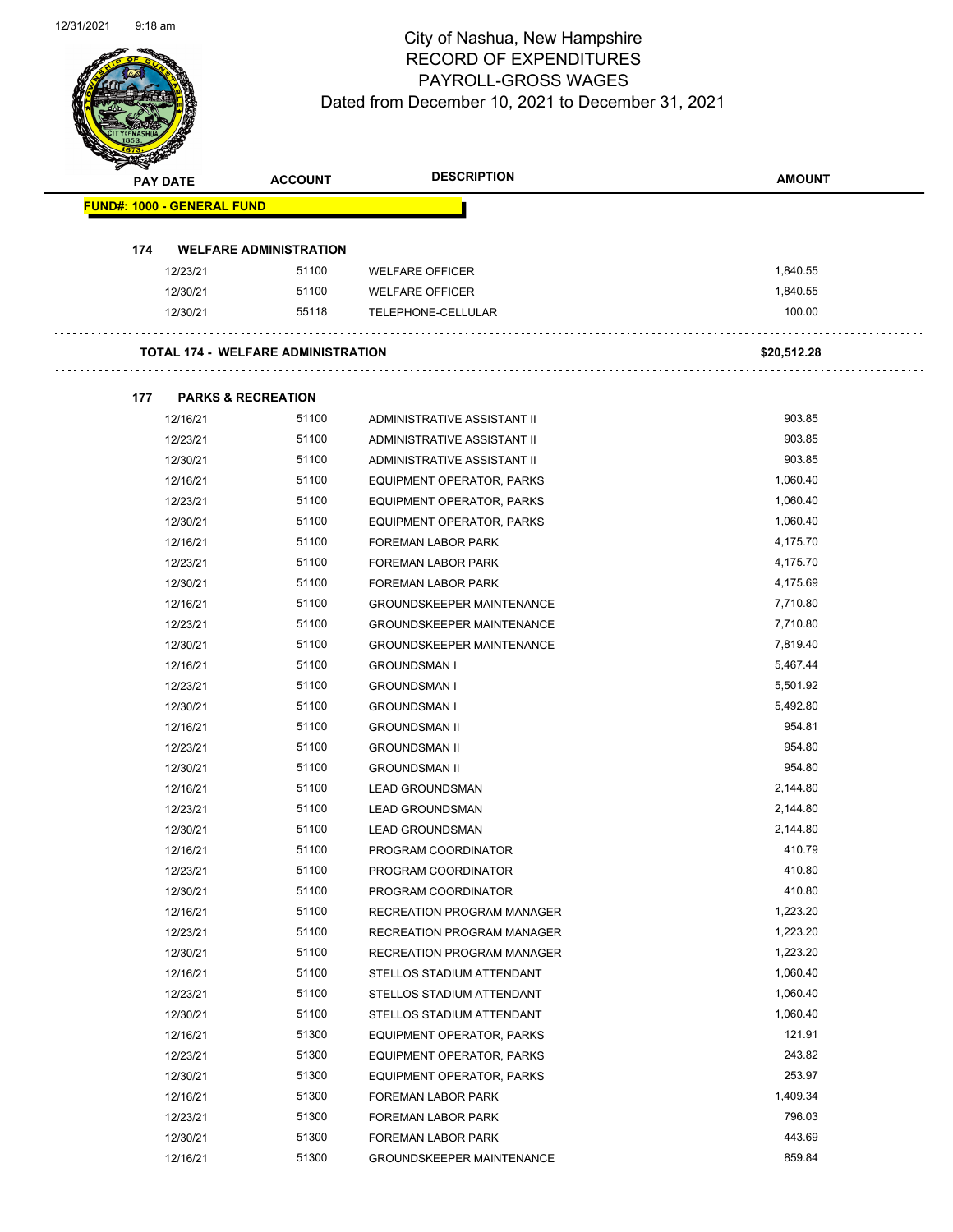City of Nashua, New Hampshire
RECORD OF EXPENDITURES
PAYROLL-GROSS WAGES
Dated from December 10, 2021 to December 31, 2021

| PAY DATE | ACCOUNT | DESCRIPTION | AMOUNT |
|---|---|---|---|
| **FUND#: 1000 - GENERAL FUND** | | | |
| **174 WELFARE ADMINISTRATION** | | | |
| 12/23/21 | 51100 | WELFARE OFFICER | 1,840.55 |
| 12/30/21 | 51100 | WELFARE OFFICER | 1,840.55 |
| 12/30/21 | 55118 | TELEPHONE-CELLULAR | 100.00 |
| **TOTAL 174 - WELFARE ADMINISTRATION** | | | **$20,512.28** |
| **177 PARKS & RECREATION** | | | |
| 12/16/21 | 51100 | ADMINISTRATIVE ASSISTANT II | 903.85 |
| 12/23/21 | 51100 | ADMINISTRATIVE ASSISTANT II | 903.85 |
| 12/30/21 | 51100 | ADMINISTRATIVE ASSISTANT II | 903.85 |
| 12/16/21 | 51100 | EQUIPMENT OPERATOR, PARKS | 1,060.40 |
| 12/23/21 | 51100 | EQUIPMENT OPERATOR, PARKS | 1,060.40 |
| 12/30/21 | 51100 | EQUIPMENT OPERATOR, PARKS | 1,060.40 |
| 12/16/21 | 51100 | FOREMAN LABOR PARK | 4,175.70 |
| 12/23/21 | 51100 | FOREMAN LABOR PARK | 4,175.70 |
| 12/30/21 | 51100 | FOREMAN LABOR PARK | 4,175.69 |
| 12/16/21 | 51100 | GROUNDSKEEPER MAINTENANCE | 7,710.80 |
| 12/23/21 | 51100 | GROUNDSKEEPER MAINTENANCE | 7,710.80 |
| 12/30/21 | 51100 | GROUNDSKEEPER MAINTENANCE | 7,819.40 |
| 12/16/21 | 51100 | GROUNDSMAN I | 5,467.44 |
| 12/23/21 | 51100 | GROUNDSMAN I | 5,501.92 |
| 12/30/21 | 51100 | GROUNDSMAN I | 5,492.80 |
| 12/16/21 | 51100 | GROUNDSMAN II | 954.81 |
| 12/23/21 | 51100 | GROUNDSMAN II | 954.80 |
| 12/30/21 | 51100 | GROUNDSMAN II | 954.80 |
| 12/16/21 | 51100 | LEAD GROUNDSMAN | 2,144.80 |
| 12/23/21 | 51100 | LEAD GROUNDSMAN | 2,144.80 |
| 12/30/21 | 51100 | LEAD GROUNDSMAN | 2,144.80 |
| 12/16/21 | 51100 | PROGRAM COORDINATOR | 410.79 |
| 12/23/21 | 51100 | PROGRAM COORDINATOR | 410.80 |
| 12/30/21 | 51100 | PROGRAM COORDINATOR | 410.80 |
| 12/16/21 | 51100 | RECREATION PROGRAM MANAGER | 1,223.20 |
| 12/23/21 | 51100 | RECREATION PROGRAM MANAGER | 1,223.20 |
| 12/30/21 | 51100 | RECREATION PROGRAM MANAGER | 1,223.20 |
| 12/16/21 | 51100 | STELLOS STADIUM ATTENDANT | 1,060.40 |
| 12/23/21 | 51100 | STELLOS STADIUM ATTENDANT | 1,060.40 |
| 12/30/21 | 51100 | STELLOS STADIUM ATTENDANT | 1,060.40 |
| 12/16/21 | 51300 | EQUIPMENT OPERATOR, PARKS | 121.91 |
| 12/23/21 | 51300 | EQUIPMENT OPERATOR, PARKS | 243.82 |
| 12/30/21 | 51300 | EQUIPMENT OPERATOR, PARKS | 253.97 |
| 12/16/21 | 51300 | FOREMAN LABOR PARK | 1,409.34 |
| 12/23/21 | 51300 | FOREMAN LABOR PARK | 796.03 |
| 12/30/21 | 51300 | FOREMAN LABOR PARK | 443.69 |
| 12/16/21 | 51300 | GROUNDSKEEPER MAINTENANCE | 859.84 |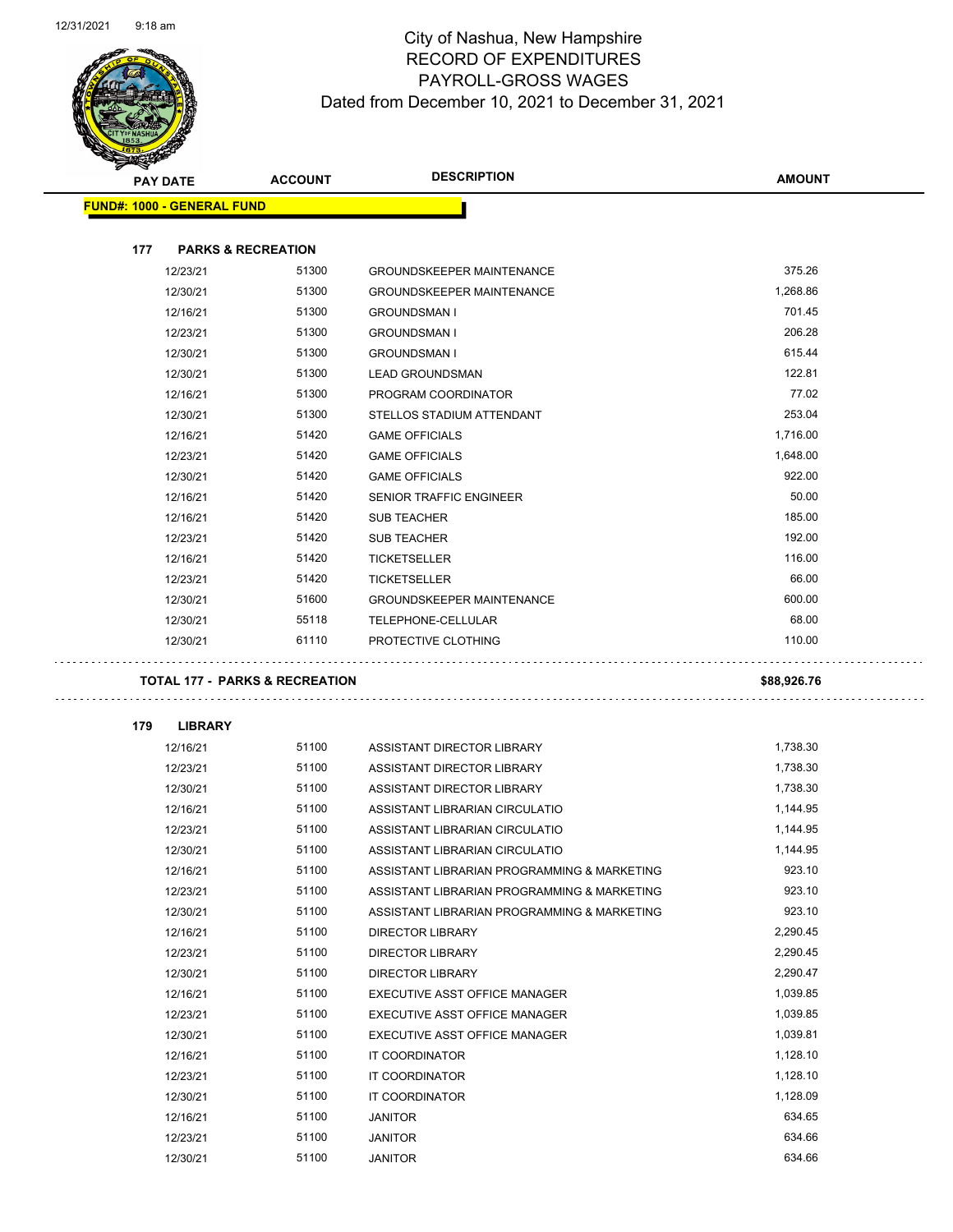# City of Nashua, New Hampshire
## RECORD OF EXPENDITURES
## PAYROLL-GROSS WAGES
### Dated from December 10, 2021 to December 31, 2021

| PAY DATE | ACCOUNT | DESCRIPTION | AMOUNT |
|---|---|---|---|
| **FUND#: 1000 - GENERAL FUND** | | | |
| **177 PARKS & RECREATION** | | | |
| 12/23/21 | 51300 | GROUNDSKEEPER MAINTENANCE | 375.26 |
| 12/30/21 | 51300 | GROUNDSKEEPER MAINTENANCE | 1,268.86 |
| 12/16/21 | 51300 | GROUNDSMAN I | 701.45 |
| 12/23/21 | 51300 | GROUNDSMAN I | 206.28 |
| 12/30/21 | 51300 | GROUNDSMAN I | 615.44 |
| 12/30/21 | 51300 | LEAD GROUNDSMAN | 122.81 |
| 12/16/21 | 51300 | PROGRAM COORDINATOR | 77.02 |
| 12/30/21 | 51300 | STELLOS STADIUM ATTENDANT | 253.04 |
| 12/16/21 | 51420 | GAME OFFICIALS | 1,716.00 |
| 12/23/21 | 51420 | GAME OFFICIALS | 1,648.00 |
| 12/30/21 | 51420 | GAME OFFICIALS | 922.00 |
| 12/16/21 | 51420 | SENIOR TRAFFIC ENGINEER | 50.00 |
| 12/16/21 | 51420 | SUB TEACHER | 185.00 |
| 12/23/21 | 51420 | SUB TEACHER | 192.00 |
| 12/16/21 | 51420 | TICKETSELLER | 116.00 |
| 12/23/21 | 51420 | TICKETSELLER | 66.00 |
| 12/30/21 | 51600 | GROUNDSKEEPER MAINTENANCE | 600.00 |
| 12/30/21 | 55118 | TELEPHONE-CELLULAR | 68.00 |
| 12/30/21 | 61110 | PROTECTIVE CLOTHING | 110.00 |
| **TOTAL 177 - PARKS & RECREATION** | | | **$88,926.76** |
| **179 LIBRARY** | | | |
| 12/16/21 | 51100 | ASSISTANT DIRECTOR LIBRARY | 1,738.30 |
| 12/23/21 | 51100 | ASSISTANT DIRECTOR LIBRARY | 1,738.30 |
| 12/30/21 | 51100 | ASSISTANT DIRECTOR LIBRARY | 1,738.30 |
| 12/16/21 | 51100 | ASSISTANT LIBRARIAN CIRCULATIO | 1,144.95 |
| 12/23/21 | 51100 | ASSISTANT LIBRARIAN CIRCULATIO | 1,144.95 |
| 12/30/21 | 51100 | ASSISTANT LIBRARIAN CIRCULATIO | 1,144.95 |
| 12/16/21 | 51100 | ASSISTANT LIBRARIAN PROGRAMMING & MARKETING | 923.10 |
| 12/23/21 | 51100 | ASSISTANT LIBRARIAN PROGRAMMING & MARKETING | 923.10 |
| 12/30/21 | 51100 | ASSISTANT LIBRARIAN PROGRAMMING & MARKETING | 923.10 |
| 12/16/21 | 51100 | DIRECTOR LIBRARY | 2,290.45 |
| 12/23/21 | 51100 | DIRECTOR LIBRARY | 2,290.45 |
| 12/30/21 | 51100 | DIRECTOR LIBRARY | 2,290.47 |
| 12/16/21 | 51100 | EXECUTIVE ASST OFFICE MANAGER | 1,039.85 |
| 12/23/21 | 51100 | EXECUTIVE ASST OFFICE MANAGER | 1,039.85 |
| 12/30/21 | 51100 | EXECUTIVE ASST OFFICE MANAGER | 1,039.81 |
| 12/16/21 | 51100 | IT COORDINATOR | 1,128.10 |
| 12/23/21 | 51100 | IT COORDINATOR | 1,128.10 |
| 12/30/21 | 51100 | IT COORDINATOR | 1,128.09 |
| 12/16/21 | 51100 | JANITOR | 634.65 |
| 12/23/21 | 51100 | JANITOR | 634.66 |
| 12/30/21 | 51100 | JANITOR | 634.66 |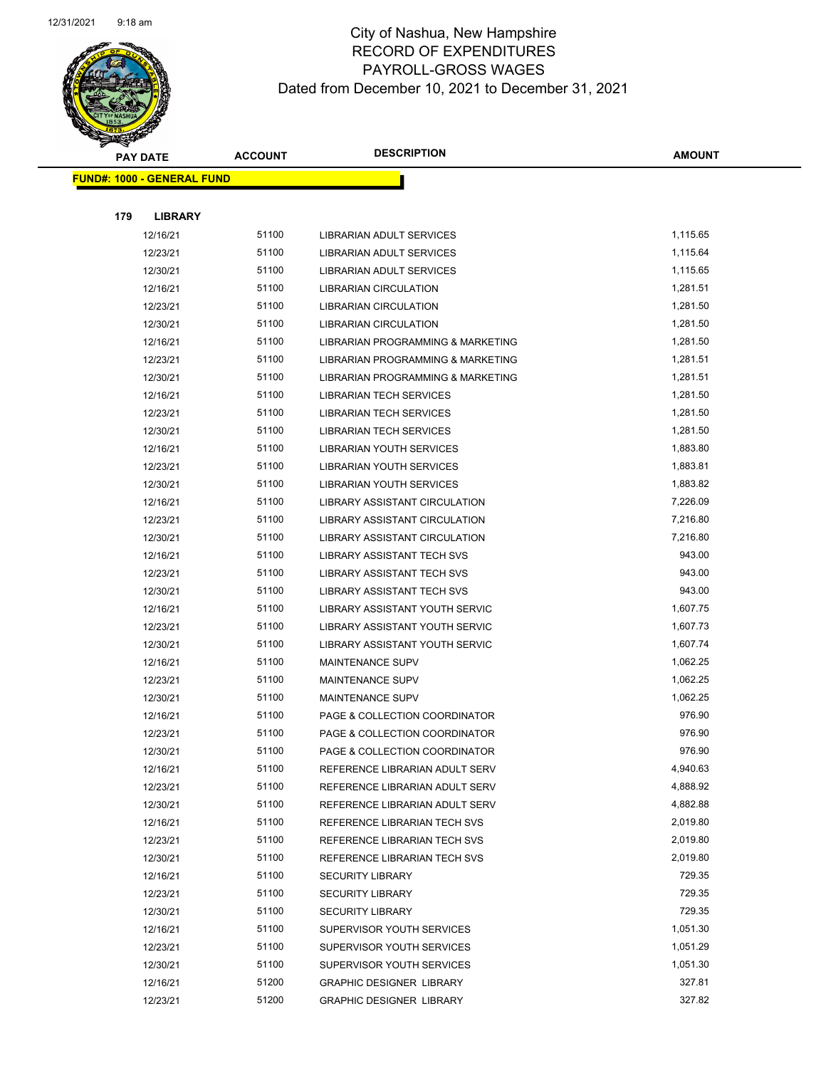# City of Nashua, New Hampshire
## RECORD OF EXPENDITURES
## PAYROLL-GROSS WAGES
## Dated from December 10, 2021 to December 31, 2021

**FUND#: 1000 - GENERAL FUND**

**179 LIBRARY**

| PAY DATE | ACCOUNT | DESCRIPTION | AMOUNT |
|---|---|---|---|
| 12/16/21 | 51100 | LIBRARIAN ADULT SERVICES | 1,115.65 |
| 12/23/21 | 51100 | LIBRARIAN ADULT SERVICES | 1,115.64 |
| 12/30/21 | 51100 | LIBRARIAN ADULT SERVICES | 1,115.65 |
| 12/16/21 | 51100 | LIBRARIAN CIRCULATION | 1,281.51 |
| 12/23/21 | 51100 | LIBRARIAN CIRCULATION | 1,281.50 |
| 12/30/21 | 51100 | LIBRARIAN CIRCULATION | 1,281.50 |
| 12/16/21 | 51100 | LIBRARIAN PROGRAMMING & MARKETING | 1,281.50 |
| 12/23/21 | 51100 | LIBRARIAN PROGRAMMING & MARKETING | 1,281.51 |
| 12/30/21 | 51100 | LIBRARIAN PROGRAMMING & MARKETING | 1,281.51 |
| 12/16/21 | 51100 | LIBRARIAN TECH SERVICES | 1,281.50 |
| 12/23/21 | 51100 | LIBRARIAN TECH SERVICES | 1,281.50 |
| 12/30/21 | 51100 | LIBRARIAN TECH SERVICES | 1,281.50 |
| 12/16/21 | 51100 | LIBRARIAN YOUTH SERVICES | 1,883.80 |
| 12/23/21 | 51100 | LIBRARIAN YOUTH SERVICES | 1,883.81 |
| 12/30/21 | 51100 | LIBRARIAN YOUTH SERVICES | 1,883.82 |
| 12/16/21 | 51100 | LIBRARY ASSISTANT CIRCULATION | 7,226.09 |
| 12/23/21 | 51100 | LIBRARY ASSISTANT CIRCULATION | 7,216.80 |
| 12/30/21 | 51100 | LIBRARY ASSISTANT CIRCULATION | 7,216.80 |
| 12/16/21 | 51100 | LIBRARY ASSISTANT TECH SVS | 943.00 |
| 12/23/21 | 51100 | LIBRARY ASSISTANT TECH SVS | 943.00 |
| 12/30/21 | 51100 | LIBRARY ASSISTANT TECH SVS | 943.00 |
| 12/16/21 | 51100 | LIBRARY ASSISTANT YOUTH SERVIC | 1,607.75 |
| 12/23/21 | 51100 | LIBRARY ASSISTANT YOUTH SERVIC | 1,607.73 |
| 12/30/21 | 51100 | LIBRARY ASSISTANT YOUTH SERVIC | 1,607.74 |
| 12/16/21 | 51100 | MAINTENANCE SUPV | 1,062.25 |
| 12/23/21 | 51100 | MAINTENANCE SUPV | 1,062.25 |
| 12/30/21 | 51100 | MAINTENANCE SUPV | 1,062.25 |
| 12/16/21 | 51100 | PAGE & COLLECTION COORDINATOR | 976.90 |
| 12/23/21 | 51100 | PAGE & COLLECTION COORDINATOR | 976.90 |
| 12/30/21 | 51100 | PAGE & COLLECTION COORDINATOR | 976.90 |
| 12/16/21 | 51100 | REFERENCE LIBRARIAN ADULT SERV | 4,940.63 |
| 12/23/21 | 51100 | REFERENCE LIBRARIAN ADULT SERV | 4,888.92 |
| 12/30/21 | 51100 | REFERENCE LIBRARIAN ADULT SERV | 4,882.88 |
| 12/16/21 | 51100 | REFERENCE LIBRARIAN TECH SVS | 2,019.80 |
| 12/23/21 | 51100 | REFERENCE LIBRARIAN TECH SVS | 2,019.80 |
| 12/30/21 | 51100 | REFERENCE LIBRARIAN TECH SVS | 2,019.80 |
| 12/16/21 | 51100 | SECURITY LIBRARY | 729.35 |
| 12/23/21 | 51100 | SECURITY LIBRARY | 729.35 |
| 12/30/21 | 51100 | SECURITY LIBRARY | 729.35 |
| 12/16/21 | 51100 | SUPERVISOR YOUTH SERVICES | 1,051.30 |
| 12/23/21 | 51100 | SUPERVISOR YOUTH SERVICES | 1,051.29 |
| 12/30/21 | 51100 | SUPERVISOR YOUTH SERVICES | 1,051.30 |
| 12/16/21 | 51200 | GRAPHIC DESIGNER LIBRARY | 327.81 |
| 12/23/21 | 51200 | GRAPHIC DESIGNER LIBRARY | 327.82 |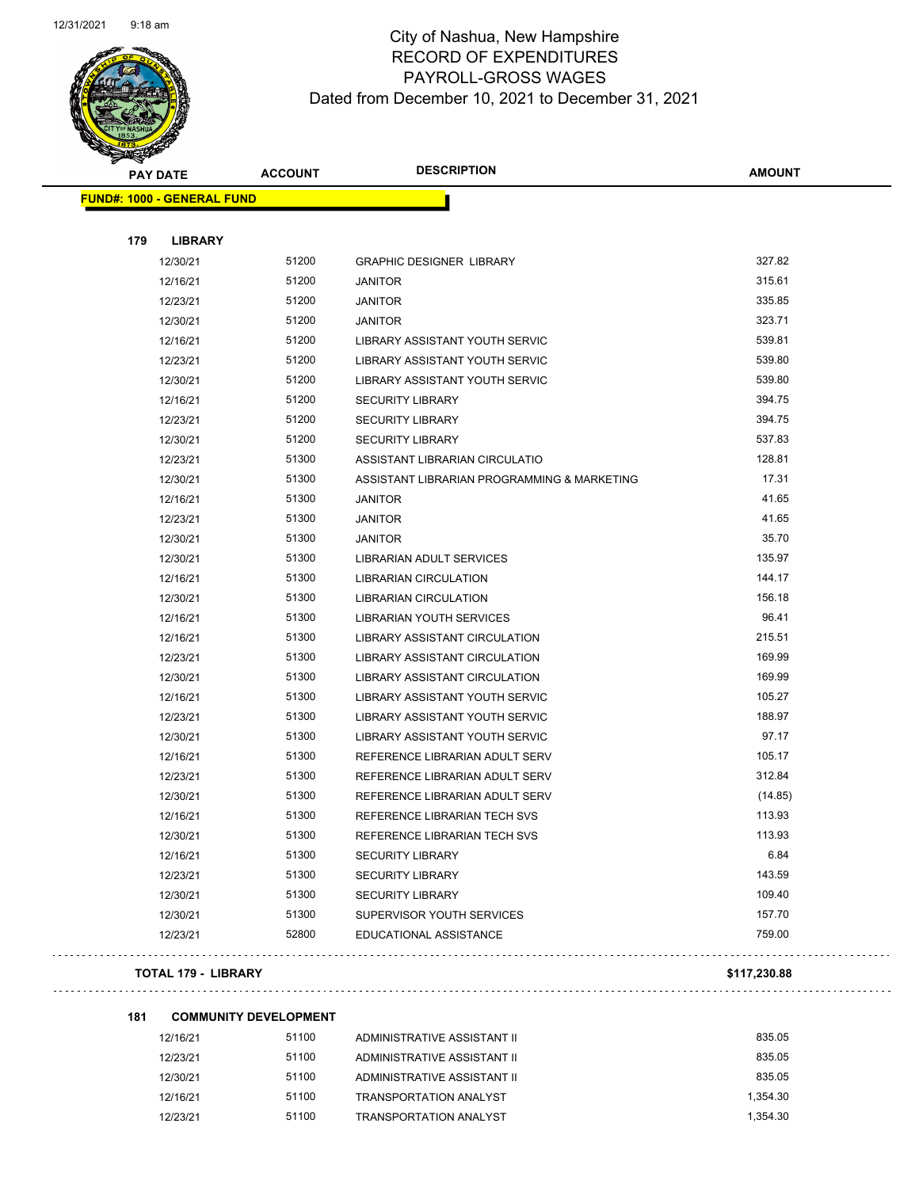# City of Nashua, New Hampshire
## RECORD OF EXPENDITURES
## PAYROLL-GROSS WAGES
### Dated from December 10, 2021 to December 31, 2021

| PAY DATE | ACCOUNT | DESCRIPTION | AMOUNT |
|---|---|---|---|
| **FUND#: 1000 - GENERAL FUND** | | | |
| **179 LIBRARY** | | | |
| 12/30/21 | 51200 | GRAPHIC DESIGNER LIBRARY | 327.82 |
| 12/16/21 | 51200 | JANITOR | 315.61 |
| 12/23/21 | 51200 | JANITOR | 335.85 |
| 12/30/21 | 51200 | JANITOR | 323.71 |
| 12/16/21 | 51200 | LIBRARY ASSISTANT YOUTH SERVIC | 539.81 |
| 12/23/21 | 51200 | LIBRARY ASSISTANT YOUTH SERVIC | 539.80 |
| 12/30/21 | 51200 | LIBRARY ASSISTANT YOUTH SERVIC | 539.80 |
| 12/16/21 | 51200 | SECURITY LIBRARY | 394.75 |
| 12/23/21 | 51200 | SECURITY LIBRARY | 394.75 |
| 12/30/21 | 51200 | SECURITY LIBRARY | 537.83 |
| 12/23/21 | 51300 | ASSISTANT LIBRARIAN CIRCULATIO | 128.81 |
| 12/30/21 | 51300 | ASSISTANT LIBRARIAN PROGRAMMING & MARKETING | 17.31 |
| 12/16/21 | 51300 | JANITOR | 41.65 |
| 12/23/21 | 51300 | JANITOR | 41.65 |
| 12/30/21 | 51300 | JANITOR | 35.70 |
| 12/30/21 | 51300 | LIBRARIAN ADULT SERVICES | 135.97 |
| 12/16/21 | 51300 | LIBRARIAN CIRCULATION | 144.17 |
| 12/30/21 | 51300 | LIBRARIAN CIRCULATION | 156.18 |
| 12/16/21 | 51300 | LIBRARIAN YOUTH SERVICES | 96.41 |
| 12/16/21 | 51300 | LIBRARY ASSISTANT CIRCULATION | 215.51 |
| 12/23/21 | 51300 | LIBRARY ASSISTANT CIRCULATION | 169.99 |
| 12/30/21 | 51300 | LIBRARY ASSISTANT CIRCULATION | 169.99 |
| 12/16/21 | 51300 | LIBRARY ASSISTANT YOUTH SERVIC | 105.27 |
| 12/23/21 | 51300 | LIBRARY ASSISTANT YOUTH SERVIC | 188.97 |
| 12/30/21 | 51300 | LIBRARY ASSISTANT YOUTH SERVIC | 97.17 |
| 12/16/21 | 51300 | REFERENCE LIBRARIAN ADULT SERV | 105.17 |
| 12/23/21 | 51300 | REFERENCE LIBRARIAN ADULT SERV | 312.84 |
| 12/30/21 | 51300 | REFERENCE LIBRARIAN ADULT SERV | (14.85) |
| 12/16/21 | 51300 | REFERENCE LIBRARIAN TECH SVS | 113.93 |
| 12/30/21 | 51300 | REFERENCE LIBRARIAN TECH SVS | 113.93 |
| 12/16/21 | 51300 | SECURITY LIBRARY | 6.84 |
| 12/23/21 | 51300 | SECURITY LIBRARY | 143.59 |
| 12/30/21 | 51300 | SECURITY LIBRARY | 109.40 |
| 12/30/21 | 51300 | SUPERVISOR YOUTH SERVICES | 157.70 |
| 12/23/21 | 52800 | EDUCATIONAL ASSISTANCE | 759.00 |
| **TOTAL 179 - LIBRARY** | | | **$117,230.88** |
| **181 COMMUNITY DEVELOPMENT** | | | |
| 12/16/21 | 51100 | ADMINISTRATIVE ASSISTANT II | 835.05 |
| 12/23/21 | 51100 | ADMINISTRATIVE ASSISTANT II | 835.05 |
| 12/30/21 | 51100 | ADMINISTRATIVE ASSISTANT II | 835.05 |
| 12/16/21 | 51100 | TRANSPORTATION ANALYST | 1,354.30 |
| 12/23/21 | 51100 | TRANSPORTATION ANALYST | 1,354.30 |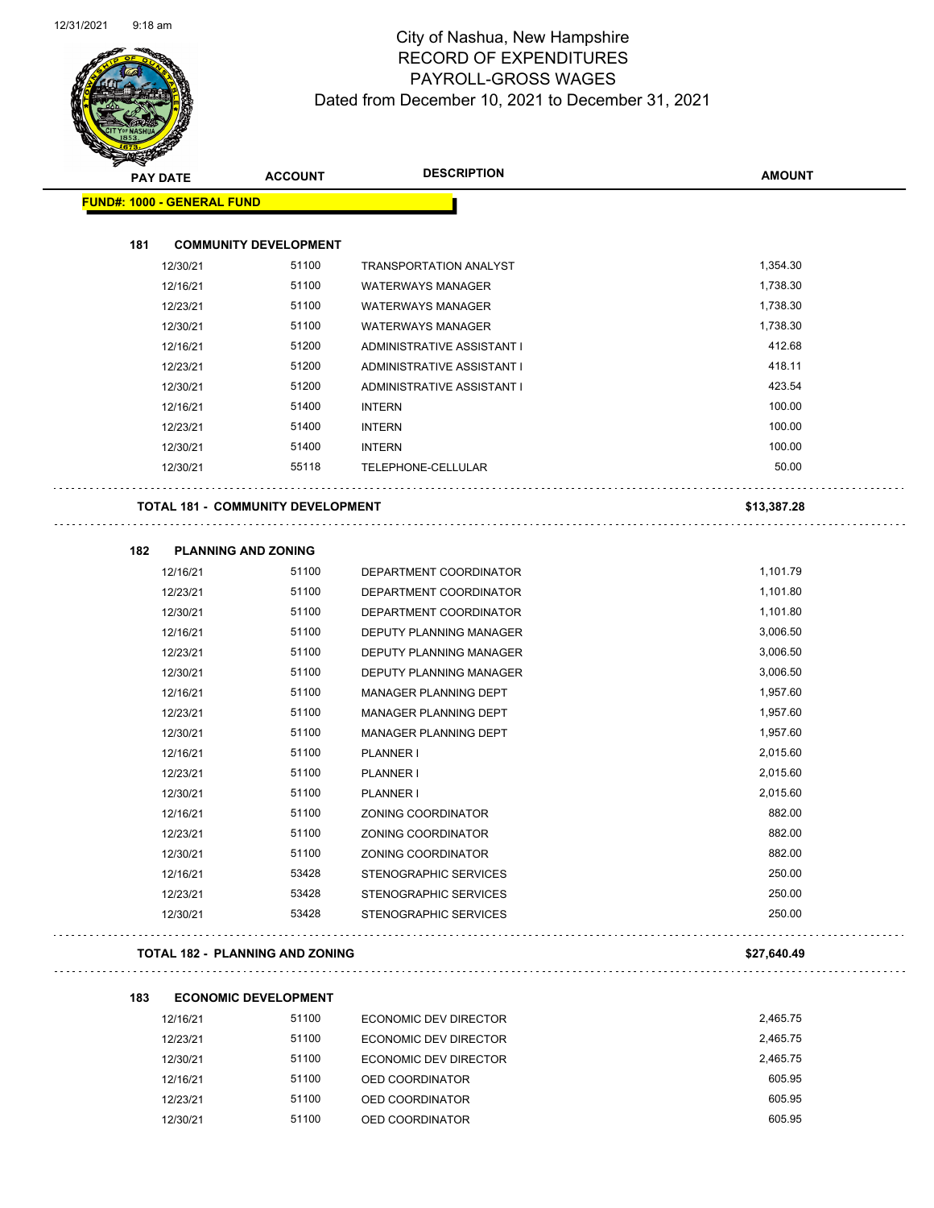# City of Nashua, New Hampshire
## RECORD OF EXPENDITURES
## PAYROLL-GROSS WAGES
### Dated from December 10, 2021 to December 31, 2021

| PAY DATE | ACCOUNT | DESCRIPTION | AMOUNT |
|---|---|---|---|
| **FUND#: 1000 - GENERAL FUND** | | | |
| **181 COMMUNITY DEVELOPMENT** | | | |
| 12/30/21 | 51100 | TRANSPORTATION ANALYST | 1,354.30 |
| 12/16/21 | 51100 | WATERWAYS MANAGER | 1,738.30 |
| 12/23/21 | 51100 | WATERWAYS MANAGER | 1,738.30 |
| 12/30/21 | 51100 | WATERWAYS MANAGER | 1,738.30 |
| 12/16/21 | 51200 | ADMINISTRATIVE ASSISTANT I | 412.68 |
| 12/23/21 | 51200 | ADMINISTRATIVE ASSISTANT I | 418.11 |
| 12/30/21 | 51200 | ADMINISTRATIVE ASSISTANT I | 423.54 |
| 12/16/21 | 51400 | INTERN | 100.00 |
| 12/23/21 | 51400 | INTERN | 100.00 |
| 12/30/21 | 51400 | INTERN | 100.00 |
| 12/30/21 | 55118 | TELEPHONE-CELLULAR | 50.00 |
| **TOTAL 181 - COMMUNITY DEVELOPMENT** | | | **$13,387.28** |
| **182 PLANNING AND ZONING** | | | |
| 12/16/21 | 51100 | DEPARTMENT COORDINATOR | 1,101.79 |
| 12/23/21 | 51100 | DEPARTMENT COORDINATOR | 1,101.80 |
| 12/30/21 | 51100 | DEPARTMENT COORDINATOR | 1,101.80 |
| 12/16/21 | 51100 | DEPUTY PLANNING MANAGER | 3,006.50 |
| 12/23/21 | 51100 | DEPUTY PLANNING MANAGER | 3,006.50 |
| 12/30/21 | 51100 | DEPUTY PLANNING MANAGER | 3,006.50 |
| 12/16/21 | 51100 | MANAGER PLANNING DEPT | 1,957.60 |
| 12/23/21 | 51100 | MANAGER PLANNING DEPT | 1,957.60 |
| 12/30/21 | 51100 | MANAGER PLANNING DEPT | 1,957.60 |
| 12/16/21 | 51100 | PLANNER I | 2,015.60 |
| 12/23/21 | 51100 | PLANNER I | 2,015.60 |
| 12/30/21 | 51100 | PLANNER I | 2,015.60 |
| 12/16/21 | 51100 | ZONING COORDINATOR | 882.00 |
| 12/23/21 | 51100 | ZONING COORDINATOR | 882.00 |
| 12/30/21 | 51100 | ZONING COORDINATOR | 882.00 |
| 12/16/21 | 53428 | STENOGRAPHIC SERVICES | 250.00 |
| 12/23/21 | 53428 | STENOGRAPHIC SERVICES | 250.00 |
| 12/30/21 | 53428 | STENOGRAPHIC SERVICES | 250.00 |
| **TOTAL 182 - PLANNING AND ZONING** | | | **$27,640.49** |
| **183 ECONOMIC DEVELOPMENT** | | | |
| 12/16/21 | 51100 | ECONOMIC DEV DIRECTOR | 2,465.75 |
| 12/23/21 | 51100 | ECONOMIC DEV DIRECTOR | 2,465.75 |
| 12/30/21 | 51100 | ECONOMIC DEV DIRECTOR | 2,465.75 |
| 12/16/21 | 51100 | OED COORDINATOR | 605.95 |
| 12/23/21 | 51100 | OED COORDINATOR | 605.95 |
| 12/30/21 | 51100 | OED COORDINATOR | 605.95 |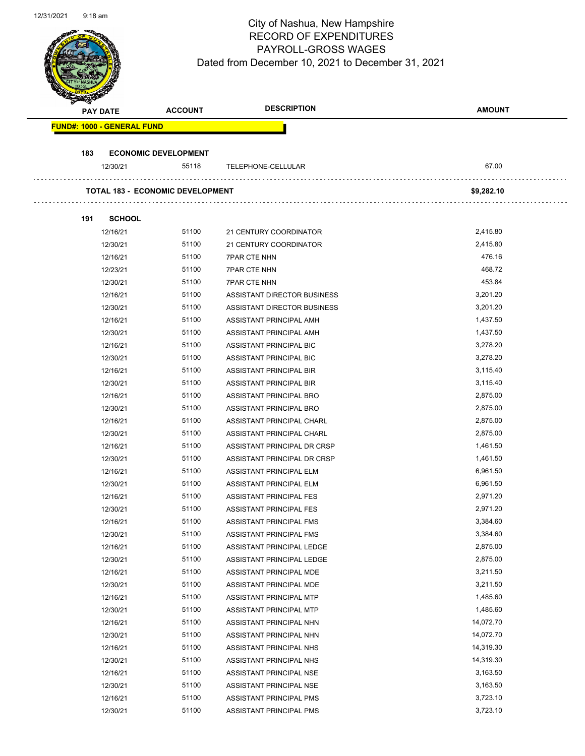# City of Nashua, New Hampshire
## RECORD OF EXPENDITURES
## PAYROLL-GROSS WAGES
### Dated from December 10, 2021 to December 31, 2021

| PAY DATE | ACCOUNT | DESCRIPTION | AMOUNT |
|---|---|---|---|
| **FUND#: 1000 - GENERAL FUND** | | | |
| **183 ECONOMIC DEVELOPMENT** | | | |
| 12/30/21 | 55118 | TELEPHONE-CELLULAR | 67.00 |
| **TOTAL 183 - ECONOMIC DEVELOPMENT** | | | **$9,282.10** |
| **191 SCHOOL** | | | |
| 12/16/21 | 51100 | 21 CENTURY COORDINATOR | 2,415.80 |
| 12/30/21 | 51100 | 21 CENTURY COORDINATOR | 2,415.80 |
| 12/16/21 | 51100 | 7PAR CTE NHN | 476.16 |
| 12/23/21 | 51100 | 7PAR CTE NHN | 468.72 |
| 12/30/21 | 51100 | 7PAR CTE NHN | 453.84 |
| 12/16/21 | 51100 | ASSISTANT DIRECTOR BUSINESS | 3,201.20 |
| 12/30/21 | 51100 | ASSISTANT DIRECTOR BUSINESS | 3,201.20 |
| 12/16/21 | 51100 | ASSISTANT PRINCIPAL AMH | 1,437.50 |
| 12/30/21 | 51100 | ASSISTANT PRINCIPAL AMH | 1,437.50 |
| 12/16/21 | 51100 | ASSISTANT PRINCIPAL BIC | 3,278.20 |
| 12/30/21 | 51100 | ASSISTANT PRINCIPAL BIC | 3,278.20 |
| 12/16/21 | 51100 | ASSISTANT PRINCIPAL BIR | 3,115.40 |
| 12/30/21 | 51100 | ASSISTANT PRINCIPAL BIR | 3,115.40 |
| 12/16/21 | 51100 | ASSISTANT PRINCIPAL BRO | 2,875.00 |
| 12/30/21 | 51100 | ASSISTANT PRINCIPAL BRO | 2,875.00 |
| 12/16/21 | 51100 | ASSISTANT PRINCIPAL CHARL | 2,875.00 |
| 12/30/21 | 51100 | ASSISTANT PRINCIPAL CHARL | 2,875.00 |
| 12/16/21 | 51100 | ASSISTANT PRINCIPAL DR CRSP | 1,461.50 |
| 12/30/21 | 51100 | ASSISTANT PRINCIPAL DR CRSP | 1,461.50 |
| 12/16/21 | 51100 | ASSISTANT PRINCIPAL ELM | 6,961.50 |
| 12/30/21 | 51100 | ASSISTANT PRINCIPAL ELM | 6,961.50 |
| 12/16/21 | 51100 | ASSISTANT PRINCIPAL FES | 2,971.20 |
| 12/30/21 | 51100 | ASSISTANT PRINCIPAL FES | 2,971.20 |
| 12/16/21 | 51100 | ASSISTANT PRINCIPAL FMS | 3,384.60 |
| 12/30/21 | 51100 | ASSISTANT PRINCIPAL FMS | 3,384.60 |
| 12/16/21 | 51100 | ASSISTANT PRINCIPAL LEDGE | 2,875.00 |
| 12/30/21 | 51100 | ASSISTANT PRINCIPAL LEDGE | 2,875.00 |
| 12/16/21 | 51100 | ASSISTANT PRINCIPAL MDE | 3,211.50 |
| 12/30/21 | 51100 | ASSISTANT PRINCIPAL MDE | 3,211.50 |
| 12/16/21 | 51100 | ASSISTANT PRINCIPAL MTP | 1,485.60 |
| 12/30/21 | 51100 | ASSISTANT PRINCIPAL MTP | 1,485.60 |
| 12/16/21 | 51100 | ASSISTANT PRINCIPAL NHN | 14,072.70 |
| 12/30/21 | 51100 | ASSISTANT PRINCIPAL NHN | 14,072.70 |
| 12/16/21 | 51100 | ASSISTANT PRINCIPAL NHS | 14,319.30 |
| 12/30/21 | 51100 | ASSISTANT PRINCIPAL NHS | 14,319.30 |
| 12/16/21 | 51100 | ASSISTANT PRINCIPAL NSE | 3,163.50 |
| 12/30/21 | 51100 | ASSISTANT PRINCIPAL NSE | 3,163.50 |
| 12/16/21 | 51100 | ASSISTANT PRINCIPAL PMS | 3,723.10 |
| 12/30/21 | 51100 | ASSISTANT PRINCIPAL PMS | 3,723.10 |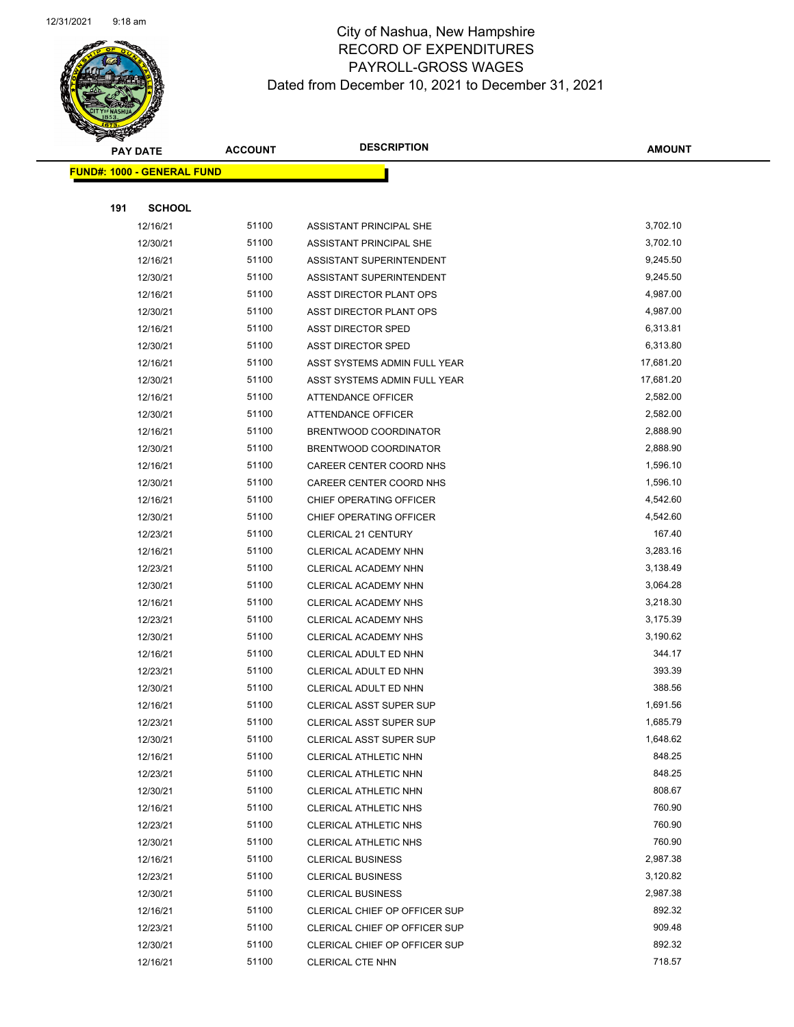# City of Nashua, New Hampshire
## RECORD OF EXPENDITURES
## PAYROLL-GROSS WAGES
## Dated from December 10, 2021 to December 31, 2021

| PAY DATE | ACCOUNT | DESCRIPTION | AMOUNT |
|---|---|---|---|

**FUND#: 1000 - GENERAL FUND**

**191 SCHOOL**

| PAY DATE | ACCOUNT | DESCRIPTION | AMOUNT |
|---|---|---|---|
| 12/16/21 | 51100 | ASSISTANT PRINCIPAL SHE | 3,702.10 |
| 12/30/21 | 51100 | ASSISTANT PRINCIPAL SHE | 3,702.10 |
| 12/16/21 | 51100 | ASSISTANT SUPERINTENDENT | 9,245.50 |
| 12/30/21 | 51100 | ASSISTANT SUPERINTENDENT | 9,245.50 |
| 12/16/21 | 51100 | ASST DIRECTOR PLANT OPS | 4,987.00 |
| 12/30/21 | 51100 | ASST DIRECTOR PLANT OPS | 4,987.00 |
| 12/16/21 | 51100 | ASST DIRECTOR SPED | 6,313.81 |
| 12/30/21 | 51100 | ASST DIRECTOR SPED | 6,313.80 |
| 12/16/21 | 51100 | ASST SYSTEMS ADMIN FULL YEAR | 17,681.20 |
| 12/30/21 | 51100 | ASST SYSTEMS ADMIN FULL YEAR | 17,681.20 |
| 12/16/21 | 51100 | ATTENDANCE OFFICER | 2,582.00 |
| 12/30/21 | 51100 | ATTENDANCE OFFICER | 2,582.00 |
| 12/16/21 | 51100 | BRENTWOOD COORDINATOR | 2,888.90 |
| 12/30/21 | 51100 | BRENTWOOD COORDINATOR | 2,888.90 |
| 12/16/21 | 51100 | CAREER CENTER COORD NHS | 1,596.10 |
| 12/30/21 | 51100 | CAREER CENTER COORD NHS | 1,596.10 |
| 12/16/21 | 51100 | CHIEF OPERATING OFFICER | 4,542.60 |
| 12/30/21 | 51100 | CHIEF OPERATING OFFICER | 4,542.60 |
| 12/23/21 | 51100 | CLERICAL 21 CENTURY | 167.40 |
| 12/16/21 | 51100 | CLERICAL ACADEMY NHN | 3,283.16 |
| 12/23/21 | 51100 | CLERICAL ACADEMY NHN | 3,138.49 |
| 12/30/21 | 51100 | CLERICAL ACADEMY NHN | 3,064.28 |
| 12/16/21 | 51100 | CLERICAL ACADEMY NHS | 3,218.30 |
| 12/23/21 | 51100 | CLERICAL ACADEMY NHS | 3,175.39 |
| 12/30/21 | 51100 | CLERICAL ACADEMY NHS | 3,190.62 |
| 12/16/21 | 51100 | CLERICAL ADULT ED NHN | 344.17 |
| 12/23/21 | 51100 | CLERICAL ADULT ED NHN | 393.39 |
| 12/30/21 | 51100 | CLERICAL ADULT ED NHN | 388.56 |
| 12/16/21 | 51100 | CLERICAL ASST SUPER SUP | 1,691.56 |
| 12/23/21 | 51100 | CLERICAL ASST SUPER SUP | 1,685.79 |
| 12/30/21 | 51100 | CLERICAL ASST SUPER SUP | 1,648.62 |
| 12/16/21 | 51100 | CLERICAL ATHLETIC NHN | 848.25 |
| 12/23/21 | 51100 | CLERICAL ATHLETIC NHN | 848.25 |
| 12/30/21 | 51100 | CLERICAL ATHLETIC NHN | 808.67 |
| 12/16/21 | 51100 | CLERICAL ATHLETIC NHS | 760.90 |
| 12/23/21 | 51100 | CLERICAL ATHLETIC NHS | 760.90 |
| 12/30/21 | 51100 | CLERICAL ATHLETIC NHS | 760.90 |
| 12/16/21 | 51100 | CLERICAL BUSINESS | 2,987.38 |
| 12/23/21 | 51100 | CLERICAL BUSINESS | 3,120.82 |
| 12/30/21 | 51100 | CLERICAL BUSINESS | 2,987.38 |
| 12/16/21 | 51100 | CLERICAL CHIEF OP OFFICER SUP | 892.32 |
| 12/23/21 | 51100 | CLERICAL CHIEF OP OFFICER SUP | 909.48 |
| 12/30/21 | 51100 | CLERICAL CHIEF OP OFFICER SUP | 892.32 |
| 12/16/21 | 51100 | CLERICAL CTE NHN | 718.57 |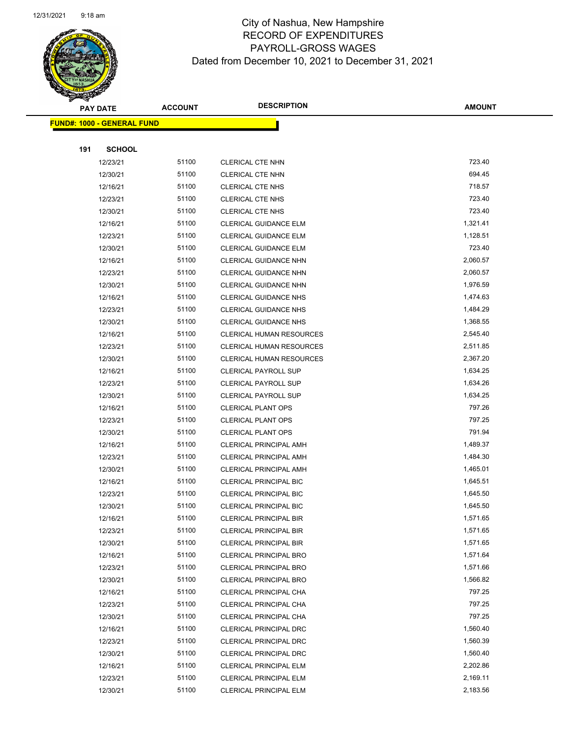# City of Nashua, New Hampshire
## RECORD OF EXPENDITURES
## PAYROLL-GROSS WAGES
### Dated from December 10, 2021 to December 31, 2021

**FUND#: 1000 - GENERAL FUND**

**191 SCHOOL**

| PAY DATE | ACCOUNT | DESCRIPTION | AMOUNT |
|---|---|---|---|
| 12/23/21 | 51100 | CLERICAL CTE NHN | 723.40 |
| 12/30/21 | 51100 | CLERICAL CTE NHN | 694.45 |
| 12/16/21 | 51100 | CLERICAL CTE NHS | 718.57 |
| 12/23/21 | 51100 | CLERICAL CTE NHS | 723.40 |
| 12/30/21 | 51100 | CLERICAL CTE NHS | 723.40 |
| 12/16/21 | 51100 | CLERICAL GUIDANCE ELM | 1,321.41 |
| 12/23/21 | 51100 | CLERICAL GUIDANCE ELM | 1,128.51 |
| 12/30/21 | 51100 | CLERICAL GUIDANCE ELM | 723.40 |
| 12/16/21 | 51100 | CLERICAL GUIDANCE NHN | 2,060.57 |
| 12/23/21 | 51100 | CLERICAL GUIDANCE NHN | 2,060.57 |
| 12/30/21 | 51100 | CLERICAL GUIDANCE NHN | 1,976.59 |
| 12/16/21 | 51100 | CLERICAL GUIDANCE NHS | 1,474.63 |
| 12/23/21 | 51100 | CLERICAL GUIDANCE NHS | 1,484.29 |
| 12/30/21 | 51100 | CLERICAL GUIDANCE NHS | 1,368.55 |
| 12/16/21 | 51100 | CLERICAL HUMAN RESOURCES | 2,545.40 |
| 12/23/21 | 51100 | CLERICAL HUMAN RESOURCES | 2,511.85 |
| 12/30/21 | 51100 | CLERICAL HUMAN RESOURCES | 2,367.20 |
| 12/16/21 | 51100 | CLERICAL PAYROLL SUP | 1,634.25 |
| 12/23/21 | 51100 | CLERICAL PAYROLL SUP | 1,634.26 |
| 12/30/21 | 51100 | CLERICAL PAYROLL SUP | 1,634.25 |
| 12/16/21 | 51100 | CLERICAL PLANT OPS | 797.26 |
| 12/23/21 | 51100 | CLERICAL PLANT OPS | 797.25 |
| 12/30/21 | 51100 | CLERICAL PLANT OPS | 791.94 |
| 12/16/21 | 51100 | CLERICAL PRINCIPAL AMH | 1,489.37 |
| 12/23/21 | 51100 | CLERICAL PRINCIPAL AMH | 1,484.30 |
| 12/30/21 | 51100 | CLERICAL PRINCIPAL AMH | 1,465.01 |
| 12/16/21 | 51100 | CLERICAL PRINCIPAL BIC | 1,645.51 |
| 12/23/21 | 51100 | CLERICAL PRINCIPAL BIC | 1,645.50 |
| 12/30/21 | 51100 | CLERICAL PRINCIPAL BIC | 1,645.50 |
| 12/16/21 | 51100 | CLERICAL PRINCIPAL BIR | 1,571.65 |
| 12/23/21 | 51100 | CLERICAL PRINCIPAL BIR | 1,571.65 |
| 12/30/21 | 51100 | CLERICAL PRINCIPAL BIR | 1,571.65 |
| 12/16/21 | 51100 | CLERICAL PRINCIPAL BRO | 1,571.64 |
| 12/23/21 | 51100 | CLERICAL PRINCIPAL BRO | 1,571.66 |
| 12/30/21 | 51100 | CLERICAL PRINCIPAL BRO | 1,566.82 |
| 12/16/21 | 51100 | CLERICAL PRINCIPAL CHA | 797.25 |
| 12/23/21 | 51100 | CLERICAL PRINCIPAL CHA | 797.25 |
| 12/30/21 | 51100 | CLERICAL PRINCIPAL CHA | 797.25 |
| 12/16/21 | 51100 | CLERICAL PRINCIPAL DRC | 1,560.40 |
| 12/23/21 | 51100 | CLERICAL PRINCIPAL DRC | 1,560.39 |
| 12/30/21 | 51100 | CLERICAL PRINCIPAL DRC | 1,560.40 |
| 12/16/21 | 51100 | CLERICAL PRINCIPAL ELM | 2,202.86 |
| 12/23/21 | 51100 | CLERICAL PRINCIPAL ELM | 2,169.11 |
| 12/30/21 | 51100 | CLERICAL PRINCIPAL ELM | 2,183.56 |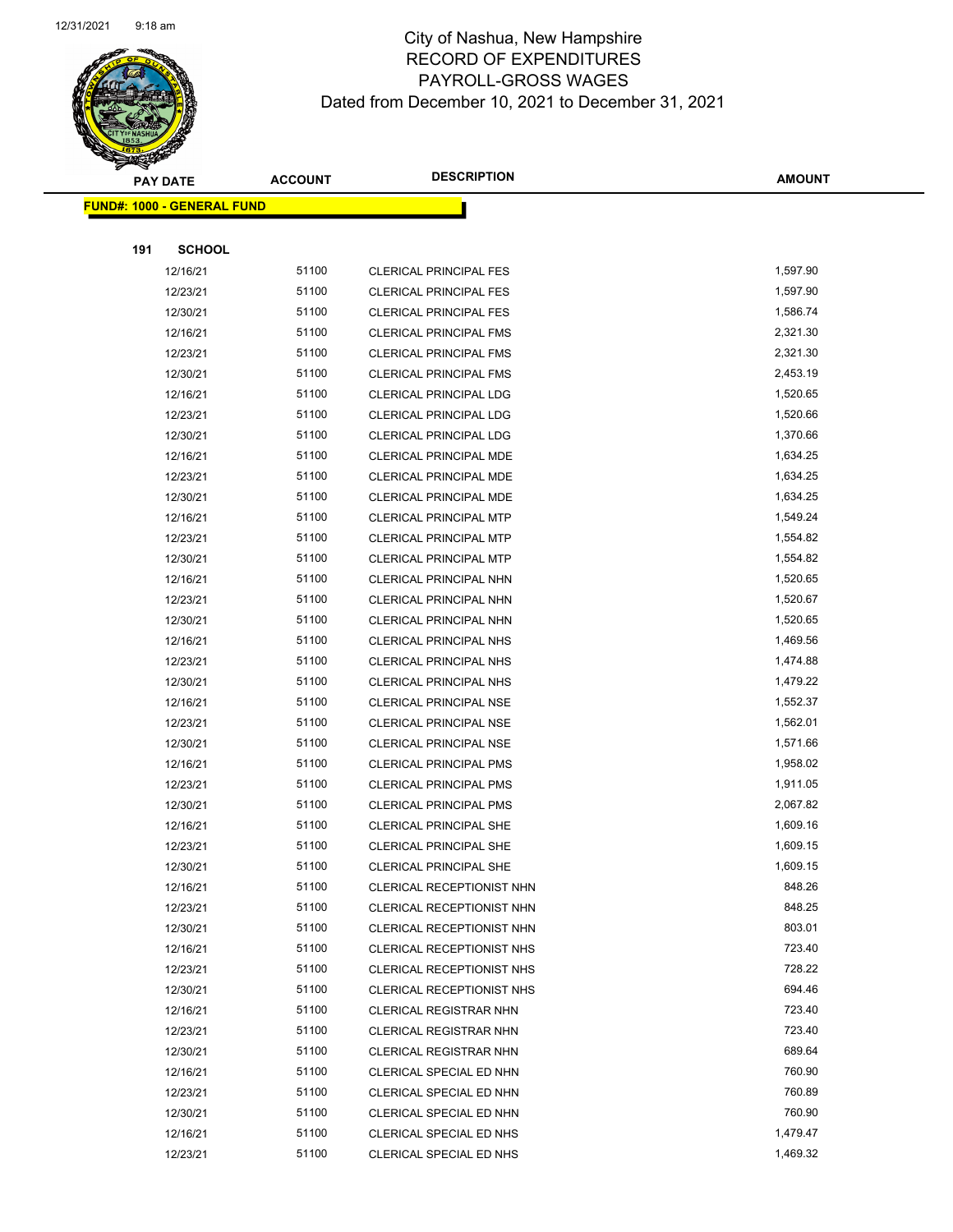# City of Nashua, New Hampshire
## RECORD OF EXPENDITURES
## PAYROLL-GROSS WAGES
## Dated from December 10, 2021 to December 31, 2021

| PAY DATE | ACCOUNT | DESCRIPTION | AMOUNT |
|---|---|---|---|
| **FUND#: 1000 - GENERAL FUND** | | | |
| **191 SCHOOL** | | | |
| 12/16/21 | 51100 | CLERICAL PRINCIPAL FES | 1,597.90 |
| 12/23/21 | 51100 | CLERICAL PRINCIPAL FES | 1,597.90 |
| 12/30/21 | 51100 | CLERICAL PRINCIPAL FES | 1,586.74 |
| 12/16/21 | 51100 | CLERICAL PRINCIPAL FMS | 2,321.30 |
| 12/23/21 | 51100 | CLERICAL PRINCIPAL FMS | 2,321.30 |
| 12/30/21 | 51100 | CLERICAL PRINCIPAL FMS | 2,453.19 |
| 12/16/21 | 51100 | CLERICAL PRINCIPAL LDG | 1,520.65 |
| 12/23/21 | 51100 | CLERICAL PRINCIPAL LDG | 1,520.66 |
| 12/30/21 | 51100 | CLERICAL PRINCIPAL LDG | 1,370.66 |
| 12/16/21 | 51100 | CLERICAL PRINCIPAL MDE | 1,634.25 |
| 12/23/21 | 51100 | CLERICAL PRINCIPAL MDE | 1,634.25 |
| 12/30/21 | 51100 | CLERICAL PRINCIPAL MDE | 1,634.25 |
| 12/16/21 | 51100 | CLERICAL PRINCIPAL MTP | 1,549.24 |
| 12/23/21 | 51100 | CLERICAL PRINCIPAL MTP | 1,554.82 |
| 12/30/21 | 51100 | CLERICAL PRINCIPAL MTP | 1,554.82 |
| 12/16/21 | 51100 | CLERICAL PRINCIPAL NHN | 1,520.65 |
| 12/23/21 | 51100 | CLERICAL PRINCIPAL NHN | 1,520.67 |
| 12/30/21 | 51100 | CLERICAL PRINCIPAL NHN | 1,520.65 |
| 12/16/21 | 51100 | CLERICAL PRINCIPAL NHS | 1,469.56 |
| 12/23/21 | 51100 | CLERICAL PRINCIPAL NHS | 1,474.88 |
| 12/30/21 | 51100 | CLERICAL PRINCIPAL NHS | 1,479.22 |
| 12/16/21 | 51100 | CLERICAL PRINCIPAL NSE | 1,552.37 |
| 12/23/21 | 51100 | CLERICAL PRINCIPAL NSE | 1,562.01 |
| 12/30/21 | 51100 | CLERICAL PRINCIPAL NSE | 1,571.66 |
| 12/16/21 | 51100 | CLERICAL PRINCIPAL PMS | 1,958.02 |
| 12/23/21 | 51100 | CLERICAL PRINCIPAL PMS | 1,911.05 |
| 12/30/21 | 51100 | CLERICAL PRINCIPAL PMS | 2,067.82 |
| 12/16/21 | 51100 | CLERICAL PRINCIPAL SHE | 1,609.16 |
| 12/23/21 | 51100 | CLERICAL PRINCIPAL SHE | 1,609.15 |
| 12/30/21 | 51100 | CLERICAL PRINCIPAL SHE | 1,609.15 |
| 12/16/21 | 51100 | CLERICAL RECEPTIONIST NHN | 848.26 |
| 12/23/21 | 51100 | CLERICAL RECEPTIONIST NHN | 848.25 |
| 12/30/21 | 51100 | CLERICAL RECEPTIONIST NHN | 803.01 |
| 12/16/21 | 51100 | CLERICAL RECEPTIONIST NHS | 723.40 |
| 12/23/21 | 51100 | CLERICAL RECEPTIONIST NHS | 728.22 |
| 12/30/21 | 51100 | CLERICAL RECEPTIONIST NHS | 694.46 |
| 12/16/21 | 51100 | CLERICAL REGISTRAR NHN | 723.40 |
| 12/23/21 | 51100 | CLERICAL REGISTRAR NHN | 723.40 |
| 12/30/21 | 51100 | CLERICAL REGISTRAR NHN | 689.64 |
| 12/16/21 | 51100 | CLERICAL SPECIAL ED NHN | 760.90 |
| 12/23/21 | 51100 | CLERICAL SPECIAL ED NHN | 760.89 |
| 12/30/21 | 51100 | CLERICAL SPECIAL ED NHN | 760.90 |
| 12/16/21 | 51100 | CLERICAL SPECIAL ED NHS | 1,479.47 |
| 12/23/21 | 51100 | CLERICAL SPECIAL ED NHS | 1,469.32 |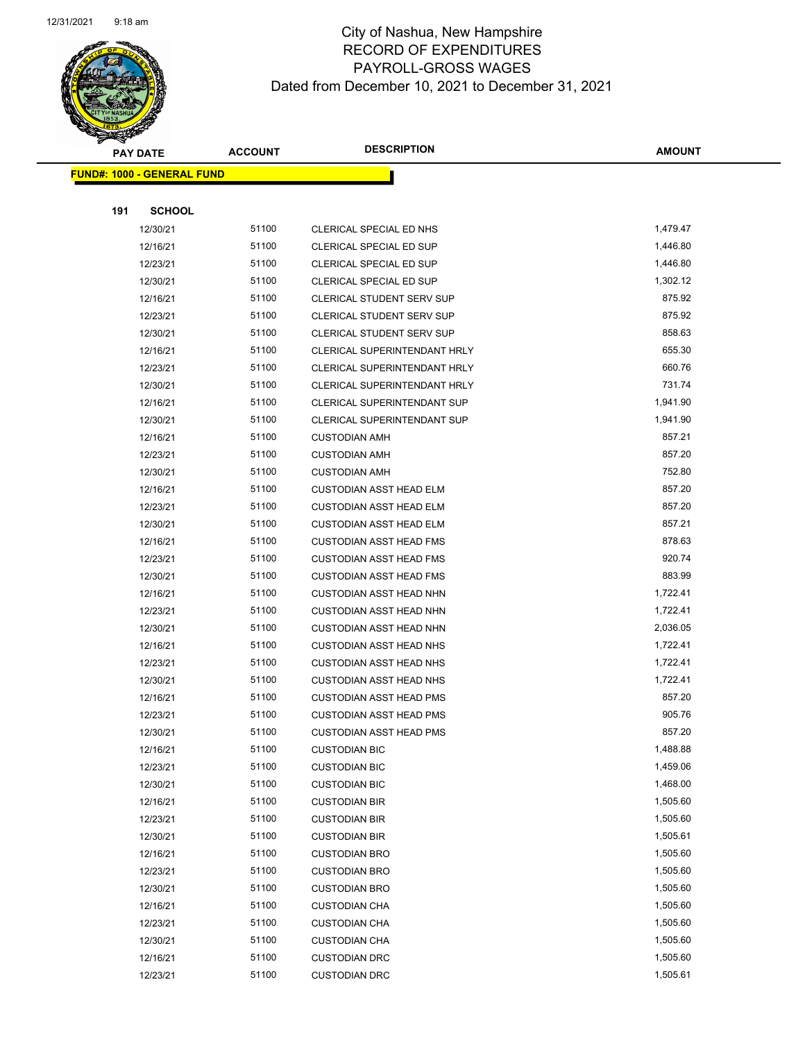# City of Nashua, New Hampshire
# RECORD OF EXPENDITURES
# PAYROLL-GROSS WAGES
## Dated from December 10, 2021 to December 31, 2021

| PAY DATE | ACCOUNT | DESCRIPTION | AMOUNT |
|---|---|---|---|

**FUND#: 1000 - GENERAL FUND**

**191 SCHOOL**

| PAY DATE | ACCOUNT | DESCRIPTION | AMOUNT |
|---|---|---|---|
| 12/30/21 | 51100 | CLERICAL SPECIAL ED NHS | 1,479.47 |
| 12/16/21 | 51100 | CLERICAL SPECIAL ED SUP | 1,446.80 |
| 12/23/21 | 51100 | CLERICAL SPECIAL ED SUP | 1,446.80 |
| 12/30/21 | 51100 | CLERICAL SPECIAL ED SUP | 1,302.12 |
| 12/16/21 | 51100 | CLERICAL STUDENT SERV SUP | 875.92 |
| 12/23/21 | 51100 | CLERICAL STUDENT SERV SUP | 875.92 |
| 12/30/21 | 51100 | CLERICAL STUDENT SERV SUP | 858.63 |
| 12/16/21 | 51100 | CLERICAL SUPERINTENDANT HRLY | 655.30 |
| 12/23/21 | 51100 | CLERICAL SUPERINTENDANT HRLY | 660.76 |
| 12/30/21 | 51100 | CLERICAL SUPERINTENDANT HRLY | 731.74 |
| 12/16/21 | 51100 | CLERICAL SUPERINTENDANT SUP | 1,941.90 |
| 12/30/21 | 51100 | CLERICAL SUPERINTENDANT SUP | 1,941.90 |
| 12/16/21 | 51100 | CUSTODIAN AMH | 857.21 |
| 12/23/21 | 51100 | CUSTODIAN AMH | 857.20 |
| 12/30/21 | 51100 | CUSTODIAN AMH | 752.80 |
| 12/16/21 | 51100 | CUSTODIAN ASST HEAD ELM | 857.20 |
| 12/23/21 | 51100 | CUSTODIAN ASST HEAD ELM | 857.20 |
| 12/30/21 | 51100 | CUSTODIAN ASST HEAD ELM | 857.21 |
| 12/16/21 | 51100 | CUSTODIAN ASST HEAD FMS | 878.63 |
| 12/23/21 | 51100 | CUSTODIAN ASST HEAD FMS | 920.74 |
| 12/30/21 | 51100 | CUSTODIAN ASST HEAD FMS | 883.99 |
| 12/16/21 | 51100 | CUSTODIAN ASST HEAD NHN | 1,722.41 |
| 12/23/21 | 51100 | CUSTODIAN ASST HEAD NHN | 1,722.41 |
| 12/30/21 | 51100 | CUSTODIAN ASST HEAD NHN | 2,036.05 |
| 12/16/21 | 51100 | CUSTODIAN ASST HEAD NHS | 1,722.41 |
| 12/23/21 | 51100 | CUSTODIAN ASST HEAD NHS | 1,722.41 |
| 12/30/21 | 51100 | CUSTODIAN ASST HEAD NHS | 1,722.41 |
| 12/16/21 | 51100 | CUSTODIAN ASST HEAD PMS | 857.20 |
| 12/23/21 | 51100 | CUSTODIAN ASST HEAD PMS | 905.76 |
| 12/30/21 | 51100 | CUSTODIAN ASST HEAD PMS | 857.20 |
| 12/16/21 | 51100 | CUSTODIAN BIC | 1,488.88 |
| 12/23/21 | 51100 | CUSTODIAN BIC | 1,459.06 |
| 12/30/21 | 51100 | CUSTODIAN BIC | 1,468.00 |
| 12/16/21 | 51100 | CUSTODIAN BIR | 1,505.60 |
| 12/23/21 | 51100 | CUSTODIAN BIR | 1,505.60 |
| 12/30/21 | 51100 | CUSTODIAN BIR | 1,505.61 |
| 12/16/21 | 51100 | CUSTODIAN BRO | 1,505.60 |
| 12/23/21 | 51100 | CUSTODIAN BRO | 1,505.60 |
| 12/30/21 | 51100 | CUSTODIAN BRO | 1,505.60 |
| 12/16/21 | 51100 | CUSTODIAN CHA | 1,505.60 |
| 12/23/21 | 51100 | CUSTODIAN CHA | 1,505.60 |
| 12/30/21 | 51100 | CUSTODIAN CHA | 1,505.60 |
| 12/16/21 | 51100 | CUSTODIAN DRC | 1,505.60 |
| 12/23/21 | 51100 | CUSTODIAN DRC | 1,505.61 |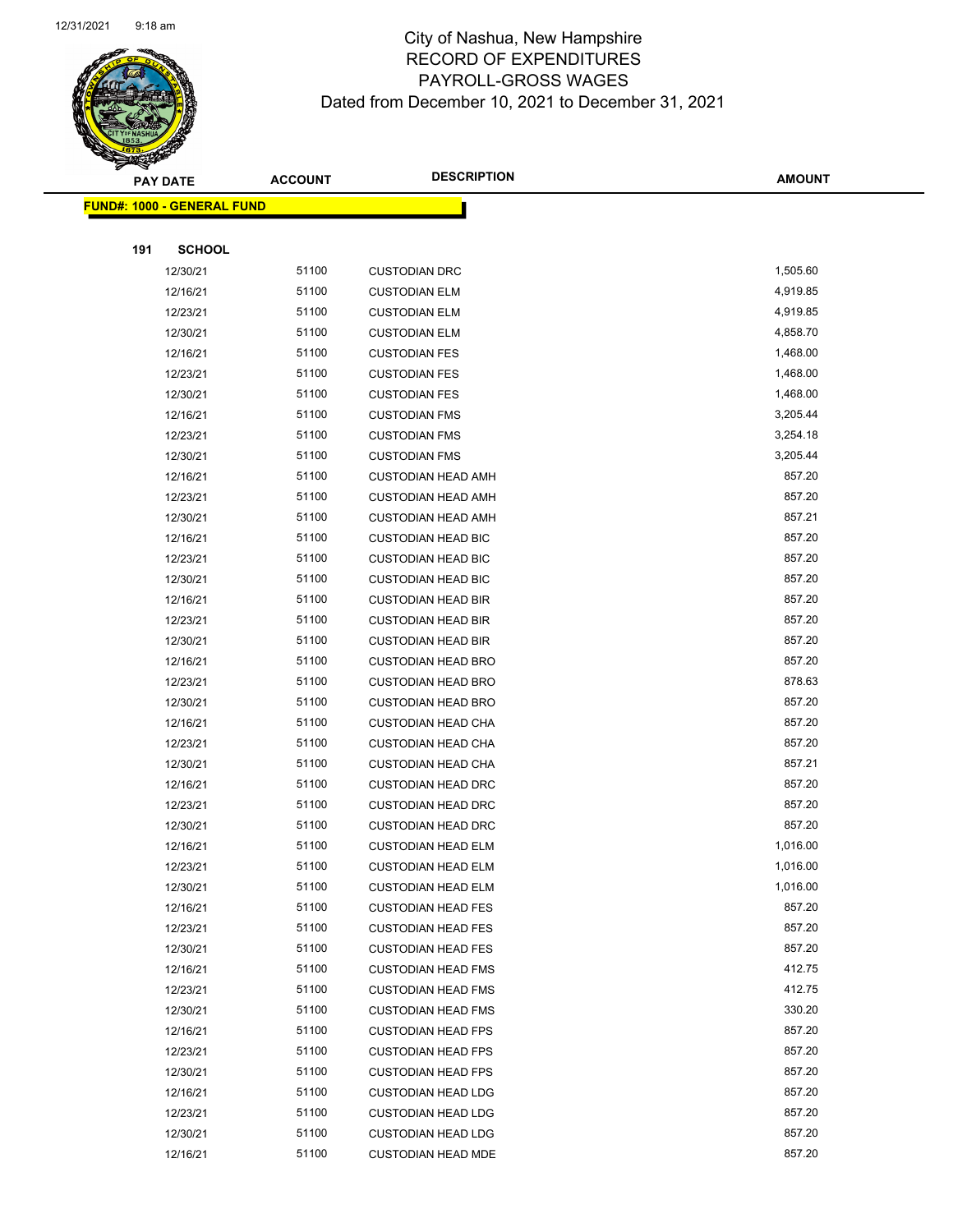# City of Nashua, New Hampshire
## RECORD OF EXPENDITURES
## PAYROLL-GROSS WAGES
### Dated from December 10, 2021 to December 31, 2021

| PAY DATE | ACCOUNT | DESCRIPTION | AMOUNT |
|---|---|---|---|
| **FUND#: 1000 - GENERAL FUND** | | | |
| **191 SCHOOL** | | | |
| 12/30/21 | 51100 | CUSTODIAN DRC | 1,505.60 |
| 12/16/21 | 51100 | CUSTODIAN ELM | 4,919.85 |
| 12/23/21 | 51100 | CUSTODIAN ELM | 4,919.85 |
| 12/30/21 | 51100 | CUSTODIAN ELM | 4,858.70 |
| 12/16/21 | 51100 | CUSTODIAN FES | 1,468.00 |
| 12/23/21 | 51100 | CUSTODIAN FES | 1,468.00 |
| 12/30/21 | 51100 | CUSTODIAN FES | 1,468.00 |
| 12/16/21 | 51100 | CUSTODIAN FMS | 3,205.44 |
| 12/23/21 | 51100 | CUSTODIAN FMS | 3,254.18 |
| 12/30/21 | 51100 | CUSTODIAN FMS | 3,205.44 |
| 12/16/21 | 51100 | CUSTODIAN HEAD AMH | 857.20 |
| 12/23/21 | 51100 | CUSTODIAN HEAD AMH | 857.20 |
| 12/30/21 | 51100 | CUSTODIAN HEAD AMH | 857.21 |
| 12/16/21 | 51100 | CUSTODIAN HEAD BIC | 857.20 |
| 12/23/21 | 51100 | CUSTODIAN HEAD BIC | 857.20 |
| 12/30/21 | 51100 | CUSTODIAN HEAD BIC | 857.20 |
| 12/16/21 | 51100 | CUSTODIAN HEAD BIR | 857.20 |
| 12/23/21 | 51100 | CUSTODIAN HEAD BIR | 857.20 |
| 12/30/21 | 51100 | CUSTODIAN HEAD BIR | 857.20 |
| 12/16/21 | 51100 | CUSTODIAN HEAD BRO | 857.20 |
| 12/23/21 | 51100 | CUSTODIAN HEAD BRO | 878.63 |
| 12/30/21 | 51100 | CUSTODIAN HEAD BRO | 857.20 |
| 12/16/21 | 51100 | CUSTODIAN HEAD CHA | 857.20 |
| 12/23/21 | 51100 | CUSTODIAN HEAD CHA | 857.20 |
| 12/30/21 | 51100 | CUSTODIAN HEAD CHA | 857.21 |
| 12/16/21 | 51100 | CUSTODIAN HEAD DRC | 857.20 |
| 12/23/21 | 51100 | CUSTODIAN HEAD DRC | 857.20 |
| 12/30/21 | 51100 | CUSTODIAN HEAD DRC | 857.20 |
| 12/16/21 | 51100 | CUSTODIAN HEAD ELM | 1,016.00 |
| 12/23/21 | 51100 | CUSTODIAN HEAD ELM | 1,016.00 |
| 12/30/21 | 51100 | CUSTODIAN HEAD ELM | 1,016.00 |
| 12/16/21 | 51100 | CUSTODIAN HEAD FES | 857.20 |
| 12/23/21 | 51100 | CUSTODIAN HEAD FES | 857.20 |
| 12/30/21 | 51100 | CUSTODIAN HEAD FES | 857.20 |
| 12/16/21 | 51100 | CUSTODIAN HEAD FMS | 412.75 |
| 12/23/21 | 51100 | CUSTODIAN HEAD FMS | 412.75 |
| 12/30/21 | 51100 | CUSTODIAN HEAD FMS | 330.20 |
| 12/16/21 | 51100 | CUSTODIAN HEAD FPS | 857.20 |
| 12/23/21 | 51100 | CUSTODIAN HEAD FPS | 857.20 |
| 12/30/21 | 51100 | CUSTODIAN HEAD FPS | 857.20 |
| 12/16/21 | 51100 | CUSTODIAN HEAD LDG | 857.20 |
| 12/23/21 | 51100 | CUSTODIAN HEAD LDG | 857.20 |
| 12/30/21 | 51100 | CUSTODIAN HEAD LDG | 857.20 |
| 12/16/21 | 51100 | CUSTODIAN HEAD MDE | 857.20 |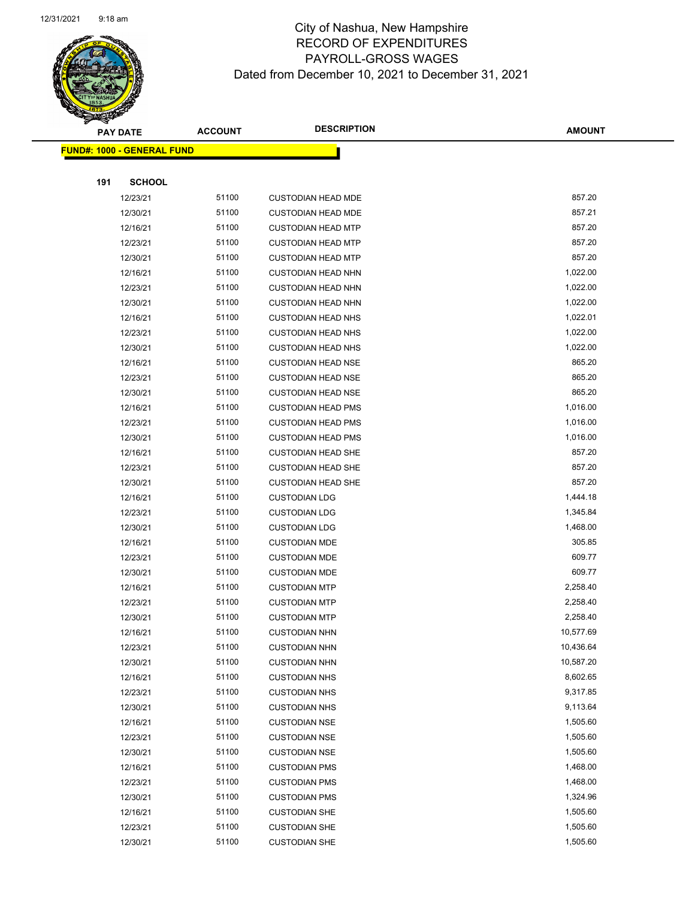# City of Nashua, New Hampshire
## RECORD OF EXPENDITURES
## PAYROLL-GROSS WAGES
## Dated from December 10, 2021 to December 31, 2021

| PAY DATE | ACCOUNT | DESCRIPTION | AMOUNT |
|---|---|---|---|
| **FUND#: 1000 - GENERAL FUND** | | | |
| **191 SCHOOL** | | | |
| 12/23/21 | 51100 | CUSTODIAN HEAD MDE | 857.20 |
| 12/30/21 | 51100 | CUSTODIAN HEAD MDE | 857.21 |
| 12/16/21 | 51100 | CUSTODIAN HEAD MTP | 857.20 |
| 12/23/21 | 51100 | CUSTODIAN HEAD MTP | 857.20 |
| 12/30/21 | 51100 | CUSTODIAN HEAD MTP | 857.20 |
| 12/16/21 | 51100 | CUSTODIAN HEAD NHN | 1,022.00 |
| 12/23/21 | 51100 | CUSTODIAN HEAD NHN | 1,022.00 |
| 12/30/21 | 51100 | CUSTODIAN HEAD NHN | 1,022.00 |
| 12/16/21 | 51100 | CUSTODIAN HEAD NHS | 1,022.01 |
| 12/23/21 | 51100 | CUSTODIAN HEAD NHS | 1,022.00 |
| 12/30/21 | 51100 | CUSTODIAN HEAD NHS | 1,022.00 |
| 12/16/21 | 51100 | CUSTODIAN HEAD NSE | 865.20 |
| 12/23/21 | 51100 | CUSTODIAN HEAD NSE | 865.20 |
| 12/30/21 | 51100 | CUSTODIAN HEAD NSE | 865.20 |
| 12/16/21 | 51100 | CUSTODIAN HEAD PMS | 1,016.00 |
| 12/23/21 | 51100 | CUSTODIAN HEAD PMS | 1,016.00 |
| 12/30/21 | 51100 | CUSTODIAN HEAD PMS | 1,016.00 |
| 12/16/21 | 51100 | CUSTODIAN HEAD SHE | 857.20 |
| 12/23/21 | 51100 | CUSTODIAN HEAD SHE | 857.20 |
| 12/30/21 | 51100 | CUSTODIAN HEAD SHE | 857.20 |
| 12/16/21 | 51100 | CUSTODIAN LDG | 1,444.18 |
| 12/23/21 | 51100 | CUSTODIAN LDG | 1,345.84 |
| 12/30/21 | 51100 | CUSTODIAN LDG | 1,468.00 |
| 12/16/21 | 51100 | CUSTODIAN MDE | 305.85 |
| 12/23/21 | 51100 | CUSTODIAN MDE | 609.77 |
| 12/30/21 | 51100 | CUSTODIAN MDE | 609.77 |
| 12/16/21 | 51100 | CUSTODIAN MTP | 2,258.40 |
| 12/23/21 | 51100 | CUSTODIAN MTP | 2,258.40 |
| 12/30/21 | 51100 | CUSTODIAN MTP | 2,258.40 |
| 12/16/21 | 51100 | CUSTODIAN NHN | 10,577.69 |
| 12/23/21 | 51100 | CUSTODIAN NHN | 10,436.64 |
| 12/30/21 | 51100 | CUSTODIAN NHN | 10,587.20 |
| 12/16/21 | 51100 | CUSTODIAN NHS | 8,602.65 |
| 12/23/21 | 51100 | CUSTODIAN NHS | 9,317.85 |
| 12/30/21 | 51100 | CUSTODIAN NHS | 9,113.64 |
| 12/16/21 | 51100 | CUSTODIAN NSE | 1,505.60 |
| 12/23/21 | 51100 | CUSTODIAN NSE | 1,505.60 |
| 12/30/21 | 51100 | CUSTODIAN NSE | 1,505.60 |
| 12/16/21 | 51100 | CUSTODIAN PMS | 1,468.00 |
| 12/23/21 | 51100 | CUSTODIAN PMS | 1,468.00 |
| 12/30/21 | 51100 | CUSTODIAN PMS | 1,324.96 |
| 12/16/21 | 51100 | CUSTODIAN SHE | 1,505.60 |
| 12/23/21 | 51100 | CUSTODIAN SHE | 1,505.60 |
| 12/30/21 | 51100 | CUSTODIAN SHE | 1,505.60 |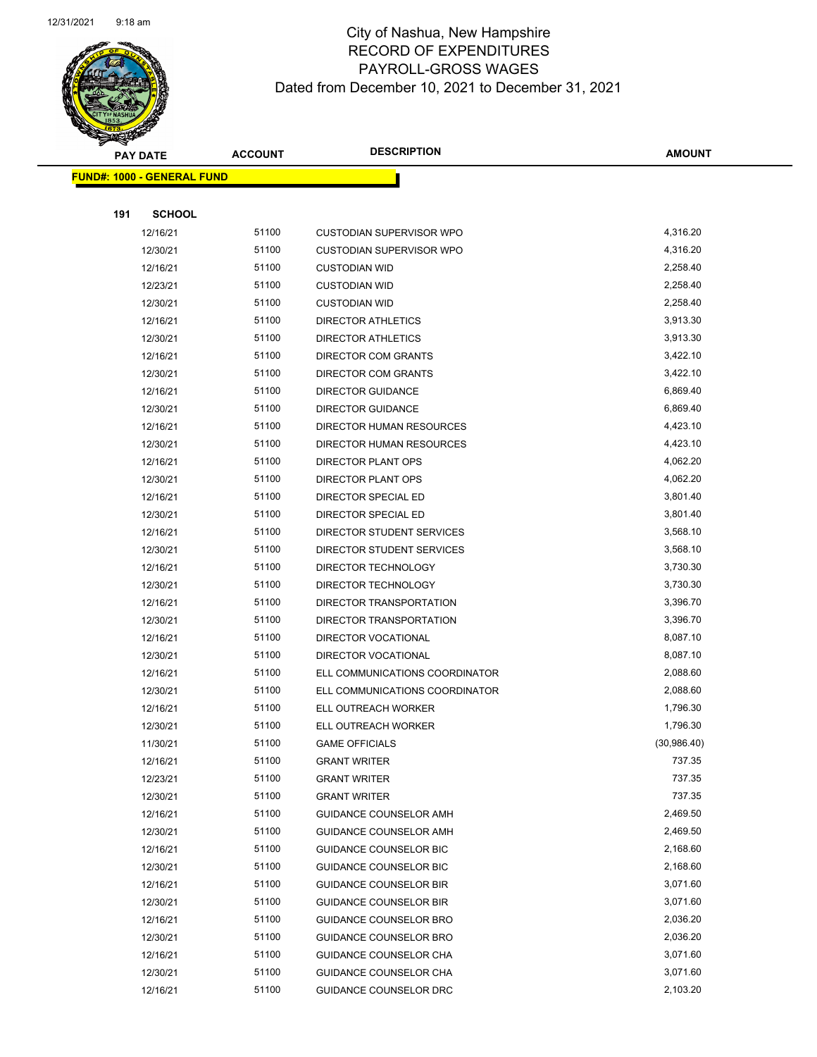# City of Nashua, New Hampshire
## RECORD OF EXPENDITURES
## PAYROLL-GROSS WAGES
### Dated from December 10, 2021 to December 31, 2021

| PAY DATE | ACCOUNT | DESCRIPTION | AMOUNT |
|---|---|---|---|
| **FUND#: 1000 - GENERAL FUND** | | | |
| **191 SCHOOL** | | | |
| 12/16/21 | 51100 | CUSTODIAN SUPERVISOR WPO | 4,316.20 |
| 12/30/21 | 51100 | CUSTODIAN SUPERVISOR WPO | 4,316.20 |
| 12/16/21 | 51100 | CUSTODIAN WID | 2,258.40 |
| 12/23/21 | 51100 | CUSTODIAN WID | 2,258.40 |
| 12/30/21 | 51100 | CUSTODIAN WID | 2,258.40 |
| 12/16/21 | 51100 | DIRECTOR ATHLETICS | 3,913.30 |
| 12/30/21 | 51100 | DIRECTOR ATHLETICS | 3,913.30 |
| 12/16/21 | 51100 | DIRECTOR COM GRANTS | 3,422.10 |
| 12/30/21 | 51100 | DIRECTOR COM GRANTS | 3,422.10 |
| 12/16/21 | 51100 | DIRECTOR GUIDANCE | 6,869.40 |
| 12/30/21 | 51100 | DIRECTOR GUIDANCE | 6,869.40 |
| 12/16/21 | 51100 | DIRECTOR HUMAN RESOURCES | 4,423.10 |
| 12/30/21 | 51100 | DIRECTOR HUMAN RESOURCES | 4,423.10 |
| 12/16/21 | 51100 | DIRECTOR PLANT OPS | 4,062.20 |
| 12/30/21 | 51100 | DIRECTOR PLANT OPS | 4,062.20 |
| 12/16/21 | 51100 | DIRECTOR SPECIAL ED | 3,801.40 |
| 12/30/21 | 51100 | DIRECTOR SPECIAL ED | 3,801.40 |
| 12/16/21 | 51100 | DIRECTOR STUDENT SERVICES | 3,568.10 |
| 12/30/21 | 51100 | DIRECTOR STUDENT SERVICES | 3,568.10 |
| 12/16/21 | 51100 | DIRECTOR TECHNOLOGY | 3,730.30 |
| 12/30/21 | 51100 | DIRECTOR TECHNOLOGY | 3,730.30 |
| 12/16/21 | 51100 | DIRECTOR TRANSPORTATION | 3,396.70 |
| 12/30/21 | 51100 | DIRECTOR TRANSPORTATION | 3,396.70 |
| 12/16/21 | 51100 | DIRECTOR VOCATIONAL | 8,087.10 |
| 12/30/21 | 51100 | DIRECTOR VOCATIONAL | 8,087.10 |
| 12/16/21 | 51100 | ELL COMMUNICATIONS COORDINATOR | 2,088.60 |
| 12/30/21 | 51100 | ELL COMMUNICATIONS COORDINATOR | 2,088.60 |
| 12/16/21 | 51100 | ELL OUTREACH WORKER | 1,796.30 |
| 12/30/21 | 51100 | ELL OUTREACH WORKER | 1,796.30 |
| 11/30/21 | 51100 | GAME OFFICIALS | (30,986.40) |
| 12/16/21 | 51100 | GRANT WRITER | 737.35 |
| 12/23/21 | 51100 | GRANT WRITER | 737.35 |
| 12/30/21 | 51100 | GRANT WRITER | 737.35 |
| 12/16/21 | 51100 | GUIDANCE COUNSELOR AMH | 2,469.50 |
| 12/30/21 | 51100 | GUIDANCE COUNSELOR AMH | 2,469.50 |
| 12/16/21 | 51100 | GUIDANCE COUNSELOR BIC | 2,168.60 |
| 12/30/21 | 51100 | GUIDANCE COUNSELOR BIC | 2,168.60 |
| 12/16/21 | 51100 | GUIDANCE COUNSELOR BIR | 3,071.60 |
| 12/30/21 | 51100 | GUIDANCE COUNSELOR BIR | 3,071.60 |
| 12/16/21 | 51100 | GUIDANCE COUNSELOR BRO | 2,036.20 |
| 12/30/21 | 51100 | GUIDANCE COUNSELOR BRO | 2,036.20 |
| 12/16/21 | 51100 | GUIDANCE COUNSELOR CHA | 3,071.60 |
| 12/30/21 | 51100 | GUIDANCE COUNSELOR CHA | 3,071.60 |
| 12/16/21 | 51100 | GUIDANCE COUNSELOR DRC | 2,103.20 |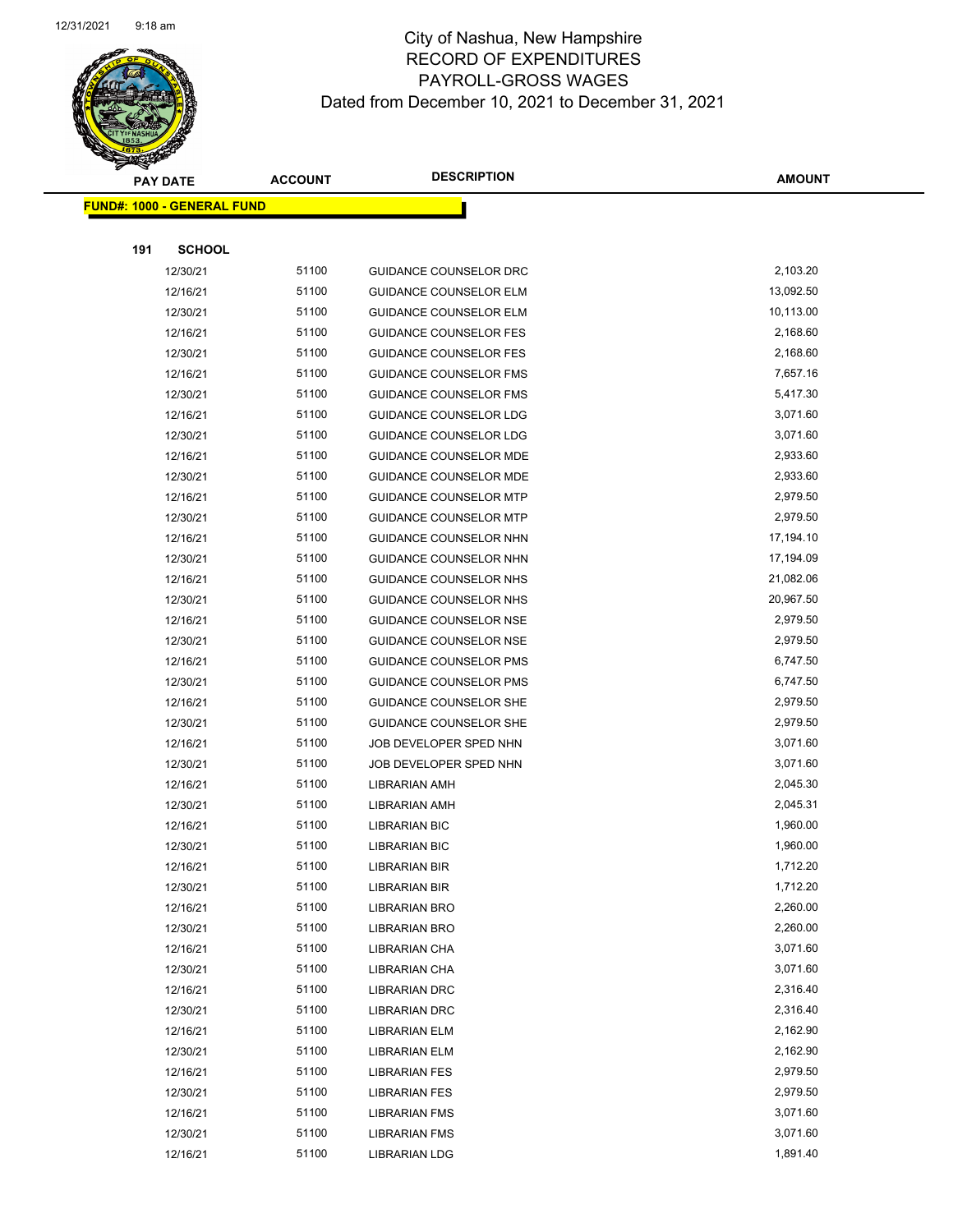# City of Nashua, New Hampshire
## RECORD OF EXPENDITURES
## PAYROLL-GROSS WAGES
### Dated from December 10, 2021 to December 31, 2021

| PAY DATE | ACCOUNT | DESCRIPTION | AMOUNT |
|---|---|---|---|
| **FUND#: 1000 - GENERAL FUND** | | | |
| **191 SCHOOL** | | | |
| 12/30/21 | 51100 | GUIDANCE COUNSELOR DRC | 2,103.20 |
| 12/16/21 | 51100 | GUIDANCE COUNSELOR ELM | 13,092.50 |
| 12/30/21 | 51100 | GUIDANCE COUNSELOR ELM | 10,113.00 |
| 12/16/21 | 51100 | GUIDANCE COUNSELOR FES | 2,168.60 |
| 12/30/21 | 51100 | GUIDANCE COUNSELOR FES | 2,168.60 |
| 12/16/21 | 51100 | GUIDANCE COUNSELOR FMS | 7,657.16 |
| 12/30/21 | 51100 | GUIDANCE COUNSELOR FMS | 5,417.30 |
| 12/16/21 | 51100 | GUIDANCE COUNSELOR LDG | 3,071.60 |
| 12/30/21 | 51100 | GUIDANCE COUNSELOR LDG | 3,071.60 |
| 12/16/21 | 51100 | GUIDANCE COUNSELOR MDE | 2,933.60 |
| 12/30/21 | 51100 | GUIDANCE COUNSELOR MDE | 2,933.60 |
| 12/16/21 | 51100 | GUIDANCE COUNSELOR MTP | 2,979.50 |
| 12/30/21 | 51100 | GUIDANCE COUNSELOR MTP | 2,979.50 |
| 12/16/21 | 51100 | GUIDANCE COUNSELOR NHN | 17,194.10 |
| 12/30/21 | 51100 | GUIDANCE COUNSELOR NHN | 17,194.09 |
| 12/16/21 | 51100 | GUIDANCE COUNSELOR NHS | 21,082.06 |
| 12/30/21 | 51100 | GUIDANCE COUNSELOR NHS | 20,967.50 |
| 12/16/21 | 51100 | GUIDANCE COUNSELOR NSE | 2,979.50 |
| 12/30/21 | 51100 | GUIDANCE COUNSELOR NSE | 2,979.50 |
| 12/16/21 | 51100 | GUIDANCE COUNSELOR PMS | 6,747.50 |
| 12/30/21 | 51100 | GUIDANCE COUNSELOR PMS | 6,747.50 |
| 12/16/21 | 51100 | GUIDANCE COUNSELOR SHE | 2,979.50 |
| 12/30/21 | 51100 | GUIDANCE COUNSELOR SHE | 2,979.50 |
| 12/16/21 | 51100 | JOB DEVELOPER SPED NHN | 3,071.60 |
| 12/30/21 | 51100 | JOB DEVELOPER SPED NHN | 3,071.60 |
| 12/16/21 | 51100 | LIBRARIAN AMH | 2,045.30 |
| 12/30/21 | 51100 | LIBRARIAN AMH | 2,045.31 |
| 12/16/21 | 51100 | LIBRARIAN BIC | 1,960.00 |
| 12/30/21 | 51100 | LIBRARIAN BIC | 1,960.00 |
| 12/16/21 | 51100 | LIBRARIAN BIR | 1,712.20 |
| 12/30/21 | 51100 | LIBRARIAN BIR | 1,712.20 |
| 12/16/21 | 51100 | LIBRARIAN BRO | 2,260.00 |
| 12/30/21 | 51100 | LIBRARIAN BRO | 2,260.00 |
| 12/16/21 | 51100 | LIBRARIAN CHA | 3,071.60 |
| 12/30/21 | 51100 | LIBRARIAN CHA | 3,071.60 |
| 12/16/21 | 51100 | LIBRARIAN DRC | 2,316.40 |
| 12/30/21 | 51100 | LIBRARIAN DRC | 2,316.40 |
| 12/16/21 | 51100 | LIBRARIAN ELM | 2,162.90 |
| 12/30/21 | 51100 | LIBRARIAN ELM | 2,162.90 |
| 12/16/21 | 51100 | LIBRARIAN FES | 2,979.50 |
| 12/30/21 | 51100 | LIBRARIAN FES | 2,979.50 |
| 12/16/21 | 51100 | LIBRARIAN FMS | 3,071.60 |
| 12/30/21 | 51100 | LIBRARIAN FMS | 3,071.60 |
| 12/16/21 | 51100 | LIBRARIAN LDG | 1,891.40 |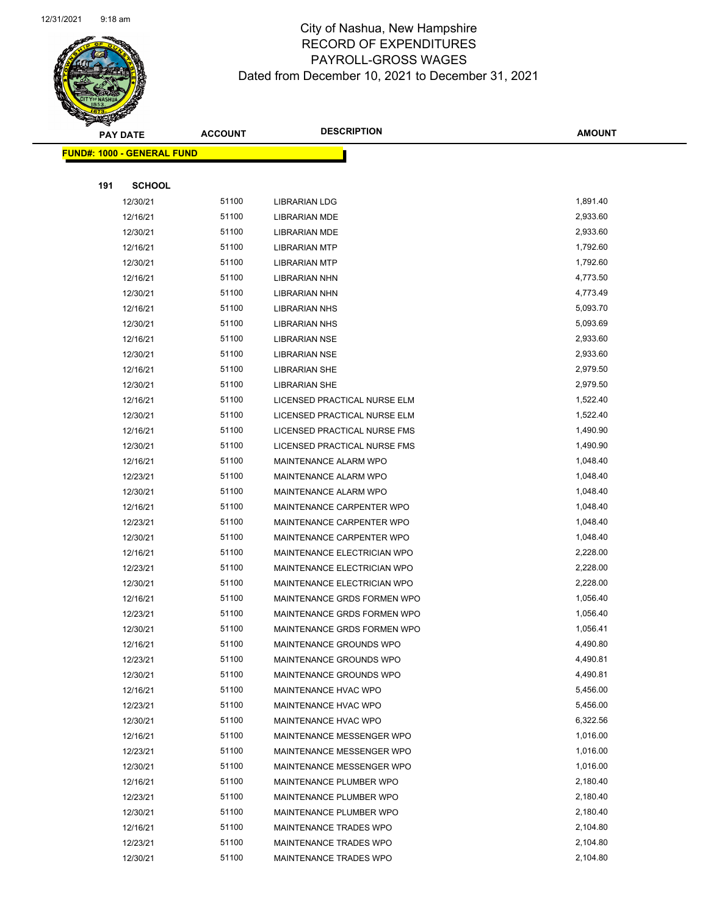# City of Nashua, New Hampshire
## RECORD OF EXPENDITURES
## PAYROLL-GROSS WAGES
## Dated from December 10, 2021 to December 31, 2021

| PAY DATE | ACCOUNT | DESCRIPTION | AMOUNT |
|---|---|---|---|
| **FUND#: 1000 - GENERAL FUND** | | | |
| **191 SCHOOL** | | | |
| 12/30/21 | 51100 | LIBRARIAN LDG | 1,891.40 |
| 12/16/21 | 51100 | LIBRARIAN MDE | 2,933.60 |
| 12/30/21 | 51100 | LIBRARIAN MDE | 2,933.60 |
| 12/16/21 | 51100 | LIBRARIAN MTP | 1,792.60 |
| 12/30/21 | 51100 | LIBRARIAN MTP | 1,792.60 |
| 12/16/21 | 51100 | LIBRARIAN NHN | 4,773.50 |
| 12/30/21 | 51100 | LIBRARIAN NHN | 4,773.49 |
| 12/16/21 | 51100 | LIBRARIAN NHS | 5,093.70 |
| 12/30/21 | 51100 | LIBRARIAN NHS | 5,093.69 |
| 12/16/21 | 51100 | LIBRARIAN NSE | 2,933.60 |
| 12/30/21 | 51100 | LIBRARIAN NSE | 2,933.60 |
| 12/16/21 | 51100 | LIBRARIAN SHE | 2,979.50 |
| 12/30/21 | 51100 | LIBRARIAN SHE | 2,979.50 |
| 12/16/21 | 51100 | LICENSED PRACTICAL NURSE ELM | 1,522.40 |
| 12/30/21 | 51100 | LICENSED PRACTICAL NURSE ELM | 1,522.40 |
| 12/16/21 | 51100 | LICENSED PRACTICAL NURSE FMS | 1,490.90 |
| 12/30/21 | 51100 | LICENSED PRACTICAL NURSE FMS | 1,490.90 |
| 12/16/21 | 51100 | MAINTENANCE ALARM WPO | 1,048.40 |
| 12/23/21 | 51100 | MAINTENANCE ALARM WPO | 1,048.40 |
| 12/30/21 | 51100 | MAINTENANCE ALARM WPO | 1,048.40 |
| 12/16/21 | 51100 | MAINTENANCE CARPENTER WPO | 1,048.40 |
| 12/23/21 | 51100 | MAINTENANCE CARPENTER WPO | 1,048.40 |
| 12/30/21 | 51100 | MAINTENANCE CARPENTER WPO | 1,048.40 |
| 12/16/21 | 51100 | MAINTENANCE ELECTRICIAN WPO | 2,228.00 |
| 12/23/21 | 51100 | MAINTENANCE ELECTRICIAN WPO | 2,228.00 |
| 12/30/21 | 51100 | MAINTENANCE ELECTRICIAN WPO | 2,228.00 |
| 12/16/21 | 51100 | MAINTENANCE GRDS FORMEN WPO | 1,056.40 |
| 12/23/21 | 51100 | MAINTENANCE GRDS FORMEN WPO | 1,056.40 |
| 12/30/21 | 51100 | MAINTENANCE GRDS FORMEN WPO | 1,056.41 |
| 12/16/21 | 51100 | MAINTENANCE GROUNDS WPO | 4,490.80 |
| 12/23/21 | 51100 | MAINTENANCE GROUNDS WPO | 4,490.81 |
| 12/30/21 | 51100 | MAINTENANCE GROUNDS WPO | 4,490.81 |
| 12/16/21 | 51100 | MAINTENANCE HVAC WPO | 5,456.00 |
| 12/23/21 | 51100 | MAINTENANCE HVAC WPO | 5,456.00 |
| 12/30/21 | 51100 | MAINTENANCE HVAC WPO | 6,322.56 |
| 12/16/21 | 51100 | MAINTENANCE MESSENGER WPO | 1,016.00 |
| 12/23/21 | 51100 | MAINTENANCE MESSENGER WPO | 1,016.00 |
| 12/30/21 | 51100 | MAINTENANCE MESSENGER WPO | 1,016.00 |
| 12/16/21 | 51100 | MAINTENANCE PLUMBER WPO | 2,180.40 |
| 12/23/21 | 51100 | MAINTENANCE PLUMBER WPO | 2,180.40 |
| 12/30/21 | 51100 | MAINTENANCE PLUMBER WPO | 2,180.40 |
| 12/16/21 | 51100 | MAINTENANCE TRADES WPO | 2,104.80 |
| 12/23/21 | 51100 | MAINTENANCE TRADES WPO | 2,104.80 |
| 12/30/21 | 51100 | MAINTENANCE TRADES WPO | 2,104.80 |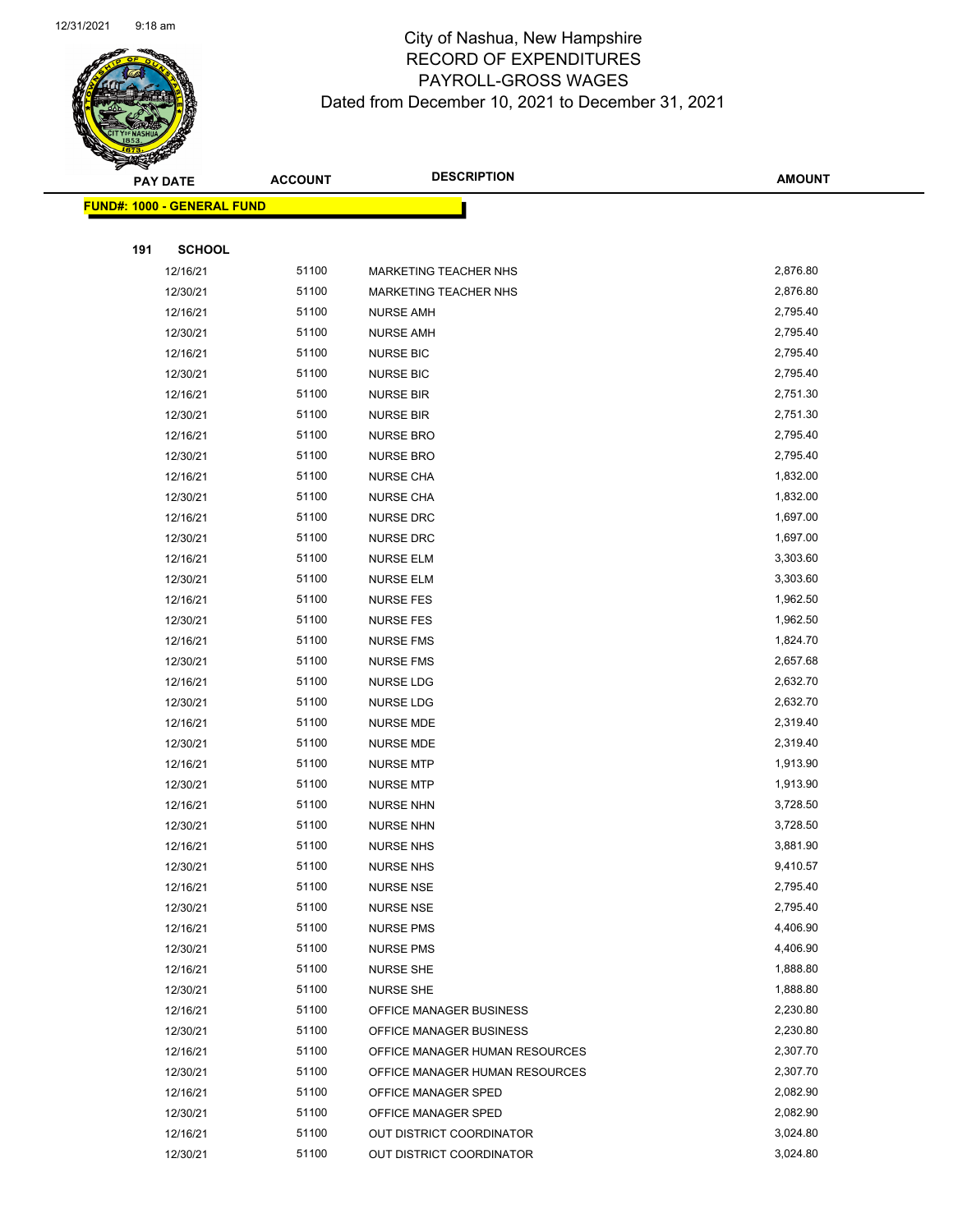# City of Nashua, New Hampshire
## RECORD OF EXPENDITURES
## PAYROLL-GROSS WAGES
## Dated from December 10, 2021 to December 31, 2021

| PAY DATE | ACCOUNT | DESCRIPTION | AMOUNT |
|---|---|---|---|

**FUND#: 1000 - GENERAL FUND**

**191 SCHOOL**

| PAY DATE | ACCOUNT | DESCRIPTION | AMOUNT |
|---|---|---|---|
| 12/16/21 | 51100 | MARKETING TEACHER NHS | 2,876.80 |
| 12/30/21 | 51100 | MARKETING TEACHER NHS | 2,876.80 |
| 12/16/21 | 51100 | NURSE AMH | 2,795.40 |
| 12/30/21 | 51100 | NURSE AMH | 2,795.40 |
| 12/16/21 | 51100 | NURSE BIC | 2,795.40 |
| 12/30/21 | 51100 | NURSE BIC | 2,795.40 |
| 12/16/21 | 51100 | NURSE BIR | 2,751.30 |
| 12/30/21 | 51100 | NURSE BIR | 2,751.30 |
| 12/16/21 | 51100 | NURSE BRO | 2,795.40 |
| 12/30/21 | 51100 | NURSE BRO | 2,795.40 |
| 12/16/21 | 51100 | NURSE CHA | 1,832.00 |
| 12/30/21 | 51100 | NURSE CHA | 1,832.00 |
| 12/16/21 | 51100 | NURSE DRC | 1,697.00 |
| 12/30/21 | 51100 | NURSE DRC | 1,697.00 |
| 12/16/21 | 51100 | NURSE ELM | 3,303.60 |
| 12/30/21 | 51100 | NURSE ELM | 3,303.60 |
| 12/16/21 | 51100 | NURSE FES | 1,962.50 |
| 12/30/21 | 51100 | NURSE FES | 1,962.50 |
| 12/16/21 | 51100 | NURSE FMS | 1,824.70 |
| 12/30/21 | 51100 | NURSE FMS | 2,657.68 |
| 12/16/21 | 51100 | NURSE LDG | 2,632.70 |
| 12/30/21 | 51100 | NURSE LDG | 2,632.70 |
| 12/16/21 | 51100 | NURSE MDE | 2,319.40 |
| 12/30/21 | 51100 | NURSE MDE | 2,319.40 |
| 12/16/21 | 51100 | NURSE MTP | 1,913.90 |
| 12/30/21 | 51100 | NURSE MTP | 1,913.90 |
| 12/16/21 | 51100 | NURSE NHN | 3,728.50 |
| 12/30/21 | 51100 | NURSE NHN | 3,728.50 |
| 12/16/21 | 51100 | NURSE NHS | 3,881.90 |
| 12/30/21 | 51100 | NURSE NHS | 9,410.57 |
| 12/16/21 | 51100 | NURSE NSE | 2,795.40 |
| 12/30/21 | 51100 | NURSE NSE | 2,795.40 |
| 12/16/21 | 51100 | NURSE PMS | 4,406.90 |
| 12/30/21 | 51100 | NURSE PMS | 4,406.90 |
| 12/16/21 | 51100 | NURSE SHE | 1,888.80 |
| 12/30/21 | 51100 | NURSE SHE | 1,888.80 |
| 12/16/21 | 51100 | OFFICE MANAGER BUSINESS | 2,230.80 |
| 12/30/21 | 51100 | OFFICE MANAGER BUSINESS | 2,230.80 |
| 12/16/21 | 51100 | OFFICE MANAGER HUMAN RESOURCES | 2,307.70 |
| 12/30/21 | 51100 | OFFICE MANAGER HUMAN RESOURCES | 2,307.70 |
| 12/16/21 | 51100 | OFFICE MANAGER SPED | 2,082.90 |
| 12/30/21 | 51100 | OFFICE MANAGER SPED | 2,082.90 |
| 12/16/21 | 51100 | OUT DISTRICT COORDINATOR | 3,024.80 |
| 12/30/21 | 51100 | OUT DISTRICT COORDINATOR | 3,024.80 |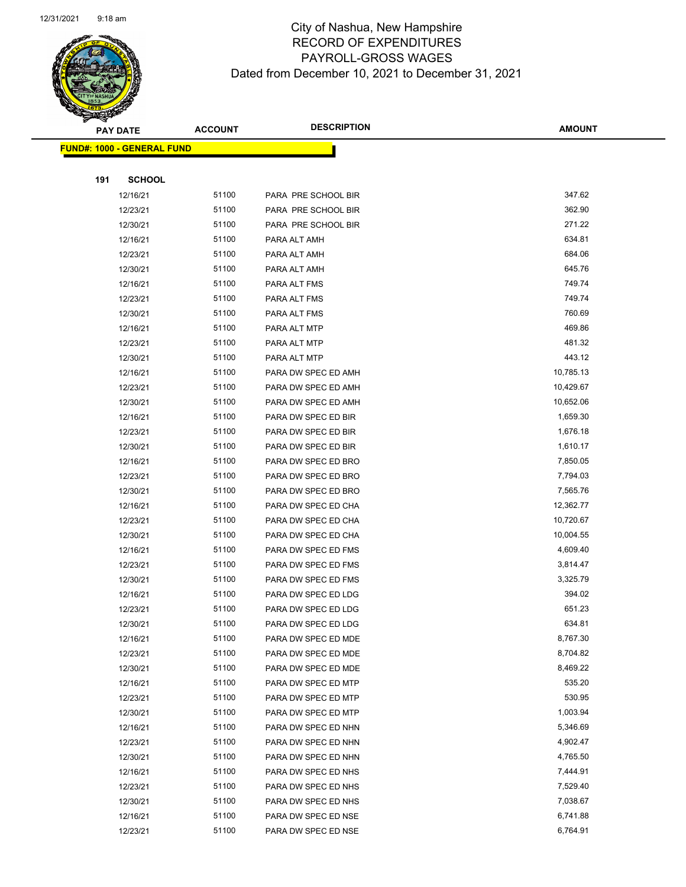# City of Nashua, New Hampshire
## RECORD OF EXPENDITURES
## PAYROLL-GROSS WAGES
### Dated from December 10, 2021 to December 31, 2021

| PAY DATE | ACCOUNT | DESCRIPTION | AMOUNT |
|---|---|---|---|
| **FUND#: 1000 - GENERAL FUND** | | | |
| **191 SCHOOL** | | | |
| 12/16/21 | 51100 | PARA PRE SCHOOL BIR | 347.62 |
| 12/23/21 | 51100 | PARA PRE SCHOOL BIR | 362.90 |
| 12/30/21 | 51100 | PARA PRE SCHOOL BIR | 271.22 |
| 12/16/21 | 51100 | PARA ALT AMH | 634.81 |
| 12/23/21 | 51100 | PARA ALT AMH | 684.06 |
| 12/30/21 | 51100 | PARA ALT AMH | 645.76 |
| 12/16/21 | 51100 | PARA ALT FMS | 749.74 |
| 12/23/21 | 51100 | PARA ALT FMS | 749.74 |
| 12/30/21 | 51100 | PARA ALT FMS | 760.69 |
| 12/16/21 | 51100 | PARA ALT MTP | 469.86 |
| 12/23/21 | 51100 | PARA ALT MTP | 481.32 |
| 12/30/21 | 51100 | PARA ALT MTP | 443.12 |
| 12/16/21 | 51100 | PARA DW SPEC ED AMH | 10,785.13 |
| 12/23/21 | 51100 | PARA DW SPEC ED AMH | 10,429.67 |
| 12/30/21 | 51100 | PARA DW SPEC ED AMH | 10,652.06 |
| 12/16/21 | 51100 | PARA DW SPEC ED BIR | 1,659.30 |
| 12/23/21 | 51100 | PARA DW SPEC ED BIR | 1,676.18 |
| 12/30/21 | 51100 | PARA DW SPEC ED BIR | 1,610.17 |
| 12/16/21 | 51100 | PARA DW SPEC ED BRO | 7,850.05 |
| 12/23/21 | 51100 | PARA DW SPEC ED BRO | 7,794.03 |
| 12/30/21 | 51100 | PARA DW SPEC ED BRO | 7,565.76 |
| 12/16/21 | 51100 | PARA DW SPEC ED CHA | 12,362.77 |
| 12/23/21 | 51100 | PARA DW SPEC ED CHA | 10,720.67 |
| 12/30/21 | 51100 | PARA DW SPEC ED CHA | 10,004.55 |
| 12/16/21 | 51100 | PARA DW SPEC ED FMS | 4,609.40 |
| 12/23/21 | 51100 | PARA DW SPEC ED FMS | 3,814.47 |
| 12/30/21 | 51100 | PARA DW SPEC ED FMS | 3,325.79 |
| 12/16/21 | 51100 | PARA DW SPEC ED LDG | 394.02 |
| 12/23/21 | 51100 | PARA DW SPEC ED LDG | 651.23 |
| 12/30/21 | 51100 | PARA DW SPEC ED LDG | 634.81 |
| 12/16/21 | 51100 | PARA DW SPEC ED MDE | 8,767.30 |
| 12/23/21 | 51100 | PARA DW SPEC ED MDE | 8,704.82 |
| 12/30/21 | 51100 | PARA DW SPEC ED MDE | 8,469.22 |
| 12/16/21 | 51100 | PARA DW SPEC ED MTP | 535.20 |
| 12/23/21 | 51100 | PARA DW SPEC ED MTP | 530.95 |
| 12/30/21 | 51100 | PARA DW SPEC ED MTP | 1,003.94 |
| 12/16/21 | 51100 | PARA DW SPEC ED NHN | 5,346.69 |
| 12/23/21 | 51100 | PARA DW SPEC ED NHN | 4,902.47 |
| 12/30/21 | 51100 | PARA DW SPEC ED NHN | 4,765.50 |
| 12/16/21 | 51100 | PARA DW SPEC ED NHS | 7,444.91 |
| 12/23/21 | 51100 | PARA DW SPEC ED NHS | 7,529.40 |
| 12/30/21 | 51100 | PARA DW SPEC ED NHS | 7,038.67 |
| 12/16/21 | 51100 | PARA DW SPEC ED NSE | 6,741.88 |
| 12/23/21 | 51100 | PARA DW SPEC ED NSE | 6,764.91 |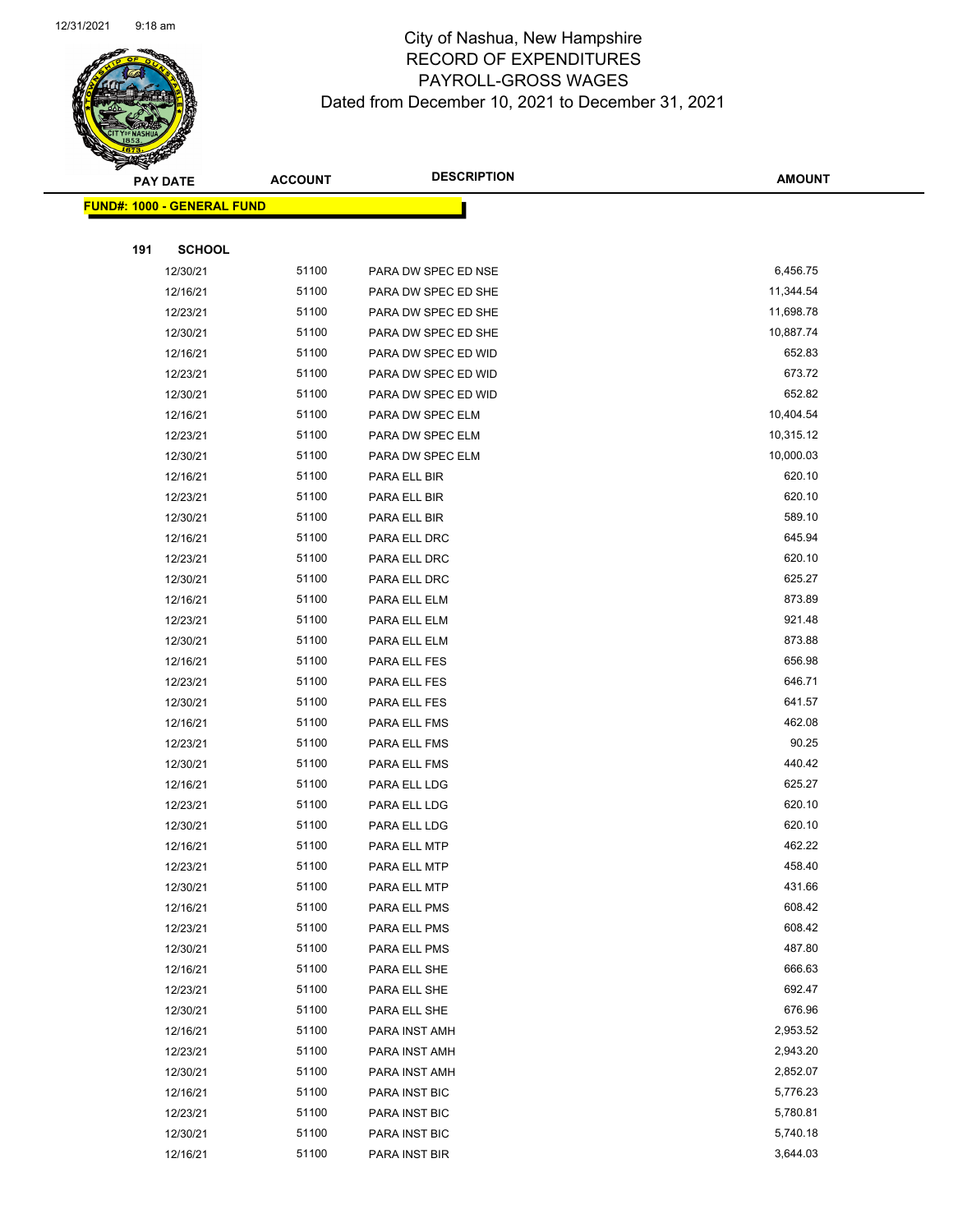City of Nashua, New Hampshire
RECORD OF EXPENDITURES
PAYROLL-GROSS WAGES
Dated from December 10, 2021 to December 31, 2021

| PAY DATE | ACCOUNT | DESCRIPTION | AMOUNT |
|---|---|---|---|
| **FUND#: 1000 - GENERAL FUND** | | | |
| **191 SCHOOL** | | | |
| 12/30/21 | 51100 | PARA DW SPEC ED NSE | 6,456.75 |
| 12/16/21 | 51100 | PARA DW SPEC ED SHE | 11,344.54 |
| 12/23/21 | 51100 | PARA DW SPEC ED SHE | 11,698.78 |
| 12/30/21 | 51100 | PARA DW SPEC ED SHE | 10,887.74 |
| 12/16/21 | 51100 | PARA DW SPEC ED WID | 652.83 |
| 12/23/21 | 51100 | PARA DW SPEC ED WID | 673.72 |
| 12/30/21 | 51100 | PARA DW SPEC ED WID | 652.82 |
| 12/16/21 | 51100 | PARA DW SPEC ELM | 10,404.54 |
| 12/23/21 | 51100 | PARA DW SPEC ELM | 10,315.12 |
| 12/30/21 | 51100 | PARA DW SPEC ELM | 10,000.03 |
| 12/16/21 | 51100 | PARA ELL BIR | 620.10 |
| 12/23/21 | 51100 | PARA ELL BIR | 620.10 |
| 12/30/21 | 51100 | PARA ELL BIR | 589.10 |
| 12/16/21 | 51100 | PARA ELL DRC | 645.94 |
| 12/23/21 | 51100 | PARA ELL DRC | 620.10 |
| 12/30/21 | 51100 | PARA ELL DRC | 625.27 |
| 12/16/21 | 51100 | PARA ELL ELM | 873.89 |
| 12/23/21 | 51100 | PARA ELL ELM | 921.48 |
| 12/30/21 | 51100 | PARA ELL ELM | 873.88 |
| 12/16/21 | 51100 | PARA ELL FES | 656.98 |
| 12/23/21 | 51100 | PARA ELL FES | 646.71 |
| 12/30/21 | 51100 | PARA ELL FES | 641.57 |
| 12/16/21 | 51100 | PARA ELL FMS | 462.08 |
| 12/23/21 | 51100 | PARA ELL FMS | 90.25 |
| 12/30/21 | 51100 | PARA ELL FMS | 440.42 |
| 12/16/21 | 51100 | PARA ELL LDG | 625.27 |
| 12/23/21 | 51100 | PARA ELL LDG | 620.10 |
| 12/30/21 | 51100 | PARA ELL LDG | 620.10 |
| 12/16/21 | 51100 | PARA ELL MTP | 462.22 |
| 12/23/21 | 51100 | PARA ELL MTP | 458.40 |
| 12/30/21 | 51100 | PARA ELL MTP | 431.66 |
| 12/16/21 | 51100 | PARA ELL PMS | 608.42 |
| 12/23/21 | 51100 | PARA ELL PMS | 608.42 |
| 12/30/21 | 51100 | PARA ELL PMS | 487.80 |
| 12/16/21 | 51100 | PARA ELL SHE | 666.63 |
| 12/23/21 | 51100 | PARA ELL SHE | 692.47 |
| 12/30/21 | 51100 | PARA ELL SHE | 676.96 |
| 12/16/21 | 51100 | PARA INST AMH | 2,953.52 |
| 12/23/21 | 51100 | PARA INST AMH | 2,943.20 |
| 12/30/21 | 51100 | PARA INST AMH | 2,852.07 |
| 12/16/21 | 51100 | PARA INST BIC | 5,776.23 |
| 12/23/21 | 51100 | PARA INST BIC | 5,780.81 |
| 12/30/21 | 51100 | PARA INST BIC | 5,740.18 |
| 12/16/21 | 51100 | PARA INST BIR | 3,644.03 |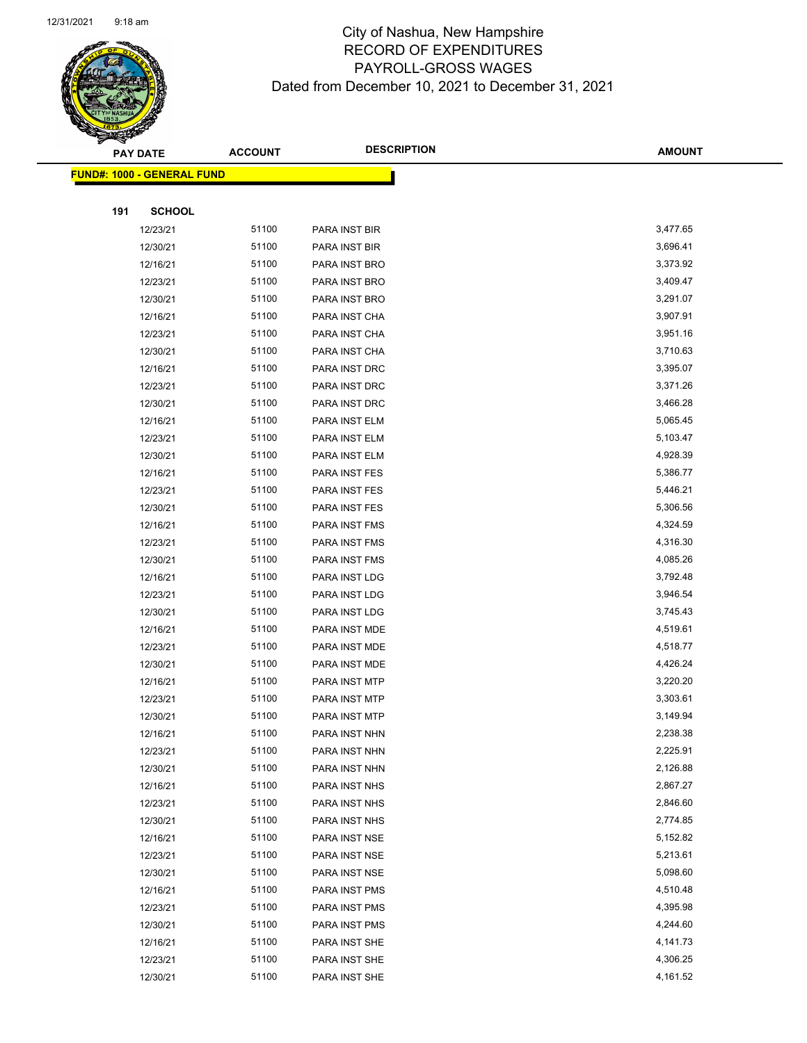# City of Nashua, New Hampshire
## RECORD OF EXPENDITURES
## PAYROLL-GROSS WAGES
### Dated from December 10, 2021 to December 31, 2021

| PAY DATE | ACCOUNT | DESCRIPTION | AMOUNT |
|---|---|---|---|

**FUND#: 1000 - GENERAL FUND**

**191 SCHOOL**

| PAY DATE | ACCOUNT | DESCRIPTION | AMOUNT |
|---|---|---|---|
| 12/23/21 | 51100 | PARA INST BIR | 3,477.65 |
| 12/30/21 | 51100 | PARA INST BIR | 3,696.41 |
| 12/16/21 | 51100 | PARA INST BRO | 3,373.92 |
| 12/23/21 | 51100 | PARA INST BRO | 3,409.47 |
| 12/30/21 | 51100 | PARA INST BRO | 3,291.07 |
| 12/16/21 | 51100 | PARA INST CHA | 3,907.91 |
| 12/23/21 | 51100 | PARA INST CHA | 3,951.16 |
| 12/30/21 | 51100 | PARA INST CHA | 3,710.63 |
| 12/16/21 | 51100 | PARA INST DRC | 3,395.07 |
| 12/23/21 | 51100 | PARA INST DRC | 3,371.26 |
| 12/30/21 | 51100 | PARA INST DRC | 3,466.28 |
| 12/16/21 | 51100 | PARA INST ELM | 5,065.45 |
| 12/23/21 | 51100 | PARA INST ELM | 5,103.47 |
| 12/30/21 | 51100 | PARA INST ELM | 4,928.39 |
| 12/16/21 | 51100 | PARA INST FES | 5,386.77 |
| 12/23/21 | 51100 | PARA INST FES | 5,446.21 |
| 12/30/21 | 51100 | PARA INST FES | 5,306.56 |
| 12/16/21 | 51100 | PARA INST FMS | 4,324.59 |
| 12/23/21 | 51100 | PARA INST FMS | 4,316.30 |
| 12/30/21 | 51100 | PARA INST FMS | 4,085.26 |
| 12/16/21 | 51100 | PARA INST LDG | 3,792.48 |
| 12/23/21 | 51100 | PARA INST LDG | 3,946.54 |
| 12/30/21 | 51100 | PARA INST LDG | 3,745.43 |
| 12/16/21 | 51100 | PARA INST MDE | 4,519.61 |
| 12/23/21 | 51100 | PARA INST MDE | 4,518.77 |
| 12/30/21 | 51100 | PARA INST MDE | 4,426.24 |
| 12/16/21 | 51100 | PARA INST MTP | 3,220.20 |
| 12/23/21 | 51100 | PARA INST MTP | 3,303.61 |
| 12/30/21 | 51100 | PARA INST MTP | 3,149.94 |
| 12/16/21 | 51100 | PARA INST NHN | 2,238.38 |
| 12/23/21 | 51100 | PARA INST NHN | 2,225.91 |
| 12/30/21 | 51100 | PARA INST NHN | 2,126.88 |
| 12/16/21 | 51100 | PARA INST NHS | 2,867.27 |
| 12/23/21 | 51100 | PARA INST NHS | 2,846.60 |
| 12/30/21 | 51100 | PARA INST NHS | 2,774.85 |
| 12/16/21 | 51100 | PARA INST NSE | 5,152.82 |
| 12/23/21 | 51100 | PARA INST NSE | 5,213.61 |
| 12/30/21 | 51100 | PARA INST NSE | 5,098.60 |
| 12/16/21 | 51100 | PARA INST PMS | 4,510.48 |
| 12/23/21 | 51100 | PARA INST PMS | 4,395.98 |
| 12/30/21 | 51100 | PARA INST PMS | 4,244.60 |
| 12/16/21 | 51100 | PARA INST SHE | 4,141.73 |
| 12/23/21 | 51100 | PARA INST SHE | 4,306.25 |
| 12/30/21 | 51100 | PARA INST SHE | 4,161.52 |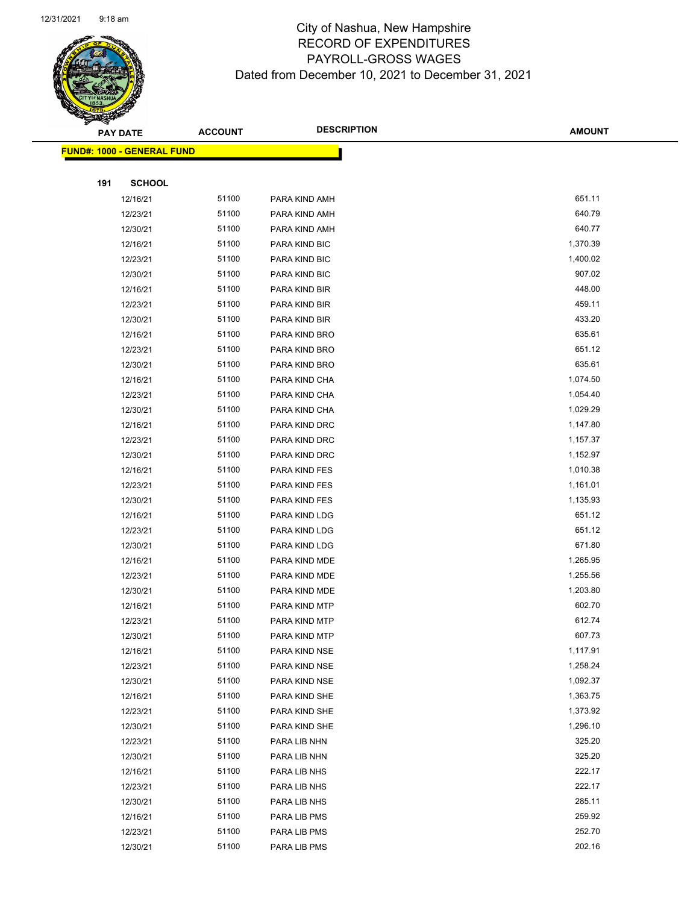# City of Nashua, New Hampshire
## RECORD OF EXPENDITURES
## PAYROLL-GROSS WAGES
### Dated from December 10, 2021 to December 31, 2021

| PAY DATE | ACCOUNT | DESCRIPTION | AMOUNT |
|---|---|---|---|
| **FUND#: 1000 - GENERAL FUND** | | | |
| **191 SCHOOL** | | | |
| 12/16/21 | 51100 | PARA KIND AMH | 651.11 |
| 12/23/21 | 51100 | PARA KIND AMH | 640.79 |
| 12/30/21 | 51100 | PARA KIND AMH | 640.77 |
| 12/16/21 | 51100 | PARA KIND BIC | 1,370.39 |
| 12/23/21 | 51100 | PARA KIND BIC | 1,400.02 |
| 12/30/21 | 51100 | PARA KIND BIC | 907.02 |
| 12/16/21 | 51100 | PARA KIND BIR | 448.00 |
| 12/23/21 | 51100 | PARA KIND BIR | 459.11 |
| 12/30/21 | 51100 | PARA KIND BIR | 433.20 |
| 12/16/21 | 51100 | PARA KIND BRO | 635.61 |
| 12/23/21 | 51100 | PARA KIND BRO | 651.12 |
| 12/30/21 | 51100 | PARA KIND BRO | 635.61 |
| 12/16/21 | 51100 | PARA KIND CHA | 1,074.50 |
| 12/23/21 | 51100 | PARA KIND CHA | 1,054.40 |
| 12/30/21 | 51100 | PARA KIND CHA | 1,029.29 |
| 12/16/21 | 51100 | PARA KIND DRC | 1,147.80 |
| 12/23/21 | 51100 | PARA KIND DRC | 1,157.37 |
| 12/30/21 | 51100 | PARA KIND DRC | 1,152.97 |
| 12/16/21 | 51100 | PARA KIND FES | 1,010.38 |
| 12/23/21 | 51100 | PARA KIND FES | 1,161.01 |
| 12/30/21 | 51100 | PARA KIND FES | 1,135.93 |
| 12/16/21 | 51100 | PARA KIND LDG | 651.12 |
| 12/23/21 | 51100 | PARA KIND LDG | 651.12 |
| 12/30/21 | 51100 | PARA KIND LDG | 671.80 |
| 12/16/21 | 51100 | PARA KIND MDE | 1,265.95 |
| 12/23/21 | 51100 | PARA KIND MDE | 1,255.56 |
| 12/30/21 | 51100 | PARA KIND MDE | 1,203.80 |
| 12/16/21 | 51100 | PARA KIND MTP | 602.70 |
| 12/23/21 | 51100 | PARA KIND MTP | 612.74 |
| 12/30/21 | 51100 | PARA KIND MTP | 607.73 |
| 12/16/21 | 51100 | PARA KIND NSE | 1,117.91 |
| 12/23/21 | 51100 | PARA KIND NSE | 1,258.24 |
| 12/30/21 | 51100 | PARA KIND NSE | 1,092.37 |
| 12/16/21 | 51100 | PARA KIND SHE | 1,363.75 |
| 12/23/21 | 51100 | PARA KIND SHE | 1,373.92 |
| 12/30/21 | 51100 | PARA KIND SHE | 1,296.10 |
| 12/23/21 | 51100 | PARA LIB NHN | 325.20 |
| 12/30/21 | 51100 | PARA LIB NHN | 325.20 |
| 12/16/21 | 51100 | PARA LIB NHS | 222.17 |
| 12/23/21 | 51100 | PARA LIB NHS | 222.17 |
| 12/30/21 | 51100 | PARA LIB NHS | 285.11 |
| 12/16/21 | 51100 | PARA LIB PMS | 259.92 |
| 12/23/21 | 51100 | PARA LIB PMS | 252.70 |
| 12/30/21 | 51100 | PARA LIB PMS | 202.16 |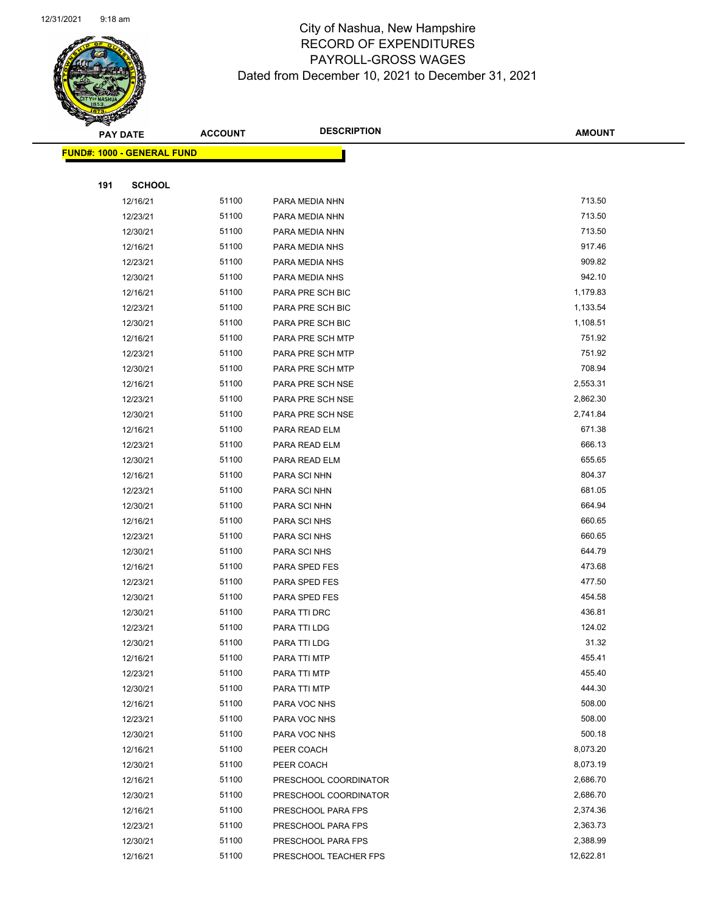City of Nashua, New Hampshire
RECORD OF EXPENDITURES
PAYROLL-GROSS WAGES
Dated from December 10, 2021 to December 31, 2021

**FUND#: 1000 - GENERAL FUND**

**191 SCHOOL**

| PAY DATE | ACCOUNT | DESCRIPTION | AMOUNT |
|---|---|---|---|
| 12/16/21 | 51100 | PARA MEDIA NHN | 713.50 |
| 12/23/21 | 51100 | PARA MEDIA NHN | 713.50 |
| 12/30/21 | 51100 | PARA MEDIA NHN | 713.50 |
| 12/16/21 | 51100 | PARA MEDIA NHS | 917.46 |
| 12/23/21 | 51100 | PARA MEDIA NHS | 909.82 |
| 12/30/21 | 51100 | PARA MEDIA NHS | 942.10 |
| 12/16/21 | 51100 | PARA PRE SCH BIC | 1,179.83 |
| 12/23/21 | 51100 | PARA PRE SCH BIC | 1,133.54 |
| 12/30/21 | 51100 | PARA PRE SCH BIC | 1,108.51 |
| 12/16/21 | 51100 | PARA PRE SCH MTP | 751.92 |
| 12/23/21 | 51100 | PARA PRE SCH MTP | 751.92 |
| 12/30/21 | 51100 | PARA PRE SCH MTP | 708.94 |
| 12/16/21 | 51100 | PARA PRE SCH NSE | 2,553.31 |
| 12/23/21 | 51100 | PARA PRE SCH NSE | 2,862.30 |
| 12/30/21 | 51100 | PARA PRE SCH NSE | 2,741.84 |
| 12/16/21 | 51100 | PARA READ ELM | 671.38 |
| 12/23/21 | 51100 | PARA READ ELM | 666.13 |
| 12/30/21 | 51100 | PARA READ ELM | 655.65 |
| 12/16/21 | 51100 | PARA SCI NHN | 804.37 |
| 12/23/21 | 51100 | PARA SCI NHN | 681.05 |
| 12/30/21 | 51100 | PARA SCI NHN | 664.94 |
| 12/16/21 | 51100 | PARA SCI NHS | 660.65 |
| 12/23/21 | 51100 | PARA SCI NHS | 660.65 |
| 12/30/21 | 51100 | PARA SCI NHS | 644.79 |
| 12/16/21 | 51100 | PARA SPED FES | 473.68 |
| 12/23/21 | 51100 | PARA SPED FES | 477.50 |
| 12/30/21 | 51100 | PARA SPED FES | 454.58 |
| 12/30/21 | 51100 | PARA TTI DRC | 436.81 |
| 12/23/21 | 51100 | PARA TTI LDG | 124.02 |
| 12/30/21 | 51100 | PARA TTI LDG | 31.32 |
| 12/16/21 | 51100 | PARA TTI MTP | 455.41 |
| 12/23/21 | 51100 | PARA TTI MTP | 455.40 |
| 12/30/21 | 51100 | PARA TTI MTP | 444.30 |
| 12/16/21 | 51100 | PARA VOC NHS | 508.00 |
| 12/23/21 | 51100 | PARA VOC NHS | 508.00 |
| 12/30/21 | 51100 | PARA VOC NHS | 500.18 |
| 12/16/21 | 51100 | PEER COACH | 8,073.20 |
| 12/30/21 | 51100 | PEER COACH | 8,073.19 |
| 12/16/21 | 51100 | PRESCHOOL COORDINATOR | 2,686.70 |
| 12/30/21 | 51100 | PRESCHOOL COORDINATOR | 2,686.70 |
| 12/16/21 | 51100 | PRESCHOOL PARA FPS | 2,374.36 |
| 12/23/21 | 51100 | PRESCHOOL PARA FPS | 2,363.73 |
| 12/30/21 | 51100 | PRESCHOOL PARA FPS | 2,388.99 |
| 12/16/21 | 51100 | PRESCHOOL TEACHER FPS | 12,622.81 |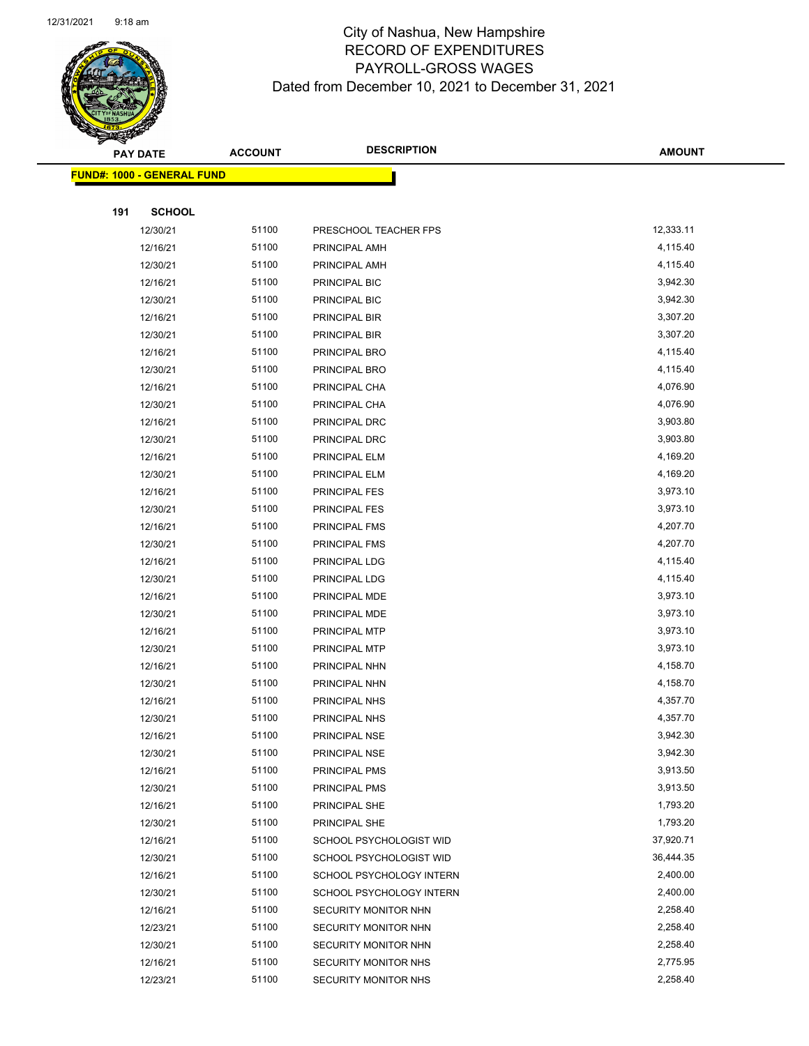City of Nashua, New Hampshire
RECORD OF EXPENDITURES
PAYROLL-GROSS WAGES
Dated from December 10, 2021 to December 31, 2021

| PAY DATE | ACCOUNT | DESCRIPTION | AMOUNT |
|---|---|---|---|
| **FUND#: 1000 - GENERAL FUND** | | | |
| **191 SCHOOL** | | | |
| 12/30/21 | 51100 | PRESCHOOL TEACHER FPS | 12,333.11 |
| 12/16/21 | 51100 | PRINCIPAL AMH | 4,115.40 |
| 12/30/21 | 51100 | PRINCIPAL AMH | 4,115.40 |
| 12/16/21 | 51100 | PRINCIPAL BIC | 3,942.30 |
| 12/30/21 | 51100 | PRINCIPAL BIC | 3,942.30 |
| 12/16/21 | 51100 | PRINCIPAL BIR | 3,307.20 |
| 12/30/21 | 51100 | PRINCIPAL BIR | 3,307.20 |
| 12/16/21 | 51100 | PRINCIPAL BRO | 4,115.40 |
| 12/30/21 | 51100 | PRINCIPAL BRO | 4,115.40 |
| 12/16/21 | 51100 | PRINCIPAL CHA | 4,076.90 |
| 12/30/21 | 51100 | PRINCIPAL CHA | 4,076.90 |
| 12/16/21 | 51100 | PRINCIPAL DRC | 3,903.80 |
| 12/30/21 | 51100 | PRINCIPAL DRC | 3,903.80 |
| 12/16/21 | 51100 | PRINCIPAL ELM | 4,169.20 |
| 12/30/21 | 51100 | PRINCIPAL ELM | 4,169.20 |
| 12/16/21 | 51100 | PRINCIPAL FES | 3,973.10 |
| 12/30/21 | 51100 | PRINCIPAL FES | 3,973.10 |
| 12/16/21 | 51100 | PRINCIPAL FMS | 4,207.70 |
| 12/30/21 | 51100 | PRINCIPAL FMS | 4,207.70 |
| 12/16/21 | 51100 | PRINCIPAL LDG | 4,115.40 |
| 12/30/21 | 51100 | PRINCIPAL LDG | 4,115.40 |
| 12/16/21 | 51100 | PRINCIPAL MDE | 3,973.10 |
| 12/30/21 | 51100 | PRINCIPAL MDE | 3,973.10 |
| 12/16/21 | 51100 | PRINCIPAL MTP | 3,973.10 |
| 12/30/21 | 51100 | PRINCIPAL MTP | 3,973.10 |
| 12/16/21 | 51100 | PRINCIPAL NHN | 4,158.70 |
| 12/30/21 | 51100 | PRINCIPAL NHN | 4,158.70 |
| 12/16/21 | 51100 | PRINCIPAL NHS | 4,357.70 |
| 12/30/21 | 51100 | PRINCIPAL NHS | 4,357.70 |
| 12/16/21 | 51100 | PRINCIPAL NSE | 3,942.30 |
| 12/30/21 | 51100 | PRINCIPAL NSE | 3,942.30 |
| 12/16/21 | 51100 | PRINCIPAL PMS | 3,913.50 |
| 12/30/21 | 51100 | PRINCIPAL PMS | 3,913.50 |
| 12/16/21 | 51100 | PRINCIPAL SHE | 1,793.20 |
| 12/30/21 | 51100 | PRINCIPAL SHE | 1,793.20 |
| 12/16/21 | 51100 | SCHOOL PSYCHOLOGIST WID | 37,920.71 |
| 12/30/21 | 51100 | SCHOOL PSYCHOLOGIST WID | 36,444.35 |
| 12/16/21 | 51100 | SCHOOL PSYCHOLOGY INTERN | 2,400.00 |
| 12/30/21 | 51100 | SCHOOL PSYCHOLOGY INTERN | 2,400.00 |
| 12/16/21 | 51100 | SECURITY MONITOR NHN | 2,258.40 |
| 12/23/21 | 51100 | SECURITY MONITOR NHN | 2,258.40 |
| 12/30/21 | 51100 | SECURITY MONITOR NHN | 2,258.40 |
| 12/16/21 | 51100 | SECURITY MONITOR NHS | 2,775.95 |
| 12/23/21 | 51100 | SECURITY MONITOR NHS | 2,258.40 |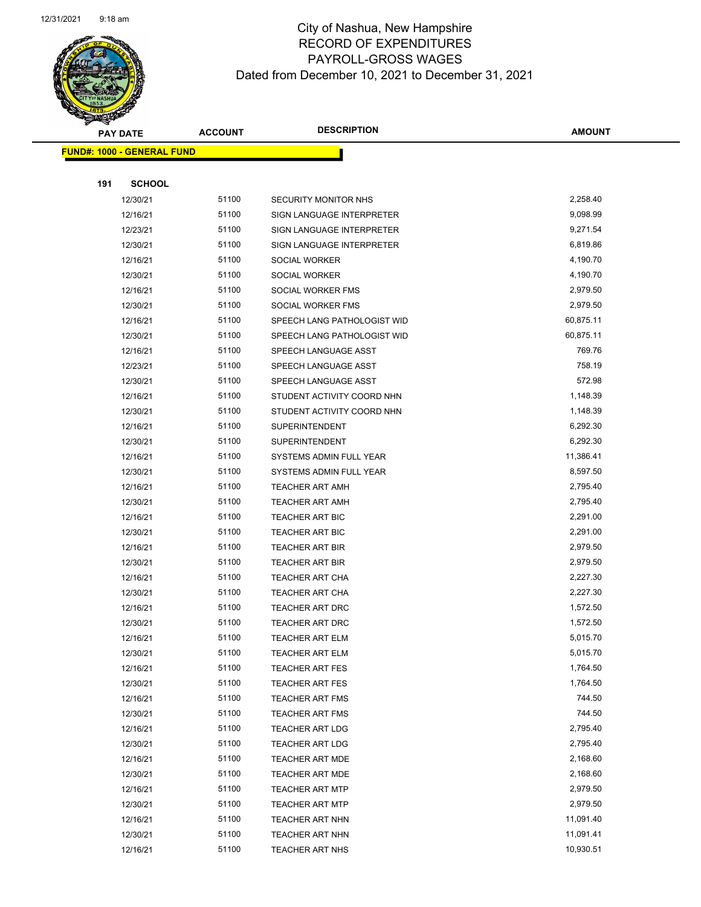# City of Nashua, New Hampshire
## RECORD OF EXPENDITURES
## PAYROLL-GROSS WAGES
### Dated from December 10, 2021 to December 31, 2021

| PAY DATE | ACCOUNT | DESCRIPTION | AMOUNT |
|---|---|---|---|
| **FUND#: 1000 - GENERAL FUND** | | | |
| **191 SCHOOL** | | | |
| 12/30/21 | 51100 | SECURITY MONITOR NHS | 2,258.40 |
| 12/16/21 | 51100 | SIGN LANGUAGE INTERPRETER | 9,098.99 |
| 12/23/21 | 51100 | SIGN LANGUAGE INTERPRETER | 9,271.54 |
| 12/30/21 | 51100 | SIGN LANGUAGE INTERPRETER | 6,819.86 |
| 12/16/21 | 51100 | SOCIAL WORKER | 4,190.70 |
| 12/30/21 | 51100 | SOCIAL WORKER | 4,190.70 |
| 12/16/21 | 51100 | SOCIAL WORKER FMS | 2,979.50 |
| 12/30/21 | 51100 | SOCIAL WORKER FMS | 2,979.50 |
| 12/16/21 | 51100 | SPEECH LANG PATHOLOGIST WID | 60,875.11 |
| 12/30/21 | 51100 | SPEECH LANG PATHOLOGIST WID | 60,875.11 |
| 12/16/21 | 51100 | SPEECH LANGUAGE ASST | 769.76 |
| 12/23/21 | 51100 | SPEECH LANGUAGE ASST | 758.19 |
| 12/30/21 | 51100 | SPEECH LANGUAGE ASST | 572.98 |
| 12/16/21 | 51100 | STUDENT ACTIVITY COORD NHN | 1,148.39 |
| 12/30/21 | 51100 | STUDENT ACTIVITY COORD NHN | 1,148.39 |
| 12/16/21 | 51100 | SUPERINTENDENT | 6,292.30 |
| 12/30/21 | 51100 | SUPERINTENDENT | 6,292.30 |
| 12/16/21 | 51100 | SYSTEMS ADMIN FULL YEAR | 11,386.41 |
| 12/30/21 | 51100 | SYSTEMS ADMIN FULL YEAR | 8,597.50 |
| 12/16/21 | 51100 | TEACHER ART AMH | 2,795.40 |
| 12/30/21 | 51100 | TEACHER ART AMH | 2,795.40 |
| 12/16/21 | 51100 | TEACHER ART BIC | 2,291.00 |
| 12/30/21 | 51100 | TEACHER ART BIC | 2,291.00 |
| 12/16/21 | 51100 | TEACHER ART BIR | 2,979.50 |
| 12/30/21 | 51100 | TEACHER ART BIR | 2,979.50 |
| 12/16/21 | 51100 | TEACHER ART CHA | 2,227.30 |
| 12/30/21 | 51100 | TEACHER ART CHA | 2,227.30 |
| 12/16/21 | 51100 | TEACHER ART DRC | 1,572.50 |
| 12/30/21 | 51100 | TEACHER ART DRC | 1,572.50 |
| 12/16/21 | 51100 | TEACHER ART ELM | 5,015.70 |
| 12/30/21 | 51100 | TEACHER ART ELM | 5,015.70 |
| 12/16/21 | 51100 | TEACHER ART FES | 1,764.50 |
| 12/30/21 | 51100 | TEACHER ART FES | 1,764.50 |
| 12/16/21 | 51100 | TEACHER ART FMS | 744.50 |
| 12/30/21 | 51100 | TEACHER ART FMS | 744.50 |
| 12/16/21 | 51100 | TEACHER ART LDG | 2,795.40 |
| 12/30/21 | 51100 | TEACHER ART LDG | 2,795.40 |
| 12/16/21 | 51100 | TEACHER ART MDE | 2,168.60 |
| 12/30/21 | 51100 | TEACHER ART MDE | 2,168.60 |
| 12/16/21 | 51100 | TEACHER ART MTP | 2,979.50 |
| 12/30/21 | 51100 | TEACHER ART MTP | 2,979.50 |
| 12/16/21 | 51100 | TEACHER ART NHN | 11,091.40 |
| 12/30/21 | 51100 | TEACHER ART NHN | 11,091.41 |
| 12/16/21 | 51100 | TEACHER ART NHS | 10,930.51 |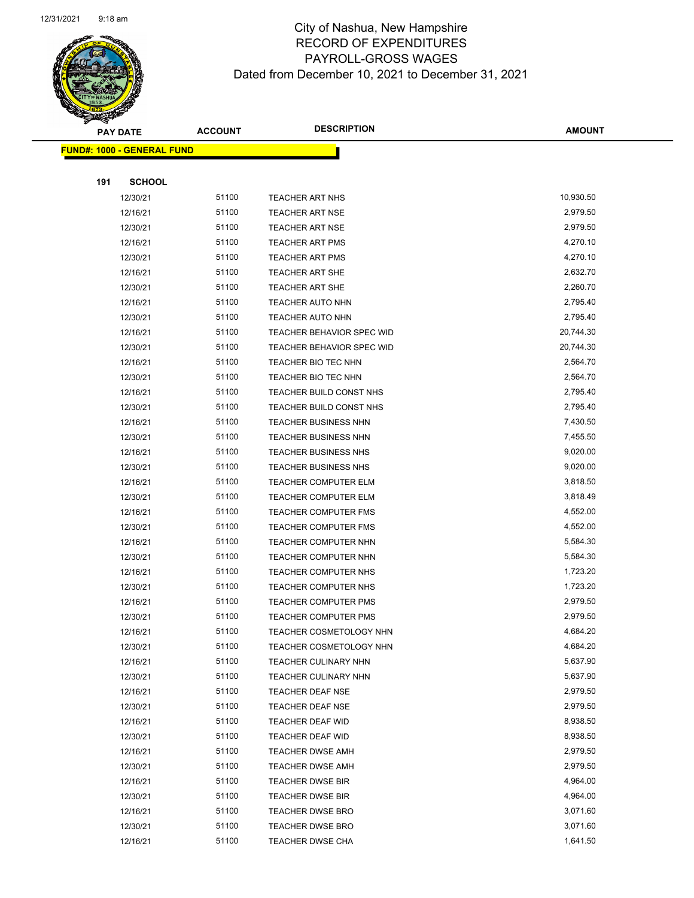# City of Nashua, New Hampshire
# RECORD OF EXPENDITURES
# PAYROLL-GROSS WAGES
# Dated from December 10, 2021 to December 31, 2021

| PAY DATE | ACCOUNT | DESCRIPTION | AMOUNT |
|---|---|---|---|
| **FUND#: 1000 - GENERAL FUND** | | | |
| **191 SCHOOL** | | | |
| 12/30/21 | 51100 | TEACHER ART NHS | 10,930.50 |
| 12/16/21 | 51100 | TEACHER ART NSE | 2,979.50 |
| 12/30/21 | 51100 | TEACHER ART NSE | 2,979.50 |
| 12/16/21 | 51100 | TEACHER ART PMS | 4,270.10 |
| 12/30/21 | 51100 | TEACHER ART PMS | 4,270.10 |
| 12/16/21 | 51100 | TEACHER ART SHE | 2,632.70 |
| 12/30/21 | 51100 | TEACHER ART SHE | 2,260.70 |
| 12/16/21 | 51100 | TEACHER AUTO NHN | 2,795.40 |
| 12/30/21 | 51100 | TEACHER AUTO NHN | 2,795.40 |
| 12/16/21 | 51100 | TEACHER BEHAVIOR SPEC WID | 20,744.30 |
| 12/30/21 | 51100 | TEACHER BEHAVIOR SPEC WID | 20,744.30 |
| 12/16/21 | 51100 | TEACHER BIO TEC NHN | 2,564.70 |
| 12/30/21 | 51100 | TEACHER BIO TEC NHN | 2,564.70 |
| 12/16/21 | 51100 | TEACHER BUILD CONST NHS | 2,795.40 |
| 12/30/21 | 51100 | TEACHER BUILD CONST NHS | 2,795.40 |
| 12/16/21 | 51100 | TEACHER BUSINESS NHN | 7,430.50 |
| 12/30/21 | 51100 | TEACHER BUSINESS NHN | 7,455.50 |
| 12/16/21 | 51100 | TEACHER BUSINESS NHS | 9,020.00 |
| 12/30/21 | 51100 | TEACHER BUSINESS NHS | 9,020.00 |
| 12/16/21 | 51100 | TEACHER COMPUTER ELM | 3,818.50 |
| 12/30/21 | 51100 | TEACHER COMPUTER ELM | 3,818.49 |
| 12/16/21 | 51100 | TEACHER COMPUTER FMS | 4,552.00 |
| 12/30/21 | 51100 | TEACHER COMPUTER FMS | 4,552.00 |
| 12/16/21 | 51100 | TEACHER COMPUTER NHN | 5,584.30 |
| 12/30/21 | 51100 | TEACHER COMPUTER NHN | 5,584.30 |
| 12/16/21 | 51100 | TEACHER COMPUTER NHS | 1,723.20 |
| 12/30/21 | 51100 | TEACHER COMPUTER NHS | 1,723.20 |
| 12/16/21 | 51100 | TEACHER COMPUTER PMS | 2,979.50 |
| 12/30/21 | 51100 | TEACHER COMPUTER PMS | 2,979.50 |
| 12/16/21 | 51100 | TEACHER COSMETOLOGY NHN | 4,684.20 |
| 12/30/21 | 51100 | TEACHER COSMETOLOGY NHN | 4,684.20 |
| 12/16/21 | 51100 | TEACHER CULINARY NHN | 5,637.90 |
| 12/30/21 | 51100 | TEACHER CULINARY NHN | 5,637.90 |
| 12/16/21 | 51100 | TEACHER DEAF NSE | 2,979.50 |
| 12/30/21 | 51100 | TEACHER DEAF NSE | 2,979.50 |
| 12/16/21 | 51100 | TEACHER DEAF WID | 8,938.50 |
| 12/30/21 | 51100 | TEACHER DEAF WID | 8,938.50 |
| 12/16/21 | 51100 | TEACHER DWSE AMH | 2,979.50 |
| 12/30/21 | 51100 | TEACHER DWSE AMH | 2,979.50 |
| 12/16/21 | 51100 | TEACHER DWSE BIR | 4,964.00 |
| 12/30/21 | 51100 | TEACHER DWSE BIR | 4,964.00 |
| 12/16/21 | 51100 | TEACHER DWSE BRO | 3,071.60 |
| 12/30/21 | 51100 | TEACHER DWSE BRO | 3,071.60 |
| 12/16/21 | 51100 | TEACHER DWSE CHA | 1,641.50 |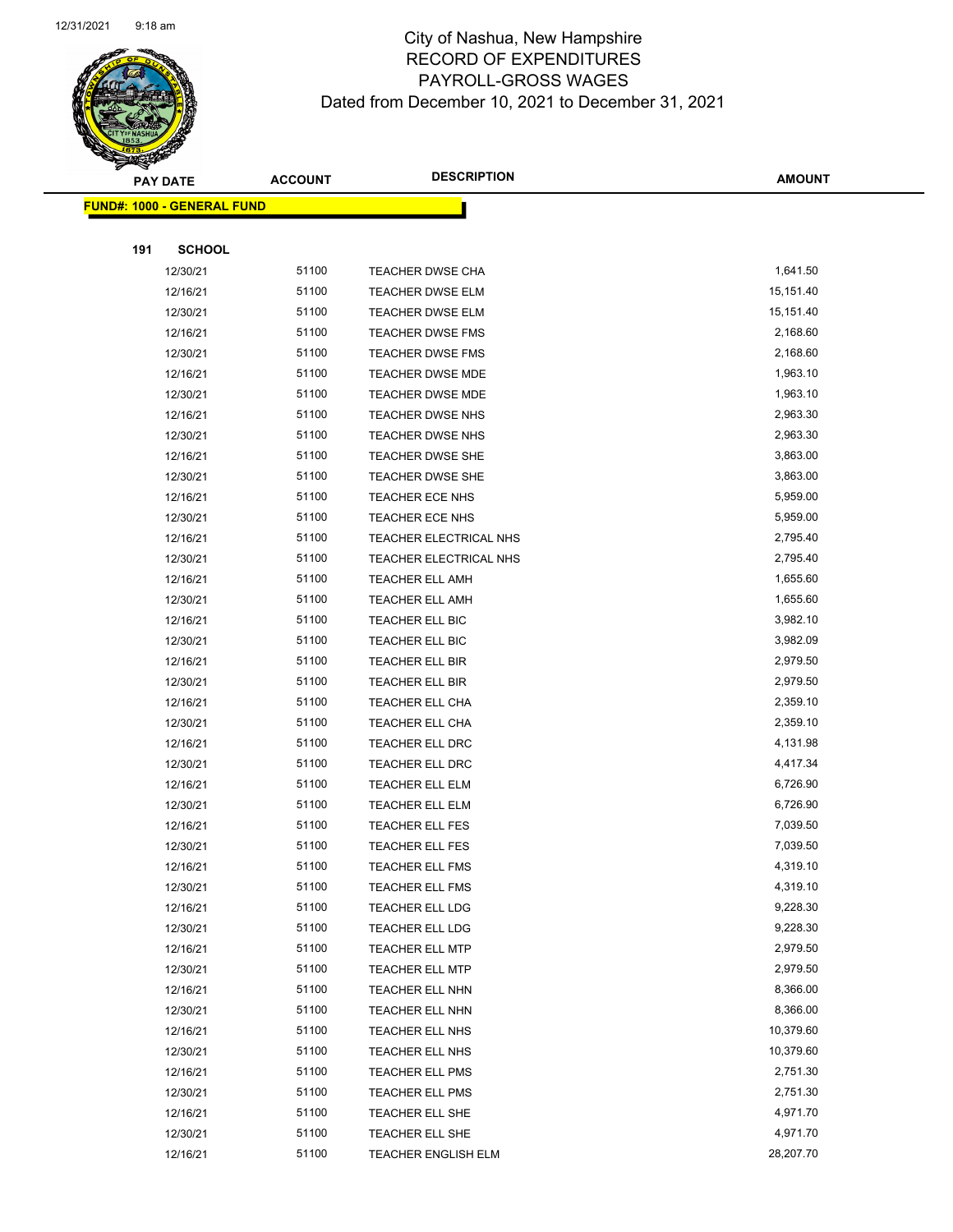# City of Nashua, New Hampshire
## RECORD OF EXPENDITURES
## PAYROLL-GROSS WAGES
### Dated from December 10, 2021 to December 31, 2021

**FUND#: 1000 - GENERAL FUND**

**191 SCHOOL**

| PAY DATE | ACCOUNT | DESCRIPTION | AMOUNT |
|---|---|---|---|
| 12/30/21 | 51100 | TEACHER DWSE CHA | 1,641.50 |
| 12/16/21 | 51100 | TEACHER DWSE ELM | 15,151.40 |
| 12/30/21 | 51100 | TEACHER DWSE ELM | 15,151.40 |
| 12/16/21 | 51100 | TEACHER DWSE FMS | 2,168.60 |
| 12/30/21 | 51100 | TEACHER DWSE FMS | 2,168.60 |
| 12/16/21 | 51100 | TEACHER DWSE MDE | 1,963.10 |
| 12/30/21 | 51100 | TEACHER DWSE MDE | 1,963.10 |
| 12/16/21 | 51100 | TEACHER DWSE NHS | 2,963.30 |
| 12/30/21 | 51100 | TEACHER DWSE NHS | 2,963.30 |
| 12/16/21 | 51100 | TEACHER DWSE SHE | 3,863.00 |
| 12/30/21 | 51100 | TEACHER DWSE SHE | 3,863.00 |
| 12/16/21 | 51100 | TEACHER ECE NHS | 5,959.00 |
| 12/30/21 | 51100 | TEACHER ECE NHS | 5,959.00 |
| 12/16/21 | 51100 | TEACHER ELECTRICAL NHS | 2,795.40 |
| 12/30/21 | 51100 | TEACHER ELECTRICAL NHS | 2,795.40 |
| 12/16/21 | 51100 | TEACHER ELL AMH | 1,655.60 |
| 12/30/21 | 51100 | TEACHER ELL AMH | 1,655.60 |
| 12/16/21 | 51100 | TEACHER ELL BIC | 3,982.10 |
| 12/30/21 | 51100 | TEACHER ELL BIC | 3,982.09 |
| 12/16/21 | 51100 | TEACHER ELL BIR | 2,979.50 |
| 12/30/21 | 51100 | TEACHER ELL BIR | 2,979.50 |
| 12/16/21 | 51100 | TEACHER ELL CHA | 2,359.10 |
| 12/30/21 | 51100 | TEACHER ELL CHA | 2,359.10 |
| 12/16/21 | 51100 | TEACHER ELL DRC | 4,131.98 |
| 12/30/21 | 51100 | TEACHER ELL DRC | 4,417.34 |
| 12/16/21 | 51100 | TEACHER ELL ELM | 6,726.90 |
| 12/30/21 | 51100 | TEACHER ELL ELM | 6,726.90 |
| 12/16/21 | 51100 | TEACHER ELL FES | 7,039.50 |
| 12/30/21 | 51100 | TEACHER ELL FES | 7,039.50 |
| 12/16/21 | 51100 | TEACHER ELL FMS | 4,319.10 |
| 12/30/21 | 51100 | TEACHER ELL FMS | 4,319.10 |
| 12/16/21 | 51100 | TEACHER ELL LDG | 9,228.30 |
| 12/30/21 | 51100 | TEACHER ELL LDG | 9,228.30 |
| 12/16/21 | 51100 | TEACHER ELL MTP | 2,979.50 |
| 12/30/21 | 51100 | TEACHER ELL MTP | 2,979.50 |
| 12/16/21 | 51100 | TEACHER ELL NHN | 8,366.00 |
| 12/30/21 | 51100 | TEACHER ELL NHN | 8,366.00 |
| 12/16/21 | 51100 | TEACHER ELL NHS | 10,379.60 |
| 12/30/21 | 51100 | TEACHER ELL NHS | 10,379.60 |
| 12/16/21 | 51100 | TEACHER ELL PMS | 2,751.30 |
| 12/30/21 | 51100 | TEACHER ELL PMS | 2,751.30 |
| 12/16/21 | 51100 | TEACHER ELL SHE | 4,971.70 |
| 12/30/21 | 51100 | TEACHER ELL SHE | 4,971.70 |
| 12/16/21 | 51100 | TEACHER ENGLISH ELM | 28,207.70 |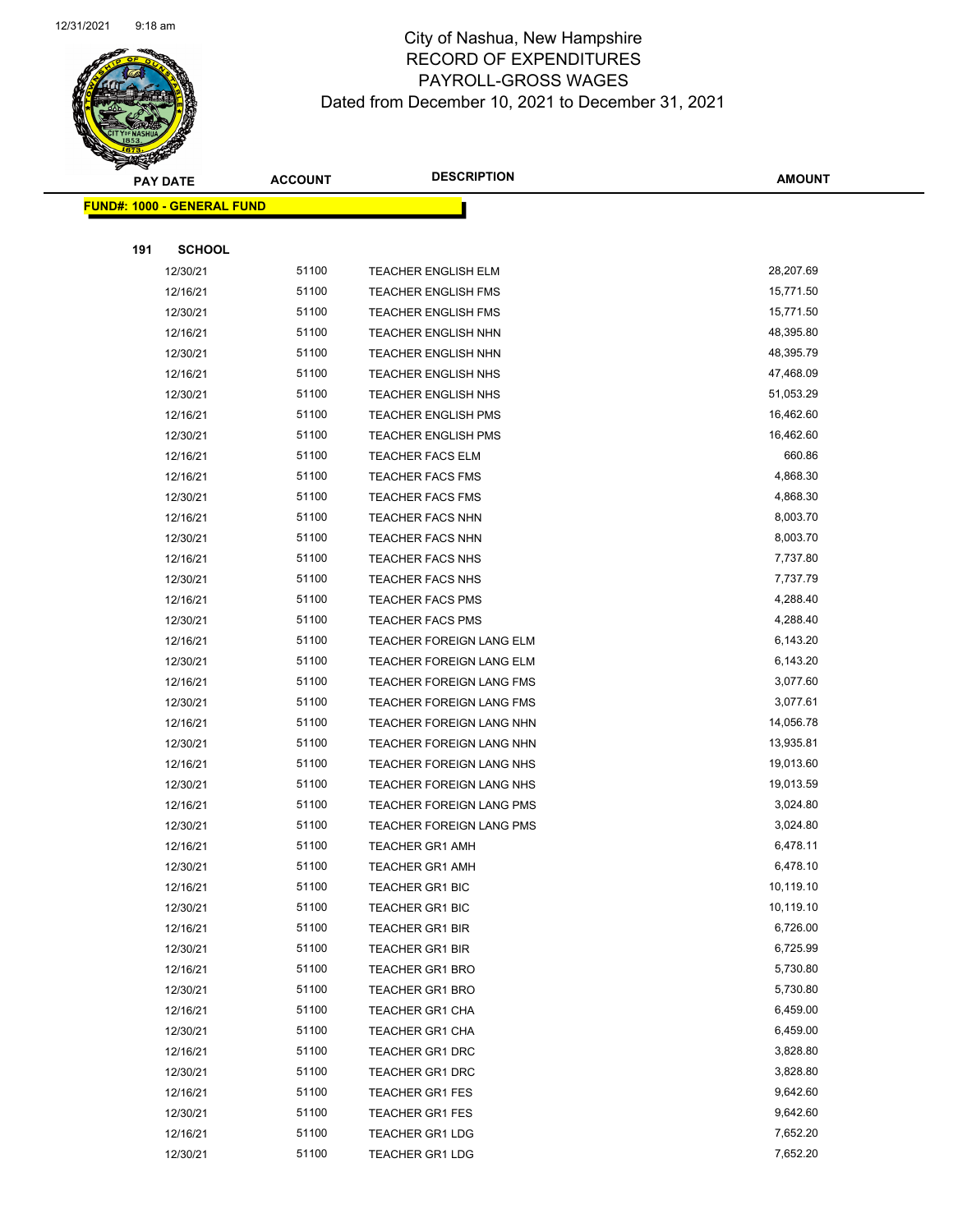# City of Nashua, New Hampshire
## RECORD OF EXPENDITURES
## PAYROLL-GROSS WAGES
### Dated from December 10, 2021 to December 31, 2021

| PAY DATE | ACCOUNT | DESCRIPTION | AMOUNT |
|---|---|---|---|
| **FUND#: 1000 - GENERAL FUND** | | | |
| **191 SCHOOL** | | | |
| 12/30/21 | 51100 | TEACHER ENGLISH ELM | 28,207.69 |
| 12/16/21 | 51100 | TEACHER ENGLISH FMS | 15,771.50 |
| 12/30/21 | 51100 | TEACHER ENGLISH FMS | 15,771.50 |
| 12/16/21 | 51100 | TEACHER ENGLISH NHN | 48,395.80 |
| 12/30/21 | 51100 | TEACHER ENGLISH NHN | 48,395.79 |
| 12/16/21 | 51100 | TEACHER ENGLISH NHS | 47,468.09 |
| 12/30/21 | 51100 | TEACHER ENGLISH NHS | 51,053.29 |
| 12/16/21 | 51100 | TEACHER ENGLISH PMS | 16,462.60 |
| 12/30/21 | 51100 | TEACHER ENGLISH PMS | 16,462.60 |
| 12/16/21 | 51100 | TEACHER FACS ELM | 660.86 |
| 12/16/21 | 51100 | TEACHER FACS FMS | 4,868.30 |
| 12/30/21 | 51100 | TEACHER FACS FMS | 4,868.30 |
| 12/16/21 | 51100 | TEACHER FACS NHN | 8,003.70 |
| 12/30/21 | 51100 | TEACHER FACS NHN | 8,003.70 |
| 12/16/21 | 51100 | TEACHER FACS NHS | 7,737.80 |
| 12/30/21 | 51100 | TEACHER FACS NHS | 7,737.79 |
| 12/16/21 | 51100 | TEACHER FACS PMS | 4,288.40 |
| 12/30/21 | 51100 | TEACHER FACS PMS | 4,288.40 |
| 12/16/21 | 51100 | TEACHER FOREIGN LANG ELM | 6,143.20 |
| 12/30/21 | 51100 | TEACHER FOREIGN LANG ELM | 6,143.20 |
| 12/16/21 | 51100 | TEACHER FOREIGN LANG FMS | 3,077.60 |
| 12/30/21 | 51100 | TEACHER FOREIGN LANG FMS | 3,077.61 |
| 12/16/21 | 51100 | TEACHER FOREIGN LANG NHN | 14,056.78 |
| 12/30/21 | 51100 | TEACHER FOREIGN LANG NHN | 13,935.81 |
| 12/16/21 | 51100 | TEACHER FOREIGN LANG NHS | 19,013.60 |
| 12/30/21 | 51100 | TEACHER FOREIGN LANG NHS | 19,013.59 |
| 12/16/21 | 51100 | TEACHER FOREIGN LANG PMS | 3,024.80 |
| 12/30/21 | 51100 | TEACHER FOREIGN LANG PMS | 3,024.80 |
| 12/16/21 | 51100 | TEACHER GR1 AMH | 6,478.11 |
| 12/30/21 | 51100 | TEACHER GR1 AMH | 6,478.10 |
| 12/16/21 | 51100 | TEACHER GR1 BIC | 10,119.10 |
| 12/30/21 | 51100 | TEACHER GR1 BIC | 10,119.10 |
| 12/16/21 | 51100 | TEACHER GR1 BIR | 6,726.00 |
| 12/30/21 | 51100 | TEACHER GR1 BIR | 6,725.99 |
| 12/16/21 | 51100 | TEACHER GR1 BRO | 5,730.80 |
| 12/30/21 | 51100 | TEACHER GR1 BRO | 5,730.80 |
| 12/16/21 | 51100 | TEACHER GR1 CHA | 6,459.00 |
| 12/30/21 | 51100 | TEACHER GR1 CHA | 6,459.00 |
| 12/16/21 | 51100 | TEACHER GR1 DRC | 3,828.80 |
| 12/30/21 | 51100 | TEACHER GR1 DRC | 3,828.80 |
| 12/16/21 | 51100 | TEACHER GR1 FES | 9,642.60 |
| 12/30/21 | 51100 | TEACHER GR1 FES | 9,642.60 |
| 12/16/21 | 51100 | TEACHER GR1 LDG | 7,652.20 |
| 12/30/21 | 51100 | TEACHER GR1 LDG | 7,652.20 |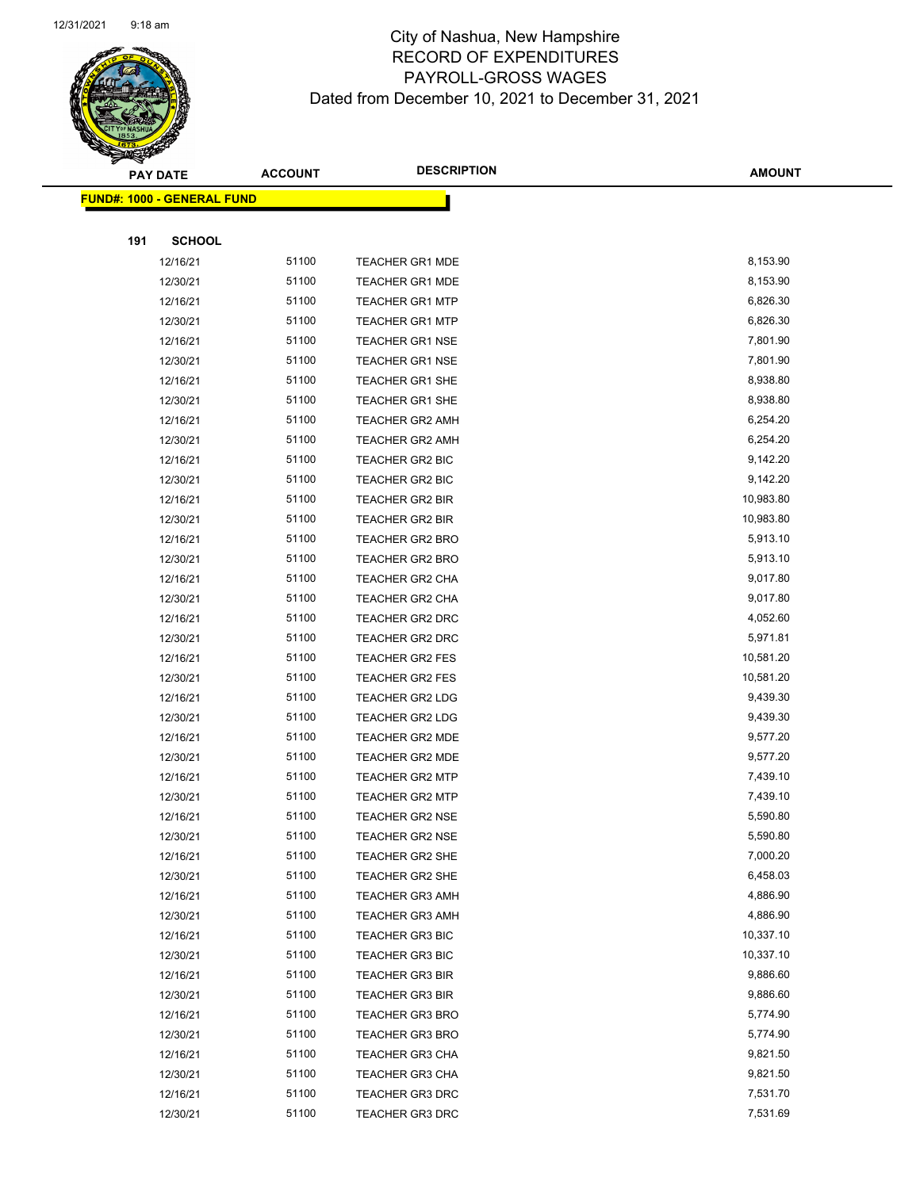# City of Nashua, New Hampshire
## RECORD OF EXPENDITURES
## PAYROLL-GROSS WAGES
### Dated from December 10, 2021 to December 31, 2021

| PAY DATE | ACCOUNT | DESCRIPTION | AMOUNT |
|---|---|---|---|
| **FUND#: 1000 - GENERAL FUND** | | | |
| **191 SCHOOL** | | | |
| 12/16/21 | 51100 | TEACHER GR1 MDE | 8,153.90 |
| 12/30/21 | 51100 | TEACHER GR1 MDE | 8,153.90 |
| 12/16/21 | 51100 | TEACHER GR1 MTP | 6,826.30 |
| 12/30/21 | 51100 | TEACHER GR1 MTP | 6,826.30 |
| 12/16/21 | 51100 | TEACHER GR1 NSE | 7,801.90 |
| 12/30/21 | 51100 | TEACHER GR1 NSE | 7,801.90 |
| 12/16/21 | 51100 | TEACHER GR1 SHE | 8,938.80 |
| 12/30/21 | 51100 | TEACHER GR1 SHE | 8,938.80 |
| 12/16/21 | 51100 | TEACHER GR2 AMH | 6,254.20 |
| 12/30/21 | 51100 | TEACHER GR2 AMH | 6,254.20 |
| 12/16/21 | 51100 | TEACHER GR2 BIC | 9,142.20 |
| 12/30/21 | 51100 | TEACHER GR2 BIC | 9,142.20 |
| 12/16/21 | 51100 | TEACHER GR2 BIR | 10,983.80 |
| 12/30/21 | 51100 | TEACHER GR2 BIR | 10,983.80 |
| 12/16/21 | 51100 | TEACHER GR2 BRO | 5,913.10 |
| 12/30/21 | 51100 | TEACHER GR2 BRO | 5,913.10 |
| 12/16/21 | 51100 | TEACHER GR2 CHA | 9,017.80 |
| 12/30/21 | 51100 | TEACHER GR2 CHA | 9,017.80 |
| 12/16/21 | 51100 | TEACHER GR2 DRC | 4,052.60 |
| 12/30/21 | 51100 | TEACHER GR2 DRC | 5,971.81 |
| 12/16/21 | 51100 | TEACHER GR2 FES | 10,581.20 |
| 12/30/21 | 51100 | TEACHER GR2 FES | 10,581.20 |
| 12/16/21 | 51100 | TEACHER GR2 LDG | 9,439.30 |
| 12/30/21 | 51100 | TEACHER GR2 LDG | 9,439.30 |
| 12/16/21 | 51100 | TEACHER GR2 MDE | 9,577.20 |
| 12/30/21 | 51100 | TEACHER GR2 MDE | 9,577.20 |
| 12/16/21 | 51100 | TEACHER GR2 MTP | 7,439.10 |
| 12/30/21 | 51100 | TEACHER GR2 MTP | 7,439.10 |
| 12/16/21 | 51100 | TEACHER GR2 NSE | 5,590.80 |
| 12/30/21 | 51100 | TEACHER GR2 NSE | 5,590.80 |
| 12/16/21 | 51100 | TEACHER GR2 SHE | 7,000.20 |
| 12/30/21 | 51100 | TEACHER GR2 SHE | 6,458.03 |
| 12/16/21 | 51100 | TEACHER GR3 AMH | 4,886.90 |
| 12/30/21 | 51100 | TEACHER GR3 AMH | 4,886.90 |
| 12/16/21 | 51100 | TEACHER GR3 BIC | 10,337.10 |
| 12/30/21 | 51100 | TEACHER GR3 BIC | 10,337.10 |
| 12/16/21 | 51100 | TEACHER GR3 BIR | 9,886.60 |
| 12/30/21 | 51100 | TEACHER GR3 BIR | 9,886.60 |
| 12/16/21 | 51100 | TEACHER GR3 BRO | 5,774.90 |
| 12/30/21 | 51100 | TEACHER GR3 BRO | 5,774.90 |
| 12/16/21 | 51100 | TEACHER GR3 CHA | 9,821.50 |
| 12/30/21 | 51100 | TEACHER GR3 CHA | 9,821.50 |
| 12/16/21 | 51100 | TEACHER GR3 DRC | 7,531.70 |
| 12/30/21 | 51100 | TEACHER GR3 DRC | 7,531.69 |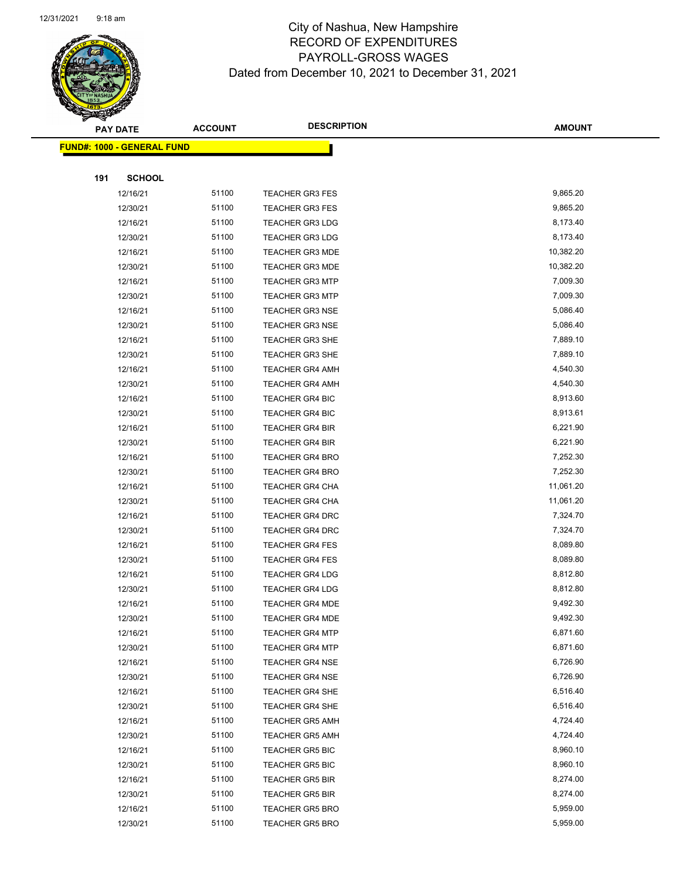City of Nashua, New Hampshire
RECORD OF EXPENDITURES
PAYROLL-GROSS WAGES
Dated from December 10, 2021 to December 31, 2021

| PAY DATE | ACCOUNT | DESCRIPTION | AMOUNT |
|---|---|---|---|
| **FUND#: 1000 - GENERAL FUND** | | | |
| **191 SCHOOL** | | | |
| 12/16/21 | 51100 | TEACHER GR3 FES | 9,865.20 |
| 12/30/21 | 51100 | TEACHER GR3 FES | 9,865.20 |
| 12/16/21 | 51100 | TEACHER GR3 LDG | 8,173.40 |
| 12/30/21 | 51100 | TEACHER GR3 LDG | 8,173.40 |
| 12/16/21 | 51100 | TEACHER GR3 MDE | 10,382.20 |
| 12/30/21 | 51100 | TEACHER GR3 MDE | 10,382.20 |
| 12/16/21 | 51100 | TEACHER GR3 MTP | 7,009.30 |
| 12/30/21 | 51100 | TEACHER GR3 MTP | 7,009.30 |
| 12/16/21 | 51100 | TEACHER GR3 NSE | 5,086.40 |
| 12/30/21 | 51100 | TEACHER GR3 NSE | 5,086.40 |
| 12/16/21 | 51100 | TEACHER GR3 SHE | 7,889.10 |
| 12/30/21 | 51100 | TEACHER GR3 SHE | 7,889.10 |
| 12/16/21 | 51100 | TEACHER GR4 AMH | 4,540.30 |
| 12/30/21 | 51100 | TEACHER GR4 AMH | 4,540.30 |
| 12/16/21 | 51100 | TEACHER GR4 BIC | 8,913.60 |
| 12/30/21 | 51100 | TEACHER GR4 BIC | 8,913.61 |
| 12/16/21 | 51100 | TEACHER GR4 BIR | 6,221.90 |
| 12/30/21 | 51100 | TEACHER GR4 BIR | 6,221.90 |
| 12/16/21 | 51100 | TEACHER GR4 BRO | 7,252.30 |
| 12/30/21 | 51100 | TEACHER GR4 BRO | 7,252.30 |
| 12/16/21 | 51100 | TEACHER GR4 CHA | 11,061.20 |
| 12/30/21 | 51100 | TEACHER GR4 CHA | 11,061.20 |
| 12/16/21 | 51100 | TEACHER GR4 DRC | 7,324.70 |
| 12/30/21 | 51100 | TEACHER GR4 DRC | 7,324.70 |
| 12/16/21 | 51100 | TEACHER GR4 FES | 8,089.80 |
| 12/30/21 | 51100 | TEACHER GR4 FES | 8,089.80 |
| 12/16/21 | 51100 | TEACHER GR4 LDG | 8,812.80 |
| 12/30/21 | 51100 | TEACHER GR4 LDG | 8,812.80 |
| 12/16/21 | 51100 | TEACHER GR4 MDE | 9,492.30 |
| 12/30/21 | 51100 | TEACHER GR4 MDE | 9,492.30 |
| 12/16/21 | 51100 | TEACHER GR4 MTP | 6,871.60 |
| 12/30/21 | 51100 | TEACHER GR4 MTP | 6,871.60 |
| 12/16/21 | 51100 | TEACHER GR4 NSE | 6,726.90 |
| 12/30/21 | 51100 | TEACHER GR4 NSE | 6,726.90 |
| 12/16/21 | 51100 | TEACHER GR4 SHE | 6,516.40 |
| 12/30/21 | 51100 | TEACHER GR4 SHE | 6,516.40 |
| 12/16/21 | 51100 | TEACHER GR5 AMH | 4,724.40 |
| 12/30/21 | 51100 | TEACHER GR5 AMH | 4,724.40 |
| 12/16/21 | 51100 | TEACHER GR5 BIC | 8,960.10 |
| 12/30/21 | 51100 | TEACHER GR5 BIC | 8,960.10 |
| 12/16/21 | 51100 | TEACHER GR5 BIR | 8,274.00 |
| 12/30/21 | 51100 | TEACHER GR5 BIR | 8,274.00 |
| 12/16/21 | 51100 | TEACHER GR5 BRO | 5,959.00 |
| 12/30/21 | 51100 | TEACHER GR5 BRO | 5,959.00 |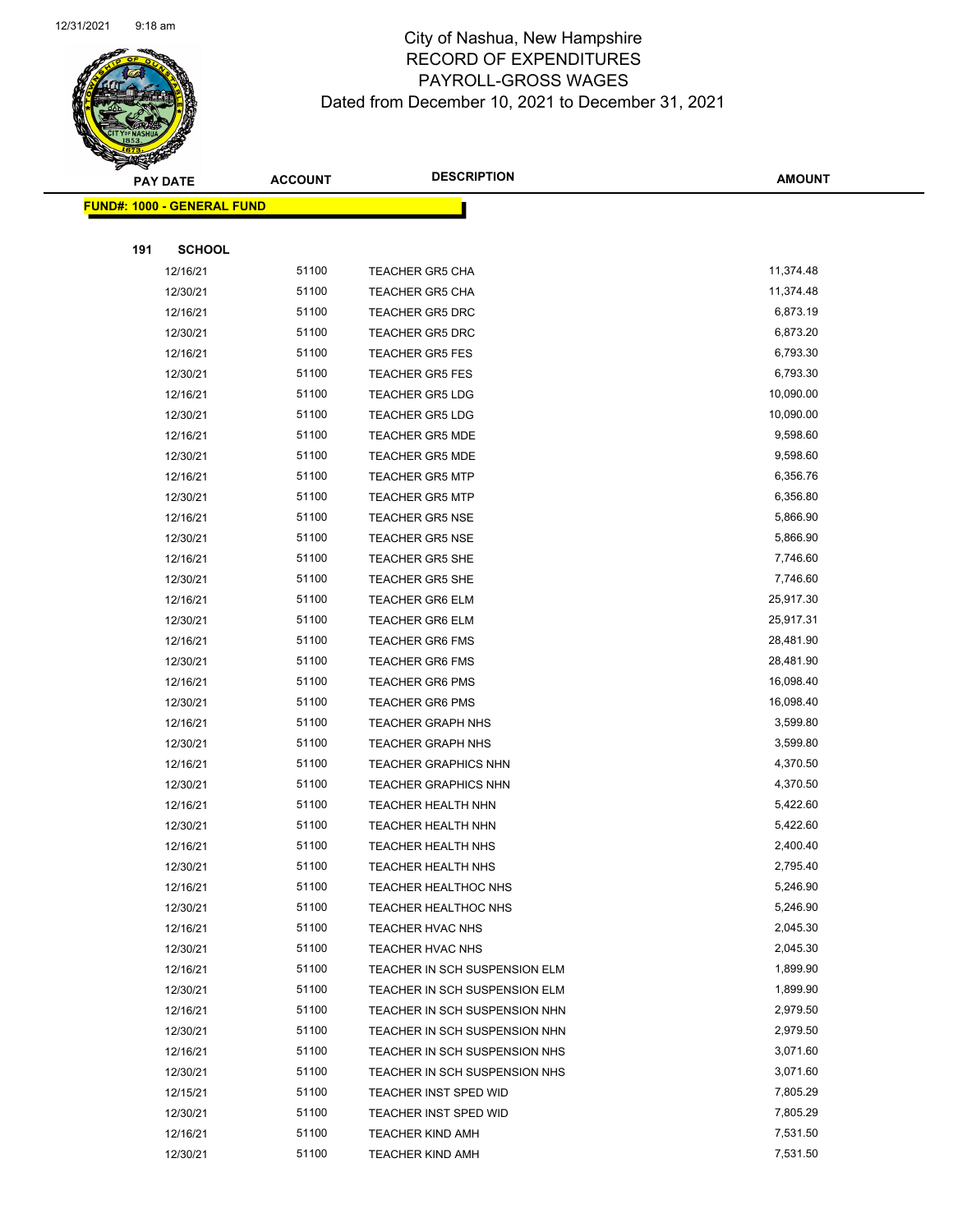# City of Nashua, New Hampshire
## RECORD OF EXPENDITURES
## PAYROLL-GROSS WAGES
## Dated from December 10, 2021 to December 31, 2021

| PAY DATE | ACCOUNT | DESCRIPTION | AMOUNT |
|---|---|---|---|
| **FUND#: 1000 - GENERAL FUND** | | | |
| **191 SCHOOL** | | | |
| 12/16/21 | 51100 | TEACHER GR5 CHA | 11,374.48 |
| 12/30/21 | 51100 | TEACHER GR5 CHA | 11,374.48 |
| 12/16/21 | 51100 | TEACHER GR5 DRC | 6,873.19 |
| 12/30/21 | 51100 | TEACHER GR5 DRC | 6,873.20 |
| 12/16/21 | 51100 | TEACHER GR5 FES | 6,793.30 |
| 12/30/21 | 51100 | TEACHER GR5 FES | 6,793.30 |
| 12/16/21 | 51100 | TEACHER GR5 LDG | 10,090.00 |
| 12/30/21 | 51100 | TEACHER GR5 LDG | 10,090.00 |
| 12/16/21 | 51100 | TEACHER GR5 MDE | 9,598.60 |
| 12/30/21 | 51100 | TEACHER GR5 MDE | 9,598.60 |
| 12/16/21 | 51100 | TEACHER GR5 MTP | 6,356.76 |
| 12/30/21 | 51100 | TEACHER GR5 MTP | 6,356.80 |
| 12/16/21 | 51100 | TEACHER GR5 NSE | 5,866.90 |
| 12/30/21 | 51100 | TEACHER GR5 NSE | 5,866.90 |
| 12/16/21 | 51100 | TEACHER GR5 SHE | 7,746.60 |
| 12/30/21 | 51100 | TEACHER GR5 SHE | 7,746.60 |
| 12/16/21 | 51100 | TEACHER GR6 ELM | 25,917.30 |
| 12/30/21 | 51100 | TEACHER GR6 ELM | 25,917.31 |
| 12/16/21 | 51100 | TEACHER GR6 FMS | 28,481.90 |
| 12/30/21 | 51100 | TEACHER GR6 FMS | 28,481.90 |
| 12/16/21 | 51100 | TEACHER GR6 PMS | 16,098.40 |
| 12/30/21 | 51100 | TEACHER GR6 PMS | 16,098.40 |
| 12/16/21 | 51100 | TEACHER GRAPH NHS | 3,599.80 |
| 12/30/21 | 51100 | TEACHER GRAPH NHS | 3,599.80 |
| 12/16/21 | 51100 | TEACHER GRAPHICS NHN | 4,370.50 |
| 12/30/21 | 51100 | TEACHER GRAPHICS NHN | 4,370.50 |
| 12/16/21 | 51100 | TEACHER HEALTH NHN | 5,422.60 |
| 12/30/21 | 51100 | TEACHER HEALTH NHN | 5,422.60 |
| 12/16/21 | 51100 | TEACHER HEALTH NHS | 2,400.40 |
| 12/30/21 | 51100 | TEACHER HEALTH NHS | 2,795.40 |
| 12/16/21 | 51100 | TEACHER HEALTHOC NHS | 5,246.90 |
| 12/30/21 | 51100 | TEACHER HEALTHOC NHS | 5,246.90 |
| 12/16/21 | 51100 | TEACHER HVAC NHS | 2,045.30 |
| 12/30/21 | 51100 | TEACHER HVAC NHS | 2,045.30 |
| 12/16/21 | 51100 | TEACHER IN SCH SUSPENSION ELM | 1,899.90 |
| 12/30/21 | 51100 | TEACHER IN SCH SUSPENSION ELM | 1,899.90 |
| 12/16/21 | 51100 | TEACHER IN SCH SUSPENSION NHN | 2,979.50 |
| 12/30/21 | 51100 | TEACHER IN SCH SUSPENSION NHN | 2,979.50 |
| 12/16/21 | 51100 | TEACHER IN SCH SUSPENSION NHS | 3,071.60 |
| 12/30/21 | 51100 | TEACHER IN SCH SUSPENSION NHS | 3,071.60 |
| 12/15/21 | 51100 | TEACHER INST SPED WID | 7,805.29 |
| 12/30/21 | 51100 | TEACHER INST SPED WID | 7,805.29 |
| 12/16/21 | 51100 | TEACHER KIND AMH | 7,531.50 |
| 12/30/21 | 51100 | TEACHER KIND AMH | 7,531.50 |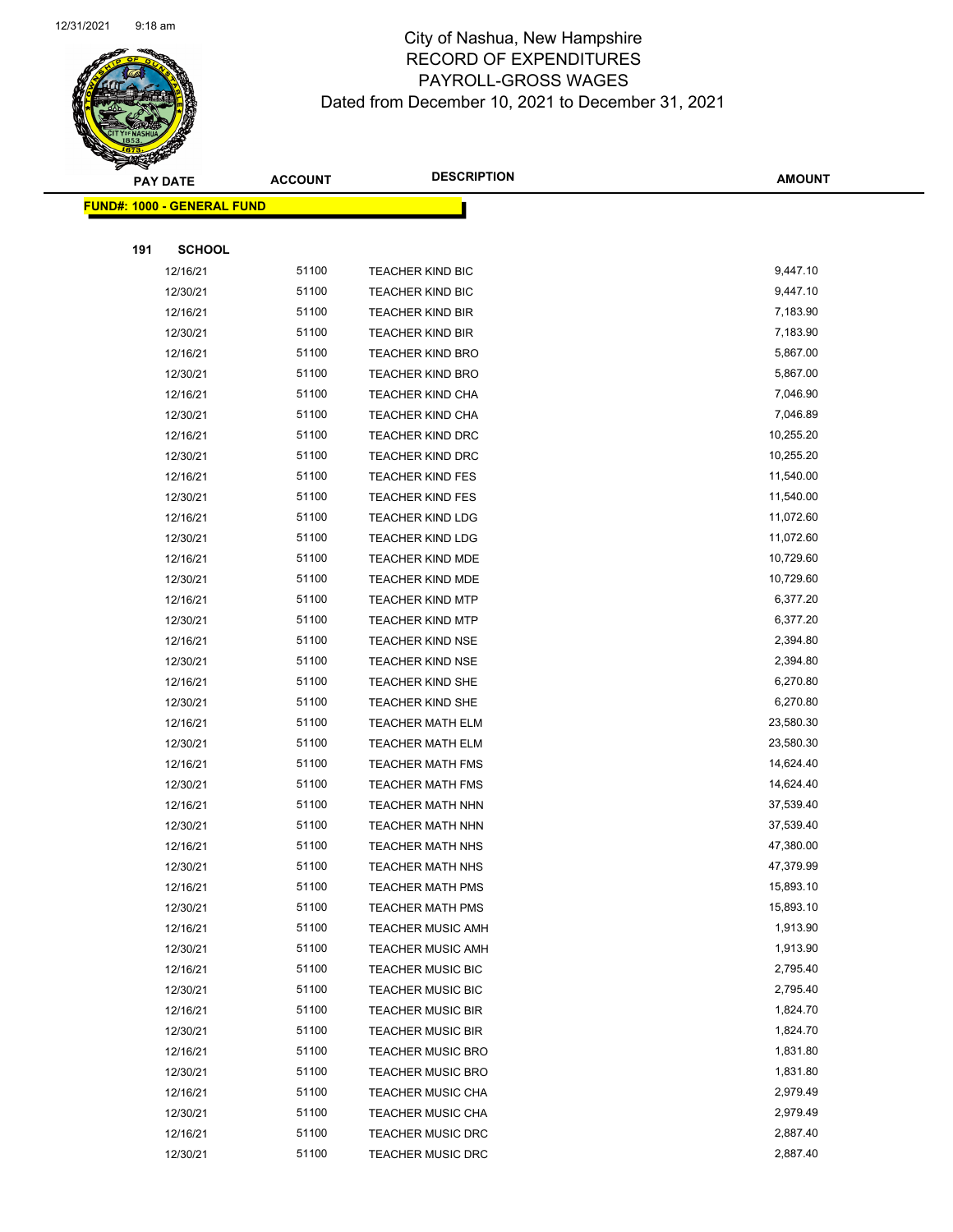# City of Nashua, New Hampshire
## RECORD OF EXPENDITURES
## PAYROLL-GROSS WAGES
### Dated from December 10, 2021 to December 31, 2021

| PAY DATE | ACCOUNT | DESCRIPTION | AMOUNT |
|---|---|---|---|
| **FUND#: 1000 - GENERAL FUND** | | | |
| **191 SCHOOL** | | | |
| 12/16/21 | 51100 | TEACHER KIND BIC | 9,447.10 |
| 12/30/21 | 51100 | TEACHER KIND BIC | 9,447.10 |
| 12/16/21 | 51100 | TEACHER KIND BIR | 7,183.90 |
| 12/30/21 | 51100 | TEACHER KIND BIR | 7,183.90 |
| 12/16/21 | 51100 | TEACHER KIND BRO | 5,867.00 |
| 12/30/21 | 51100 | TEACHER KIND BRO | 5,867.00 |
| 12/16/21 | 51100 | TEACHER KIND CHA | 7,046.90 |
| 12/30/21 | 51100 | TEACHER KIND CHA | 7,046.89 |
| 12/16/21 | 51100 | TEACHER KIND DRC | 10,255.20 |
| 12/30/21 | 51100 | TEACHER KIND DRC | 10,255.20 |
| 12/16/21 | 51100 | TEACHER KIND FES | 11,540.00 |
| 12/30/21 | 51100 | TEACHER KIND FES | 11,540.00 |
| 12/16/21 | 51100 | TEACHER KIND LDG | 11,072.60 |
| 12/30/21 | 51100 | TEACHER KIND LDG | 11,072.60 |
| 12/16/21 | 51100 | TEACHER KIND MDE | 10,729.60 |
| 12/30/21 | 51100 | TEACHER KIND MDE | 10,729.60 |
| 12/16/21 | 51100 | TEACHER KIND MTP | 6,377.20 |
| 12/30/21 | 51100 | TEACHER KIND MTP | 6,377.20 |
| 12/16/21 | 51100 | TEACHER KIND NSE | 2,394.80 |
| 12/30/21 | 51100 | TEACHER KIND NSE | 2,394.80 |
| 12/16/21 | 51100 | TEACHER KIND SHE | 6,270.80 |
| 12/30/21 | 51100 | TEACHER KIND SHE | 6,270.80 |
| 12/16/21 | 51100 | TEACHER MATH ELM | 23,580.30 |
| 12/30/21 | 51100 | TEACHER MATH ELM | 23,580.30 |
| 12/16/21 | 51100 | TEACHER MATH FMS | 14,624.40 |
| 12/30/21 | 51100 | TEACHER MATH FMS | 14,624.40 |
| 12/16/21 | 51100 | TEACHER MATH NHN | 37,539.40 |
| 12/30/21 | 51100 | TEACHER MATH NHN | 37,539.40 |
| 12/16/21 | 51100 | TEACHER MATH NHS | 47,380.00 |
| 12/30/21 | 51100 | TEACHER MATH NHS | 47,379.99 |
| 12/16/21 | 51100 | TEACHER MATH PMS | 15,893.10 |
| 12/30/21 | 51100 | TEACHER MATH PMS | 15,893.10 |
| 12/16/21 | 51100 | TEACHER MUSIC AMH | 1,913.90 |
| 12/30/21 | 51100 | TEACHER MUSIC AMH | 1,913.90 |
| 12/16/21 | 51100 | TEACHER MUSIC BIC | 2,795.40 |
| 12/30/21 | 51100 | TEACHER MUSIC BIC | 2,795.40 |
| 12/16/21 | 51100 | TEACHER MUSIC BIR | 1,824.70 |
| 12/30/21 | 51100 | TEACHER MUSIC BIR | 1,824.70 |
| 12/16/21 | 51100 | TEACHER MUSIC BRO | 1,831.80 |
| 12/30/21 | 51100 | TEACHER MUSIC BRO | 1,831.80 |
| 12/16/21 | 51100 | TEACHER MUSIC CHA | 2,979.49 |
| 12/30/21 | 51100 | TEACHER MUSIC CHA | 2,979.49 |
| 12/16/21 | 51100 | TEACHER MUSIC DRC | 2,887.40 |
| 12/30/21 | 51100 | TEACHER MUSIC DRC | 2,887.40 |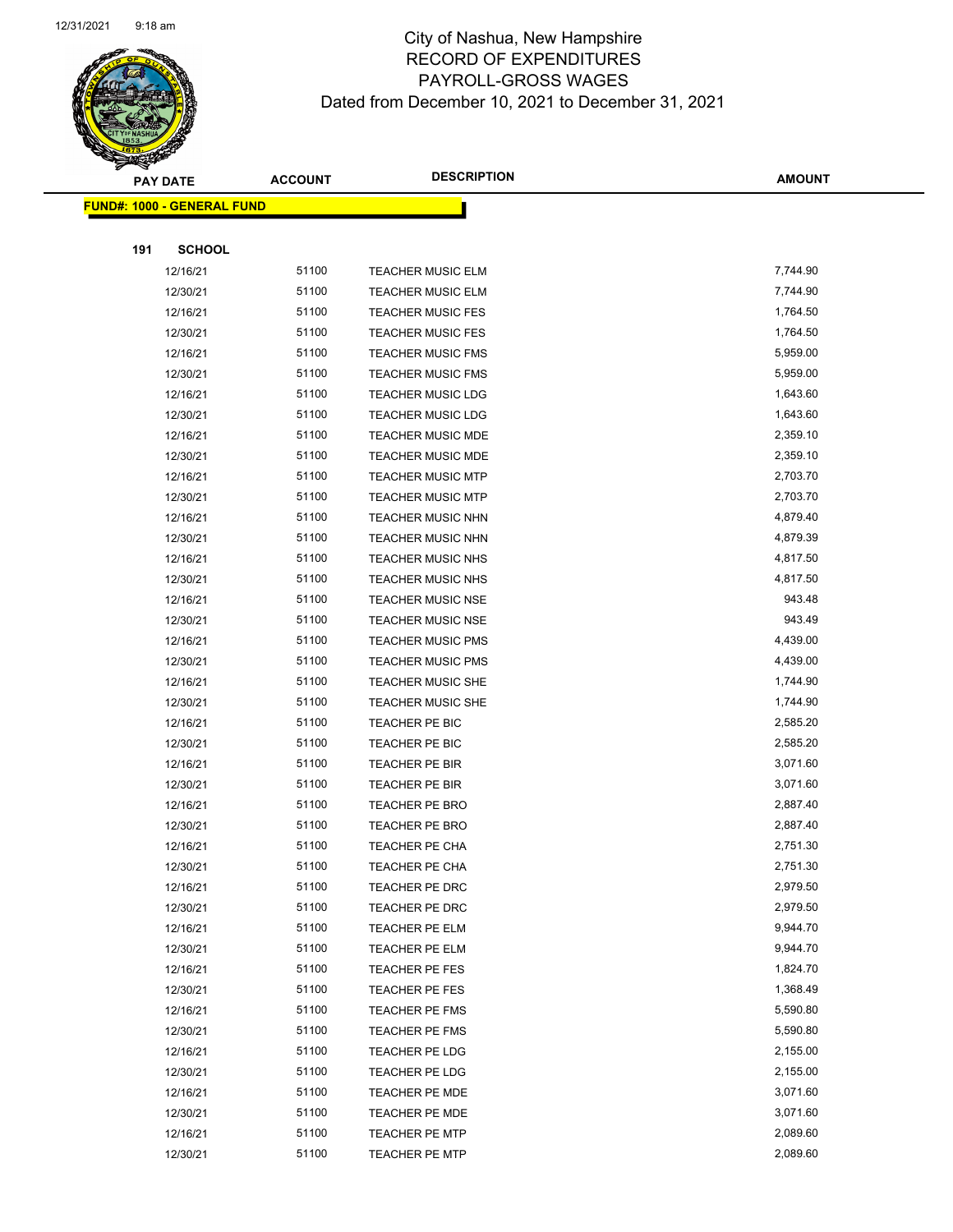# City of Nashua, New Hampshire
## RECORD OF EXPENDITURES
## PAYROLL-GROSS WAGES
### Dated from December 10, 2021 to December 31, 2021

| PAY DATE | ACCOUNT | DESCRIPTION | AMOUNT |
|---|---|---|---|
| **FUND#: 1000 - GENERAL FUND** | | | |
| **191 SCHOOL** | | | |
| 12/16/21 | 51100 | TEACHER MUSIC ELM | 7,744.90 |
| 12/30/21 | 51100 | TEACHER MUSIC ELM | 7,744.90 |
| 12/16/21 | 51100 | TEACHER MUSIC FES | 1,764.50 |
| 12/30/21 | 51100 | TEACHER MUSIC FES | 1,764.50 |
| 12/16/21 | 51100 | TEACHER MUSIC FMS | 5,959.00 |
| 12/30/21 | 51100 | TEACHER MUSIC FMS | 5,959.00 |
| 12/16/21 | 51100 | TEACHER MUSIC LDG | 1,643.60 |
| 12/30/21 | 51100 | TEACHER MUSIC LDG | 1,643.60 |
| 12/16/21 | 51100 | TEACHER MUSIC MDE | 2,359.10 |
| 12/30/21 | 51100 | TEACHER MUSIC MDE | 2,359.10 |
| 12/16/21 | 51100 | TEACHER MUSIC MTP | 2,703.70 |
| 12/30/21 | 51100 | TEACHER MUSIC MTP | 2,703.70 |
| 12/16/21 | 51100 | TEACHER MUSIC NHN | 4,879.40 |
| 12/30/21 | 51100 | TEACHER MUSIC NHN | 4,879.39 |
| 12/16/21 | 51100 | TEACHER MUSIC NHS | 4,817.50 |
| 12/30/21 | 51100 | TEACHER MUSIC NHS | 4,817.50 |
| 12/16/21 | 51100 | TEACHER MUSIC NSE | 943.48 |
| 12/30/21 | 51100 | TEACHER MUSIC NSE | 943.49 |
| 12/16/21 | 51100 | TEACHER MUSIC PMS | 4,439.00 |
| 12/30/21 | 51100 | TEACHER MUSIC PMS | 4,439.00 |
| 12/16/21 | 51100 | TEACHER MUSIC SHE | 1,744.90 |
| 12/30/21 | 51100 | TEACHER MUSIC SHE | 1,744.90 |
| 12/16/21 | 51100 | TEACHER PE BIC | 2,585.20 |
| 12/30/21 | 51100 | TEACHER PE BIC | 2,585.20 |
| 12/16/21 | 51100 | TEACHER PE BIR | 3,071.60 |
| 12/30/21 | 51100 | TEACHER PE BIR | 3,071.60 |
| 12/16/21 | 51100 | TEACHER PE BRO | 2,887.40 |
| 12/30/21 | 51100 | TEACHER PE BRO | 2,887.40 |
| 12/16/21 | 51100 | TEACHER PE CHA | 2,751.30 |
| 12/30/21 | 51100 | TEACHER PE CHA | 2,751.30 |
| 12/16/21 | 51100 | TEACHER PE DRC | 2,979.50 |
| 12/30/21 | 51100 | TEACHER PE DRC | 2,979.50 |
| 12/16/21 | 51100 | TEACHER PE ELM | 9,944.70 |
| 12/30/21 | 51100 | TEACHER PE ELM | 9,944.70 |
| 12/16/21 | 51100 | TEACHER PE FES | 1,824.70 |
| 12/30/21 | 51100 | TEACHER PE FES | 1,368.49 |
| 12/16/21 | 51100 | TEACHER PE FMS | 5,590.80 |
| 12/30/21 | 51100 | TEACHER PE FMS | 5,590.80 |
| 12/16/21 | 51100 | TEACHER PE LDG | 2,155.00 |
| 12/30/21 | 51100 | TEACHER PE LDG | 2,155.00 |
| 12/16/21 | 51100 | TEACHER PE MDE | 3,071.60 |
| 12/30/21 | 51100 | TEACHER PE MDE | 3,071.60 |
| 12/16/21 | 51100 | TEACHER PE MTP | 2,089.60 |
| 12/30/21 | 51100 | TEACHER PE MTP | 2,089.60 |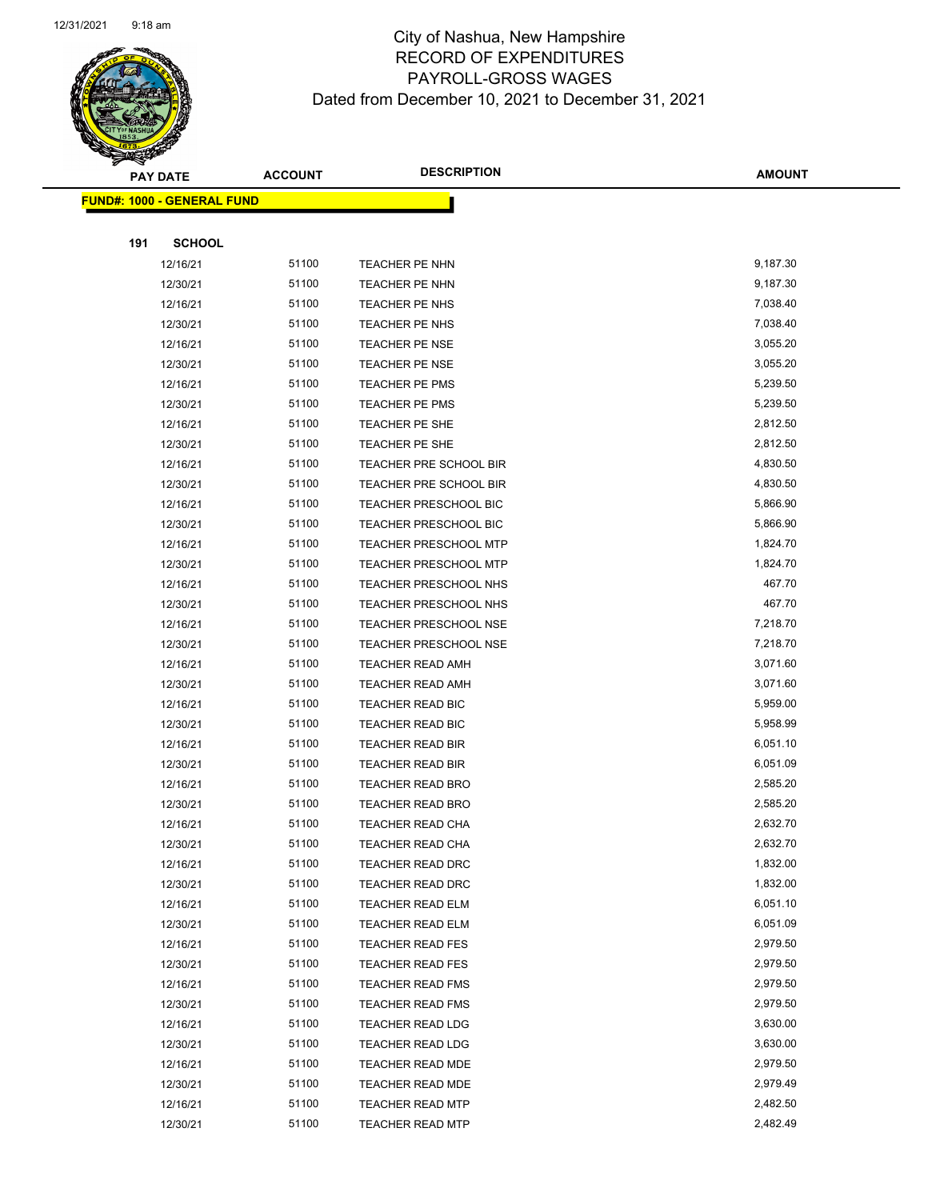City of Nashua, New Hampshire
RECORD OF EXPENDITURES
PAYROLL-GROSS WAGES
Dated from December 10, 2021 to December 31, 2021

| PAY DATE | ACCOUNT | DESCRIPTION | AMOUNT |
|---|---|---|---|
| **FUND#: 1000 - GENERAL FUND** | | | |
| **191 SCHOOL** | | | |
| 12/16/21 | 51100 | TEACHER PE NHN | 9,187.30 |
| 12/30/21 | 51100 | TEACHER PE NHN | 9,187.30 |
| 12/16/21 | 51100 | TEACHER PE NHS | 7,038.40 |
| 12/30/21 | 51100 | TEACHER PE NHS | 7,038.40 |
| 12/16/21 | 51100 | TEACHER PE NSE | 3,055.20 |
| 12/30/21 | 51100 | TEACHER PE NSE | 3,055.20 |
| 12/16/21 | 51100 | TEACHER PE PMS | 5,239.50 |
| 12/30/21 | 51100 | TEACHER PE PMS | 5,239.50 |
| 12/16/21 | 51100 | TEACHER PE SHE | 2,812.50 |
| 12/30/21 | 51100 | TEACHER PE SHE | 2,812.50 |
| 12/16/21 | 51100 | TEACHER PRE SCHOOL BIR | 4,830.50 |
| 12/30/21 | 51100 | TEACHER PRE SCHOOL BIR | 4,830.50 |
| 12/16/21 | 51100 | TEACHER PRESCHOOL BIC | 5,866.90 |
| 12/30/21 | 51100 | TEACHER PRESCHOOL BIC | 5,866.90 |
| 12/16/21 | 51100 | TEACHER PRESCHOOL MTP | 1,824.70 |
| 12/30/21 | 51100 | TEACHER PRESCHOOL MTP | 1,824.70 |
| 12/16/21 | 51100 | TEACHER PRESCHOOL NHS | 467.70 |
| 12/30/21 | 51100 | TEACHER PRESCHOOL NHS | 467.70 |
| 12/16/21 | 51100 | TEACHER PRESCHOOL NSE | 7,218.70 |
| 12/30/21 | 51100 | TEACHER PRESCHOOL NSE | 7,218.70 |
| 12/16/21 | 51100 | TEACHER READ AMH | 3,071.60 |
| 12/30/21 | 51100 | TEACHER READ AMH | 3,071.60 |
| 12/16/21 | 51100 | TEACHER READ BIC | 5,959.00 |
| 12/30/21 | 51100 | TEACHER READ BIC | 5,958.99 |
| 12/16/21 | 51100 | TEACHER READ BIR | 6,051.10 |
| 12/30/21 | 51100 | TEACHER READ BIR | 6,051.09 |
| 12/16/21 | 51100 | TEACHER READ BRO | 2,585.20 |
| 12/30/21 | 51100 | TEACHER READ BRO | 2,585.20 |
| 12/16/21 | 51100 | TEACHER READ CHA | 2,632.70 |
| 12/30/21 | 51100 | TEACHER READ CHA | 2,632.70 |
| 12/16/21 | 51100 | TEACHER READ DRC | 1,832.00 |
| 12/30/21 | 51100 | TEACHER READ DRC | 1,832.00 |
| 12/16/21 | 51100 | TEACHER READ ELM | 6,051.10 |
| 12/30/21 | 51100 | TEACHER READ ELM | 6,051.09 |
| 12/16/21 | 51100 | TEACHER READ FES | 2,979.50 |
| 12/30/21 | 51100 | TEACHER READ FES | 2,979.50 |
| 12/16/21 | 51100 | TEACHER READ FMS | 2,979.50 |
| 12/30/21 | 51100 | TEACHER READ FMS | 2,979.50 |
| 12/16/21 | 51100 | TEACHER READ LDG | 3,630.00 |
| 12/30/21 | 51100 | TEACHER READ LDG | 3,630.00 |
| 12/16/21 | 51100 | TEACHER READ MDE | 2,979.50 |
| 12/30/21 | 51100 | TEACHER READ MDE | 2,979.49 |
| 12/16/21 | 51100 | TEACHER READ MTP | 2,482.50 |
| 12/30/21 | 51100 | TEACHER READ MTP | 2,482.49 |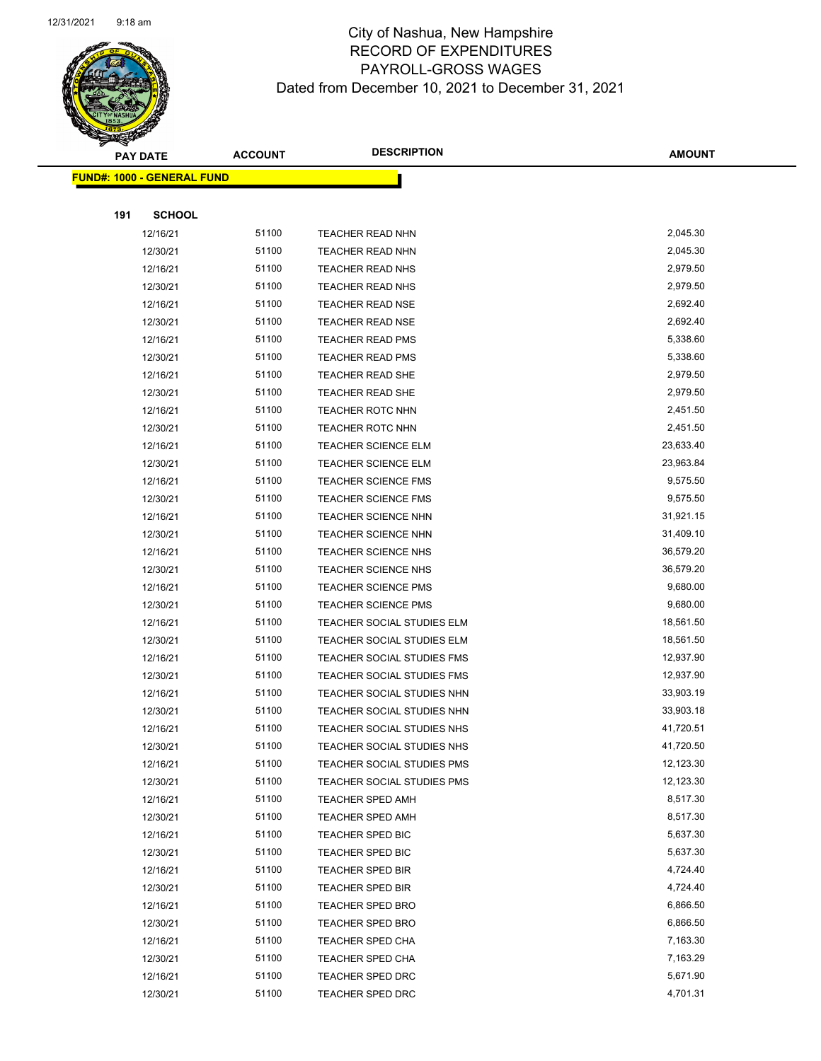# City of Nashua, New Hampshire
## RECORD OF EXPENDITURES
## PAYROLL-GROSS WAGES
### Dated from December 10, 2021 to December 31, 2021

| PAY DATE | ACCOUNT | DESCRIPTION | AMOUNT |
|---|---|---|---|
| **FUND#: 1000 - GENERAL FUND** | | | |
| **191 SCHOOL** | | | |
| 12/16/21 | 51100 | TEACHER READ NHN | 2,045.30 |
| 12/30/21 | 51100 | TEACHER READ NHN | 2,045.30 |
| 12/16/21 | 51100 | TEACHER READ NHS | 2,979.50 |
| 12/30/21 | 51100 | TEACHER READ NHS | 2,979.50 |
| 12/16/21 | 51100 | TEACHER READ NSE | 2,692.40 |
| 12/30/21 | 51100 | TEACHER READ NSE | 2,692.40 |
| 12/16/21 | 51100 | TEACHER READ PMS | 5,338.60 |
| 12/30/21 | 51100 | TEACHER READ PMS | 5,338.60 |
| 12/16/21 | 51100 | TEACHER READ SHE | 2,979.50 |
| 12/30/21 | 51100 | TEACHER READ SHE | 2,979.50 |
| 12/16/21 | 51100 | TEACHER ROTC NHN | 2,451.50 |
| 12/30/21 | 51100 | TEACHER ROTC NHN | 2,451.50 |
| 12/16/21 | 51100 | TEACHER SCIENCE ELM | 23,633.40 |
| 12/30/21 | 51100 | TEACHER SCIENCE ELM | 23,963.84 |
| 12/16/21 | 51100 | TEACHER SCIENCE FMS | 9,575.50 |
| 12/30/21 | 51100 | TEACHER SCIENCE FMS | 9,575.50 |
| 12/16/21 | 51100 | TEACHER SCIENCE NHN | 31,921.15 |
| 12/30/21 | 51100 | TEACHER SCIENCE NHN | 31,409.10 |
| 12/16/21 | 51100 | TEACHER SCIENCE NHS | 36,579.20 |
| 12/30/21 | 51100 | TEACHER SCIENCE NHS | 36,579.20 |
| 12/16/21 | 51100 | TEACHER SCIENCE PMS | 9,680.00 |
| 12/30/21 | 51100 | TEACHER SCIENCE PMS | 9,680.00 |
| 12/16/21 | 51100 | TEACHER SOCIAL STUDIES ELM | 18,561.50 |
| 12/30/21 | 51100 | TEACHER SOCIAL STUDIES ELM | 18,561.50 |
| 12/16/21 | 51100 | TEACHER SOCIAL STUDIES FMS | 12,937.90 |
| 12/30/21 | 51100 | TEACHER SOCIAL STUDIES FMS | 12,937.90 |
| 12/16/21 | 51100 | TEACHER SOCIAL STUDIES NHN | 33,903.19 |
| 12/30/21 | 51100 | TEACHER SOCIAL STUDIES NHN | 33,903.18 |
| 12/16/21 | 51100 | TEACHER SOCIAL STUDIES NHS | 41,720.51 |
| 12/30/21 | 51100 | TEACHER SOCIAL STUDIES NHS | 41,720.50 |
| 12/16/21 | 51100 | TEACHER SOCIAL STUDIES PMS | 12,123.30 |
| 12/30/21 | 51100 | TEACHER SOCIAL STUDIES PMS | 12,123.30 |
| 12/16/21 | 51100 | TEACHER SPED AMH | 8,517.30 |
| 12/30/21 | 51100 | TEACHER SPED AMH | 8,517.30 |
| 12/16/21 | 51100 | TEACHER SPED BIC | 5,637.30 |
| 12/30/21 | 51100 | TEACHER SPED BIC | 5,637.30 |
| 12/16/21 | 51100 | TEACHER SPED BIR | 4,724.40 |
| 12/30/21 | 51100 | TEACHER SPED BIR | 4,724.40 |
| 12/16/21 | 51100 | TEACHER SPED BRO | 6,866.50 |
| 12/30/21 | 51100 | TEACHER SPED BRO | 6,866.50 |
| 12/16/21 | 51100 | TEACHER SPED CHA | 7,163.30 |
| 12/30/21 | 51100 | TEACHER SPED CHA | 7,163.29 |
| 12/16/21 | 51100 | TEACHER SPED DRC | 5,671.90 |
| 12/30/21 | 51100 | TEACHER SPED DRC | 4,701.31 |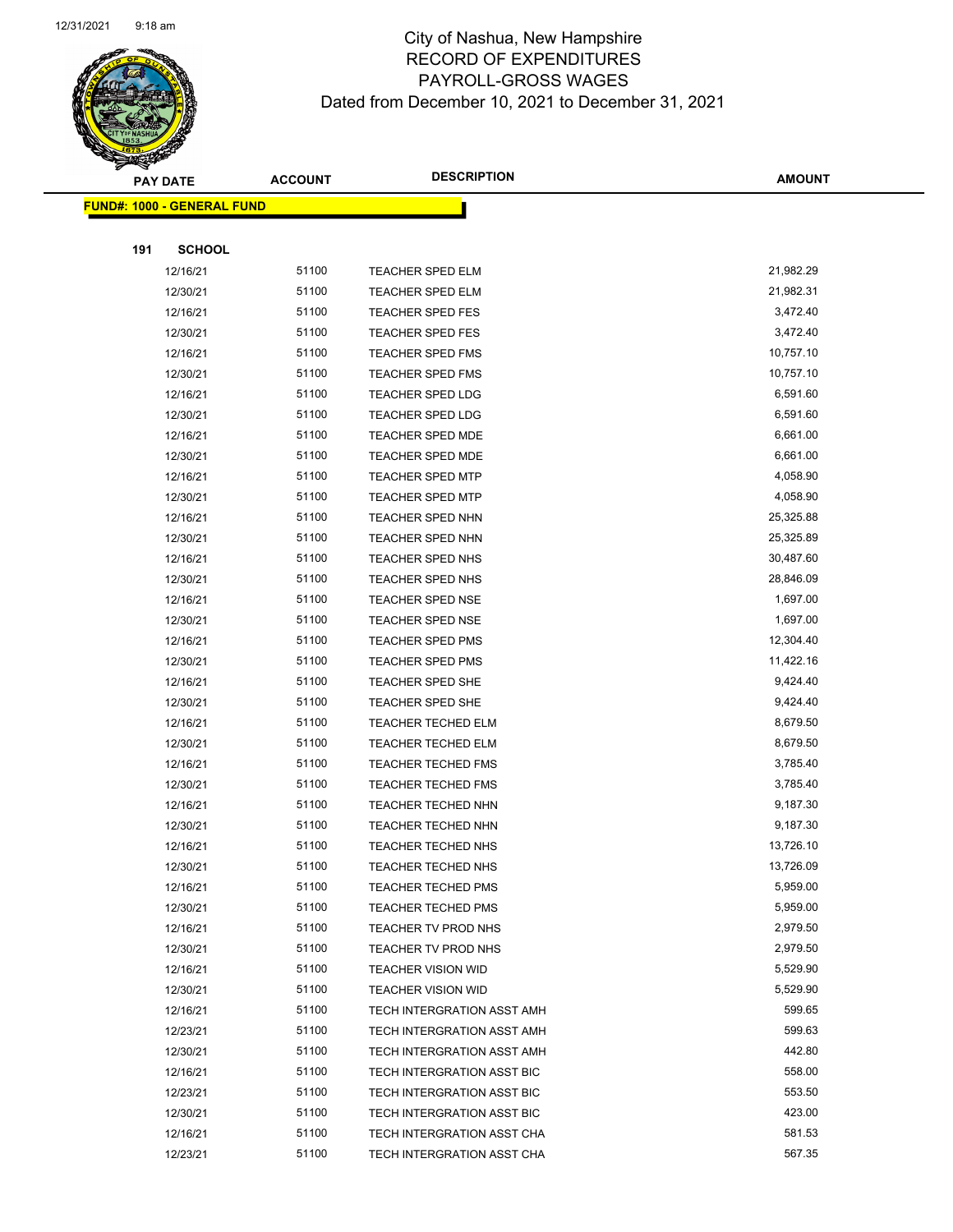# City of Nashua, New Hampshire
## RECORD OF EXPENDITURES
## PAYROLL-GROSS WAGES
### Dated from December 10, 2021 to December 31, 2021

| PAY DATE | ACCOUNT | DESCRIPTION | AMOUNT |
|---|---|---|---|
| **FUND#: 1000 - GENERAL FUND** | | | |
| **191 SCHOOL** | | | |
| 12/16/21 | 51100 | TEACHER SPED ELM | 21,982.29 |
| 12/30/21 | 51100 | TEACHER SPED ELM | 21,982.31 |
| 12/16/21 | 51100 | TEACHER SPED FES | 3,472.40 |
| 12/30/21 | 51100 | TEACHER SPED FES | 3,472.40 |
| 12/16/21 | 51100 | TEACHER SPED FMS | 10,757.10 |
| 12/30/21 | 51100 | TEACHER SPED FMS | 10,757.10 |
| 12/16/21 | 51100 | TEACHER SPED LDG | 6,591.60 |
| 12/30/21 | 51100 | TEACHER SPED LDG | 6,591.60 |
| 12/16/21 | 51100 | TEACHER SPED MDE | 6,661.00 |
| 12/30/21 | 51100 | TEACHER SPED MDE | 6,661.00 |
| 12/16/21 | 51100 | TEACHER SPED MTP | 4,058.90 |
| 12/30/21 | 51100 | TEACHER SPED MTP | 4,058.90 |
| 12/16/21 | 51100 | TEACHER SPED NHN | 25,325.88 |
| 12/30/21 | 51100 | TEACHER SPED NHN | 25,325.89 |
| 12/16/21 | 51100 | TEACHER SPED NHS | 30,487.60 |
| 12/30/21 | 51100 | TEACHER SPED NHS | 28,846.09 |
| 12/16/21 | 51100 | TEACHER SPED NSE | 1,697.00 |
| 12/30/21 | 51100 | TEACHER SPED NSE | 1,697.00 |
| 12/16/21 | 51100 | TEACHER SPED PMS | 12,304.40 |
| 12/30/21 | 51100 | TEACHER SPED PMS | 11,422.16 |
| 12/16/21 | 51100 | TEACHER SPED SHE | 9,424.40 |
| 12/30/21 | 51100 | TEACHER SPED SHE | 9,424.40 |
| 12/16/21 | 51100 | TEACHER TECHED ELM | 8,679.50 |
| 12/30/21 | 51100 | TEACHER TECHED ELM | 8,679.50 |
| 12/16/21 | 51100 | TEACHER TECHED FMS | 3,785.40 |
| 12/30/21 | 51100 | TEACHER TECHED FMS | 3,785.40 |
| 12/16/21 | 51100 | TEACHER TECHED NHN | 9,187.30 |
| 12/30/21 | 51100 | TEACHER TECHED NHN | 9,187.30 |
| 12/16/21 | 51100 | TEACHER TECHED NHS | 13,726.10 |
| 12/30/21 | 51100 | TEACHER TECHED NHS | 13,726.09 |
| 12/16/21 | 51100 | TEACHER TECHED PMS | 5,959.00 |
| 12/30/21 | 51100 | TEACHER TECHED PMS | 5,959.00 |
| 12/16/21 | 51100 | TEACHER TV PROD NHS | 2,979.50 |
| 12/30/21 | 51100 | TEACHER TV PROD NHS | 2,979.50 |
| 12/16/21 | 51100 | TEACHER VISION WID | 5,529.90 |
| 12/30/21 | 51100 | TEACHER VISION WID | 5,529.90 |
| 12/16/21 | 51100 | TECH INTERGRATION ASST AMH | 599.65 |
| 12/23/21 | 51100 | TECH INTERGRATION ASST AMH | 599.63 |
| 12/30/21 | 51100 | TECH INTERGRATION ASST AMH | 442.80 |
| 12/16/21 | 51100 | TECH INTERGRATION ASST BIC | 558.00 |
| 12/23/21 | 51100 | TECH INTERGRATION ASST BIC | 553.50 |
| 12/30/21 | 51100 | TECH INTERGRATION ASST BIC | 423.00 |
| 12/16/21 | 51100 | TECH INTERGRATION ASST CHA | 581.53 |
| 12/23/21 | 51100 | TECH INTERGRATION ASST CHA | 567.35 |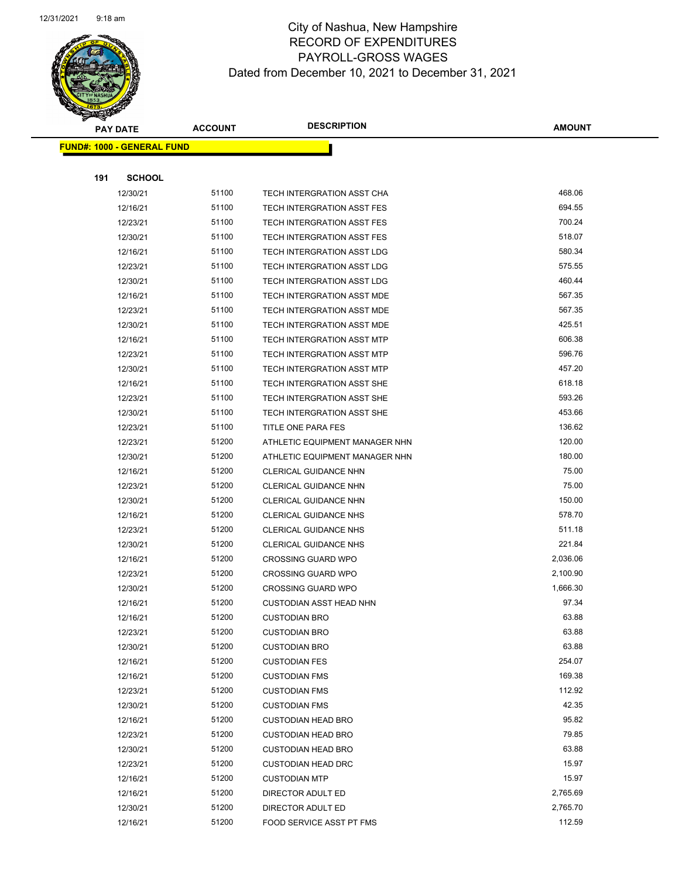# City of Nashua, New Hampshire
# RECORD OF EXPENDITURES
# PAYROLL-GROSS WAGES
## Dated from December 10, 2021 to December 31, 2021

| PAY DATE | ACCOUNT | DESCRIPTION | AMOUNT |
|---|---|---|---|
| **FUND#: 1000 - GENERAL FUND** | | | |
| **191 SCHOOL** | | | |
| 12/30/21 | 51100 | TECH INTERGRATION ASST CHA | 468.06 |
| 12/16/21 | 51100 | TECH INTERGRATION ASST FES | 694.55 |
| 12/23/21 | 51100 | TECH INTERGRATION ASST FES | 700.24 |
| 12/30/21 | 51100 | TECH INTERGRATION ASST FES | 518.07 |
| 12/16/21 | 51100 | TECH INTERGRATION ASST LDG | 580.34 |
| 12/23/21 | 51100 | TECH INTERGRATION ASST LDG | 575.55 |
| 12/30/21 | 51100 | TECH INTERGRATION ASST LDG | 460.44 |
| 12/16/21 | 51100 | TECH INTERGRATION ASST MDE | 567.35 |
| 12/23/21 | 51100 | TECH INTERGRATION ASST MDE | 567.35 |
| 12/30/21 | 51100 | TECH INTERGRATION ASST MDE | 425.51 |
| 12/16/21 | 51100 | TECH INTERGRATION ASST MTP | 606.38 |
| 12/23/21 | 51100 | TECH INTERGRATION ASST MTP | 596.76 |
| 12/30/21 | 51100 | TECH INTERGRATION ASST MTP | 457.20 |
| 12/16/21 | 51100 | TECH INTERGRATION ASST SHE | 618.18 |
| 12/23/21 | 51100 | TECH INTERGRATION ASST SHE | 593.26 |
| 12/30/21 | 51100 | TECH INTERGRATION ASST SHE | 453.66 |
| 12/23/21 | 51100 | TITLE ONE PARA FES | 136.62 |
| 12/23/21 | 51200 | ATHLETIC EQUIPMENT MANAGER NHN | 120.00 |
| 12/30/21 | 51200 | ATHLETIC EQUIPMENT MANAGER NHN | 180.00 |
| 12/16/21 | 51200 | CLERICAL GUIDANCE NHN | 75.00 |
| 12/23/21 | 51200 | CLERICAL GUIDANCE NHN | 75.00 |
| 12/30/21 | 51200 | CLERICAL GUIDANCE NHN | 150.00 |
| 12/16/21 | 51200 | CLERICAL GUIDANCE NHS | 578.70 |
| 12/23/21 | 51200 | CLERICAL GUIDANCE NHS | 511.18 |
| 12/30/21 | 51200 | CLERICAL GUIDANCE NHS | 221.84 |
| 12/16/21 | 51200 | CROSSING GUARD WPO | 2,036.06 |
| 12/23/21 | 51200 | CROSSING GUARD WPO | 2,100.90 |
| 12/30/21 | 51200 | CROSSING GUARD WPO | 1,666.30 |
| 12/16/21 | 51200 | CUSTODIAN ASST HEAD NHN | 97.34 |
| 12/16/21 | 51200 | CUSTODIAN BRO | 63.88 |
| 12/23/21 | 51200 | CUSTODIAN BRO | 63.88 |
| 12/30/21 | 51200 | CUSTODIAN BRO | 63.88 |
| 12/16/21 | 51200 | CUSTODIAN FES | 254.07 |
| 12/16/21 | 51200 | CUSTODIAN FMS | 169.38 |
| 12/23/21 | 51200 | CUSTODIAN FMS | 112.92 |
| 12/30/21 | 51200 | CUSTODIAN FMS | 42.35 |
| 12/16/21 | 51200 | CUSTODIAN HEAD BRO | 95.82 |
| 12/23/21 | 51200 | CUSTODIAN HEAD BRO | 79.85 |
| 12/30/21 | 51200 | CUSTODIAN HEAD BRO | 63.88 |
| 12/23/21 | 51200 | CUSTODIAN HEAD DRC | 15.97 |
| 12/16/21 | 51200 | CUSTODIAN MTP | 15.97 |
| 12/16/21 | 51200 | DIRECTOR ADULT ED | 2,765.69 |
| 12/30/21 | 51200 | DIRECTOR ADULT ED | 2,765.70 |
| 12/16/21 | 51200 | FOOD SERVICE ASST PT FMS | 112.59 |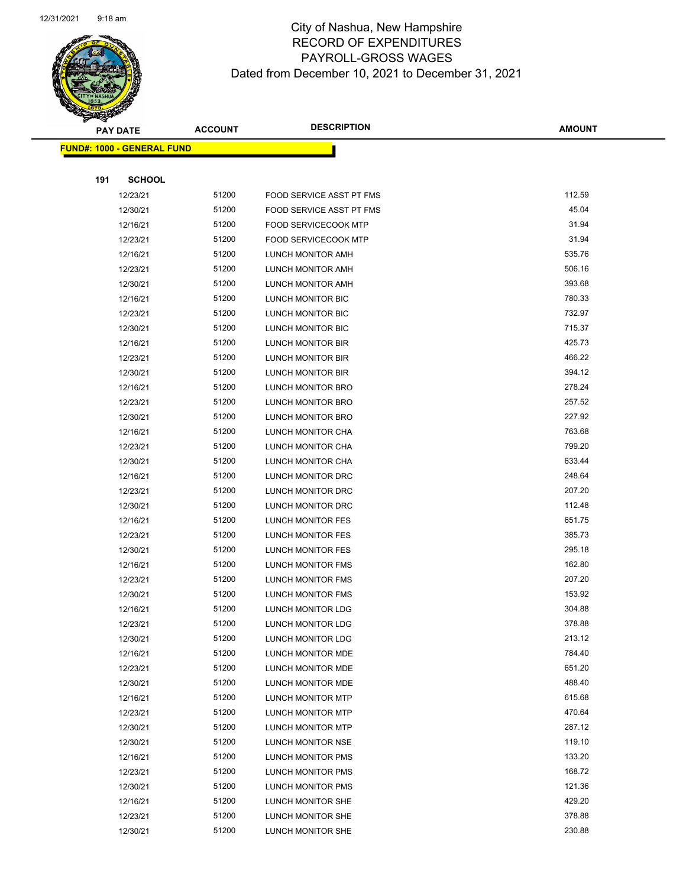# City of Nashua, New Hampshire
## RECORD OF EXPENDITURES
## PAYROLL-GROSS WAGES
### Dated from December 10, 2021 to December 31, 2021

| PAY DATE | ACCOUNT | DESCRIPTION | AMOUNT |
|---|---|---|---|
| **FUND#: 1000 - GENERAL FUND** | | | |
| **191 SCHOOL** | | | |
| 12/23/21 | 51200 | FOOD SERVICE ASST PT FMS | 112.59 |
| 12/30/21 | 51200 | FOOD SERVICE ASST PT FMS | 45.04 |
| 12/16/21 | 51200 | FOOD SERVICECOOK MTP | 31.94 |
| 12/23/21 | 51200 | FOOD SERVICECOOK MTP | 31.94 |
| 12/16/21 | 51200 | LUNCH MONITOR AMH | 535.76 |
| 12/23/21 | 51200 | LUNCH MONITOR AMH | 506.16 |
| 12/30/21 | 51200 | LUNCH MONITOR AMH | 393.68 |
| 12/16/21 | 51200 | LUNCH MONITOR BIC | 780.33 |
| 12/23/21 | 51200 | LUNCH MONITOR BIC | 732.97 |
| 12/30/21 | 51200 | LUNCH MONITOR BIC | 715.37 |
| 12/16/21 | 51200 | LUNCH MONITOR BIR | 425.73 |
| 12/23/21 | 51200 | LUNCH MONITOR BIR | 466.22 |
| 12/30/21 | 51200 | LUNCH MONITOR BIR | 394.12 |
| 12/16/21 | 51200 | LUNCH MONITOR BRO | 278.24 |
| 12/23/21 | 51200 | LUNCH MONITOR BRO | 257.52 |
| 12/30/21 | 51200 | LUNCH MONITOR BRO | 227.92 |
| 12/16/21 | 51200 | LUNCH MONITOR CHA | 763.68 |
| 12/23/21 | 51200 | LUNCH MONITOR CHA | 799.20 |
| 12/30/21 | 51200 | LUNCH MONITOR CHA | 633.44 |
| 12/16/21 | 51200 | LUNCH MONITOR DRC | 248.64 |
| 12/23/21 | 51200 | LUNCH MONITOR DRC | 207.20 |
| 12/30/21 | 51200 | LUNCH MONITOR DRC | 112.48 |
| 12/16/21 | 51200 | LUNCH MONITOR FES | 651.75 |
| 12/23/21 | 51200 | LUNCH MONITOR FES | 385.73 |
| 12/30/21 | 51200 | LUNCH MONITOR FES | 295.18 |
| 12/16/21 | 51200 | LUNCH MONITOR FMS | 162.80 |
| 12/23/21 | 51200 | LUNCH MONITOR FMS | 207.20 |
| 12/30/21 | 51200 | LUNCH MONITOR FMS | 153.92 |
| 12/16/21 | 51200 | LUNCH MONITOR LDG | 304.88 |
| 12/23/21 | 51200 | LUNCH MONITOR LDG | 378.88 |
| 12/30/21 | 51200 | LUNCH MONITOR LDG | 213.12 |
| 12/16/21 | 51200 | LUNCH MONITOR MDE | 784.40 |
| 12/23/21 | 51200 | LUNCH MONITOR MDE | 651.20 |
| 12/30/21 | 51200 | LUNCH MONITOR MDE | 488.40 |
| 12/16/21 | 51200 | LUNCH MONITOR MTP | 615.68 |
| 12/23/21 | 51200 | LUNCH MONITOR MTP | 470.64 |
| 12/30/21 | 51200 | LUNCH MONITOR MTP | 287.12 |
| 12/30/21 | 51200 | LUNCH MONITOR NSE | 119.10 |
| 12/16/21 | 51200 | LUNCH MONITOR PMS | 133.20 |
| 12/23/21 | 51200 | LUNCH MONITOR PMS | 168.72 |
| 12/30/21 | 51200 | LUNCH MONITOR PMS | 121.36 |
| 12/16/21 | 51200 | LUNCH MONITOR SHE | 429.20 |
| 12/23/21 | 51200 | LUNCH MONITOR SHE | 378.88 |
| 12/30/21 | 51200 | LUNCH MONITOR SHE | 230.88 |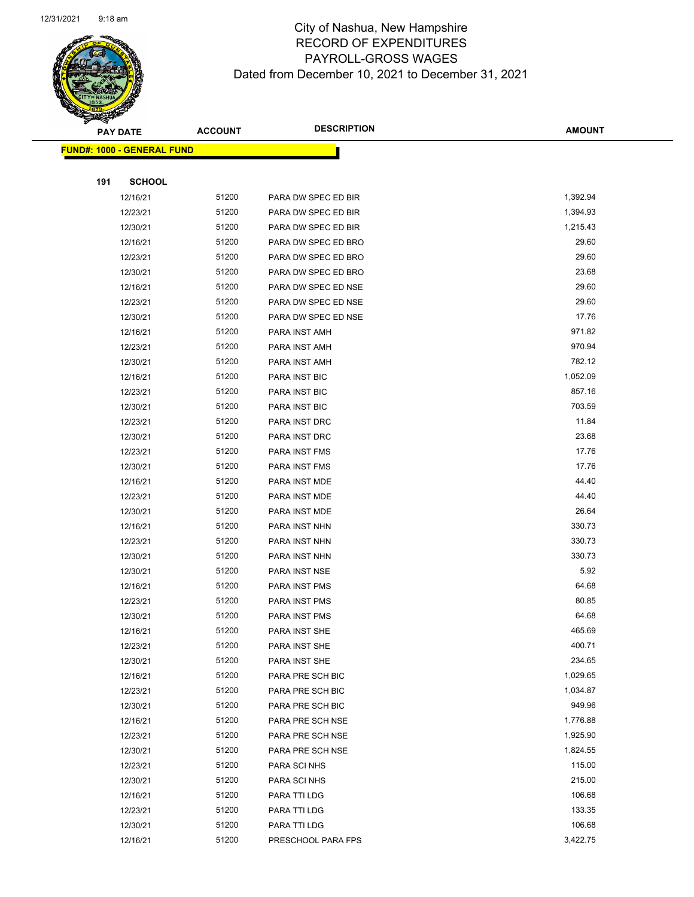# City of Nashua, New Hampshire
# RECORD OF EXPENDITURES
# PAYROLL-GROSS WAGES
# Dated from December 10, 2021 to December 31, 2021

| PAY DATE | ACCOUNT | DESCRIPTION | AMOUNT |
|---|---|---|---|
| **FUND#: 1000 - GENERAL FUND** | | | |
| **191 SCHOOL** | | | |
| 12/16/21 | 51200 | PARA DW SPEC ED BIR | 1,392.94 |
| 12/23/21 | 51200 | PARA DW SPEC ED BIR | 1,394.93 |
| 12/30/21 | 51200 | PARA DW SPEC ED BIR | 1,215.43 |
| 12/16/21 | 51200 | PARA DW SPEC ED BRO | 29.60 |
| 12/23/21 | 51200 | PARA DW SPEC ED BRO | 29.60 |
| 12/30/21 | 51200 | PARA DW SPEC ED BRO | 23.68 |
| 12/16/21 | 51200 | PARA DW SPEC ED NSE | 29.60 |
| 12/23/21 | 51200 | PARA DW SPEC ED NSE | 29.60 |
| 12/30/21 | 51200 | PARA DW SPEC ED NSE | 17.76 |
| 12/16/21 | 51200 | PARA INST AMH | 971.82 |
| 12/23/21 | 51200 | PARA INST AMH | 970.94 |
| 12/30/21 | 51200 | PARA INST AMH | 782.12 |
| 12/16/21 | 51200 | PARA INST BIC | 1,052.09 |
| 12/23/21 | 51200 | PARA INST BIC | 857.16 |
| 12/30/21 | 51200 | PARA INST BIC | 703.59 |
| 12/23/21 | 51200 | PARA INST DRC | 11.84 |
| 12/30/21 | 51200 | PARA INST DRC | 23.68 |
| 12/23/21 | 51200 | PARA INST FMS | 17.76 |
| 12/30/21 | 51200 | PARA INST FMS | 17.76 |
| 12/16/21 | 51200 | PARA INST MDE | 44.40 |
| 12/23/21 | 51200 | PARA INST MDE | 44.40 |
| 12/30/21 | 51200 | PARA INST MDE | 26.64 |
| 12/16/21 | 51200 | PARA INST NHN | 330.73 |
| 12/23/21 | 51200 | PARA INST NHN | 330.73 |
| 12/30/21 | 51200 | PARA INST NHN | 330.73 |
| 12/30/21 | 51200 | PARA INST NSE | 5.92 |
| 12/16/21 | 51200 | PARA INST PMS | 64.68 |
| 12/23/21 | 51200 | PARA INST PMS | 80.85 |
| 12/30/21 | 51200 | PARA INST PMS | 64.68 |
| 12/16/21 | 51200 | PARA INST SHE | 465.69 |
| 12/23/21 | 51200 | PARA INST SHE | 400.71 |
| 12/30/21 | 51200 | PARA INST SHE | 234.65 |
| 12/16/21 | 51200 | PARA PRE SCH BIC | 1,029.65 |
| 12/23/21 | 51200 | PARA PRE SCH BIC | 1,034.87 |
| 12/30/21 | 51200 | PARA PRE SCH BIC | 949.96 |
| 12/16/21 | 51200 | PARA PRE SCH NSE | 1,776.88 |
| 12/23/21 | 51200 | PARA PRE SCH NSE | 1,925.90 |
| 12/30/21 | 51200 | PARA PRE SCH NSE | 1,824.55 |
| 12/23/21 | 51200 | PARA SCI NHS | 115.00 |
| 12/30/21 | 51200 | PARA SCI NHS | 215.00 |
| 12/16/21 | 51200 | PARA TTI LDG | 106.68 |
| 12/23/21 | 51200 | PARA TTI LDG | 133.35 |
| 12/30/21 | 51200 | PARA TTI LDG | 106.68 |
| 12/16/21 | 51200 | PRESCHOOL PARA FPS | 3,422.75 |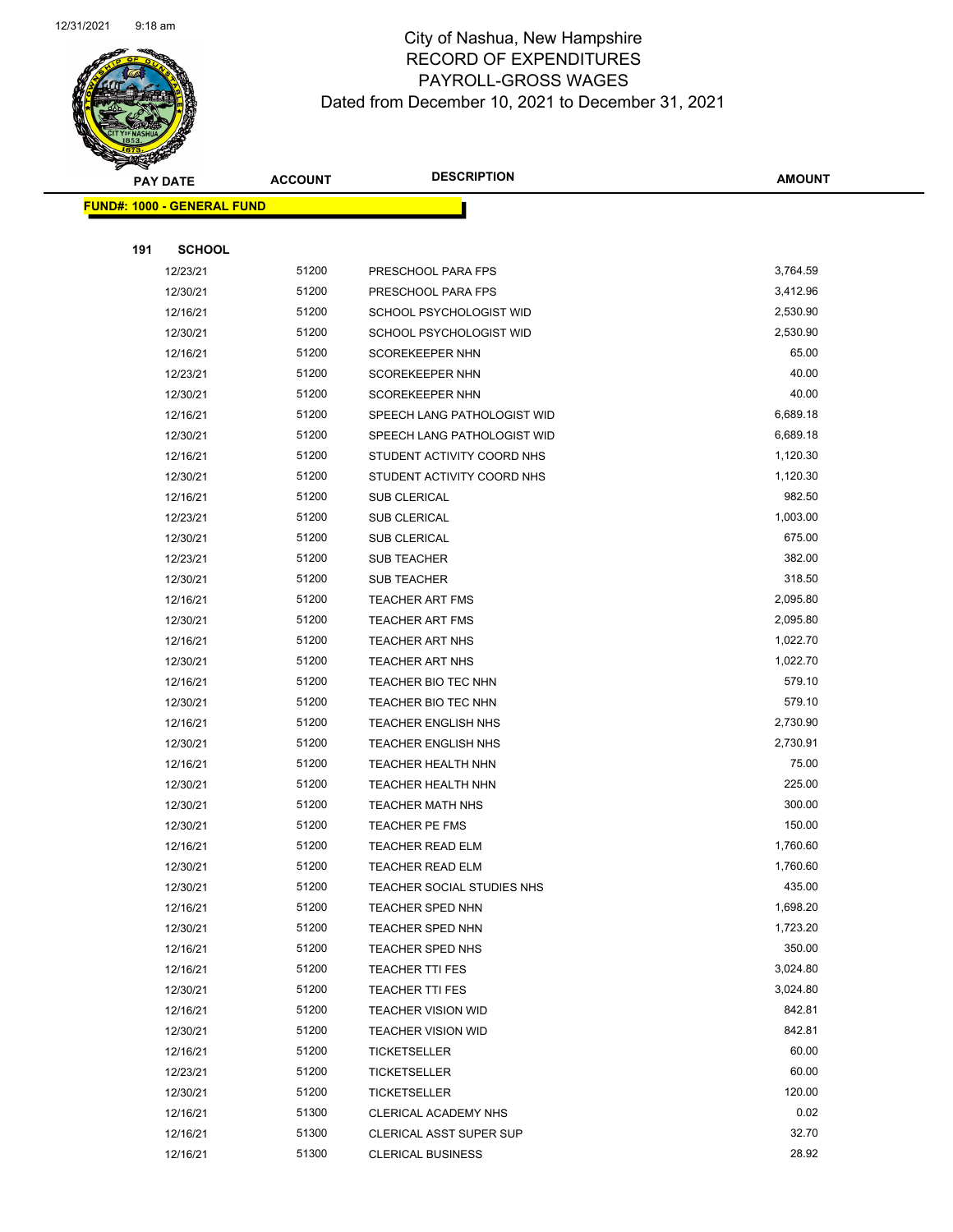# City of Nashua, New Hampshire
## RECORD OF EXPENDITURES
## PAYROLL-GROSS WAGES
## Dated from December 10, 2021 to December 31, 2021

| PAY DATE | ACCOUNT | DESCRIPTION | AMOUNT |
|---|---|---|---|
| **FUND#: 1000 - GENERAL FUND** | | | |
| **191 SCHOOL** | | | |
| 12/23/21 | 51200 | PRESCHOOL PARA FPS | 3,764.59 |
| 12/30/21 | 51200 | PRESCHOOL PARA FPS | 3,412.96 |
| 12/16/21 | 51200 | SCHOOL PSYCHOLOGIST WID | 2,530.90 |
| 12/30/21 | 51200 | SCHOOL PSYCHOLOGIST WID | 2,530.90 |
| 12/16/21 | 51200 | SCOREKEEPER NHN | 65.00 |
| 12/23/21 | 51200 | SCOREKEEPER NHN | 40.00 |
| 12/30/21 | 51200 | SCOREKEEPER NHN | 40.00 |
| 12/16/21 | 51200 | SPEECH LANG PATHOLOGIST WID | 6,689.18 |
| 12/30/21 | 51200 | SPEECH LANG PATHOLOGIST WID | 6,689.18 |
| 12/16/21 | 51200 | STUDENT ACTIVITY COORD NHS | 1,120.30 |
| 12/30/21 | 51200 | STUDENT ACTIVITY COORD NHS | 1,120.30 |
| 12/16/21 | 51200 | SUB CLERICAL | 982.50 |
| 12/23/21 | 51200 | SUB CLERICAL | 1,003.00 |
| 12/30/21 | 51200 | SUB CLERICAL | 675.00 |
| 12/23/21 | 51200 | SUB TEACHER | 382.00 |
| 12/30/21 | 51200 | SUB TEACHER | 318.50 |
| 12/16/21 | 51200 | TEACHER ART FMS | 2,095.80 |
| 12/30/21 | 51200 | TEACHER ART FMS | 2,095.80 |
| 12/16/21 | 51200 | TEACHER ART NHS | 1,022.70 |
| 12/30/21 | 51200 | TEACHER ART NHS | 1,022.70 |
| 12/16/21 | 51200 | TEACHER BIO TEC NHN | 579.10 |
| 12/30/21 | 51200 | TEACHER BIO TEC NHN | 579.10 |
| 12/16/21 | 51200 | TEACHER ENGLISH NHS | 2,730.90 |
| 12/30/21 | 51200 | TEACHER ENGLISH NHS | 2,730.91 |
| 12/16/21 | 51200 | TEACHER HEALTH NHN | 75.00 |
| 12/30/21 | 51200 | TEACHER HEALTH NHN | 225.00 |
| 12/30/21 | 51200 | TEACHER MATH NHS | 300.00 |
| 12/30/21 | 51200 | TEACHER PE FMS | 150.00 |
| 12/16/21 | 51200 | TEACHER READ ELM | 1,760.60 |
| 12/30/21 | 51200 | TEACHER READ ELM | 1,760.60 |
| 12/30/21 | 51200 | TEACHER SOCIAL STUDIES NHS | 435.00 |
| 12/16/21 | 51200 | TEACHER SPED NHN | 1,698.20 |
| 12/30/21 | 51200 | TEACHER SPED NHN | 1,723.20 |
| 12/16/21 | 51200 | TEACHER SPED NHS | 350.00 |
| 12/16/21 | 51200 | TEACHER TTI FES | 3,024.80 |
| 12/30/21 | 51200 | TEACHER TTI FES | 3,024.80 |
| 12/16/21 | 51200 | TEACHER VISION WID | 842.81 |
| 12/30/21 | 51200 | TEACHER VISION WID | 842.81 |
| 12/16/21 | 51200 | TICKETSELLER | 60.00 |
| 12/23/21 | 51200 | TICKETSELLER | 60.00 |
| 12/30/21 | 51200 | TICKETSELLER | 120.00 |
| 12/16/21 | 51300 | CLERICAL ACADEMY NHS | 0.02 |
| 12/16/21 | 51300 | CLERICAL ASST SUPER SUP | 32.70 |
| 12/16/21 | 51300 | CLERICAL BUSINESS | 28.92 |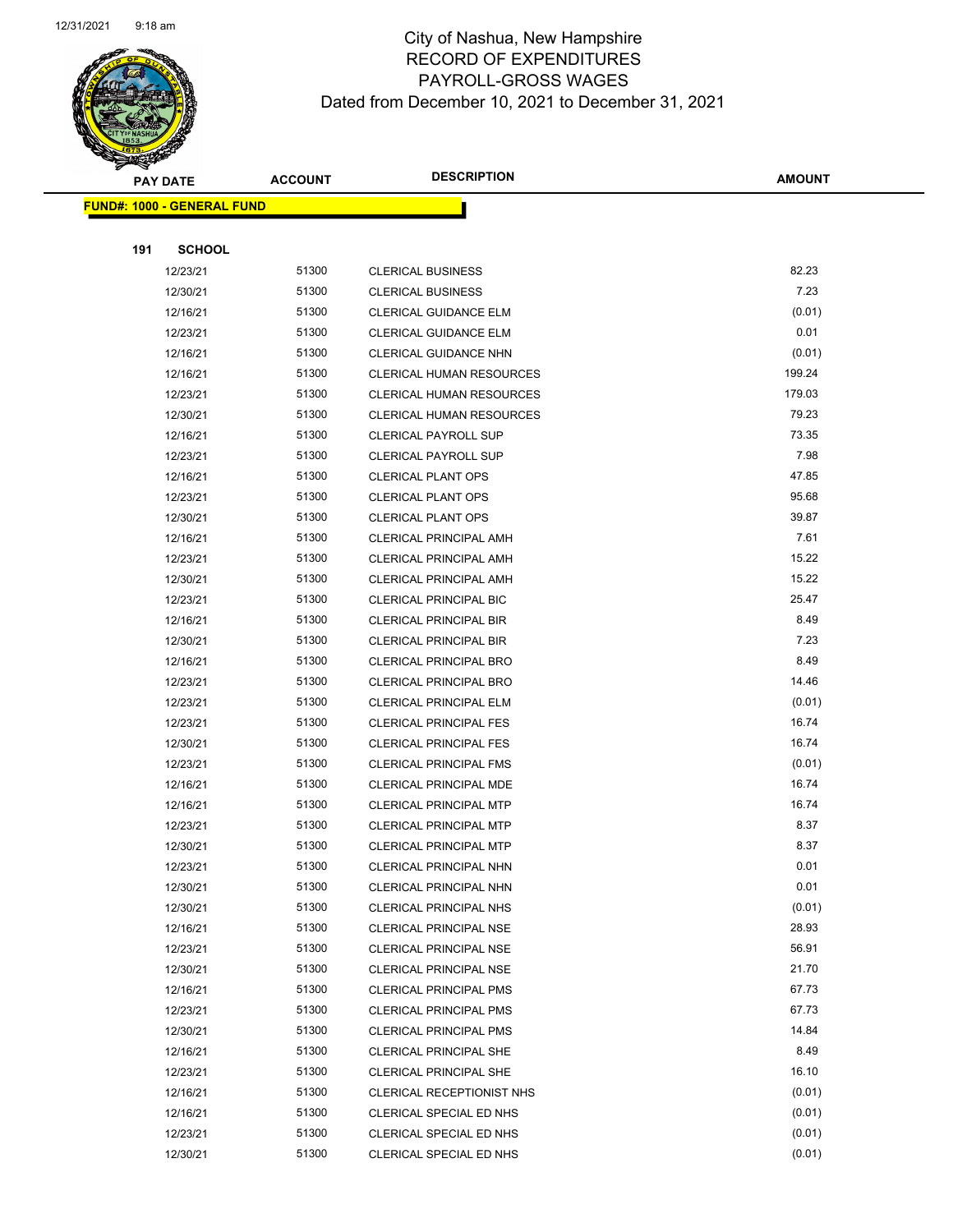# City of Nashua, New Hampshire
## RECORD OF EXPENDITURES
## PAYROLL-GROSS WAGES
### Dated from December 10, 2021 to December 31, 2021

| PAY DATE | ACCOUNT | DESCRIPTION | AMOUNT |
|---|---|---|---|
| **FUND#: 1000 - GENERAL FUND** | | | |
| **191 SCHOOL** | | | |
| 12/23/21 | 51300 | CLERICAL BUSINESS | 82.23 |
| 12/30/21 | 51300 | CLERICAL BUSINESS | 7.23 |
| 12/16/21 | 51300 | CLERICAL GUIDANCE ELM | (0.01) |
| 12/23/21 | 51300 | CLERICAL GUIDANCE ELM | 0.01 |
| 12/16/21 | 51300 | CLERICAL GUIDANCE NHN | (0.01) |
| 12/16/21 | 51300 | CLERICAL HUMAN RESOURCES | 199.24 |
| 12/23/21 | 51300 | CLERICAL HUMAN RESOURCES | 179.03 |
| 12/30/21 | 51300 | CLERICAL HUMAN RESOURCES | 79.23 |
| 12/16/21 | 51300 | CLERICAL PAYROLL SUP | 73.35 |
| 12/23/21 | 51300 | CLERICAL PAYROLL SUP | 7.98 |
| 12/16/21 | 51300 | CLERICAL PLANT OPS | 47.85 |
| 12/23/21 | 51300 | CLERICAL PLANT OPS | 95.68 |
| 12/30/21 | 51300 | CLERICAL PLANT OPS | 39.87 |
| 12/16/21 | 51300 | CLERICAL PRINCIPAL AMH | 7.61 |
| 12/23/21 | 51300 | CLERICAL PRINCIPAL AMH | 15.22 |
| 12/30/21 | 51300 | CLERICAL PRINCIPAL AMH | 15.22 |
| 12/23/21 | 51300 | CLERICAL PRINCIPAL BIC | 25.47 |
| 12/16/21 | 51300 | CLERICAL PRINCIPAL BIR | 8.49 |
| 12/30/21 | 51300 | CLERICAL PRINCIPAL BIR | 7.23 |
| 12/16/21 | 51300 | CLERICAL PRINCIPAL BRO | 8.49 |
| 12/23/21 | 51300 | CLERICAL PRINCIPAL BRO | 14.46 |
| 12/23/21 | 51300 | CLERICAL PRINCIPAL ELM | (0.01) |
| 12/23/21 | 51300 | CLERICAL PRINCIPAL FES | 16.74 |
| 12/30/21 | 51300 | CLERICAL PRINCIPAL FES | 16.74 |
| 12/23/21 | 51300 | CLERICAL PRINCIPAL FMS | (0.01) |
| 12/16/21 | 51300 | CLERICAL PRINCIPAL MDE | 16.74 |
| 12/16/21 | 51300 | CLERICAL PRINCIPAL MTP | 16.74 |
| 12/23/21 | 51300 | CLERICAL PRINCIPAL MTP | 8.37 |
| 12/30/21 | 51300 | CLERICAL PRINCIPAL MTP | 8.37 |
| 12/23/21 | 51300 | CLERICAL PRINCIPAL NHN | 0.01 |
| 12/30/21 | 51300 | CLERICAL PRINCIPAL NHN | 0.01 |
| 12/30/21 | 51300 | CLERICAL PRINCIPAL NHS | (0.01) |
| 12/16/21 | 51300 | CLERICAL PRINCIPAL NSE | 28.93 |
| 12/23/21 | 51300 | CLERICAL PRINCIPAL NSE | 56.91 |
| 12/30/21 | 51300 | CLERICAL PRINCIPAL NSE | 21.70 |
| 12/16/21 | 51300 | CLERICAL PRINCIPAL PMS | 67.73 |
| 12/23/21 | 51300 | CLERICAL PRINCIPAL PMS | 67.73 |
| 12/30/21 | 51300 | CLERICAL PRINCIPAL PMS | 14.84 |
| 12/16/21 | 51300 | CLERICAL PRINCIPAL SHE | 8.49 |
| 12/23/21 | 51300 | CLERICAL PRINCIPAL SHE | 16.10 |
| 12/16/21 | 51300 | CLERICAL RECEPTIONIST NHS | (0.01) |
| 12/16/21 | 51300 | CLERICAL SPECIAL ED NHS | (0.01) |
| 12/23/21 | 51300 | CLERICAL SPECIAL ED NHS | (0.01) |
| 12/30/21 | 51300 | CLERICAL SPECIAL ED NHS | (0.01) |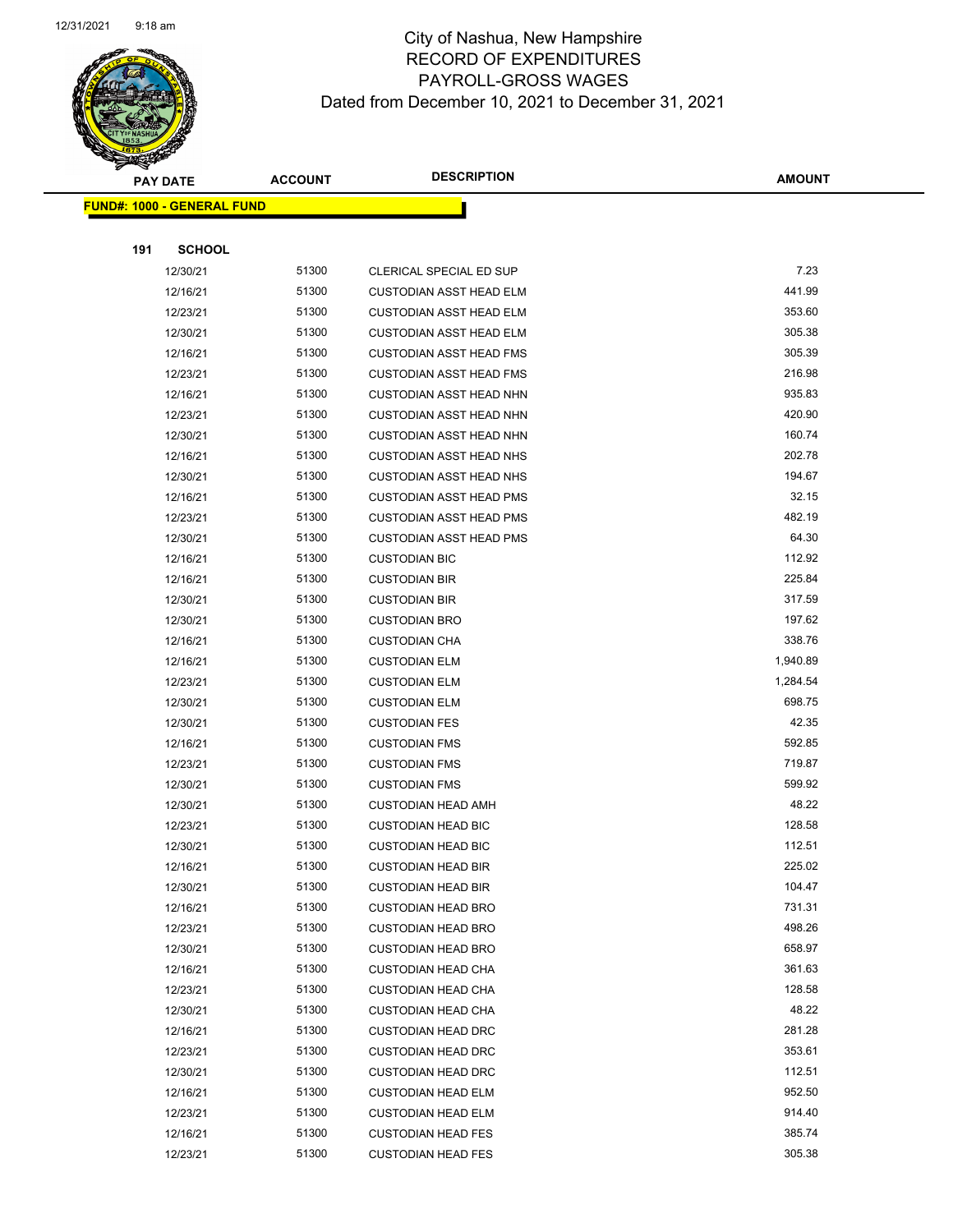City of Nashua, New Hampshire
RECORD OF EXPENDITURES
PAYROLL-GROSS WAGES
Dated from December 10, 2021 to December 31, 2021

| PAY DATE | ACCOUNT | DESCRIPTION | AMOUNT |
|---|---|---|---|
| **FUND#: 1000 - GENERAL FUND** | | | |
| **191 SCHOOL** | | | |
| 12/30/21 | 51300 | CLERICAL SPECIAL ED SUP | 7.23 |
| 12/16/21 | 51300 | CUSTODIAN ASST HEAD ELM | 441.99 |
| 12/23/21 | 51300 | CUSTODIAN ASST HEAD ELM | 353.60 |
| 12/30/21 | 51300 | CUSTODIAN ASST HEAD ELM | 305.38 |
| 12/16/21 | 51300 | CUSTODIAN ASST HEAD FMS | 305.39 |
| 12/23/21 | 51300 | CUSTODIAN ASST HEAD FMS | 216.98 |
| 12/16/21 | 51300 | CUSTODIAN ASST HEAD NHN | 935.83 |
| 12/23/21 | 51300 | CUSTODIAN ASST HEAD NHN | 420.90 |
| 12/30/21 | 51300 | CUSTODIAN ASST HEAD NHN | 160.74 |
| 12/16/21 | 51300 | CUSTODIAN ASST HEAD NHS | 202.78 |
| 12/30/21 | 51300 | CUSTODIAN ASST HEAD NHS | 194.67 |
| 12/16/21 | 51300 | CUSTODIAN ASST HEAD PMS | 32.15 |
| 12/23/21 | 51300 | CUSTODIAN ASST HEAD PMS | 482.19 |
| 12/30/21 | 51300 | CUSTODIAN ASST HEAD PMS | 64.30 |
| 12/16/21 | 51300 | CUSTODIAN BIC | 112.92 |
| 12/16/21 | 51300 | CUSTODIAN BIR | 225.84 |
| 12/30/21 | 51300 | CUSTODIAN BIR | 317.59 |
| 12/30/21 | 51300 | CUSTODIAN BRO | 197.62 |
| 12/16/21 | 51300 | CUSTODIAN CHA | 338.76 |
| 12/16/21 | 51300 | CUSTODIAN ELM | 1,940.89 |
| 12/23/21 | 51300 | CUSTODIAN ELM | 1,284.54 |
| 12/30/21 | 51300 | CUSTODIAN ELM | 698.75 |
| 12/30/21 | 51300 | CUSTODIAN FES | 42.35 |
| 12/16/21 | 51300 | CUSTODIAN FMS | 592.85 |
| 12/23/21 | 51300 | CUSTODIAN FMS | 719.87 |
| 12/30/21 | 51300 | CUSTODIAN FMS | 599.92 |
| 12/30/21 | 51300 | CUSTODIAN HEAD AMH | 48.22 |
| 12/23/21 | 51300 | CUSTODIAN HEAD BIC | 128.58 |
| 12/30/21 | 51300 | CUSTODIAN HEAD BIC | 112.51 |
| 12/16/21 | 51300 | CUSTODIAN HEAD BIR | 225.02 |
| 12/30/21 | 51300 | CUSTODIAN HEAD BIR | 104.47 |
| 12/16/21 | 51300 | CUSTODIAN HEAD BRO | 731.31 |
| 12/23/21 | 51300 | CUSTODIAN HEAD BRO | 498.26 |
| 12/30/21 | 51300 | CUSTODIAN HEAD BRO | 658.97 |
| 12/16/21 | 51300 | CUSTODIAN HEAD CHA | 361.63 |
| 12/23/21 | 51300 | CUSTODIAN HEAD CHA | 128.58 |
| 12/30/21 | 51300 | CUSTODIAN HEAD CHA | 48.22 |
| 12/16/21 | 51300 | CUSTODIAN HEAD DRC | 281.28 |
| 12/23/21 | 51300 | CUSTODIAN HEAD DRC | 353.61 |
| 12/30/21 | 51300 | CUSTODIAN HEAD DRC | 112.51 |
| 12/16/21 | 51300 | CUSTODIAN HEAD ELM | 952.50 |
| 12/23/21 | 51300 | CUSTODIAN HEAD ELM | 914.40 |
| 12/16/21 | 51300 | CUSTODIAN HEAD FES | 385.74 |
| 12/23/21 | 51300 | CUSTODIAN HEAD FES | 305.38 |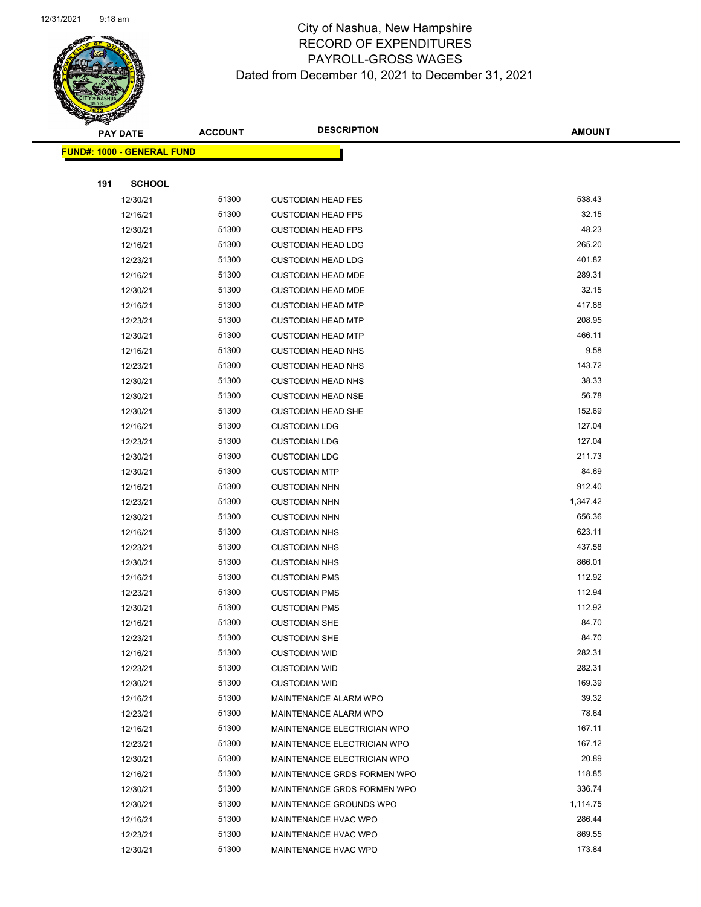# City of Nashua, New Hampshire
## RECORD OF EXPENDITURES
## PAYROLL-GROSS WAGES
### Dated from December 10, 2021 to December 31, 2021

| PAY DATE | ACCOUNT | DESCRIPTION | AMOUNT |
|---|---|---|---|
| **FUND#: 1000 - GENERAL FUND** | | | |
| **191 SCHOOL** | | | |
| 12/30/21 | 51300 | CUSTODIAN HEAD FES | 538.43 |
| 12/16/21 | 51300 | CUSTODIAN HEAD FPS | 32.15 |
| 12/30/21 | 51300 | CUSTODIAN HEAD FPS | 48.23 |
| 12/16/21 | 51300 | CUSTODIAN HEAD LDG | 265.20 |
| 12/23/21 | 51300 | CUSTODIAN HEAD LDG | 401.82 |
| 12/16/21 | 51300 | CUSTODIAN HEAD MDE | 289.31 |
| 12/30/21 | 51300 | CUSTODIAN HEAD MDE | 32.15 |
| 12/16/21 | 51300 | CUSTODIAN HEAD MTP | 417.88 |
| 12/23/21 | 51300 | CUSTODIAN HEAD MTP | 208.95 |
| 12/30/21 | 51300 | CUSTODIAN HEAD MTP | 466.11 |
| 12/16/21 | 51300 | CUSTODIAN HEAD NHS | 9.58 |
| 12/23/21 | 51300 | CUSTODIAN HEAD NHS | 143.72 |
| 12/30/21 | 51300 | CUSTODIAN HEAD NHS | 38.33 |
| 12/30/21 | 51300 | CUSTODIAN HEAD NSE | 56.78 |
| 12/30/21 | 51300 | CUSTODIAN HEAD SHE | 152.69 |
| 12/16/21 | 51300 | CUSTODIAN LDG | 127.04 |
| 12/23/21 | 51300 | CUSTODIAN LDG | 127.04 |
| 12/30/21 | 51300 | CUSTODIAN LDG | 211.73 |
| 12/30/21 | 51300 | CUSTODIAN MTP | 84.69 |
| 12/16/21 | 51300 | CUSTODIAN NHN | 912.40 |
| 12/23/21 | 51300 | CUSTODIAN NHN | 1,347.42 |
| 12/30/21 | 51300 | CUSTODIAN NHN | 656.36 |
| 12/16/21 | 51300 | CUSTODIAN NHS | 623.11 |
| 12/23/21 | 51300 | CUSTODIAN NHS | 437.58 |
| 12/30/21 | 51300 | CUSTODIAN NHS | 866.01 |
| 12/16/21 | 51300 | CUSTODIAN PMS | 112.92 |
| 12/23/21 | 51300 | CUSTODIAN PMS | 112.94 |
| 12/30/21 | 51300 | CUSTODIAN PMS | 112.92 |
| 12/16/21 | 51300 | CUSTODIAN SHE | 84.70 |
| 12/23/21 | 51300 | CUSTODIAN SHE | 84.70 |
| 12/16/21 | 51300 | CUSTODIAN WID | 282.31 |
| 12/23/21 | 51300 | CUSTODIAN WID | 282.31 |
| 12/30/21 | 51300 | CUSTODIAN WID | 169.39 |
| 12/16/21 | 51300 | MAINTENANCE ALARM WPO | 39.32 |
| 12/23/21 | 51300 | MAINTENANCE ALARM WPO | 78.64 |
| 12/16/21 | 51300 | MAINTENANCE ELECTRICIAN WPO | 167.11 |
| 12/23/21 | 51300 | MAINTENANCE ELECTRICIAN WPO | 167.12 |
| 12/30/21 | 51300 | MAINTENANCE ELECTRICIAN WPO | 20.89 |
| 12/16/21 | 51300 | MAINTENANCE GRDS FORMEN WPO | 118.85 |
| 12/30/21 | 51300 | MAINTENANCE GRDS FORMEN WPO | 336.74 |
| 12/30/21 | 51300 | MAINTENANCE GROUNDS WPO | 1,114.75 |
| 12/16/21 | 51300 | MAINTENANCE HVAC WPO | 286.44 |
| 12/23/21 | 51300 | MAINTENANCE HVAC WPO | 869.55 |
| 12/30/21 | 51300 | MAINTENANCE HVAC WPO | 173.84 |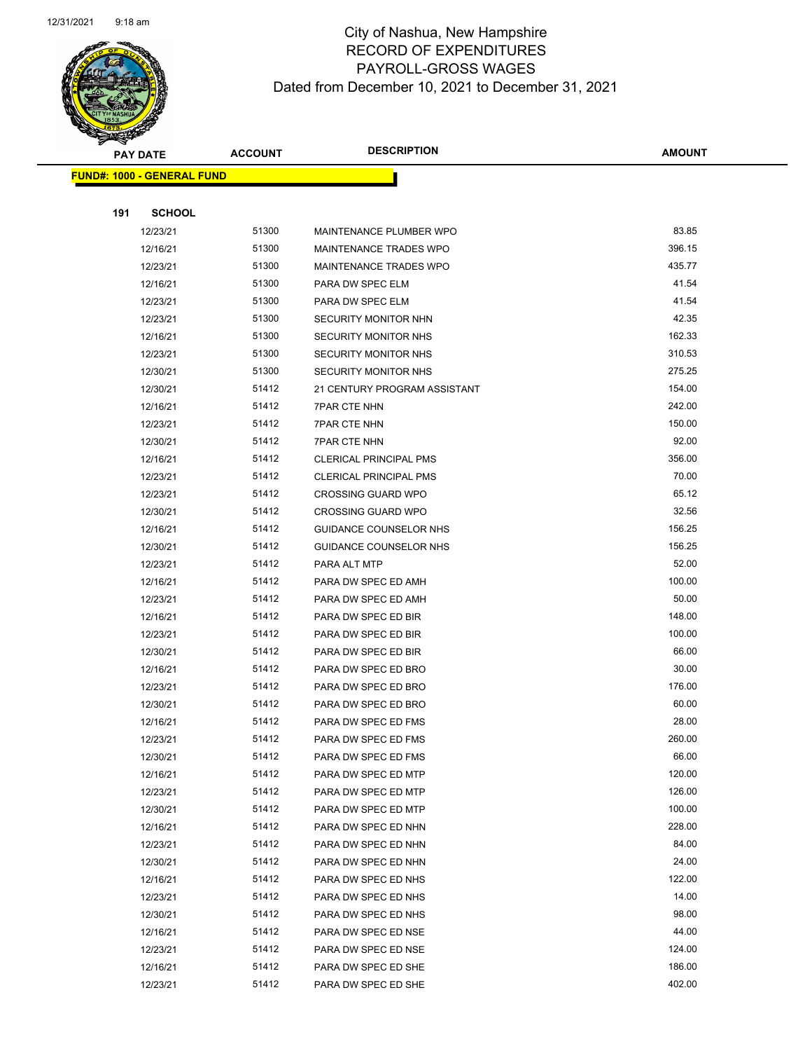# City of Nashua, New Hampshire
# RECORD OF EXPENDITURES
# PAYROLL-GROSS WAGES
# Dated from December 10, 2021 to December 31, 2021

| PAY DATE | ACCOUNT | DESCRIPTION | AMOUNT |
|---|---|---|---|
| **FUND#: 1000 - GENERAL FUND** | | | |
| **191 SCHOOL** | | | |
| 12/23/21 | 51300 | MAINTENANCE PLUMBER WPO | 83.85 |
| 12/16/21 | 51300 | MAINTENANCE TRADES WPO | 396.15 |
| 12/23/21 | 51300 | MAINTENANCE TRADES WPO | 435.77 |
| 12/16/21 | 51300 | PARA DW SPEC ELM | 41.54 |
| 12/23/21 | 51300 | PARA DW SPEC ELM | 41.54 |
| 12/23/21 | 51300 | SECURITY MONITOR NHN | 42.35 |
| 12/16/21 | 51300 | SECURITY MONITOR NHS | 162.33 |
| 12/23/21 | 51300 | SECURITY MONITOR NHS | 310.53 |
| 12/30/21 | 51300 | SECURITY MONITOR NHS | 275.25 |
| 12/30/21 | 51412 | 21 CENTURY PROGRAM ASSISTANT | 154.00 |
| 12/16/21 | 51412 | 7PAR CTE NHN | 242.00 |
| 12/23/21 | 51412 | 7PAR CTE NHN | 150.00 |
| 12/30/21 | 51412 | 7PAR CTE NHN | 92.00 |
| 12/16/21 | 51412 | CLERICAL PRINCIPAL PMS | 356.00 |
| 12/23/21 | 51412 | CLERICAL PRINCIPAL PMS | 70.00 |
| 12/23/21 | 51412 | CROSSING GUARD WPO | 65.12 |
| 12/30/21 | 51412 | CROSSING GUARD WPO | 32.56 |
| 12/16/21 | 51412 | GUIDANCE COUNSELOR NHS | 156.25 |
| 12/30/21 | 51412 | GUIDANCE COUNSELOR NHS | 156.25 |
| 12/23/21 | 51412 | PARA ALT MTP | 52.00 |
| 12/16/21 | 51412 | PARA DW SPEC ED AMH | 100.00 |
| 12/23/21 | 51412 | PARA DW SPEC ED AMH | 50.00 |
| 12/16/21 | 51412 | PARA DW SPEC ED BIR | 148.00 |
| 12/23/21 | 51412 | PARA DW SPEC ED BIR | 100.00 |
| 12/30/21 | 51412 | PARA DW SPEC ED BIR | 66.00 |
| 12/16/21 | 51412 | PARA DW SPEC ED BRO | 30.00 |
| 12/23/21 | 51412 | PARA DW SPEC ED BRO | 176.00 |
| 12/30/21 | 51412 | PARA DW SPEC ED BRO | 60.00 |
| 12/16/21 | 51412 | PARA DW SPEC ED FMS | 28.00 |
| 12/23/21 | 51412 | PARA DW SPEC ED FMS | 260.00 |
| 12/30/21 | 51412 | PARA DW SPEC ED FMS | 66.00 |
| 12/16/21 | 51412 | PARA DW SPEC ED MTP | 120.00 |
| 12/23/21 | 51412 | PARA DW SPEC ED MTP | 126.00 |
| 12/30/21 | 51412 | PARA DW SPEC ED MTP | 100.00 |
| 12/16/21 | 51412 | PARA DW SPEC ED NHN | 228.00 |
| 12/23/21 | 51412 | PARA DW SPEC ED NHN | 84.00 |
| 12/30/21 | 51412 | PARA DW SPEC ED NHN | 24.00 |
| 12/16/21 | 51412 | PARA DW SPEC ED NHS | 122.00 |
| 12/23/21 | 51412 | PARA DW SPEC ED NHS | 14.00 |
| 12/30/21 | 51412 | PARA DW SPEC ED NHS | 98.00 |
| 12/16/21 | 51412 | PARA DW SPEC ED NSE | 44.00 |
| 12/23/21 | 51412 | PARA DW SPEC ED NSE | 124.00 |
| 12/16/21 | 51412 | PARA DW SPEC ED SHE | 186.00 |
| 12/23/21 | 51412 | PARA DW SPEC ED SHE | 402.00 |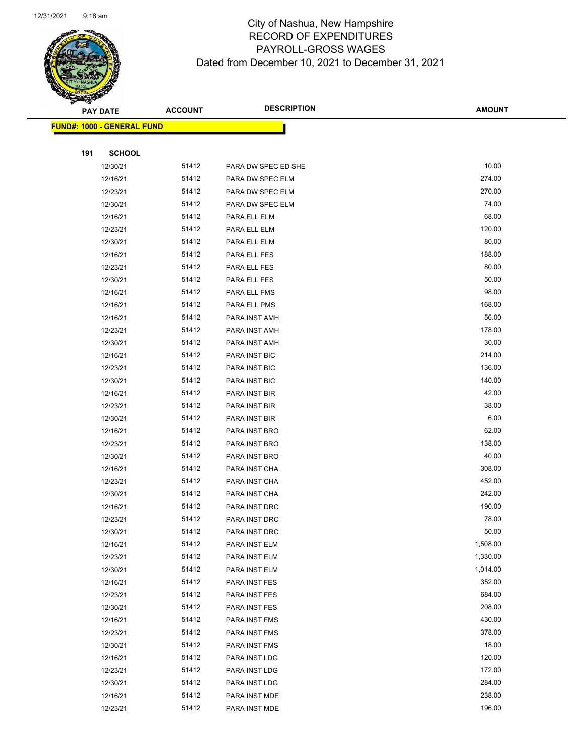# City of Nashua, New Hampshire
## RECORD OF EXPENDITURES
## PAYROLL-GROSS WAGES
## Dated from December 10, 2021 to December 31, 2021

| PAY DATE | ACCOUNT | DESCRIPTION | AMOUNT |
|---|---|---|---|

**FUND#: 1000 - GENERAL FUND**

**191 SCHOOL**

| PAY DATE | ACCOUNT | DESCRIPTION | AMOUNT |
|---|---|---|---|
| 12/30/21 | 51412 | PARA DW SPEC ED SHE | 10.00 |
| 12/16/21 | 51412 | PARA DW SPEC ELM | 274.00 |
| 12/23/21 | 51412 | PARA DW SPEC ELM | 270.00 |
| 12/30/21 | 51412 | PARA DW SPEC ELM | 74.00 |
| 12/16/21 | 51412 | PARA ELL ELM | 68.00 |
| 12/23/21 | 51412 | PARA ELL ELM | 120.00 |
| 12/30/21 | 51412 | PARA ELL ELM | 80.00 |
| 12/16/21 | 51412 | PARA ELL FES | 188.00 |
| 12/23/21 | 51412 | PARA ELL FES | 80.00 |
| 12/30/21 | 51412 | PARA ELL FES | 50.00 |
| 12/16/21 | 51412 | PARA ELL FMS | 98.00 |
| 12/16/21 | 51412 | PARA ELL PMS | 168.00 |
| 12/16/21 | 51412 | PARA INST AMH | 56.00 |
| 12/23/21 | 51412 | PARA INST AMH | 178.00 |
| 12/30/21 | 51412 | PARA INST AMH | 30.00 |
| 12/16/21 | 51412 | PARA INST BIC | 214.00 |
| 12/23/21 | 51412 | PARA INST BIC | 136.00 |
| 12/30/21 | 51412 | PARA INST BIC | 140.00 |
| 12/16/21 | 51412 | PARA INST BIR | 42.00 |
| 12/23/21 | 51412 | PARA INST BIR | 38.00 |
| 12/30/21 | 51412 | PARA INST BIR | 6.00 |
| 12/16/21 | 51412 | PARA INST BRO | 62.00 |
| 12/23/21 | 51412 | PARA INST BRO | 138.00 |
| 12/30/21 | 51412 | PARA INST BRO | 40.00 |
| 12/16/21 | 51412 | PARA INST CHA | 308.00 |
| 12/23/21 | 51412 | PARA INST CHA | 452.00 |
| 12/30/21 | 51412 | PARA INST CHA | 242.00 |
| 12/16/21 | 51412 | PARA INST DRC | 190.00 |
| 12/23/21 | 51412 | PARA INST DRC | 78.00 |
| 12/30/21 | 51412 | PARA INST DRC | 50.00 |
| 12/16/21 | 51412 | PARA INST ELM | 1,508.00 |
| 12/23/21 | 51412 | PARA INST ELM | 1,330.00 |
| 12/30/21 | 51412 | PARA INST ELM | 1,014.00 |
| 12/16/21 | 51412 | PARA INST FES | 352.00 |
| 12/23/21 | 51412 | PARA INST FES | 684.00 |
| 12/30/21 | 51412 | PARA INST FES | 208.00 |
| 12/16/21 | 51412 | PARA INST FMS | 430.00 |
| 12/23/21 | 51412 | PARA INST FMS | 378.00 |
| 12/30/21 | 51412 | PARA INST FMS | 18.00 |
| 12/16/21 | 51412 | PARA INST LDG | 120.00 |
| 12/23/21 | 51412 | PARA INST LDG | 172.00 |
| 12/30/21 | 51412 | PARA INST LDG | 284.00 |
| 12/16/21 | 51412 | PARA INST MDE | 238.00 |
| 12/23/21 | 51412 | PARA INST MDE | 196.00 |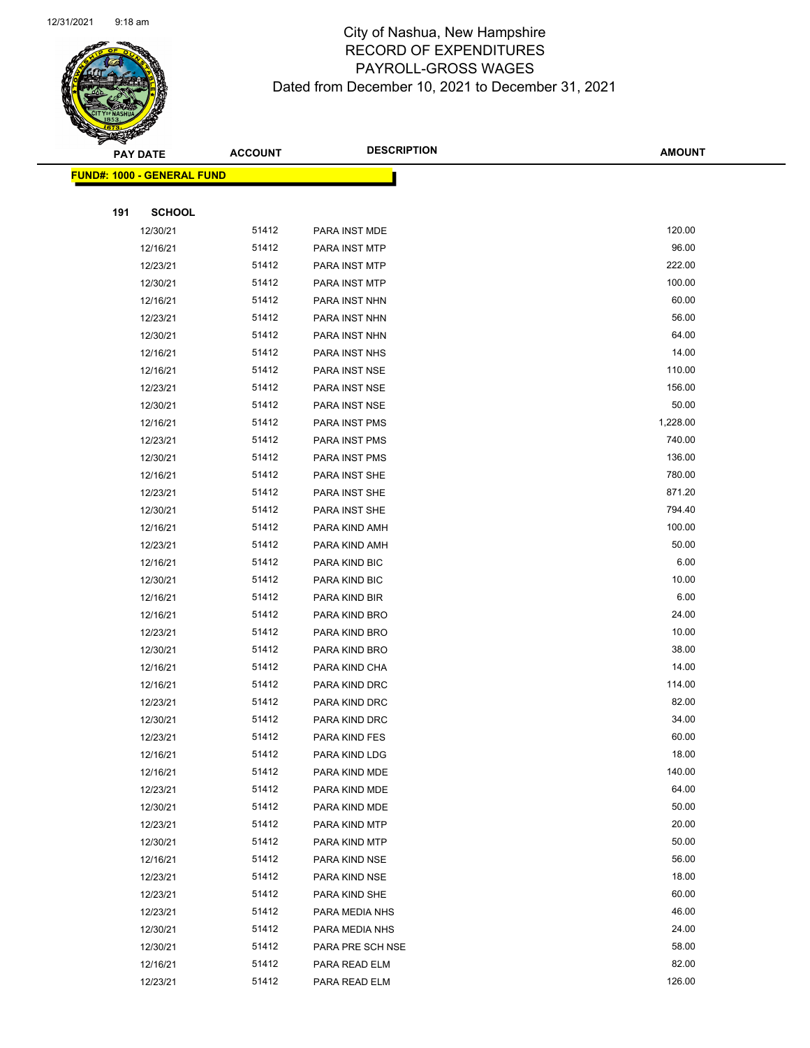City of Nashua, New Hampshire
RECORD OF EXPENDITURES
PAYROLL-GROSS WAGES
Dated from December 10, 2021 to December 31, 2021

| PAY DATE | ACCOUNT | DESCRIPTION | AMOUNT |
|---|---|---|---|
| **FUND#: 1000 - GENERAL FUND** | | | |
| **191 SCHOOL** | | | |
| 12/30/21 | 51412 | PARA INST MDE | 120.00 |
| 12/16/21 | 51412 | PARA INST MTP | 96.00 |
| 12/23/21 | 51412 | PARA INST MTP | 222.00 |
| 12/30/21 | 51412 | PARA INST MTP | 100.00 |
| 12/16/21 | 51412 | PARA INST NHN | 60.00 |
| 12/23/21 | 51412 | PARA INST NHN | 56.00 |
| 12/30/21 | 51412 | PARA INST NHN | 64.00 |
| 12/16/21 | 51412 | PARA INST NHS | 14.00 |
| 12/16/21 | 51412 | PARA INST NSE | 110.00 |
| 12/23/21 | 51412 | PARA INST NSE | 156.00 |
| 12/30/21 | 51412 | PARA INST NSE | 50.00 |
| 12/16/21 | 51412 | PARA INST PMS | 1,228.00 |
| 12/23/21 | 51412 | PARA INST PMS | 740.00 |
| 12/30/21 | 51412 | PARA INST PMS | 136.00 |
| 12/16/21 | 51412 | PARA INST SHE | 780.00 |
| 12/23/21 | 51412 | PARA INST SHE | 871.20 |
| 12/30/21 | 51412 | PARA INST SHE | 794.40 |
| 12/16/21 | 51412 | PARA KIND AMH | 100.00 |
| 12/23/21 | 51412 | PARA KIND AMH | 50.00 |
| 12/16/21 | 51412 | PARA KIND BIC | 6.00 |
| 12/30/21 | 51412 | PARA KIND BIC | 10.00 |
| 12/16/21 | 51412 | PARA KIND BIR | 6.00 |
| 12/16/21 | 51412 | PARA KIND BRO | 24.00 |
| 12/23/21 | 51412 | PARA KIND BRO | 10.00 |
| 12/30/21 | 51412 | PARA KIND BRO | 38.00 |
| 12/16/21 | 51412 | PARA KIND CHA | 14.00 |
| 12/16/21 | 51412 | PARA KIND DRC | 114.00 |
| 12/23/21 | 51412 | PARA KIND DRC | 82.00 |
| 12/30/21 | 51412 | PARA KIND DRC | 34.00 |
| 12/23/21 | 51412 | PARA KIND FES | 60.00 |
| 12/16/21 | 51412 | PARA KIND LDG | 18.00 |
| 12/16/21 | 51412 | PARA KIND MDE | 140.00 |
| 12/23/21 | 51412 | PARA KIND MDE | 64.00 |
| 12/30/21 | 51412 | PARA KIND MDE | 50.00 |
| 12/23/21 | 51412 | PARA KIND MTP | 20.00 |
| 12/30/21 | 51412 | PARA KIND MTP | 50.00 |
| 12/16/21 | 51412 | PARA KIND NSE | 56.00 |
| 12/23/21 | 51412 | PARA KIND NSE | 18.00 |
| 12/23/21 | 51412 | PARA KIND SHE | 60.00 |
| 12/23/21 | 51412 | PARA MEDIA NHS | 46.00 |
| 12/30/21 | 51412 | PARA MEDIA NHS | 24.00 |
| 12/30/21 | 51412 | PARA PRE SCH NSE | 58.00 |
| 12/16/21 | 51412 | PARA READ ELM | 82.00 |
| 12/23/21 | 51412 | PARA READ ELM | 126.00 |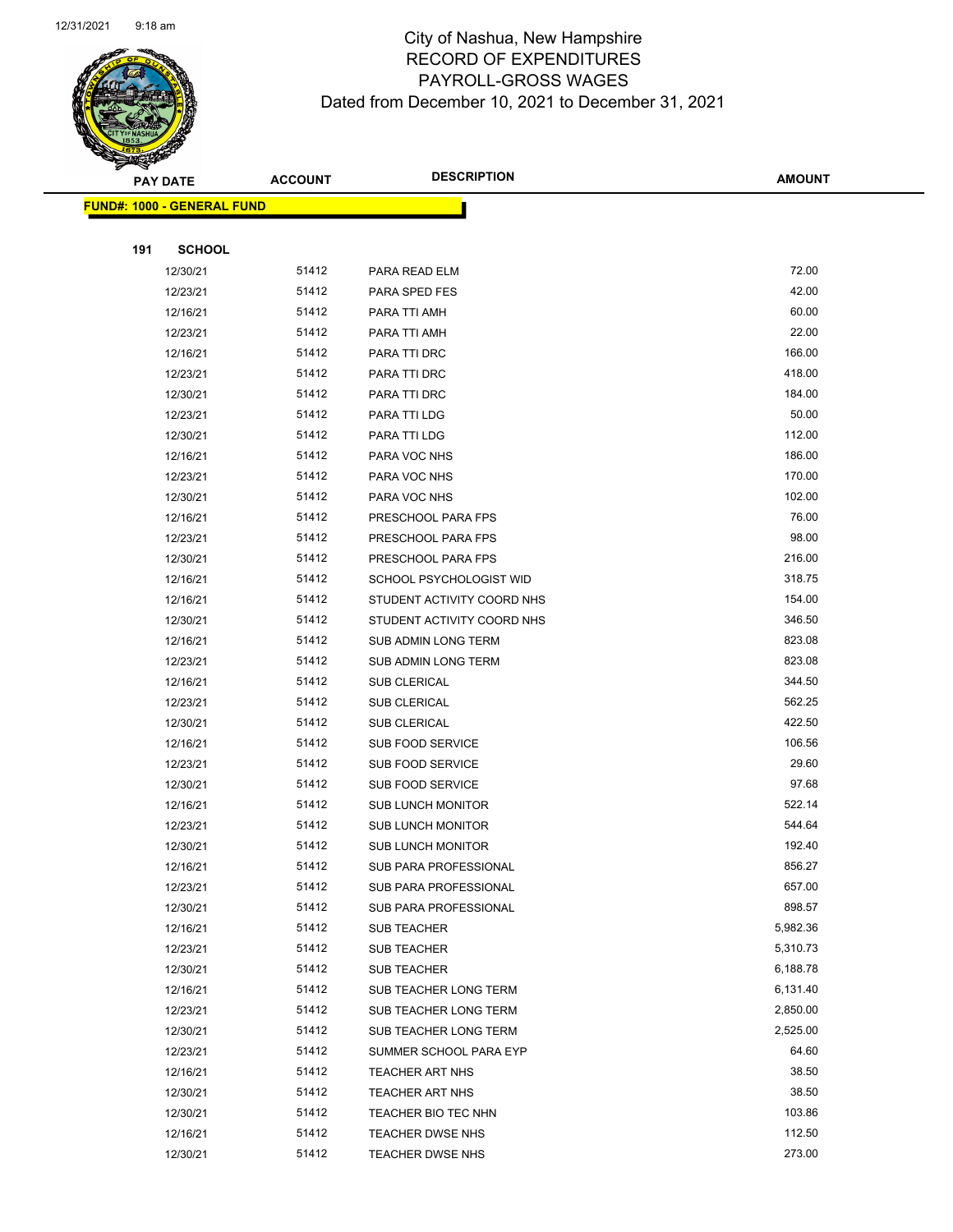# City of Nashua, New Hampshire
## RECORD OF EXPENDITURES
## PAYROLL-GROSS WAGES
### Dated from December 10, 2021 to December 31, 2021

| PAY DATE | ACCOUNT | DESCRIPTION | AMOUNT |
|---|---|---|---|
| **FUND#: 1000 - GENERAL FUND** | | | |
| **191 SCHOOL** | | | |
| 12/30/21 | 51412 | PARA READ ELM | 72.00 |
| 12/23/21 | 51412 | PARA SPED FES | 42.00 |
| 12/16/21 | 51412 | PARA TTI AMH | 60.00 |
| 12/23/21 | 51412 | PARA TTI AMH | 22.00 |
| 12/16/21 | 51412 | PARA TTI DRC | 166.00 |
| 12/23/21 | 51412 | PARA TTI DRC | 418.00 |
| 12/30/21 | 51412 | PARA TTI DRC | 184.00 |
| 12/23/21 | 51412 | PARA TTI LDG | 50.00 |
| 12/30/21 | 51412 | PARA TTI LDG | 112.00 |
| 12/16/21 | 51412 | PARA VOC NHS | 186.00 |
| 12/23/21 | 51412 | PARA VOC NHS | 170.00 |
| 12/30/21 | 51412 | PARA VOC NHS | 102.00 |
| 12/16/21 | 51412 | PRESCHOOL PARA FPS | 76.00 |
| 12/23/21 | 51412 | PRESCHOOL PARA FPS | 98.00 |
| 12/30/21 | 51412 | PRESCHOOL PARA FPS | 216.00 |
| 12/16/21 | 51412 | SCHOOL PSYCHOLOGIST WID | 318.75 |
| 12/16/21 | 51412 | STUDENT ACTIVITY COORD NHS | 154.00 |
| 12/30/21 | 51412 | STUDENT ACTIVITY COORD NHS | 346.50 |
| 12/16/21 | 51412 | SUB ADMIN LONG TERM | 823.08 |
| 12/23/21 | 51412 | SUB ADMIN LONG TERM | 823.08 |
| 12/16/21 | 51412 | SUB CLERICAL | 344.50 |
| 12/23/21 | 51412 | SUB CLERICAL | 562.25 |
| 12/30/21 | 51412 | SUB CLERICAL | 422.50 |
| 12/16/21 | 51412 | SUB FOOD SERVICE | 106.56 |
| 12/23/21 | 51412 | SUB FOOD SERVICE | 29.60 |
| 12/30/21 | 51412 | SUB FOOD SERVICE | 97.68 |
| 12/16/21 | 51412 | SUB LUNCH MONITOR | 522.14 |
| 12/23/21 | 51412 | SUB LUNCH MONITOR | 544.64 |
| 12/30/21 | 51412 | SUB LUNCH MONITOR | 192.40 |
| 12/16/21 | 51412 | SUB PARA PROFESSIONAL | 856.27 |
| 12/23/21 | 51412 | SUB PARA PROFESSIONAL | 657.00 |
| 12/30/21 | 51412 | SUB PARA PROFESSIONAL | 898.57 |
| 12/16/21 | 51412 | SUB TEACHER | 5,982.36 |
| 12/23/21 | 51412 | SUB TEACHER | 5,310.73 |
| 12/30/21 | 51412 | SUB TEACHER | 6,188.78 |
| 12/16/21 | 51412 | SUB TEACHER LONG TERM | 6,131.40 |
| 12/23/21 | 51412 | SUB TEACHER LONG TERM | 2,850.00 |
| 12/30/21 | 51412 | SUB TEACHER LONG TERM | 2,525.00 |
| 12/23/21 | 51412 | SUMMER SCHOOL PARA EYP | 64.60 |
| 12/16/21 | 51412 | TEACHER ART NHS | 38.50 |
| 12/30/21 | 51412 | TEACHER ART NHS | 38.50 |
| 12/30/21 | 51412 | TEACHER BIO TEC NHN | 103.86 |
| 12/16/21 | 51412 | TEACHER DWSE NHS | 112.50 |
| 12/30/21 | 51412 | TEACHER DWSE NHS | 273.00 |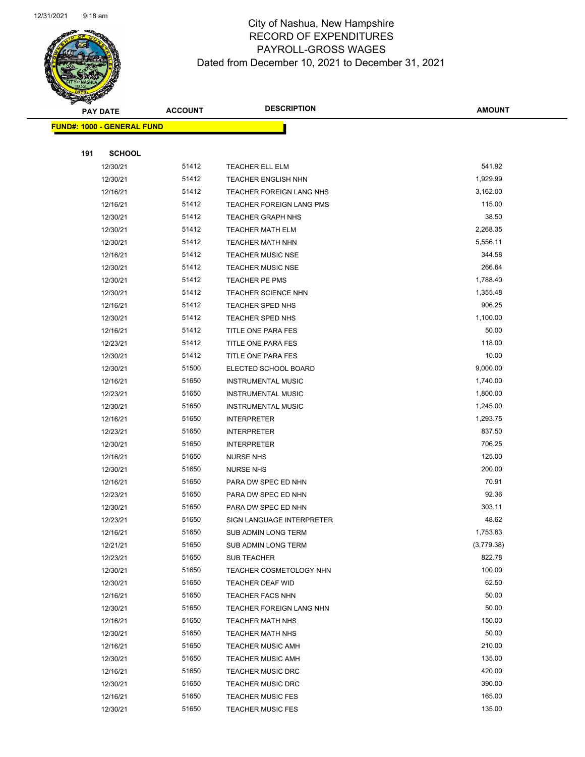City of Nashua, New Hampshire
RECORD OF EXPENDITURES
PAYROLL-GROSS WAGES
Dated from December 10, 2021 to December 31, 2021

| PAY DATE | ACCOUNT | DESCRIPTION | AMOUNT |
|---|---|---|---|
| **FUND#: 1000 - GENERAL FUND** | | | |
| **191 SCHOOL** | | | |
| 12/30/21 | 51412 | TEACHER ELL ELM | 541.92 |
| 12/30/21 | 51412 | TEACHER ENGLISH NHN | 1,929.99 |
| 12/16/21 | 51412 | TEACHER FOREIGN LANG NHS | 3,162.00 |
| 12/16/21 | 51412 | TEACHER FOREIGN LANG PMS | 115.00 |
| 12/30/21 | 51412 | TEACHER GRAPH NHS | 38.50 |
| 12/30/21 | 51412 | TEACHER MATH ELM | 2,268.35 |
| 12/30/21 | 51412 | TEACHER MATH NHN | 5,556.11 |
| 12/16/21 | 51412 | TEACHER MUSIC NSE | 344.58 |
| 12/30/21 | 51412 | TEACHER MUSIC NSE | 266.64 |
| 12/30/21 | 51412 | TEACHER PE PMS | 1,788.40 |
| 12/30/21 | 51412 | TEACHER SCIENCE NHN | 1,355.48 |
| 12/16/21 | 51412 | TEACHER SPED NHS | 906.25 |
| 12/30/21 | 51412 | TEACHER SPED NHS | 1,100.00 |
| 12/16/21 | 51412 | TITLE ONE PARA FES | 50.00 |
| 12/23/21 | 51412 | TITLE ONE PARA FES | 118.00 |
| 12/30/21 | 51412 | TITLE ONE PARA FES | 10.00 |
| 12/30/21 | 51500 | ELECTED SCHOOL BOARD | 9,000.00 |
| 12/16/21 | 51650 | INSTRUMENTAL MUSIC | 1,740.00 |
| 12/23/21 | 51650 | INSTRUMENTAL MUSIC | 1,800.00 |
| 12/30/21 | 51650 | INSTRUMENTAL MUSIC | 1,245.00 |
| 12/16/21 | 51650 | INTERPRETER | 1,293.75 |
| 12/23/21 | 51650 | INTERPRETER | 837.50 |
| 12/30/21 | 51650 | INTERPRETER | 706.25 |
| 12/16/21 | 51650 | NURSE NHS | 125.00 |
| 12/30/21 | 51650 | NURSE NHS | 200.00 |
| 12/16/21 | 51650 | PARA DW SPEC ED NHN | 70.91 |
| 12/23/21 | 51650 | PARA DW SPEC ED NHN | 92.36 |
| 12/30/21 | 51650 | PARA DW SPEC ED NHN | 303.11 |
| 12/23/21 | 51650 | SIGN LANGUAGE INTERPRETER | 48.62 |
| 12/16/21 | 51650 | SUB ADMIN LONG TERM | 1,753.63 |
| 12/21/21 | 51650 | SUB ADMIN LONG TERM | (3,779.38) |
| 12/23/21 | 51650 | SUB TEACHER | 822.78 |
| 12/30/21 | 51650 | TEACHER COSMETOLOGY NHN | 100.00 |
| 12/30/21 | 51650 | TEACHER DEAF WID | 62.50 |
| 12/16/21 | 51650 | TEACHER FACS NHN | 50.00 |
| 12/30/21 | 51650 | TEACHER FOREIGN LANG NHN | 50.00 |
| 12/16/21 | 51650 | TEACHER MATH NHS | 150.00 |
| 12/30/21 | 51650 | TEACHER MATH NHS | 50.00 |
| 12/16/21 | 51650 | TEACHER MUSIC AMH | 210.00 |
| 12/30/21 | 51650 | TEACHER MUSIC AMH | 135.00 |
| 12/16/21 | 51650 | TEACHER MUSIC DRC | 420.00 |
| 12/30/21 | 51650 | TEACHER MUSIC DRC | 390.00 |
| 12/16/21 | 51650 | TEACHER MUSIC FES | 165.00 |
| 12/30/21 | 51650 | TEACHER MUSIC FES | 135.00 |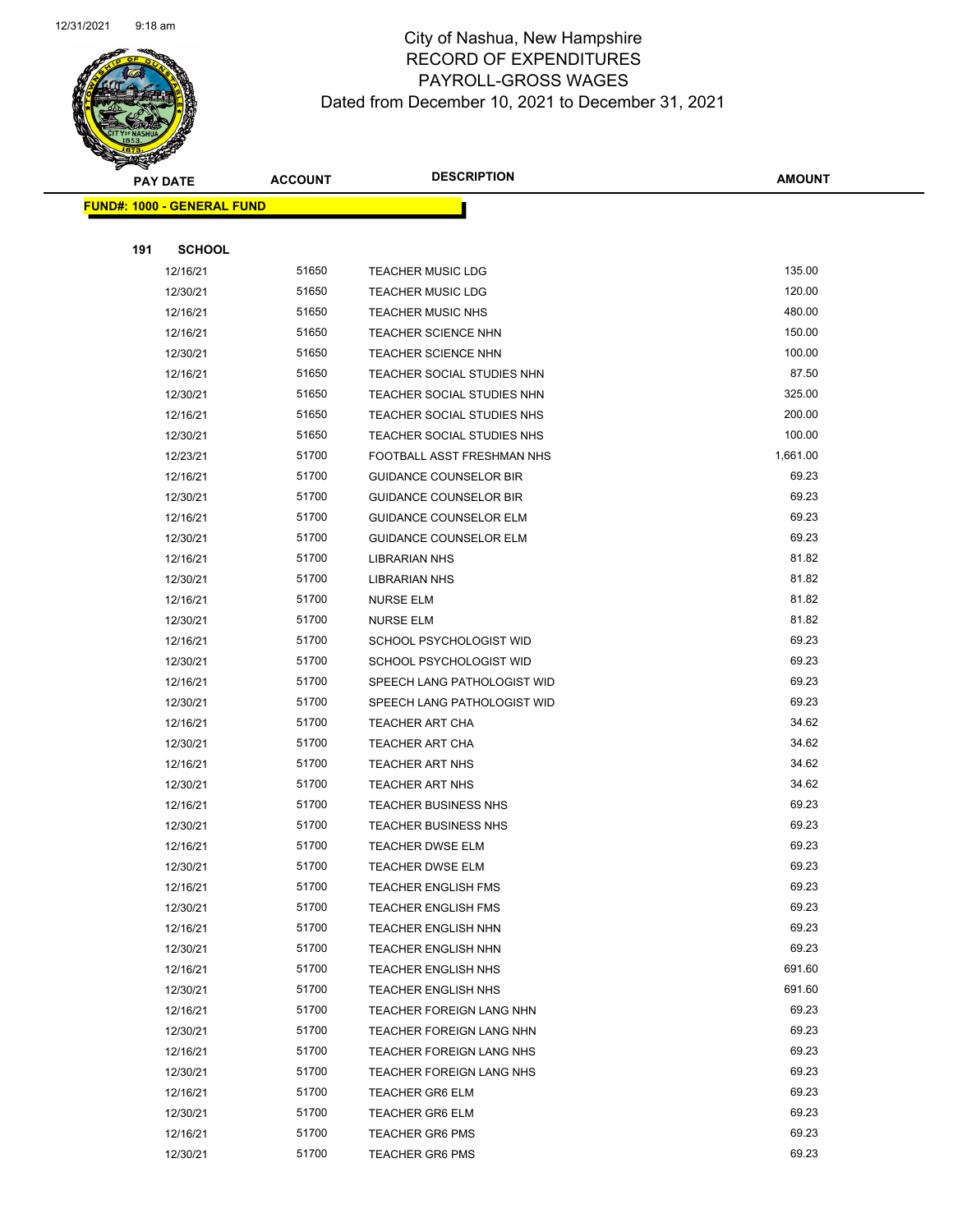# City of Nashua, New Hampshire
# RECORD OF EXPENDITURES
# PAYROLL-GROSS WAGES
## Dated from December 10, 2021 to December 31, 2021

| PAY DATE | ACCOUNT | DESCRIPTION | AMOUNT |
|---|---|---|---|

**FUND#: 1000 - GENERAL FUND**

**191 SCHOOL**

| PAY DATE | ACCOUNT | DESCRIPTION | AMOUNT |
|---|---|---|---|
| 12/16/21 | 51650 | TEACHER MUSIC LDG | 135.00 |
| 12/30/21 | 51650 | TEACHER MUSIC LDG | 120.00 |
| 12/16/21 | 51650 | TEACHER MUSIC NHS | 480.00 |
| 12/16/21 | 51650 | TEACHER SCIENCE NHN | 150.00 |
| 12/30/21 | 51650 | TEACHER SCIENCE NHN | 100.00 |
| 12/16/21 | 51650 | TEACHER SOCIAL STUDIES NHN | 87.50 |
| 12/30/21 | 51650 | TEACHER SOCIAL STUDIES NHN | 325.00 |
| 12/16/21 | 51650 | TEACHER SOCIAL STUDIES NHS | 200.00 |
| 12/30/21 | 51650 | TEACHER SOCIAL STUDIES NHS | 100.00 |
| 12/23/21 | 51700 | FOOTBALL ASST FRESHMAN NHS | 1,661.00 |
| 12/16/21 | 51700 | GUIDANCE COUNSELOR BIR | 69.23 |
| 12/30/21 | 51700 | GUIDANCE COUNSELOR BIR | 69.23 |
| 12/16/21 | 51700 | GUIDANCE COUNSELOR ELM | 69.23 |
| 12/30/21 | 51700 | GUIDANCE COUNSELOR ELM | 69.23 |
| 12/16/21 | 51700 | LIBRARIAN NHS | 81.82 |
| 12/30/21 | 51700 | LIBRARIAN NHS | 81.82 |
| 12/16/21 | 51700 | NURSE ELM | 81.82 |
| 12/30/21 | 51700 | NURSE ELM | 81.82 |
| 12/16/21 | 51700 | SCHOOL PSYCHOLOGIST WID | 69.23 |
| 12/30/21 | 51700 | SCHOOL PSYCHOLOGIST WID | 69.23 |
| 12/16/21 | 51700 | SPEECH LANG PATHOLOGIST WID | 69.23 |
| 12/30/21 | 51700 | SPEECH LANG PATHOLOGIST WID | 69.23 |
| 12/16/21 | 51700 | TEACHER ART CHA | 34.62 |
| 12/30/21 | 51700 | TEACHER ART CHA | 34.62 |
| 12/16/21 | 51700 | TEACHER ART NHS | 34.62 |
| 12/30/21 | 51700 | TEACHER ART NHS | 34.62 |
| 12/16/21 | 51700 | TEACHER BUSINESS NHS | 69.23 |
| 12/30/21 | 51700 | TEACHER BUSINESS NHS | 69.23 |
| 12/16/21 | 51700 | TEACHER DWSE ELM | 69.23 |
| 12/30/21 | 51700 | TEACHER DWSE ELM | 69.23 |
| 12/16/21 | 51700 | TEACHER ENGLISH FMS | 69.23 |
| 12/30/21 | 51700 | TEACHER ENGLISH FMS | 69.23 |
| 12/16/21 | 51700 | TEACHER ENGLISH NHN | 69.23 |
| 12/30/21 | 51700 | TEACHER ENGLISH NHN | 69.23 |
| 12/16/21 | 51700 | TEACHER ENGLISH NHS | 691.60 |
| 12/30/21 | 51700 | TEACHER ENGLISH NHS | 691.60 |
| 12/16/21 | 51700 | TEACHER FOREIGN LANG NHN | 69.23 |
| 12/30/21 | 51700 | TEACHER FOREIGN LANG NHN | 69.23 |
| 12/16/21 | 51700 | TEACHER FOREIGN LANG NHS | 69.23 |
| 12/30/21 | 51700 | TEACHER FOREIGN LANG NHS | 69.23 |
| 12/16/21 | 51700 | TEACHER GR6 ELM | 69.23 |
| 12/30/21 | 51700 | TEACHER GR6 ELM | 69.23 |
| 12/16/21 | 51700 | TEACHER GR6 PMS | 69.23 |
| 12/30/21 | 51700 | TEACHER GR6 PMS | 69.23 |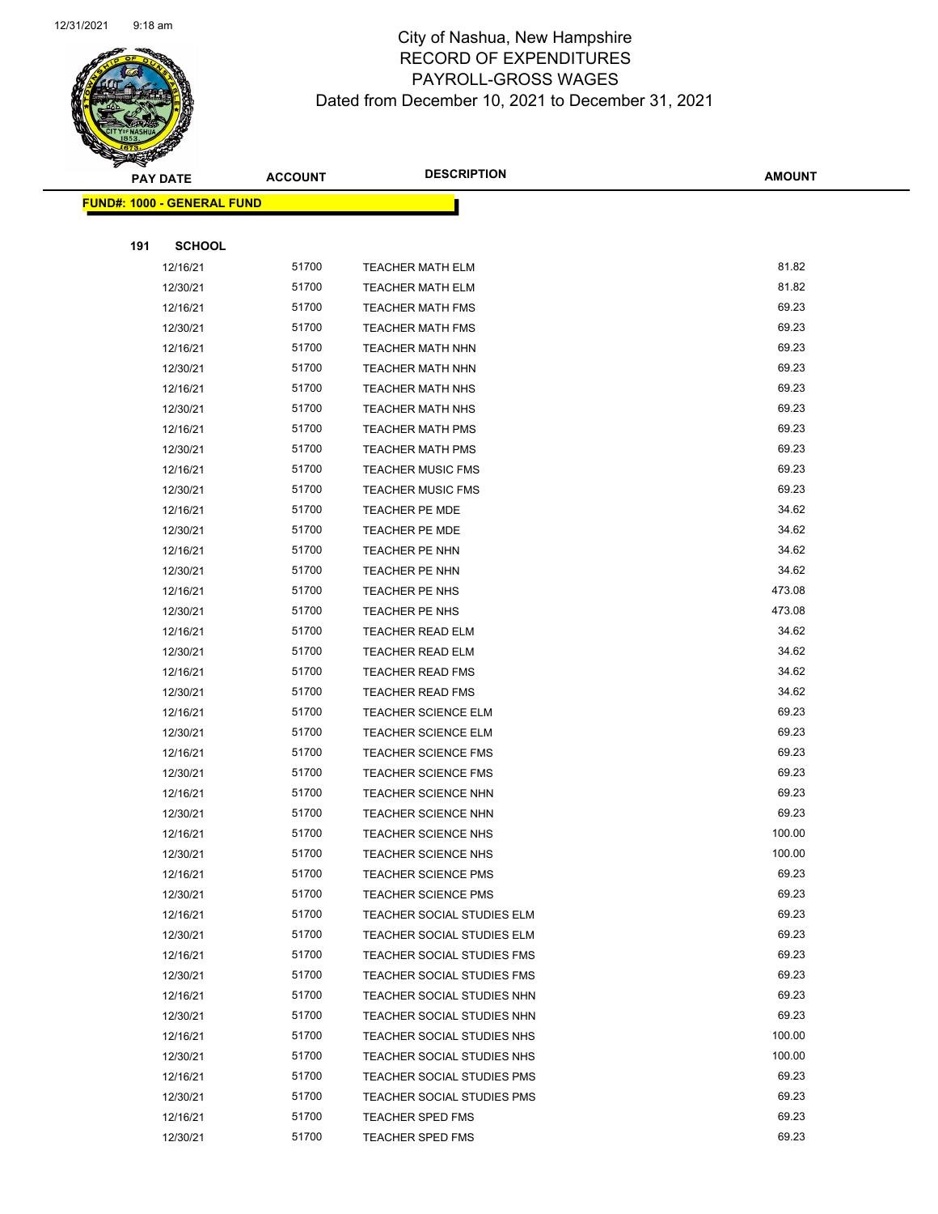# City of Nashua, New Hampshire
## RECORD OF EXPENDITURES
## PAYROLL-GROSS WAGES
### Dated from December 10, 2021 to December 31, 2021

| PAY DATE | ACCOUNT | DESCRIPTION | AMOUNT |
|---|---|---|---|
| **FUND#: 1000 - GENERAL FUND** | | | |
| **191 SCHOOL** | | | |
| 12/16/21 | 51700 | TEACHER MATH ELM | 81.82 |
| 12/30/21 | 51700 | TEACHER MATH ELM | 81.82 |
| 12/16/21 | 51700 | TEACHER MATH FMS | 69.23 |
| 12/30/21 | 51700 | TEACHER MATH FMS | 69.23 |
| 12/16/21 | 51700 | TEACHER MATH NHN | 69.23 |
| 12/30/21 | 51700 | TEACHER MATH NHN | 69.23 |
| 12/16/21 | 51700 | TEACHER MATH NHS | 69.23 |
| 12/30/21 | 51700 | TEACHER MATH NHS | 69.23 |
| 12/16/21 | 51700 | TEACHER MATH PMS | 69.23 |
| 12/30/21 | 51700 | TEACHER MATH PMS | 69.23 |
| 12/16/21 | 51700 | TEACHER MUSIC FMS | 69.23 |
| 12/30/21 | 51700 | TEACHER MUSIC FMS | 69.23 |
| 12/16/21 | 51700 | TEACHER PE MDE | 34.62 |
| 12/30/21 | 51700 | TEACHER PE MDE | 34.62 |
| 12/16/21 | 51700 | TEACHER PE NHN | 34.62 |
| 12/30/21 | 51700 | TEACHER PE NHN | 34.62 |
| 12/16/21 | 51700 | TEACHER PE NHS | 473.08 |
| 12/30/21 | 51700 | TEACHER PE NHS | 473.08 |
| 12/16/21 | 51700 | TEACHER READ ELM | 34.62 |
| 12/30/21 | 51700 | TEACHER READ ELM | 34.62 |
| 12/16/21 | 51700 | TEACHER READ FMS | 34.62 |
| 12/30/21 | 51700 | TEACHER READ FMS | 34.62 |
| 12/16/21 | 51700 | TEACHER SCIENCE ELM | 69.23 |
| 12/30/21 | 51700 | TEACHER SCIENCE ELM | 69.23 |
| 12/16/21 | 51700 | TEACHER SCIENCE FMS | 69.23 |
| 12/30/21 | 51700 | TEACHER SCIENCE FMS | 69.23 |
| 12/16/21 | 51700 | TEACHER SCIENCE NHN | 69.23 |
| 12/30/21 | 51700 | TEACHER SCIENCE NHN | 69.23 |
| 12/16/21 | 51700 | TEACHER SCIENCE NHS | 100.00 |
| 12/30/21 | 51700 | TEACHER SCIENCE NHS | 100.00 |
| 12/16/21 | 51700 | TEACHER SCIENCE PMS | 69.23 |
| 12/30/21 | 51700 | TEACHER SCIENCE PMS | 69.23 |
| 12/16/21 | 51700 | TEACHER SOCIAL STUDIES ELM | 69.23 |
| 12/30/21 | 51700 | TEACHER SOCIAL STUDIES ELM | 69.23 |
| 12/16/21 | 51700 | TEACHER SOCIAL STUDIES FMS | 69.23 |
| 12/30/21 | 51700 | TEACHER SOCIAL STUDIES FMS | 69.23 |
| 12/16/21 | 51700 | TEACHER SOCIAL STUDIES NHN | 69.23 |
| 12/30/21 | 51700 | TEACHER SOCIAL STUDIES NHN | 69.23 |
| 12/16/21 | 51700 | TEACHER SOCIAL STUDIES NHS | 100.00 |
| 12/30/21 | 51700 | TEACHER SOCIAL STUDIES NHS | 100.00 |
| 12/16/21 | 51700 | TEACHER SOCIAL STUDIES PMS | 69.23 |
| 12/30/21 | 51700 | TEACHER SOCIAL STUDIES PMS | 69.23 |
| 12/16/21 | 51700 | TEACHER SPED FMS | 69.23 |
| 12/30/21 | 51700 | TEACHER SPED FMS | 69.23 |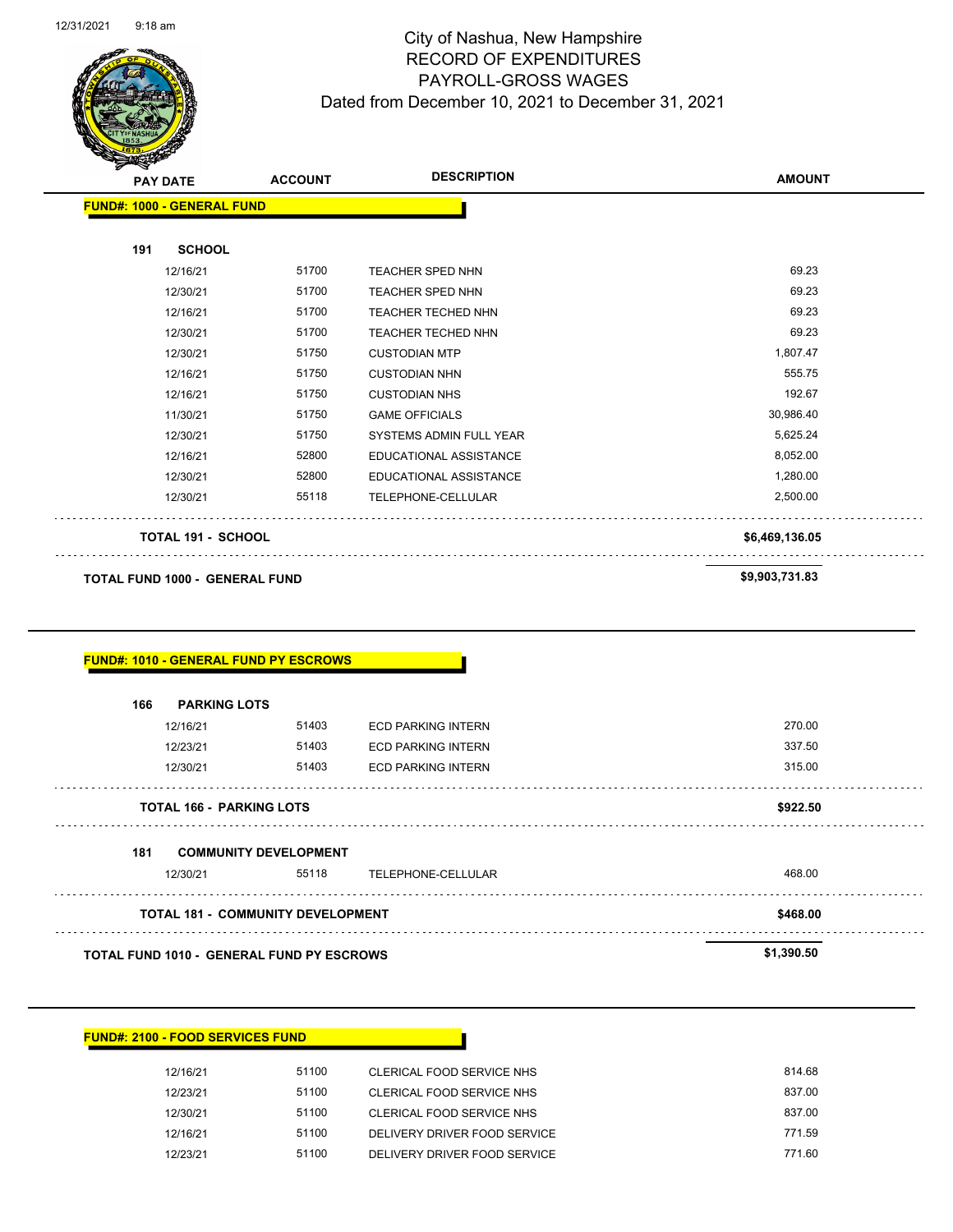# City of Nashua, New Hampshire
## RECORD OF EXPENDITURES
## PAYROLL-GROSS WAGES
### Dated from December 10, 2021 to December 31, 2021

| PAY DATE | ACCOUNT | DESCRIPTION | AMOUNT |
|---|---|---|---|
| **FUND#: 1000 - GENERAL FUND** | | | |
| **191 SCHOOL** | | | |
| 12/16/21 | 51700 | TEACHER SPED NHN | 69.23 |
| 12/30/21 | 51700 | TEACHER SPED NHN | 69.23 |
| 12/16/21 | 51700 | TEACHER TECHED NHN | 69.23 |
| 12/30/21 | 51700 | TEACHER TECHED NHN | 69.23 |
| 12/30/21 | 51750 | CUSTODIAN MTP | 1,807.47 |
| 12/16/21 | 51750 | CUSTODIAN NHN | 555.75 |
| 12/16/21 | 51750 | CUSTODIAN NHS | 192.67 |
| 11/30/21 | 51750 | GAME OFFICIALS | 30,986.40 |
| 12/30/21 | 51750 | SYSTEMS ADMIN FULL YEAR | 5,625.24 |
| 12/16/21 | 52800 | EDUCATIONAL ASSISTANCE | 8,052.00 |
| 12/30/21 | 52800 | EDUCATIONAL ASSISTANCE | 1,280.00 |
| 12/30/21 | 55118 | TELEPHONE-CELLULAR | 2,500.00 |
| **TOTAL 191 - SCHOOL** | | | **$6,469,136.05** |
| **TOTAL FUND 1000 - GENERAL FUND** | | | **$9,903,731.83** |

| PAY DATE | ACCOUNT | DESCRIPTION | AMOUNT |
|---|---|---|---|
| **FUND#: 1010 - GENERAL FUND PY ESCROWS** | | | |
| **166 PARKING LOTS** | | | |
| 12/16/21 | 51403 | ECD PARKING INTERN | 270.00 |
| 12/23/21 | 51403 | ECD PARKING INTERN | 337.50 |
| 12/30/21 | 51403 | ECD PARKING INTERN | 315.00 |
| **TOTAL 166 - PARKING LOTS** | | | **$922.50** |
| **181 COMMUNITY DEVELOPMENT** | | | |
| 12/30/21 | 55118 | TELEPHONE-CELLULAR | 468.00 |
| **TOTAL 181 - COMMUNITY DEVELOPMENT** | | | **$468.00** |
| **TOTAL FUND 1010 - GENERAL FUND PY ESCROWS** | | | **$1,390.50** |

| PAY DATE | ACCOUNT | DESCRIPTION | AMOUNT |
|---|---|---|---|
| **FUND#: 2100 - FOOD SERVICES FUND** | | | |
| 12/16/21 | 51100 | CLERICAL FOOD SERVICE NHS | 814.68 |
| 12/23/21 | 51100 | CLERICAL FOOD SERVICE NHS | 837.00 |
| 12/30/21 | 51100 | CLERICAL FOOD SERVICE NHS | 837.00 |
| 12/16/21 | 51100 | DELIVERY DRIVER FOOD SERVICE | 771.59 |
| 12/23/21 | 51100 | DELIVERY DRIVER FOOD SERVICE | 771.60 |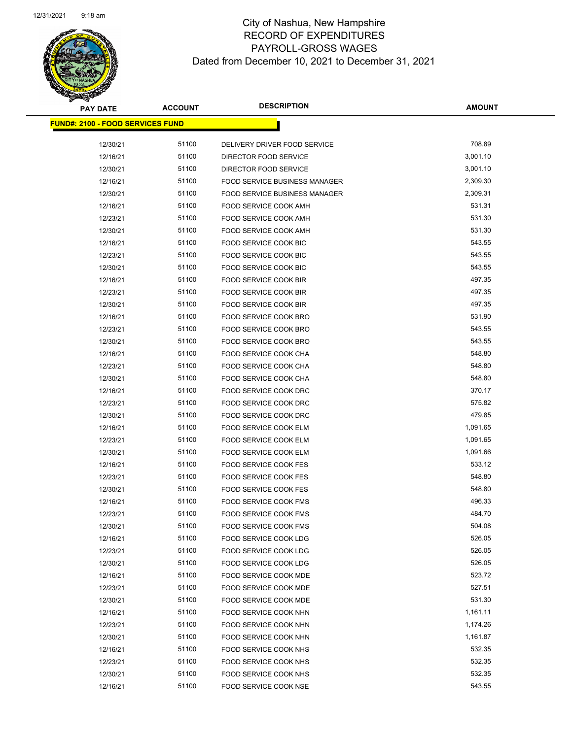# City of Nashua, New Hampshire
## RECORD OF EXPENDITURES
## PAYROLL-GROSS WAGES
### Dated from December 10, 2021 to December 31, 2021

**FUND#: 2100 - FOOD SERVICES FUND**

| PAY DATE | ACCOUNT | DESCRIPTION | AMOUNT |
|---|---|---|---|
| 12/30/21 | 51100 | DELIVERY DRIVER FOOD SERVICE | 708.89 |
| 12/16/21 | 51100 | DIRECTOR FOOD SERVICE | 3,001.10 |
| 12/30/21 | 51100 | DIRECTOR FOOD SERVICE | 3,001.10 |
| 12/16/21 | 51100 | FOOD SERVICE BUSINESS MANAGER | 2,309.30 |
| 12/30/21 | 51100 | FOOD SERVICE BUSINESS MANAGER | 2,309.31 |
| 12/16/21 | 51100 | FOOD SERVICE COOK AMH | 531.31 |
| 12/23/21 | 51100 | FOOD SERVICE COOK AMH | 531.30 |
| 12/30/21 | 51100 | FOOD SERVICE COOK AMH | 531.30 |
| 12/16/21 | 51100 | FOOD SERVICE COOK BIC | 543.55 |
| 12/23/21 | 51100 | FOOD SERVICE COOK BIC | 543.55 |
| 12/30/21 | 51100 | FOOD SERVICE COOK BIC | 543.55 |
| 12/16/21 | 51100 | FOOD SERVICE COOK BIR | 497.35 |
| 12/23/21 | 51100 | FOOD SERVICE COOK BIR | 497.35 |
| 12/30/21 | 51100 | FOOD SERVICE COOK BIR | 497.35 |
| 12/16/21 | 51100 | FOOD SERVICE COOK BRO | 531.90 |
| 12/23/21 | 51100 | FOOD SERVICE COOK BRO | 543.55 |
| 12/30/21 | 51100 | FOOD SERVICE COOK BRO | 543.55 |
| 12/16/21 | 51100 | FOOD SERVICE COOK CHA | 548.80 |
| 12/23/21 | 51100 | FOOD SERVICE COOK CHA | 548.80 |
| 12/30/21 | 51100 | FOOD SERVICE COOK CHA | 548.80 |
| 12/16/21 | 51100 | FOOD SERVICE COOK DRC | 370.17 |
| 12/23/21 | 51100 | FOOD SERVICE COOK DRC | 575.82 |
| 12/30/21 | 51100 | FOOD SERVICE COOK DRC | 479.85 |
| 12/16/21 | 51100 | FOOD SERVICE COOK ELM | 1,091.65 |
| 12/23/21 | 51100 | FOOD SERVICE COOK ELM | 1,091.65 |
| 12/30/21 | 51100 | FOOD SERVICE COOK ELM | 1,091.66 |
| 12/16/21 | 51100 | FOOD SERVICE COOK FES | 533.12 |
| 12/23/21 | 51100 | FOOD SERVICE COOK FES | 548.80 |
| 12/30/21 | 51100 | FOOD SERVICE COOK FES | 548.80 |
| 12/16/21 | 51100 | FOOD SERVICE COOK FMS | 496.33 |
| 12/23/21 | 51100 | FOOD SERVICE COOK FMS | 484.70 |
| 12/30/21 | 51100 | FOOD SERVICE COOK FMS | 504.08 |
| 12/16/21 | 51100 | FOOD SERVICE COOK LDG | 526.05 |
| 12/23/21 | 51100 | FOOD SERVICE COOK LDG | 526.05 |
| 12/30/21 | 51100 | FOOD SERVICE COOK LDG | 526.05 |
| 12/16/21 | 51100 | FOOD SERVICE COOK MDE | 523.72 |
| 12/23/21 | 51100 | FOOD SERVICE COOK MDE | 527.51 |
| 12/30/21 | 51100 | FOOD SERVICE COOK MDE | 531.30 |
| 12/16/21 | 51100 | FOOD SERVICE COOK NHN | 1,161.11 |
| 12/23/21 | 51100 | FOOD SERVICE COOK NHN | 1,174.26 |
| 12/30/21 | 51100 | FOOD SERVICE COOK NHN | 1,161.87 |
| 12/16/21 | 51100 | FOOD SERVICE COOK NHS | 532.35 |
| 12/23/21 | 51100 | FOOD SERVICE COOK NHS | 532.35 |
| 12/30/21 | 51100 | FOOD SERVICE COOK NHS | 532.35 |
| 12/16/21 | 51100 | FOOD SERVICE COOK NSE | 543.55 |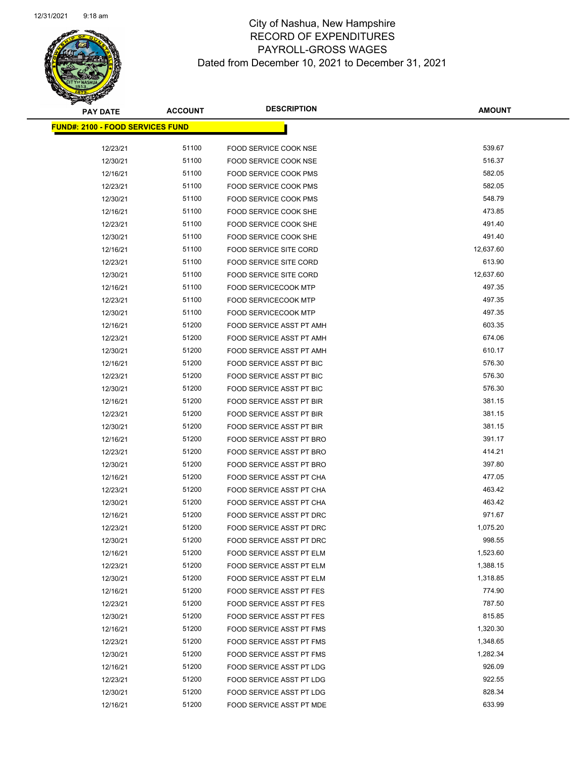# City of Nashua, New Hampshire
## RECORD OF EXPENDITURES
## PAYROLL-GROSS WAGES
## Dated from December 10, 2021 to December 31, 2021

| PAY DATE | ACCOUNT | DESCRIPTION | AMOUNT |
|---|---|---|---|
| **FUND#: 2100 - FOOD SERVICES FUND** | | | |
| 12/23/21 | 51100 | FOOD SERVICE COOK NSE | 539.67 |
| 12/30/21 | 51100 | FOOD SERVICE COOK NSE | 516.37 |
| 12/16/21 | 51100 | FOOD SERVICE COOK PMS | 582.05 |
| 12/23/21 | 51100 | FOOD SERVICE COOK PMS | 582.05 |
| 12/30/21 | 51100 | FOOD SERVICE COOK PMS | 548.79 |
| 12/16/21 | 51100 | FOOD SERVICE COOK SHE | 473.85 |
| 12/23/21 | 51100 | FOOD SERVICE COOK SHE | 491.40 |
| 12/30/21 | 51100 | FOOD SERVICE COOK SHE | 491.40 |
| 12/16/21 | 51100 | FOOD SERVICE SITE CORD | 12,637.60 |
| 12/23/21 | 51100 | FOOD SERVICE SITE CORD | 613.90 |
| 12/30/21 | 51100 | FOOD SERVICE SITE CORD | 12,637.60 |
| 12/16/21 | 51100 | FOOD SERVICECOOK MTP | 497.35 |
| 12/23/21 | 51100 | FOOD SERVICECOOK MTP | 497.35 |
| 12/30/21 | 51100 | FOOD SERVICECOOK MTP | 497.35 |
| 12/16/21 | 51200 | FOOD SERVICE ASST PT AMH | 603.35 |
| 12/23/21 | 51200 | FOOD SERVICE ASST PT AMH | 674.06 |
| 12/30/21 | 51200 | FOOD SERVICE ASST PT AMH | 610.17 |
| 12/16/21 | 51200 | FOOD SERVICE ASST PT BIC | 576.30 |
| 12/23/21 | 51200 | FOOD SERVICE ASST PT BIC | 576.30 |
| 12/30/21 | 51200 | FOOD SERVICE ASST PT BIC | 576.30 |
| 12/16/21 | 51200 | FOOD SERVICE ASST PT BIR | 381.15 |
| 12/23/21 | 51200 | FOOD SERVICE ASST PT BIR | 381.15 |
| 12/30/21 | 51200 | FOOD SERVICE ASST PT BIR | 381.15 |
| 12/16/21 | 51200 | FOOD SERVICE ASST PT BRO | 391.17 |
| 12/23/21 | 51200 | FOOD SERVICE ASST PT BRO | 414.21 |
| 12/30/21 | 51200 | FOOD SERVICE ASST PT BRO | 397.80 |
| 12/16/21 | 51200 | FOOD SERVICE ASST PT CHA | 477.05 |
| 12/23/21 | 51200 | FOOD SERVICE ASST PT CHA | 463.42 |
| 12/30/21 | 51200 | FOOD SERVICE ASST PT CHA | 463.42 |
| 12/16/21 | 51200 | FOOD SERVICE ASST PT DRC | 971.67 |
| 12/23/21 | 51200 | FOOD SERVICE ASST PT DRC | 1,075.20 |
| 12/30/21 | 51200 | FOOD SERVICE ASST PT DRC | 998.55 |
| 12/16/21 | 51200 | FOOD SERVICE ASST PT ELM | 1,523.60 |
| 12/23/21 | 51200 | FOOD SERVICE ASST PT ELM | 1,388.15 |
| 12/30/21 | 51200 | FOOD SERVICE ASST PT ELM | 1,318.85 |
| 12/16/21 | 51200 | FOOD SERVICE ASST PT FES | 774.90 |
| 12/23/21 | 51200 | FOOD SERVICE ASST PT FES | 787.50 |
| 12/30/21 | 51200 | FOOD SERVICE ASST PT FES | 815.85 |
| 12/16/21 | 51200 | FOOD SERVICE ASST PT FMS | 1,320.30 |
| 12/23/21 | 51200 | FOOD SERVICE ASST PT FMS | 1,348.65 |
| 12/30/21 | 51200 | FOOD SERVICE ASST PT FMS | 1,282.34 |
| 12/16/21 | 51200 | FOOD SERVICE ASST PT LDG | 926.09 |
| 12/23/21 | 51200 | FOOD SERVICE ASST PT LDG | 922.55 |
| 12/30/21 | 51200 | FOOD SERVICE ASST PT LDG | 828.34 |
| 12/16/21 | 51200 | FOOD SERVICE ASST PT MDE | 633.99 |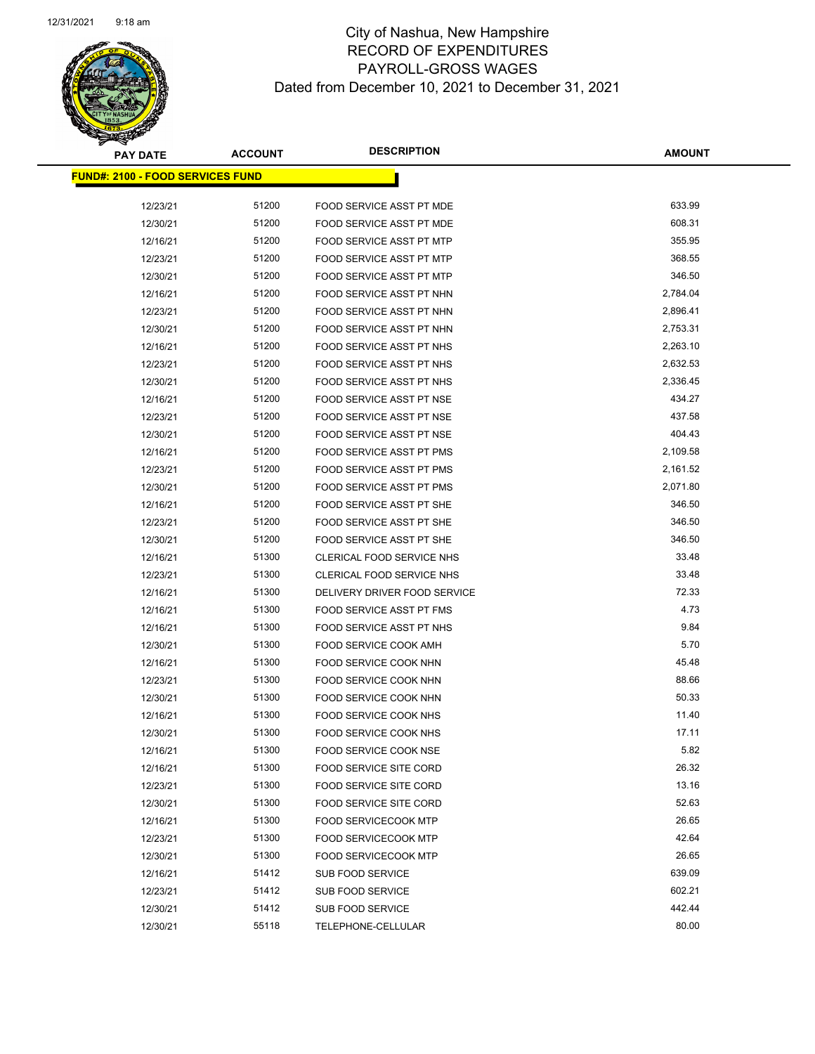# City of Nashua, New Hampshire
## RECORD OF EXPENDITURES
## PAYROLL-GROSS WAGES
## Dated from December 10, 2021 to December 31, 2021

| PAY DATE | ACCOUNT | DESCRIPTION | AMOUNT |
|---|---|---|---|
| **FUND#: 2100 - FOOD SERVICES FUND** | | | |
| 12/23/21 | 51200 | FOOD SERVICE ASST PT MDE | 633.99 |
| 12/30/21 | 51200 | FOOD SERVICE ASST PT MDE | 608.31 |
| 12/16/21 | 51200 | FOOD SERVICE ASST PT MTP | 355.95 |
| 12/23/21 | 51200 | FOOD SERVICE ASST PT MTP | 368.55 |
| 12/30/21 | 51200 | FOOD SERVICE ASST PT MTP | 346.50 |
| 12/16/21 | 51200 | FOOD SERVICE ASST PT NHN | 2,784.04 |
| 12/23/21 | 51200 | FOOD SERVICE ASST PT NHN | 2,896.41 |
| 12/30/21 | 51200 | FOOD SERVICE ASST PT NHN | 2,753.31 |
| 12/16/21 | 51200 | FOOD SERVICE ASST PT NHS | 2,263.10 |
| 12/23/21 | 51200 | FOOD SERVICE ASST PT NHS | 2,632.53 |
| 12/30/21 | 51200 | FOOD SERVICE ASST PT NHS | 2,336.45 |
| 12/16/21 | 51200 | FOOD SERVICE ASST PT NSE | 434.27 |
| 12/23/21 | 51200 | FOOD SERVICE ASST PT NSE | 437.58 |
| 12/30/21 | 51200 | FOOD SERVICE ASST PT NSE | 404.43 |
| 12/16/21 | 51200 | FOOD SERVICE ASST PT PMS | 2,109.58 |
| 12/23/21 | 51200 | FOOD SERVICE ASST PT PMS | 2,161.52 |
| 12/30/21 | 51200 | FOOD SERVICE ASST PT PMS | 2,071.80 |
| 12/16/21 | 51200 | FOOD SERVICE ASST PT SHE | 346.50 |
| 12/23/21 | 51200 | FOOD SERVICE ASST PT SHE | 346.50 |
| 12/30/21 | 51200 | FOOD SERVICE ASST PT SHE | 346.50 |
| 12/16/21 | 51300 | CLERICAL FOOD SERVICE NHS | 33.48 |
| 12/23/21 | 51300 | CLERICAL FOOD SERVICE NHS | 33.48 |
| 12/16/21 | 51300 | DELIVERY DRIVER FOOD SERVICE | 72.33 |
| 12/16/21 | 51300 | FOOD SERVICE ASST PT FMS | 4.73 |
| 12/16/21 | 51300 | FOOD SERVICE ASST PT NHS | 9.84 |
| 12/30/21 | 51300 | FOOD SERVICE COOK AMH | 5.70 |
| 12/16/21 | 51300 | FOOD SERVICE COOK NHN | 45.48 |
| 12/23/21 | 51300 | FOOD SERVICE COOK NHN | 88.66 |
| 12/30/21 | 51300 | FOOD SERVICE COOK NHN | 50.33 |
| 12/16/21 | 51300 | FOOD SERVICE COOK NHS | 11.40 |
| 12/30/21 | 51300 | FOOD SERVICE COOK NHS | 17.11 |
| 12/16/21 | 51300 | FOOD SERVICE COOK NSE | 5.82 |
| 12/16/21 | 51300 | FOOD SERVICE SITE CORD | 26.32 |
| 12/23/21 | 51300 | FOOD SERVICE SITE CORD | 13.16 |
| 12/30/21 | 51300 | FOOD SERVICE SITE CORD | 52.63 |
| 12/16/21 | 51300 | FOOD SERVICECOOK MTP | 26.65 |
| 12/23/21 | 51300 | FOOD SERVICECOOK MTP | 42.64 |
| 12/30/21 | 51300 | FOOD SERVICECOOK MTP | 26.65 |
| 12/16/21 | 51412 | SUB FOOD SERVICE | 639.09 |
| 12/23/21 | 51412 | SUB FOOD SERVICE | 602.21 |
| 12/30/21 | 51412 | SUB FOOD SERVICE | 442.44 |
| 12/30/21 | 55118 | TELEPHONE-CELLULAR | 80.00 |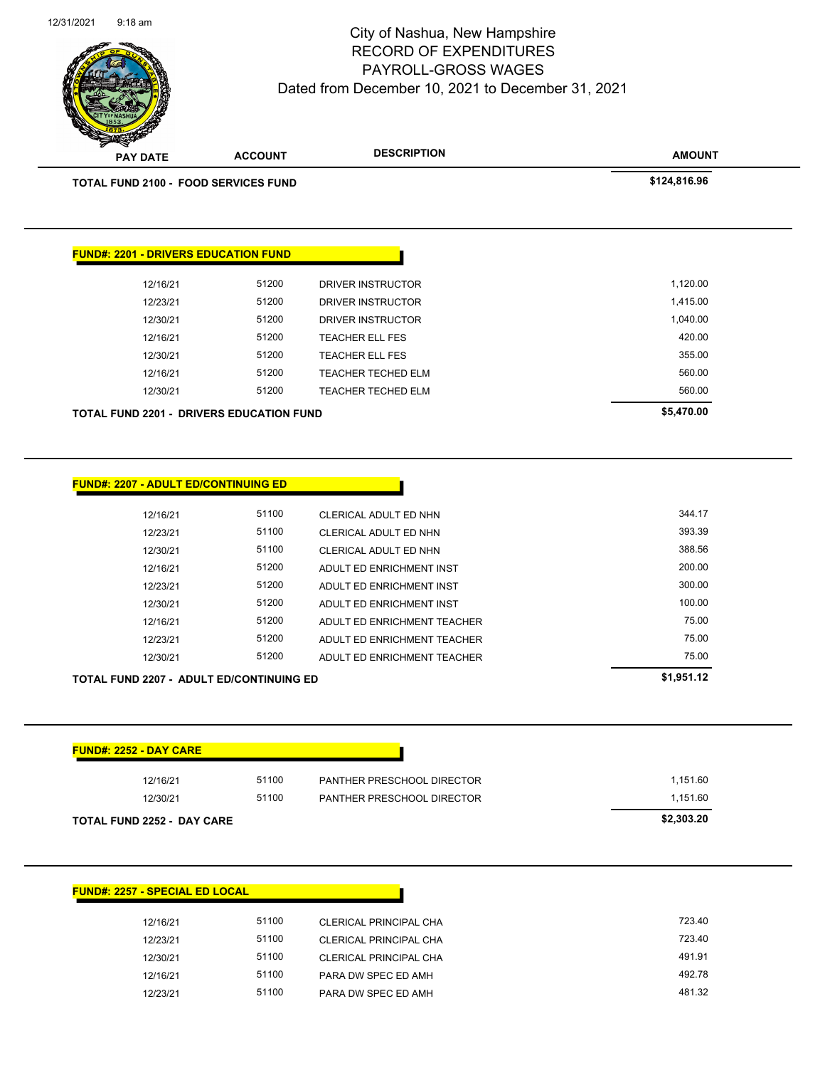# City of Nashua, New Hampshire
## RECORD OF EXPENDITURES
## PAYROLL-GROSS WAGES
### Dated from December 10, 2021 to December 31, 2021

| PAY DATE | ACCOUNT | DESCRIPTION | AMOUNT |
|---|---|---|---|
| **TOTAL FUND 2100 - FOOD SERVICES FUND** | | | **$124,816.96** |

**FUND#: 2201 - DRIVERS EDUCATION FUND**

| PAY DATE | ACCOUNT | DESCRIPTION | AMOUNT |
|---|---|---|---|
| 12/16/21 | 51200 | DRIVER INSTRUCTOR | 1,120.00 |
| 12/23/21 | 51200 | DRIVER INSTRUCTOR | 1,415.00 |
| 12/30/21 | 51200 | DRIVER INSTRUCTOR | 1,040.00 |
| 12/16/21 | 51200 | TEACHER ELL FES | 420.00 |
| 12/30/21 | 51200 | TEACHER ELL FES | 355.00 |
| 12/16/21 | 51200 | TEACHER TECHED ELM | 560.00 |
| 12/30/21 | 51200 | TEACHER TECHED ELM | 560.00 |
| **TOTAL FUND 2201 - DRIVERS EDUCATION FUND** | | | **$5,470.00** |

**FUND#: 2207 - ADULT ED/CONTINUING ED**

| PAY DATE | ACCOUNT | DESCRIPTION | AMOUNT |
|---|---|---|---|
| 12/16/21 | 51100 | CLERICAL ADULT ED NHN | 344.17 |
| 12/23/21 | 51100 | CLERICAL ADULT ED NHN | 393.39 |
| 12/30/21 | 51100 | CLERICAL ADULT ED NHN | 388.56 |
| 12/16/21 | 51200 | ADULT ED ENRICHMENT INST | 200.00 |
| 12/23/21 | 51200 | ADULT ED ENRICHMENT INST | 300.00 |
| 12/30/21 | 51200 | ADULT ED ENRICHMENT INST | 100.00 |
| 12/16/21 | 51200 | ADULT ED ENRICHMENT TEACHER | 75.00 |
| 12/23/21 | 51200 | ADULT ED ENRICHMENT TEACHER | 75.00 |
| 12/30/21 | 51200 | ADULT ED ENRICHMENT TEACHER | 75.00 |
| **TOTAL FUND 2207 - ADULT ED/CONTINUING ED** | | | **$1,951.12** |

**FUND#: 2252 - DAY CARE**

| PAY DATE | ACCOUNT | DESCRIPTION | AMOUNT |
|---|---|---|---|
| 12/16/21 | 51100 | PANTHER PRESCHOOL DIRECTOR | 1,151.60 |
| 12/30/21 | 51100 | PANTHER PRESCHOOL DIRECTOR | 1,151.60 |
| **TOTAL FUND 2252 - DAY CARE** | | | **$2,303.20** |

**FUND#: 2257 - SPECIAL ED LOCAL**

| PAY DATE | ACCOUNT | DESCRIPTION | AMOUNT |
|---|---|---|---|
| 12/16/21 | 51100 | CLERICAL PRINCIPAL CHA | 723.40 |
| 12/23/21 | 51100 | CLERICAL PRINCIPAL CHA | 723.40 |
| 12/30/21 | 51100 | CLERICAL PRINCIPAL CHA | 491.91 |
| 12/16/21 | 51100 | PARA DW SPEC ED AMH | 492.78 |
| 12/23/21 | 51100 | PARA DW SPEC ED AMH | 481.32 |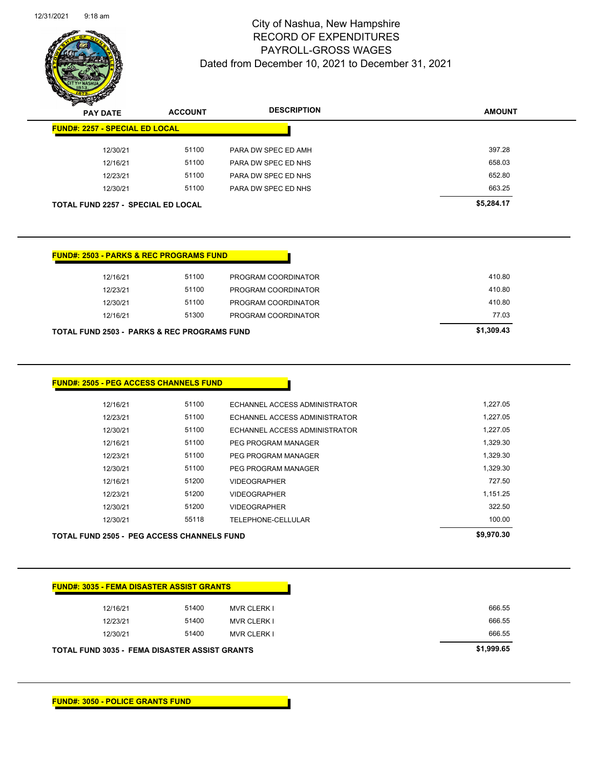# City of Nashua, New Hampshire
## RECORD OF EXPENDITURES
## PAYROLL-GROSS WAGES
### Dated from December 10, 2021 to December 31, 2021

| PAY DATE | ACCOUNT | DESCRIPTION | AMOUNT |
|---|---|---|---|
| **FUND#: 2257 - SPECIAL ED LOCAL** | | | |
| 12/30/21 | 51100 | PARA DW SPEC ED AMH | 397.28 |
| 12/16/21 | 51100 | PARA DW SPEC ED NHS | 658.03 |
| 12/23/21 | 51100 | PARA DW SPEC ED NHS | 652.80 |
| 12/30/21 | 51100 | PARA DW SPEC ED NHS | 663.25 |
| **TOTAL FUND 2257 - SPECIAL ED LOCAL** | | | **$5,284.17** |

| PAY DATE | ACCOUNT | DESCRIPTION | AMOUNT |
|---|---|---|---|
| **FUND#: 2503 - PARKS & REC PROGRAMS FUND** | | | |
| 12/16/21 | 51100 | PROGRAM COORDINATOR | 410.80 |
| 12/23/21 | 51100 | PROGRAM COORDINATOR | 410.80 |
| 12/30/21 | 51100 | PROGRAM COORDINATOR | 410.80 |
| 12/16/21 | 51300 | PROGRAM COORDINATOR | 77.03 |
| **TOTAL FUND 2503 - PARKS & REC PROGRAMS FUND** | | | **$1,309.43** |

| PAY DATE | ACCOUNT | DESCRIPTION | AMOUNT |
|---|---|---|---|
| **FUND#: 2505 - PEG ACCESS CHANNELS FUND** | | | |
| 12/16/21 | 51100 | ECHANNEL ACCESS ADMINISTRATOR | 1,227.05 |
| 12/23/21 | 51100 | ECHANNEL ACCESS ADMINISTRATOR | 1,227.05 |
| 12/30/21 | 51100 | ECHANNEL ACCESS ADMINISTRATOR | 1,227.05 |
| 12/16/21 | 51100 | PEG PROGRAM MANAGER | 1,329.30 |
| 12/23/21 | 51100 | PEG PROGRAM MANAGER | 1,329.30 |
| 12/30/21 | 51100 | PEG PROGRAM MANAGER | 1,329.30 |
| 12/16/21 | 51200 | VIDEOGRAPHER | 727.50 |
| 12/23/21 | 51200 | VIDEOGRAPHER | 1,151.25 |
| 12/30/21 | 51200 | VIDEOGRAPHER | 322.50 |
| 12/30/21 | 55118 | TELEPHONE-CELLULAR | 100.00 |
| **TOTAL FUND 2505 - PEG ACCESS CHANNELS FUND** | | | **$9,970.30** |

| PAY DATE | ACCOUNT | DESCRIPTION | AMOUNT |
|---|---|---|---|
| **FUND#: 3035 - FEMA DISASTER ASSIST GRANTS** | | | |
| 12/16/21 | 51400 | MVR CLERK I | 666.55 |
| 12/23/21 | 51400 | MVR CLERK I | 666.55 |
| 12/30/21 | 51400 | MVR CLERK I | 666.55 |
| **TOTAL FUND 3035 - FEMA DISASTER ASSIST GRANTS** | | | **$1,999.65** |

**FUND#: 3050 - POLICE GRANTS FUND**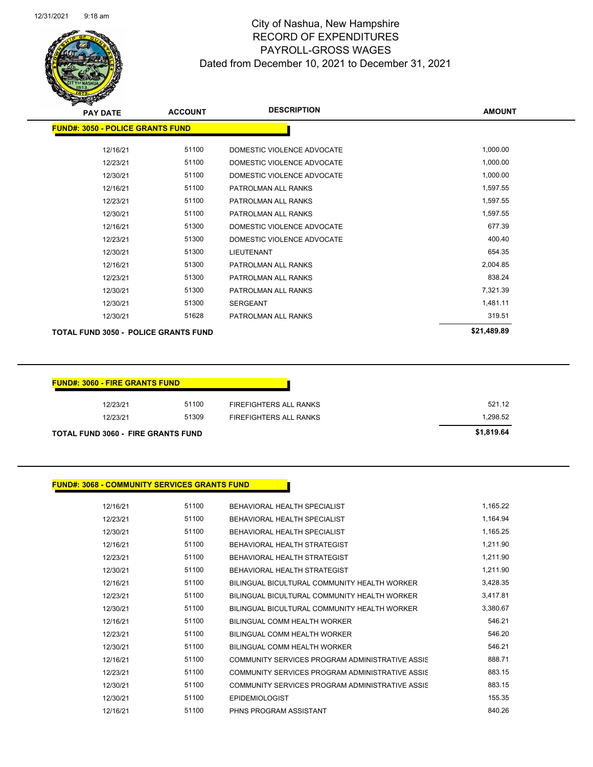# City of Nashua, New Hampshire
## RECORD OF EXPENDITURES
## PAYROLL-GROSS WAGES
### Dated from December 10, 2021 to December 31, 2021

| PAY DATE | ACCOUNT | DESCRIPTION | AMOUNT |
|---|---|---|---|
| **FUND#: 3050 - POLICE GRANTS FUND** | | | |
| 12/16/21 | 51100 | DOMESTIC VIOLENCE ADVOCATE | 1,000.00 |
| 12/23/21 | 51100 | DOMESTIC VIOLENCE ADVOCATE | 1,000.00 |
| 12/30/21 | 51100 | DOMESTIC VIOLENCE ADVOCATE | 1,000.00 |
| 12/16/21 | 51100 | PATROLMAN ALL RANKS | 1,597.55 |
| 12/23/21 | 51100 | PATROLMAN ALL RANKS | 1,597.55 |
| 12/30/21 | 51100 | PATROLMAN ALL RANKS | 1,597.55 |
| 12/16/21 | 51300 | DOMESTIC VIOLENCE ADVOCATE | 677.39 |
| 12/23/21 | 51300 | DOMESTIC VIOLENCE ADVOCATE | 400.40 |
| 12/30/21 | 51300 | LIEUTENANT | 654.35 |
| 12/16/21 | 51300 | PATROLMAN ALL RANKS | 2,004.85 |
| 12/23/21 | 51300 | PATROLMAN ALL RANKS | 838.24 |
| 12/30/21 | 51300 | PATROLMAN ALL RANKS | 7,321.39 |
| 12/30/21 | 51300 | SERGEANT | 1,481.11 |
| 12/30/21 | 51628 | PATROLMAN ALL RANKS | 319.51 |
| **TOTAL FUND 3050 - POLICE GRANTS FUND** | | | **$21,489.89** |

| PAY DATE | ACCOUNT | DESCRIPTION | AMOUNT |
|---|---|---|---|
| **FUND#: 3060 - FIRE GRANTS FUND** | | | |
| 12/23/21 | 51100 | FIREFIGHTERS ALL RANKS | 521.12 |
| 12/23/21 | 51309 | FIREFIGHTERS ALL RANKS | 1,298.52 |
| **TOTAL FUND 3060 - FIRE GRANTS FUND** | | | **$1,819.64** |

| PAY DATE | ACCOUNT | DESCRIPTION | AMOUNT |
|---|---|---|---|
| **FUND#: 3068 - COMMUNITY SERVICES GRANTS FUND** | | | |
| 12/16/21 | 51100 | BEHAVIORAL HEALTH SPECIALIST | 1,165.22 |
| 12/23/21 | 51100 | BEHAVIORAL HEALTH SPECIALIST | 1,164.94 |
| 12/30/21 | 51100 | BEHAVIORAL HEALTH SPECIALIST | 1,165.25 |
| 12/16/21 | 51100 | BEHAVIORAL HEALTH STRATEGIST | 1,211.90 |
| 12/23/21 | 51100 | BEHAVIORAL HEALTH STRATEGIST | 1,211.90 |
| 12/30/21 | 51100 | BEHAVIORAL HEALTH STRATEGIST | 1,211.90 |
| 12/16/21 | 51100 | BILINGUAL BICULTURAL COMMUNITY HEALTH WORKER | 3,428.35 |
| 12/23/21 | 51100 | BILINGUAL BICULTURAL COMMUNITY HEALTH WORKER | 3,417.81 |
| 12/30/21 | 51100 | BILINGUAL BICULTURAL COMMUNITY HEALTH WORKER | 3,380.67 |
| 12/16/21 | 51100 | BILINGUAL COMM HEALTH WORKER | 546.21 |
| 12/23/21 | 51100 | BILINGUAL COMM HEALTH WORKER | 546.20 |
| 12/30/21 | 51100 | BILINGUAL COMM HEALTH WORKER | 546.21 |
| 12/16/21 | 51100 | COMMUNITY SERVICES PROGRAM ADMINISTRATIVE ASSIS | 888.71 |
| 12/23/21 | 51100 | COMMUNITY SERVICES PROGRAM ADMINISTRATIVE ASSIS | 883.15 |
| 12/30/21 | 51100 | COMMUNITY SERVICES PROGRAM ADMINISTRATIVE ASSIS | 883.15 |
| 12/30/21 | 51100 | EPIDEMIOLOGIST | 155.35 |
| 12/16/21 | 51100 | PHNS PROGRAM ASSISTANT | 840.26 |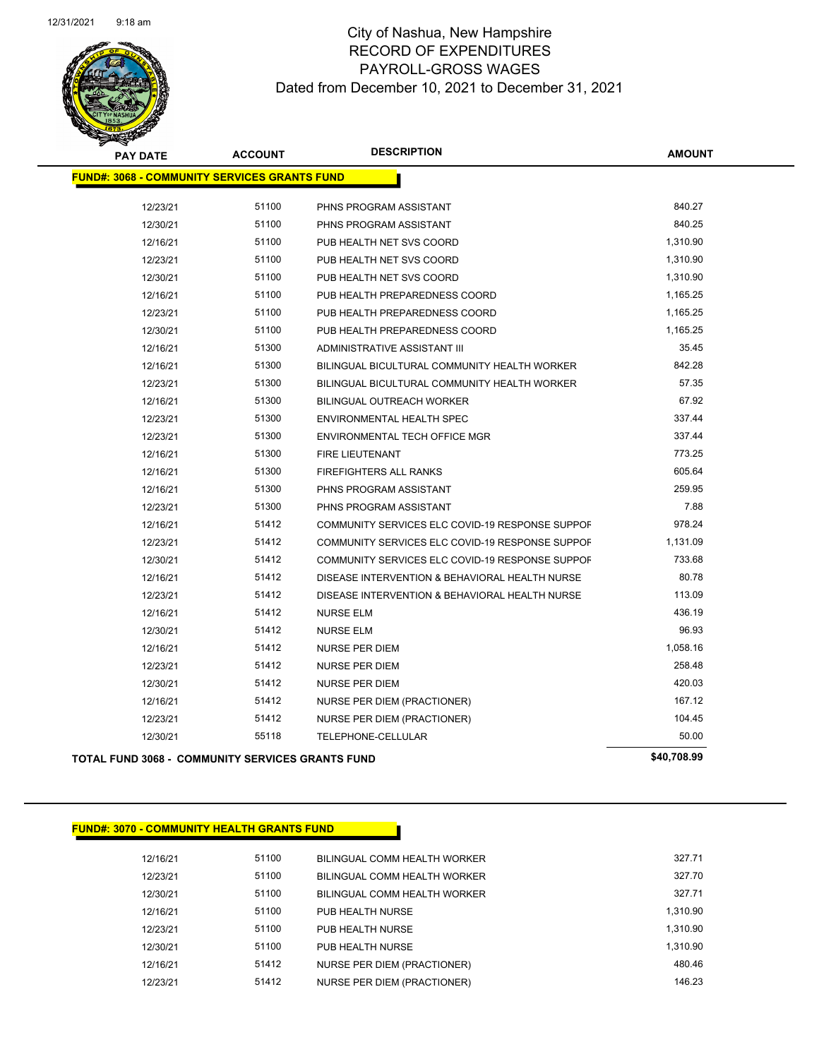# City of Nashua, New Hampshire
## RECORD OF EXPENDITURES
## PAYROLL-GROSS WAGES
### Dated from December 10, 2021 to December 31, 2021

| PAY DATE | ACCOUNT | DESCRIPTION | AMOUNT |
|---|---|---|---|
| **FUND#: 3068 - COMMUNITY SERVICES GRANTS FUND** | | | |
| 12/23/21 | 51100 | PHNS PROGRAM ASSISTANT | 840.27 |
| 12/30/21 | 51100 | PHNS PROGRAM ASSISTANT | 840.25 |
| 12/16/21 | 51100 | PUB HEALTH NET SVS COORD | 1,310.90 |
| 12/23/21 | 51100 | PUB HEALTH NET SVS COORD | 1,310.90 |
| 12/30/21 | 51100 | PUB HEALTH NET SVS COORD | 1,310.90 |
| 12/16/21 | 51100 | PUB HEALTH PREPAREDNESS COORD | 1,165.25 |
| 12/23/21 | 51100 | PUB HEALTH PREPAREDNESS COORD | 1,165.25 |
| 12/30/21 | 51100 | PUB HEALTH PREPAREDNESS COORD | 1,165.25 |
| 12/16/21 | 51300 | ADMINISTRATIVE ASSISTANT III | 35.45 |
| 12/16/21 | 51300 | BILINGUAL BICULTURAL COMMUNITY HEALTH WORKER | 842.28 |
| 12/23/21 | 51300 | BILINGUAL BICULTURAL COMMUNITY HEALTH WORKER | 57.35 |
| 12/16/21 | 51300 | BILINGUAL OUTREACH WORKER | 67.92 |
| 12/23/21 | 51300 | ENVIRONMENTAL HEALTH SPEC | 337.44 |
| 12/23/21 | 51300 | ENVIRONMENTAL TECH OFFICE MGR | 337.44 |
| 12/16/21 | 51300 | FIRE LIEUTENANT | 773.25 |
| 12/16/21 | 51300 | FIREFIGHTERS ALL RANKS | 605.64 |
| 12/16/21 | 51300 | PHNS PROGRAM ASSISTANT | 259.95 |
| 12/23/21 | 51300 | PHNS PROGRAM ASSISTANT | 7.88 |
| 12/16/21 | 51412 | COMMUNITY SERVICES ELC COVID-19 RESPONSE SUPPOF | 978.24 |
| 12/23/21 | 51412 | COMMUNITY SERVICES ELC COVID-19 RESPONSE SUPPOF | 1,131.09 |
| 12/30/21 | 51412 | COMMUNITY SERVICES ELC COVID-19 RESPONSE SUPPOF | 733.68 |
| 12/16/21 | 51412 | DISEASE INTERVENTION & BEHAVIORAL HEALTH NURSE | 80.78 |
| 12/23/21 | 51412 | DISEASE INTERVENTION & BEHAVIORAL HEALTH NURSE | 113.09 |
| 12/16/21 | 51412 | NURSE ELM | 436.19 |
| 12/30/21 | 51412 | NURSE ELM | 96.93 |
| 12/16/21 | 51412 | NURSE PER DIEM | 1,058.16 |
| 12/23/21 | 51412 | NURSE PER DIEM | 258.48 |
| 12/30/21 | 51412 | NURSE PER DIEM | 420.03 |
| 12/16/21 | 51412 | NURSE PER DIEM (PRACTIONER) | 167.12 |
| 12/23/21 | 51412 | NURSE PER DIEM (PRACTIONER) | 104.45 |
| 12/30/21 | 55118 | TELEPHONE-CELLULAR | 50.00 |
| **TOTAL FUND 3068 - COMMUNITY SERVICES GRANTS FUND** | | | **$40,708.99** |

| PAY DATE | ACCOUNT | DESCRIPTION | AMOUNT |
|---|---|---|---|
| **FUND#: 3070 - COMMUNITY HEALTH GRANTS FUND** | | | |
| 12/16/21 | 51100 | BILINGUAL COMM HEALTH WORKER | 327.71 |
| 12/23/21 | 51100 | BILINGUAL COMM HEALTH WORKER | 327.70 |
| 12/30/21 | 51100 | BILINGUAL COMM HEALTH WORKER | 327.71 |
| 12/16/21 | 51100 | PUB HEALTH NURSE | 1,310.90 |
| 12/23/21 | 51100 | PUB HEALTH NURSE | 1,310.90 |
| 12/30/21 | 51100 | PUB HEALTH NURSE | 1,310.90 |
| 12/16/21 | 51412 | NURSE PER DIEM (PRACTIONER) | 480.46 |
| 12/23/21 | 51412 | NURSE PER DIEM (PRACTIONER) | 146.23 |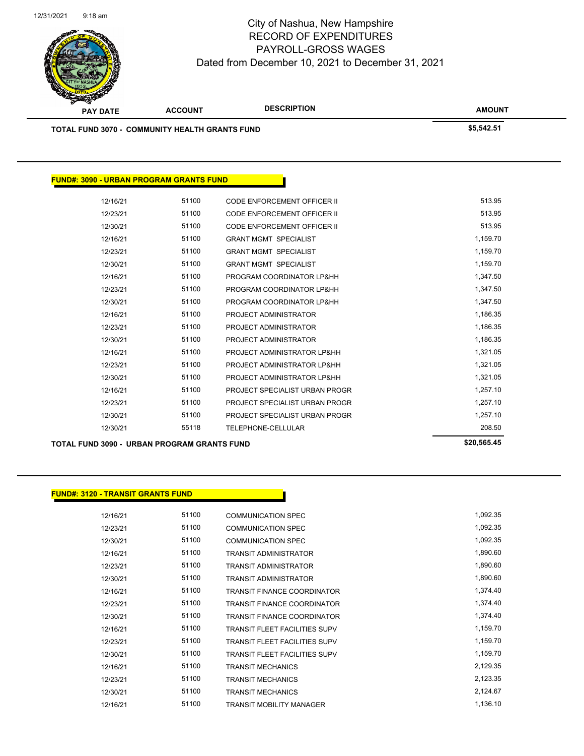# City of Nashua, New Hampshire
## RECORD OF EXPENDITURES
## PAYROLL-GROSS WAGES
## Dated from December 10, 2021 to December 31, 2021

| PAY DATE | ACCOUNT | DESCRIPTION | AMOUNT |
|---|---|---|---|
| **TOTAL FUND 3070 - COMMUNITY HEALTH GRANTS FUND** | | | **$5,542.51** |

**FUND#: 3090 - URBAN PROGRAM GRANTS FUND**

| PAY DATE | ACCOUNT | DESCRIPTION | AMOUNT |
|---|---|---|---|
| 12/16/21 | 51100 | CODE ENFORCEMENT OFFICER II | 513.95 |
| 12/23/21 | 51100 | CODE ENFORCEMENT OFFICER II | 513.95 |
| 12/30/21 | 51100 | CODE ENFORCEMENT OFFICER II | 513.95 |
| 12/16/21 | 51100 | GRANT MGMT SPECIALIST | 1,159.70 |
| 12/23/21 | 51100 | GRANT MGMT SPECIALIST | 1,159.70 |
| 12/30/21 | 51100 | GRANT MGMT SPECIALIST | 1,159.70 |
| 12/16/21 | 51100 | PROGRAM COORDINATOR LP&HH | 1,347.50 |
| 12/23/21 | 51100 | PROGRAM COORDINATOR LP&HH | 1,347.50 |
| 12/30/21 | 51100 | PROGRAM COORDINATOR LP&HH | 1,347.50 |
| 12/16/21 | 51100 | PROJECT ADMINISTRATOR | 1,186.35 |
| 12/23/21 | 51100 | PROJECT ADMINISTRATOR | 1,186.35 |
| 12/30/21 | 51100 | PROJECT ADMINISTRATOR | 1,186.35 |
| 12/16/21 | 51100 | PROJECT ADMINISTRATOR LP&HH | 1,321.05 |
| 12/23/21 | 51100 | PROJECT ADMINISTRATOR LP&HH | 1,321.05 |
| 12/30/21 | 51100 | PROJECT ADMINISTRATOR LP&HH | 1,321.05 |
| 12/16/21 | 51100 | PROJECT SPECIALIST URBAN PROGR | 1,257.10 |
| 12/23/21 | 51100 | PROJECT SPECIALIST URBAN PROGR | 1,257.10 |
| 12/30/21 | 51100 | PROJECT SPECIALIST URBAN PROGR | 1,257.10 |
| 12/30/21 | 55118 | TELEPHONE-CELLULAR | 208.50 |
| **TOTAL FUND 3090 - URBAN PROGRAM GRANTS FUND** | | | **$20,565.45** |

**FUND#: 3120 - TRANSIT GRANTS FUND**

| PAY DATE | ACCOUNT | DESCRIPTION | AMOUNT |
|---|---|---|---|
| 12/16/21 | 51100 | COMMUNICATION SPEC | 1,092.35 |
| 12/23/21 | 51100 | COMMUNICATION SPEC | 1,092.35 |
| 12/30/21 | 51100 | COMMUNICATION SPEC | 1,092.35 |
| 12/16/21 | 51100 | TRANSIT ADMINISTRATOR | 1,890.60 |
| 12/23/21 | 51100 | TRANSIT ADMINISTRATOR | 1,890.60 |
| 12/30/21 | 51100 | TRANSIT ADMINISTRATOR | 1,890.60 |
| 12/16/21 | 51100 | TRANSIT FINANCE COORDINATOR | 1,374.40 |
| 12/23/21 | 51100 | TRANSIT FINANCE COORDINATOR | 1,374.40 |
| 12/30/21 | 51100 | TRANSIT FINANCE COORDINATOR | 1,374.40 |
| 12/16/21 | 51100 | TRANSIT FLEET FACILITIES SUPV | 1,159.70 |
| 12/23/21 | 51100 | TRANSIT FLEET FACILITIES SUPV | 1,159.70 |
| 12/30/21 | 51100 | TRANSIT FLEET FACILITIES SUPV | 1,159.70 |
| 12/16/21 | 51100 | TRANSIT MECHANICS | 2,129.35 |
| 12/23/21 | 51100 | TRANSIT MECHANICS | 2,123.35 |
| 12/30/21 | 51100 | TRANSIT MECHANICS | 2,124.67 |
| 12/16/21 | 51100 | TRANSIT MOBILITY MANAGER | 1,136.10 |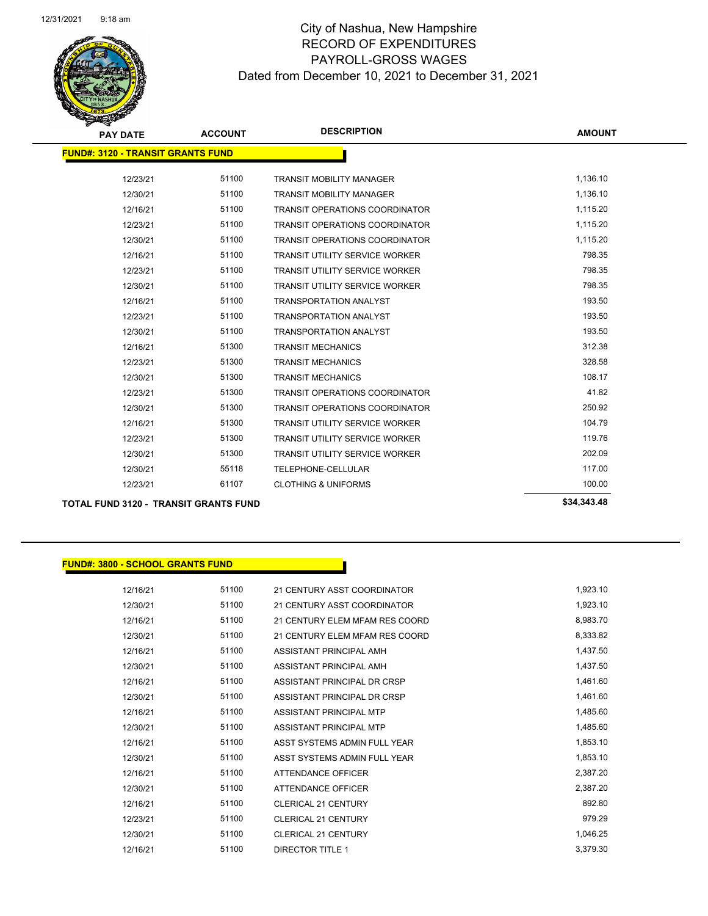# City of Nashua, New Hampshire
## RECORD OF EXPENDITURES
## PAYROLL-GROSS WAGES
### Dated from December 10, 2021 to December 31, 2021

| PAY DATE | ACCOUNT | DESCRIPTION | AMOUNT |
|---|---|---|---|
| **FUND#: 3120 - TRANSIT GRANTS FUND** | | | |
| 12/23/21 | 51100 | TRANSIT MOBILITY MANAGER | 1,136.10 |
| 12/30/21 | 51100 | TRANSIT MOBILITY MANAGER | 1,136.10 |
| 12/16/21 | 51100 | TRANSIT OPERATIONS COORDINATOR | 1,115.20 |
| 12/23/21 | 51100 | TRANSIT OPERATIONS COORDINATOR | 1,115.20 |
| 12/30/21 | 51100 | TRANSIT OPERATIONS COORDINATOR | 1,115.20 |
| 12/16/21 | 51100 | TRANSIT UTILITY SERVICE WORKER | 798.35 |
| 12/23/21 | 51100 | TRANSIT UTILITY SERVICE WORKER | 798.35 |
| 12/30/21 | 51100 | TRANSIT UTILITY SERVICE WORKER | 798.35 |
| 12/16/21 | 51100 | TRANSPORTATION ANALYST | 193.50 |
| 12/23/21 | 51100 | TRANSPORTATION ANALYST | 193.50 |
| 12/30/21 | 51100 | TRANSPORTATION ANALYST | 193.50 |
| 12/16/21 | 51300 | TRANSIT MECHANICS | 312.38 |
| 12/23/21 | 51300 | TRANSIT MECHANICS | 328.58 |
| 12/30/21 | 51300 | TRANSIT MECHANICS | 108.17 |
| 12/23/21 | 51300 | TRANSIT OPERATIONS COORDINATOR | 41.82 |
| 12/30/21 | 51300 | TRANSIT OPERATIONS COORDINATOR | 250.92 |
| 12/16/21 | 51300 | TRANSIT UTILITY SERVICE WORKER | 104.79 |
| 12/23/21 | 51300 | TRANSIT UTILITY SERVICE WORKER | 119.76 |
| 12/30/21 | 51300 | TRANSIT UTILITY SERVICE WORKER | 202.09 |
| 12/30/21 | 55118 | TELEPHONE-CELLULAR | 117.00 |
| 12/23/21 | 61107 | CLOTHING & UNIFORMS | 100.00 |
| **TOTAL FUND 3120 - TRANSIT GRANTS FUND** | | | **$34,343.48** |

| PAY DATE | ACCOUNT | DESCRIPTION | AMOUNT |
|---|---|---|---|
| **FUND#: 3800 - SCHOOL GRANTS FUND** | | | |
| 12/16/21 | 51100 | 21 CENTURY ASST COORDINATOR | 1,923.10 |
| 12/30/21 | 51100 | 21 CENTURY ASST COORDINATOR | 1,923.10 |
| 12/16/21 | 51100 | 21 CENTURY ELEM MFAM RES COORD | 8,983.70 |
| 12/30/21 | 51100 | 21 CENTURY ELEM MFAM RES COORD | 8,333.82 |
| 12/16/21 | 51100 | ASSISTANT PRINCIPAL AMH | 1,437.50 |
| 12/30/21 | 51100 | ASSISTANT PRINCIPAL AMH | 1,437.50 |
| 12/16/21 | 51100 | ASSISTANT PRINCIPAL DR CRSP | 1,461.60 |
| 12/30/21 | 51100 | ASSISTANT PRINCIPAL DR CRSP | 1,461.60 |
| 12/16/21 | 51100 | ASSISTANT PRINCIPAL MTP | 1,485.60 |
| 12/30/21 | 51100 | ASSISTANT PRINCIPAL MTP | 1,485.60 |
| 12/16/21 | 51100 | ASST SYSTEMS ADMIN FULL YEAR | 1,853.10 |
| 12/30/21 | 51100 | ASST SYSTEMS ADMIN FULL YEAR | 1,853.10 |
| 12/16/21 | 51100 | ATTENDANCE OFFICER | 2,387.20 |
| 12/30/21 | 51100 | ATTENDANCE OFFICER | 2,387.20 |
| 12/16/21 | 51100 | CLERICAL 21 CENTURY | 892.80 |
| 12/23/21 | 51100 | CLERICAL 21 CENTURY | 979.29 |
| 12/30/21 | 51100 | CLERICAL 21 CENTURY | 1,046.25 |
| 12/16/21 | 51100 | DIRECTOR TITLE 1 | 3,379.30 |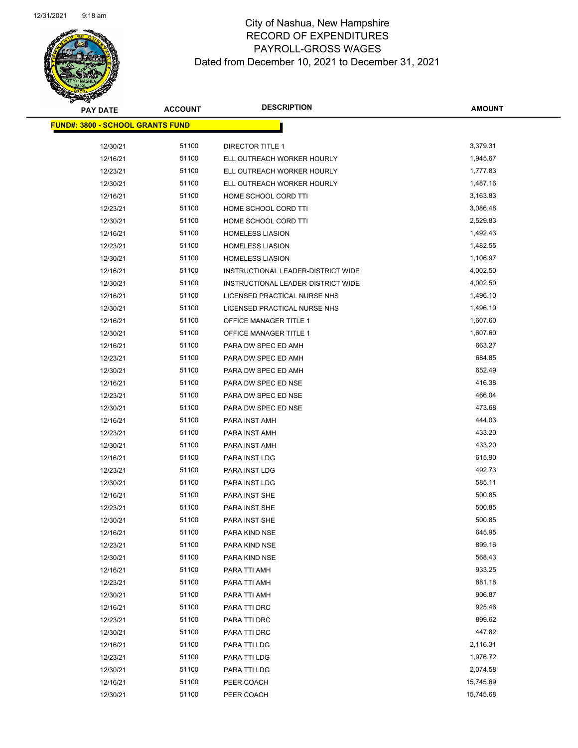# City of Nashua, New Hampshire
## RECORD OF EXPENDITURES
## PAYROLL-GROSS WAGES
### Dated from December 10, 2021 to December 31, 2021

**FUND#: 3800 - SCHOOL GRANTS FUND**

| PAY DATE | ACCOUNT | DESCRIPTION | AMOUNT |
|---|---|---|---|
| 12/30/21 | 51100 | DIRECTOR TITLE 1 | 3,379.31 |
| 12/16/21 | 51100 | ELL OUTREACH WORKER HOURLY | 1,945.67 |
| 12/23/21 | 51100 | ELL OUTREACH WORKER HOURLY | 1,777.83 |
| 12/30/21 | 51100 | ELL OUTREACH WORKER HOURLY | 1,487.16 |
| 12/16/21 | 51100 | HOME SCHOOL CORD TTI | 3,163.83 |
| 12/23/21 | 51100 | HOME SCHOOL CORD TTI | 3,086.48 |
| 12/30/21 | 51100 | HOME SCHOOL CORD TTI | 2,529.83 |
| 12/16/21 | 51100 | HOMELESS LIASION | 1,492.43 |
| 12/23/21 | 51100 | HOMELESS LIASION | 1,482.55 |
| 12/30/21 | 51100 | HOMELESS LIASION | 1,106.97 |
| 12/16/21 | 51100 | INSTRUCTIONAL LEADER-DISTRICT WIDE | 4,002.50 |
| 12/30/21 | 51100 | INSTRUCTIONAL LEADER-DISTRICT WIDE | 4,002.50 |
| 12/16/21 | 51100 | LICENSED PRACTICAL NURSE NHS | 1,496.10 |
| 12/30/21 | 51100 | LICENSED PRACTICAL NURSE NHS | 1,496.10 |
| 12/16/21 | 51100 | OFFICE MANAGER TITLE 1 | 1,607.60 |
| 12/30/21 | 51100 | OFFICE MANAGER TITLE 1 | 1,607.60 |
| 12/16/21 | 51100 | PARA DW SPEC ED AMH | 663.27 |
| 12/23/21 | 51100 | PARA DW SPEC ED AMH | 684.85 |
| 12/30/21 | 51100 | PARA DW SPEC ED AMH | 652.49 |
| 12/16/21 | 51100 | PARA DW SPEC ED NSE | 416.38 |
| 12/23/21 | 51100 | PARA DW SPEC ED NSE | 466.04 |
| 12/30/21 | 51100 | PARA DW SPEC ED NSE | 473.68 |
| 12/16/21 | 51100 | PARA INST AMH | 444.03 |
| 12/23/21 | 51100 | PARA INST AMH | 433.20 |
| 12/30/21 | 51100 | PARA INST AMH | 433.20 |
| 12/16/21 | 51100 | PARA INST LDG | 615.90 |
| 12/23/21 | 51100 | PARA INST LDG | 492.73 |
| 12/30/21 | 51100 | PARA INST LDG | 585.11 |
| 12/16/21 | 51100 | PARA INST SHE | 500.85 |
| 12/23/21 | 51100 | PARA INST SHE | 500.85 |
| 12/30/21 | 51100 | PARA INST SHE | 500.85 |
| 12/16/21 | 51100 | PARA KIND NSE | 645.95 |
| 12/23/21 | 51100 | PARA KIND NSE | 899.16 |
| 12/30/21 | 51100 | PARA KIND NSE | 568.43 |
| 12/16/21 | 51100 | PARA TTI AMH | 933.25 |
| 12/23/21 | 51100 | PARA TTI AMH | 881.18 |
| 12/30/21 | 51100 | PARA TTI AMH | 906.87 |
| 12/16/21 | 51100 | PARA TTI DRC | 925.46 |
| 12/23/21 | 51100 | PARA TTI DRC | 899.62 |
| 12/30/21 | 51100 | PARA TTI DRC | 447.82 |
| 12/16/21 | 51100 | PARA TTI LDG | 2,116.31 |
| 12/23/21 | 51100 | PARA TTI LDG | 1,976.72 |
| 12/30/21 | 51100 | PARA TTI LDG | 2,074.58 |
| 12/16/21 | 51100 | PEER COACH | 15,745.69 |
| 12/30/21 | 51100 | PEER COACH | 15,745.68 |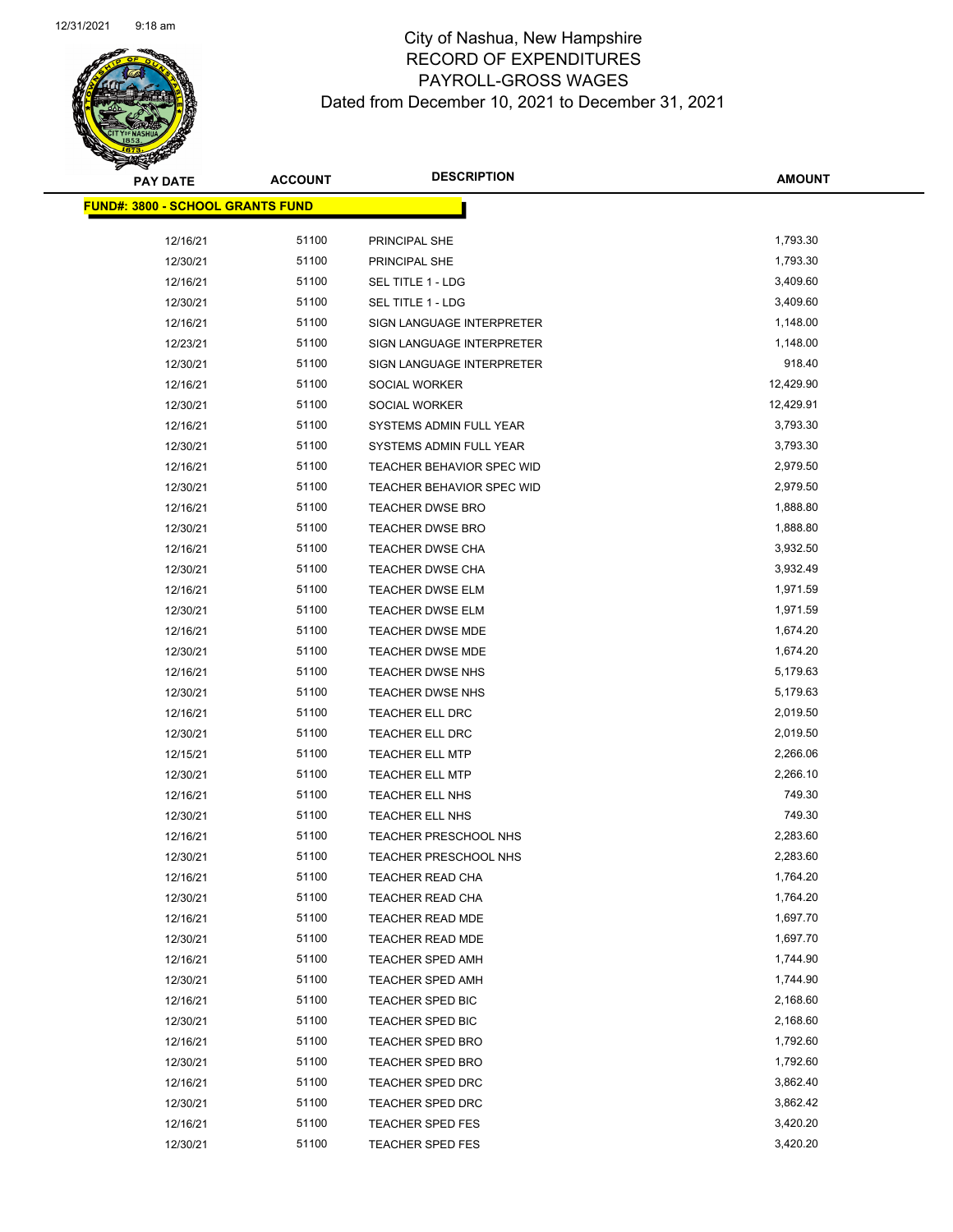City of Nashua, New Hampshire
RECORD OF EXPENDITURES
PAYROLL-GROSS WAGES
Dated from December 10, 2021 to December 31, 2021

| PAY DATE | ACCOUNT | DESCRIPTION | AMOUNT |
|---|---|---|---|
| **FUND#: 3800 - SCHOOL GRANTS FUND** | | | |
| 12/16/21 | 51100 | PRINCIPAL SHE | 1,793.30 |
| 12/30/21 | 51100 | PRINCIPAL SHE | 1,793.30 |
| 12/16/21 | 51100 | SEL TITLE 1 - LDG | 3,409.60 |
| 12/30/21 | 51100 | SEL TITLE 1 - LDG | 3,409.60 |
| 12/16/21 | 51100 | SIGN LANGUAGE INTERPRETER | 1,148.00 |
| 12/23/21 | 51100 | SIGN LANGUAGE INTERPRETER | 1,148.00 |
| 12/30/21 | 51100 | SIGN LANGUAGE INTERPRETER | 918.40 |
| 12/16/21 | 51100 | SOCIAL WORKER | 12,429.90 |
| 12/30/21 | 51100 | SOCIAL WORKER | 12,429.91 |
| 12/16/21 | 51100 | SYSTEMS ADMIN FULL YEAR | 3,793.30 |
| 12/30/21 | 51100 | SYSTEMS ADMIN FULL YEAR | 3,793.30 |
| 12/16/21 | 51100 | TEACHER BEHAVIOR SPEC WID | 2,979.50 |
| 12/30/21 | 51100 | TEACHER BEHAVIOR SPEC WID | 2,979.50 |
| 12/16/21 | 51100 | TEACHER DWSE BRO | 1,888.80 |
| 12/30/21 | 51100 | TEACHER DWSE BRO | 1,888.80 |
| 12/16/21 | 51100 | TEACHER DWSE CHA | 3,932.50 |
| 12/30/21 | 51100 | TEACHER DWSE CHA | 3,932.49 |
| 12/16/21 | 51100 | TEACHER DWSE ELM | 1,971.59 |
| 12/30/21 | 51100 | TEACHER DWSE ELM | 1,971.59 |
| 12/16/21 | 51100 | TEACHER DWSE MDE | 1,674.20 |
| 12/30/21 | 51100 | TEACHER DWSE MDE | 1,674.20 |
| 12/16/21 | 51100 | TEACHER DWSE NHS | 5,179.63 |
| 12/30/21 | 51100 | TEACHER DWSE NHS | 5,179.63 |
| 12/16/21 | 51100 | TEACHER ELL DRC | 2,019.50 |
| 12/30/21 | 51100 | TEACHER ELL DRC | 2,019.50 |
| 12/15/21 | 51100 | TEACHER ELL MTP | 2,266.06 |
| 12/30/21 | 51100 | TEACHER ELL MTP | 2,266.10 |
| 12/16/21 | 51100 | TEACHER ELL NHS | 749.30 |
| 12/30/21 | 51100 | TEACHER ELL NHS | 749.30 |
| 12/16/21 | 51100 | TEACHER PRESCHOOL NHS | 2,283.60 |
| 12/30/21 | 51100 | TEACHER PRESCHOOL NHS | 2,283.60 |
| 12/16/21 | 51100 | TEACHER READ CHA | 1,764.20 |
| 12/30/21 | 51100 | TEACHER READ CHA | 1,764.20 |
| 12/16/21 | 51100 | TEACHER READ MDE | 1,697.70 |
| 12/30/21 | 51100 | TEACHER READ MDE | 1,697.70 |
| 12/16/21 | 51100 | TEACHER SPED AMH | 1,744.90 |
| 12/30/21 | 51100 | TEACHER SPED AMH | 1,744.90 |
| 12/16/21 | 51100 | TEACHER SPED BIC | 2,168.60 |
| 12/30/21 | 51100 | TEACHER SPED BIC | 2,168.60 |
| 12/16/21 | 51100 | TEACHER SPED BRO | 1,792.60 |
| 12/30/21 | 51100 | TEACHER SPED BRO | 1,792.60 |
| 12/16/21 | 51100 | TEACHER SPED DRC | 3,862.40 |
| 12/30/21 | 51100 | TEACHER SPED DRC | 3,862.42 |
| 12/16/21 | 51100 | TEACHER SPED FES | 3,420.20 |
| 12/30/21 | 51100 | TEACHER SPED FES | 3,420.20 |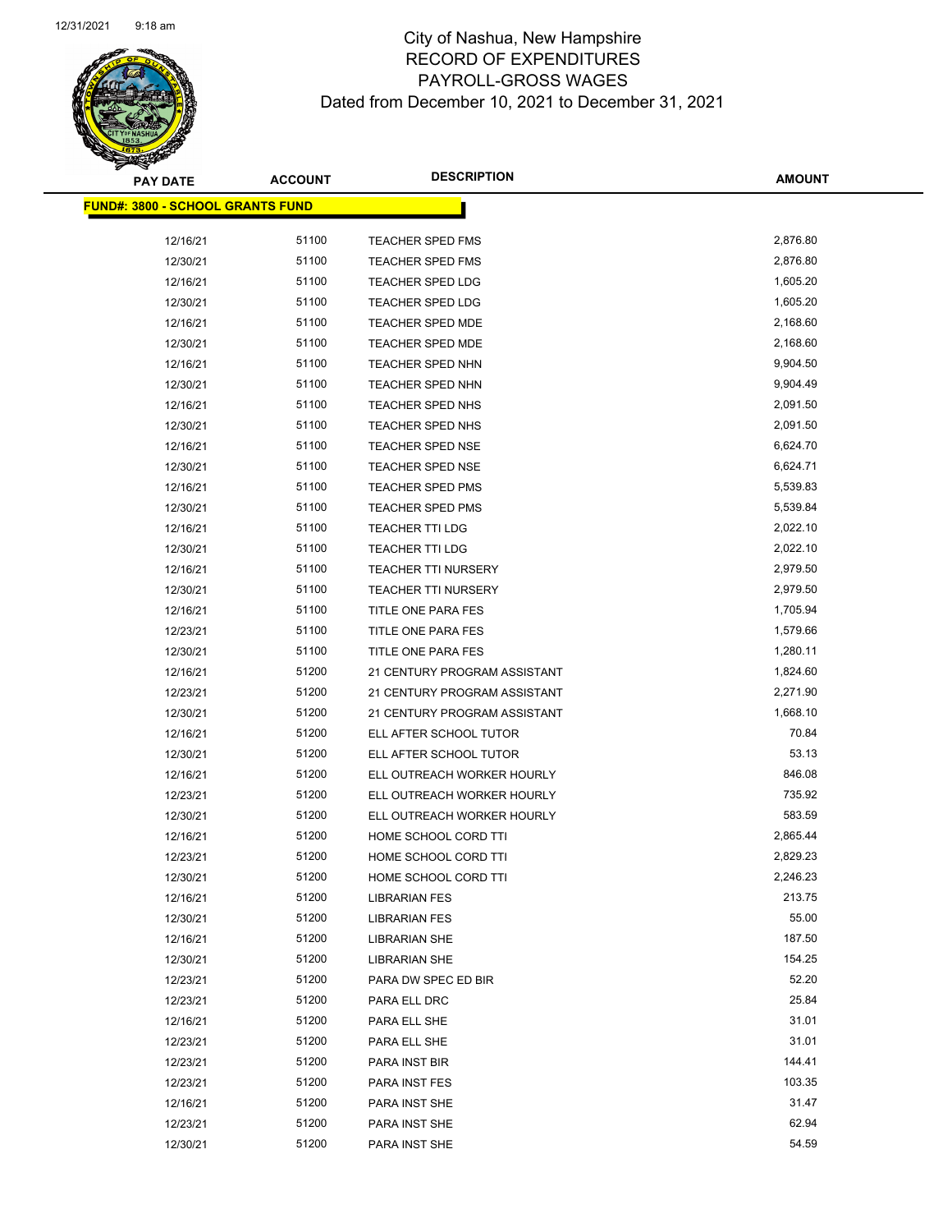# City of Nashua, New Hampshire
## RECORD OF EXPENDITURES
## PAYROLL-GROSS WAGES
### Dated from December 10, 2021 to December 31, 2021

| PAY DATE | ACCOUNT | DESCRIPTION | AMOUNT |
|---|---|---|---|
| **FUND#: 3800 - SCHOOL GRANTS FUND** | | | |
| 12/16/21 | 51100 | TEACHER SPED FMS | 2,876.80 |
| 12/30/21 | 51100 | TEACHER SPED FMS | 2,876.80 |
| 12/16/21 | 51100 | TEACHER SPED LDG | 1,605.20 |
| 12/30/21 | 51100 | TEACHER SPED LDG | 1,605.20 |
| 12/16/21 | 51100 | TEACHER SPED MDE | 2,168.60 |
| 12/30/21 | 51100 | TEACHER SPED MDE | 2,168.60 |
| 12/16/21 | 51100 | TEACHER SPED NHN | 9,904.50 |
| 12/30/21 | 51100 | TEACHER SPED NHN | 9,904.49 |
| 12/16/21 | 51100 | TEACHER SPED NHS | 2,091.50 |
| 12/30/21 | 51100 | TEACHER SPED NHS | 2,091.50 |
| 12/16/21 | 51100 | TEACHER SPED NSE | 6,624.70 |
| 12/30/21 | 51100 | TEACHER SPED NSE | 6,624.71 |
| 12/16/21 | 51100 | TEACHER SPED PMS | 5,539.83 |
| 12/30/21 | 51100 | TEACHER SPED PMS | 5,539.84 |
| 12/16/21 | 51100 | TEACHER TTI LDG | 2,022.10 |
| 12/30/21 | 51100 | TEACHER TTI LDG | 2,022.10 |
| 12/16/21 | 51100 | TEACHER TTI NURSERY | 2,979.50 |
| 12/30/21 | 51100 | TEACHER TTI NURSERY | 2,979.50 |
| 12/16/21 | 51100 | TITLE ONE PARA FES | 1,705.94 |
| 12/23/21 | 51100 | TITLE ONE PARA FES | 1,579.66 |
| 12/30/21 | 51100 | TITLE ONE PARA FES | 1,280.11 |
| 12/16/21 | 51200 | 21 CENTURY PROGRAM ASSISTANT | 1,824.60 |
| 12/23/21 | 51200 | 21 CENTURY PROGRAM ASSISTANT | 2,271.90 |
| 12/30/21 | 51200 | 21 CENTURY PROGRAM ASSISTANT | 1,668.10 |
| 12/16/21 | 51200 | ELL AFTER SCHOOL TUTOR | 70.84 |
| 12/30/21 | 51200 | ELL AFTER SCHOOL TUTOR | 53.13 |
| 12/16/21 | 51200 | ELL OUTREACH WORKER HOURLY | 846.08 |
| 12/23/21 | 51200 | ELL OUTREACH WORKER HOURLY | 735.92 |
| 12/30/21 | 51200 | ELL OUTREACH WORKER HOURLY | 583.59 |
| 12/16/21 | 51200 | HOME SCHOOL CORD TTI | 2,865.44 |
| 12/23/21 | 51200 | HOME SCHOOL CORD TTI | 2,829.23 |
| 12/30/21 | 51200 | HOME SCHOOL CORD TTI | 2,246.23 |
| 12/16/21 | 51200 | LIBRARIAN FES | 213.75 |
| 12/30/21 | 51200 | LIBRARIAN FES | 55.00 |
| 12/16/21 | 51200 | LIBRARIAN SHE | 187.50 |
| 12/30/21 | 51200 | LIBRARIAN SHE | 154.25 |
| 12/23/21 | 51200 | PARA DW SPEC ED BIR | 52.20 |
| 12/23/21 | 51200 | PARA ELL DRC | 25.84 |
| 12/16/21 | 51200 | PARA ELL SHE | 31.01 |
| 12/23/21 | 51200 | PARA ELL SHE | 31.01 |
| 12/23/21 | 51200 | PARA INST BIR | 144.41 |
| 12/23/21 | 51200 | PARA INST FES | 103.35 |
| 12/16/21 | 51200 | PARA INST SHE | 31.47 |
| 12/23/21 | 51200 | PARA INST SHE | 62.94 |
| 12/30/21 | 51200 | PARA INST SHE | 54.59 |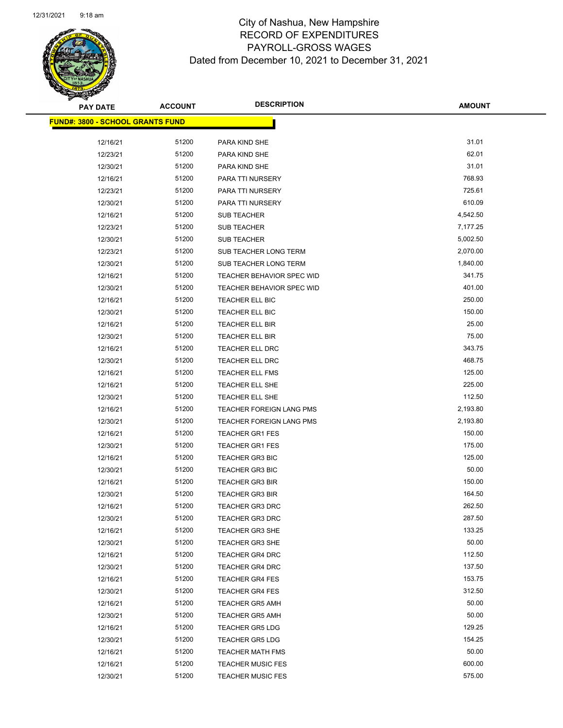# City of Nashua, New Hampshire
## RECORD OF EXPENDITURES
## PAYROLL-GROSS WAGES
### Dated from December 10, 2021 to December 31, 2021

| PAY DATE | ACCOUNT | DESCRIPTION | AMOUNT |
|---|---|---|---|
| **FUND#: 3800 - SCHOOL GRANTS FUND** | | | |
| 12/16/21 | 51200 | PARA KIND SHE | 31.01 |
| 12/23/21 | 51200 | PARA KIND SHE | 62.01 |
| 12/30/21 | 51200 | PARA KIND SHE | 31.01 |
| 12/16/21 | 51200 | PARA TTI NURSERY | 768.93 |
| 12/23/21 | 51200 | PARA TTI NURSERY | 725.61 |
| 12/30/21 | 51200 | PARA TTI NURSERY | 610.09 |
| 12/16/21 | 51200 | SUB TEACHER | 4,542.50 |
| 12/23/21 | 51200 | SUB TEACHER | 7,177.25 |
| 12/30/21 | 51200 | SUB TEACHER | 5,002.50 |
| 12/23/21 | 51200 | SUB TEACHER LONG TERM | 2,070.00 |
| 12/30/21 | 51200 | SUB TEACHER LONG TERM | 1,840.00 |
| 12/16/21 | 51200 | TEACHER BEHAVIOR SPEC WID | 341.75 |
| 12/30/21 | 51200 | TEACHER BEHAVIOR SPEC WID | 401.00 |
| 12/16/21 | 51200 | TEACHER ELL BIC | 250.00 |
| 12/30/21 | 51200 | TEACHER ELL BIC | 150.00 |
| 12/16/21 | 51200 | TEACHER ELL BIR | 25.00 |
| 12/30/21 | 51200 | TEACHER ELL BIR | 75.00 |
| 12/16/21 | 51200 | TEACHER ELL DRC | 343.75 |
| 12/30/21 | 51200 | TEACHER ELL DRC | 468.75 |
| 12/16/21 | 51200 | TEACHER ELL FMS | 125.00 |
| 12/16/21 | 51200 | TEACHER ELL SHE | 225.00 |
| 12/30/21 | 51200 | TEACHER ELL SHE | 112.50 |
| 12/16/21 | 51200 | TEACHER FOREIGN LANG PMS | 2,193.80 |
| 12/30/21 | 51200 | TEACHER FOREIGN LANG PMS | 2,193.80 |
| 12/16/21 | 51200 | TEACHER GR1 FES | 150.00 |
| 12/30/21 | 51200 | TEACHER GR1 FES | 175.00 |
| 12/16/21 | 51200 | TEACHER GR3 BIC | 125.00 |
| 12/30/21 | 51200 | TEACHER GR3 BIC | 50.00 |
| 12/16/21 | 51200 | TEACHER GR3 BIR | 150.00 |
| 12/30/21 | 51200 | TEACHER GR3 BIR | 164.50 |
| 12/16/21 | 51200 | TEACHER GR3 DRC | 262.50 |
| 12/30/21 | 51200 | TEACHER GR3 DRC | 287.50 |
| 12/16/21 | 51200 | TEACHER GR3 SHE | 133.25 |
| 12/30/21 | 51200 | TEACHER GR3 SHE | 50.00 |
| 12/16/21 | 51200 | TEACHER GR4 DRC | 112.50 |
| 12/30/21 | 51200 | TEACHER GR4 DRC | 137.50 |
| 12/16/21 | 51200 | TEACHER GR4 FES | 153.75 |
| 12/30/21 | 51200 | TEACHER GR4 FES | 312.50 |
| 12/16/21 | 51200 | TEACHER GR5 AMH | 50.00 |
| 12/30/21 | 51200 | TEACHER GR5 AMH | 50.00 |
| 12/16/21 | 51200 | TEACHER GR5 LDG | 129.25 |
| 12/30/21 | 51200 | TEACHER GR5 LDG | 154.25 |
| 12/16/21 | 51200 | TEACHER MATH FMS | 50.00 |
| 12/16/21 | 51200 | TEACHER MUSIC FES | 600.00 |
| 12/30/21 | 51200 | TEACHER MUSIC FES | 575.00 |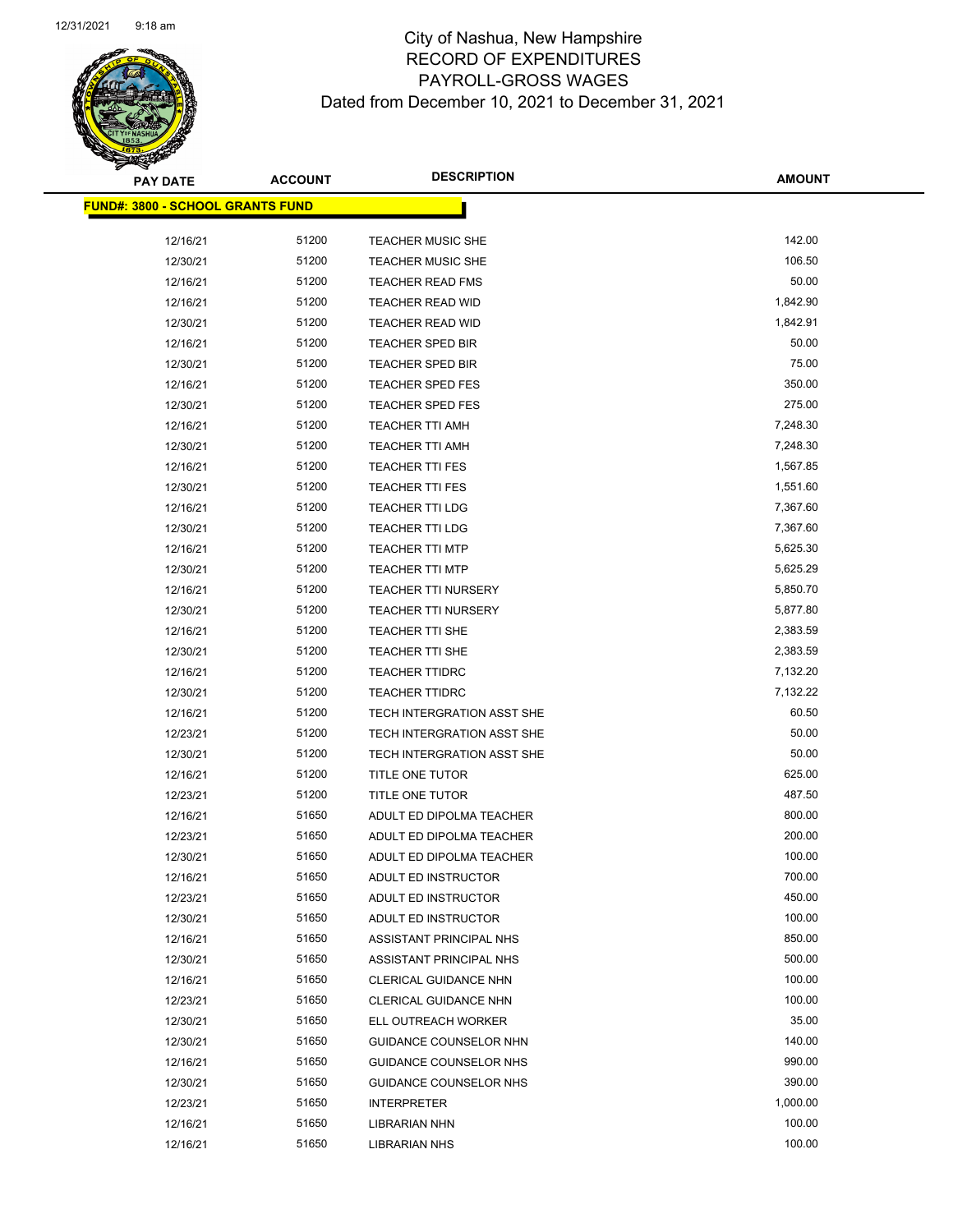# City of Nashua, New Hampshire
## RECORD OF EXPENDITURES
## PAYROLL-GROSS WAGES
### Dated from December 10, 2021 to December 31, 2021

| PAY DATE | ACCOUNT | DESCRIPTION | AMOUNT |
|---|---|---|---|
| **FUND#: 3800 - SCHOOL GRANTS FUND** | | | |
| 12/16/21 | 51200 | TEACHER MUSIC SHE | 142.00 |
| 12/30/21 | 51200 | TEACHER MUSIC SHE | 106.50 |
| 12/16/21 | 51200 | TEACHER READ FMS | 50.00 |
| 12/16/21 | 51200 | TEACHER READ WID | 1,842.90 |
| 12/30/21 | 51200 | TEACHER READ WID | 1,842.91 |
| 12/16/21 | 51200 | TEACHER SPED BIR | 50.00 |
| 12/30/21 | 51200 | TEACHER SPED BIR | 75.00 |
| 12/16/21 | 51200 | TEACHER SPED FES | 350.00 |
| 12/30/21 | 51200 | TEACHER SPED FES | 275.00 |
| 12/16/21 | 51200 | TEACHER TTI AMH | 7,248.30 |
| 12/30/21 | 51200 | TEACHER TTI AMH | 7,248.30 |
| 12/16/21 | 51200 | TEACHER TTI FES | 1,567.85 |
| 12/30/21 | 51200 | TEACHER TTI FES | 1,551.60 |
| 12/16/21 | 51200 | TEACHER TTI LDG | 7,367.60 |
| 12/30/21 | 51200 | TEACHER TTI LDG | 7,367.60 |
| 12/16/21 | 51200 | TEACHER TTI MTP | 5,625.30 |
| 12/30/21 | 51200 | TEACHER TTI MTP | 5,625.29 |
| 12/16/21 | 51200 | TEACHER TTI NURSERY | 5,850.70 |
| 12/30/21 | 51200 | TEACHER TTI NURSERY | 5,877.80 |
| 12/16/21 | 51200 | TEACHER TTI SHE | 2,383.59 |
| 12/30/21 | 51200 | TEACHER TTI SHE | 2,383.59 |
| 12/16/21 | 51200 | TEACHER TTIDRC | 7,132.20 |
| 12/30/21 | 51200 | TEACHER TTIDRC | 7,132.22 |
| 12/16/21 | 51200 | TECH INTERGRATION ASST SHE | 60.50 |
| 12/23/21 | 51200 | TECH INTERGRATION ASST SHE | 50.00 |
| 12/30/21 | 51200 | TECH INTERGRATION ASST SHE | 50.00 |
| 12/16/21 | 51200 | TITLE ONE TUTOR | 625.00 |
| 12/23/21 | 51200 | TITLE ONE TUTOR | 487.50 |
| 12/16/21 | 51650 | ADULT ED DIPOLMA TEACHER | 800.00 |
| 12/23/21 | 51650 | ADULT ED DIPOLMA TEACHER | 200.00 |
| 12/30/21 | 51650 | ADULT ED DIPOLMA TEACHER | 100.00 |
| 12/16/21 | 51650 | ADULT ED INSTRUCTOR | 700.00 |
| 12/23/21 | 51650 | ADULT ED INSTRUCTOR | 450.00 |
| 12/30/21 | 51650 | ADULT ED INSTRUCTOR | 100.00 |
| 12/16/21 | 51650 | ASSISTANT PRINCIPAL NHS | 850.00 |
| 12/30/21 | 51650 | ASSISTANT PRINCIPAL NHS | 500.00 |
| 12/16/21 | 51650 | CLERICAL GUIDANCE NHN | 100.00 |
| 12/23/21 | 51650 | CLERICAL GUIDANCE NHN | 100.00 |
| 12/30/21 | 51650 | ELL OUTREACH WORKER | 35.00 |
| 12/30/21 | 51650 | GUIDANCE COUNSELOR NHN | 140.00 |
| 12/16/21 | 51650 | GUIDANCE COUNSELOR NHS | 990.00 |
| 12/30/21 | 51650 | GUIDANCE COUNSELOR NHS | 390.00 |
| 12/23/21 | 51650 | INTERPRETER | 1,000.00 |
| 12/16/21 | 51650 | LIBRARIAN NHN | 100.00 |
| 12/16/21 | 51650 | LIBRARIAN NHS | 100.00 |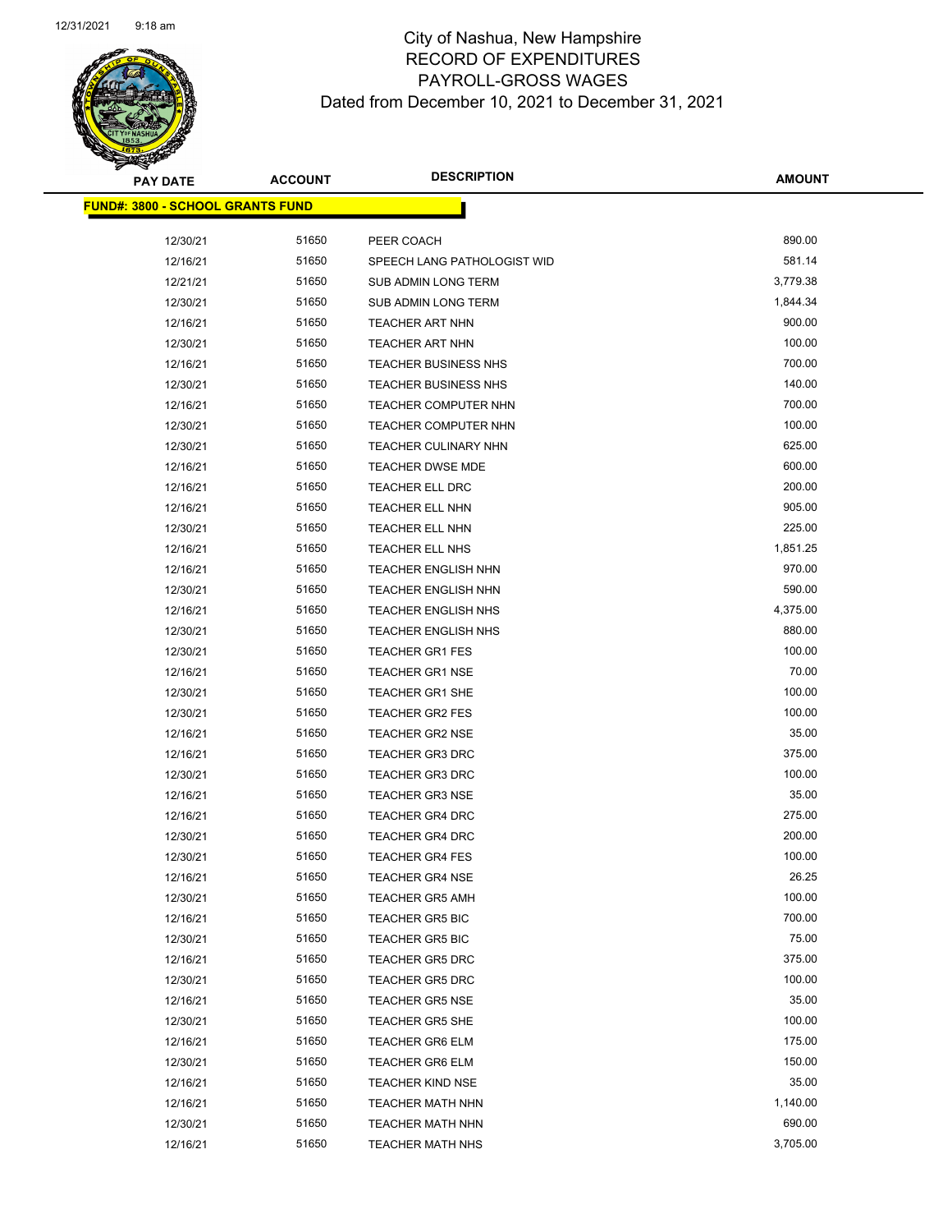City of Nashua, New Hampshire
RECORD OF EXPENDITURES
PAYROLL-GROSS WAGES
Dated from December 10, 2021 to December 31, 2021

| PAY DATE | ACCOUNT | DESCRIPTION | AMOUNT |
|---|---|---|---|
| **FUND#: 3800 - SCHOOL GRANTS FUND** | | | |
| 12/30/21 | 51650 | PEER COACH | 890.00 |
| 12/16/21 | 51650 | SPEECH LANG PATHOLOGIST WID | 581.14 |
| 12/21/21 | 51650 | SUB ADMIN LONG TERM | 3,779.38 |
| 12/30/21 | 51650 | SUB ADMIN LONG TERM | 1,844.34 |
| 12/16/21 | 51650 | TEACHER ART NHN | 900.00 |
| 12/30/21 | 51650 | TEACHER ART NHN | 100.00 |
| 12/16/21 | 51650 | TEACHER BUSINESS NHS | 700.00 |
| 12/30/21 | 51650 | TEACHER BUSINESS NHS | 140.00 |
| 12/16/21 | 51650 | TEACHER COMPUTER NHN | 700.00 |
| 12/30/21 | 51650 | TEACHER COMPUTER NHN | 100.00 |
| 12/30/21 | 51650 | TEACHER CULINARY NHN | 625.00 |
| 12/16/21 | 51650 | TEACHER DWSE MDE | 600.00 |
| 12/16/21 | 51650 | TEACHER ELL DRC | 200.00 |
| 12/16/21 | 51650 | TEACHER ELL NHN | 905.00 |
| 12/30/21 | 51650 | TEACHER ELL NHN | 225.00 |
| 12/16/21 | 51650 | TEACHER ELL NHS | 1,851.25 |
| 12/16/21 | 51650 | TEACHER ENGLISH NHN | 970.00 |
| 12/30/21 | 51650 | TEACHER ENGLISH NHN | 590.00 |
| 12/16/21 | 51650 | TEACHER ENGLISH NHS | 4,375.00 |
| 12/30/21 | 51650 | TEACHER ENGLISH NHS | 880.00 |
| 12/30/21 | 51650 | TEACHER GR1 FES | 100.00 |
| 12/16/21 | 51650 | TEACHER GR1 NSE | 70.00 |
| 12/30/21 | 51650 | TEACHER GR1 SHE | 100.00 |
| 12/30/21 | 51650 | TEACHER GR2 FES | 100.00 |
| 12/16/21 | 51650 | TEACHER GR2 NSE | 35.00 |
| 12/16/21 | 51650 | TEACHER GR3 DRC | 375.00 |
| 12/30/21 | 51650 | TEACHER GR3 DRC | 100.00 |
| 12/16/21 | 51650 | TEACHER GR3 NSE | 35.00 |
| 12/16/21 | 51650 | TEACHER GR4 DRC | 275.00 |
| 12/30/21 | 51650 | TEACHER GR4 DRC | 200.00 |
| 12/30/21 | 51650 | TEACHER GR4 FES | 100.00 |
| 12/16/21 | 51650 | TEACHER GR4 NSE | 26.25 |
| 12/30/21 | 51650 | TEACHER GR5 AMH | 100.00 |
| 12/16/21 | 51650 | TEACHER GR5 BIC | 700.00 |
| 12/30/21 | 51650 | TEACHER GR5 BIC | 75.00 |
| 12/16/21 | 51650 | TEACHER GR5 DRC | 375.00 |
| 12/30/21 | 51650 | TEACHER GR5 DRC | 100.00 |
| 12/16/21 | 51650 | TEACHER GR5 NSE | 35.00 |
| 12/30/21 | 51650 | TEACHER GR5 SHE | 100.00 |
| 12/16/21 | 51650 | TEACHER GR6 ELM | 175.00 |
| 12/30/21 | 51650 | TEACHER GR6 ELM | 150.00 |
| 12/16/21 | 51650 | TEACHER KIND NSE | 35.00 |
| 12/16/21 | 51650 | TEACHER MATH NHN | 1,140.00 |
| 12/30/21 | 51650 | TEACHER MATH NHN | 690.00 |
| 12/16/21 | 51650 | TEACHER MATH NHS | 3,705.00 |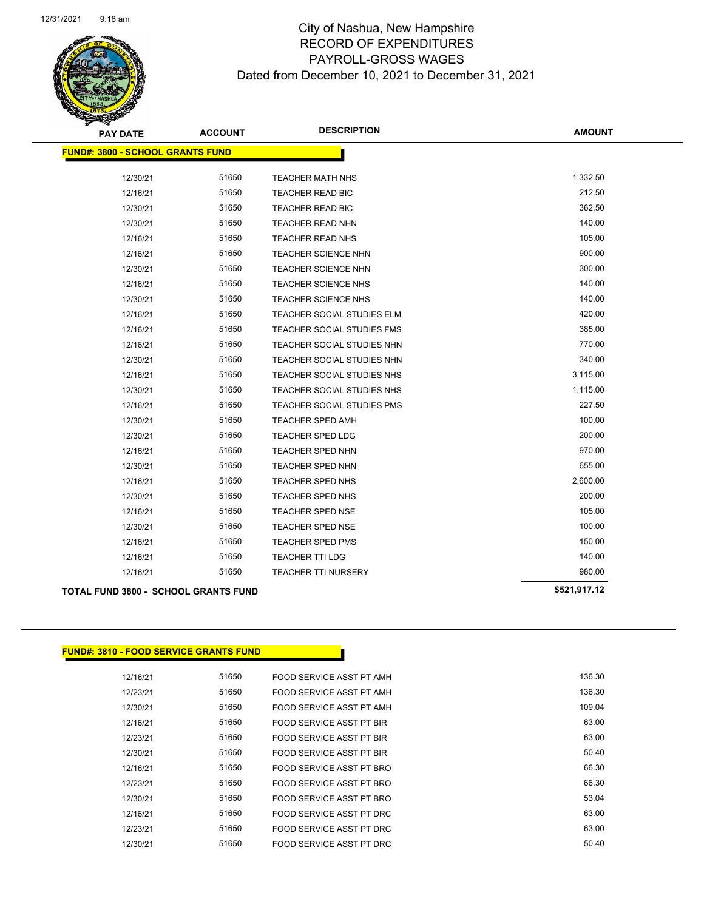# City of Nashua, New Hampshire
## RECORD OF EXPENDITURES
## PAYROLL-GROSS WAGES
## Dated from December 10, 2021 to December 31, 2021

| PAY DATE | ACCOUNT | DESCRIPTION | AMOUNT |
|---|---|---|---|
| **FUND#: 3800 - SCHOOL GRANTS FUND** | | | |
| 12/30/21 | 51650 | TEACHER MATH NHS | 1,332.50 |
| 12/16/21 | 51650 | TEACHER READ BIC | 212.50 |
| 12/30/21 | 51650 | TEACHER READ BIC | 362.50 |
| 12/30/21 | 51650 | TEACHER READ NHN | 140.00 |
| 12/16/21 | 51650 | TEACHER READ NHS | 105.00 |
| 12/16/21 | 51650 | TEACHER SCIENCE NHN | 900.00 |
| 12/30/21 | 51650 | TEACHER SCIENCE NHN | 300.00 |
| 12/16/21 | 51650 | TEACHER SCIENCE NHS | 140.00 |
| 12/30/21 | 51650 | TEACHER SCIENCE NHS | 140.00 |
| 12/16/21 | 51650 | TEACHER SOCIAL STUDIES ELM | 420.00 |
| 12/16/21 | 51650 | TEACHER SOCIAL STUDIES FMS | 385.00 |
| 12/16/21 | 51650 | TEACHER SOCIAL STUDIES NHN | 770.00 |
| 12/30/21 | 51650 | TEACHER SOCIAL STUDIES NHN | 340.00 |
| 12/16/21 | 51650 | TEACHER SOCIAL STUDIES NHS | 3,115.00 |
| 12/30/21 | 51650 | TEACHER SOCIAL STUDIES NHS | 1,115.00 |
| 12/16/21 | 51650 | TEACHER SOCIAL STUDIES PMS | 227.50 |
| 12/30/21 | 51650 | TEACHER SPED AMH | 100.00 |
| 12/30/21 | 51650 | TEACHER SPED LDG | 200.00 |
| 12/16/21 | 51650 | TEACHER SPED NHN | 970.00 |
| 12/30/21 | 51650 | TEACHER SPED NHN | 655.00 |
| 12/16/21 | 51650 | TEACHER SPED NHS | 2,600.00 |
| 12/30/21 | 51650 | TEACHER SPED NHS | 200.00 |
| 12/16/21 | 51650 | TEACHER SPED NSE | 105.00 |
| 12/30/21 | 51650 | TEACHER SPED NSE | 100.00 |
| 12/16/21 | 51650 | TEACHER SPED PMS | 150.00 |
| 12/16/21 | 51650 | TEACHER TTI LDG | 140.00 |
| 12/16/21 | 51650 | TEACHER TTI NURSERY | 980.00 |
| **TOTAL FUND 3800 - SCHOOL GRANTS FUND** | | | **$521,917.12** |

| PAY DATE | ACCOUNT | DESCRIPTION | AMOUNT |
|---|---|---|---|
| **FUND#: 3810 - FOOD SERVICE GRANTS FUND** | | | |
| 12/16/21 | 51650 | FOOD SERVICE ASST PT AMH | 136.30 |
| 12/23/21 | 51650 | FOOD SERVICE ASST PT AMH | 136.30 |
| 12/30/21 | 51650 | FOOD SERVICE ASST PT AMH | 109.04 |
| 12/16/21 | 51650 | FOOD SERVICE ASST PT BIR | 63.00 |
| 12/23/21 | 51650 | FOOD SERVICE ASST PT BIR | 63.00 |
| 12/30/21 | 51650 | FOOD SERVICE ASST PT BIR | 50.40 |
| 12/16/21 | 51650 | FOOD SERVICE ASST PT BRO | 66.30 |
| 12/23/21 | 51650 | FOOD SERVICE ASST PT BRO | 66.30 |
| 12/30/21 | 51650 | FOOD SERVICE ASST PT BRO | 53.04 |
| 12/16/21 | 51650 | FOOD SERVICE ASST PT DRC | 63.00 |
| 12/23/21 | 51650 | FOOD SERVICE ASST PT DRC | 63.00 |
| 12/30/21 | 51650 | FOOD SERVICE ASST PT DRC | 50.40 |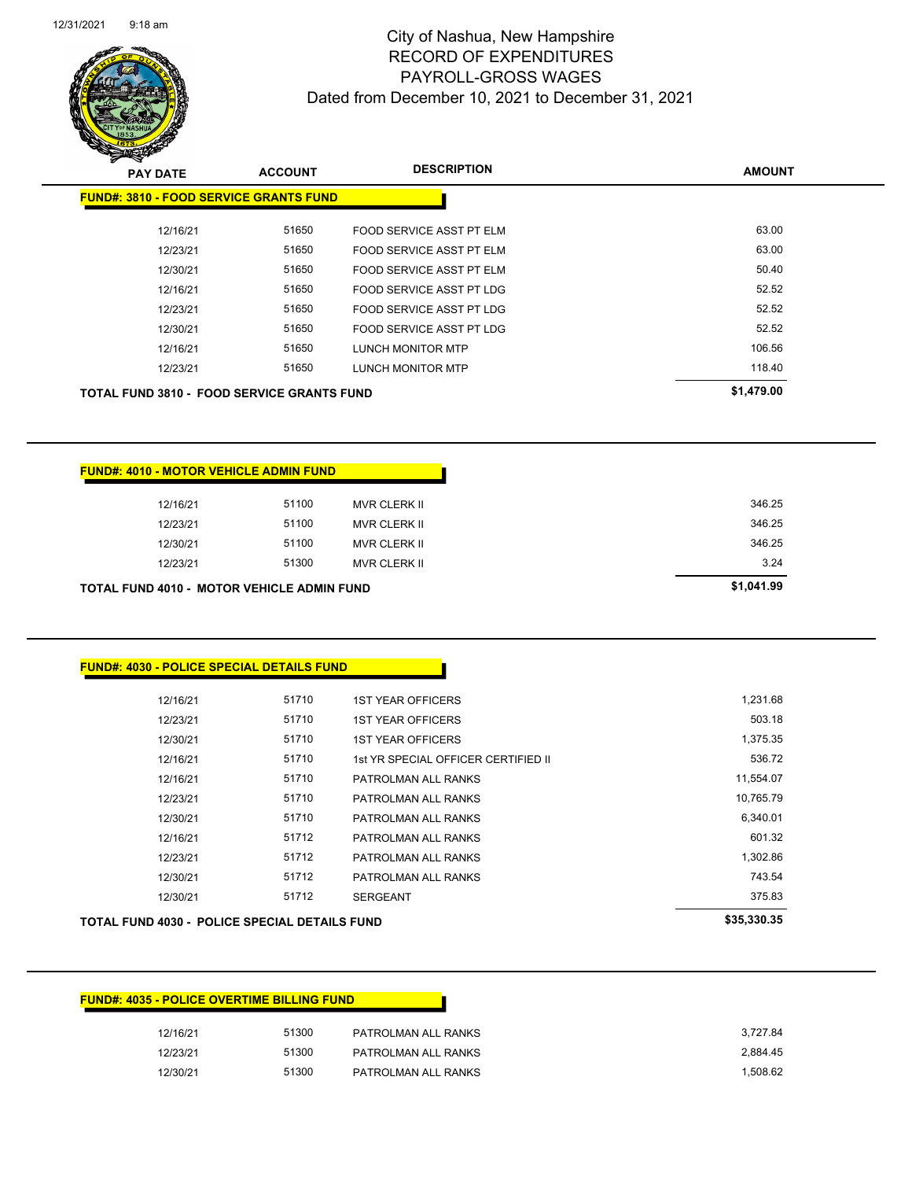# City of Nashua, New Hampshire
## RECORD OF EXPENDITURES
## PAYROLL-GROSS WAGES
### Dated from December 10, 2021 to December 31, 2021

**FUND#: 3810 - FOOD SERVICE GRANTS FUND**

| PAY DATE | ACCOUNT | DESCRIPTION | AMOUNT |
|---|---|---|---|
| 12/16/21 | 51650 | FOOD SERVICE ASST PT ELM | 63.00 |
| 12/23/21 | 51650 | FOOD SERVICE ASST PT ELM | 63.00 |
| 12/30/21 | 51650 | FOOD SERVICE ASST PT ELM | 50.40 |
| 12/16/21 | 51650 | FOOD SERVICE ASST PT LDG | 52.52 |
| 12/23/21 | 51650 | FOOD SERVICE ASST PT LDG | 52.52 |
| 12/30/21 | 51650 | FOOD SERVICE ASST PT LDG | 52.52 |
| 12/16/21 | 51650 | LUNCH MONITOR MTP | 106.56 |
| 12/23/21 | 51650 | LUNCH MONITOR MTP | 118.40 |
| **TOTAL FUND 3810 - FOOD SERVICE GRANTS FUND** | | | **$1,479.00** |

**FUND#: 4010 - MOTOR VEHICLE ADMIN FUND**

| PAY DATE | ACCOUNT | DESCRIPTION | AMOUNT |
|---|---|---|---|
| 12/16/21 | 51100 | MVR CLERK II | 346.25 |
| 12/23/21 | 51100 | MVR CLERK II | 346.25 |
| 12/30/21 | 51100 | MVR CLERK II | 346.25 |
| 12/23/21 | 51300 | MVR CLERK II | 3.24 |
| **TOTAL FUND 4010 - MOTOR VEHICLE ADMIN FUND** | | | **$1,041.99** |

**FUND#: 4030 - POLICE SPECIAL DETAILS FUND**

| PAY DATE | ACCOUNT | DESCRIPTION | AMOUNT |
|---|---|---|---|
| 12/16/21 | 51710 | 1ST YEAR OFFICERS | 1,231.68 |
| 12/23/21 | 51710 | 1ST YEAR OFFICERS | 503.18 |
| 12/30/21 | 51710 | 1ST YEAR OFFICERS | 1,375.35 |
| 12/16/21 | 51710 | 1st YR SPECIAL OFFICER CERTIFIED II | 536.72 |
| 12/16/21 | 51710 | PATROLMAN ALL RANKS | 11,554.07 |
| 12/23/21 | 51710 | PATROLMAN ALL RANKS | 10,765.79 |
| 12/30/21 | 51710 | PATROLMAN ALL RANKS | 6,340.01 |
| 12/16/21 | 51712 | PATROLMAN ALL RANKS | 601.32 |
| 12/23/21 | 51712 | PATROLMAN ALL RANKS | 1,302.86 |
| 12/30/21 | 51712 | PATROLMAN ALL RANKS | 743.54 |
| 12/30/21 | 51712 | SERGEANT | 375.83 |
| **TOTAL FUND 4030 - POLICE SPECIAL DETAILS FUND** | | | **$35,330.35** |

**FUND#: 4035 - POLICE OVERTIME BILLING FUND**

| PAY DATE | ACCOUNT | DESCRIPTION | AMOUNT |
|---|---|---|---|
| 12/16/21 | 51300 | PATROLMAN ALL RANKS | 3,727.84 |
| 12/23/21 | 51300 | PATROLMAN ALL RANKS | 2,884.45 |
| 12/30/21 | 51300 | PATROLMAN ALL RANKS | 1,508.62 |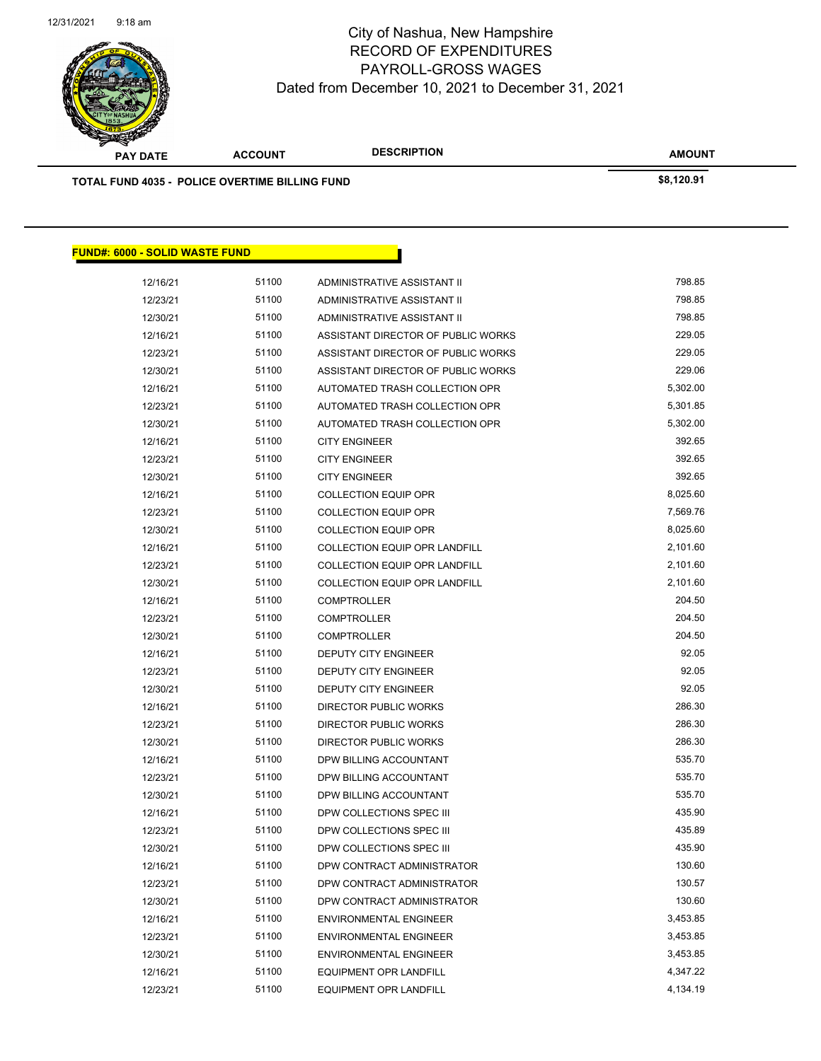# City of Nashua, New Hampshire
## RECORD OF EXPENDITURES
## PAYROLL-GROSS WAGES
### Dated from December 10, 2021 to December 31, 2021

| PAY DATE | ACCOUNT | DESCRIPTION | AMOUNT |
|---|---|---|---|
| **TOTAL FUND 4035 - POLICE OVERTIME BILLING FUND** | | | **$8,120.91** |

**FUND#: 6000 - SOLID WASTE FUND**

| PAY DATE | ACCOUNT | DESCRIPTION | AMOUNT |
|---|---|---|---|
| 12/16/21 | 51100 | ADMINISTRATIVE ASSISTANT II | 798.85 |
| 12/23/21 | 51100 | ADMINISTRATIVE ASSISTANT II | 798.85 |
| 12/30/21 | 51100 | ADMINISTRATIVE ASSISTANT II | 798.85 |
| 12/16/21 | 51100 | ASSISTANT DIRECTOR OF PUBLIC WORKS | 229.05 |
| 12/23/21 | 51100 | ASSISTANT DIRECTOR OF PUBLIC WORKS | 229.05 |
| 12/30/21 | 51100 | ASSISTANT DIRECTOR OF PUBLIC WORKS | 229.06 |
| 12/16/21 | 51100 | AUTOMATED TRASH COLLECTION OPR | 5,302.00 |
| 12/23/21 | 51100 | AUTOMATED TRASH COLLECTION OPR | 5,301.85 |
| 12/30/21 | 51100 | AUTOMATED TRASH COLLECTION OPR | 5,302.00 |
| 12/16/21 | 51100 | CITY ENGINEER | 392.65 |
| 12/23/21 | 51100 | CITY ENGINEER | 392.65 |
| 12/30/21 | 51100 | CITY ENGINEER | 392.65 |
| 12/16/21 | 51100 | COLLECTION EQUIP OPR | 8,025.60 |
| 12/23/21 | 51100 | COLLECTION EQUIP OPR | 7,569.76 |
| 12/30/21 | 51100 | COLLECTION EQUIP OPR | 8,025.60 |
| 12/16/21 | 51100 | COLLECTION EQUIP OPR LANDFILL | 2,101.60 |
| 12/23/21 | 51100 | COLLECTION EQUIP OPR LANDFILL | 2,101.60 |
| 12/30/21 | 51100 | COLLECTION EQUIP OPR LANDFILL | 2,101.60 |
| 12/16/21 | 51100 | COMPTROLLER | 204.50 |
| 12/23/21 | 51100 | COMPTROLLER | 204.50 |
| 12/30/21 | 51100 | COMPTROLLER | 204.50 |
| 12/16/21 | 51100 | DEPUTY CITY ENGINEER | 92.05 |
| 12/23/21 | 51100 | DEPUTY CITY ENGINEER | 92.05 |
| 12/30/21 | 51100 | DEPUTY CITY ENGINEER | 92.05 |
| 12/16/21 | 51100 | DIRECTOR PUBLIC WORKS | 286.30 |
| 12/23/21 | 51100 | DIRECTOR PUBLIC WORKS | 286.30 |
| 12/30/21 | 51100 | DIRECTOR PUBLIC WORKS | 286.30 |
| 12/16/21 | 51100 | DPW BILLING ACCOUNTANT | 535.70 |
| 12/23/21 | 51100 | DPW BILLING ACCOUNTANT | 535.70 |
| 12/30/21 | 51100 | DPW BILLING ACCOUNTANT | 535.70 |
| 12/16/21 | 51100 | DPW COLLECTIONS SPEC III | 435.90 |
| 12/23/21 | 51100 | DPW COLLECTIONS SPEC III | 435.89 |
| 12/30/21 | 51100 | DPW COLLECTIONS SPEC III | 435.90 |
| 12/16/21 | 51100 | DPW CONTRACT ADMINISTRATOR | 130.60 |
| 12/23/21 | 51100 | DPW CONTRACT ADMINISTRATOR | 130.57 |
| 12/30/21 | 51100 | DPW CONTRACT ADMINISTRATOR | 130.60 |
| 12/16/21 | 51100 | ENVIRONMENTAL ENGINEER | 3,453.85 |
| 12/23/21 | 51100 | ENVIRONMENTAL ENGINEER | 3,453.85 |
| 12/30/21 | 51100 | ENVIRONMENTAL ENGINEER | 3,453.85 |
| 12/16/21 | 51100 | EQUIPMENT OPR LANDFILL | 4,347.22 |
| 12/23/21 | 51100 | EQUIPMENT OPR LANDFILL | 4,134.19 |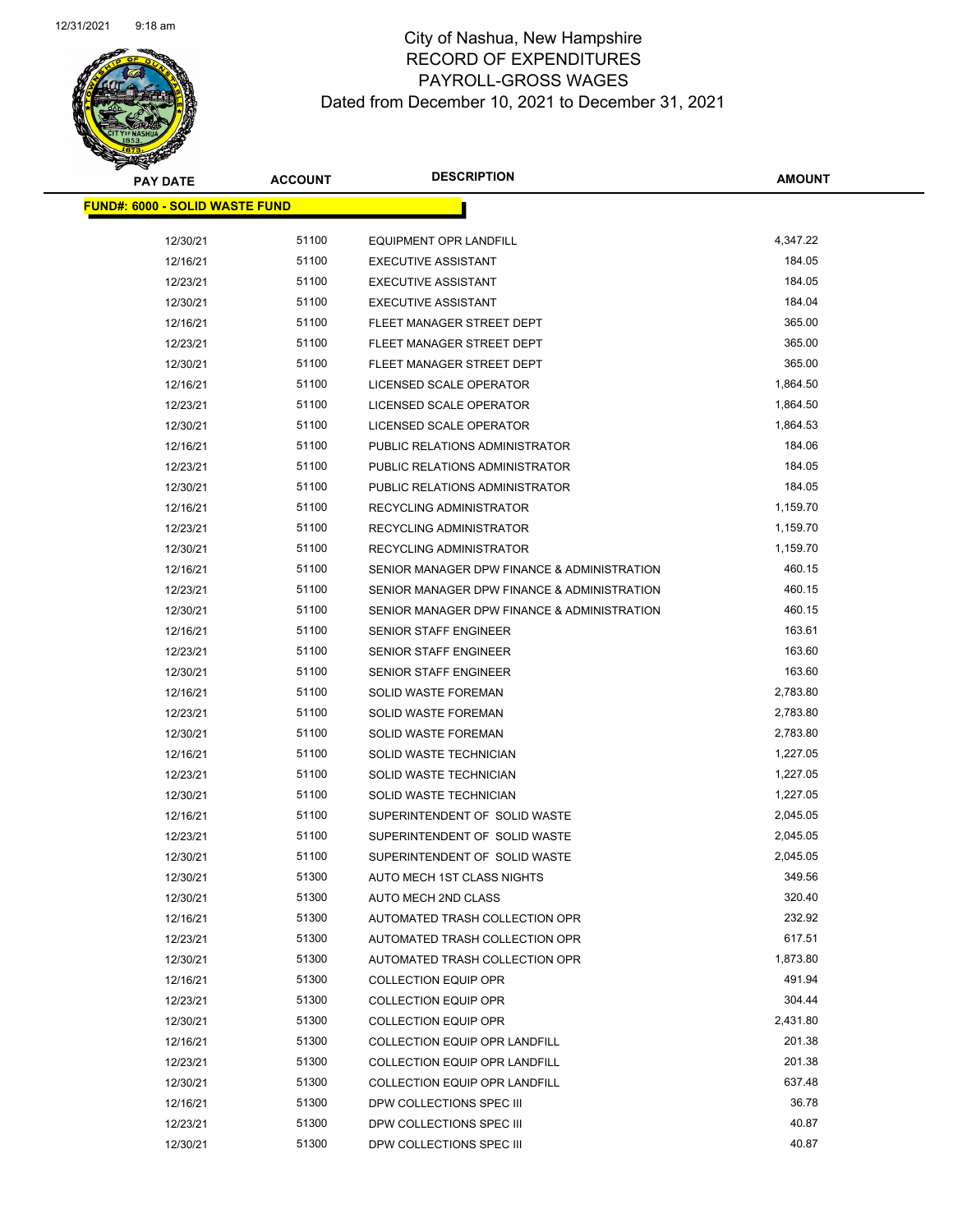# City of Nashua, New Hampshire
## RECORD OF EXPENDITURES
## PAYROLL-GROSS WAGES
### Dated from December 10, 2021 to December 31, 2021

| PAY DATE | ACCOUNT | DESCRIPTION | AMOUNT |
|---|---|---|---|
| **FUND#: 6000 - SOLID WASTE FUND** | | | |
| 12/30/21 | 51100 | EQUIPMENT OPR LANDFILL | 4,347.22 |
| 12/16/21 | 51100 | EXECUTIVE ASSISTANT | 184.05 |
| 12/23/21 | 51100 | EXECUTIVE ASSISTANT | 184.05 |
| 12/30/21 | 51100 | EXECUTIVE ASSISTANT | 184.04 |
| 12/16/21 | 51100 | FLEET MANAGER STREET DEPT | 365.00 |
| 12/23/21 | 51100 | FLEET MANAGER STREET DEPT | 365.00 |
| 12/30/21 | 51100 | FLEET MANAGER STREET DEPT | 365.00 |
| 12/16/21 | 51100 | LICENSED SCALE OPERATOR | 1,864.50 |
| 12/23/21 | 51100 | LICENSED SCALE OPERATOR | 1,864.50 |
| 12/30/21 | 51100 | LICENSED SCALE OPERATOR | 1,864.53 |
| 12/16/21 | 51100 | PUBLIC RELATIONS ADMINISTRATOR | 184.06 |
| 12/23/21 | 51100 | PUBLIC RELATIONS ADMINISTRATOR | 184.05 |
| 12/30/21 | 51100 | PUBLIC RELATIONS ADMINISTRATOR | 184.05 |
| 12/16/21 | 51100 | RECYCLING ADMINISTRATOR | 1,159.70 |
| 12/23/21 | 51100 | RECYCLING ADMINISTRATOR | 1,159.70 |
| 12/30/21 | 51100 | RECYCLING ADMINISTRATOR | 1,159.70 |
| 12/16/21 | 51100 | SENIOR MANAGER DPW FINANCE & ADMINISTRATION | 460.15 |
| 12/23/21 | 51100 | SENIOR MANAGER DPW FINANCE & ADMINISTRATION | 460.15 |
| 12/30/21 | 51100 | SENIOR MANAGER DPW FINANCE & ADMINISTRATION | 460.15 |
| 12/16/21 | 51100 | SENIOR STAFF ENGINEER | 163.61 |
| 12/23/21 | 51100 | SENIOR STAFF ENGINEER | 163.60 |
| 12/30/21 | 51100 | SENIOR STAFF ENGINEER | 163.60 |
| 12/16/21 | 51100 | SOLID WASTE FOREMAN | 2,783.80 |
| 12/23/21 | 51100 | SOLID WASTE FOREMAN | 2,783.80 |
| 12/30/21 | 51100 | SOLID WASTE FOREMAN | 2,783.80 |
| 12/16/21 | 51100 | SOLID WASTE TECHNICIAN | 1,227.05 |
| 12/23/21 | 51100 | SOLID WASTE TECHNICIAN | 1,227.05 |
| 12/30/21 | 51100 | SOLID WASTE TECHNICIAN | 1,227.05 |
| 12/16/21 | 51100 | SUPERINTENDENT OF SOLID WASTE | 2,045.05 |
| 12/23/21 | 51100 | SUPERINTENDENT OF SOLID WASTE | 2,045.05 |
| 12/30/21 | 51100 | SUPERINTENDENT OF SOLID WASTE | 2,045.05 |
| 12/30/21 | 51300 | AUTO MECH 1ST CLASS NIGHTS | 349.56 |
| 12/30/21 | 51300 | AUTO MECH 2ND CLASS | 320.40 |
| 12/16/21 | 51300 | AUTOMATED TRASH COLLECTION OPR | 232.92 |
| 12/23/21 | 51300 | AUTOMATED TRASH COLLECTION OPR | 617.51 |
| 12/30/21 | 51300 | AUTOMATED TRASH COLLECTION OPR | 1,873.80 |
| 12/16/21 | 51300 | COLLECTION EQUIP OPR | 491.94 |
| 12/23/21 | 51300 | COLLECTION EQUIP OPR | 304.44 |
| 12/30/21 | 51300 | COLLECTION EQUIP OPR | 2,431.80 |
| 12/16/21 | 51300 | COLLECTION EQUIP OPR LANDFILL | 201.38 |
| 12/23/21 | 51300 | COLLECTION EQUIP OPR LANDFILL | 201.38 |
| 12/30/21 | 51300 | COLLECTION EQUIP OPR LANDFILL | 637.48 |
| 12/16/21 | 51300 | DPW COLLECTIONS SPEC III | 36.78 |
| 12/23/21 | 51300 | DPW COLLECTIONS SPEC III | 40.87 |
| 12/30/21 | 51300 | DPW COLLECTIONS SPEC III | 40.87 |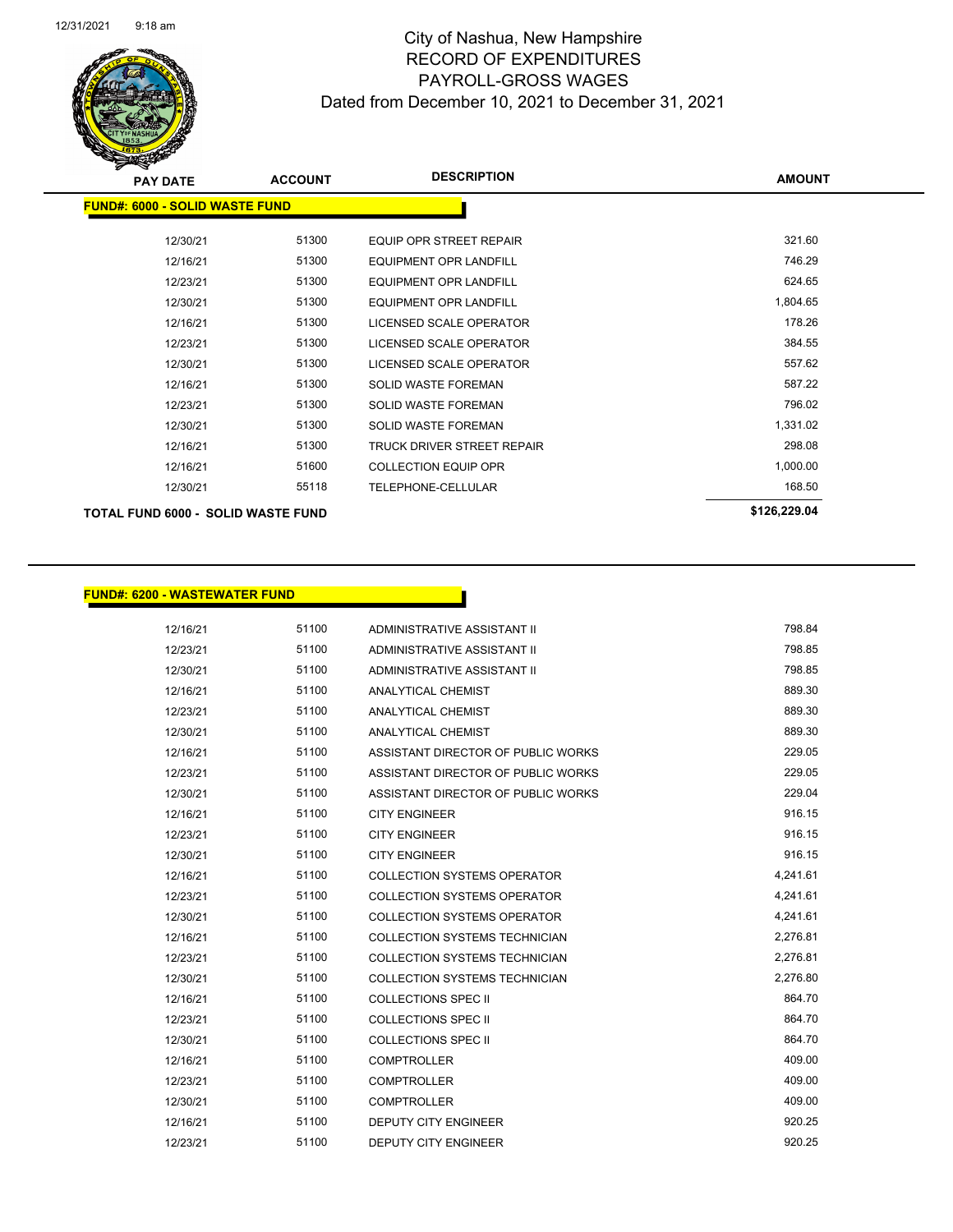# City of Nashua, New Hampshire
## RECORD OF EXPENDITURES
## PAYROLL-GROSS WAGES
## Dated from December 10, 2021 to December 31, 2021

| PAY DATE | ACCOUNT | DESCRIPTION | AMOUNT |
|---|---|---|---|
| **FUND#: 6000 - SOLID WASTE FUND** | | | |
| 12/30/21 | 51300 | EQUIP OPR STREET REPAIR | 321.60 |
| 12/16/21 | 51300 | EQUIPMENT OPR LANDFILL | 746.29 |
| 12/23/21 | 51300 | EQUIPMENT OPR LANDFILL | 624.65 |
| 12/30/21 | 51300 | EQUIPMENT OPR LANDFILL | 1,804.65 |
| 12/16/21 | 51300 | LICENSED SCALE OPERATOR | 178.26 |
| 12/23/21 | 51300 | LICENSED SCALE OPERATOR | 384.55 |
| 12/30/21 | 51300 | LICENSED SCALE OPERATOR | 557.62 |
| 12/16/21 | 51300 | SOLID WASTE FOREMAN | 587.22 |
| 12/23/21 | 51300 | SOLID WASTE FOREMAN | 796.02 |
| 12/30/21 | 51300 | SOLID WASTE FOREMAN | 1,331.02 |
| 12/16/21 | 51300 | TRUCK DRIVER STREET REPAIR | 298.08 |
| 12/16/21 | 51600 | COLLECTION EQUIP OPR | 1,000.00 |
| 12/30/21 | 55118 | TELEPHONE-CELLULAR | 168.50 |
| **TOTAL FUND 6000 - SOLID WASTE FUND** | | | **$126,229.04** |

| PAY DATE | ACCOUNT | DESCRIPTION | AMOUNT |
|---|---|---|---|
| **FUND#: 6200 - WASTEWATER FUND** | | | |
| 12/16/21 | 51100 | ADMINISTRATIVE ASSISTANT II | 798.84 |
| 12/23/21 | 51100 | ADMINISTRATIVE ASSISTANT II | 798.85 |
| 12/30/21 | 51100 | ADMINISTRATIVE ASSISTANT II | 798.85 |
| 12/16/21 | 51100 | ANALYTICAL CHEMIST | 889.30 |
| 12/23/21 | 51100 | ANALYTICAL CHEMIST | 889.30 |
| 12/30/21 | 51100 | ANALYTICAL CHEMIST | 889.30 |
| 12/16/21 | 51100 | ASSISTANT DIRECTOR OF PUBLIC WORKS | 229.05 |
| 12/23/21 | 51100 | ASSISTANT DIRECTOR OF PUBLIC WORKS | 229.05 |
| 12/30/21 | 51100 | ASSISTANT DIRECTOR OF PUBLIC WORKS | 229.04 |
| 12/16/21 | 51100 | CITY ENGINEER | 916.15 |
| 12/23/21 | 51100 | CITY ENGINEER | 916.15 |
| 12/30/21 | 51100 | CITY ENGINEER | 916.15 |
| 12/16/21 | 51100 | COLLECTION SYSTEMS OPERATOR | 4,241.61 |
| 12/23/21 | 51100 | COLLECTION SYSTEMS OPERATOR | 4,241.61 |
| 12/30/21 | 51100 | COLLECTION SYSTEMS OPERATOR | 4,241.61 |
| 12/16/21 | 51100 | COLLECTION SYSTEMS TECHNICIAN | 2,276.81 |
| 12/23/21 | 51100 | COLLECTION SYSTEMS TECHNICIAN | 2,276.81 |
| 12/30/21 | 51100 | COLLECTION SYSTEMS TECHNICIAN | 2,276.80 |
| 12/16/21 | 51100 | COLLECTIONS SPEC II | 864.70 |
| 12/23/21 | 51100 | COLLECTIONS SPEC II | 864.70 |
| 12/30/21 | 51100 | COLLECTIONS SPEC II | 864.70 |
| 12/16/21 | 51100 | COMPTROLLER | 409.00 |
| 12/23/21 | 51100 | COMPTROLLER | 409.00 |
| 12/30/21 | 51100 | COMPTROLLER | 409.00 |
| 12/16/21 | 51100 | DEPUTY CITY ENGINEER | 920.25 |
| 12/23/21 | 51100 | DEPUTY CITY ENGINEER | 920.25 |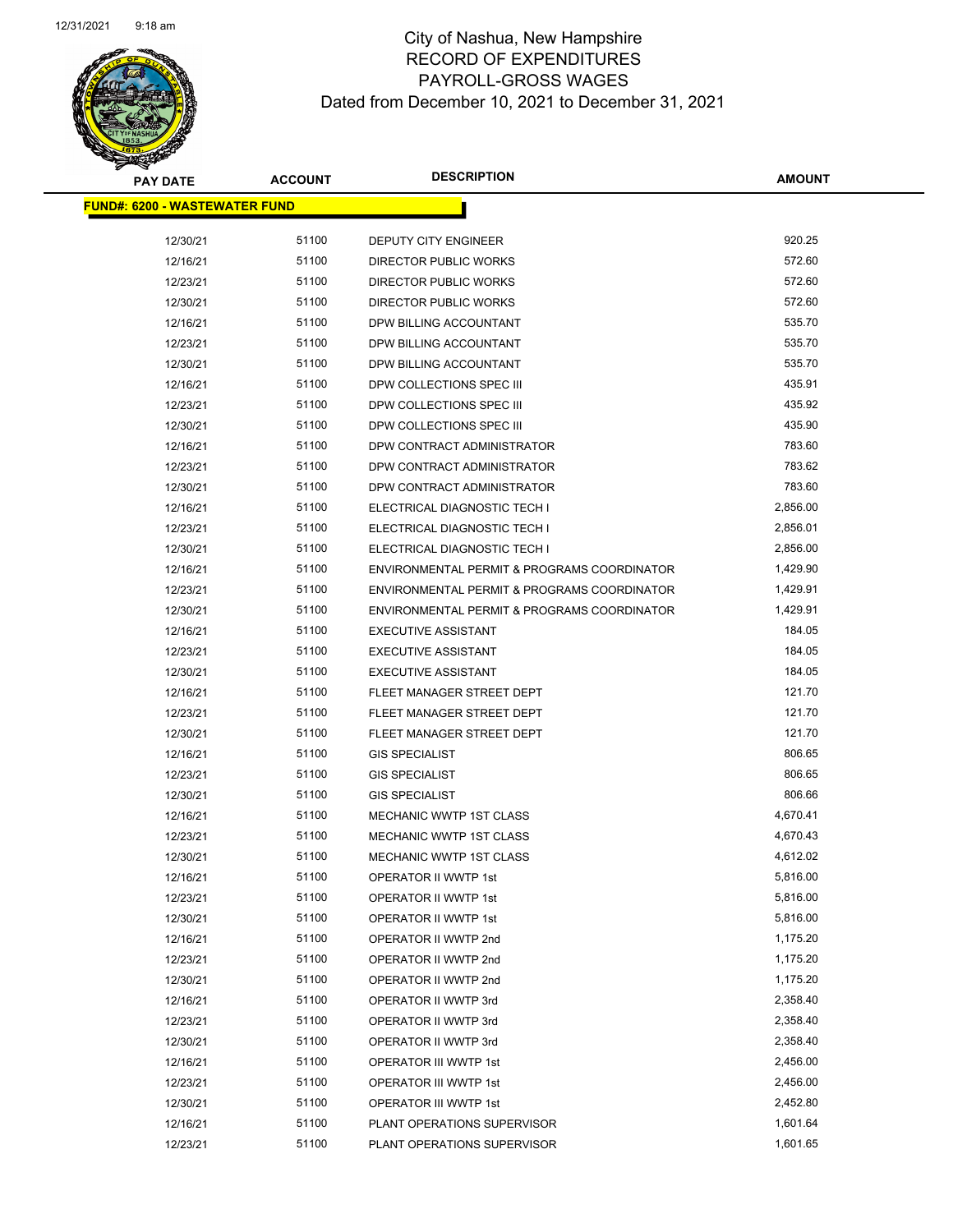# City of Nashua, New Hampshire
## RECORD OF EXPENDITURES
## PAYROLL-GROSS WAGES
### Dated from December 10, 2021 to December 31, 2021

| PAY DATE | ACCOUNT | DESCRIPTION | AMOUNT |
|---|---|---|---|
| **FUND#: 6200 - WASTEWATER FUND** | | | |
| 12/30/21 | 51100 | DEPUTY CITY ENGINEER | 920.25 |
| 12/16/21 | 51100 | DIRECTOR PUBLIC WORKS | 572.60 |
| 12/23/21 | 51100 | DIRECTOR PUBLIC WORKS | 572.60 |
| 12/30/21 | 51100 | DIRECTOR PUBLIC WORKS | 572.60 |
| 12/16/21 | 51100 | DPW BILLING ACCOUNTANT | 535.70 |
| 12/23/21 | 51100 | DPW BILLING ACCOUNTANT | 535.70 |
| 12/30/21 | 51100 | DPW BILLING ACCOUNTANT | 535.70 |
| 12/16/21 | 51100 | DPW COLLECTIONS SPEC III | 435.91 |
| 12/23/21 | 51100 | DPW COLLECTIONS SPEC III | 435.92 |
| 12/30/21 | 51100 | DPW COLLECTIONS SPEC III | 435.90 |
| 12/16/21 | 51100 | DPW CONTRACT ADMINISTRATOR | 783.60 |
| 12/23/21 | 51100 | DPW CONTRACT ADMINISTRATOR | 783.62 |
| 12/30/21 | 51100 | DPW CONTRACT ADMINISTRATOR | 783.60 |
| 12/16/21 | 51100 | ELECTRICAL DIAGNOSTIC TECH I | 2,856.00 |
| 12/23/21 | 51100 | ELECTRICAL DIAGNOSTIC TECH I | 2,856.01 |
| 12/30/21 | 51100 | ELECTRICAL DIAGNOSTIC TECH I | 2,856.00 |
| 12/16/21 | 51100 | ENVIRONMENTAL PERMIT & PROGRAMS COORDINATOR | 1,429.90 |
| 12/23/21 | 51100 | ENVIRONMENTAL PERMIT & PROGRAMS COORDINATOR | 1,429.91 |
| 12/30/21 | 51100 | ENVIRONMENTAL PERMIT & PROGRAMS COORDINATOR | 1,429.91 |
| 12/16/21 | 51100 | EXECUTIVE ASSISTANT | 184.05 |
| 12/23/21 | 51100 | EXECUTIVE ASSISTANT | 184.05 |
| 12/30/21 | 51100 | EXECUTIVE ASSISTANT | 184.05 |
| 12/16/21 | 51100 | FLEET MANAGER STREET DEPT | 121.70 |
| 12/23/21 | 51100 | FLEET MANAGER STREET DEPT | 121.70 |
| 12/30/21 | 51100 | FLEET MANAGER STREET DEPT | 121.70 |
| 12/16/21 | 51100 | GIS SPECIALIST | 806.65 |
| 12/23/21 | 51100 | GIS SPECIALIST | 806.65 |
| 12/30/21 | 51100 | GIS SPECIALIST | 806.66 |
| 12/16/21 | 51100 | MECHANIC WWTP 1ST CLASS | 4,670.41 |
| 12/23/21 | 51100 | MECHANIC WWTP 1ST CLASS | 4,670.43 |
| 12/30/21 | 51100 | MECHANIC WWTP 1ST CLASS | 4,612.02 |
| 12/16/21 | 51100 | OPERATOR II WWTP 1st | 5,816.00 |
| 12/23/21 | 51100 | OPERATOR II WWTP 1st | 5,816.00 |
| 12/30/21 | 51100 | OPERATOR II WWTP 1st | 5,816.00 |
| 12/16/21 | 51100 | OPERATOR II WWTP 2nd | 1,175.20 |
| 12/23/21 | 51100 | OPERATOR II WWTP 2nd | 1,175.20 |
| 12/30/21 | 51100 | OPERATOR II WWTP 2nd | 1,175.20 |
| 12/16/21 | 51100 | OPERATOR II WWTP 3rd | 2,358.40 |
| 12/23/21 | 51100 | OPERATOR II WWTP 3rd | 2,358.40 |
| 12/30/21 | 51100 | OPERATOR II WWTP 3rd | 2,358.40 |
| 12/16/21 | 51100 | OPERATOR III WWTP 1st | 2,456.00 |
| 12/23/21 | 51100 | OPERATOR III WWTP 1st | 2,456.00 |
| 12/30/21 | 51100 | OPERATOR III WWTP 1st | 2,452.80 |
| 12/16/21 | 51100 | PLANT OPERATIONS SUPERVISOR | 1,601.64 |
| 12/23/21 | 51100 | PLANT OPERATIONS SUPERVISOR | 1,601.65 |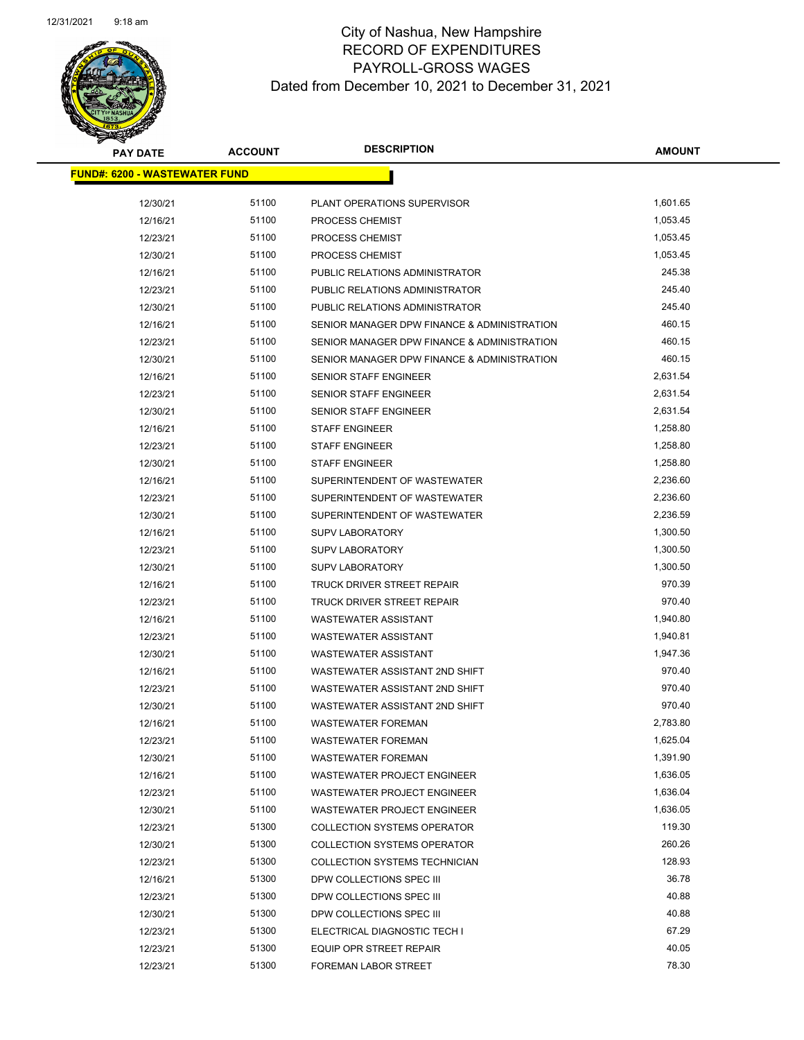# City of Nashua, New Hampshire
## RECORD OF EXPENDITURES
## PAYROLL-GROSS WAGES
## Dated from December 10, 2021 to December 31, 2021

| PAY DATE | ACCOUNT | DESCRIPTION | AMOUNT |
|---|---|---|---|
| **FUND#: 6200 - WASTEWATER FUND** | | | |
| 12/30/21 | 51100 | PLANT OPERATIONS SUPERVISOR | 1,601.65 |
| 12/16/21 | 51100 | PROCESS CHEMIST | 1,053.45 |
| 12/23/21 | 51100 | PROCESS CHEMIST | 1,053.45 |
| 12/30/21 | 51100 | PROCESS CHEMIST | 1,053.45 |
| 12/16/21 | 51100 | PUBLIC RELATIONS ADMINISTRATOR | 245.38 |
| 12/23/21 | 51100 | PUBLIC RELATIONS ADMINISTRATOR | 245.40 |
| 12/30/21 | 51100 | PUBLIC RELATIONS ADMINISTRATOR | 245.40 |
| 12/16/21 | 51100 | SENIOR MANAGER DPW FINANCE & ADMINISTRATION | 460.15 |
| 12/23/21 | 51100 | SENIOR MANAGER DPW FINANCE & ADMINISTRATION | 460.15 |
| 12/30/21 | 51100 | SENIOR MANAGER DPW FINANCE & ADMINISTRATION | 460.15 |
| 12/16/21 | 51100 | SENIOR STAFF ENGINEER | 2,631.54 |
| 12/23/21 | 51100 | SENIOR STAFF ENGINEER | 2,631.54 |
| 12/30/21 | 51100 | SENIOR STAFF ENGINEER | 2,631.54 |
| 12/16/21 | 51100 | STAFF ENGINEER | 1,258.80 |
| 12/23/21 | 51100 | STAFF ENGINEER | 1,258.80 |
| 12/30/21 | 51100 | STAFF ENGINEER | 1,258.80 |
| 12/16/21 | 51100 | SUPERINTENDENT OF WASTEWATER | 2,236.60 |
| 12/23/21 | 51100 | SUPERINTENDENT OF WASTEWATER | 2,236.60 |
| 12/30/21 | 51100 | SUPERINTENDENT OF WASTEWATER | 2,236.59 |
| 12/16/21 | 51100 | SUPV LABORATORY | 1,300.50 |
| 12/23/21 | 51100 | SUPV LABORATORY | 1,300.50 |
| 12/30/21 | 51100 | SUPV LABORATORY | 1,300.50 |
| 12/16/21 | 51100 | TRUCK DRIVER STREET REPAIR | 970.39 |
| 12/23/21 | 51100 | TRUCK DRIVER STREET REPAIR | 970.40 |
| 12/16/21 | 51100 | WASTEWATER ASSISTANT | 1,940.80 |
| 12/23/21 | 51100 | WASTEWATER ASSISTANT | 1,940.81 |
| 12/30/21 | 51100 | WASTEWATER ASSISTANT | 1,947.36 |
| 12/16/21 | 51100 | WASTEWATER ASSISTANT 2ND SHIFT | 970.40 |
| 12/23/21 | 51100 | WASTEWATER ASSISTANT 2ND SHIFT | 970.40 |
| 12/30/21 | 51100 | WASTEWATER ASSISTANT 2ND SHIFT | 970.40 |
| 12/16/21 | 51100 | WASTEWATER FOREMAN | 2,783.80 |
| 12/23/21 | 51100 | WASTEWATER FOREMAN | 1,625.04 |
| 12/30/21 | 51100 | WASTEWATER FOREMAN | 1,391.90 |
| 12/16/21 | 51100 | WASTEWATER PROJECT ENGINEER | 1,636.05 |
| 12/23/21 | 51100 | WASTEWATER PROJECT ENGINEER | 1,636.04 |
| 12/30/21 | 51100 | WASTEWATER PROJECT ENGINEER | 1,636.05 |
| 12/23/21 | 51300 | COLLECTION SYSTEMS OPERATOR | 119.30 |
| 12/30/21 | 51300 | COLLECTION SYSTEMS OPERATOR | 260.26 |
| 12/23/21 | 51300 | COLLECTION SYSTEMS TECHNICIAN | 128.93 |
| 12/16/21 | 51300 | DPW COLLECTIONS SPEC III | 36.78 |
| 12/23/21 | 51300 | DPW COLLECTIONS SPEC III | 40.88 |
| 12/30/21 | 51300 | DPW COLLECTIONS SPEC III | 40.88 |
| 12/23/21 | 51300 | ELECTRICAL DIAGNOSTIC TECH I | 67.29 |
| 12/23/21 | 51300 | EQUIP OPR STREET REPAIR | 40.05 |
| 12/23/21 | 51300 | FOREMAN LABOR STREET | 78.30 |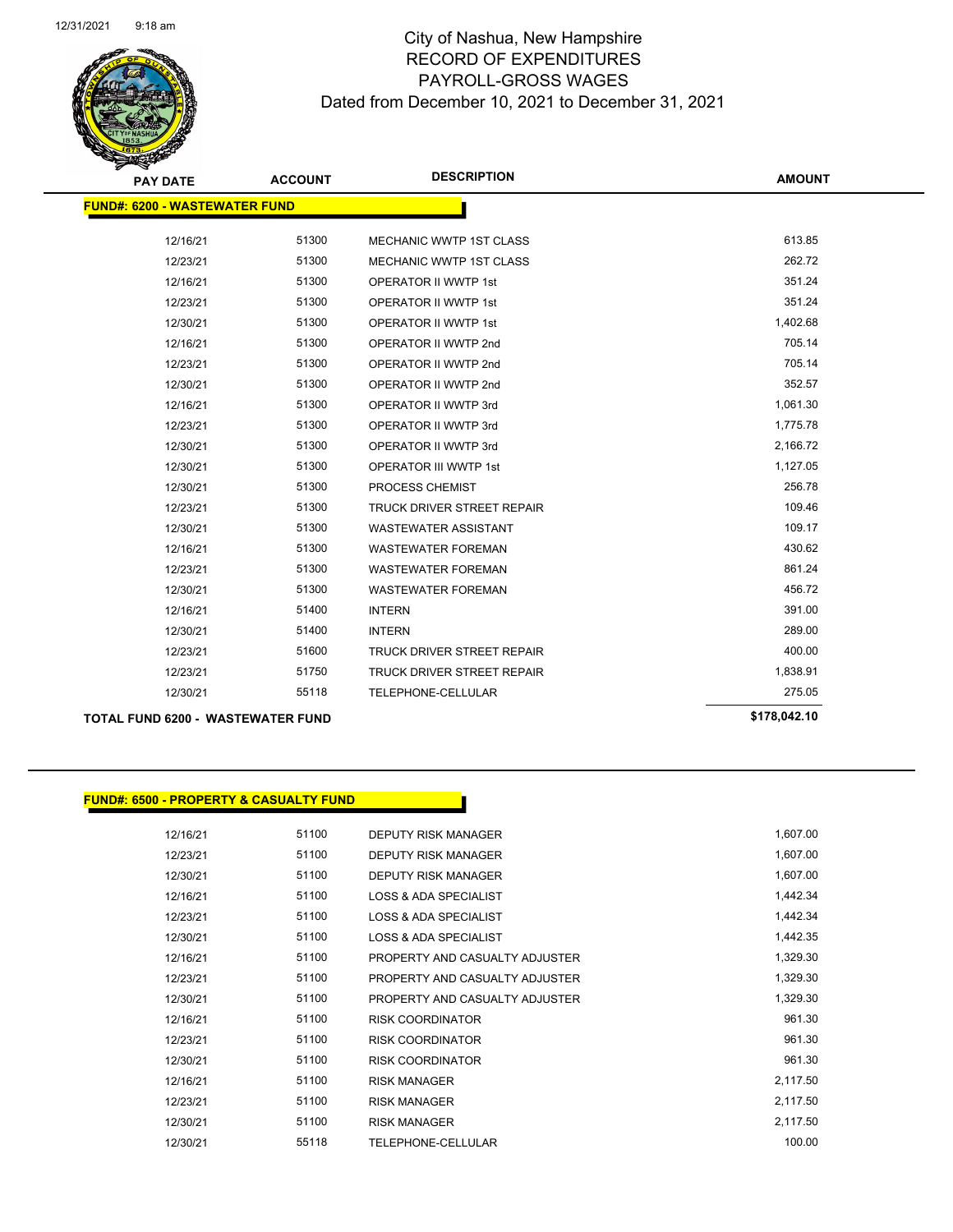# City of Nashua, New Hampshire
## RECORD OF EXPENDITURES
## PAYROLL-GROSS WAGES
### Dated from December 10, 2021 to December 31, 2021

| PAY DATE | ACCOUNT | DESCRIPTION | AMOUNT |
|---|---|---|---|
| **FUND#: 6200 - WASTEWATER FUND** | | | |
| 12/16/21 | 51300 | MECHANIC WWTP 1ST CLASS | 613.85 |
| 12/23/21 | 51300 | MECHANIC WWTP 1ST CLASS | 262.72 |
| 12/16/21 | 51300 | OPERATOR II WWTP 1st | 351.24 |
| 12/23/21 | 51300 | OPERATOR II WWTP 1st | 351.24 |
| 12/30/21 | 51300 | OPERATOR II WWTP 1st | 1,402.68 |
| 12/16/21 | 51300 | OPERATOR II WWTP 2nd | 705.14 |
| 12/23/21 | 51300 | OPERATOR II WWTP 2nd | 705.14 |
| 12/30/21 | 51300 | OPERATOR II WWTP 2nd | 352.57 |
| 12/16/21 | 51300 | OPERATOR II WWTP 3rd | 1,061.30 |
| 12/23/21 | 51300 | OPERATOR II WWTP 3rd | 1,775.78 |
| 12/30/21 | 51300 | OPERATOR II WWTP 3rd | 2,166.72 |
| 12/30/21 | 51300 | OPERATOR III WWTP 1st | 1,127.05 |
| 12/30/21 | 51300 | PROCESS CHEMIST | 256.78 |
| 12/23/21 | 51300 | TRUCK DRIVER STREET REPAIR | 109.46 |
| 12/30/21 | 51300 | WASTEWATER ASSISTANT | 109.17 |
| 12/16/21 | 51300 | WASTEWATER FOREMAN | 430.62 |
| 12/23/21 | 51300 | WASTEWATER FOREMAN | 861.24 |
| 12/30/21 | 51300 | WASTEWATER FOREMAN | 456.72 |
| 12/16/21 | 51400 | INTERN | 391.00 |
| 12/30/21 | 51400 | INTERN | 289.00 |
| 12/23/21 | 51600 | TRUCK DRIVER STREET REPAIR | 400.00 |
| 12/23/21 | 51750 | TRUCK DRIVER STREET REPAIR | 1,838.91 |
| 12/30/21 | 55118 | TELEPHONE-CELLULAR | 275.05 |
| **TOTAL FUND 6200 - WASTEWATER FUND** | | | **$178,042.10** |

| PAY DATE | ACCOUNT | DESCRIPTION | AMOUNT |
|---|---|---|---|
| **FUND#: 6500 - PROPERTY & CASUALTY FUND** | | | |
| 12/16/21 | 51100 | DEPUTY RISK MANAGER | 1,607.00 |
| 12/23/21 | 51100 | DEPUTY RISK MANAGER | 1,607.00 |
| 12/30/21 | 51100 | DEPUTY RISK MANAGER | 1,607.00 |
| 12/16/21 | 51100 | LOSS & ADA SPECIALIST | 1,442.34 |
| 12/23/21 | 51100 | LOSS & ADA SPECIALIST | 1,442.34 |
| 12/30/21 | 51100 | LOSS & ADA SPECIALIST | 1,442.35 |
| 12/16/21 | 51100 | PROPERTY AND CASUALTY ADJUSTER | 1,329.30 |
| 12/23/21 | 51100 | PROPERTY AND CASUALTY ADJUSTER | 1,329.30 |
| 12/30/21 | 51100 | PROPERTY AND CASUALTY ADJUSTER | 1,329.30 |
| 12/16/21 | 51100 | RISK COORDINATOR | 961.30 |
| 12/23/21 | 51100 | RISK COORDINATOR | 961.30 |
| 12/30/21 | 51100 | RISK COORDINATOR | 961.30 |
| 12/16/21 | 51100 | RISK MANAGER | 2,117.50 |
| 12/23/21 | 51100 | RISK MANAGER | 2,117.50 |
| 12/30/21 | 51100 | RISK MANAGER | 2,117.50 |
| 12/30/21 | 55118 | TELEPHONE-CELLULAR | 100.00 |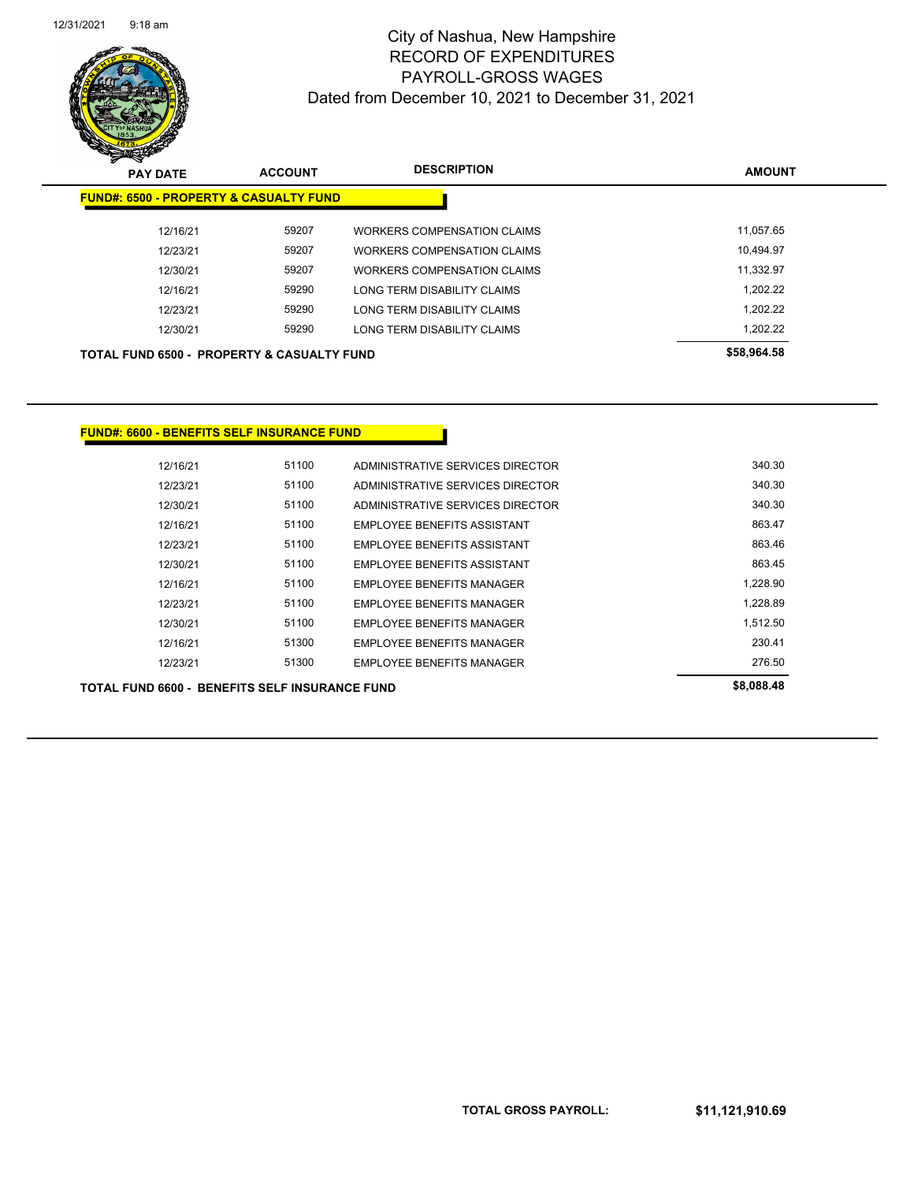# City of Nashua, New Hampshire
## RECORD OF EXPENDITURES
## PAYROLL-GROSS WAGES
### Dated from December 10, 2021 to December 31, 2021

| PAY DATE | ACCOUNT | DESCRIPTION | AMOUNT |
|---|---|---|---|
| **FUND#: 6500 - PROPERTY & CASUALTY FUND** | | | |
| 12/16/21 | 59207 | WORKERS COMPENSATION CLAIMS | 11,057.65 |
| 12/23/21 | 59207 | WORKERS COMPENSATION CLAIMS | 10,494.97 |
| 12/30/21 | 59207 | WORKERS COMPENSATION CLAIMS | 11,332.97 |
| 12/16/21 | 59290 | LONG TERM DISABILITY CLAIMS | 1,202.22 |
| 12/23/21 | 59290 | LONG TERM DISABILITY CLAIMS | 1,202.22 |
| 12/30/21 | 59290 | LONG TERM DISABILITY CLAIMS | 1,202.22 |
| **TOTAL FUND 6500 - PROPERTY & CASUALTY FUND** | | | **$58,964.58** |

| PAY DATE | ACCOUNT | DESCRIPTION | AMOUNT |
|---|---|---|---|
| **FUND#: 6600 - BENEFITS SELF INSURANCE FUND** | | | |
| 12/16/21 | 51100 | ADMINISTRATIVE SERVICES DIRECTOR | 340.30 |
| 12/23/21 | 51100 | ADMINISTRATIVE SERVICES DIRECTOR | 340.30 |
| 12/30/21 | 51100 | ADMINISTRATIVE SERVICES DIRECTOR | 340.30 |
| 12/16/21 | 51100 | EMPLOYEE BENEFITS ASSISTANT | 863.47 |
| 12/23/21 | 51100 | EMPLOYEE BENEFITS ASSISTANT | 863.46 |
| 12/30/21 | 51100 | EMPLOYEE BENEFITS ASSISTANT | 863.45 |
| 12/16/21 | 51100 | EMPLOYEE BENEFITS MANAGER | 1,228.90 |
| 12/23/21 | 51100 | EMPLOYEE BENEFITS MANAGER | 1,228.89 |
| 12/30/21 | 51100 | EMPLOYEE BENEFITS MANAGER | 1,512.50 |
| 12/16/21 | 51300 | EMPLOYEE BENEFITS MANAGER | 230.41 |
| 12/23/21 | 51300 | EMPLOYEE BENEFITS MANAGER | 276.50 |
| **TOTAL FUND 6600 - BENEFITS SELF INSURANCE FUND** | | | **$8,088.48** |

**TOTAL GROSS PAYROLL: $11,121,910.69**